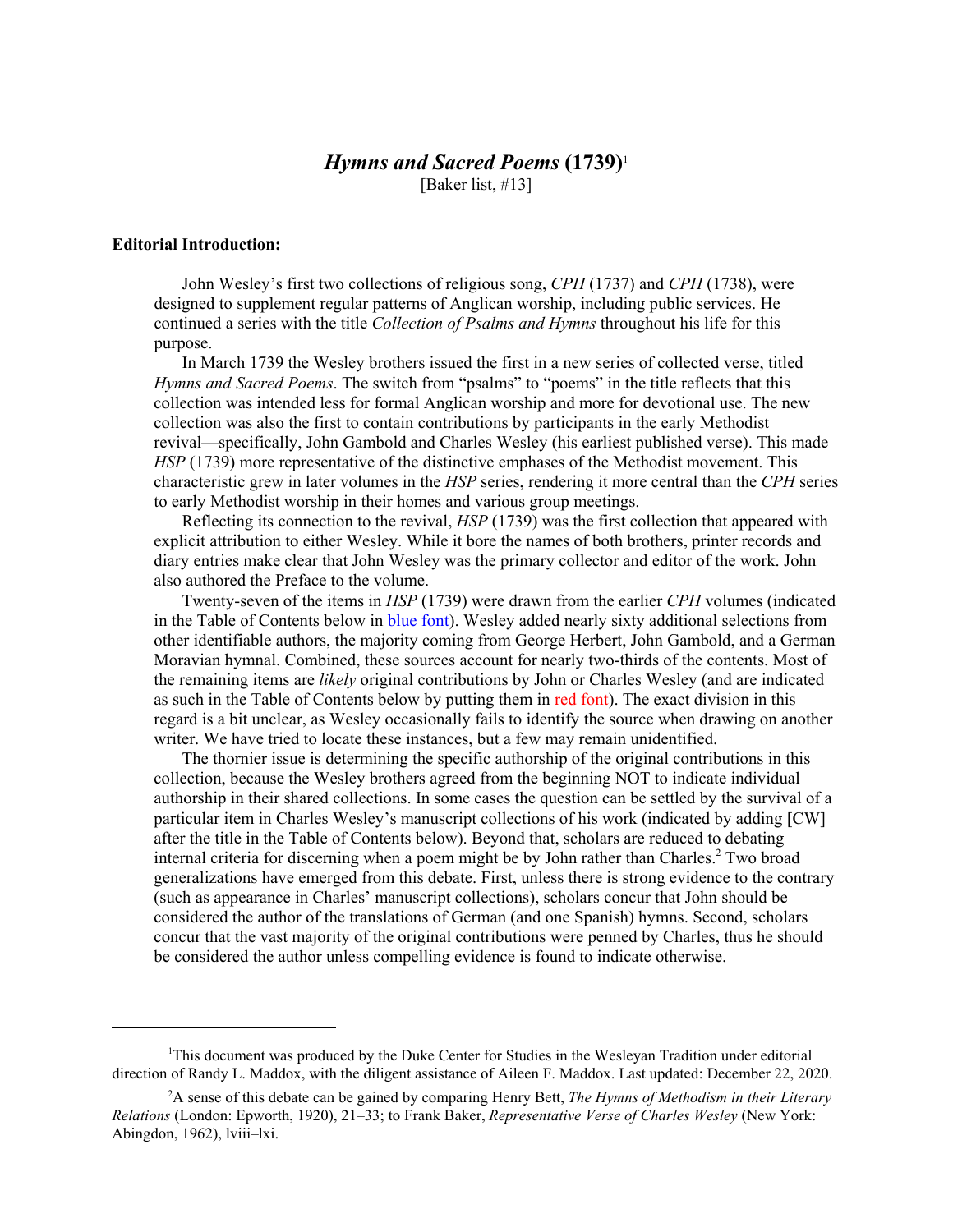# *Hymns and Sacred Poems* (1739)[1]

[Baker list, #13]

**Editorial Introduction:**

John Wesley's first two collections of religious song, *CPH* (1737) and *CPH* (1738), were designed to supplement regular patterns of Anglican worship, including public services. He continued a series with the title *Collection of Psalms and Hymns* throughout his life for this purpose.

In March 1739 the Wesley brothers issued the first in a new series of collected verse, titled *Hymns and Sacred Poems*. The switch from "psalms" to "poems" in the title reflects that this collection was intended less for formal Anglican worship and more for devotional use. The new collection was also the first to contain contributions by participants in the early Methodist revival—specifically, John Gambold and Charles Wesley (his earliest published verse). This made *HSP* (1739) more representative of the distinctive emphases of the Methodist movement. This characteristic grew in later volumes in the *HSP* series, rendering it more central than the *CPH* series to early Methodist worship in their homes and various group meetings.

Reflecting its connection to the revival, *HSP* (1739) was the first collection that appeared with explicit attribution to either Wesley. While it bore the names of both brothers, printer records and diary entries make clear that John Wesley was the primary collector and editor of the work. John also authored the Preface to the volume.

Twenty-seven of the items in *HSP* (1739) were drawn from the earlier *CPH* volumes (indicated in the Table of Contents below in blue font). Wesley added nearly sixty additional selections from other identifiable authors, the majority coming from George Herbert, John Gambold, and a German Moravian hymnal. Combined, these sources account for nearly two-thirds of the contents. Most of the remaining items are *likely* original contributions by John or Charles Wesley (and are indicated as such in the Table of Contents below by putting them in red font). The exact division in this regard is a bit unclear, as Wesley occasionally fails to identify the source when drawing on another writer. We have tried to locate these instances, but a few may remain unidentified.

The thornier issue is determining the specific authorship of the original contributions in this collection, because the Wesley brothers agreed from the beginning NOT to indicate individual authorship in their shared collections. In some cases the question can be settled by the survival of a particular item in Charles Wesley's manuscript collections of his work (indicated by adding [CW] after the title in the Table of Contents below). Beyond that, scholars are reduced to debating internal criteria for discerning when a poem might be by John rather than Charles.[2] Two broad generalizations have emerged from this debate. First, unless there is strong evidence to the contrary (such as appearance in Charles' manuscript collections), scholars concur that John should be considered the author of the translations of German (and one Spanish) hymns. Second, scholars concur that the vast majority of the original contributions were penned by Charles, thus he should be considered the author unless compelling evidence is found to indicate otherwise.

---

[1] This document was produced by the Duke Center for Studies in the Wesleyan Tradition under editorial direction of Randy L. Maddox, with the diligent assistance of Aileen F. Maddox. Last updated: December 22, 2020.

[2] A sense of this debate can be gained by comparing Henry Bett, *The Hymns of Methodism in their Literary Relations* (London: Epworth, 1920), 21–33; to Frank Baker, *Representative Verse of Charles Wesley* (New York: Abingdon, 1962), lviii–lxi.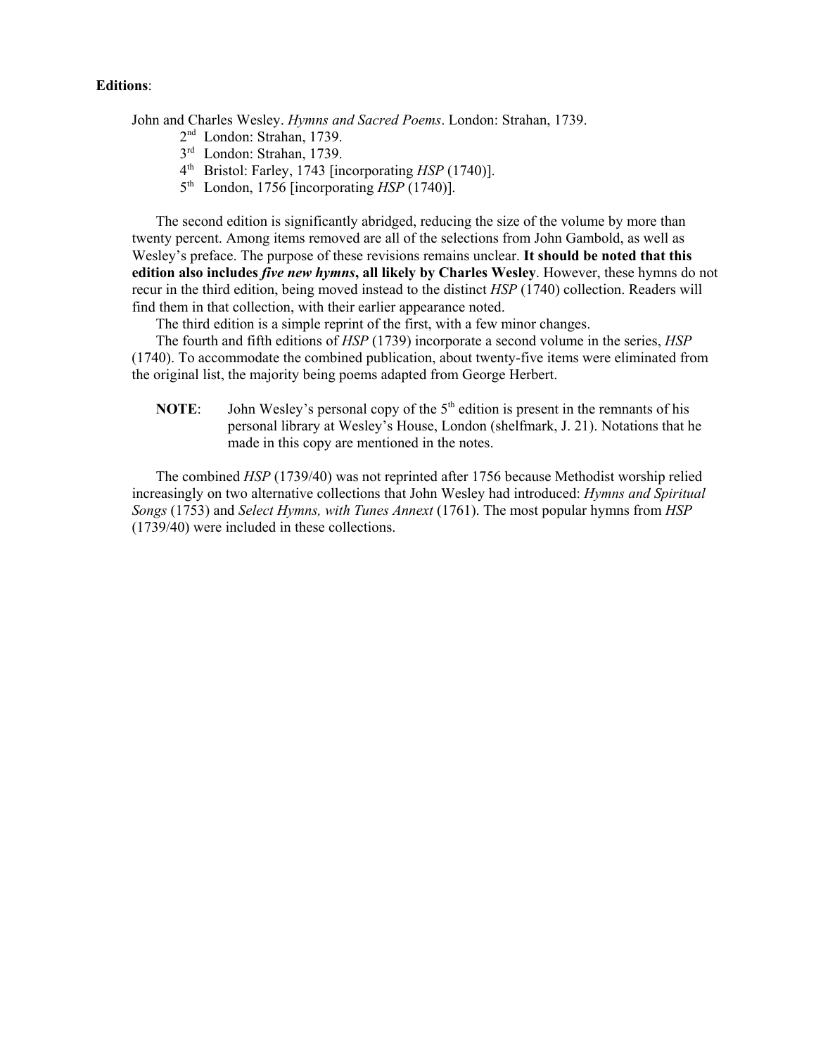**Editions**:

John and Charles Wesley. *Hymns and Sacred Poems*. London: Strahan, 1739.

- 2nd London: Strahan, 1739.
- 3rd London: Strahan, 1739.
- 4th Bristol: Farley, 1743 [incorporating *HSP* (1740)].
- 5th London, 1756 [incorporating *HSP* (1740)].

The second edition is significantly abridged, reducing the size of the volume by more than twenty percent. Among items removed are all of the selections from John Gambold, as well as Wesley's preface. The purpose of these revisions remains unclear. **It should be noted that this edition also includes *five new hymns*, all likely by Charles Wesley**. However, these hymns do not recur in the third edition, being moved instead to the distinct *HSP* (1740) collection. Readers will find them in that collection, with their earlier appearance noted.

The third edition is a simple reprint of the first, with a few minor changes.

The fourth and fifth editions of *HSP* (1739) incorporate a second volume in the series, *HSP* (1740). To accommodate the combined publication, about twenty-five items were eliminated from the original list, the majority being poems adapted from George Herbert.

**NOTE**: John Wesley's personal copy of the 5th edition is present in the remnants of his personal library at Wesley's House, London (shelfmark, J. 21). Notations that he made in this copy are mentioned in the notes.

The combined *HSP* (1739/40) was not reprinted after 1756 because Methodist worship relied increasingly on two alternative collections that John Wesley had introduced: *Hymns and Spiritual Songs* (1753) and *Select Hymns, with Tunes Annext* (1761). The most popular hymns from *HSP* (1739/40) were included in these collections.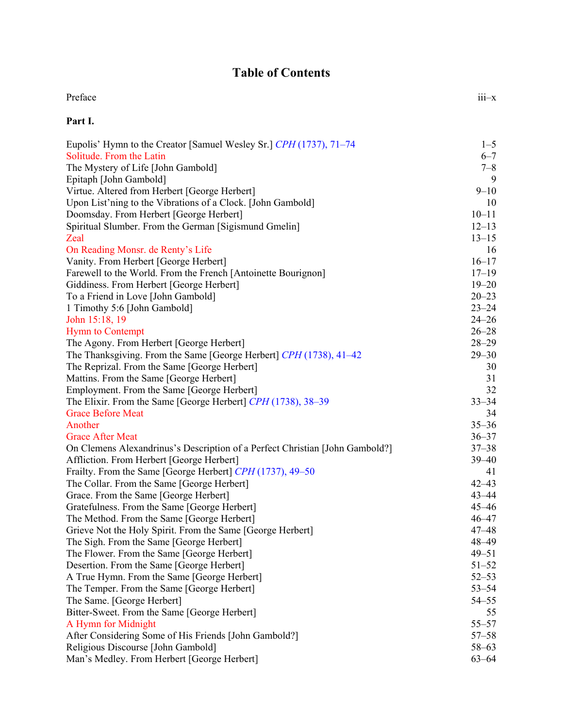# Table of Contents

| | |
|---|---|
| Preface | iii–x |

**Part I.**

| | |
|---|---|
| Eupolis' Hymn to the Creator [Samuel Wesley Sr.] *CPH* (1737), 71–74 | 1–5 |
| Solitude. From the Latin | 6–7 |
| The Mystery of Life [John Gambold] | 7–8 |
| Epitaph [John Gambold] | 9 |
| Virtue. Altered from Herbert [George Herbert] | 9–10 |
| Upon List'ning to the Vibrations of a Clock. [John Gambold] | 10 |
| Doomsday. From Herbert [George Herbert] | 10–11 |
| Spiritual Slumber. From the German [Sigismund Gmelin] | 12–13 |
| Zeal | 13–15 |
| On Reading Monsr. de Renty's Life | 16 |
| Vanity. From Herbert [George Herbert] | 16–17 |
| Farewell to the World. From the French [Antoinette Bourignon] | 17–19 |
| Giddiness. From Herbert [George Herbert] | 19–20 |
| To a Friend in Love [John Gambold] | 20–23 |
| 1 Timothy 5:6 [John Gambold] | 23–24 |
| John 15:18, 19 | 24–26 |
| Hymn to Contempt | 26–28 |
| The Agony. From Herbert [George Herbert] | 28–29 |
| The Thanksgiving. From the Same [George Herbert] *CPH* (1738), 41–42 | 29–30 |
| The Reprizal. From the Same [George Herbert] | 30 |
| Mattins. From the Same [George Herbert] | 31 |
| Employment. From the Same [George Herbert] | 32 |
| The Elixir. From the Same [George Herbert] *CPH* (1738), 38–39 | 33–34 |
| Grace Before Meat | 34 |
| Another | 35–36 |
| Grace After Meat | 36–37 |
| On Clemens Alexandrinus's Description of a Perfect Christian [John Gambold?] | 37–38 |
| Affliction. From Herbert [George Herbert] | 39–40 |
| Frailty. From the Same [George Herbert] *CPH* (1737), 49–50 | 41 |
| The Collar. From the Same [George Herbert] | 42–43 |
| Grace. From the Same [George Herbert] | 43–44 |
| Gratefulness. From the Same [George Herbert] | 45–46 |
| The Method. From the Same [George Herbert] | 46–47 |
| Grieve Not the Holy Spirit. From the Same [George Herbert] | 47–48 |
| The Sigh. From the Same [George Herbert] | 48–49 |
| The Flower. From the Same [George Herbert] | 49–51 |
| Desertion. From the Same [George Herbert] | 51–52 |
| A True Hymn. From the Same [George Herbert] | 52–53 |
| The Temper. From the Same [George Herbert] | 53–54 |
| The Same. [George Herbert] | 54–55 |
| Bitter-Sweet. From the Same [George Herbert] | 55 |
| A Hymn for Midnight | 55–57 |
| After Considering Some of His Friends [John Gambold?] | 57–58 |
| Religious Discourse [John Gambold] | 58–63 |
| Man's Medley. From Herbert [George Herbert] | 63–64 |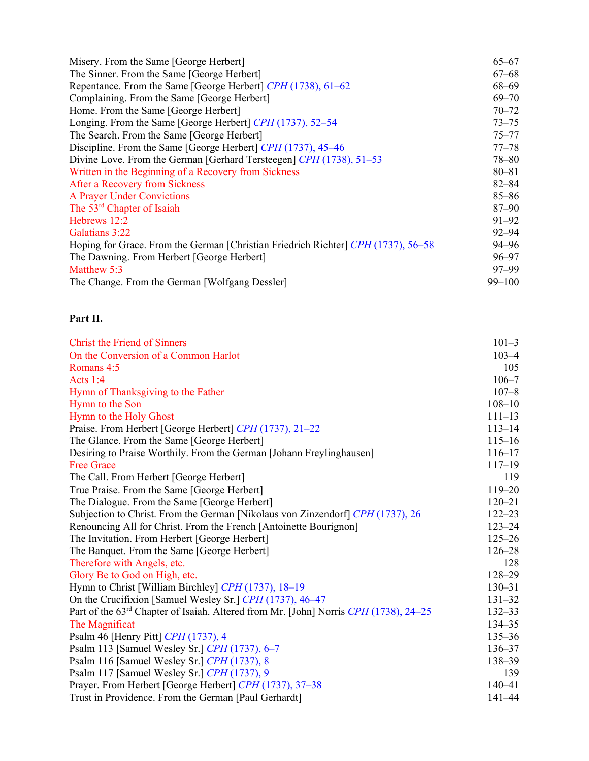| | |
|---|---|
| Misery. From the Same [George Herbert] | 65–67 |
| The Sinner. From the Same [George Herbert] | 67–68 |
| Repentance. From the Same [George Herbert] *CPH* (1738), 61–62 | 68–69 |
| Complaining. From the Same [George Herbert] | 69–70 |
| Home. From the Same [George Herbert] | 70–72 |
| Longing. From the Same [George Herbert] *CPH* (1737), 52–54 | 73–75 |
| The Search. From the Same [George Herbert] | 75–77 |
| Discipline. From the Same [George Herbert] *CPH* (1737), 45–46 | 77–78 |
| Divine Love. From the German [Gerhard Tersteegen] *CPH* (1738), 51–53 | 78–80 |
| Written in the Beginning of a Recovery from Sickness | 80–81 |
| After a Recovery from Sickness | 82–84 |
| A Prayer Under Convictions | 85–86 |
| The 53rd Chapter of Isaiah | 87–90 |
| Hebrews 12:2 | 91–92 |
| Galatians 3:22 | 92–94 |
| Hoping for Grace. From the German [Christian Friedrich Richter] *CPH* (1737), 56–58 | 94–96 |
| The Dawning. From Herbert [George Herbert] | 96–97 |
| Matthew 5:3 | 97–99 |
| The Change. From the German [Wolfgang Dessler] | 99–100 |

**Part II.**

| | |
|---|---|
| Christ the Friend of Sinners | 101–3 |
| On the Conversion of a Common Harlot | 103–4 |
| Romans 4:5 | 105 |
| Acts 1:4 | 106–7 |
| Hymn of Thanksgiving to the Father | 107–8 |
| Hymn to the Son | 108–10 |
| Hymn to the Holy Ghost | 111–13 |
| Praise. From Herbert [George Herbert] *CPH* (1737), 21–22 | 113–14 |
| The Glance. From the Same [George Herbert] | 115–16 |
| Desiring to Praise Worthily. From the German [Johann Freylinghausen] | 116–17 |
| Free Grace | 117–19 |
| The Call. From Herbert [George Herbert] | 119 |
| True Praise. From the Same [George Herbert] | 119–20 |
| The Dialogue. From the Same [George Herbert] | 120–21 |
| Subjection to Christ. From the German [Nikolaus von Zinzendorf] *CPH* (1737), 26 | 122–23 |
| Renouncing All for Christ. From the French [Antoinette Bourignon] | 123–24 |
| The Invitation. From Herbert [George Herbert] | 125–26 |
| The Banquet. From the Same [George Herbert] | 126–28 |
| Therefore with Angels, etc. | 128 |
| Glory Be to God on High, etc. | 128–29 |
| Hymn to Christ [William Birchley] *CPH* (1737), 18–19 | 130–31 |
| On the Crucifixion [Samuel Wesley Sr.] *CPH* (1737), 46–47 | 131–32 |
| Part of the 63rd Chapter of Isaiah. Altered from Mr. [John] Norris *CPH* (1738), 24–25 | 132–33 |
| The Magnificat | 134–35 |
| Psalm 46 [Henry Pitt] *CPH* (1737), 4 | 135–36 |
| Psalm 113 [Samuel Wesley Sr.] *CPH* (1737), 6–7 | 136–37 |
| Psalm 116 [Samuel Wesley Sr.] *CPH* (1737), 8 | 138–39 |
| Psalm 117 [Samuel Wesley Sr.] *CPH* (1737), 9 | 139 |
| Prayer. From Herbert [George Herbert] *CPH* (1737), 37–38 | 140–41 |
| Trust in Providence. From the German [Paul Gerhardt] | 141–44 |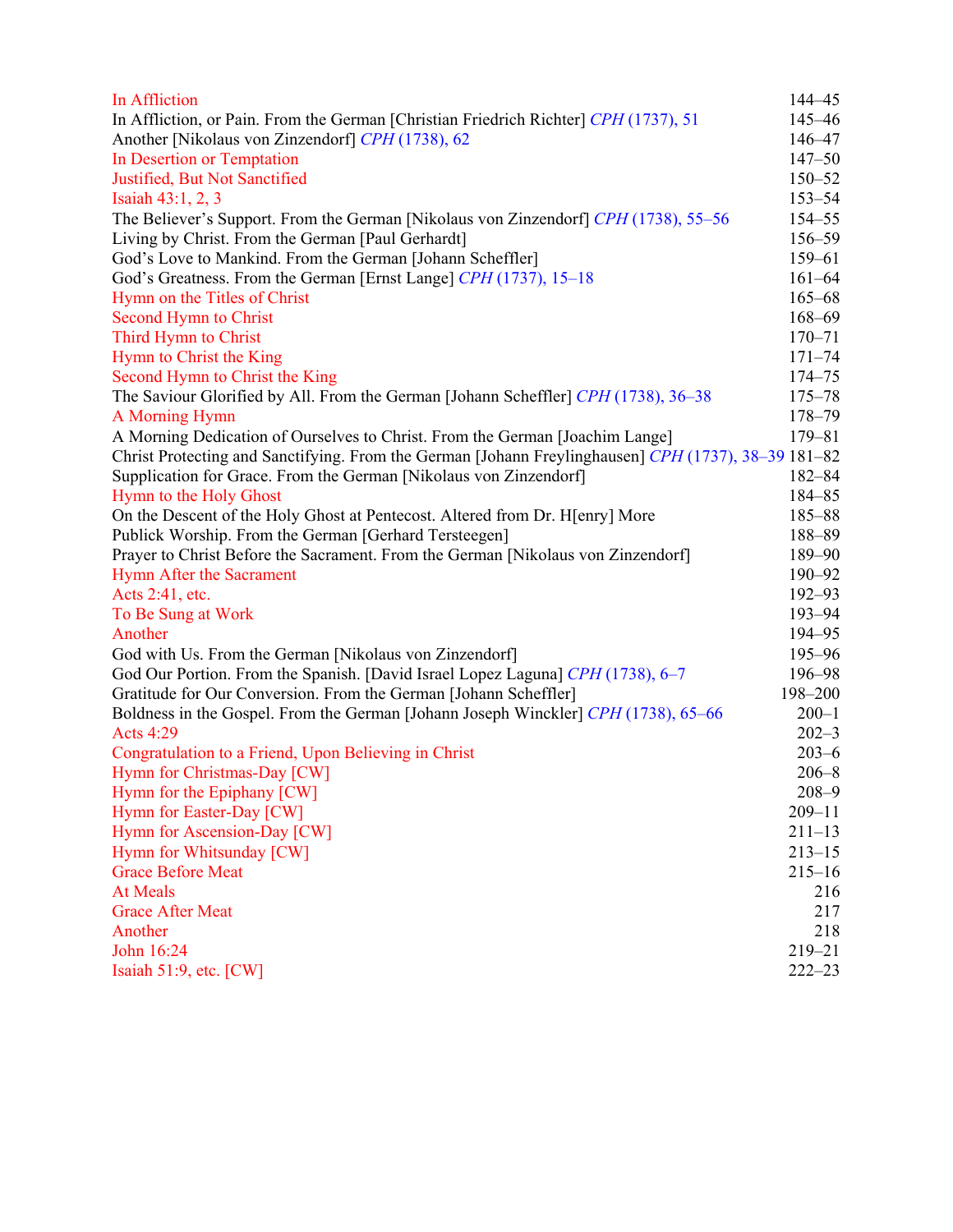| | |
|---|---|
| In Affliction | 144–45 |
| In Affliction, or Pain. From the German [Christian Friedrich Richter] *CPH* (1737), 51 | 145–46 |
| Another [Nikolaus von Zinzendorf] *CPH* (1738), 62 | 146–47 |
| In Desertion or Temptation | 147–50 |
| Justified, But Not Sanctified | 150–52 |
| Isaiah 43:1, 2, 3 | 153–54 |
| The Believer's Support. From the German [Nikolaus von Zinzendorf] *CPH* (1738), 55–56 | 154–55 |
| Living by Christ. From the German [Paul Gerhardt] | 156–59 |
| God's Love to Mankind. From the German [Johann Scheffler] | 159–61 |
| God's Greatness. From the German [Ernst Lange] *CPH* (1737), 15–18 | 161–64 |
| Hymn on the Titles of Christ | 165–68 |
| Second Hymn to Christ | 168–69 |
| Third Hymn to Christ | 170–71 |
| Hymn to Christ the King | 171–74 |
| Second Hymn to Christ the King | 174–75 |
| The Saviour Glorified by All. From the German [Johann Scheffler] *CPH* (1738), 36–38 | 175–78 |
| A Morning Hymn | 178–79 |
| A Morning Dedication of Ourselves to Christ. From the German [Joachim Lange] | 179–81 |
| Christ Protecting and Sanctifying. From the German [Johann Freylinghausen] *CPH* (1737), 38–39 | 181–82 |
| Supplication for Grace. From the German [Nikolaus von Zinzendorf] | 182–84 |
| Hymn to the Holy Ghost | 184–85 |
| On the Descent of the Holy Ghost at Pentecost. Altered from Dr. H[enry] More | 185–88 |
| Publick Worship. From the German [Gerhard Tersteegen] | 188–89 |
| Prayer to Christ Before the Sacrament. From the German [Nikolaus von Zinzendorf] | 189–90 |
| Hymn After the Sacrament | 190–92 |
| Acts 2:41, etc. | 192–93 |
| To Be Sung at Work | 193–94 |
| Another | 194–95 |
| God with Us. From the German [Nikolaus von Zinzendorf] | 195–96 |
| God Our Portion. From the Spanish. [David Israel Lopez Laguna] *CPH* (1738), 6–7 | 196–98 |
| Gratitude for Our Conversion. From the German [Johann Scheffler] | 198–200 |
| Boldness in the Gospel. From the German [Johann Joseph Winckler] *CPH* (1738), 65–66 | 200–1 |
| Acts 4:29 | 202–3 |
| Congratulation to a Friend, Upon Believing in Christ | 203–6 |
| Hymn for Christmas-Day [CW] | 206–8 |
| Hymn for the Epiphany [CW] | 208–9 |
| Hymn for Easter-Day [CW] | 209–11 |
| Hymn for Ascension-Day [CW] | 211–13 |
| Hymn for Whitsunday [CW] | 213–15 |
| Grace Before Meat | 215–16 |
| At Meals | 216 |
| Grace After Meat | 217 |
| Another | 218 |
| John 16:24 | 219–21 |
| Isaiah 51:9, etc. [CW] | 222–23 |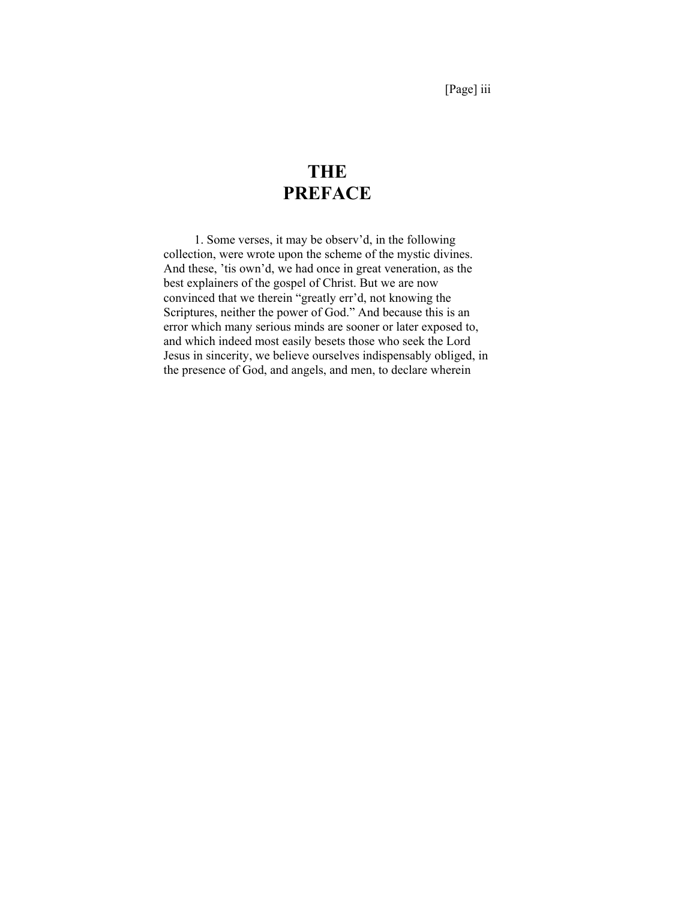# THE PREFACE

1. Some verses, it may be observ'd, in the following collection, were wrote upon the scheme of the mystic divines. And these, 'tis own'd, we had once in great veneration, as the best explainers of the gospel of Christ. But we are now convinced that we therein "greatly err'd, not knowing the Scriptures, neither the power of God." And because this is an error which many serious minds are sooner or later exposed to, and which indeed most easily besets those who seek the Lord Jesus in sincerity, we believe ourselves indispensably obliged, in the presence of God, and angels, and men, to declare wherein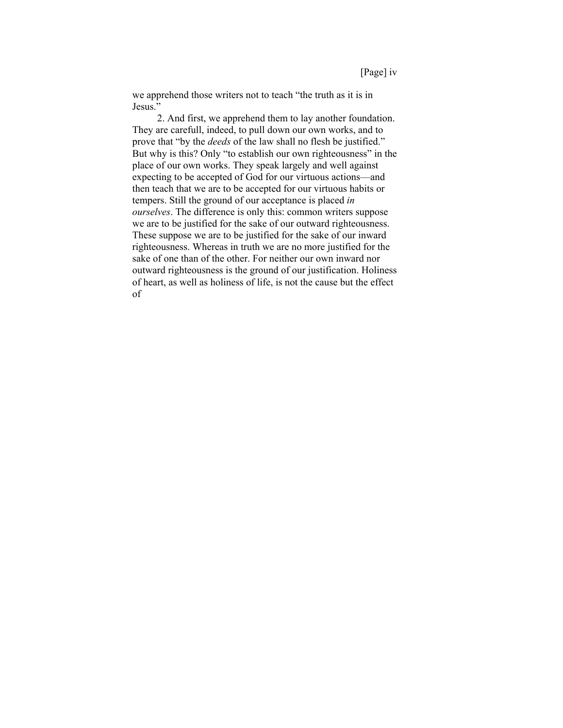we apprehend those writers not to teach "the truth as it is in Jesus."

2. And first, we apprehend them to lay another foundation. They are carefull, indeed, to pull down our own works, and to prove that "by the *deeds* of the law shall no flesh be justified." But why is this? Only "to establish our own righteousness" in the place of our own works. They speak largely and well against expecting to be accepted of God for our virtuous actions—and then teach that we are to be accepted for our virtuous habits or tempers. Still the ground of our acceptance is placed *in ourselves*. The difference is only this: common writers suppose we are to be justified for the sake of our outward righteousness. These suppose we are to be justified for the sake of our inward righteousness. Whereas in truth we are no more justified for the sake of one than of the other. For neither our own inward nor outward righteousness is the ground of our justification. Holiness of heart, as well as holiness of life, is not the cause but the effect of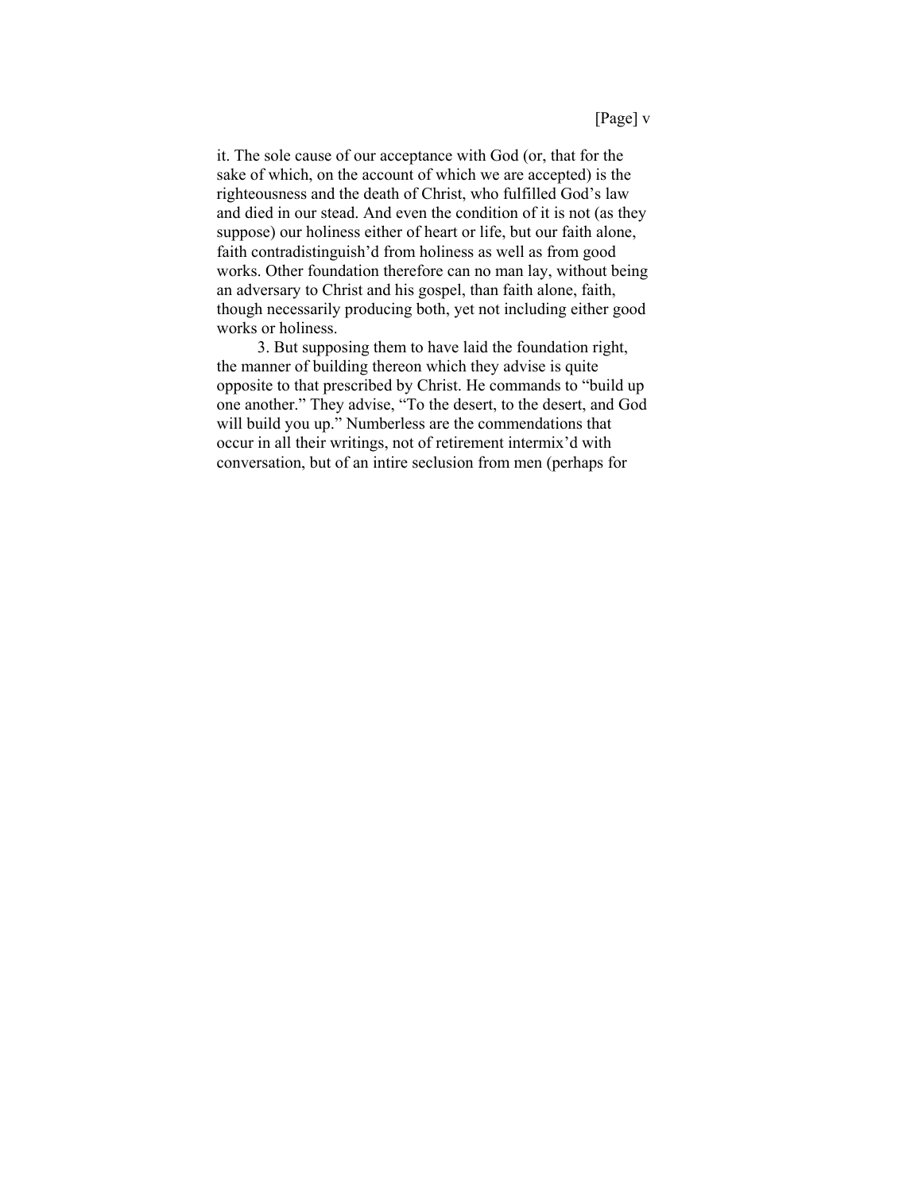it. The sole cause of our acceptance with God (or, that for the sake of which, on the account of which we are accepted) is the righteousness and the death of Christ, who fulfilled God's law and died in our stead. And even the condition of it is not (as they suppose) our holiness either of heart or life, but our faith alone, faith contradistinguish'd from holiness as well as from good works. Other foundation therefore can no man lay, without being an adversary to Christ and his gospel, than faith alone, faith, though necessarily producing both, yet not including either good works or holiness.

3. But supposing them to have laid the foundation right, the manner of building thereon which they advise is quite opposite to that prescribed by Christ. He commands to "build up one another." They advise, "To the desert, to the desert, and God will build you up." Numberless are the commendations that occur in all their writings, not of retirement intermix'd with conversation, but of an intire seclusion from men (perhaps for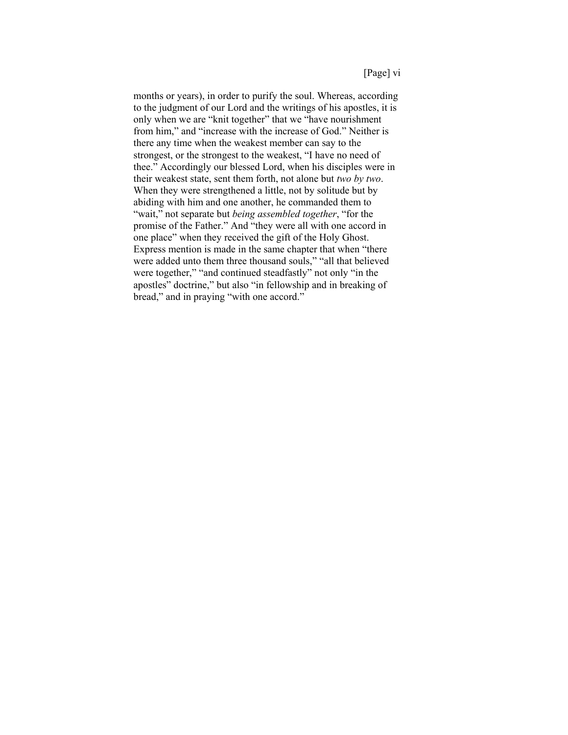months or years), in order to purify the soul. Whereas, according to the judgment of our Lord and the writings of his apostles, it is only when we are "knit together" that we "have nourishment from him," and "increase with the increase of God." Neither is there any time when the weakest member can say to the strongest, or the strongest to the weakest, "I have no need of thee." Accordingly our blessed Lord, when his disciples were in their weakest state, sent them forth, not alone but *two by two*. When they were strengthened a little, not by solitude but by abiding with him and one another, he commanded them to "wait," not separate but *being assembled together*, "for the promise of the Father." And "they were all with one accord in one place" when they received the gift of the Holy Ghost. Express mention is made in the same chapter that when "there were added unto them three thousand souls," "all that believed were together," "and continued steadfastly" not only "in the apostles" doctrine," but also "in fellowship and in breaking of bread," and in praying "with one accord."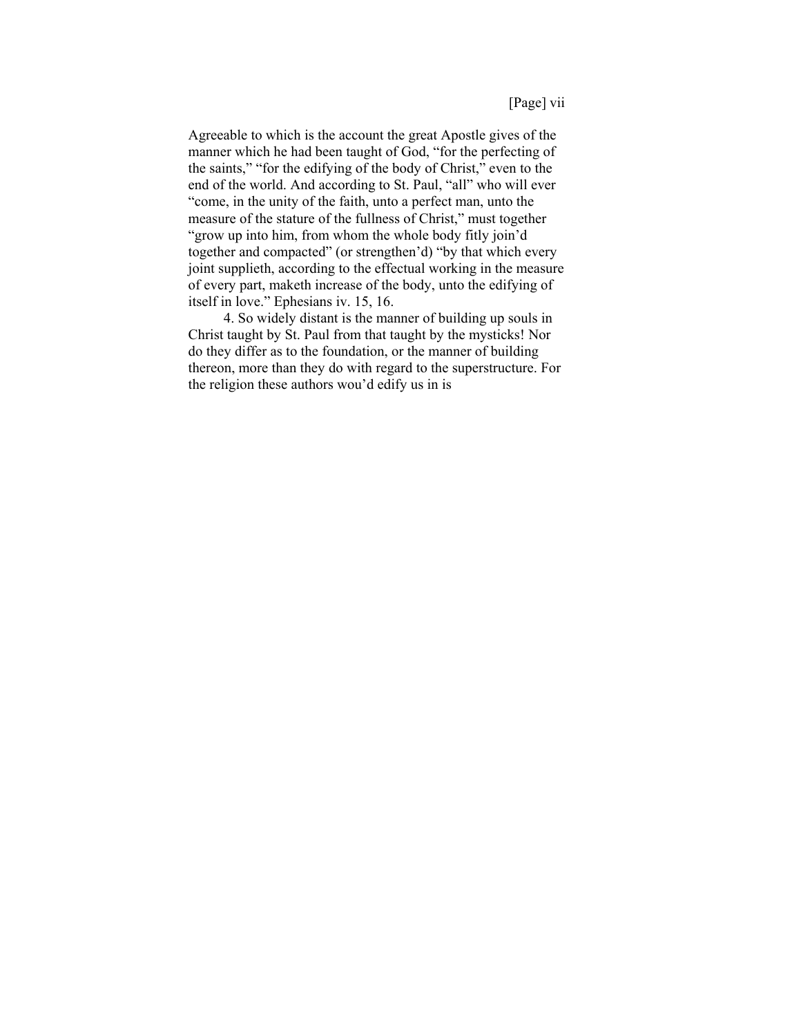Agreeable to which is the account the great Apostle gives of the manner which he had been taught of God, "for the perfecting of the saints," "for the edifying of the body of Christ," even to the end of the world. And according to St. Paul, "all" who will ever "come, in the unity of the faith, unto a perfect man, unto the measure of the stature of the fullness of Christ," must together "grow up into him, from whom the whole body fitly join'd together and compacted" (or strengthen'd) "by that which every joint supplieth, according to the effectual working in the measure of every part, maketh increase of the body, unto the edifying of itself in love." Ephesians iv. 15, 16.

4. So widely distant is the manner of building up souls in Christ taught by St. Paul from that taught by the mysticks! Nor do they differ as to the foundation, or the manner of building thereon, more than they do with regard to the superstructure. For the religion these authors wou'd edify us in is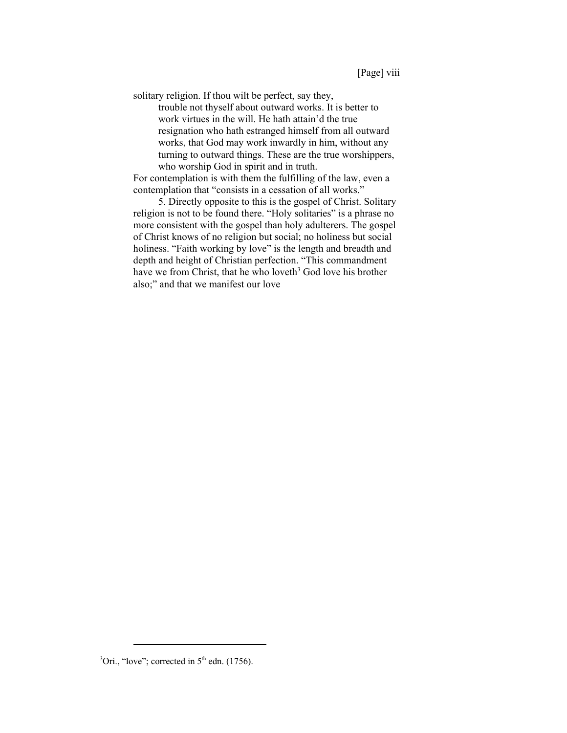solitary religion. If thou wilt be perfect, say they,

> trouble not thyself about outward works. It is better to work virtues in the will. He hath attain'd the true resignation who hath estranged himself from all outward works, that God may work inwardly in him, without any turning to outward things. These are the true worshippers, who worship God in spirit and in truth.

For contemplation is with them the fulfilling of the law, even a contemplation that "consists in a cessation of all works."

5. Directly opposite to this is the gospel of Christ. Solitary religion is not to be found there. "Holy solitaries" is a phrase no more consistent with the gospel than holy adulterers. The gospel of Christ knows of no religion but social; no holiness but social holiness. "Faith working by love" is the length and breadth and depth and height of Christian perfection. "This commandment have we from Christ, that he who loveth[3] God love his brother also;" and that we manifest our love

---

[3]Ori., "love"; corrected in 5th edn. (1756).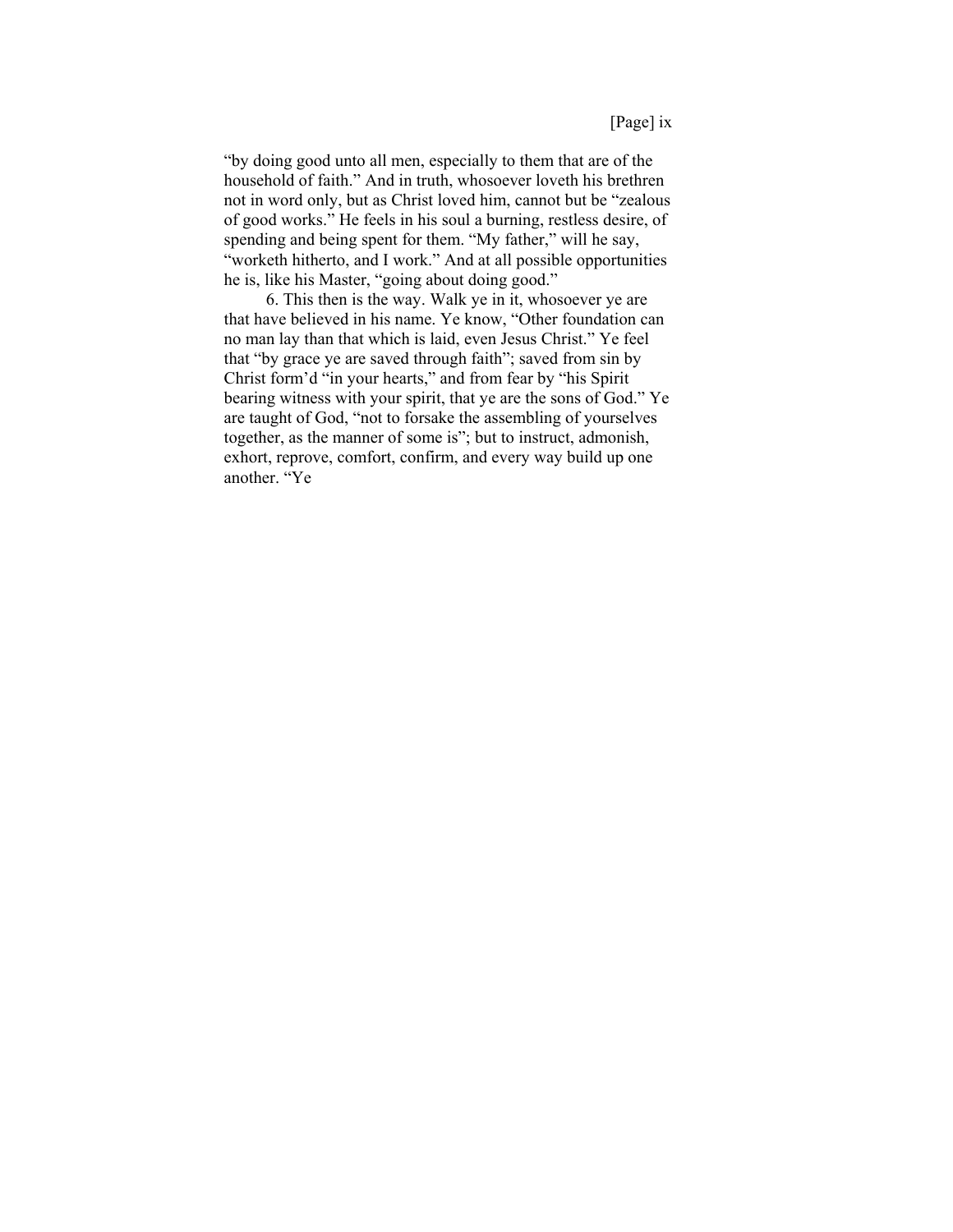"by doing good unto all men, especially to them that are of the household of faith." And in truth, whosoever loveth his brethren not in word only, but as Christ loved him, cannot but be "zealous of good works." He feels in his soul a burning, restless desire, of spending and being spent for them. "My father," will he say, "worketh hitherto, and I work." And at all possible opportunities he is, like his Master, "going about doing good."

6. This then is the way. Walk ye in it, whosoever ye are that have believed in his name. Ye know, "Other foundation can no man lay than that which is laid, even Jesus Christ." Ye feel that "by grace ye are saved through faith"; saved from sin by Christ form'd "in your hearts," and from fear by "his Spirit bearing witness with your spirit, that ye are the sons of God." Ye are taught of God, "not to forsake the assembling of yourselves together, as the manner of some is"; but to instruct, admonish, exhort, reprove, comfort, confirm, and every way build up one another. "Ye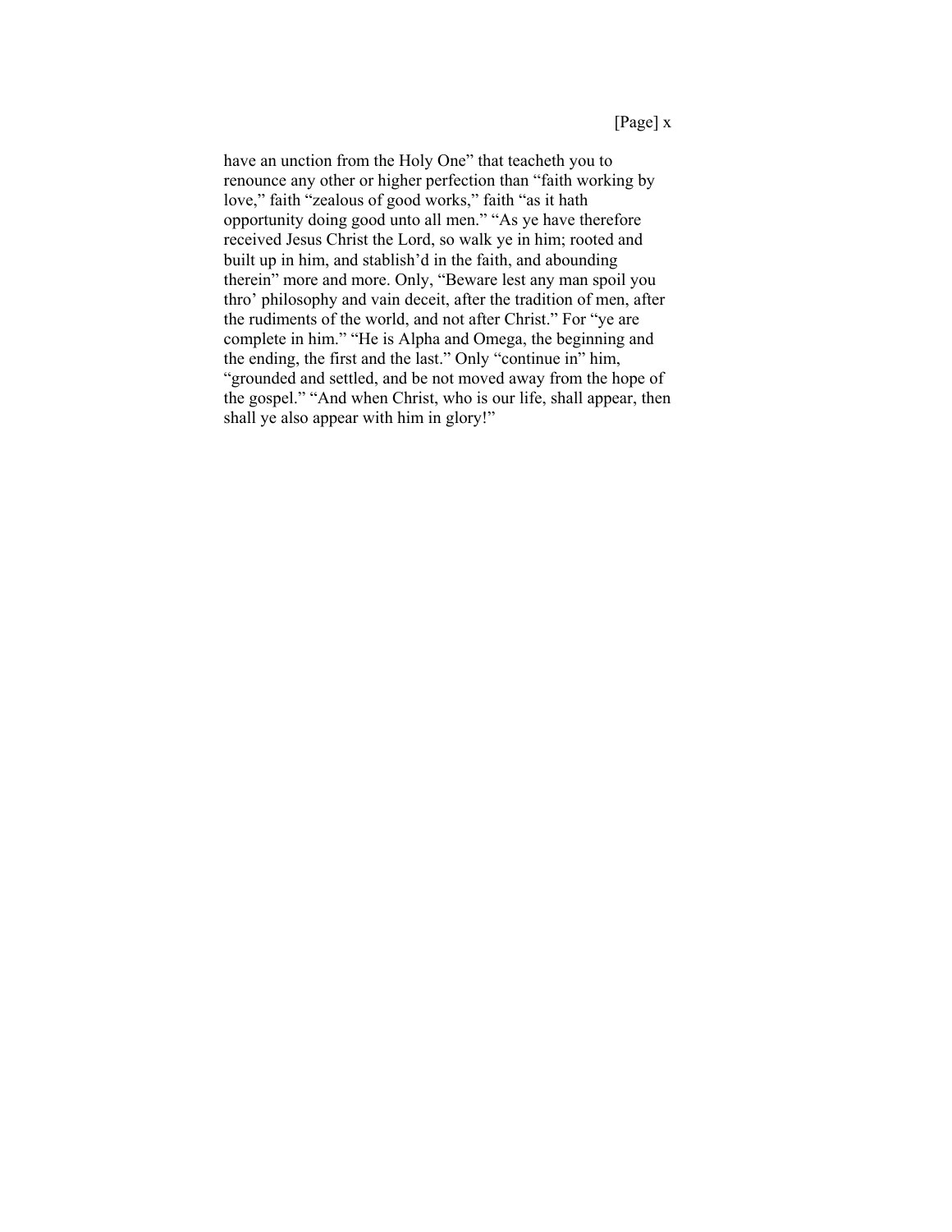have an unction from the Holy One" that teacheth you to renounce any other or higher perfection than "faith working by love," faith "zealous of good works," faith "as it hath opportunity doing good unto all men." "As ye have therefore received Jesus Christ the Lord, so walk ye in him; rooted and built up in him, and stablish'd in the faith, and abounding therein" more and more. Only, "Beware lest any man spoil you thro' philosophy and vain deceit, after the tradition of men, after the rudiments of the world, and not after Christ." For "ye are complete in him." "He is Alpha and Omega, the beginning and the ending, the first and the last." Only "continue in" him, "grounded and settled, and be not moved away from the hope of the gospel." "And when Christ, who is our life, shall appear, then shall ye also appear with him in glory!"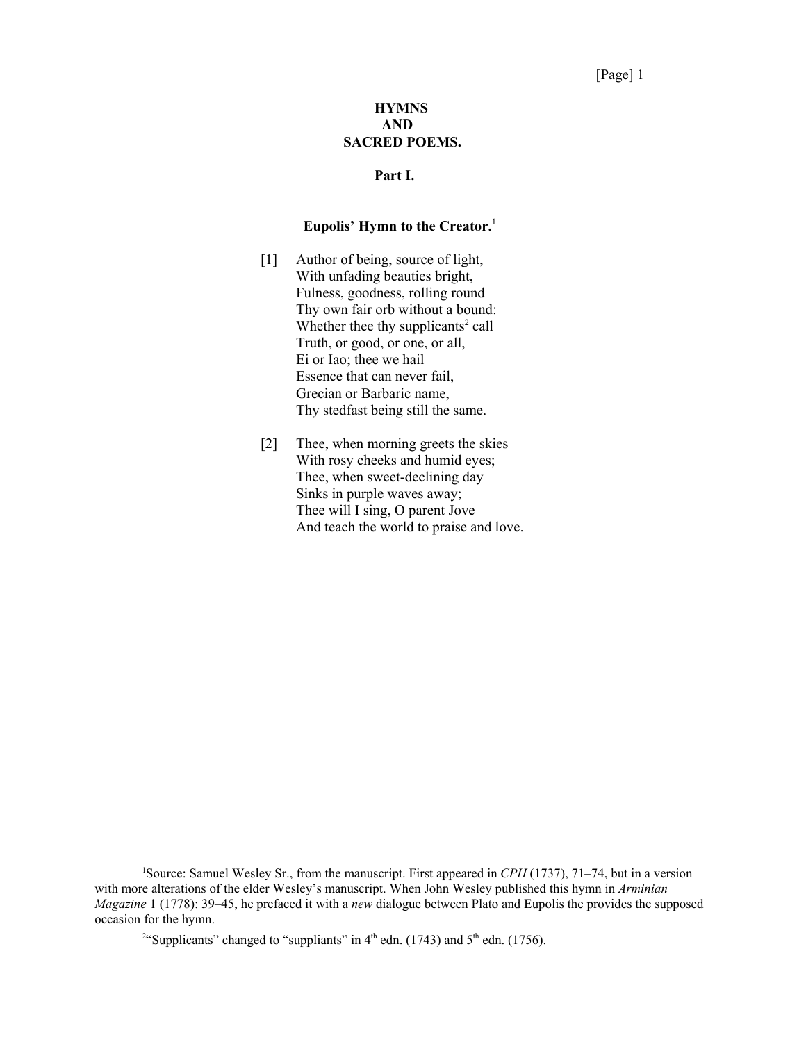# HYMNS AND SACRED POEMS.

## Part I.

### Eupolis' Hymn to the Creator.[1]

[1] Author of being, source of light,  
With unfading beauties bright,  
Fulness, goodness, rolling round  
Thy own fair orb without a bound:  
Whether thee thy supplicants[2] call  
Truth, or good, or one, or all,  
Ei or Iao; thee we hail  
Essence that can never fail,  
Grecian or Barbaric name,  
Thy stedfast being still the same.

[2] Thee, when morning greets the skies  
With rosy cheeks and humid eyes;  
Thee, when sweet-declining day  
Sinks in purple waves away;  
Thee will I sing, O parent Jove  
And teach the world to praise and love.

---

[1] Source: Samuel Wesley Sr., from the manuscript. First appeared in *CPH* (1737), 71–74, but in a version with more alterations of the elder Wesley's manuscript. When John Wesley published this hymn in *Arminian Magazine* 1 (1778): 39–45, he prefaced it with a *new* dialogue between Plato and Eupolis the provides the supposed occasion for the hymn.

[2] "Supplicants" changed to "suppliants" in 4th edn. (1743) and 5th edn. (1756).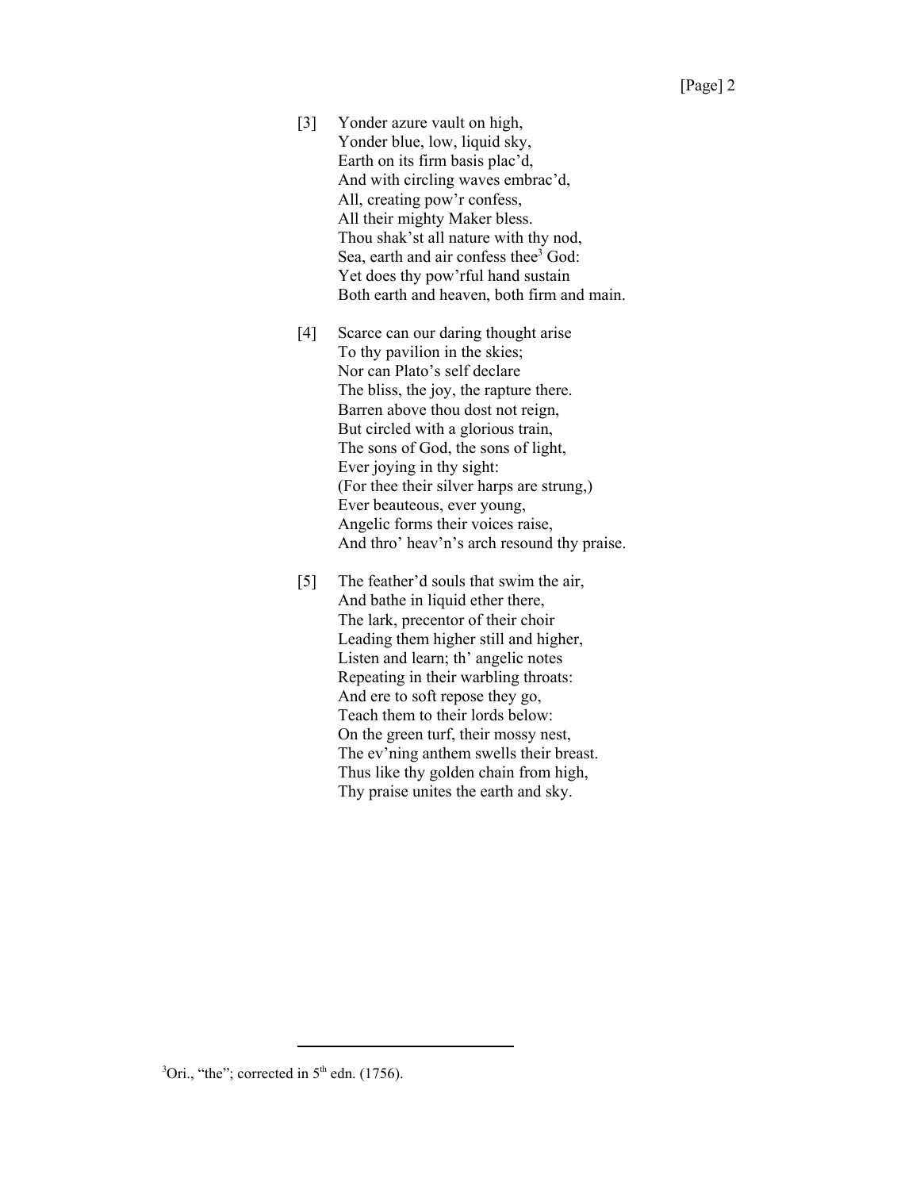[3] Yonder azure vault on high,
Yonder blue, low, liquid sky,
Earth on its firm basis plac'd,
And with circling waves embrac'd,
All, creating pow'r confess,
All their mighty Maker bless.
Thou shak'st all nature with thy nod,
Sea, earth and air confess thee[3] God:
Yet does thy pow'rful hand sustain
Both earth and heaven, both firm and main.

[4] Scarce can our daring thought arise
To thy pavilion in the skies;
Nor can Plato's self declare
The bliss, the joy, the rapture there.
Barren above thou dost not reign,
But circled with a glorious train,
The sons of God, the sons of light,
Ever joying in thy sight:
(For thee their silver harps are strung,)
Ever beauteous, ever young,
Angelic forms their voices raise,
And thro' heav'n's arch resound thy praise.

[5] The feather'd souls that swim the air,
And bathe in liquid ether there,
The lark, precentor of their choir
Leading them higher still and higher,
Listen and learn; th' angelic notes
Repeating in their warbling throats:
And ere to soft repose they go,
Teach them to their lords below:
On the green turf, their mossy nest,
The ev'ning anthem swells their breast.
Thus like thy golden chain from high,
Thy praise unites the earth and sky.

---

[3] Ori., "the"; corrected in 5th edn. (1756).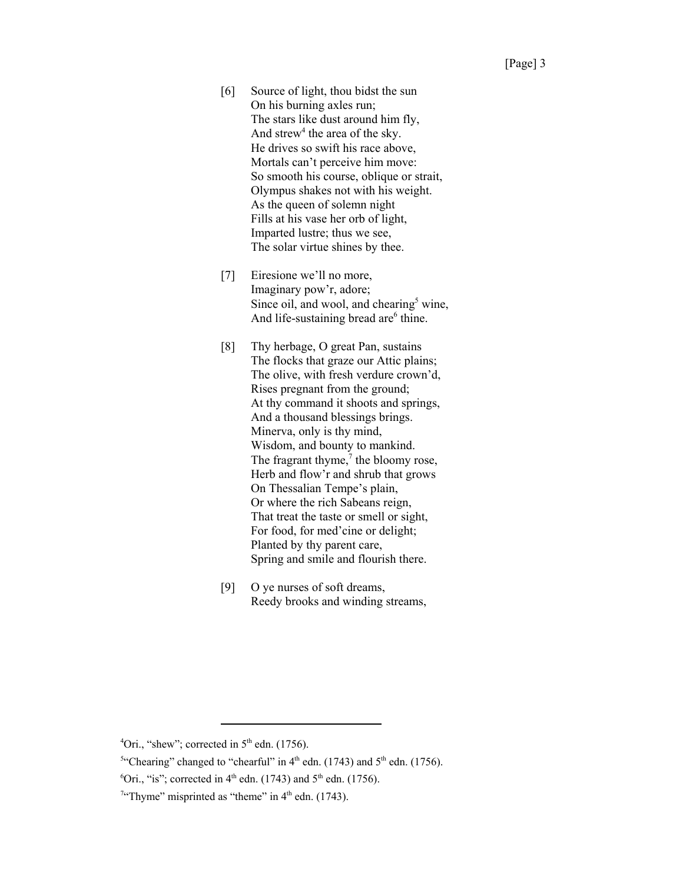[6] Source of light, thou bidst the sun
On his burning axles run;
The stars like dust around him fly,
And strew[4] the area of the sky.
He drives so swift his race above,
Mortals can't perceive him move:
So smooth his course, oblique or strait,
Olympus shakes not with his weight.
As the queen of solemn night
Fills at his vase her orb of light,
Imparted lustre; thus we see,
The solar virtue shines by thee.

[7] Eiresione we'll no more,
Imaginary pow'r, adore;
Since oil, and wool, and chearing[5] wine,
And life-sustaining bread are[6] thine.

[8] Thy herbage, O great Pan, sustains
The flocks that graze our Attic plains;
The olive, with fresh verdure crown'd,
Rises pregnant from the ground;
At thy command it shoots and springs,
And a thousand blessings brings.
Minerva, only is thy mind,
Wisdom, and bounty to mankind.
The fragrant thyme,[7] the bloomy rose,
Herb and flow'r and shrub that grows
On Thessalian Tempe's plain,
Or where the rich Sabeans reign,
That treat the taste or smell or sight,
For food, for med'cine or delight;
Planted by thy parent care,
Spring and smile and flourish there.

[9] O ye nurses of soft dreams,
Reedy brooks and winding streams,

---

[4] Ori., "shew"; corrected in 5th edn. (1756).

[5] "Chearing" changed to "chearful" in 4th edn. (1743) and 5th edn. (1756).

[6] Ori., "is"; corrected in 4th edn. (1743) and 5th edn. (1756).

[7] "Thyme" misprinted as "theme" in 4th edn. (1743).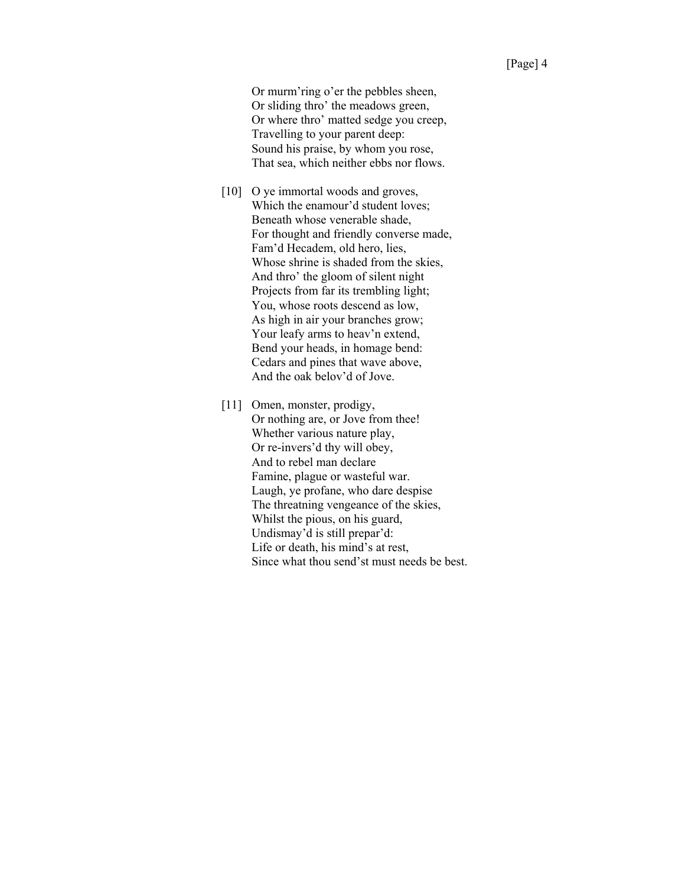Or murm'ring o'er the pebbles sheen,  
Or sliding thro' the meadows green,  
Or where thro' matted sedge you creep,  
Travelling to your parent deep:  
Sound his praise, by whom you rose,  
That sea, which neither ebbs nor flows.

[10] O ye immortal woods and groves,  
Which the enamour'd student loves;  
Beneath whose venerable shade,  
For thought and friendly converse made,  
Fam'd Hecadem, old hero, lies,  
Whose shrine is shaded from the skies,  
And thro' the gloom of silent night  
Projects from far its trembling light;  
You, whose roots descend as low,  
As high in air your branches grow;  
Your leafy arms to heav'n extend,  
Bend your heads, in homage bend:  
Cedars and pines that wave above,  
And the oak belov'd of Jove.

[11] Omen, monster, prodigy,  
Or nothing are, or Jove from thee!  
Whether various nature play,  
Or re-invers'd thy will obey,  
And to rebel man declare  
Famine, plague or wasteful war.  
Laugh, ye profane, who dare despise  
The threatning vengeance of the skies,  
Whilst the pious, on his guard,  
Undismay'd is still prepar'd:  
Life or death, his mind's at rest,  
Since what thou send'st must needs be best.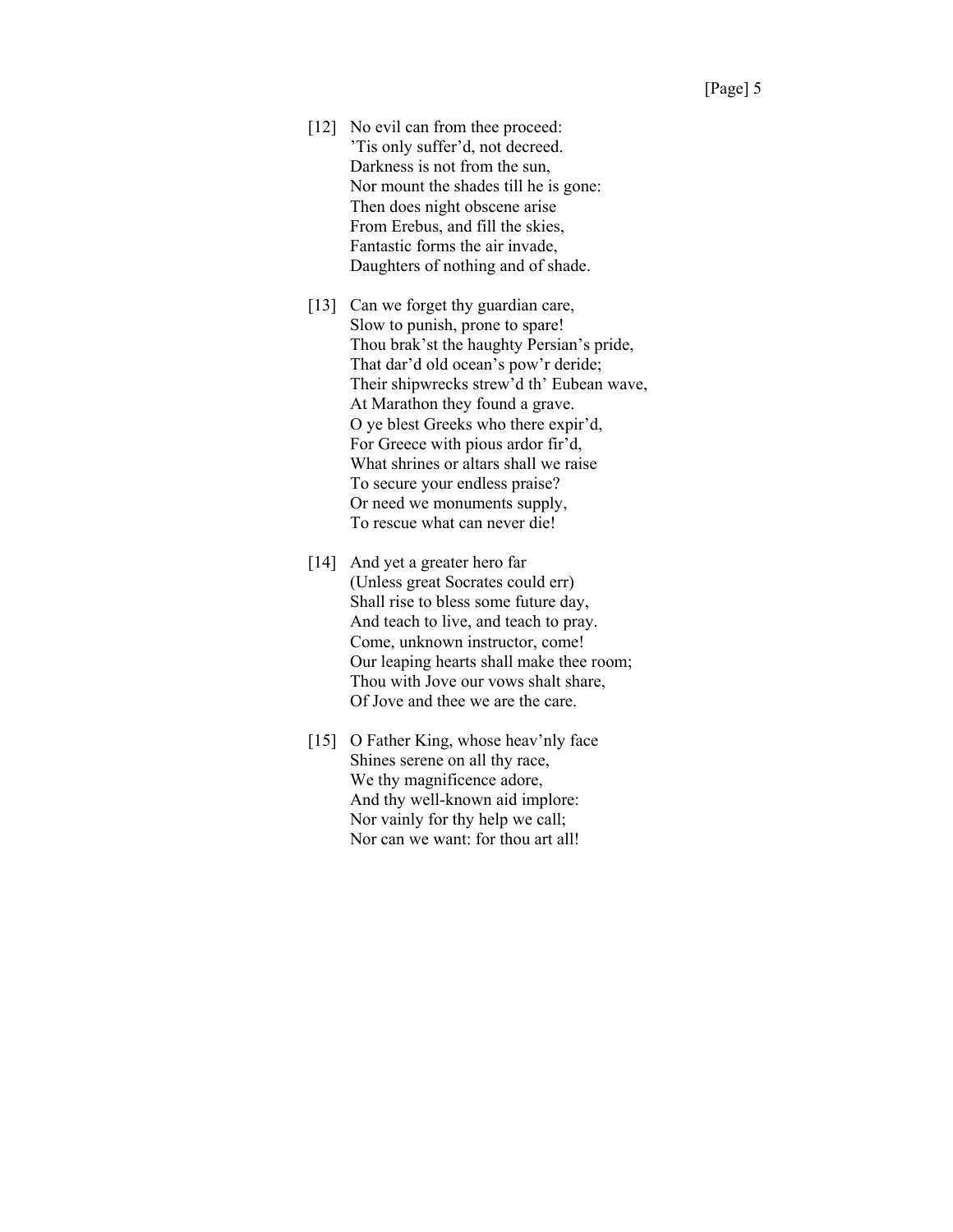[12] No evil can from thee proceed:  
'Tis only suffer'd, not decreed.  
Darkness is not from the sun,  
Nor mount the shades till he is gone:  
Then does night obscene arise  
From Erebus, and fill the skies,  
Fantastic forms the air invade,  
Daughters of nothing and of shade.

[13] Can we forget thy guardian care,  
Slow to punish, prone to spare!  
Thou brak'st the haughty Persian's pride,  
That dar'd old ocean's pow'r deride;  
Their shipwrecks strew'd th' Eubean wave,  
At Marathon they found a grave.  
O ye blest Greeks who there expir'd,  
For Greece with pious ardor fir'd,  
What shrines or altars shall we raise  
To secure your endless praise?  
Or need we monuments supply,  
To rescue what can never die!

[14] And yet a greater hero far  
(Unless great Socrates could err)  
Shall rise to bless some future day,  
And teach to live, and teach to pray.  
Come, unknown instructor, come!  
Our leaping hearts shall make thee room;  
Thou with Jove our vows shalt share,  
Of Jove and thee we are the care.

[15] O Father King, whose heav'nly face  
Shines serene on all thy race,  
We thy magnificence adore,  
And thy well-known aid implore:  
Nor vainly for thy help we call;  
Nor can we want: for thou art all!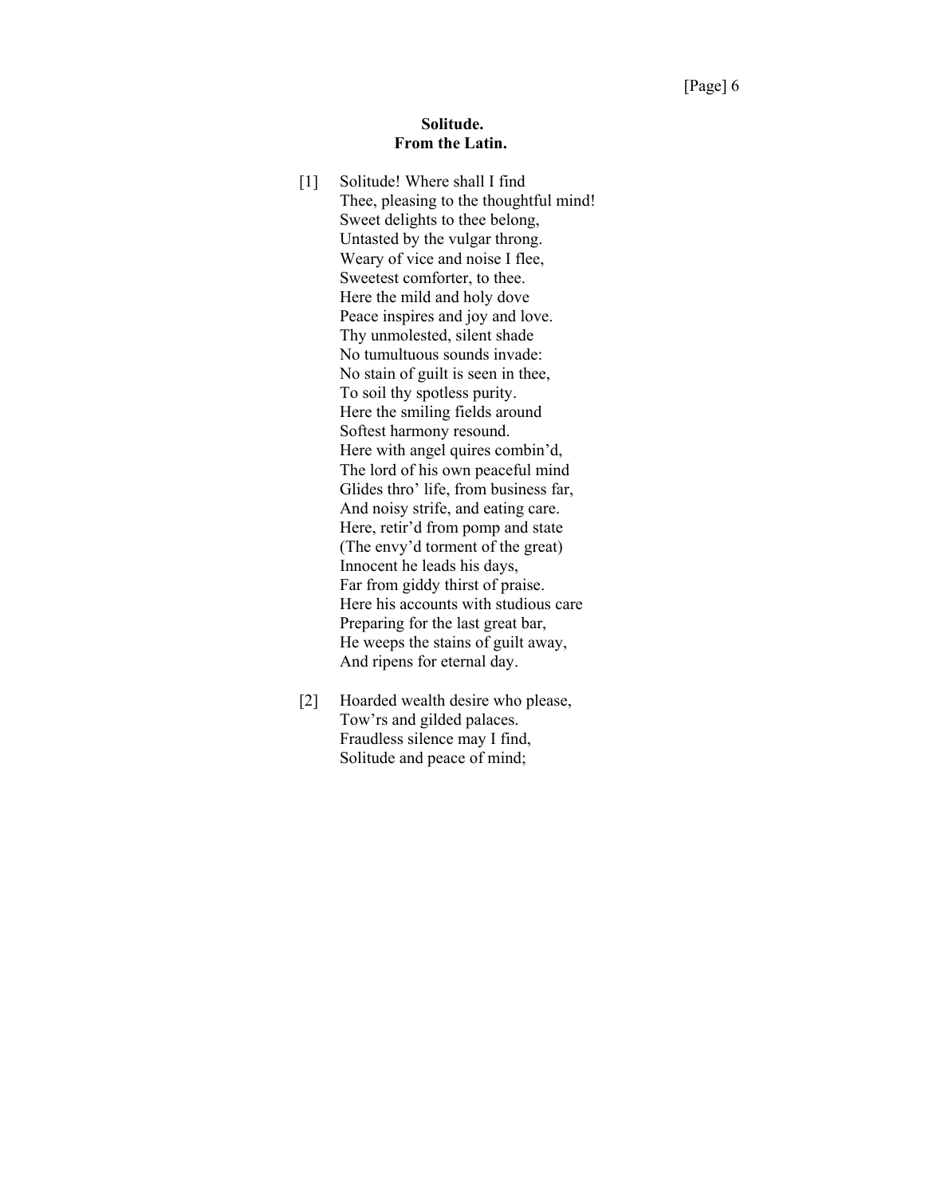**Solitude.**
**From the Latin.**

[1] Solitude! Where shall I find
Thee, pleasing to the thoughtful mind!
Sweet delights to thee belong,
Untasted by the vulgar throng.
Weary of vice and noise I flee,
Sweetest comforter, to thee.
Here the mild and holy dove
Peace inspires and joy and love.
Thy unmolested, silent shade
No tumultuous sounds invade:
No stain of guilt is seen in thee,
To soil thy spotless purity.
Here the smiling fields around
Softest harmony resound.
Here with angel quires combin'd,
The lord of his own peaceful mind
Glides thro' life, from business far,
And noisy strife, and eating care.
Here, retir'd from pomp and state
(The envy'd torment of the great)
Innocent he leads his days,
Far from giddy thirst of praise.
Here his accounts with studious care
Preparing for the last great bar,
He weeps the stains of guilt away,
And ripens for eternal day.

[2] Hoarded wealth desire who please,
Tow'rs and gilded palaces.
Fraudless silence may I find,
Solitude and peace of mind;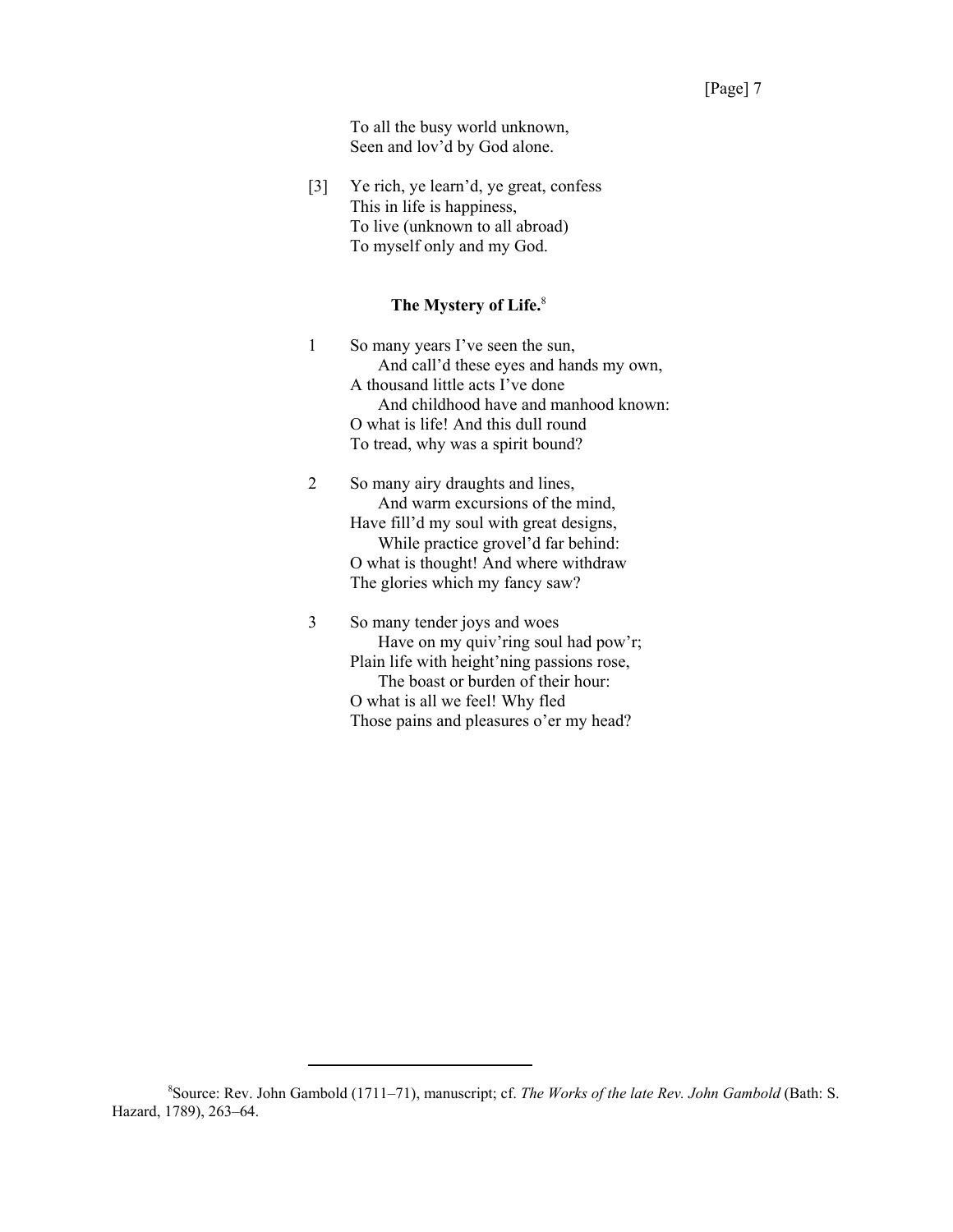To all the busy world unknown,  
Seen and lov'd by God alone.

[3] Ye rich, ye learn'd, ye great, confess  
This in life is happiness,  
To live (unknown to all abroad)  
To myself only and my God.

### The Mystery of Life.[8]

1 So many years I've seen the sun,  
  And call'd these eyes and hands my own,  
A thousand little acts I've done  
  And childhood have and manhood known:  
O what is life! And this dull round  
To tread, why was a spirit bound?

2 So many airy draughts and lines,  
  And warm excursions of the mind,  
Have fill'd my soul with great designs,  
  While practice grovel'd far behind:  
O what is thought! And where withdraw  
The glories which my fancy saw?

3 So many tender joys and woes  
  Have on my quiv'ring soul had pow'r;  
Plain life with height'ning passions rose,  
  The boast or burden of their hour:  
O what is all we feel! Why fled  
Those pains and pleasures o'er my head?

---

[8]Source: Rev. John Gambold (1711–71), manuscript; cf. *The Works of the late Rev. John Gambold* (Bath: S. Hazard, 1789), 263–64.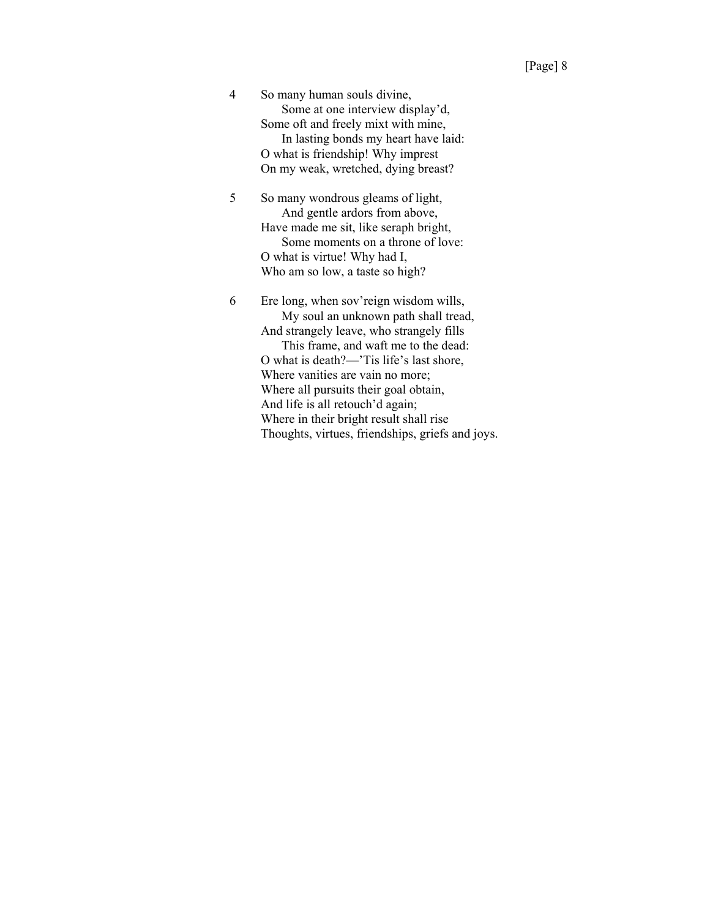4 So many human souls divine,
  Some at one interview display'd,
Some oft and freely mixt with mine,
  In lasting bonds my heart have laid:
O what is friendship! Why impress
On my weak, wretched, dying breast?

5 So many wondrous gleams of light,
  And gentle ardors from above,
Have made me sit, like seraph bright,
  Some moments on a throne of love:
O what is virtue! Why had I,
Who am so low, a taste so high?

6 Ere long, when sov'reign wisdom wills,
  My soul an unknown path shall tread,
And strangely leave, who strangely fills
  This frame, and waft me to the dead:
O what is death?—'Tis life's last shore,
Where vanities are vain no more;
Where all pursuits their goal obtain,
And life is all retouch'd again;
Where in their bright result shall rise
Thoughts, virtues, friendships, griefs and joys.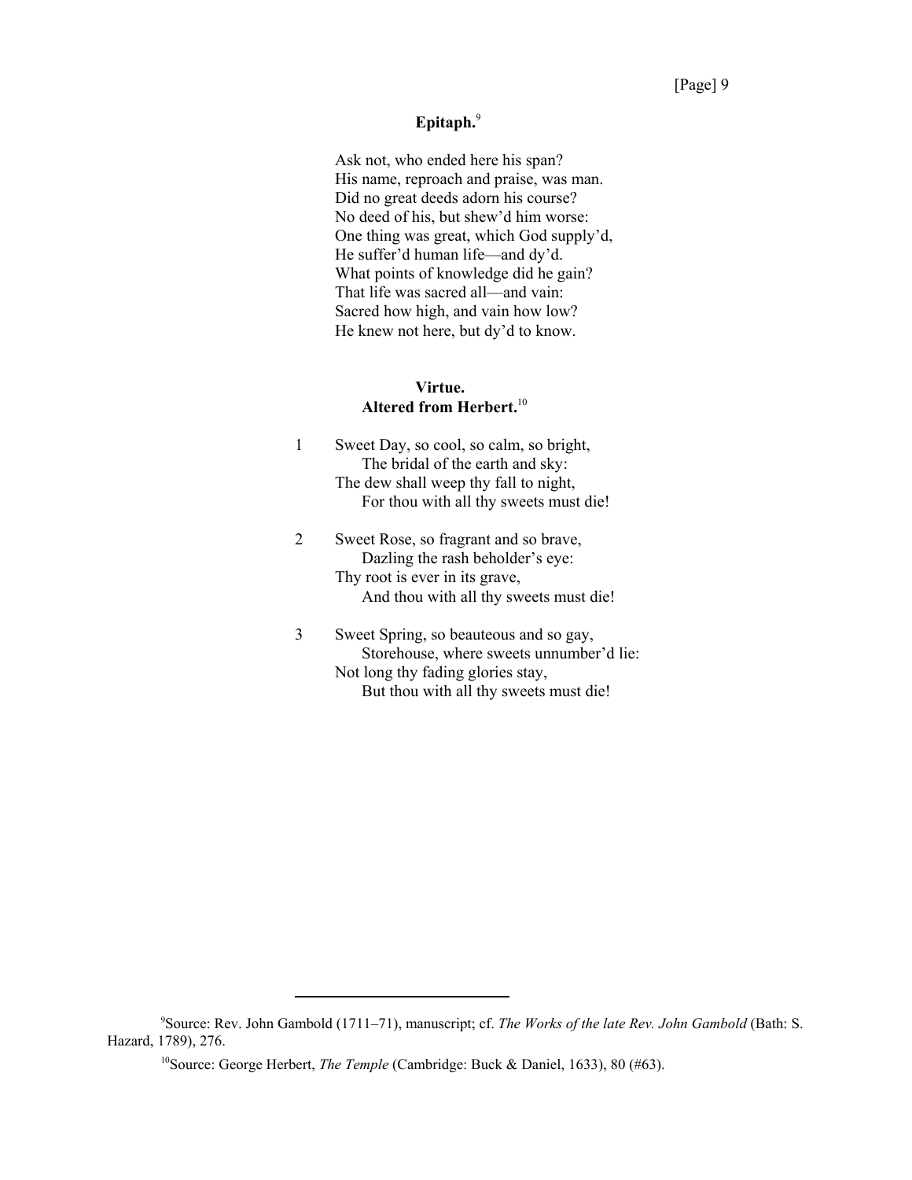## Epitaph.[9]

Ask not, who ended here his span?
His name, reproach and praise, was man.
Did no great deeds adorn his course?
No deed of his, but shew'd him worse:
One thing was great, which God supply'd,
He suffer'd human life—and dy'd.
What points of knowledge did he gain?
That life was sacred all—and vain:
Sacred how high, and vain how low?
He knew not here, but dy'd to know.

## Virtue.
## Altered from Herbert.[10]

1 Sweet Day, so cool, so calm, so bright,
The bridal of the earth and sky:
The dew shall weep thy fall to night,
For thou with all thy sweets must die!

2 Sweet Rose, so fragrant and so brave,
Dazling the rash beholder's eye:
Thy root is ever in its grave,
And thou with all thy sweets must die!

3 Sweet Spring, so beauteous and so gay,
Storehouse, where sweets unnumber'd lie:
Not long thy fading glories stay,
But thou with all thy sweets must die!

---

[9]Source: Rev. John Gambold (1711–71), manuscript; cf. *The Works of the late Rev. John Gambold* (Bath: S. Hazard, 1789), 276.

[10]Source: George Herbert, *The Temple* (Cambridge: Buck & Daniel, 1633), 80 (#63).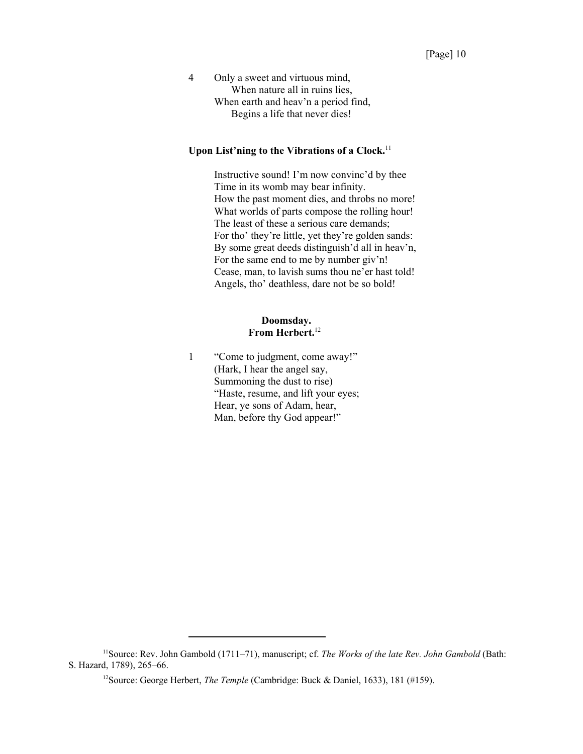4 Only a sweet and virtuous mind,  
  When nature all in ruins lies,  
When earth and heav'n a period find,  
  Begins a life that never dies!

**Upon List'ning to the Vibrations of a Clock.**[11]

Instructive sound! I'm now convinc'd by thee  
Time in its womb may bear infinity.  
How the past moment dies, and throbs no more!  
What worlds of parts compose the rolling hour!  
The least of these a serious care demands;  
For tho' they're little, yet they're golden sands:  
By some great deeds distinguish'd all in heav'n,  
For the same end to me by number giv'n!  
Cease, man, to lavish sums thou ne'er hast told!  
Angels, tho' deathless, dare not be so bold!

**Doomsday.**  
**From Herbert.**[12]

1 "Come to judgment, come away!"  
(Hark, I hear the angel say,  
Summoning the dust to rise)  
"Haste, resume, and lift your eyes;  
Hear, ye sons of Adam, hear,  
Man, before thy God appear!"

---

[11]Source: Rev. John Gambold (1711–71), manuscript; cf. *The Works of the late Rev. John Gambold* (Bath: S. Hazard, 1789), 265–66.

[12]Source: George Herbert, *The Temple* (Cambridge: Buck & Daniel, 1633), 181 (#159).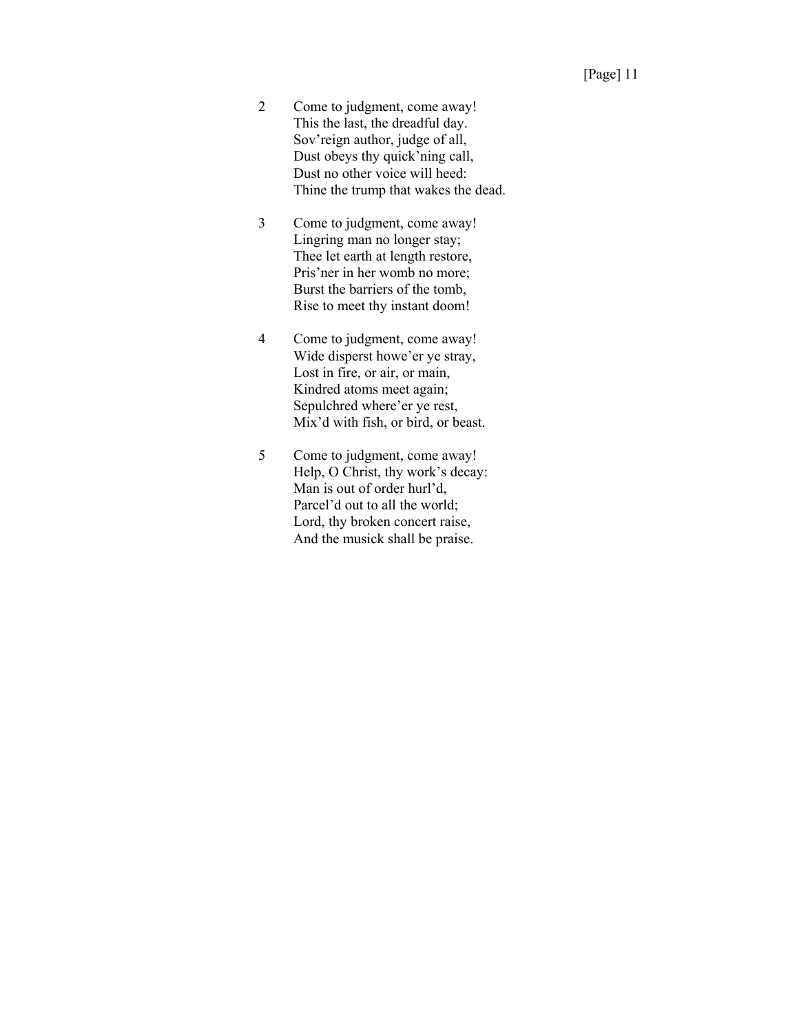2 Come to judgment, come away!  
This the last, the dreadful day.  
Sov'reign author, judge of all,  
Dust obeys thy quick'ning call,  
Dust no other voice will heed:  
Thine the trump that wakes the dead.

3 Come to judgment, come away!  
Lingring man no longer stay;  
Thee let earth at length restore,  
Pris'ner in her womb no more;  
Burst the barriers of the tomb,  
Rise to meet thy instant doom!

4 Come to judgment, come away!  
Wide disperst howe'er ye stray,  
Lost in fire, or air, or main,  
Kindred atoms meet again;  
Sepulchred where'er ye rest,  
Mix'd with fish, or bird, or beast.

5 Come to judgment, come away!  
Help, O Christ, thy work's decay:  
Man is out of order hurl'd,  
Parcel'd out to all the world;  
Lord, thy broken concert raise,  
And the musick shall be praise.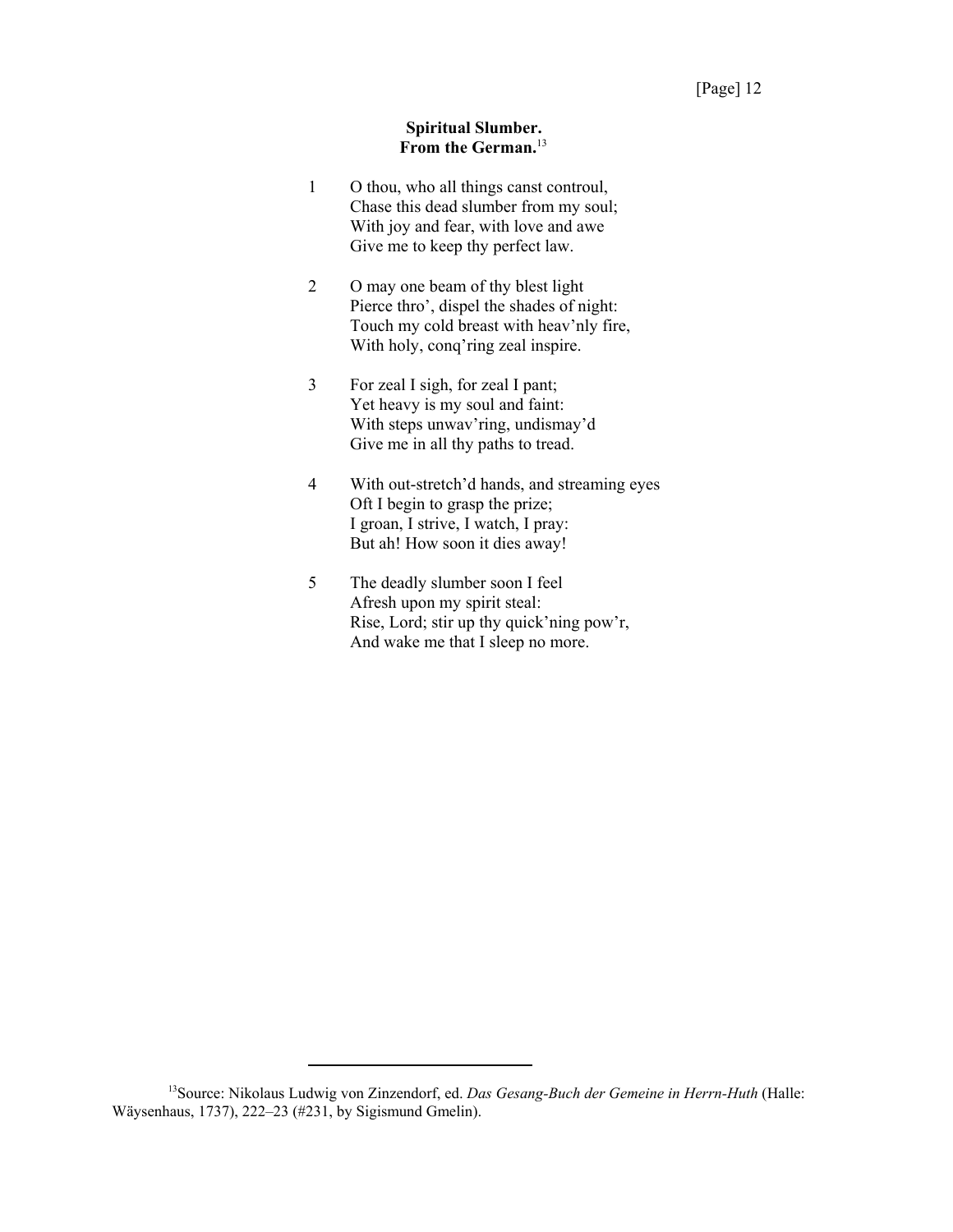**Spiritual Slumber.**
**From the German.**[13]

1 O thou, who all things canst controul,
Chase this dead slumber from my soul;
With joy and fear, with love and awe
Give me to keep thy perfect law.

2 O may one beam of thy blest light
Pierce thro', dispel the shades of night:
Touch my cold breast with heav'nly fire,
With holy, conq'ring zeal inspire.

3 For zeal I sigh, for zeal I pant;
Yet heavy is my soul and faint:
With steps unwav'ring, undismay'd
Give me in all thy paths to tread.

4 With out-stretch'd hands, and streaming eyes
Oft I begin to grasp the prize;
I groan, I strive, I watch, I pray:
But ah! How soon it dies away!

5 The deadly slumber soon I feel
Afresh upon my spirit steal:
Rise, Lord; stir up thy quick'ning pow'r,
And wake me that I sleep no more.

---

[13] Source: Nikolaus Ludwig von Zinzendorf, ed. *Das Gesang-Buch der Gemeine in Herrn-Huth* (Halle: Wäysenhaus, 1737), 222–23 (#231, by Sigismund Gmelin).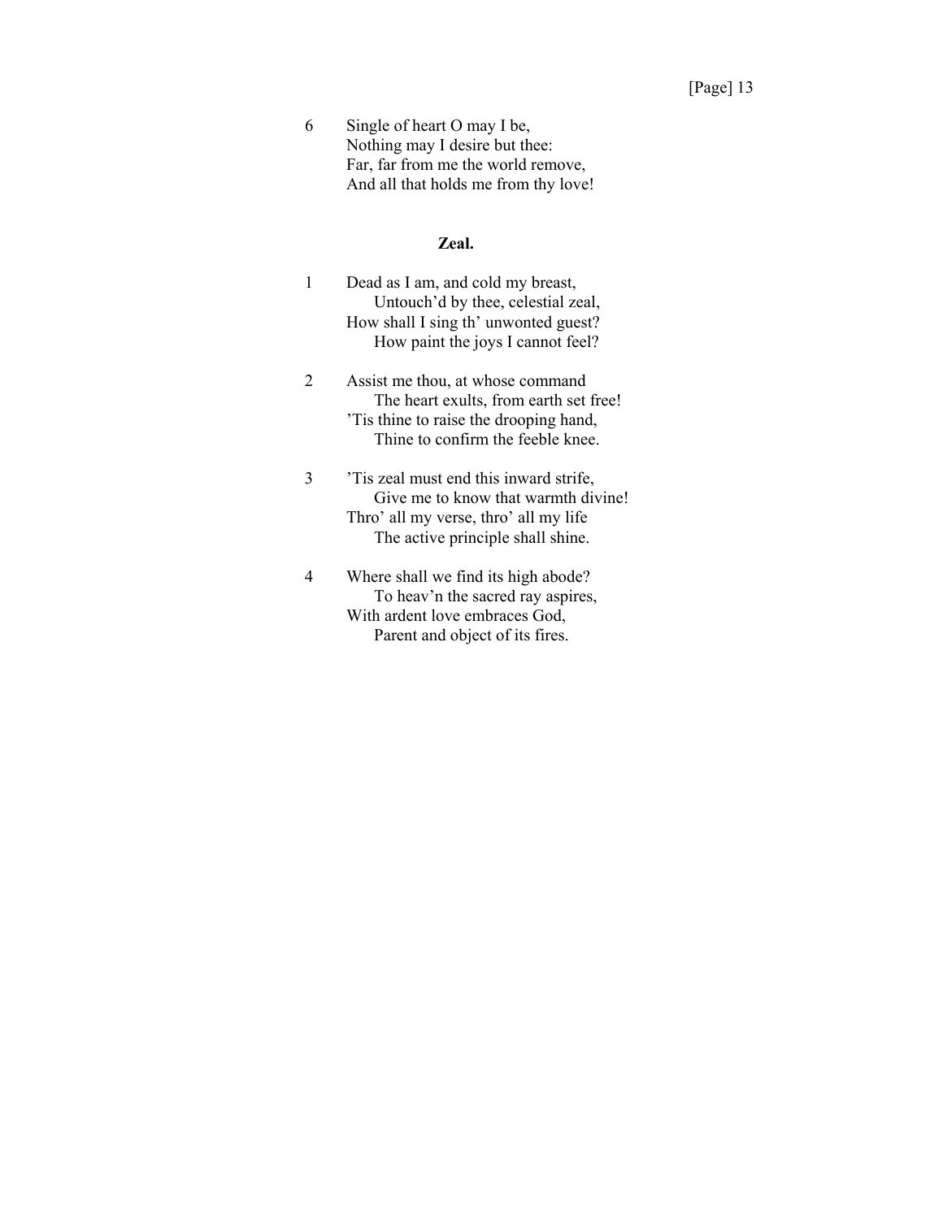6 Single of heart O may I be,
Nothing may I desire but thee:
Far, far from me the world remove,
And all that holds me from thy love!

### Zeal.

1 Dead as I am, and cold my breast,
  Untouch'd by thee, celestial zeal,
How shall I sing th' unwonted guest?
  How paint the joys I cannot feel?

2 Assist me thou, at whose command
  The heart exults, from earth set free!
'Tis thine to raise the drooping hand,
  Thine to confirm the feeble knee.

3 'Tis zeal must end this inward strife,
  Give me to know that warmth divine!
Thro' all my verse, thro' all my life
  The active principle shall shine.

4 Where shall we find its high abode?
  To heav'n the sacred ray aspires,
With ardent love embraces God,
  Parent and object of its fires.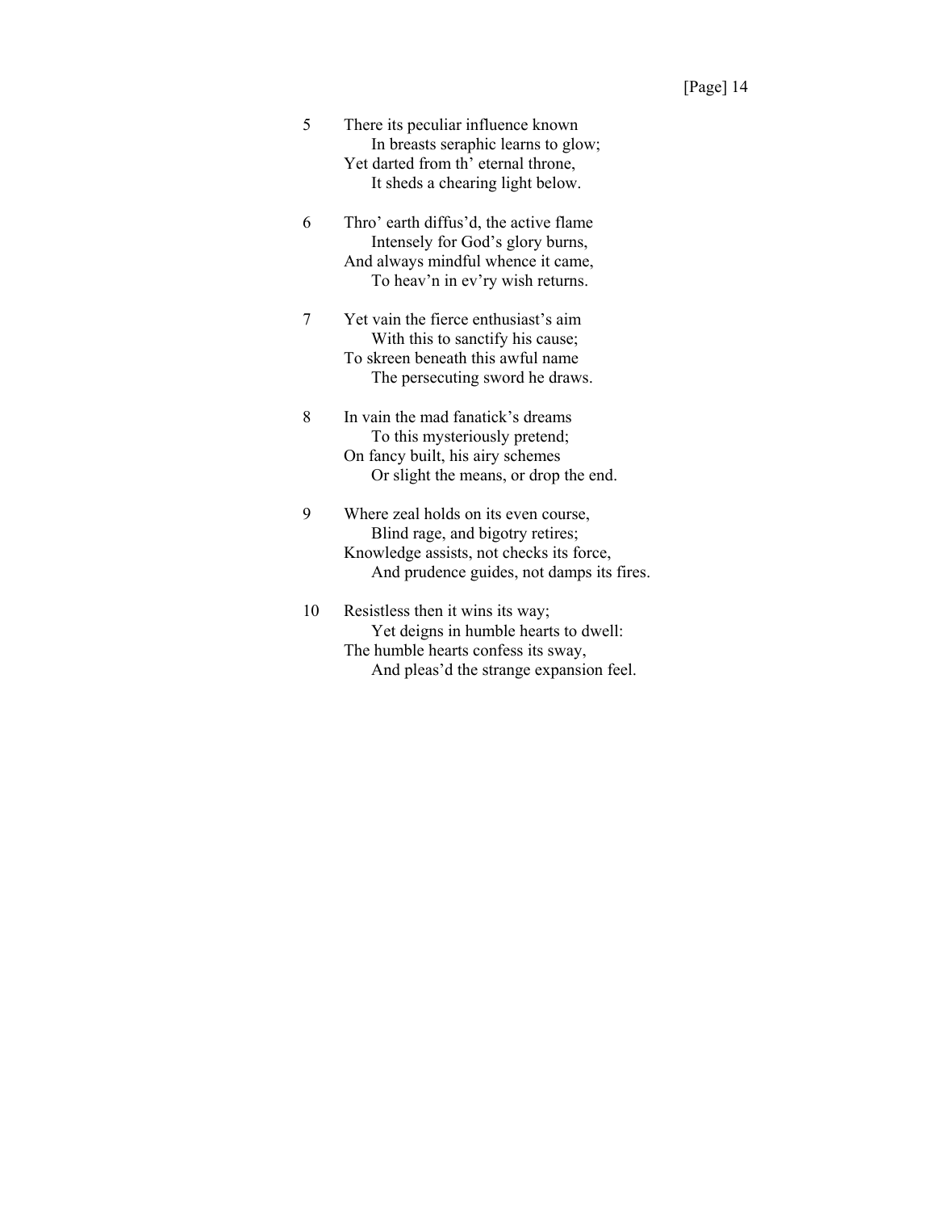5 There its peculiar influence known  
  In breasts seraphic learns to glow;  
Yet darted from th' eternal throne,  
  It sheds a chearing light below.

6 Thro' earth diffus'd, the active flame  
  Intensely for God's glory burns,  
And always mindful whence it came,  
  To heav'n in ev'ry wish returns.

7 Yet vain the fierce enthusiast's aim  
  With this to sanctify his cause;  
To skreen beneath this awful name  
  The persecuting sword he draws.

8 In vain the mad fanatick's dreams  
  To this mysteriously pretend;  
On fancy built, his airy schemes  
  Or slight the means, or drop the end.

9 Where zeal holds on its even course,  
  Blind rage, and bigotry retires;  
Knowledge assists, not checks its force,  
  And prudence guides, not damps its fires.

10 Resistless then it wins its way;  
  Yet deigns in humble hearts to dwell:  
The humble hearts confess its sway,  
  And pleas'd the strange expansion feel.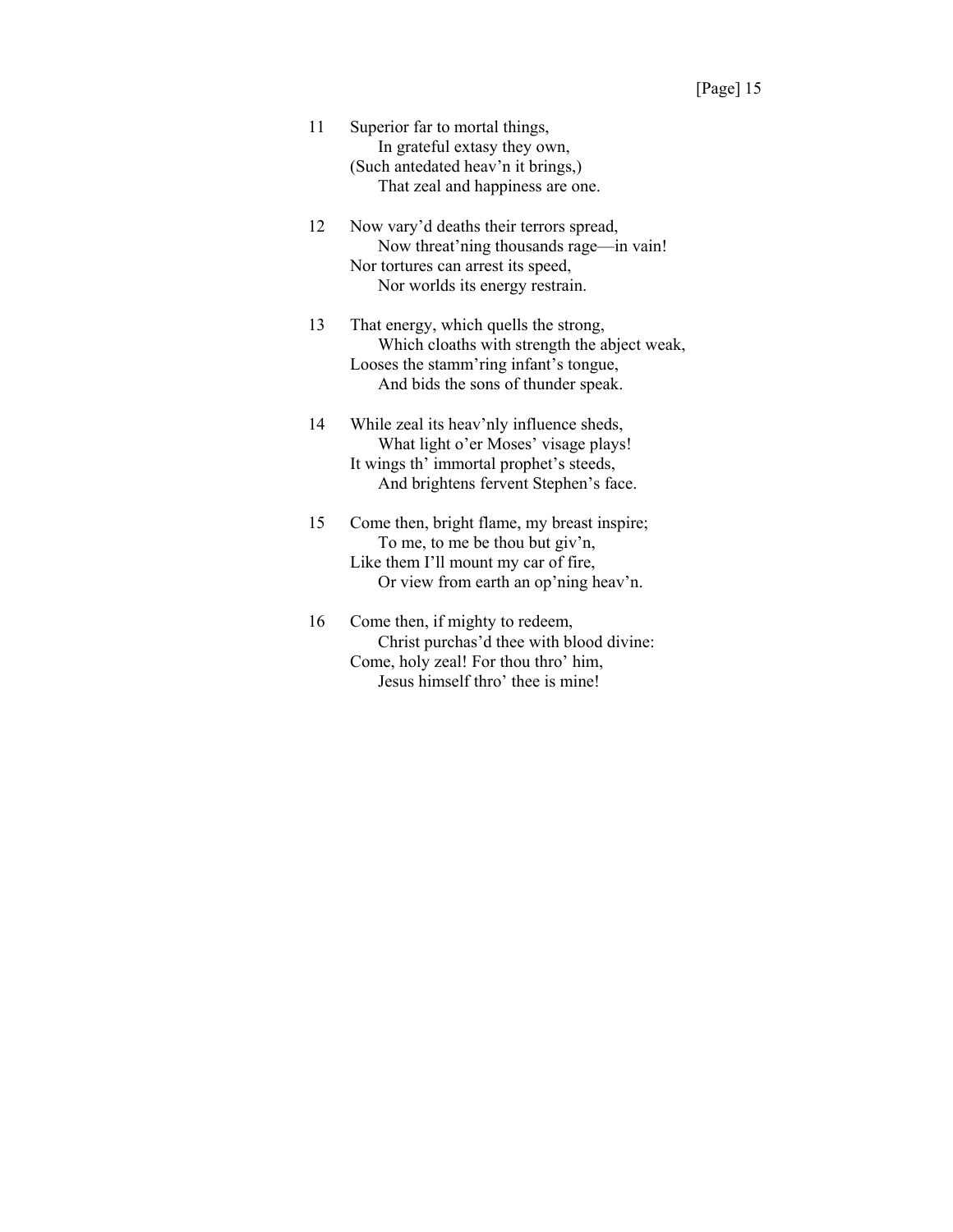11 Superior far to mortal things,
  In grateful extasy they own,
 (Such antedated heav'n it brings,)
  That zeal and happiness are one.

12 Now vary'd deaths their terrors spread,
  Now threat'ning thousands rage—in vain!
 Nor tortures can arrest its speed,
  Nor worlds its energy restrain.

13 That energy, which quells the strong,
  Which cloaths with strength the abject weak,
 Looses the stamm'ring infant's tongue,
  And bids the sons of thunder speak.

14 While zeal its heav'nly influence sheds,
  What light o'er Moses' visage plays!
 It wings th' immortal prophet's steeds,
  And brightens fervent Stephen's face.

15 Come then, bright flame, my breast inspire;
  To me, to me be thou but giv'n,
 Like them I'll mount my car of fire,
  Or view from earth an op'ning heav'n.

16 Come then, if mighty to redeem,
  Christ purchas'd thee with blood divine:
 Come, holy zeal! For thou thro' him,
  Jesus himself thro' thee is mine!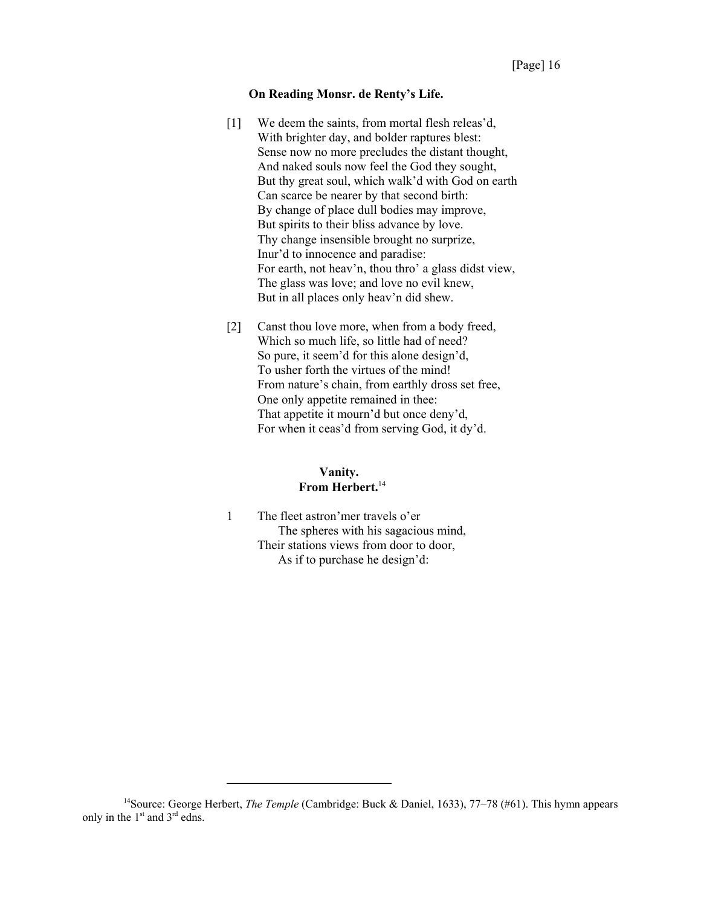### On Reading Monsr. de Renty's Life.

[1] We deem the saints, from mortal flesh releas'd,  
With brighter day, and bolder raptures blest:  
Sense now no more precludes the distant thought,  
And naked souls now feel the God they sought,  
But thy great soul, which walk'd with God on earth  
Can scarce be nearer by that second birth:  
By change of place dull bodies may improve,  
But spirits to their bliss advance by love.  
Thy change insensible brought no surprize,  
Inur'd to innocence and paradise:  
For earth, not heav'n, thou thro' a glass didst view,  
The glass was love; and love no evil knew,  
But in all places only heav'n did shew.

[2] Canst thou love more, when from a body freed,  
Which so much life, so little had of need?  
So pure, it seem'd for this alone design'd,  
To usher forth the virtues of the mind!  
From nature's chain, from earthly dross set free,  
One only appetite remained in thee:  
That appetite it mourn'd but once deny'd,  
For when it ceas'd from serving God, it dy'd.

### Vanity.
### From Herbert.[14]

1 The fleet astron'mer travels o'er  
    The spheres with his sagacious mind,  
Their stations views from door to door,  
    As if to purchase he design'd:

---

[14]Source: George Herbert, *The Temple* (Cambridge: Buck & Daniel, 1633), 77–78 (#61). This hymn appears only in the 1st and 3rd edns.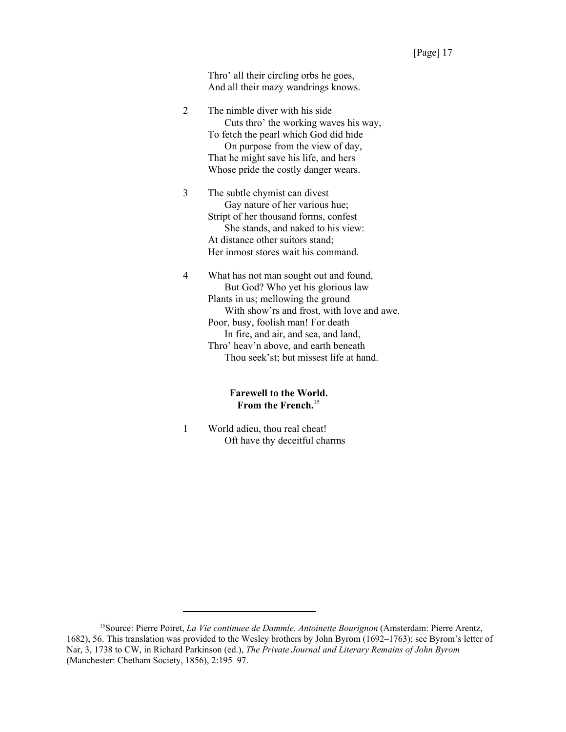Thro' all their circling orbs he goes,
And all their mazy wandrings knows.

2 The nimble diver with his side
 Cuts thro' the working waves his way,
To fetch the pearl which God did hide
 On purpose from the view of day,
That he might save his life, and hers
Whose pride the costly danger wears.

3 The subtle chymist can divest
 Gay nature of her various hue;
Stript of her thousand forms, confest
 She stands, and naked to his view:
At distance other suitors stand;
Her inmost stores wait his command.

4 What has not man sought out and found,
 But God? Who yet his glorious law
Plants in us; mellowing the ground
 With show'rs and frost, with love and awe.
Poor, busy, foolish man! For death
 In fire, and air, and sea, and land,
Thro' heav'n above, and earth beneath
 Thou seek'st; but missest life at hand.

**Farewell to the World.**
**From the French.**[15]

1 World adieu, thou real cheat!
 Oft have thy deceitful charms

---

[15] Source: Pierre Poiret, *La Vie continuee de Dammle. Antoinette Bourignon* (Amsterdam: Pierre Arentz, 1682), 56. This translation was provided to the Wesley brothers by John Byrom (1692–1763); see Byrom's letter of Nar, 3, 1738 to CW, in Richard Parkinson (ed.), *The Private Journal and Literary Remains of John Byrom* (Manchester: Chetham Society, 1856), 2:195–97.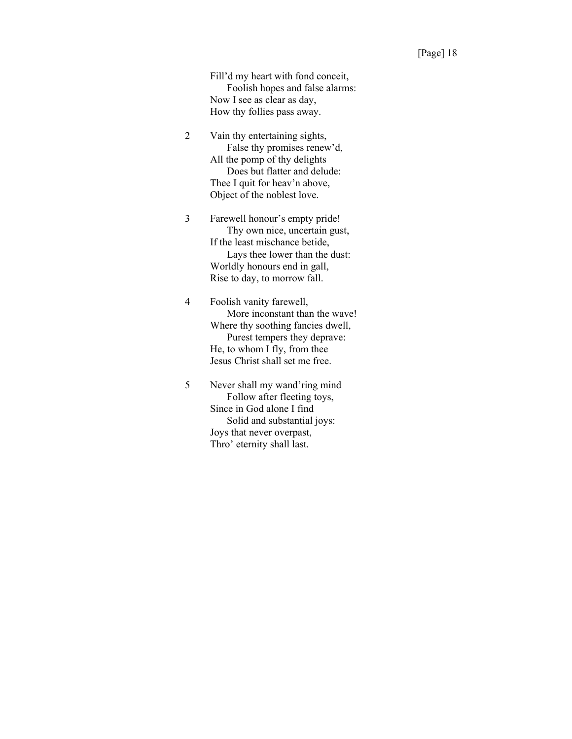Fill'd my heart with fond conceit,
  Foolish hopes and false alarms:
Now I see as clear as day,
How thy follies pass away.

2 Vain thy entertaining sights,
  False thy promises renew'd,
All the pomp of thy delights
  Does but flatter and delude:
Thee I quit for heav'n above,
Object of the noblest love.

3 Farewell honour's empty pride!
  Thy own nice, uncertain gust,
If the least mischance betide,
  Lays thee lower than the dust:
Worldly honours end in gall,
Rise to day, to morrow fall.

4 Foolish vanity farewell,
  More inconstant than the wave!
Where thy soothing fancies dwell,
  Purest tempers they deprave:
He, to whom I fly, from thee
Jesus Christ shall set me free.

5 Never shall my wand'ring mind
  Follow after fleeting toys,
Since in God alone I find
  Solid and substantial joys:
Joys that never overpast,
Thro' eternity shall last.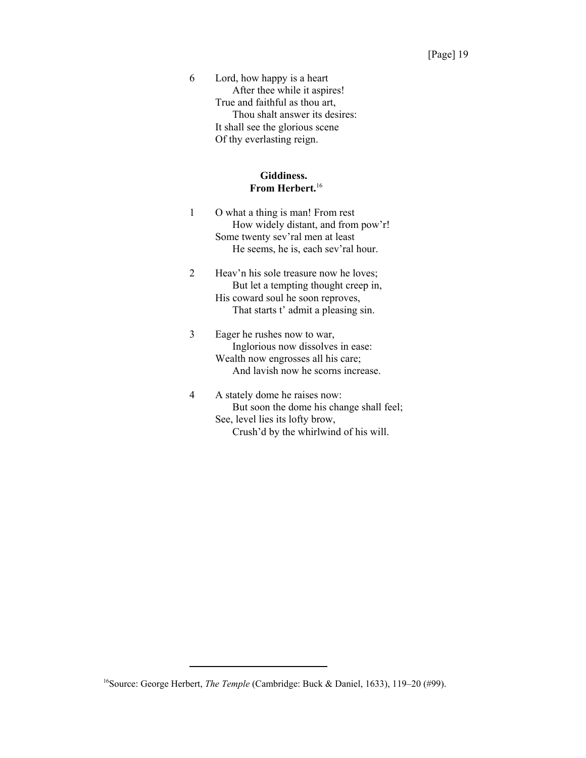6 Lord, how happy is a heart
  After thee while it aspires!
True and faithful as thou art,
  Thou shalt answer its desires:
It shall see the glorious scene
Of thy everlasting reign.

### Giddiness.
### From Herbert.[16]

1 O what a thing is man! From rest
  How widely distant, and from pow'r!
Some twenty sev'ral men at least
  He seems, he is, each sev'ral hour.

2 Heav'n his sole treasure now he loves;
  But let a tempting thought creep in,
His coward soul he soon reproves,
  That starts t' admit a pleasing sin.

3 Eager he rushes now to war,
  Inglorious now dissolves in ease:
Wealth now engrosses all his care;
  And lavish now he scorns increase.

4 A stately dome he raises now:
  But soon the dome his change shall feel;
See, level lies its lofty brow,
  Crush'd by the whirlwind of his will.

---

[16]Source: George Herbert, *The Temple* (Cambridge: Buck & Daniel, 1633), 119–20 (#99).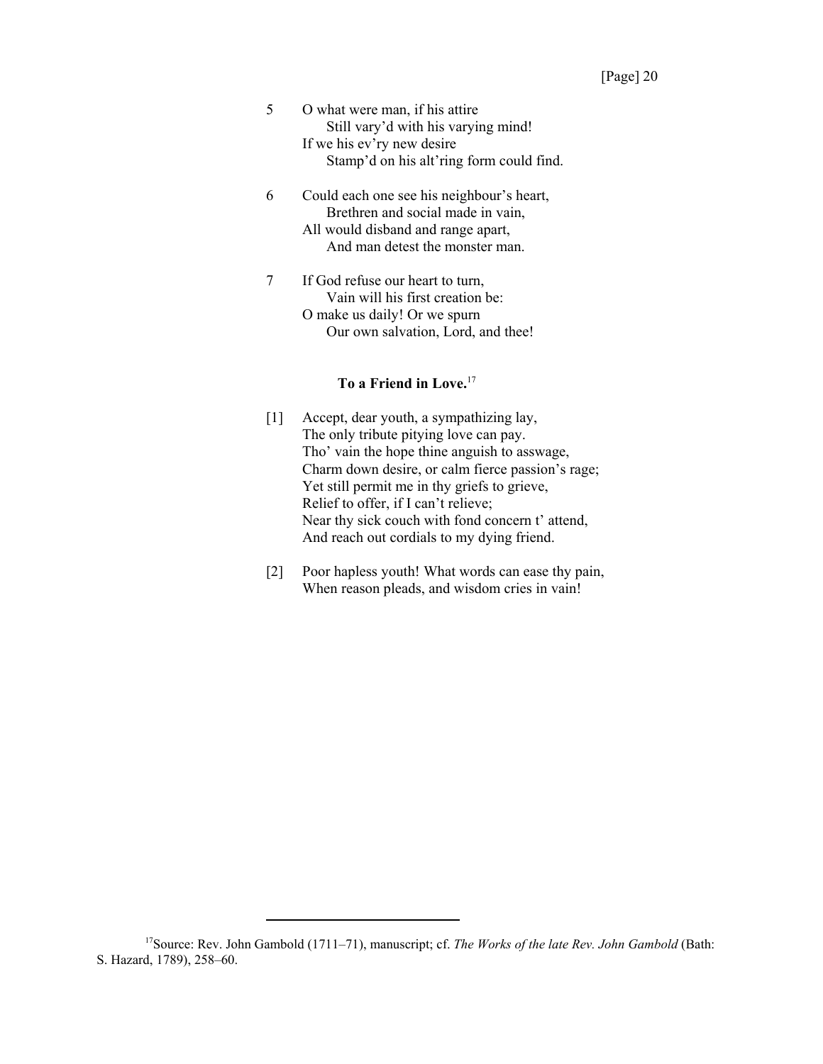5 O what were man, if his attire
  Still vary'd with his varying mind!
 If we his ev'ry new desire
  Stamp'd on his alt'ring form could find.

6 Could each one see his neighbour's heart,
  Brethren and social made in vain,
 All would disband and range apart,
  And man detest the monster man.

7 If God refuse our heart to turn,
  Vain will his first creation be:
 O make us daily! Or we spurn
  Our own salvation, Lord, and thee!

### To a Friend in Love.[17]

[1] Accept, dear youth, a sympathizing lay,
 The only tribute pitying love can pay.
 Tho' vain the hope thine anguish to asswage,
 Charm down desire, or calm fierce passion's rage;
 Yet still permit me in thy griefs to grieve,
 Relief to offer, if I can't relieve;
 Near thy sick couch with fond concern t' attend,
 And reach out cordials to my dying friend.

[2] Poor hapless youth! What words can ease thy pain,
 When reason pleads, and wisdom cries in vain!

---

[17]Source: Rev. John Gambold (1711–71), manuscript; cf. *The Works of the late Rev. John Gambold* (Bath: S. Hazard, 1789), 258–60.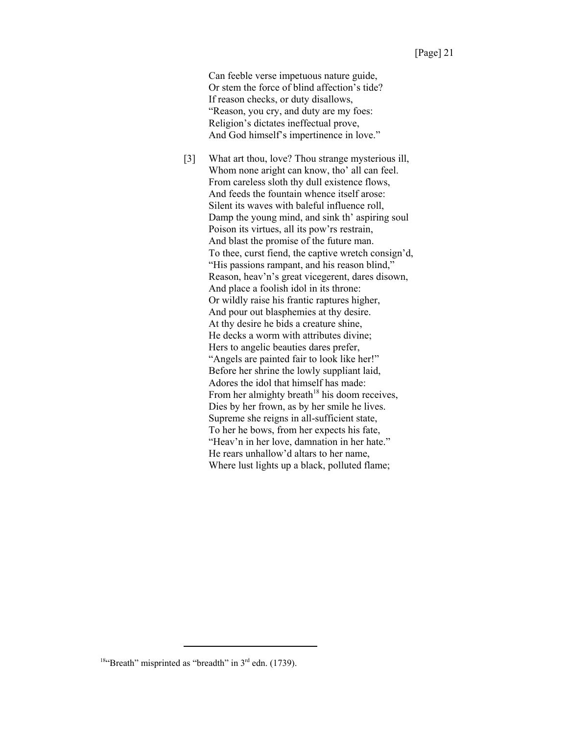Can feeble verse impetuous nature guide,
Or stem the force of blind affection's tide?
If reason checks, or duty disallows,
"Reason, you cry, and duty are my foes:
Religion's dictates ineffectual prove,
And God himself's impertinence in love."

[3] What art thou, love? Thou strange mysterious ill,
Whom none aright can know, tho' all can feel.
From careless sloth thy dull existence flows,
And feeds the fountain whence itself arose:
Silent its waves with baleful influence roll,
Damp the young mind, and sink th' aspiring soul
Poison its virtues, all its pow'rs restrain,
And blast the promise of the future man.
To thee, curst fiend, the captive wretch consign'd,
"His passions rampant, and his reason blind,"
Reason, heav'n's great vicegerent, dares disown,
And place a foolish idol in its throne:
Or wildly raise his frantic raptures higher,
And pour out blasphemies at thy desire.
At thy desire he bids a creature shine,
He decks a worm with attributes divine;
Hers to angelic beauties dares prefer,
"Angels are painted fair to look like her!"
Before her shrine the lowly suppliant laid,
Adores the idol that himself has made:
From her almighty breath[18] his doom receives,
Dies by her frown, as by her smile he lives.
Supreme she reigns in all-sufficient state,
To her he bows, from her expects his fate,
"Heav'n in her love, damnation in her hate."
He rears unhallow'd altars to her name,
Where lust lights up a black, polluted flame;

---

[18] "Breath" misprinted as "breadth" in 3rd edn. (1739).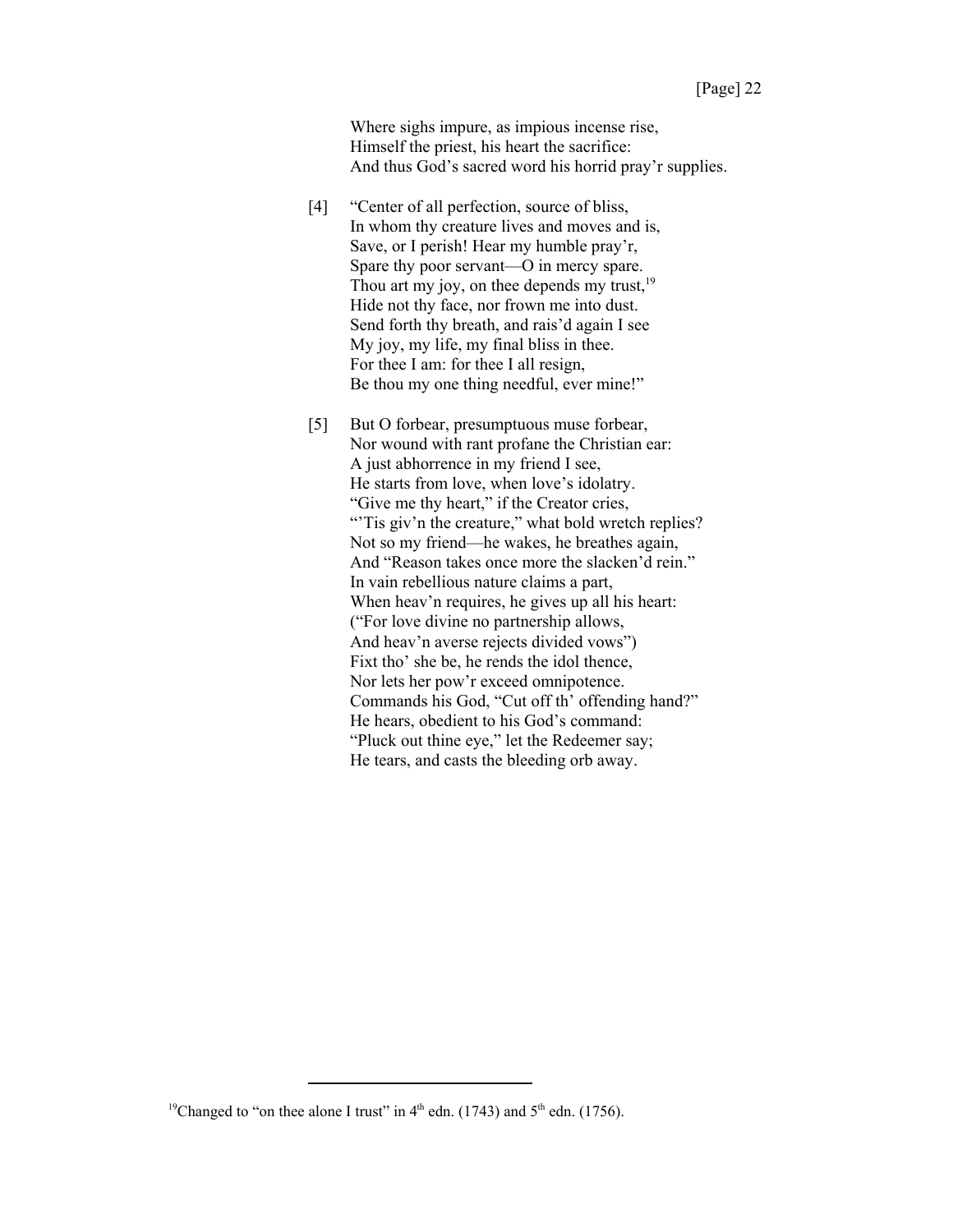Where sighs impure, as impious incense rise,  
Himself the priest, his heart the sacrifice:  
And thus God's sacred word his horrid pray'r supplies.

[4] "Center of all perfection, source of bliss,  
In whom thy creature lives and moves and is,  
Save, or I perish! Hear my humble pray'r,  
Spare thy poor servant—O in mercy spare.  
Thou art my joy, on thee depends my trust,[19]  
Hide not thy face, nor frown me into dust.  
Send forth thy breath, and rais'd again I see  
My joy, my life, my final bliss in thee.  
For thee I am: for thee I all resign,  
Be thou my one thing needful, ever mine!"

[5] But O forbear, presumptuous muse forbear,  
Nor wound with rant profane the Christian ear:  
A just abhorrence in my friend I see,  
He starts from love, when love's idolatry.  
"Give me thy heart," if the Creator cries,  
"'Tis giv'n the creature," what bold wretch replies?  
Not so my friend—he wakes, he breathes again,  
And "Reason takes once more the slacken'd rein."  
In vain rebellious nature claims a part,  
When heav'n requires, he gives up all his heart:  
("For love divine no partnership allows,  
And heav'n averse rejects divided vows")  
Fixt tho' she be, he rends the idol thence,  
Nor lets her pow'r exceed omnipotence.  
Commands his God, "Cut off th' offending hand?"  
He hears, obedient to his God's command:  
"Pluck out thine eye," let the Redeemer say;  
He tears, and casts the bleeding orb away.

---

[19] Changed to "on thee alone I trust" in 4th edn. (1743) and 5th edn. (1756).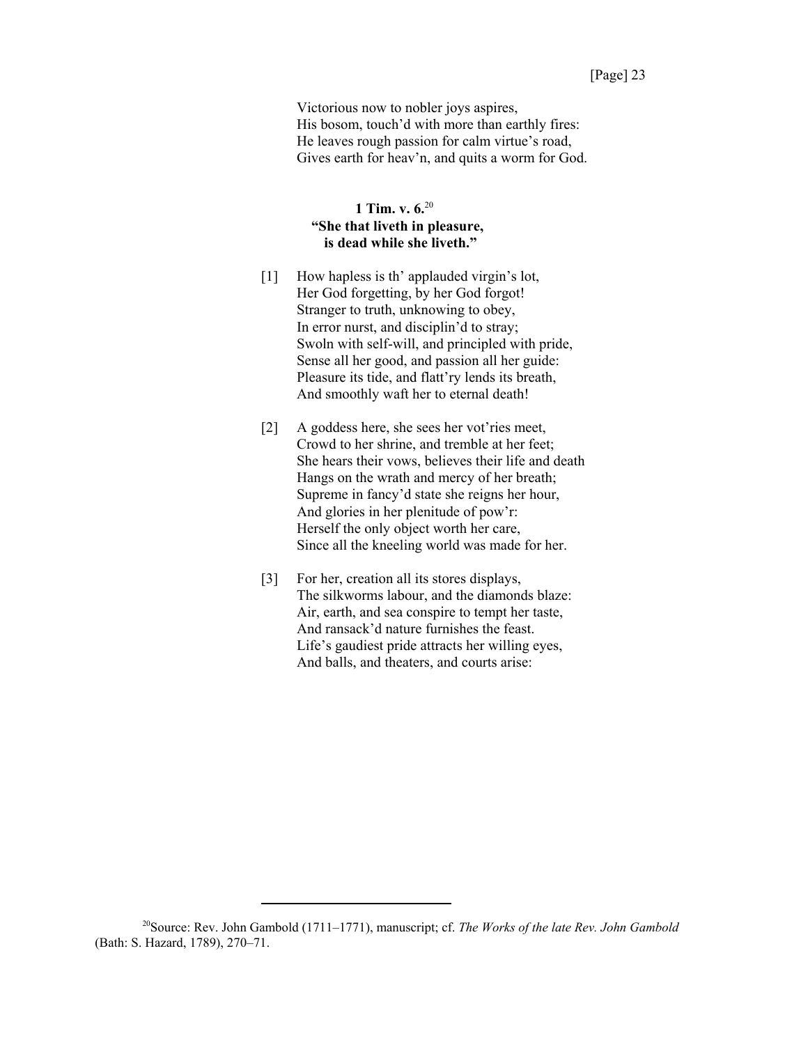Victorious now to nobler joys aspires,
His bosom, touch'd with more than earthly fires:
He leaves rough passion for calm virtue's road,
Gives earth for heav'n, and quits a worm for God.

**1 Tim. v. 6.**[20]
**"She that liveth in pleasure,
is dead while she liveth."**

[1] How hapless is th' applauded virgin's lot,
Her God forgetting, by her God forgot!
Stranger to truth, unknowing to obey,
In error nurst, and disciplin'd to stray;
Swoln with self-will, and principled with pride,
Sense all her good, and passion all her guide:
Pleasure its tide, and flatt'ry lends its breath,
And smoothly waft her to eternal death!

[2] A goddess here, she sees her vot'ries meet,
Crowd to her shrine, and tremble at her feet;
She hears their vows, believes their life and death
Hangs on the wrath and mercy of her breath;
Supreme in fancy'd state she reigns her hour,
And glories in her plenitude of pow'r:
Herself the only object worth her care,
Since all the kneeling world was made for her.

[3] For her, creation all its stores displays,
The silkworms labour, and the diamonds blaze:
Air, earth, and sea conspire to tempt her taste,
And ransack'd nature furnishes the feast.
Life's gaudiest pride attracts her willing eyes,
And balls, and theaters, and courts arise:

---

[20]Source: Rev. John Gambold (1711–1771), manuscript; cf. *The Works of the late Rev. John Gambold* (Bath: S. Hazard, 1789), 270–71.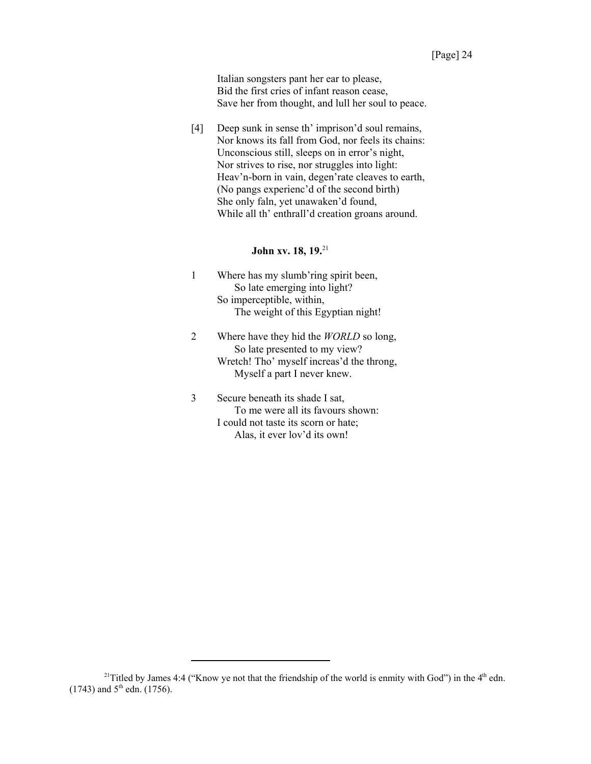Italian songsters pant her ear to please,  
Bid the first cries of infant reason cease,  
Save her from thought, and lull her soul to peace.

[4] Deep sunk in sense th' imprison'd soul remains,  
Nor knows its fall from God, nor feels its chains:  
Unconscious still, sleeps on in error's night,  
Nor strives to rise, nor struggles into light:  
Heav'n-born in vain, degen'rate cleaves to earth,  
(No pangs experienc'd of the second birth)  
She only faln, yet unawaken'd found,  
While all th' enthrall'd creation groans around.

### John xv. 18, 19.[21]

1 Where has my slumb'ring spirit been,  
  So late emerging into light?  
So imperceptible, within,  
  The weight of this Egyptian night!

2 Where have they hid the *WORLD* so long,  
  So late presented to my view?  
Wretch! Tho' myself increas'd the throng,  
  Myself a part I never knew.

3 Secure beneath its shade I sat,  
  To me were all its favours shown:  
I could not taste its scorn or hate;  
  Alas, it ever lov'd its own!

---

[21] Titled by James 4:4 ("Know ye not that the friendship of the world is enmity with God") in the 4th edn. (1743) and 5th edn. (1756).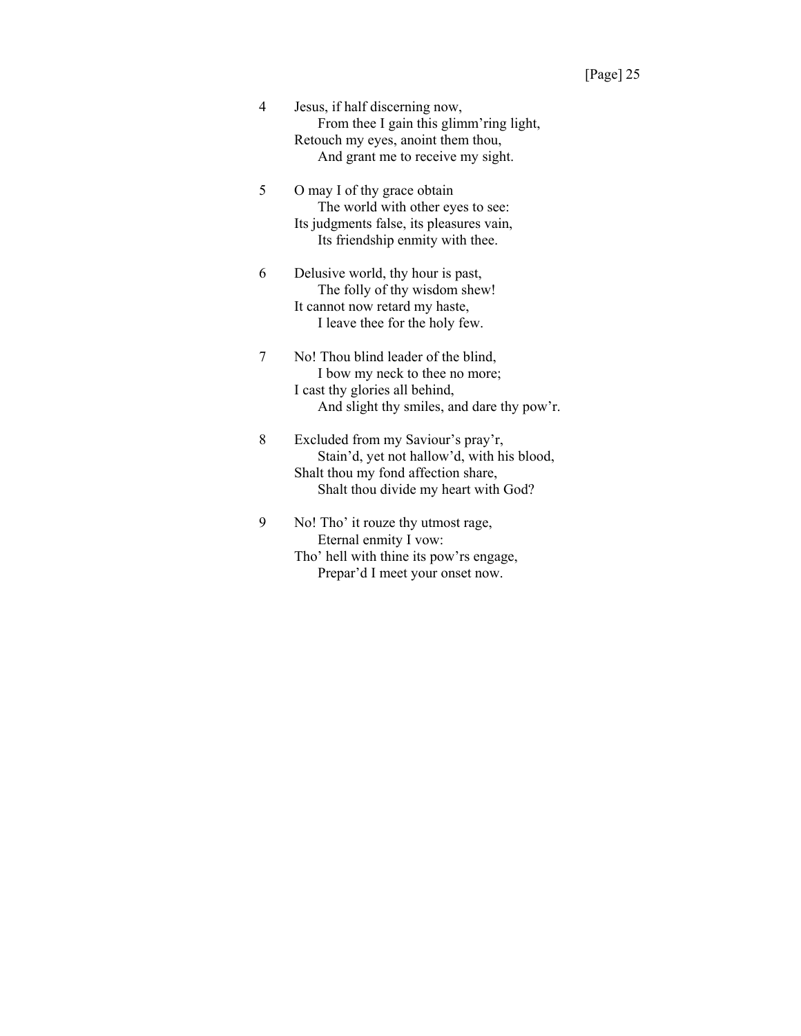4 Jesus, if half discerning now,
From thee I gain this glimm'ring light,
Retouch my eyes, anoint them thou,
And grant me to receive my sight.

5 O may I of thy grace obtain
The world with other eyes to see:
Its judgments false, its pleasures vain,
Its friendship enmity with thee.

6 Delusive world, thy hour is past,
The folly of thy wisdom shew!
It cannot now retard my haste,
I leave thee for the holy few.

7 No! Thou blind leader of the blind,
I bow my neck to thee no more;
I cast thy glories all behind,
And slight thy smiles, and dare thy pow'r.

8 Excluded from my Saviour's pray'r,
Stain'd, yet not hallow'd, with his blood,
Shalt thou my fond affection share,
Shalt thou divide my heart with God?

9 No! Tho' it rouze thy utmost rage,
Eternal enmity I vow:
Tho' hell with thine its pow'rs engage,
Prepar'd I meet your onset now.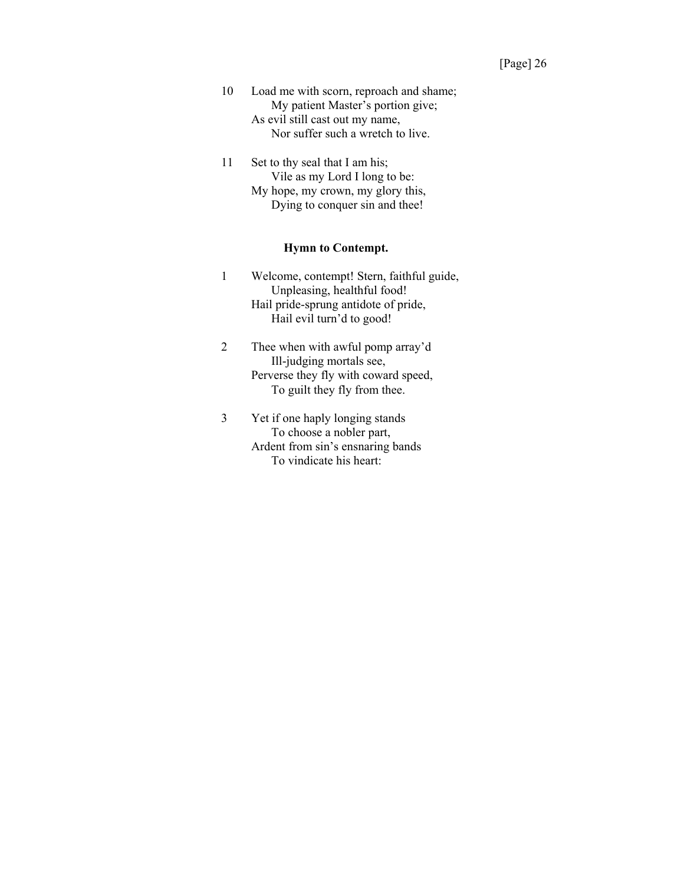10 Load me with scorn, reproach and shame;  
  My patient Master's portion give;  
As evil still cast out my name,  
  Nor suffer such a wretch to live.

11 Set to thy seal that I am his;  
  Vile as my Lord I long to be:  
My hope, my crown, my glory this,  
  Dying to conquer sin and thee!

### Hymn to Contempt.

1 Welcome, contempt! Stern, faithful guide,  
  Unpleasing, healthful food!  
Hail pride-sprung antidote of pride,  
  Hail evil turn'd to good!

2 Thee when with awful pomp array'd  
  Ill-judging mortals see,  
Perverse they fly with coward speed,  
  To guilt they fly from thee.

3 Yet if one haply longing stands  
  To choose a nobler part,  
Ardent from sin's ensnaring bands  
  To vindicate his heart: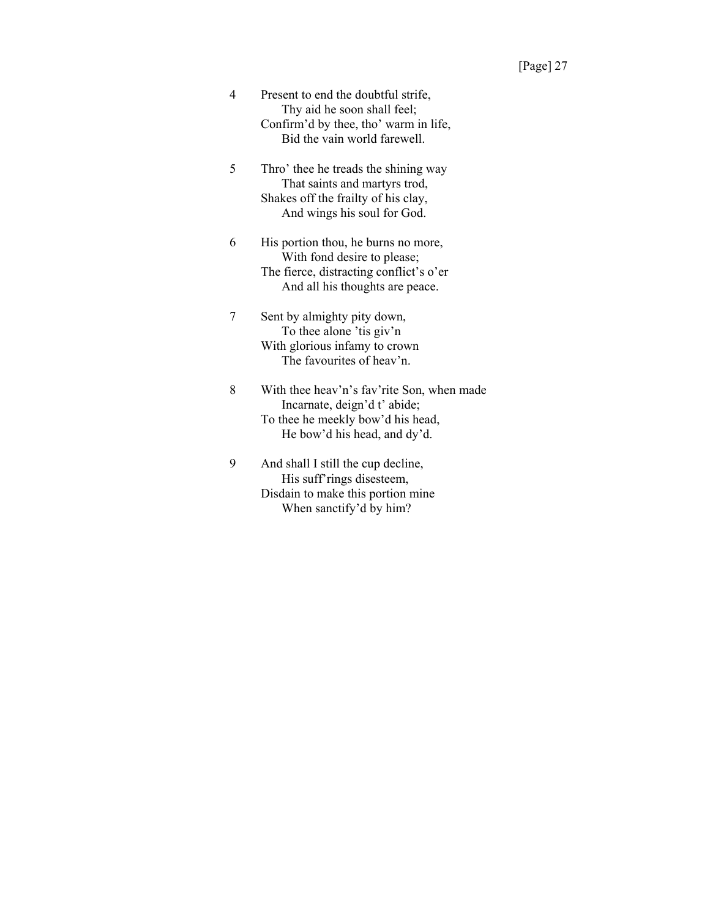4 Present to end the doubtful strife,
   Thy aid he soon shall feel;
Confirm'd by thee, tho' warm in life,
   Bid the vain world farewell.

5 Thro' thee he treads the shining way
   That saints and martyrs trod,
Shakes off the frailty of his clay,
   And wings his soul for God.

6 His portion thou, he burns no more,
   With fond desire to please;
The fierce, distracting conflict's o'er
   And all his thoughts are peace.

7 Sent by almighty pity down,
   To thee alone 'tis giv'n
With glorious infamy to crown
   The favourites of heav'n.

8 With thee heav'n's fav'rite Son, when made
   Incarnate, deign'd t' abide;
To thee he meekly bow'd his head,
   He bow'd his head, and dy'd.

9 And shall I still the cup decline,
   His suff'rings disesteem,
Disdain to make this portion mine
   When sanctify'd by him?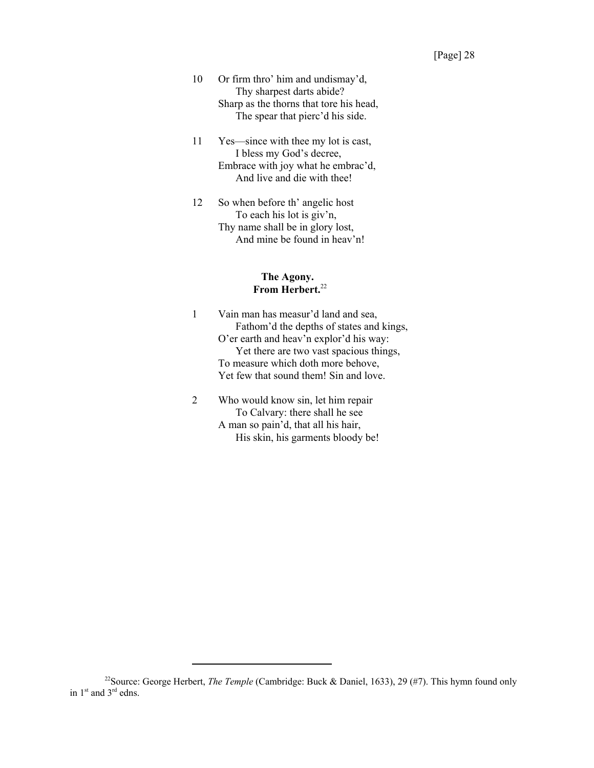10 Or firm thro' him and undismay'd,
 Thy sharpest darts abide?
Sharp as the thorns that tore his head,
 The spear that pierc'd his side.

11 Yes—since with thee my lot is cast,
 I bless my God's decree,
Embrace with joy what he embrac'd,
 And live and die with thee!

12 So when before th' angelic host
 To each his lot is giv'n,
Thy name shall be in glory lost,
 And mine be found in heav'n!

### The Agony. From Herbert.[22]

1 Vain man has measur'd land and sea,
 Fathom'd the depths of states and kings,
O'er earth and heav'n explor'd his way:
 Yet there are two vast spacious things,
To measure which doth more behove,
Yet few that sound them! Sin and love.

2 Who would know sin, let him repair
 To Calvary: there shall he see
A man so pain'd, that all his hair,
 His skin, his garments bloody be!

---

[22]Source: George Herbert, *The Temple* (Cambridge: Buck & Daniel, 1633), 29 (#7). This hymn found only in 1st and 3rd edns.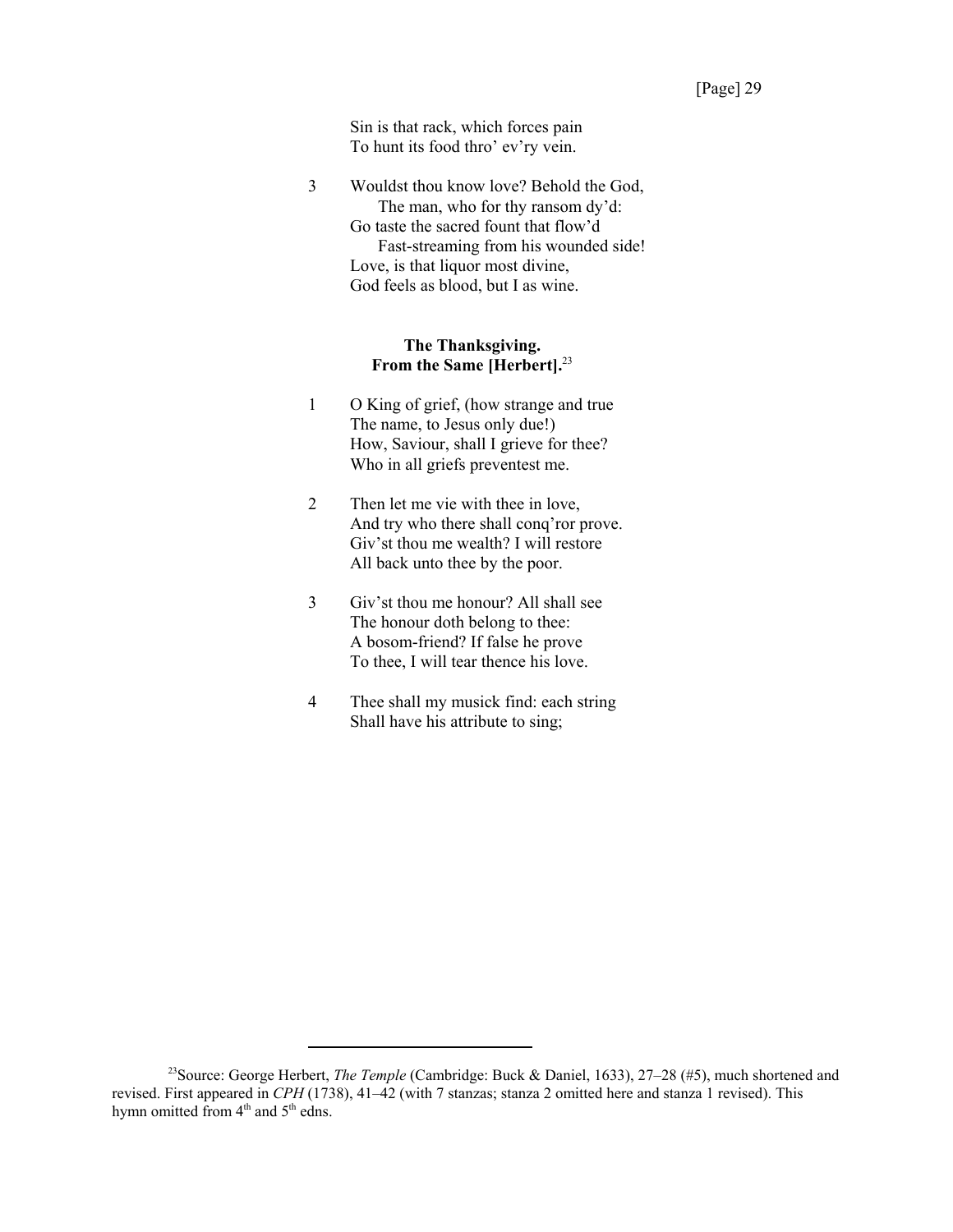Sin is that rack, which forces pain
To hunt its food thro' ev'ry vein.

3 Wouldst thou know love? Behold the God,
  The man, who for thy ransom dy'd:
Go taste the sacred fount that flow'd
  Fast-streaming from his wounded side!
Love, is that liquor most divine,
God feels as blood, but I as wine.

### The Thanksgiving.
### From the Same [Herbert].[23]

1 O King of grief, (how strange and true
The name, to Jesus only due!)
How, Saviour, shall I grieve for thee?
Who in all griefs preventest me.

2 Then let me vie with thee in love,
And try who there shall conq'ror prove.
Giv'st thou me wealth? I will restore
All back unto thee by the poor.

3 Giv'st thou me honour? All shall see
The honour doth belong to thee:
A bosom-friend? If false he prove
To thee, I will tear thence his love.

4 Thee shall my musick find: each string
Shall have his attribute to sing;

---

[23]Source: George Herbert, *The Temple* (Cambridge: Buck & Daniel, 1633), 27–28 (#5), much shortened and revised. First appeared in *CPH* (1738), 41–42 (with 7 stanzas; stanza 2 omitted here and stanza 1 revised). This hymn omitted from 4th and 5th edns.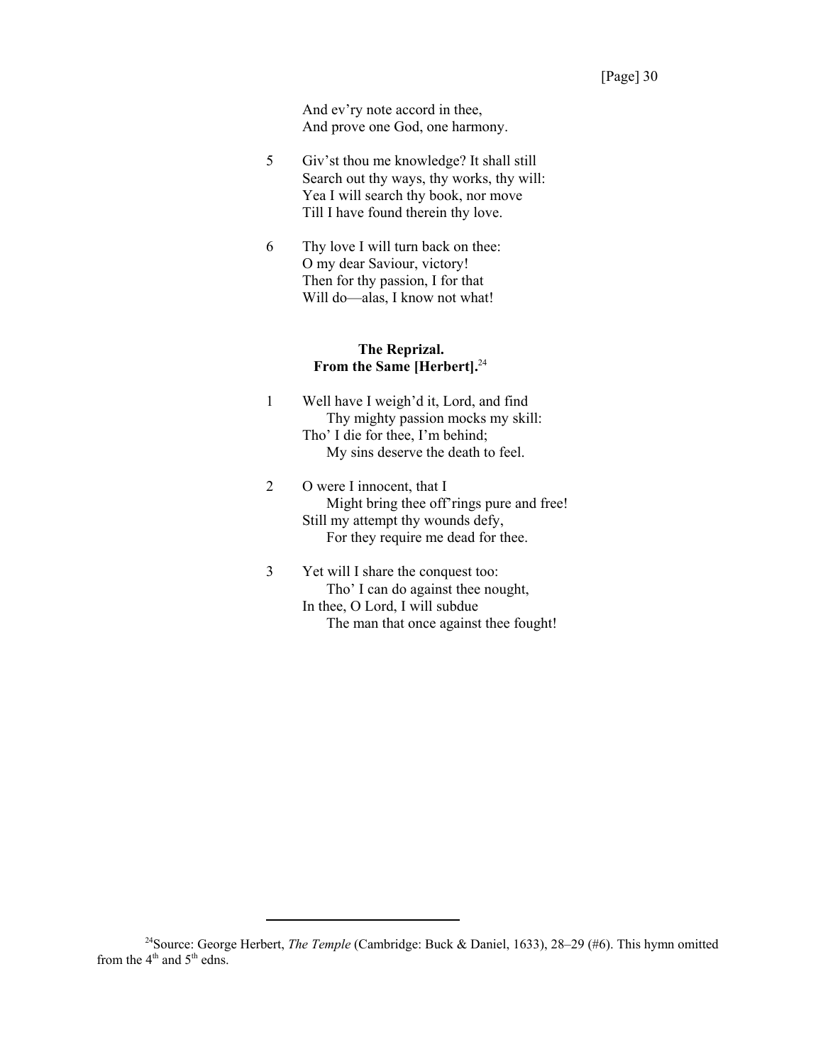And ev'ry note accord in thee,
And prove one God, one harmony.

5 Giv'st thou me knowledge? It shall still
Search out thy ways, thy works, thy will:
Yea I will search thy book, nor move
Till I have found therein thy love.

6 Thy love I will turn back on thee:
O my dear Saviour, victory!
Then for thy passion, I for that
Will do—alas, I know not what!

### **The Reprizal.**
### **From the Same [Herbert].**[24]

1 Well have I weigh'd it, Lord, and find
    Thy mighty passion mocks my skill:
Tho' I die for thee, I'm behind;
    My sins deserve the death to feel.

2 O were I innocent, that I
    Might bring thee off'rings pure and free!
Still my attempt thy wounds defy,
    For they require me dead for thee.

3 Yet will I share the conquest too:
    Tho' I can do against thee nought,
In thee, O Lord, I will subdue
    The man that once against thee fought!

---

[24]Source: George Herbert, *The Temple* (Cambridge: Buck & Daniel, 1633), 28–29 (#6). This hymn omitted from the 4th and 5th edns.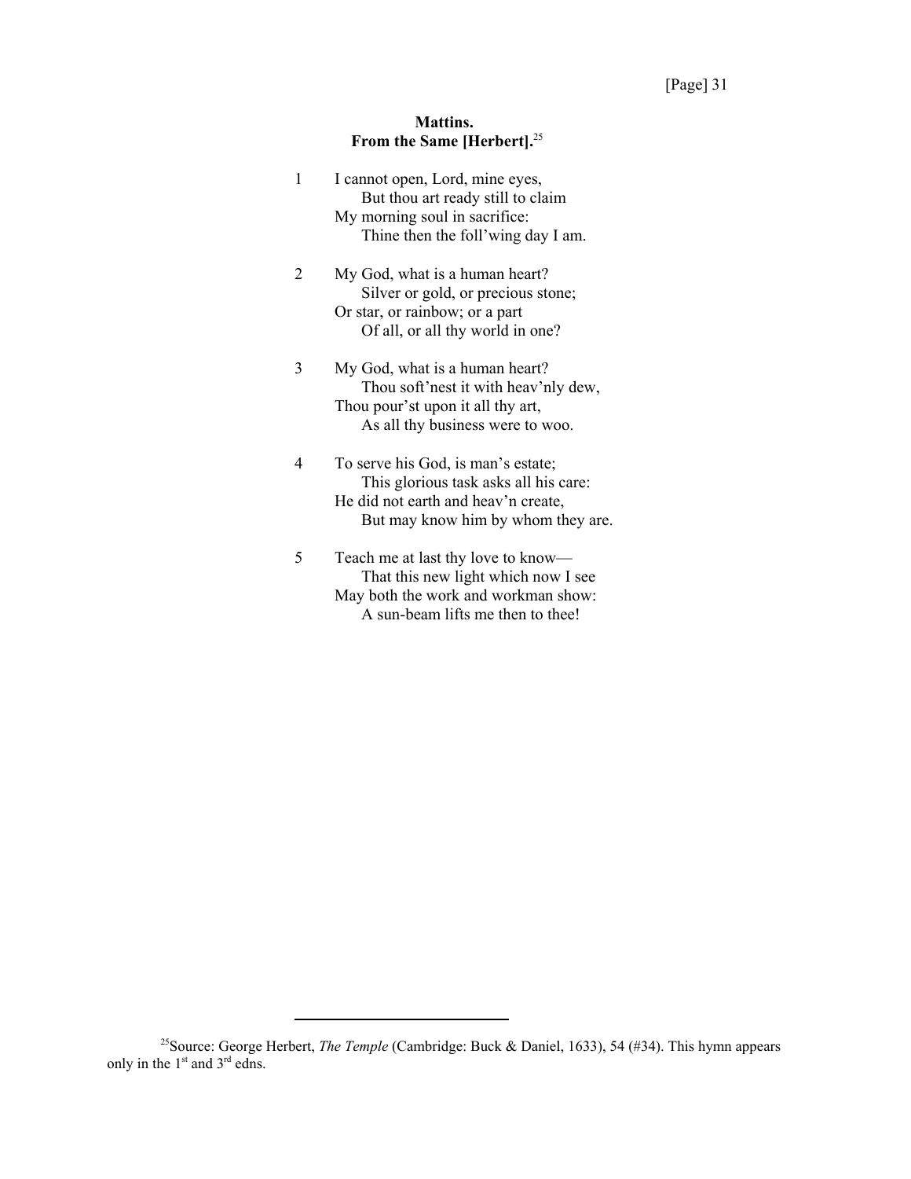### Mattins.
### From the Same [Herbert].[25]

1 I cannot open, Lord, mine eyes,
  But thou art ready still to claim
 My morning soul in sacrifice:
  Thine then the foll'wing day I am.

2 My God, what is a human heart?
  Silver or gold, or precious stone;
 Or star, or rainbow; or a part
  Of all, or all thy world in one?

3 My God, what is a human heart?
  Thou soft'nest it with heav'nly dew,
 Thou pour'st upon it all thy art,
  As all thy business were to woo.

4 To serve his God, is man's estate;
  This glorious task asks all his care:
 He did not earth and heav'n create,
  But may know him by whom they are.

5 Teach me at last thy love to know—
  That this new light which now I see
 May both the work and workman show:
  A sun-beam lifts me then to thee!

---

[25]Source: George Herbert, *The Temple* (Cambridge: Buck & Daniel, 1633), 54 (#34). This hymn appears only in the 1st and 3rd edns.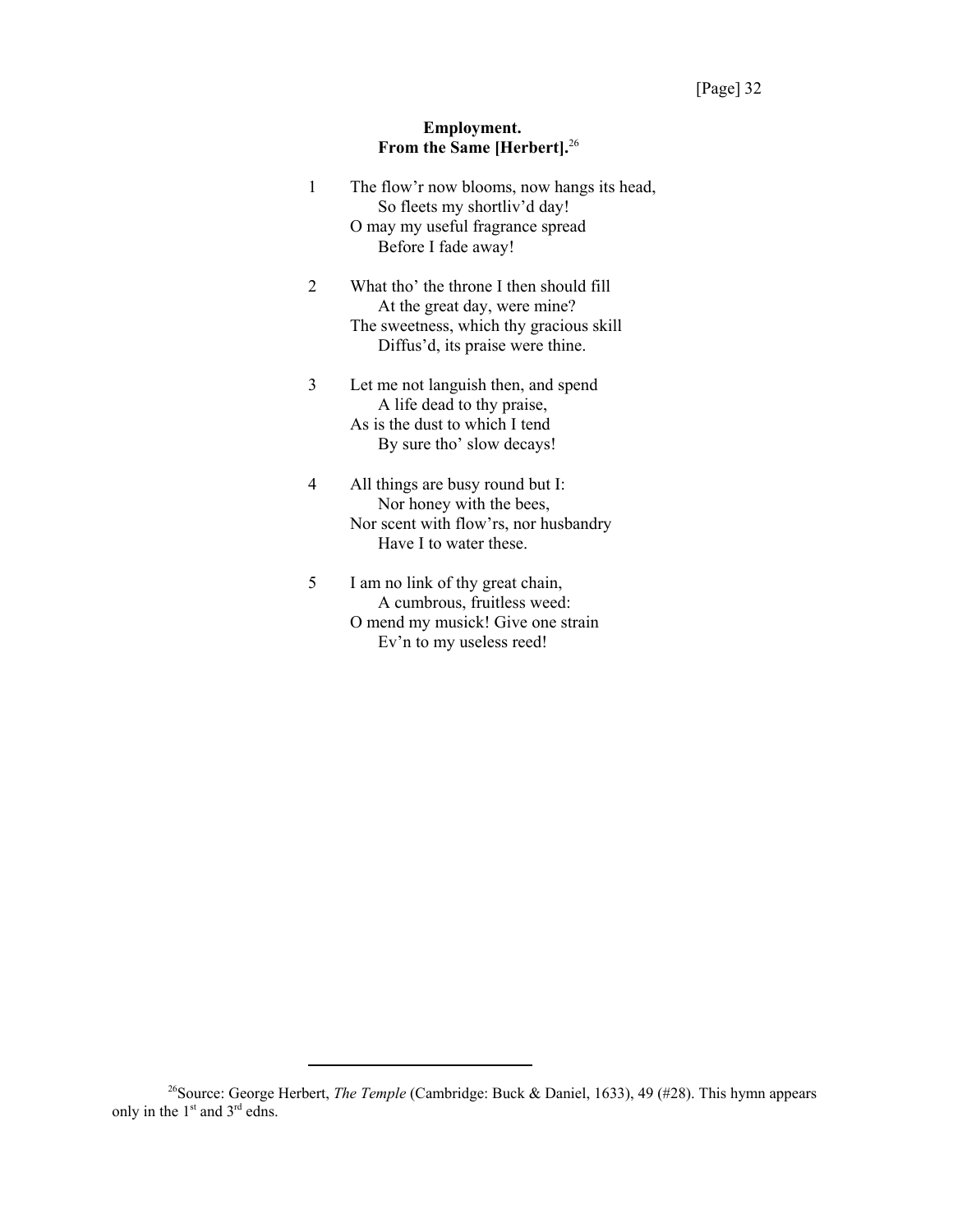**Employment.**
**From the Same [Herbert].**[26]

1 The flow'r now blooms, now hangs its head,
 So fleets my shortliv'd day!
O may my useful fragrance spread
 Before I fade away!

2 What tho' the throne I then should fill
 At the great day, were mine?
The sweetness, which thy gracious skill
 Diffus'd, its praise were thine.

3 Let me not languish then, and spend
 A life dead to thy praise,
As is the dust to which I tend
 By sure tho' slow decays!

4 All things are busy round but I:
 Nor honey with the bees,
Nor scent with flow'rs, nor husbandry
 Have I to water these.

5 I am no link of thy great chain,
 A cumbrous, fruitless weed:
O mend my musick! Give one strain
 Ev'n to my useless reed!

---

[26]Source: George Herbert, *The Temple* (Cambridge: Buck & Daniel, 1633), 49 (#28). This hymn appears only in the 1st and 3rd edns.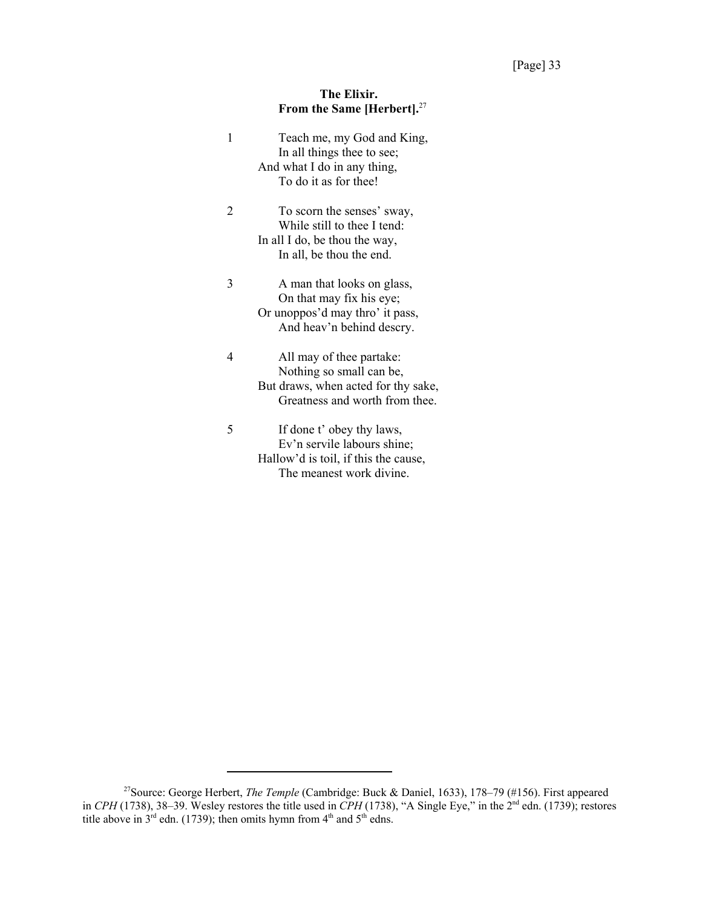### The Elixir.
### From the Same [Herbert].[27]

1 Teach me, my God and King,
  In all things thee to see;
And what I do in any thing,
  To do it as for thee!

2 To scorn the senses' sway,
  While still to thee I tend:
In all I do, be thou the way,
  In all, be thou the end.

3 A man that looks on glass,
  On that may fix his eye;
Or unoppos'd may thro' it pass,
  And heav'n behind descry.

4 All may of thee partake:
  Nothing so small can be,
But draws, when acted for thy sake,
  Greatness and worth from thee.

5 If done t' obey thy laws,
  Ev'n servile labours shine;
Hallow'd is toil, if this the cause,
  The meanest work divine.

---

[27]Source: George Herbert, *The Temple* (Cambridge: Buck & Daniel, 1633), 178–79 (#156). First appeared in *CPH* (1738), 38–39. Wesley restores the title used in *CPH* (1738), "A Single Eye," in the 2nd edn. (1739); restores title above in 3rd edn. (1739); then omits hymn from 4th and 5th edns.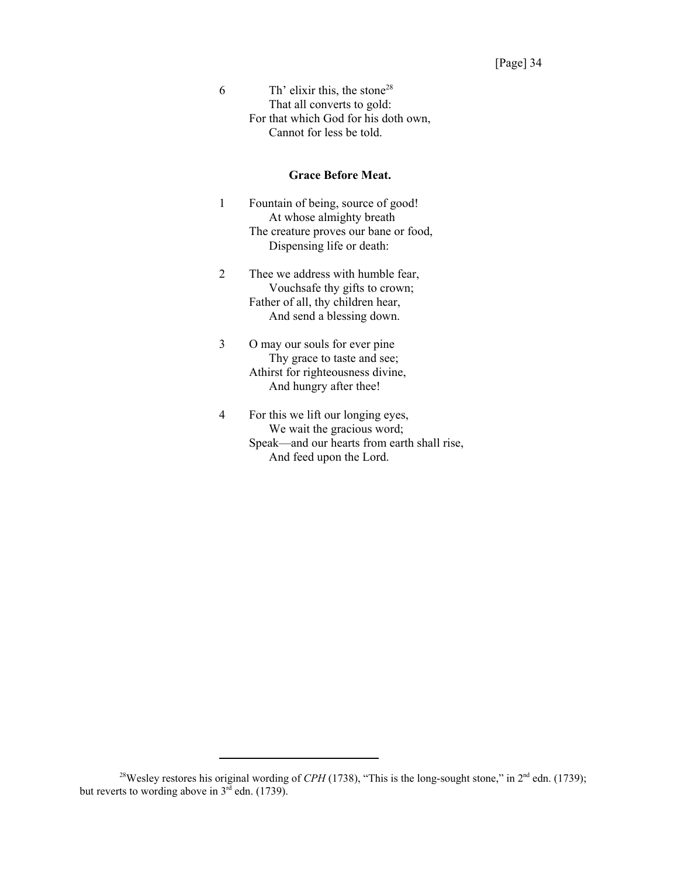6 Th' elixir this, the stone[28]
That all converts to gold:
For that which God for his doth own,
Cannot for less be told.

### Grace Before Meat.

1 Fountain of being, source of good!
At whose almighty breath
The creature proves our bane or food,
Dispensing life or death:

2 Thee we address with humble fear,
Vouchsafe thy gifts to crown;
Father of all, thy children hear,
And send a blessing down.

3 O may our souls for ever pine
Thy grace to taste and see;
Athirst for righteousness divine,
And hungry after thee!

4 For this we lift our longing eyes,
We wait the gracious word;
Speak—and our hearts from earth shall rise,
And feed upon the Lord.

---

[28] Wesley restores his original wording of *CPH* (1738), "This is the long-sought stone," in 2nd edn. (1739); but reverts to wording above in 3rd edn. (1739).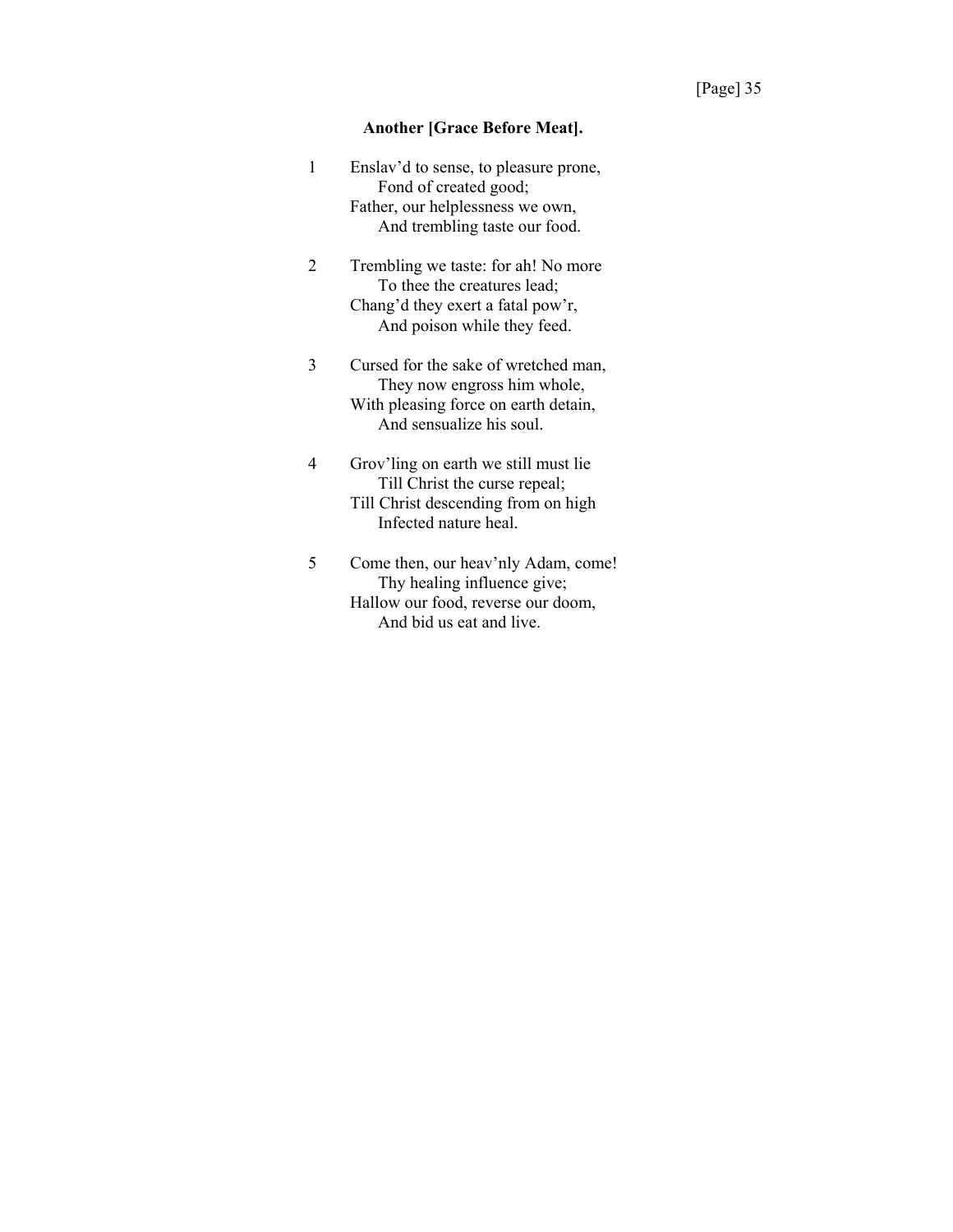### Another [Grace Before Meat].

1 Enslav'd to sense, to pleasure prone,
  Fond of created good;
Father, our helplessness we own,
  And trembling taste our food.

2 Trembling we taste: for ah! No more
  To thee the creatures lead;
Chang'd they exert a fatal pow'r,
  And poison while they feed.

3 Cursed for the sake of wretched man,
  They now engross him whole,
With pleasing force on earth detain,
  And sensualize his soul.

4 Grov'ling on earth we still must lie
  Till Christ the curse repeal;
Till Christ descending from on high
  Infected nature heal.

5 Come then, our heav'nly Adam, come!
  Thy healing influence give;
Hallow our food, reverse our doom,
  And bid us eat and live.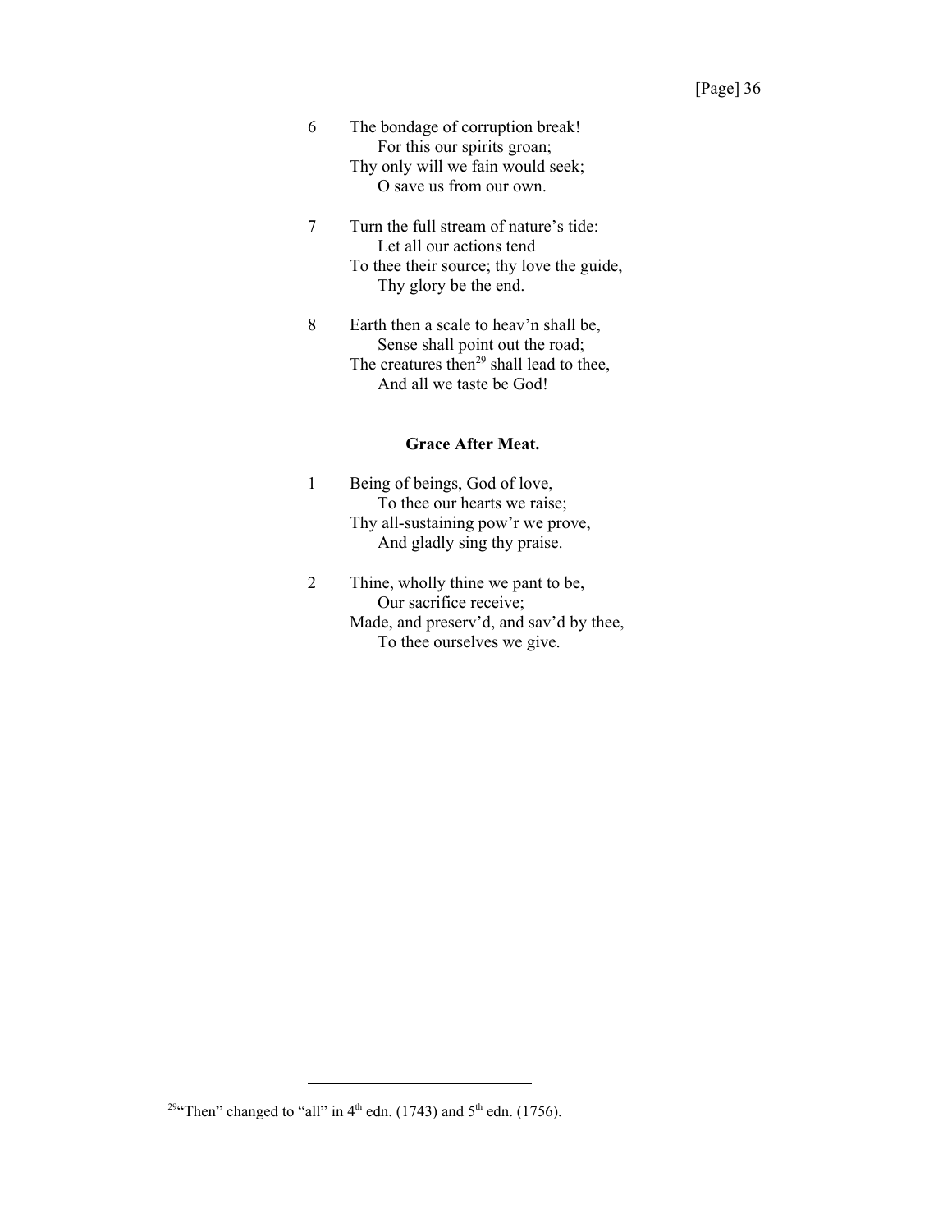6 The bondage of corruption break!
   For this our spirits groan;
Thy only will we fain would seek;
   O save us from our own.

7 Turn the full stream of nature's tide:
   Let all our actions tend
To thee their source; thy love the guide,
   Thy glory be the end.

8 Earth then a scale to heav'n shall be,
   Sense shall point out the road;
The creatures then[29] shall lead to thee,
   And all we taste be God!

**Grace After Meat.**

1 Being of beings, God of love,
   To thee our hearts we raise;
Thy all-sustaining pow'r we prove,
   And gladly sing thy praise.

2 Thine, wholly thine we pant to be,
   Our sacrifice receive;
Made, and preserv'd, and sav'd by thee,
   To thee ourselves we give.

---

[29]"Then" changed to "all" in 4th edn. (1743) and 5th edn. (1756).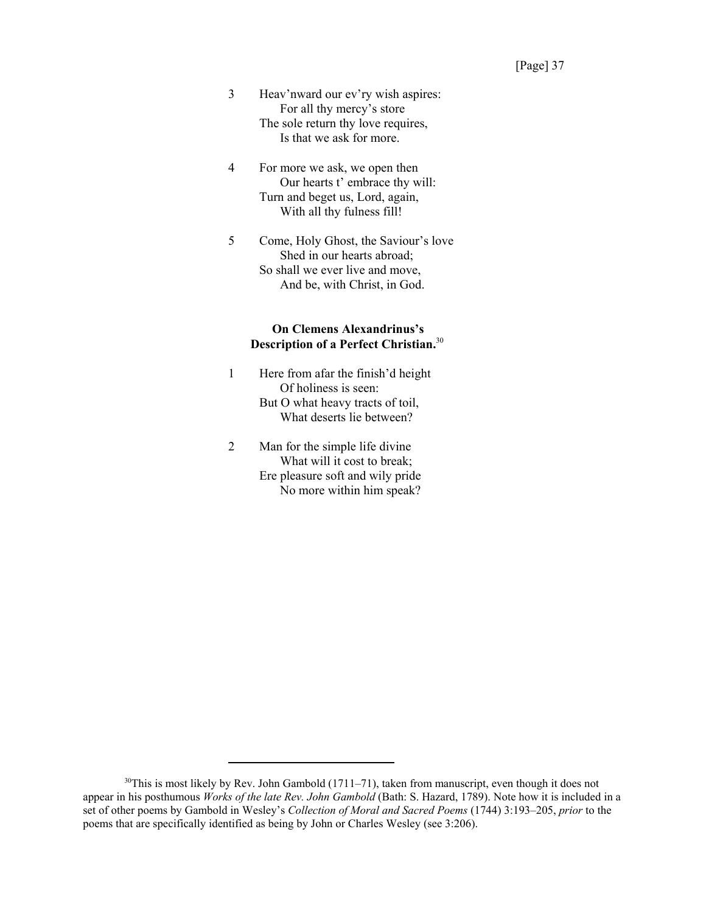3 Heav'nward our ev'ry wish aspires:
  For all thy mercy's store
The sole return thy love requires,
  Is that we ask for more.

4 For more we ask, we open then
  Our hearts t' embrace thy will:
Turn and beget us, Lord, again,
  With all thy fulness fill!

5 Come, Holy Ghost, the Saviour's love
  Shed in our hearts abroad;
So shall we ever live and move,
  And be, with Christ, in God.

**On Clemens Alexandrinus's Description of a Perfect Christian.**[30]

1 Here from afar the finish'd height
  Of holiness is seen:
But O what heavy tracts of toil,
  What deserts lie between?

2 Man for the simple life divine
  What will it cost to break;
Ere pleasure soft and wily pride
  No more within him speak?

---

[30]This is most likely by Rev. John Gambold (1711–71), taken from manuscript, even though it does not appear in his posthumous *Works of the late Rev. John Gambold* (Bath: S. Hazard, 1789). Note how it is included in a set of other poems by Gambold in Wesley's *Collection of Moral and Sacred Poems* (1744) 3:193–205, *prior* to the poems that are specifically identified as being by John or Charles Wesley (see 3:206).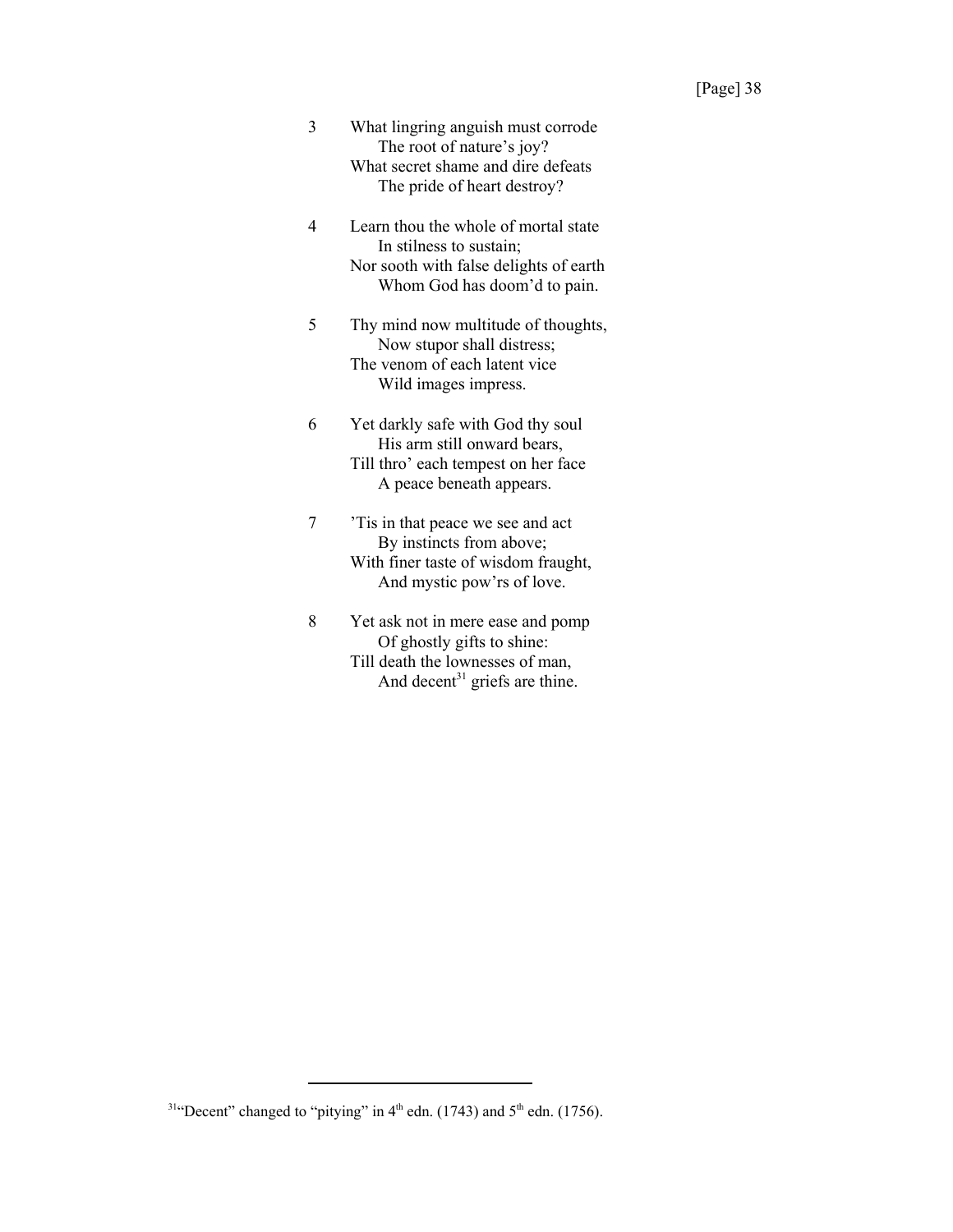3 What lingring anguish must corrode
  The root of nature's joy?
What secret shame and dire defeats
  The pride of heart destroy?

4 Learn thou the whole of mortal state
  In stilness to sustain;
Nor sooth with false delights of earth
  Whom God has doom'd to pain.

5 Thy mind now multitude of thoughts,
  Now stupor shall distress;
The venom of each latent vice
  Wild images impress.

6 Yet darkly safe with God thy soul
  His arm still onward bears,
Till thro' each tempest on her face
  A peace beneath appears.

7 'Tis in that peace we see and act
  By instincts from above;
With finer taste of wisdom fraught,
  And mystic pow'rs of love.

8 Yet ask not in mere ease and pomp
  Of ghostly gifts to shine:
Till death the lownesses of man,
  And decent[31] griefs are thine.

---

[31] "Decent" changed to "pitying" in 4th edn. (1743) and 5th edn. (1756).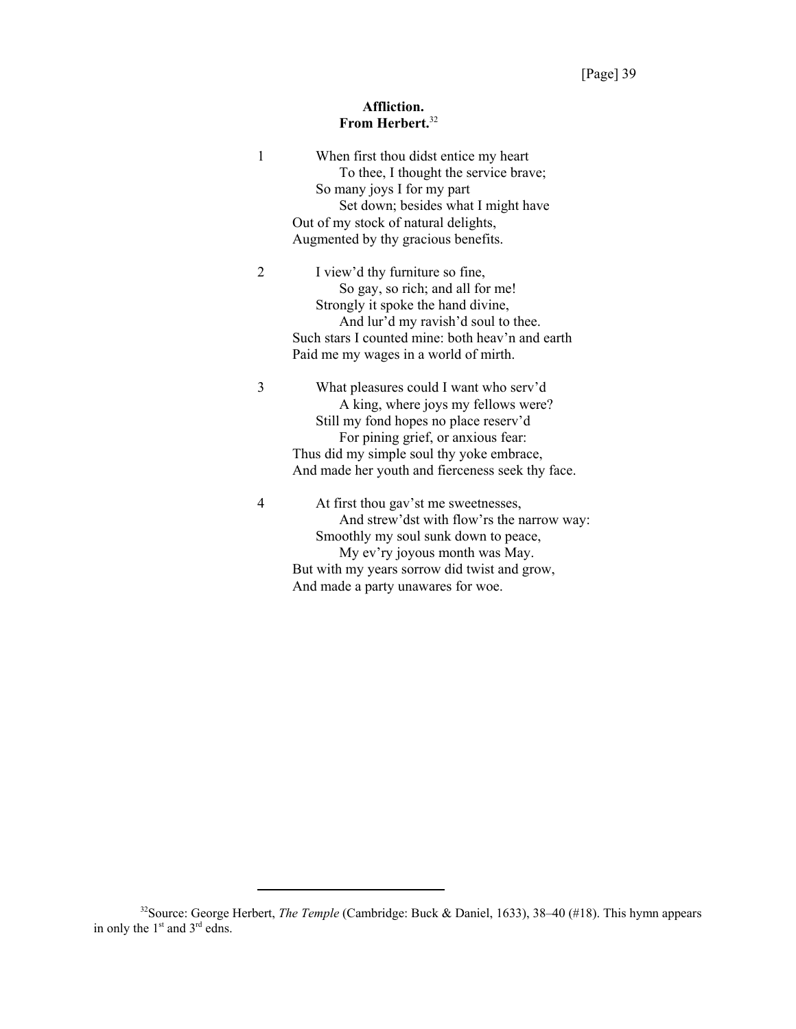### Affliction.
### From Herbert.[32]

1 When first thou didst entice my heart
  To thee, I thought the service brave;
 So many joys I for my part
  Set down; besides what I might have
Out of my stock of natural delights,
Augmented by thy gracious benefits.

2 I view'd thy furniture so fine,
  So gay, so rich; and all for me!
 Strongly it spoke the hand divine,
  And lur'd my ravish'd soul to thee.
Such stars I counted mine: both heav'n and earth
Paid me my wages in a world of mirth.

3 What pleasures could I want who serv'd
  A king, where joys my fellows were?
 Still my fond hopes no place reserv'd
  For pining grief, or anxious fear:
Thus did my simple soul thy yoke embrace,
And made her youth and fierceness seek thy face.

4 At first thou gav'st me sweetnesses,
  And strew'dst with flow'rs the narrow way:
 Smoothly my soul sunk down to peace,
  My ev'ry joyous month was May.
But with my years sorrow did twist and grow,
And made a party unawares for woe.

---

[32]Source: George Herbert, *The Temple* (Cambridge: Buck & Daniel, 1633), 38–40 (#18). This hymn appears in only the 1st and 3rd edns.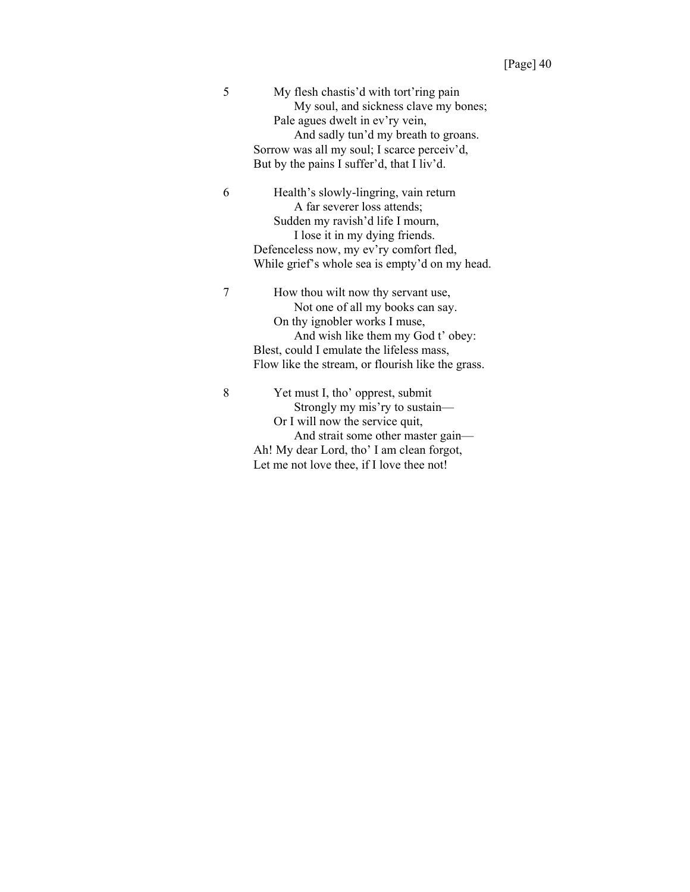5 My flesh chastis'd with tort'ring pain
 My soul, and sickness clave my bones;
 Pale agues dwelt in ev'ry vein,
 And sadly tun'd my breath to groans.
 Sorrow was all my soul; I scarce perceiv'd,
 But by the pains I suffer'd, that I liv'd.

6 Health's slowly-lingring, vain return
 A far severer loss attends;
 Sudden my ravish'd life I mourn,
 I lose it in my dying friends.
 Defenceless now, my ev'ry comfort fled,
 While grief's whole sea is empty'd on my head.

7 How thou wilt now thy servant use,
 Not one of all my books can say.
 On thy ignobler works I muse,
 And wish like them my God t' obey:
 Blest, could I emulate the lifeless mass,
 Flow like the stream, or flourish like the grass.

8 Yet must I, tho' opprest, submit
 Strongly my mis'ry to sustain—
 Or I will now the service quit,
 And strait some other master gain—
 Ah! My dear Lord, tho' I am clean forgot,
 Let me not love thee, if I love thee not!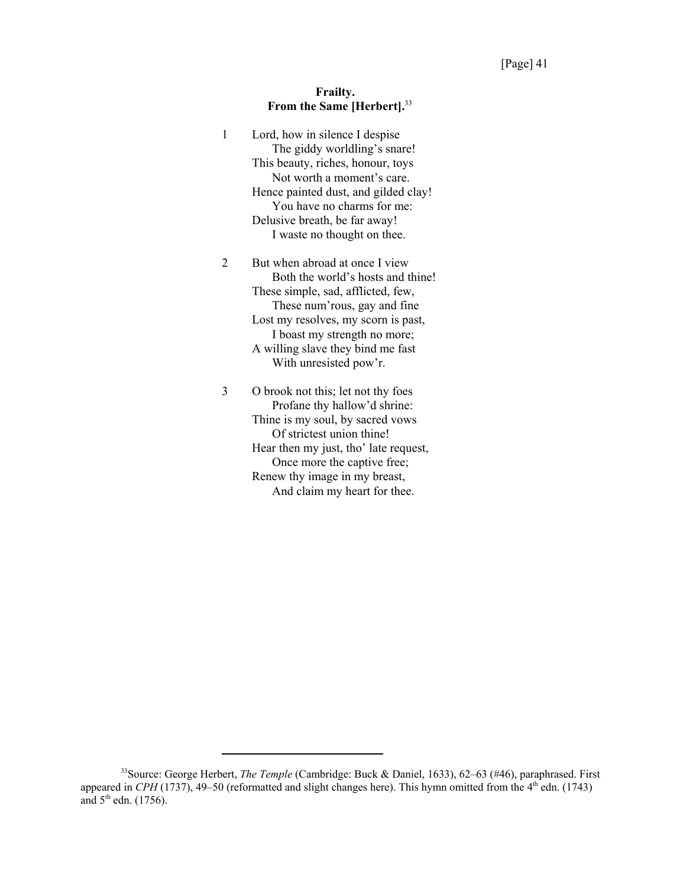**Frailty.**
**From the Same [Herbert].**[33]

1 Lord, how in silence I despise
  The giddy worldling's snare!
This beauty, riches, honour, toys
  Not worth a moment's care.
Hence painted dust, and gilded clay!
  You have no charms for me:
Delusive breath, be far away!
  I waste no thought on thee.

2 But when abroad at once I view
  Both the world's hosts and thine!
These simple, sad, afflicted, few,
  These num'rous, gay and fine
Lost my resolves, my scorn is past,
  I boast my strength no more;
A willing slave they bind me fast
  With unresisted pow'r.

3 O brook not this; let not thy foes
  Profane thy hallow'd shrine:
Thine is my soul, by sacred vows
  Of strictest union thine!
Hear then my just, tho' late request,
  Once more the captive free;
Renew thy image in my breast,
  And claim my heart for thee.

---

[33]Source: George Herbert, *The Temple* (Cambridge: Buck & Daniel, 1633), 62–63 (#46), paraphrased. First appeared in *CPH* (1737), 49–50 (reformatted and slight changes here). This hymn omitted from the 4th edn. (1743) and 5th edn. (1756).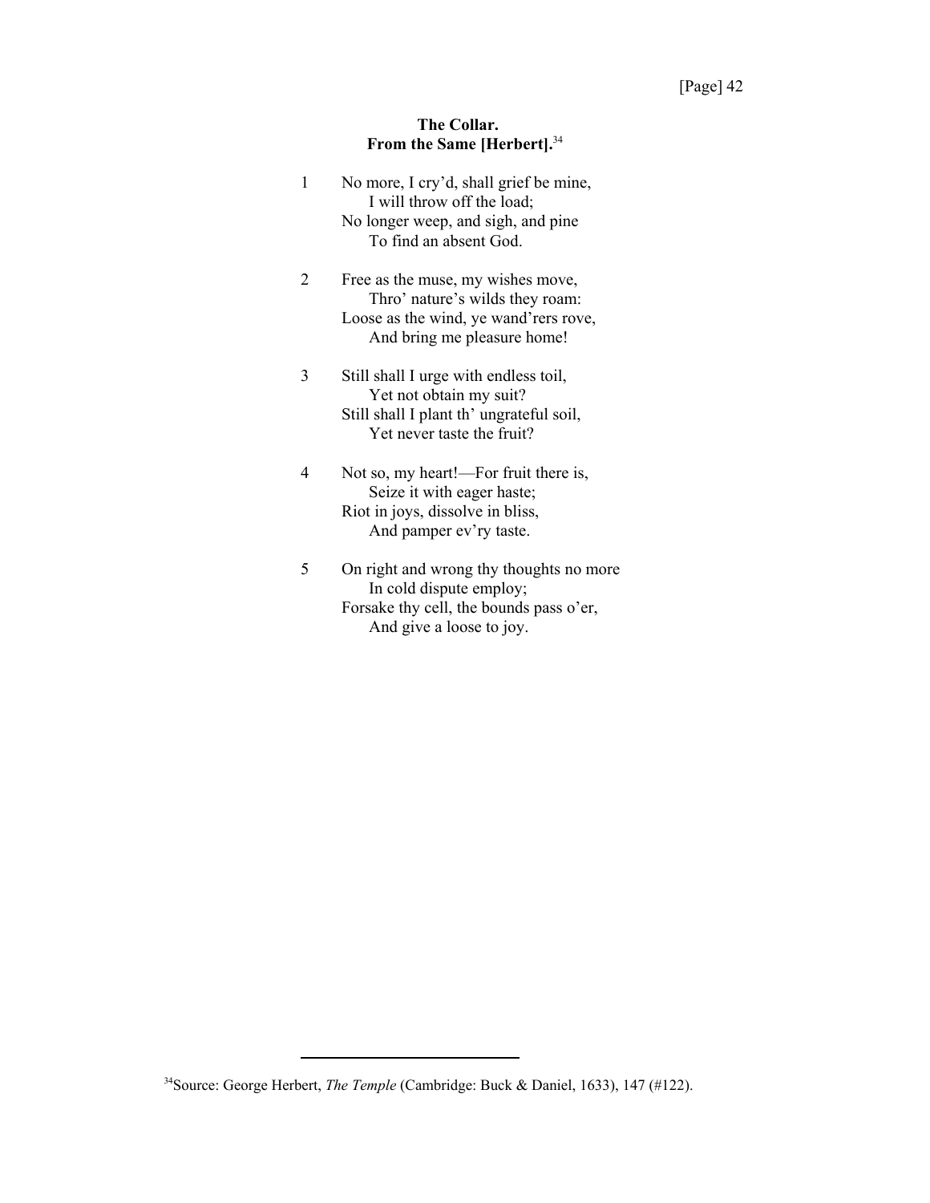### The Collar.
### From the Same [Herbert].[34]

1 No more, I cry'd, shall grief be mine,
  I will throw off the load;
No longer weep, and sigh, and pine
  To find an absent God.

2 Free as the muse, my wishes move,
  Thro' nature's wilds they roam:
Loose as the wind, ye wand'rers rove,
  And bring me pleasure home!

3 Still shall I urge with endless toil,
  Yet not obtain my suit?
Still shall I plant th' ungrateful soil,
  Yet never taste the fruit?

4 Not so, my heart!—For fruit there is,
  Seize it with eager haste;
Riot in joys, dissolve in bliss,
  And pamper ev'ry taste.

5 On right and wrong thy thoughts no more
  In cold dispute employ;
Forsake thy cell, the bounds pass o'er,
  And give a loose to joy.

---

[34]Source: George Herbert, *The Temple* (Cambridge: Buck & Daniel, 1633), 147 (#122).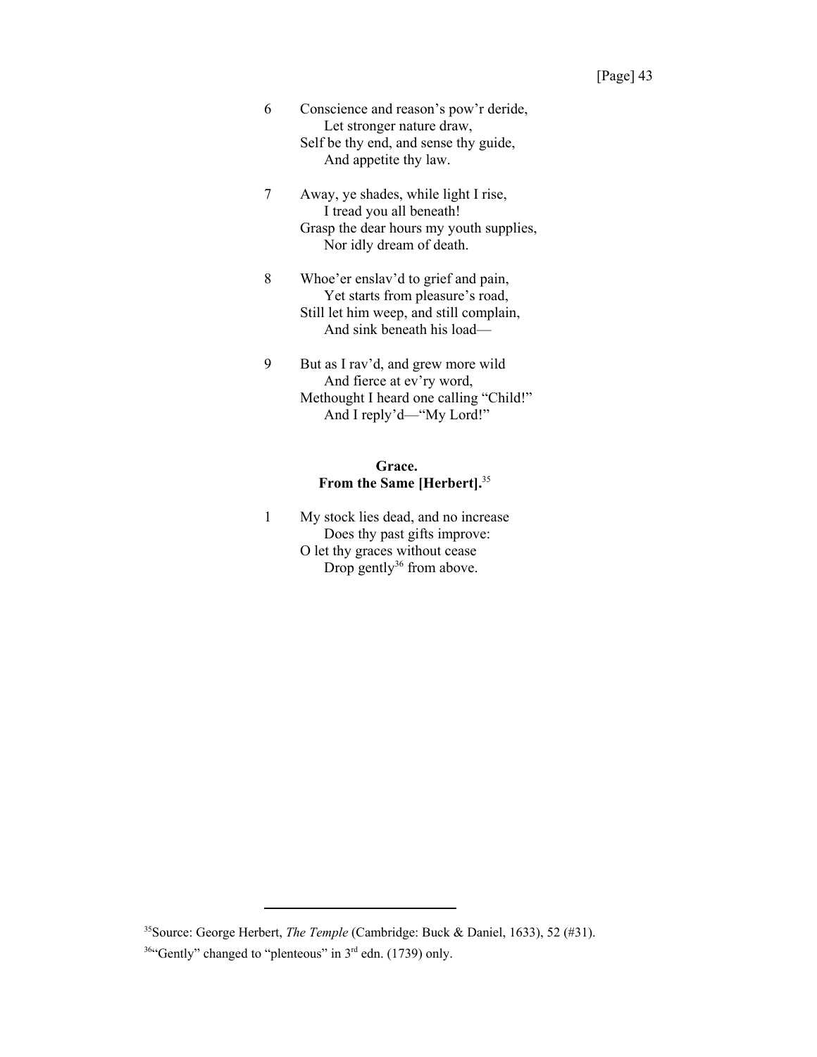6 Conscience and reason's pow'r deride,
  Let stronger nature draw,
 Self be thy end, and sense thy guide,
  And appetite thy law.

7 Away, ye shades, while light I rise,
  I tread you all beneath!
 Grasp the dear hours my youth supplies,
  Nor idly dream of death.

8 Whoe'er enslav'd to grief and pain,
  Yet starts from pleasure's road,
 Still let him weep, and still complain,
  And sink beneath his load—

9 But as I rav'd, and grew more wild
  And fierce at ev'ry word,
 Methought I heard one calling "Child!"
  And I reply'd—"My Lord!"

**Grace.**
**From the Same [Herbert].**[35]

1 My stock lies dead, and no increase
  Does thy past gifts improve:
 O let thy graces without cease
  Drop gently[36] from above.

---

[35]Source: George Herbert, *The Temple* (Cambridge: Buck & Daniel, 1633), 52 (#31).

[36]"Gently" changed to "plenteous" in 3rd edn. (1739) only.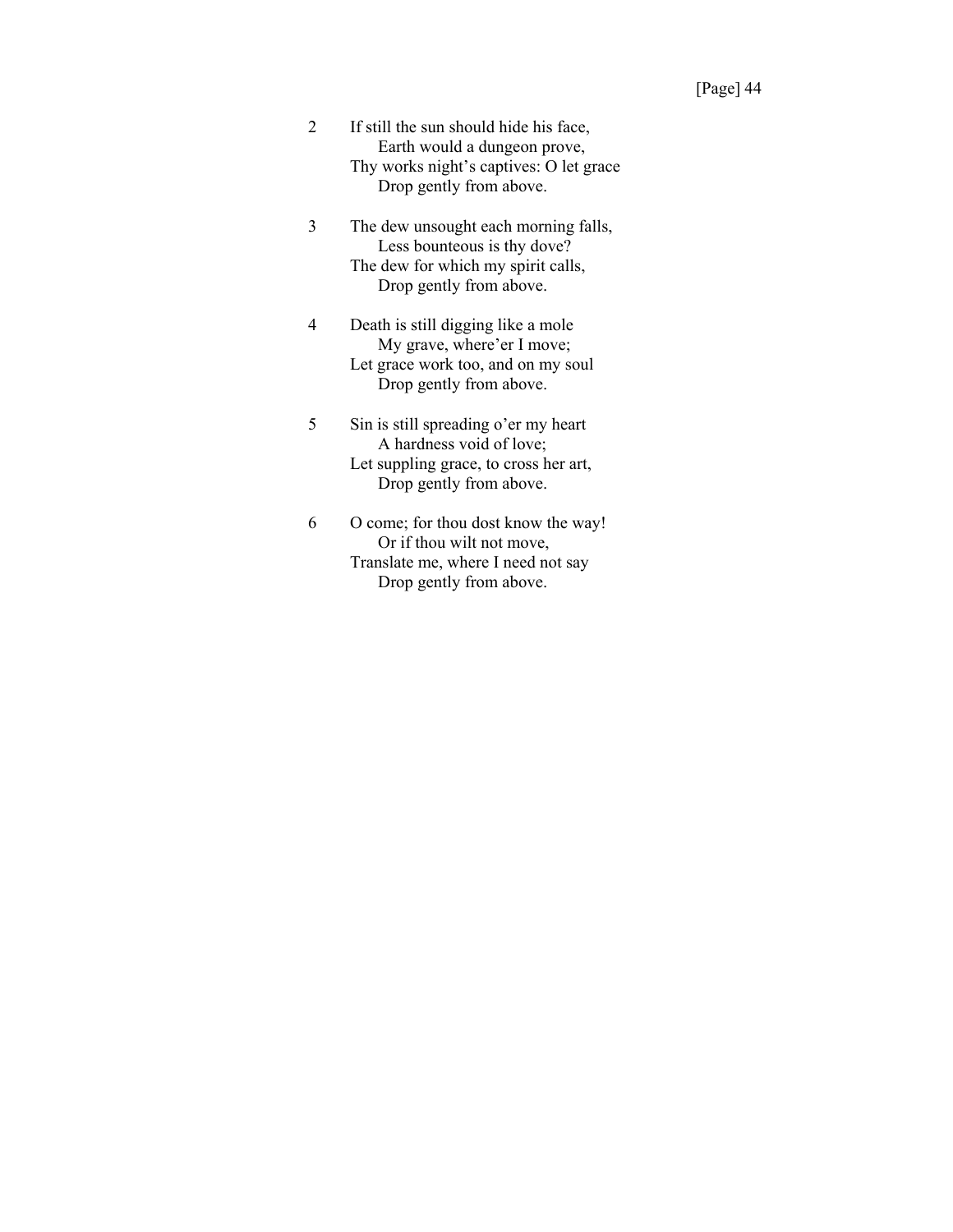2 If still the sun should hide his face,
   Earth would a dungeon prove,
Thy works night's captives: O let grace
   Drop gently from above.

3 The dew unsought each morning falls,
   Less bounteous is thy dove?
The dew for which my spirit calls,
   Drop gently from above.

4 Death is still digging like a mole
   My grave, where'er I move;
Let grace work too, and on my soul
   Drop gently from above.

5 Sin is still spreading o'er my heart
   A hardness void of love;
Let suppling grace, to cross her art,
   Drop gently from above.

6 O come; for thou dost know the way!
   Or if thou wilt not move,
Translate me, where I need not say
   Drop gently from above.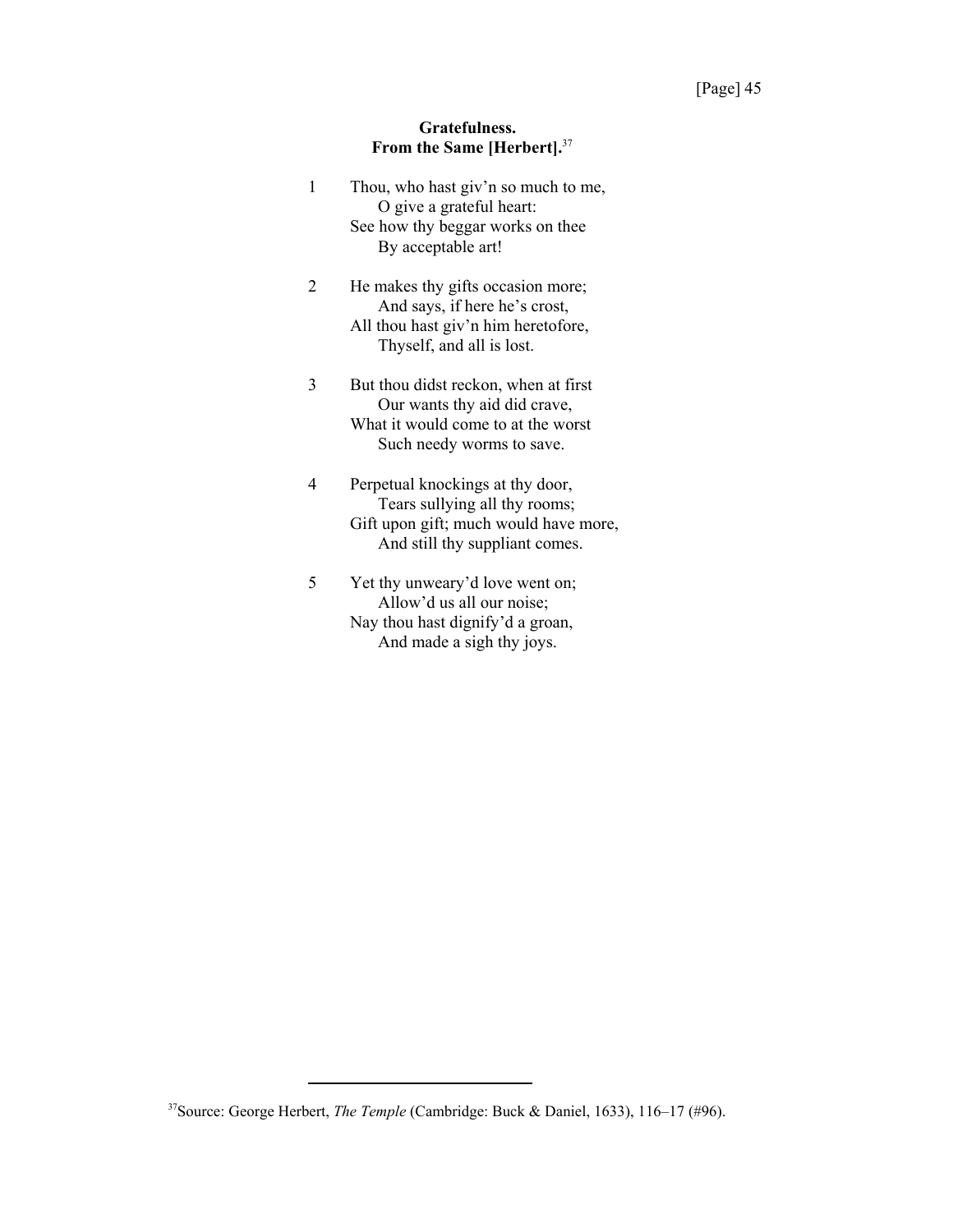## Gratefulness.
## From the Same [Herbert].[37]

1 Thou, who hast giv'n so much to me,
  O give a grateful heart:
See how thy beggar works on thee
  By acceptable art!

2 He makes thy gifts occasion more;
  And says, if here he's crost,
All thou hast giv'n him heretofore,
  Thyself, and all is lost.

3 But thou didst reckon, when at first
  Our wants thy aid did crave,
What it would come to at the worst
  Such needy worms to save.

4 Perpetual knockings at thy door,
  Tears sullying all thy rooms;
Gift upon gift; much would have more,
  And still thy suppliant comes.

5 Yet thy unweary'd love went on;
  Allow'd us all our noise;
Nay thou hast dignify'd a groan,
  And made a sigh thy joys.

---

[37]Source: George Herbert, *The Temple* (Cambridge: Buck & Daniel, 1633), 116–17 (#96).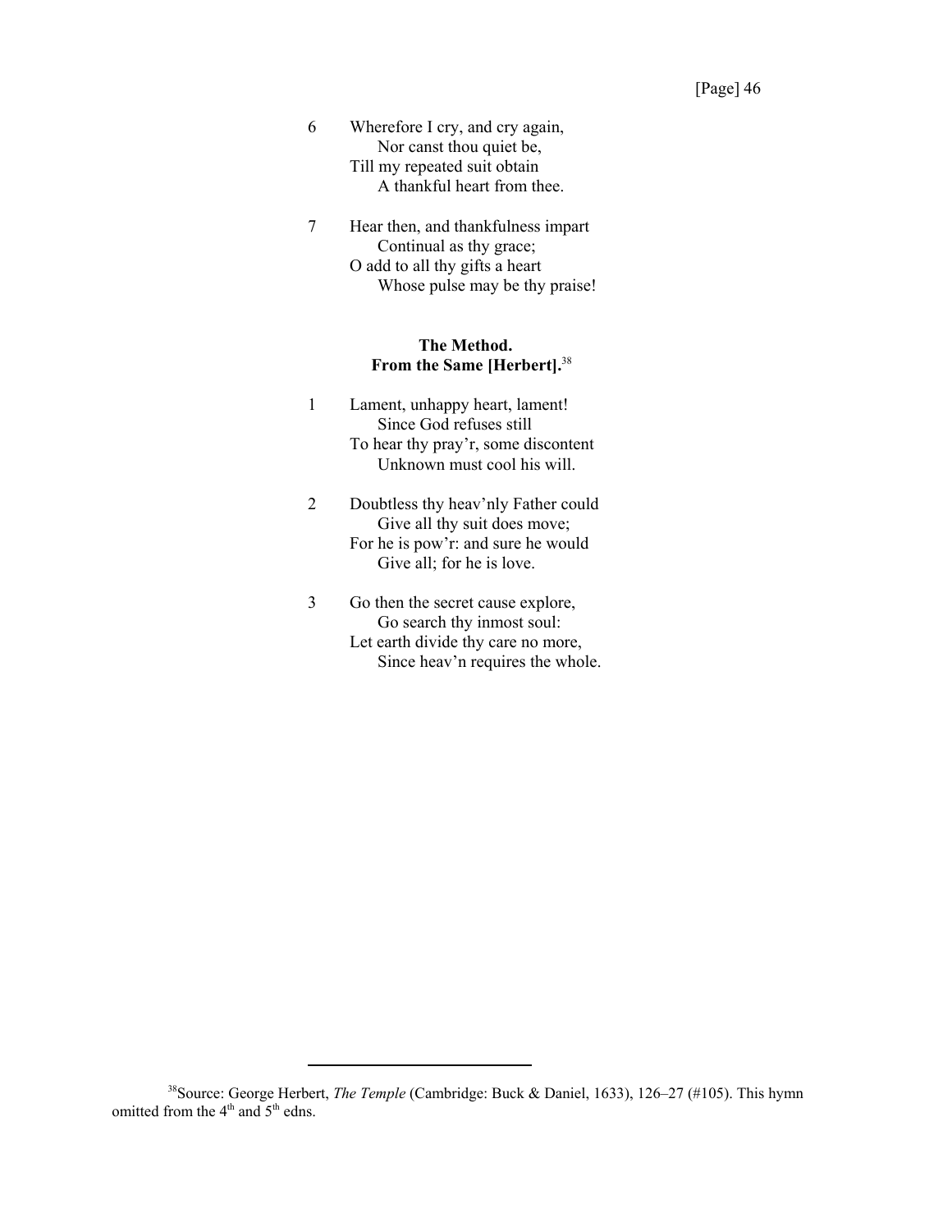6	Wherefore I cry, and cry again,
	Nor canst thou quiet be,
Till my repeated suit obtain
	A thankful heart from thee.

7	Hear then, and thankfulness impart
	Continual as thy grace;
O add to all thy gifts a heart
	Whose pulse may be thy praise!

**The Method.**
**From the Same [Herbert].**[38]

1	Lament, unhappy heart, lament!
	Since God refuses still
To hear thy pray'r, some discontent
	Unknown must cool his will.

2	Doubtless thy heav'nly Father could
	Give all thy suit does move;
For he is pow'r: and sure he would
	Give all; for he is love.

3	Go then the secret cause explore,
	Go search thy inmost soul:
Let earth divide thy care no more,
	Since heav'n requires the whole.

---

[38]Source: George Herbert, *The Temple* (Cambridge: Buck & Daniel, 1633), 126–27 (#105). This hymn omitted from the 4th and 5th edns.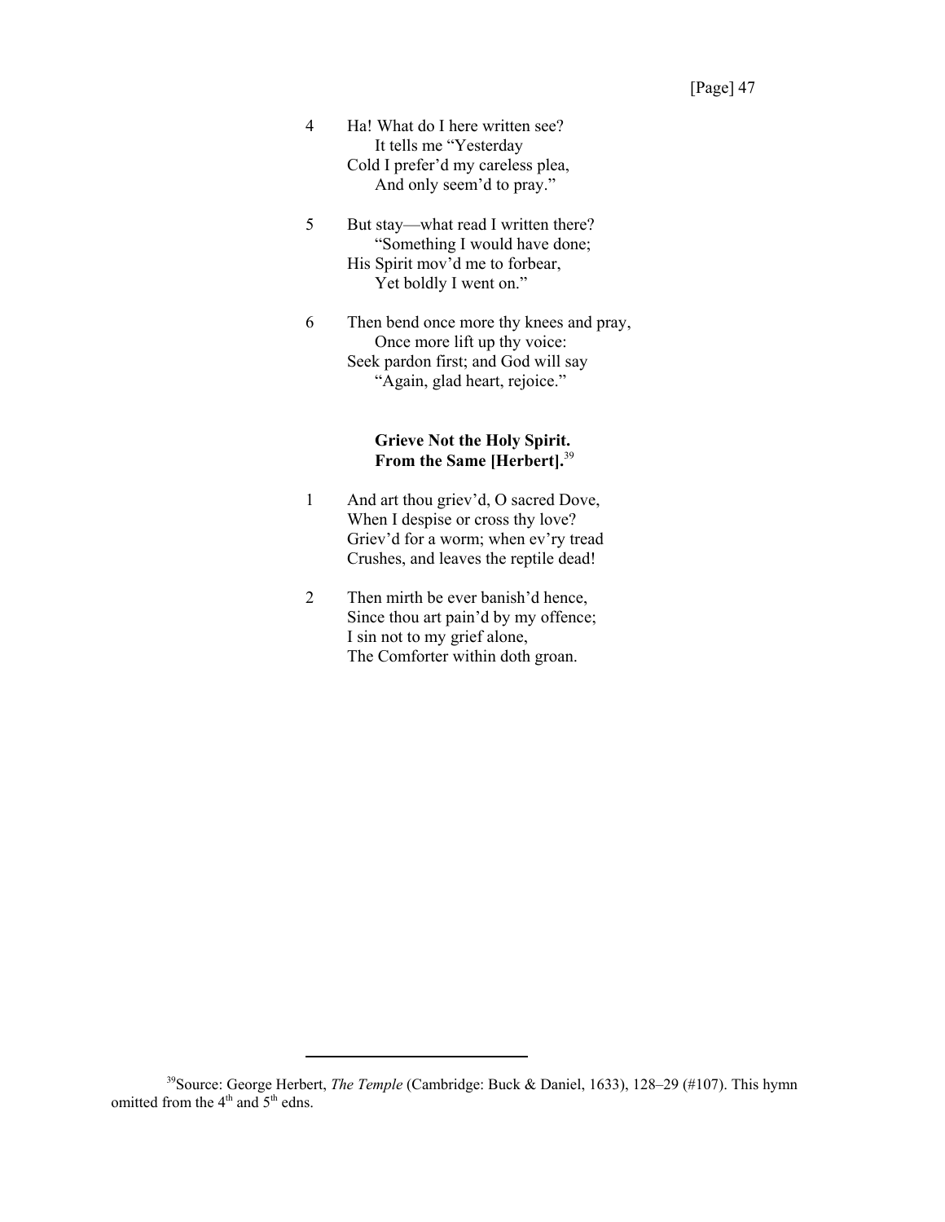4 Ha! What do I here written see?
  It tells me "Yesterday
Cold I prefer'd my careless plea,
  And only seem'd to pray."

5 But stay—what read I written there?
  "Something I would have done;
His Spirit mov'd me to forbear,
  Yet boldly I went on."

6 Then bend once more thy knees and pray,
  Once more lift up thy voice:
Seek pardon first; and God will say
  "Again, glad heart, rejoice."

**Grieve Not the Holy Spirit.**
**From the Same [Herbert].**[39]

1 And art thou griev'd, O sacred Dove,
When I despise or cross thy love?
Griev'd for a worm; when ev'ry tread
Crushes, and leaves the reptile dead!

2 Then mirth be ever banish'd hence,
Since thou art pain'd by my offence;
I sin not to my grief alone,
The Comforter within doth groan.

---

[39]Source: George Herbert, *The Temple* (Cambridge: Buck & Daniel, 1633), 128–29 (#107). This hymn omitted from the 4th and 5th edns.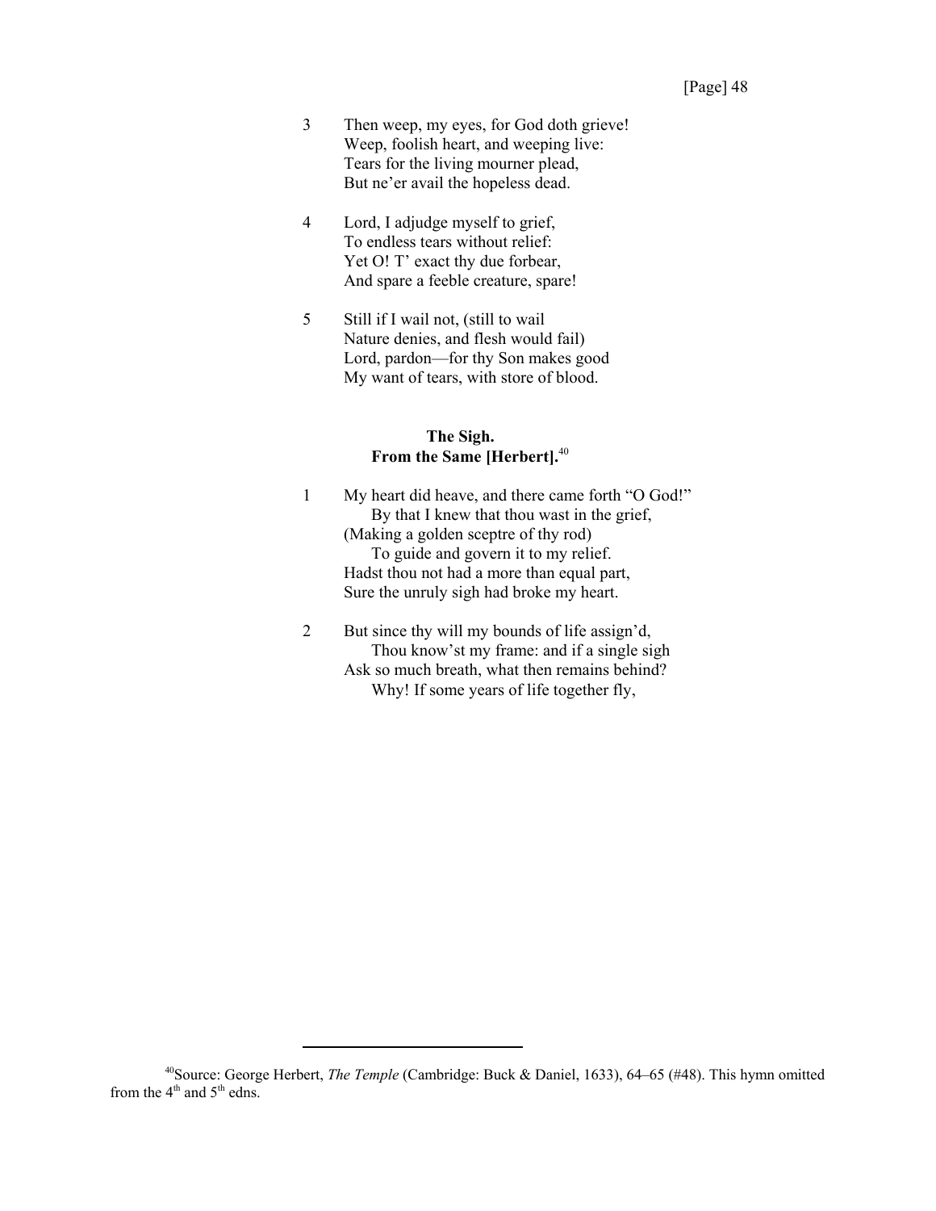3 Then weep, my eyes, for God doth grieve!  
Weep, foolish heart, and weeping live:  
Tears for the living mourner plead,  
But ne'er avail the hopeless dead.

4 Lord, I adjudge myself to grief,  
To endless tears without relief:  
Yet O! T' exact thy due forbear,  
And spare a feeble creature, spare!

5 Still if I wail not, (still to wail  
Nature denies, and flesh would fail)  
Lord, pardon—for thy Son makes good  
My want of tears, with store of blood.

### The Sigh.
### From the Same [Herbert].[40]

1 My heart did heave, and there came forth "O God!"  
  By that I knew that thou wast in the grief,  
(Making a golden sceptre of thy rod)  
  To guide and govern it to my relief.  
Hadst thou not had a more than equal part,  
Sure the unruly sigh had broke my heart.

2 But since thy will my bounds of life assign'd,  
  Thou know'st my frame: and if a single sigh  
Ask so much breath, what then remains behind?  
  Why! If some years of life together fly,

---

[40]Source: George Herbert, *The Temple* (Cambridge: Buck & Daniel, 1633), 64–65 (#48). This hymn omitted from the 4th and 5th edns.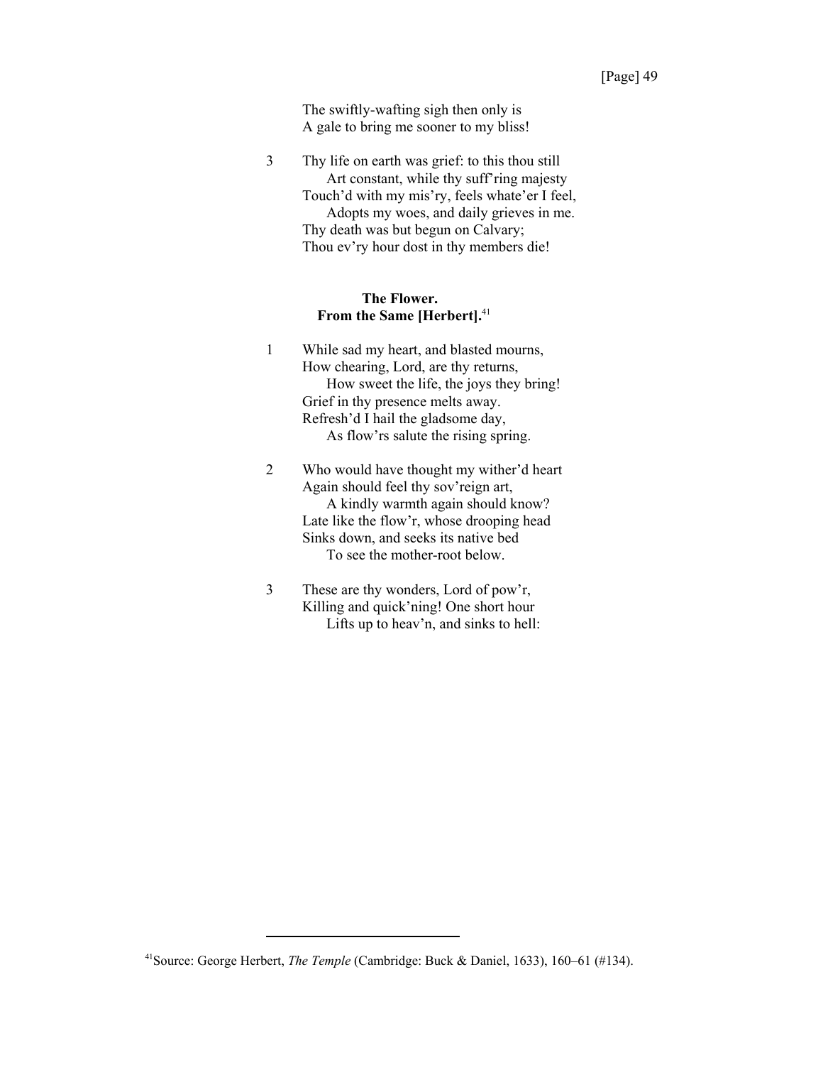The swiftly-wafting sigh then only is
A gale to bring me sooner to my bliss!

3 Thy life on earth was grief: to this thou still
  Art constant, while thy suff'ring majesty
Touch'd with my mis'ry, feels whate'er I feel,
  Adopts my woes, and daily grieves in me.
Thy death was but begun on Calvary;
Thou ev'ry hour dost in thy members die!

### The Flower.
### From the Same [Herbert].[41]

1 While sad my heart, and blasted mourns,
How chearing, Lord, are thy returns,
  How sweet the life, the joys they bring!
Grief in thy presence melts away.
Refresh'd I hail the gladsome day,
  As flow'rs salute the rising spring.

2 Who would have thought my wither'd heart
Again should feel thy sov'reign art,
  A kindly warmth again should know?
Late like the flow'r, whose drooping head
Sinks down, and seeks its native bed
  To see the mother-root below.

3 These are thy wonders, Lord of pow'r,
Killing and quick'ning! One short hour
  Lifts up to heav'n, and sinks to hell:

---

[41] Source: George Herbert, *The Temple* (Cambridge: Buck & Daniel, 1633), 160–61 (#134).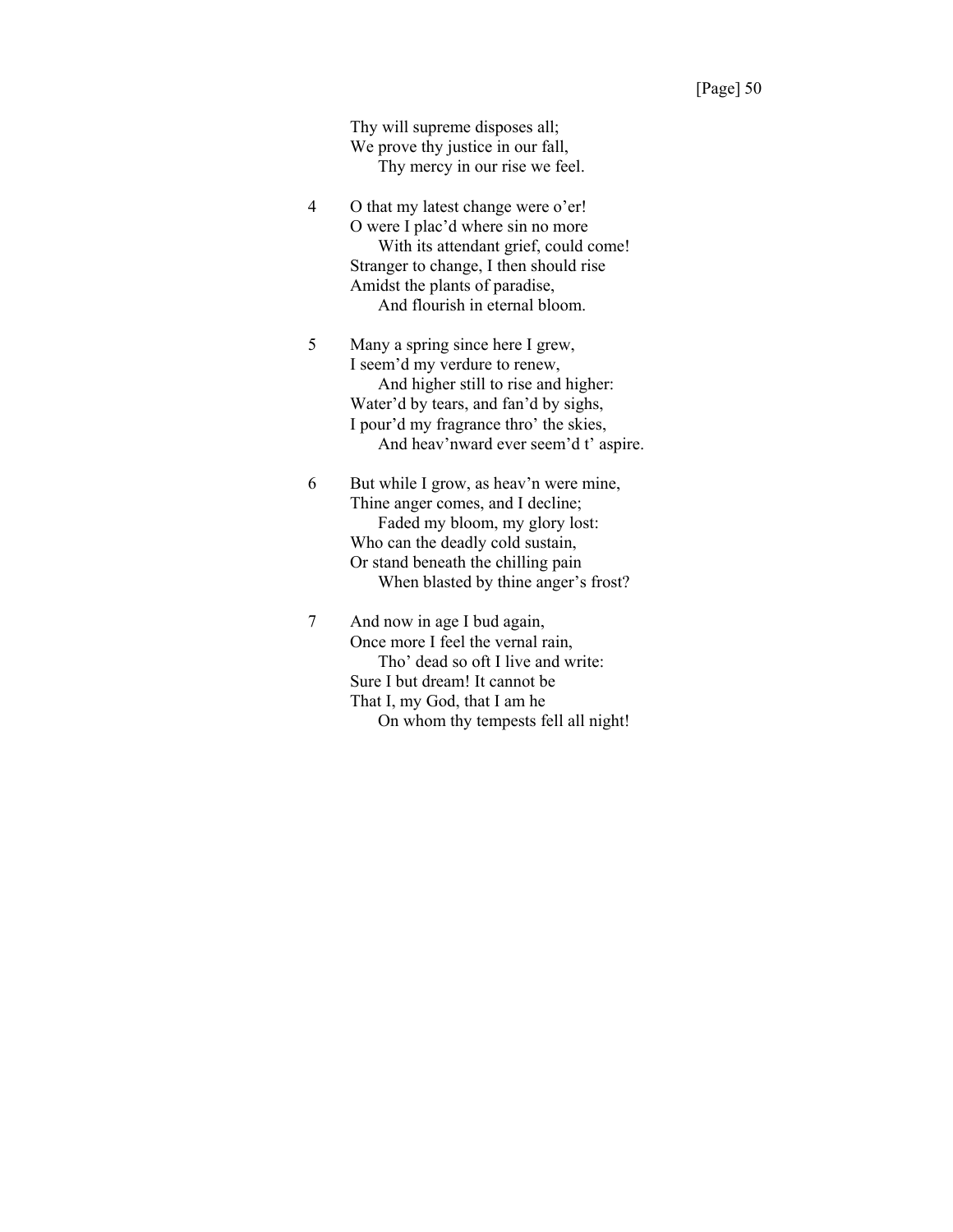Thy will supreme disposes all;
We prove thy justice in our fall,
    Thy mercy in our rise we feel.

4 O that my latest change were o'er!
O were I plac'd where sin no more
    With its attendant grief, could come!
Stranger to change, I then should rise
Amidst the plants of paradise,
    And flourish in eternal bloom.

5 Many a spring since here I grew,
I seem'd my verdure to renew,
    And higher still to rise and higher:
Water'd by tears, and fan'd by sighs,
I pour'd my fragrance thro' the skies,
    And heav'nward ever seem'd t' aspire.

6 But while I grow, as heav'n were mine,
Thine anger comes, and I decline;
    Faded my bloom, my glory lost:
Who can the deadly cold sustain,
Or stand beneath the chilling pain
    When blasted by thine anger's frost?

7 And now in age I bud again,
Once more I feel the vernal rain,
    Tho' dead so oft I live and write:
Sure I but dream! It cannot be
That I, my God, that I am he
    On whom thy tempests fell all night!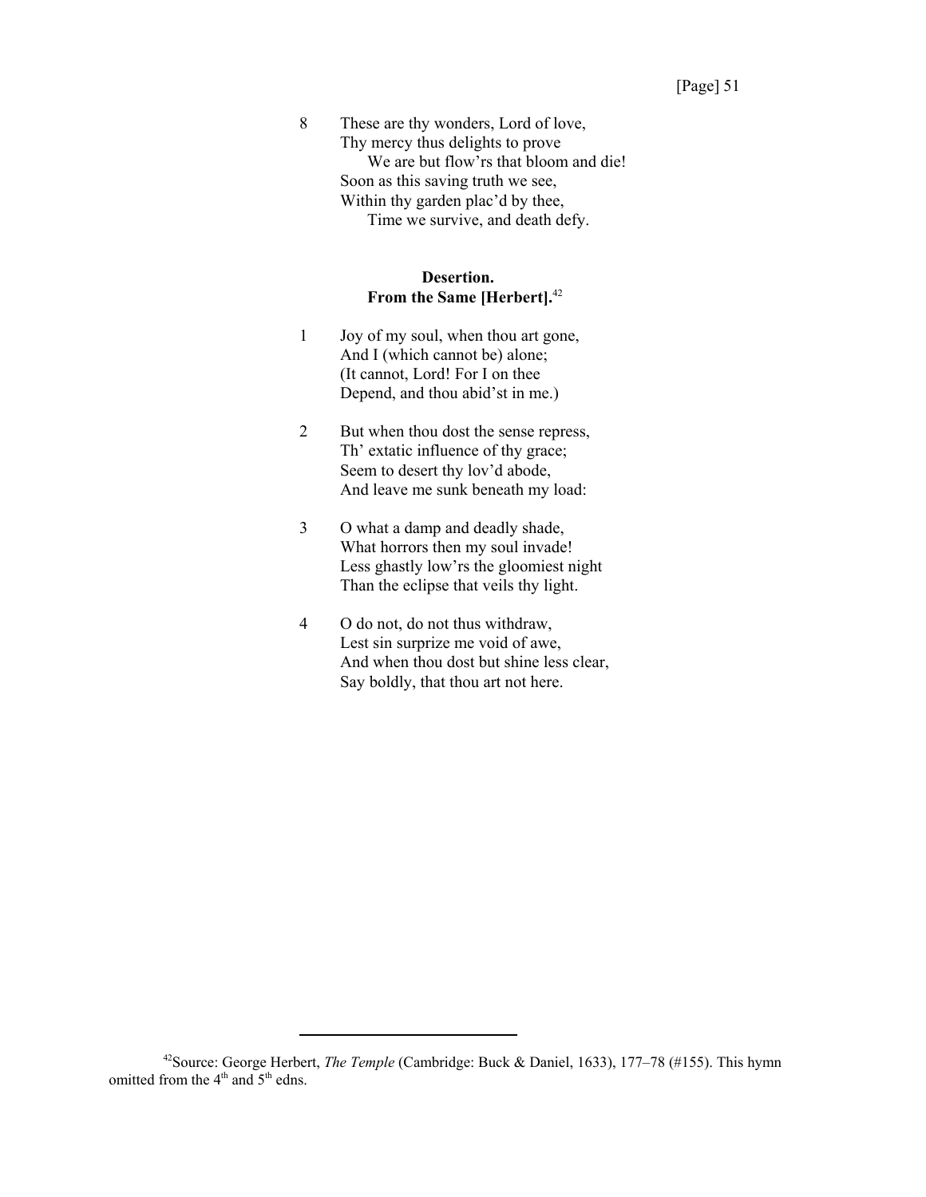8 These are thy wonders, Lord of love,
Thy mercy thus delights to prove
  We are but flow'rs that bloom and die!
Soon as this saving truth we see,
Within thy garden plac'd by thee,
  Time we survive, and death defy.

### Desertion.
### From the Same [Herbert].[42]

1 Joy of my soul, when thou art gone,
And I (which cannot be) alone;
(It cannot, Lord! For I on thee
Depend, and thou abid'st in me.)

2 But when thou dost the sense repress,
Th' extatic influence of thy grace;
Seem to desert thy lov'd abode,
And leave me sunk beneath my load:

3 O what a damp and deadly shade,
What horrors then my soul invade!
Less ghastly low'rs the gloomiest night
Than the eclipse that veils thy light.

4 O do not, do not thus withdraw,
Lest sin surprize me void of awe,
And when thou dost but shine less clear,
Say boldly, that thou art not here.

---

[42]Source: George Herbert, *The Temple* (Cambridge: Buck & Daniel, 1633), 177–78 (#155). This hymn omitted from the 4th and 5th edns.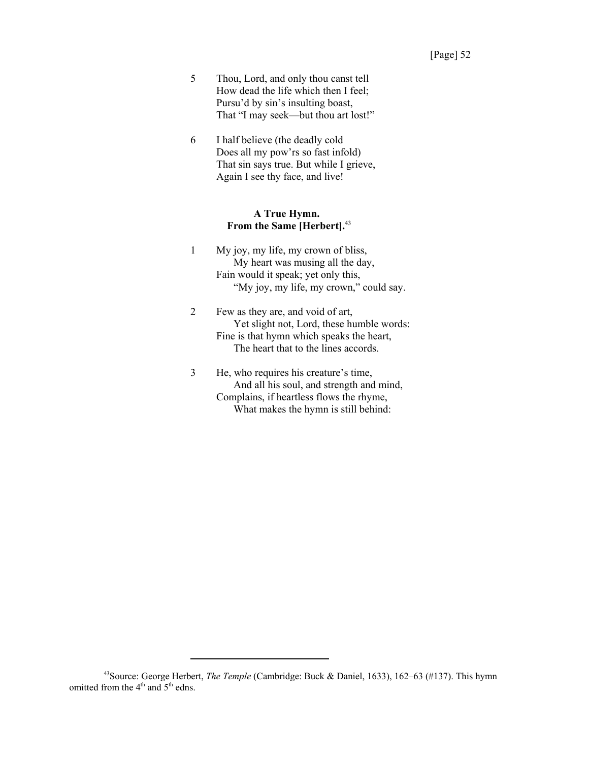5 Thou, Lord, and only thou canst tell
How dead the life which then I feel;
Pursu'd by sin's insulting boast,
That "I may seek—but thou art lost!"

6 I half believe (the deadly cold
Does all my pow'rs so fast infold)
That sin says true. But while I grieve,
Again I see thy face, and live!

### A True Hymn.
### From the Same [Herbert].[43]

1 My joy, my life, my crown of bliss,
    My heart was musing all the day,
Fain would it speak; yet only this,
    "My joy, my life, my crown," could say.

2 Few as they are, and void of art,
    Yet slight not, Lord, these humble words:
Fine is that hymn which speaks the heart,
    The heart that to the lines accords.

3 He, who requires his creature's time,
    And all his soul, and strength and mind,
Complains, if heartless flows the rhyme,
    What makes the hymn is still behind:

---

[43] Source: George Herbert, *The Temple* (Cambridge: Buck & Daniel, 1633), 162–63 (#137). This hymn omitted from the 4th and 5th edns.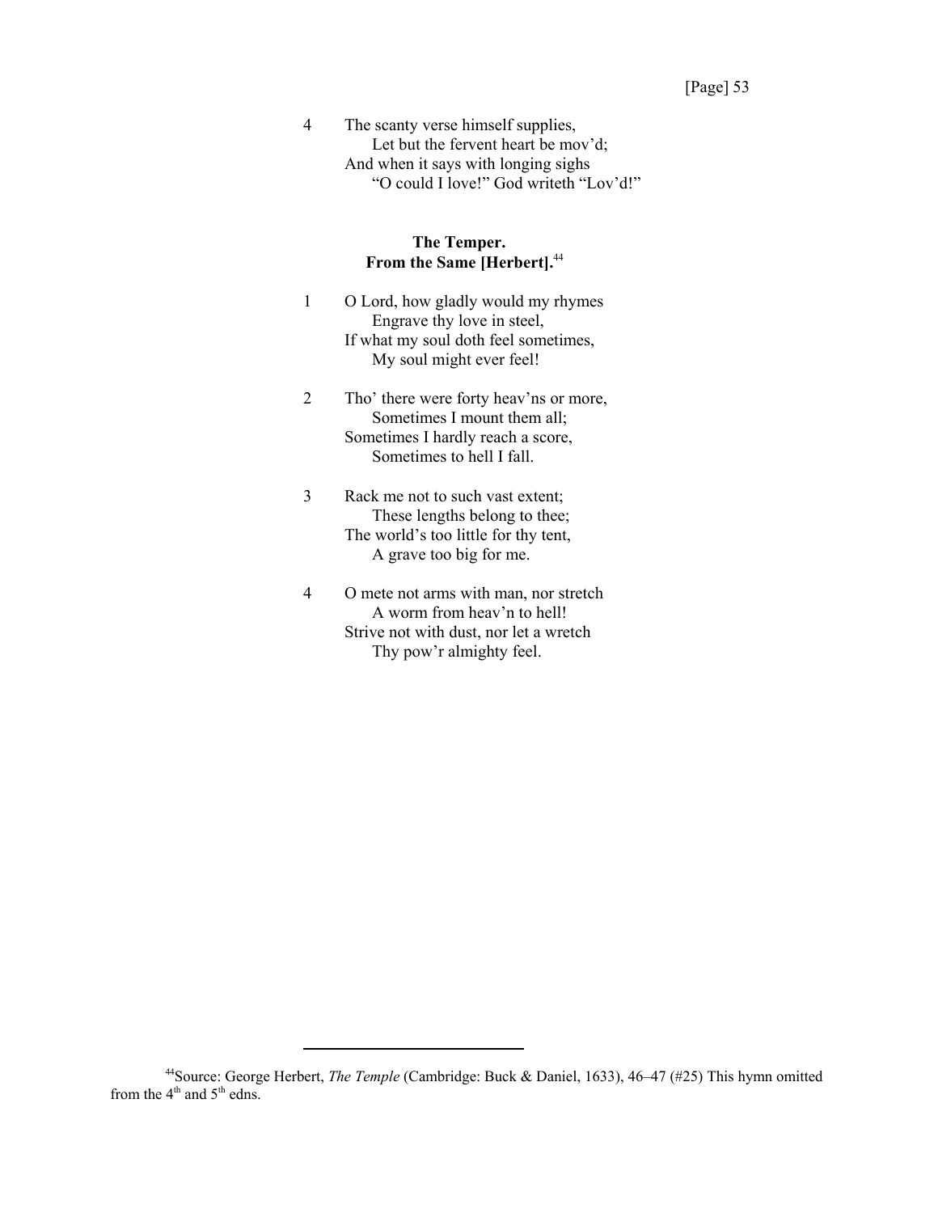4 The scanty verse himself supplies,
  Let but the fervent heart be mov'd;
And when it says with longing sighs
  "O could I love!" God writeth "Lov'd!"

**The Temper.**
**From the Same [Herbert].**[44]

1 O Lord, how gladly would my rhymes
  Engrave thy love in steel,
If what my soul doth feel sometimes,
  My soul might ever feel!

2 Tho' there were forty heav'ns or more,
  Sometimes I mount them all;
Sometimes I hardly reach a score,
  Sometimes to hell I fall.

3 Rack me not to such vast extent;
  These lengths belong to thee;
The world's too little for thy tent,
  A grave too big for me.

4 O mete not arms with man, nor stretch
  A worm from heav'n to hell!
Strive not with dust, nor let a wretch
  Thy pow'r almighty feel.

---

[44]Source: George Herbert, *The Temple* (Cambridge: Buck & Daniel, 1633), 46–47 (#25) This hymn omitted from the 4th and 5th edns.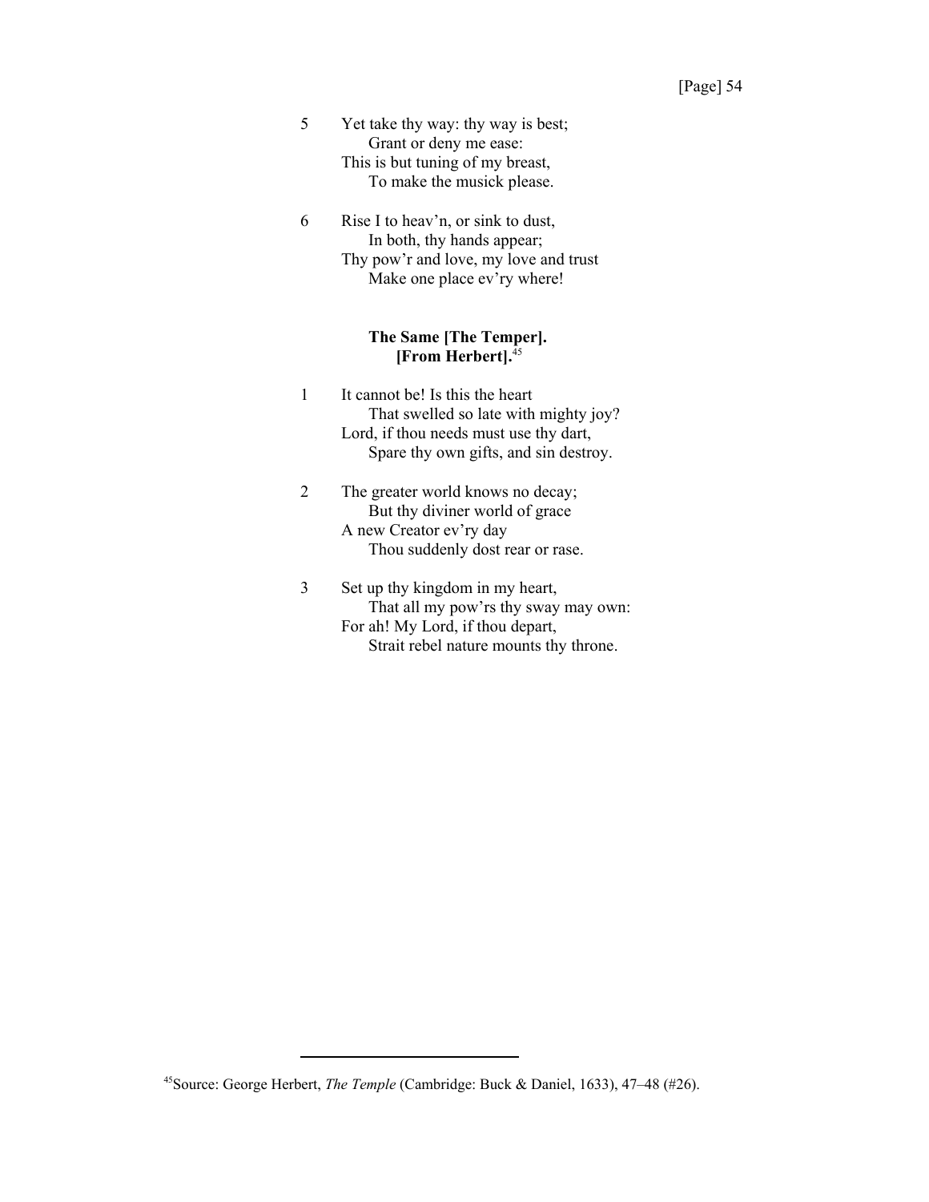5 Yet take thy way: thy way is best;  
  Grant or deny me ease:  
This is but tuning of my breast,  
  To make the musick please.

6 Rise I to heav'n, or sink to dust,  
  In both, thy hands appear;  
Thy pow'r and love, my love and trust  
  Make one place ev'ry where!

### The Same [The Temper]. [From Herbert].[45]

1 It cannot be! Is this the heart  
  That swelled so late with mighty joy?  
Lord, if thou needs must use thy dart,  
  Spare thy own gifts, and sin destroy.

2 The greater world knows no decay;  
  But thy diviner world of grace  
A new Creator ev'ry day  
  Thou suddenly dost rear or rase.

3 Set up thy kingdom in my heart,  
  That all my pow'rs thy sway may own:  
For ah! My Lord, if thou depart,  
  Strait rebel nature mounts thy throne.

---

[45]Source: George Herbert, *The Temple* (Cambridge: Buck & Daniel, 1633), 47–48 (#26).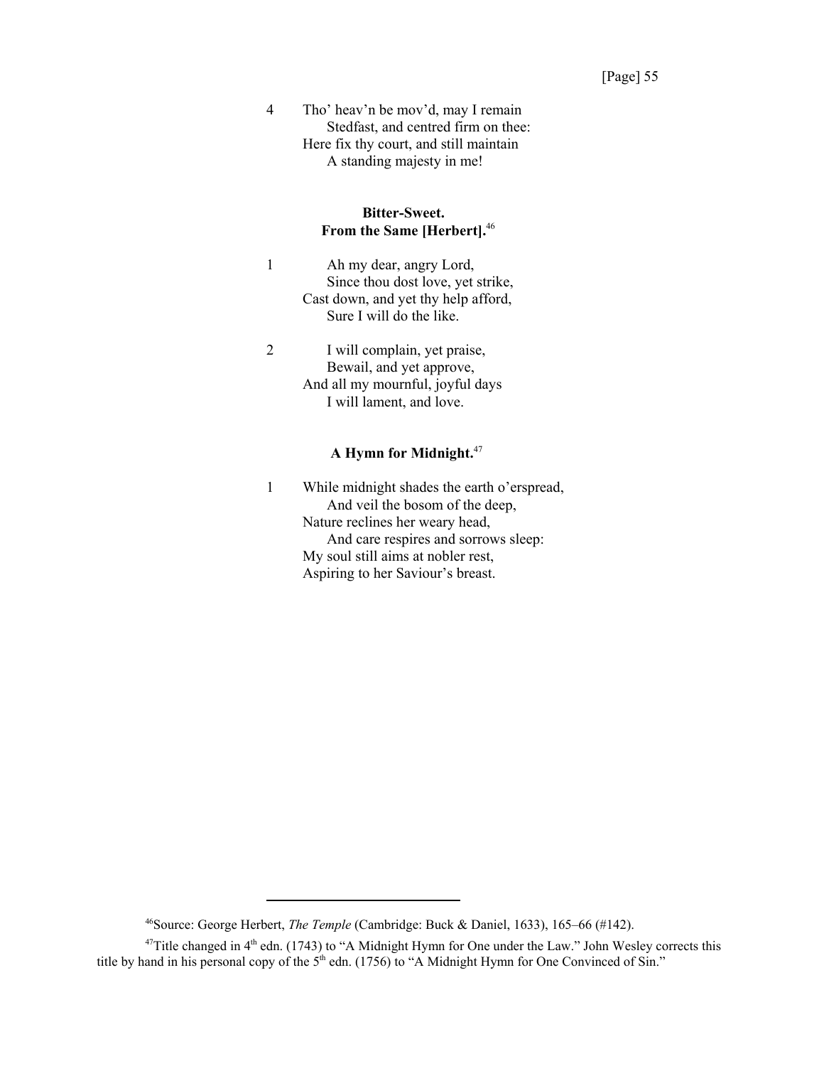4 Tho' heav'n be mov'd, may I remain
Stedfast, and centred firm on thee:
Here fix thy court, and still maintain
A standing majesty in me!

**Bitter-Sweet.**
**From the Same [Herbert].**[46]

1 Ah my dear, angry Lord,
Since thou dost love, yet strike,
Cast down, and yet thy help afford,
Sure I will do the like.

2 I will complain, yet praise,
Bewail, and yet approve,
And all my mournful, joyful days
I will lament, and love.

**A Hymn for Midnight.**[47]

1 While midnight shades the earth o'erspread,
And veil the bosom of the deep,
Nature reclines her weary head,
And care respires and sorrows sleep:
My soul still aims at nobler rest,
Aspiring to her Saviour's breast.

---

[46]Source: George Herbert, *The Temple* (Cambridge: Buck & Daniel, 1633), 165–66 (#142).

[47]Title changed in 4th edn. (1743) to "A Midnight Hymn for One under the Law." John Wesley corrects this title by hand in his personal copy of the 5th edn. (1756) to "A Midnight Hymn for One Convinced of Sin."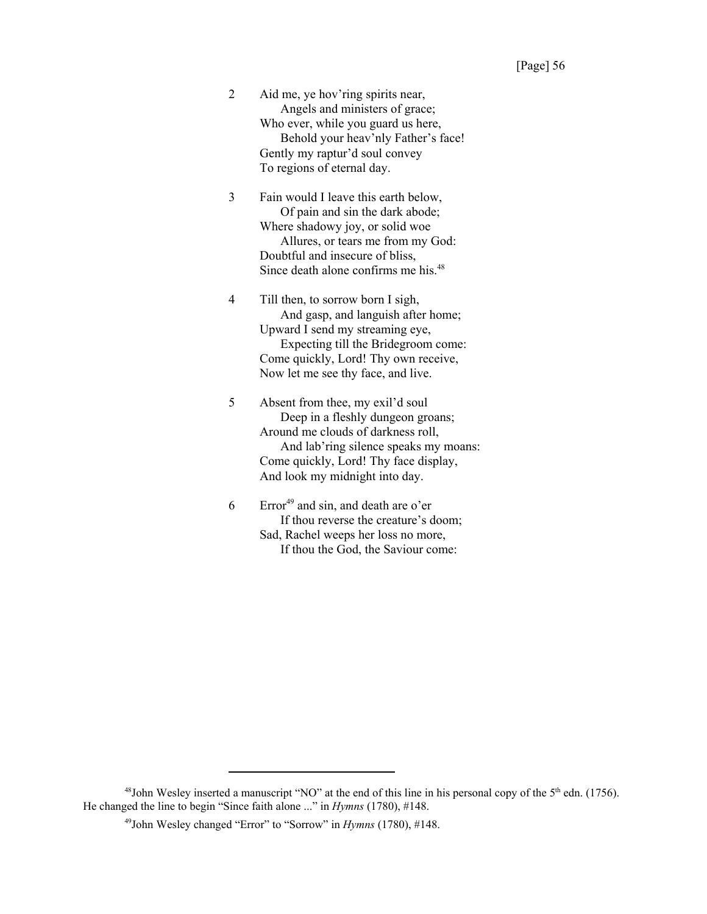2 Aid me, ye hov'ring spirits near,
   Angels and ministers of grace;
Who ever, while you guard us here,
   Behold your heav'nly Father's face!
Gently my raptur'd soul convey
To regions of eternal day.

3 Fain would I leave this earth below,
   Of pain and sin the dark abode;
Where shadowy joy, or solid woe
   Allures, or tears me from my God:
Doubtful and insecure of bliss,
Since death alone confirms me his.[48]

4 Till then, to sorrow born I sigh,
   And gasp, and languish after home;
Upward I send my streaming eye,
   Expecting till the Bridegroom come:
Come quickly, Lord! Thy own receive,
Now let me see thy face, and live.

5 Absent from thee, my exil'd soul
   Deep in a fleshly dungeon groans;
Around me clouds of darkness roll,
   And lab'ring silence speaks my moans:
Come quickly, Lord! Thy face display,
And look my midnight into day.

6 Error[49] and sin, and death are o'er
   If thou reverse the creature's doom;
Sad, Rachel weeps her loss no more,
   If thou the God, the Saviour come:

---

[48] John Wesley inserted a manuscript "NO" at the end of this line in his personal copy of the 5th edn. (1756). He changed the line to begin "Since faith alone ..." in *Hymns* (1780), #148.

[49] John Wesley changed "Error" to "Sorrow" in *Hymns* (1780), #148.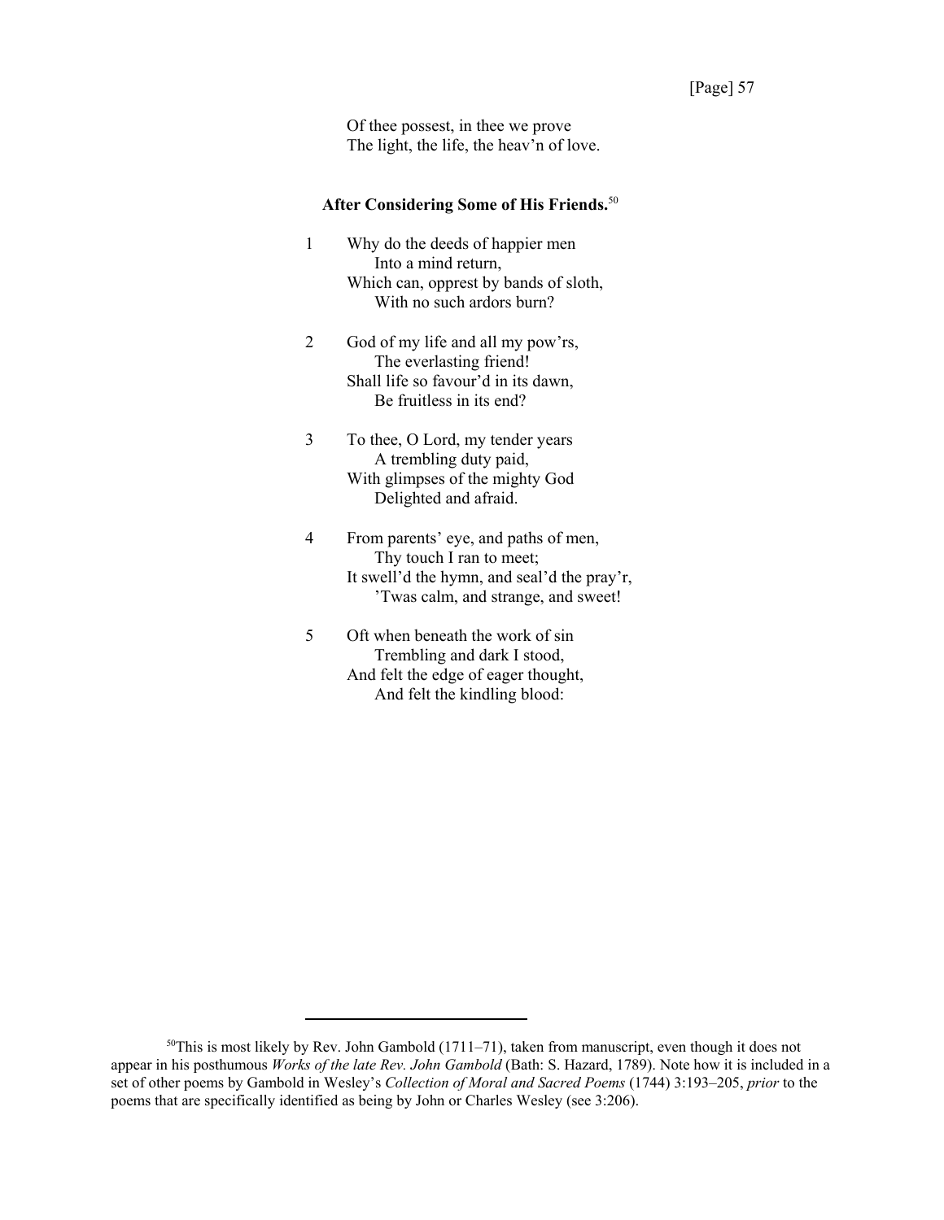Of thee possest, in thee we prove
The light, the life, the heav'n of love.

### After Considering Some of His Friends.[50]

1 Why do the deeds of happier men
  Into a mind return,
 Which can, opprest by bands of sloth,
  With no such ardors burn?

2 God of my life and all my pow'rs,
  The everlasting friend!
 Shall life so favour'd in its dawn,
  Be fruitless in its end?

3 To thee, O Lord, my tender years
  A trembling duty paid,
 With glimpses of the mighty God
  Delighted and afraid.

4 From parents' eye, and paths of men,
  Thy touch I ran to meet;
 It swell'd the hymn, and seal'd the pray'r,
  'Twas calm, and strange, and sweet!

5 Oft when beneath the work of sin
  Trembling and dark I stood,
 And felt the edge of eager thought,
  And felt the kindling blood:

---

[50]This is most likely by Rev. John Gambold (1711–71), taken from manuscript, even though it does not appear in his posthumous *Works of the late Rev. John Gambold* (Bath: S. Hazard, 1789). Note how it is included in a set of other poems by Gambold in Wesley's *Collection of Moral and Sacred Poems* (1744) 3:193–205, *prior* to the poems that are specifically identified as being by John or Charles Wesley (see 3:206).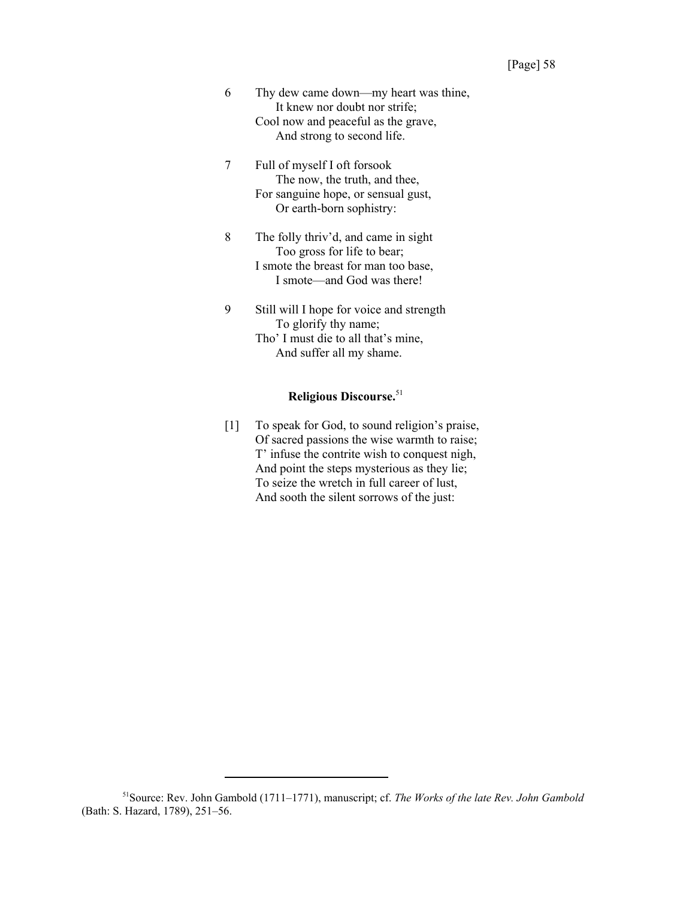6 Thy dew came down—my heart was thine,
  It knew nor doubt nor strife;
Cool now and peaceful as the grave,
  And strong to second life.

7 Full of myself I oft forsook
  The now, the truth, and thee,
For sanguine hope, or sensual gust,
  Or earth-born sophistry:

8 The folly thriv'd, and came in sight
  Too gross for life to bear;
I smote the breast for man too base,
  I smote—and God was there!

9 Still will I hope for voice and strength
  To glorify thy name;
Tho' I must die to all that's mine,
  And suffer all my shame.

### Religious Discourse.[51]

[1] To speak for God, to sound religion's praise,
Of sacred passions the wise warmth to raise;
T' infuse the contrite wish to conquest nigh,
And point the steps mysterious as they lie;
To seize the wretch in full career of lust,
And sooth the silent sorrows of the just:

---

[51]Source: Rev. John Gambold (1711–1771), manuscript; cf. *The Works of the late Rev. John Gambold* (Bath: S. Hazard, 1789), 251–56.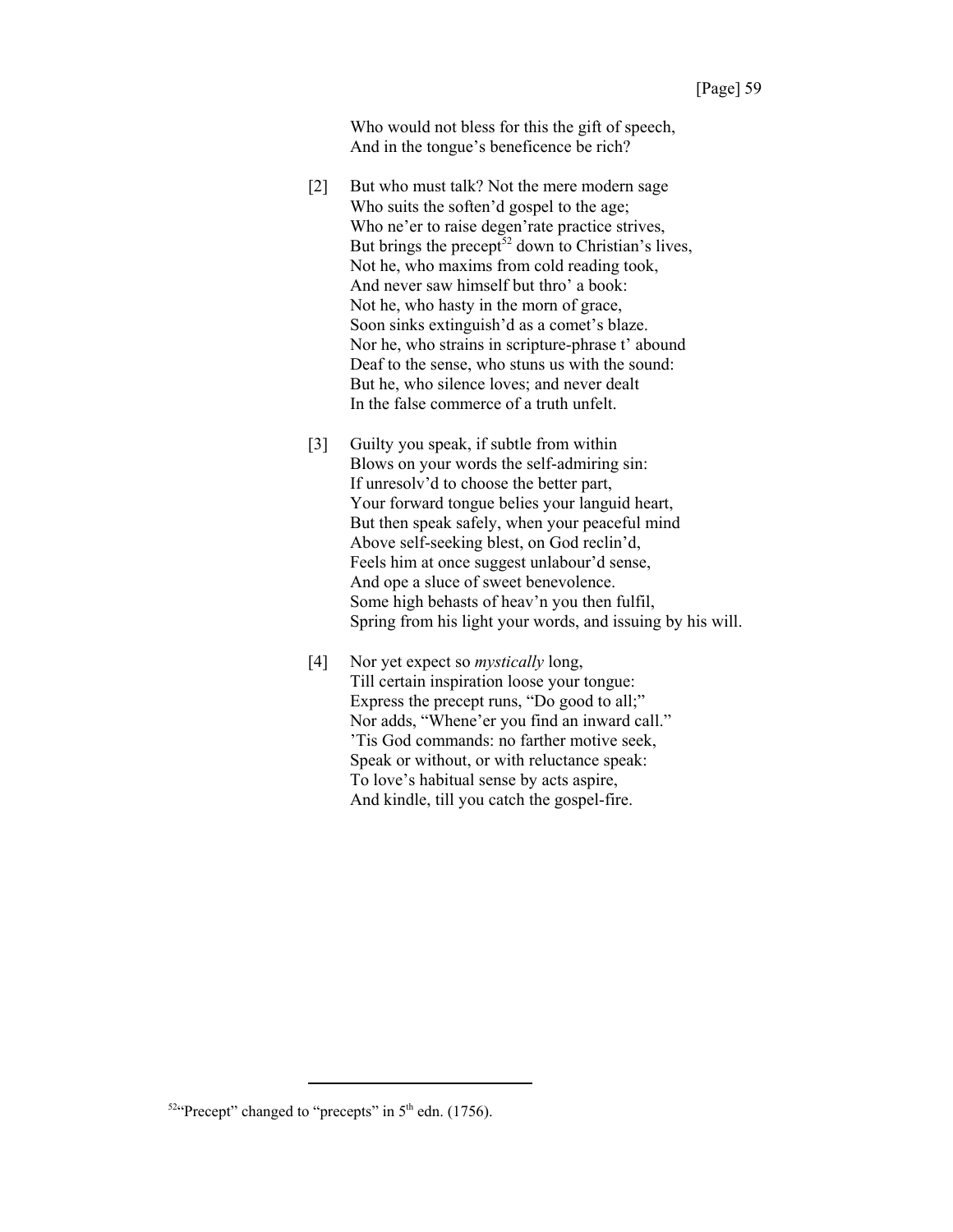Who would not bless for this the gift of speech,
And in the tongue's beneficence be rich?

[2] But who must talk? Not the mere modern sage
Who suits the soften'd gospel to the age;
Who ne'er to raise degen'rate practice strives,
But brings the precept[52] down to Christian's lives,
Not he, who maxims from cold reading took,
And never saw himself but thro' a book:
Not he, who hasty in the morn of grace,
Soon sinks extinguish'd as a comet's blaze.
Nor he, who strains in scripture-phrase t' abound
Deaf to the sense, who stuns us with the sound:
But he, who silence loves; and never dealt
In the false commerce of a truth unfelt.

[3] Guilty you speak, if subtle from within
Blows on your words the self-admiring sin:
If unresolv'd to choose the better part,
Your forward tongue belies your languid heart,
But then speak safely, when your peaceful mind
Above self-seeking blest, on God reclin'd,
Feels him at once suggest unlabour'd sense,
And ope a sluce of sweet benevolence.
Some high behasts of heav'n you then fulfil,
Spring from his light your words, and issuing by his will.

[4] Nor yet expect so *mystically* long,
Till certain inspiration loose your tongue:
Express the precept runs, "Do good to all;"
Nor adds, "Whene'er you find an inward call."
'Tis God commands: no farther motive seek,
Speak or without, or with reluctance speak:
To love's habitual sense by acts aspire,
And kindle, till you catch the gospel-fire.

---

[52] "Precept" changed to "precepts" in 5th edn. (1756).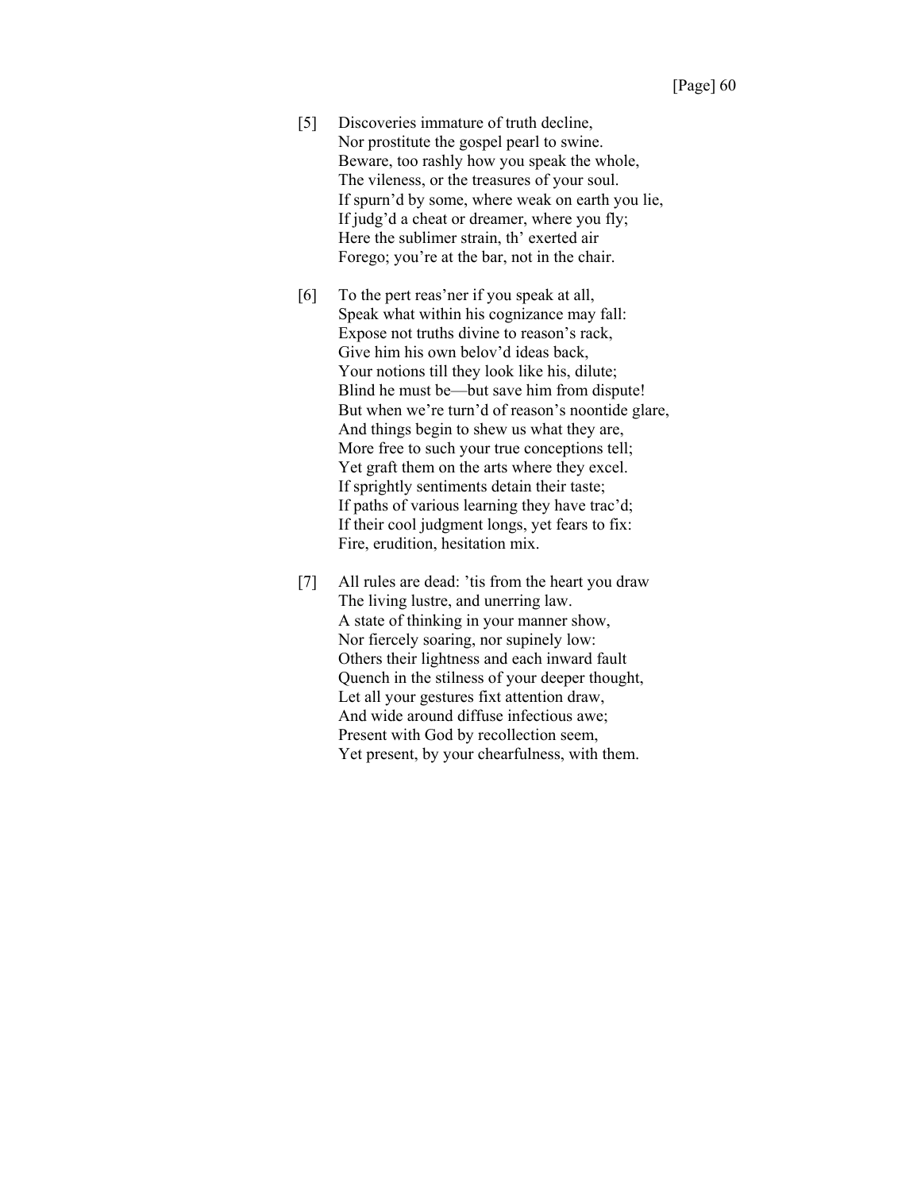[5] Discoveries immature of truth decline,
Nor prostitute the gospel pearl to swine.
Beware, too rashly how you speak the whole,
The vileness, or the treasures of your soul.
If spurn'd by some, where weak on earth you lie,
If judg'd a cheat or dreamer, where you fly;
Here the sublimer strain, th' exerted air
Forego; you're at the bar, not in the chair.

[6] To the pert reas'ner if you speak at all,
Speak what within his cognizance may fall:
Expose not truths divine to reason's rack,
Give him his own belov'd ideas back,
Your notions till they look like his, dilute;
Blind he must be—but save him from dispute!
But when we're turn'd of reason's noontide glare,
And things begin to shew us what they are,
More free to such your true conceptions tell;
Yet graft them on the arts where they excel.
If sprightly sentiments detain their taste;
If paths of various learning they have trac'd;
If their cool judgment longs, yet fears to fix:
Fire, erudition, hesitation mix.

[7] All rules are dead: 'tis from the heart you draw
The living lustre, and unerring law.
A state of thinking in your manner show,
Nor fiercely soaring, nor supinely low:
Others their lightness and each inward fault
Quench in the stilness of your deeper thought,
Let all your gestures fixt attention draw,
And wide around diffuse infectious awe;
Present with God by recollection seem,
Yet present, by your chearfulness, with them.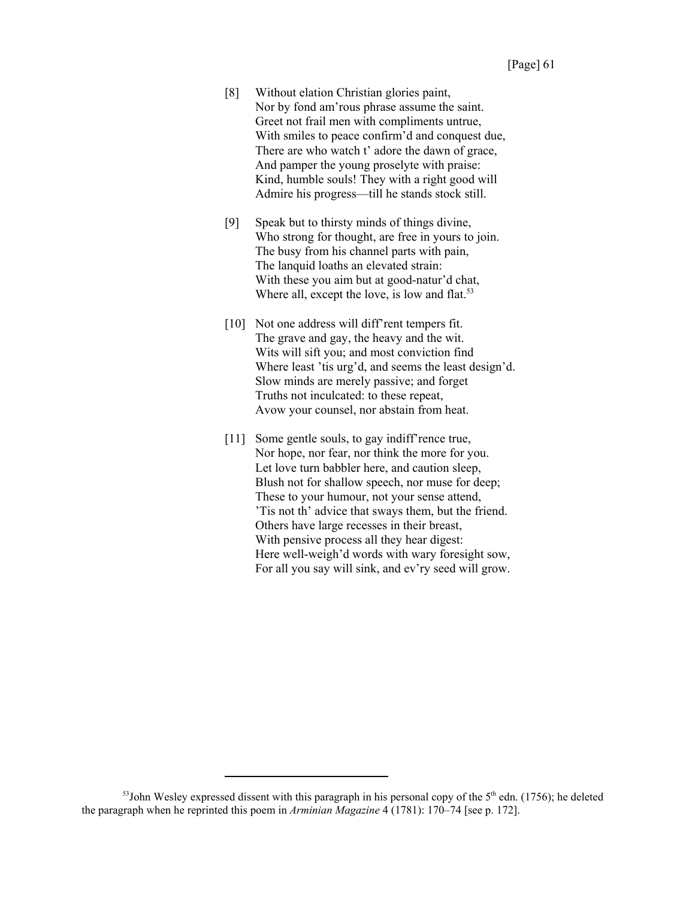[8] Without elation Christian glories paint,  
Nor by fond am'rous phrase assume the saint.  
Greet not frail men with compliments untrue,  
With smiles to peace confirm'd and conquest due,  
There are who watch t' adore the dawn of grace,  
And pamper the young proselyte with praise:  
Kind, humble souls! They with a right good will  
Admire his progress—till he stands stock still.

[9] Speak but to thirsty minds of things divine,  
Who strong for thought, are free in yours to join.  
The busy from his channel parts with pain,  
The lanquid loaths an elevated strain:  
With these you aim but at good-natur'd chat,  
Where all, except the love, is low and flat.[53]

[10] Not one address will diff'rent tempers fit.  
The grave and gay, the heavy and the wit.  
Wits will sift you; and most conviction find  
Where least 'tis urg'd, and seems the least design'd.  
Slow minds are merely passive; and forget  
Truths not inculcated: to these repeat,  
Avow your counsel, nor abstain from heat.

[11] Some gentle souls, to gay indiff'rence true,  
Nor hope, nor fear, nor think the more for you.  
Let love turn babbler here, and caution sleep,  
Blush not for shallow speech, nor muse for deep;  
These to your humour, not your sense attend,  
'Tis not th' advice that sways them, but the friend.  
Others have large recesses in their breast,  
With pensive process all they hear digest:  
Here well-weigh'd words with wary foresight sow,  
For all you say will sink, and ev'ry seed will grow.

---

[53] John Wesley expressed dissent with this paragraph in his personal copy of the 5th edn. (1756); he deleted the paragraph when he reprinted this poem in *Arminian Magazine* 4 (1781): 170–74 [see p. 172].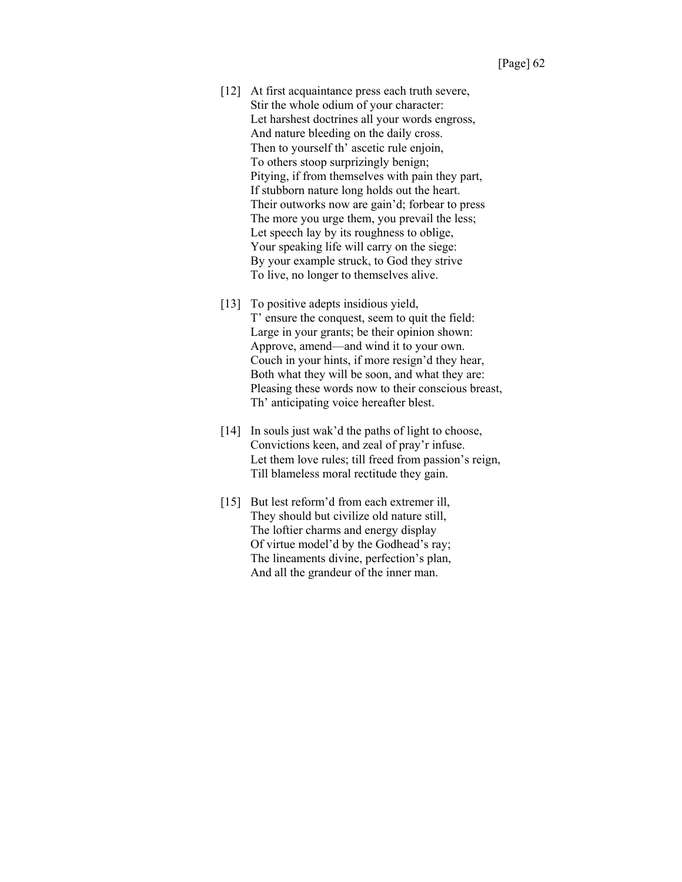[12] At first acquaintance press each truth severe,
Stir the whole odium of your character:
Let harshest doctrines all your words engross,
And nature bleeding on the daily cross.
Then to yourself th' ascetic rule enjoin,
To others stoop surprizingly benign;
Pitying, if from themselves with pain they part,
If stubborn nature long holds out the heart.
Their outworks now are gain'd; forbear to press
The more you urge them, you prevail the less;
Let speech lay by its roughness to oblige,
Your speaking life will carry on the siege:
By your example struck, to God they strive
To live, no longer to themselves alive.

[13] To positive adepts insidious yield,
T' ensure the conquest, seem to quit the field:
Large in your grants; be their opinion shown:
Approve, amend—and wind it to your own.
Couch in your hints, if more resign'd they hear,
Both what they will be soon, and what they are:
Pleasing these words now to their conscious breast,
Th' anticipating voice hereafter blest.

[14] In souls just wak'd the paths of light to choose,
Convictions keen, and zeal of pray'r infuse.
Let them love rules; till freed from passion's reign,
Till blameless moral rectitude they gain.

[15] But lest reform'd from each extremer ill,
They should but civilize old nature still,
The loftier charms and energy display
Of virtue model'd by the Godhead's ray;
The lineaments divine, perfection's plan,
And all the grandeur of the inner man.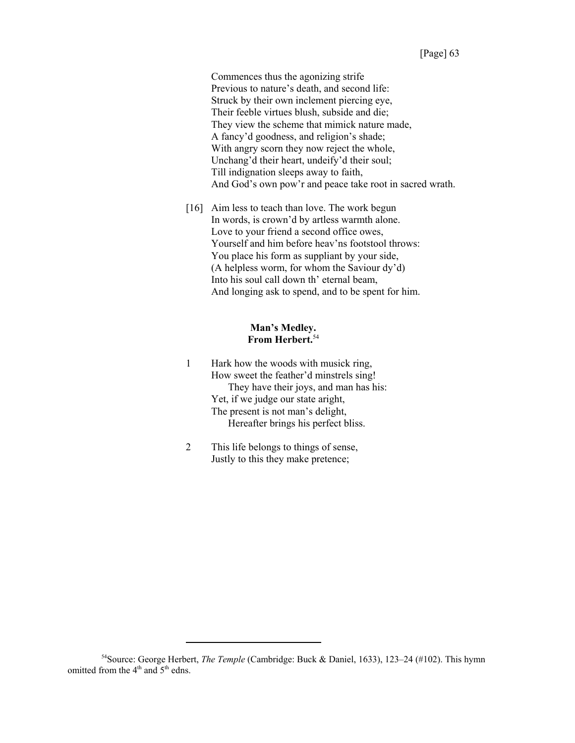Commences thus the agonizing strife  
Previous to nature's death, and second life:  
Struck by their own inclement piercing eye,  
Their feeble virtues blush, subside and die;  
They view the scheme that mimick nature made,  
A fancy'd goodness, and religion's shade;  
With angry scorn they now reject the whole,  
Unchang'd their heart, undeify'd their soul;  
Till indignation sleeps away to faith,  
And God's own pow'r and peace take root in sacred wrath.

[16] Aim less to teach than love. The work begun  
In words, is crown'd by artless warmth alone.  
Love to your friend a second office owes,  
Yourself and him before heav'ns footstool throws:  
You place his form as suppliant by your side,  
(A helpless worm, for whom the Saviour dy'd)  
Into his soul call down th' eternal beam,  
And longing ask to spend, and to be spent for him.

**Man's Medley.**  
**From Herbert.**[54]

1 Hark how the woods with musick ring,  
How sweet the feather'd minstrels sing!  
  They have their joys, and man has his:  
Yet, if we judge our state aright,  
The present is not man's delight,  
  Hereafter brings his perfect bliss.

2 This life belongs to things of sense,  
Justly to this they make pretence;

---

[54]Source: George Herbert, *The Temple* (Cambridge: Buck & Daniel, 1633), 123–24 (#102). This hymn omitted from the 4th and 5th edns.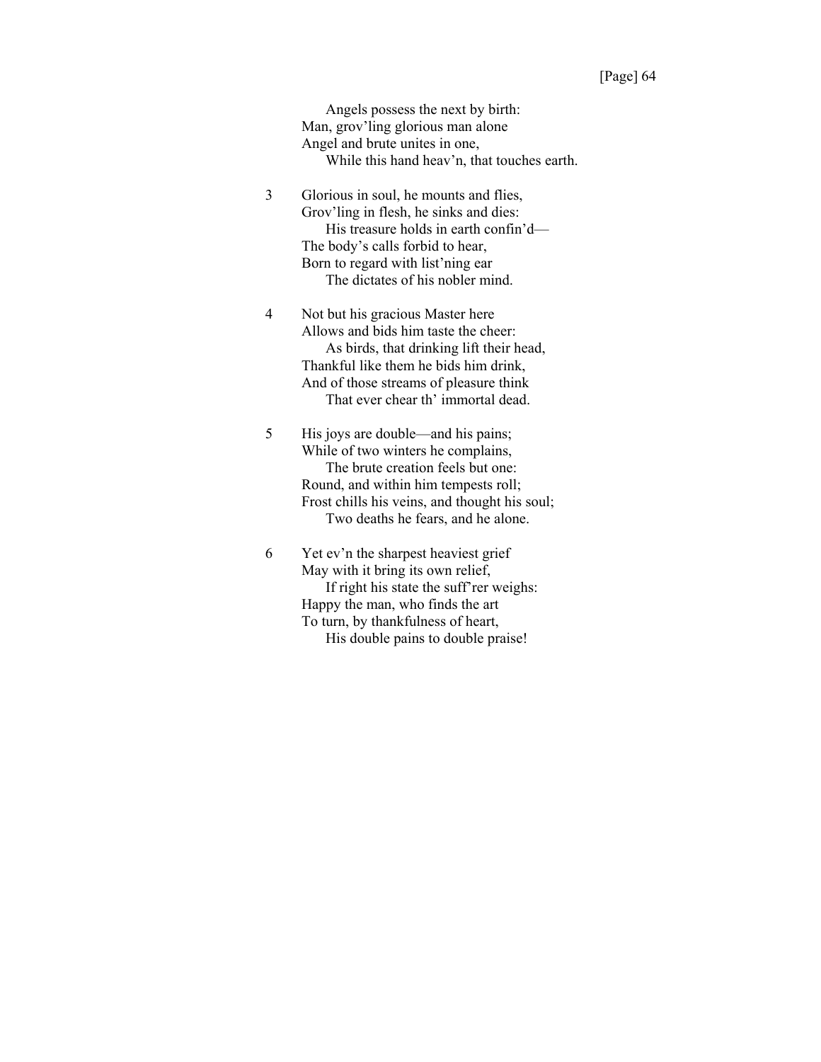Angels possess the next by birth:  
Man, grov'ling glorious man alone  
Angel and brute unites in one,  
While this hand heav'n, that touches earth.

3 Glorious in soul, he mounts and flies,  
Grov'ling in flesh, he sinks and dies:  
His treasure holds in earth confin'd—  
The body's calls forbid to hear,  
Born to regard with list'ning ear  
The dictates of his nobler mind.

4 Not but his gracious Master here  
Allows and bids him taste the cheer:  
As birds, that drinking lift their head,  
Thankful like them he bids him drink,  
And of those streams of pleasure think  
That ever chear th' immortal dead.

5 His joys are double—and his pains;  
While of two winters he complains,  
The brute creation feels but one:  
Round, and within him tempests roll;  
Frost chills his veins, and thought his soul;  
Two deaths he fears, and he alone.

6 Yet ev'n the sharpest heaviest grief  
May with it bring its own relief,  
If right his state the suff'rer weighs:  
Happy the man, who finds the art  
To turn, by thankfulness of heart,  
His double pains to double praise!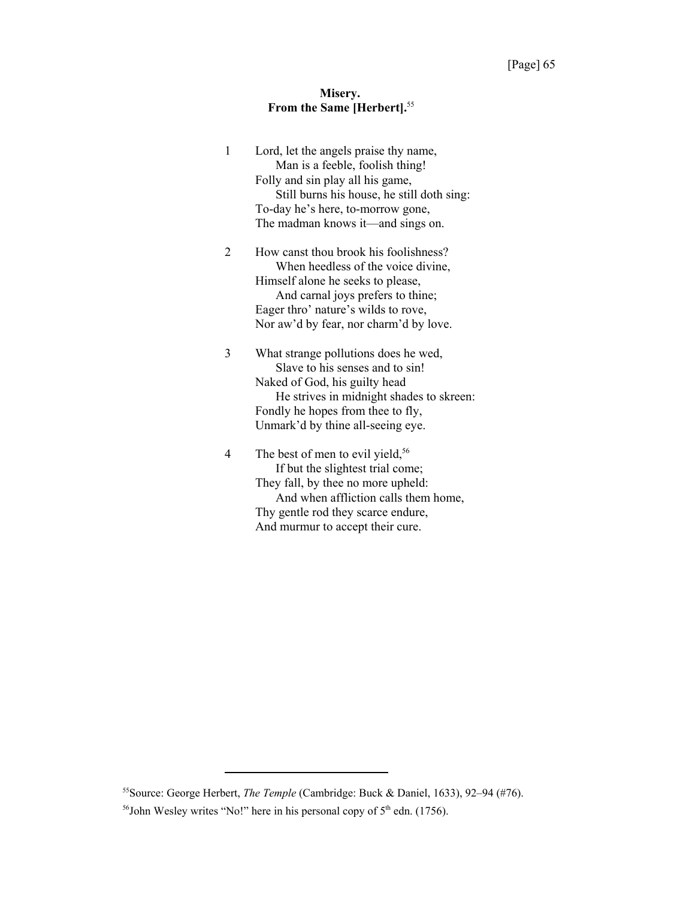### Misery.
### From the Same [Herbert].[55]

1 Lord, let the angels praise thy name,
  Man is a feeble, foolish thing!
Folly and sin play all his game,
  Still burns his house, he still doth sing:
To-day he's here, to-morrow gone,
The madman knows it—and sings on.

2 How canst thou brook his foolishness?
  When heedless of the voice divine,
Himself alone he seeks to please,
  And carnal joys prefers to thine;
Eager thro' nature's wilds to rove,
Nor aw'd by fear, nor charm'd by love.

3 What strange pollutions does he wed,
  Slave to his senses and to sin!
Naked of God, his guilty head
  He strives in midnight shades to skreen:
Fondly he hopes from thee to fly,
Unmark'd by thine all-seeing eye.

4 The best of men to evil yield,[56]
  If but the slightest trial come;
They fall, by thee no more upheld:
  And when affliction calls them home,
Thy gentle rod they scarce endure,
And murmur to accept their cure.

---

[55] Source: George Herbert, *The Temple* (Cambridge: Buck & Daniel, 1633), 92–94 (#76).

[56] John Wesley writes "No!" here in his personal copy of 5th edn. (1756).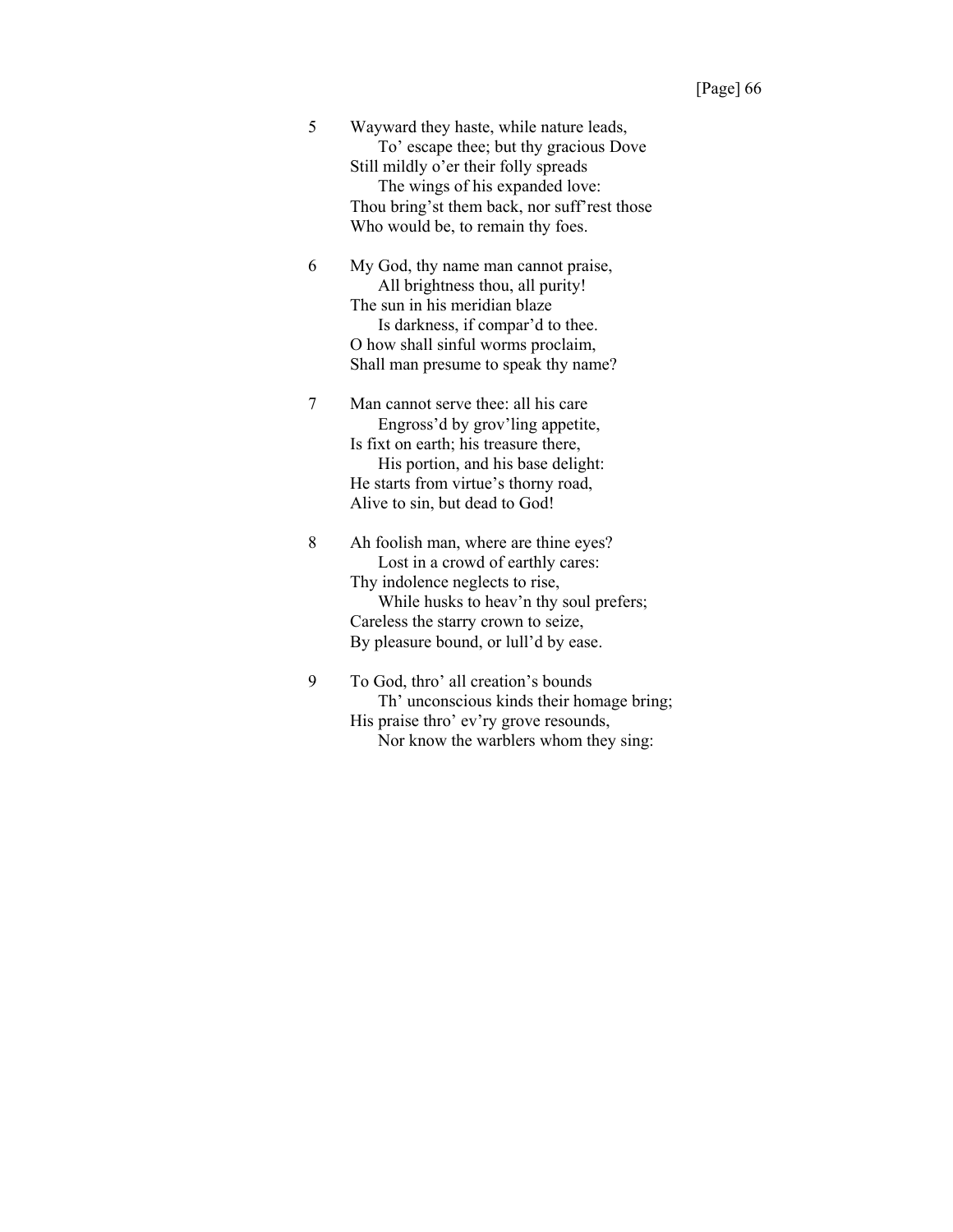5 Wayward they haste, while nature leads,
  To' escape thee; but thy gracious Dove
Still mildly o'er their folly spreads
  The wings of his expanded love:
Thou bring'st them back, nor suff'rest those
Who would be, to remain thy foes.

6 My God, thy name man cannot praise,
  All brightness thou, all purity!
The sun in his meridian blaze
  Is darkness, if compar'd to thee.
O how shall sinful worms proclaim,
Shall man presume to speak thy name?

7 Man cannot serve thee: all his care
  Engross'd by grov'ling appetite,
Is fixt on earth; his treasure there,
  His portion, and his base delight:
He starts from virtue's thorny road,
Alive to sin, but dead to God!

8 Ah foolish man, where are thine eyes?
  Lost in a crowd of earthly cares:
Thy indolence neglects to rise,
  While husks to heav'n thy soul prefers;
Careless the starry crown to seize,
By pleasure bound, or lull'd by ease.

9 To God, thro' all creation's bounds
  Th' unconscious kinds their homage bring;
His praise thro' ev'ry grove resounds,
  Nor know the warblers whom they sing: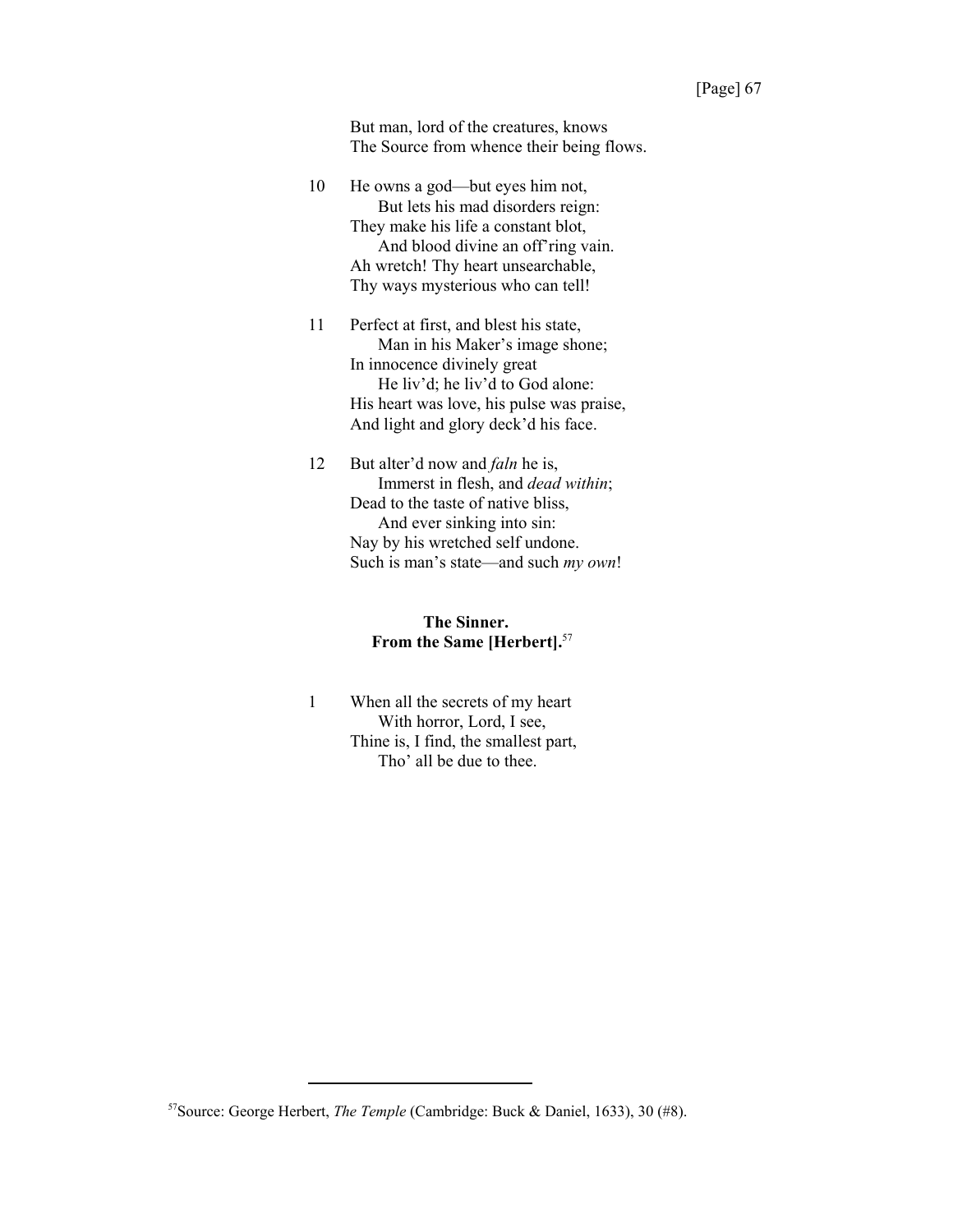But man, lord of the creatures, knows
The Source from whence their being flows.

10 He owns a god—but eyes him not,
  But lets his mad disorders reign:
 They make his life a constant blot,
  And blood divine an off'ring vain.
 Ah wretch! Thy heart unsearchable,
 Thy ways mysterious who can tell!

11 Perfect at first, and blest his state,
  Man in his Maker's image shone;
 In innocence divinely great
  He liv'd; he liv'd to God alone:
 His heart was love, his pulse was praise,
 And light and glory deck'd his face.

12 But alter'd now and *faln* he is,
  Immerst in flesh, and *dead within*;
 Dead to the taste of native bliss,
  And ever sinking into sin:
 Nay by his wretched self undone.
 Such is man's state—and such *my own*!

**The Sinner.**
**From the Same [Herbert].**[57]

1 When all the secrets of my heart
  With horror, Lord, I see,
 Thine is, I find, the smallest part,
  Tho' all be due to thee.

[57] Source: George Herbert, *The Temple* (Cambridge: Buck & Daniel, 1633), 30 (#8).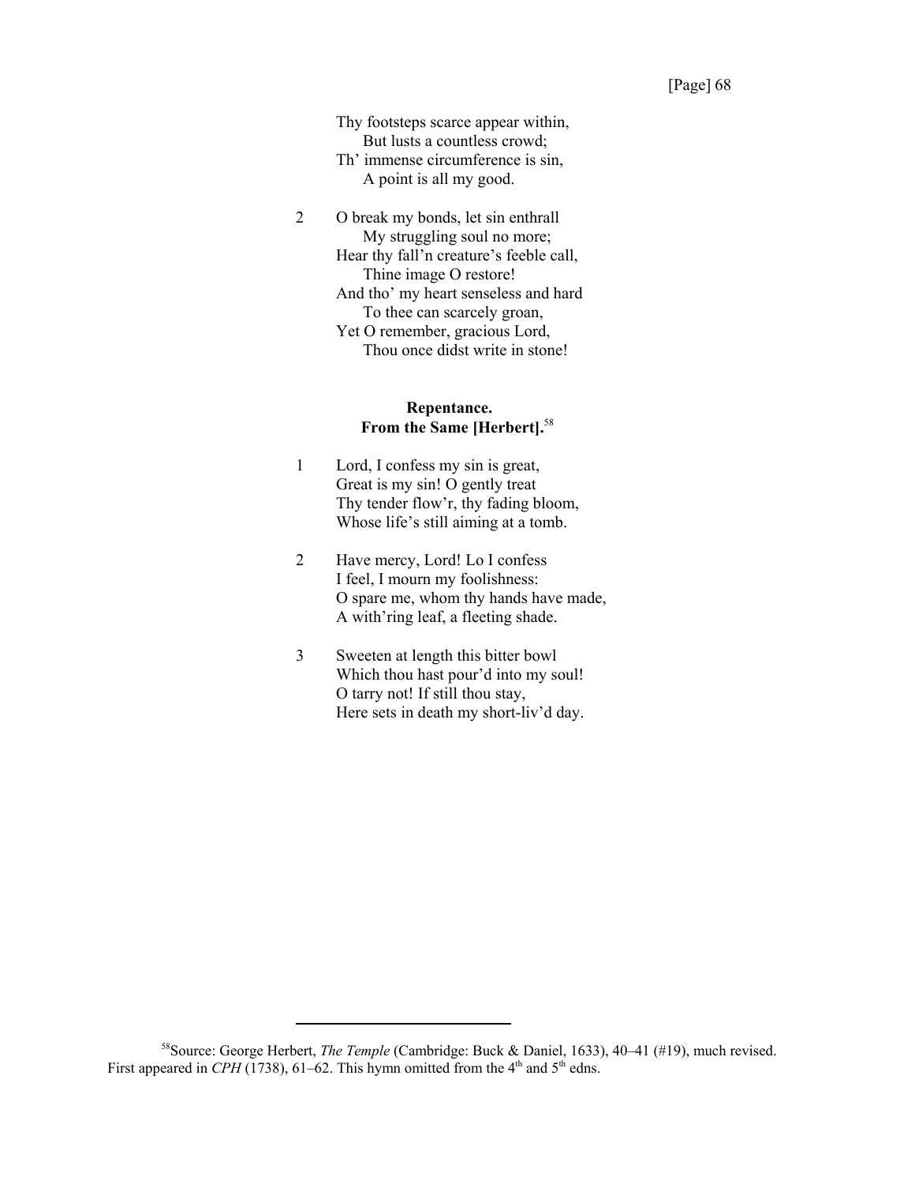Thy footsteps scarce appear within,  
    But lusts a countless crowd;  
Th' immense circumference is sin,  
    A point is all my good.

2 O break my bonds, let sin enthrall  
    My struggling soul no more;  
Hear thy fall'n creature's feeble call,  
    Thine image O restore!  
And tho' my heart senseless and hard  
    To thee can scarcely groan,  
Yet O remember, gracious Lord,  
    Thou once didst write in stone!

### Repentance.
### From the Same [Herbert].[58]

1 Lord, I confess my sin is great,  
Great is my sin! O gently treat  
Thy tender flow'r, thy fading bloom,  
Whose life's still aiming at a tomb.

2 Have mercy, Lord! Lo I confess  
I feel, I mourn my foolishness:  
O spare me, whom thy hands have made,  
A with'ring leaf, a fleeting shade.

3 Sweeten at length this bitter bowl  
Which thou hast pour'd into my soul!  
O tarry not! If still thou stay,  
Here sets in death my short-liv'd day.

---

[58]Source: George Herbert, *The Temple* (Cambridge: Buck & Daniel, 1633), 40–41 (#19), much revised. First appeared in *CPH* (1738), 61–62. This hymn omitted from the 4th and 5th edns.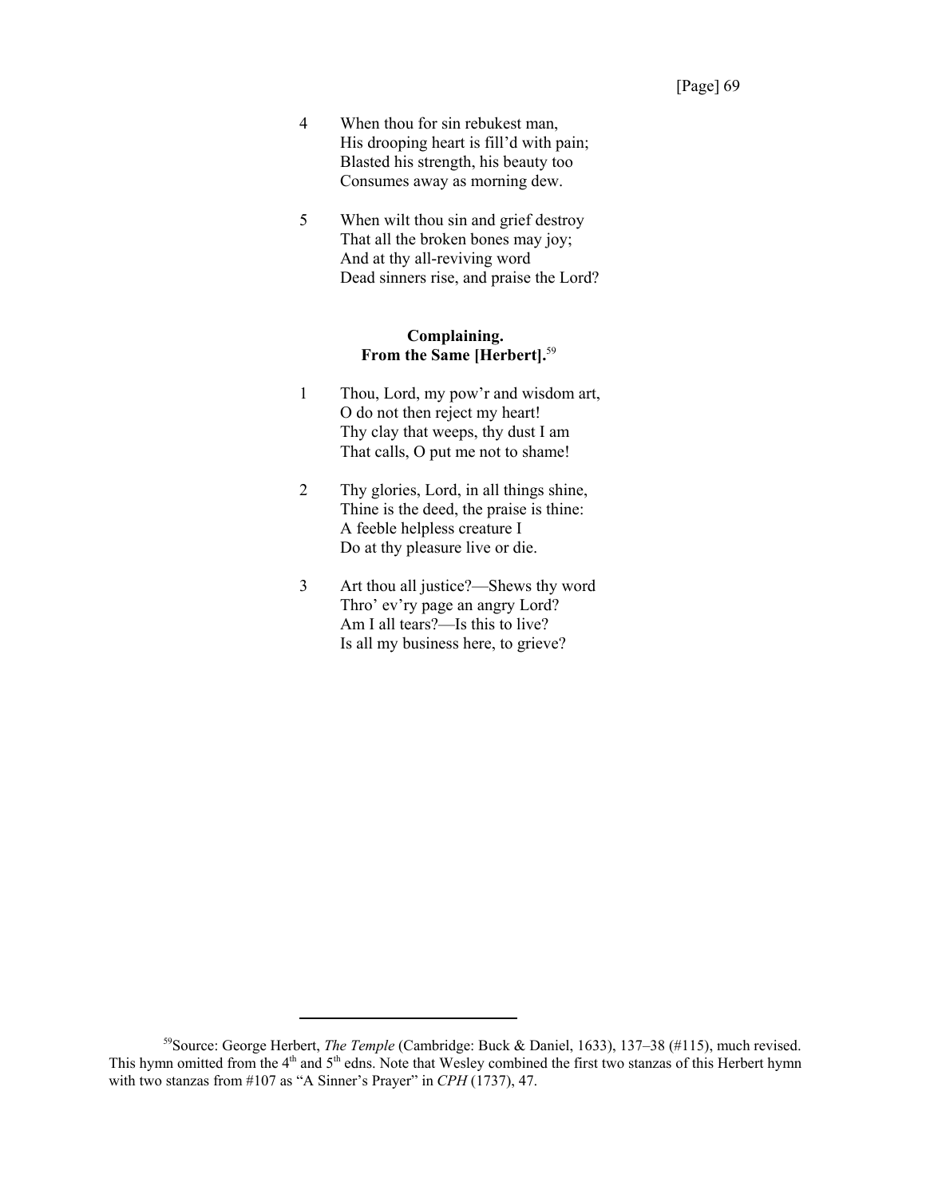4 When thou for sin rebukest man,
His drooping heart is fill'd with pain;
Blasted his strength, his beauty too
Consumes away as morning dew.

5 When wilt thou sin and grief destroy
That all the broken bones may joy;
And at thy all-reviving word
Dead sinners rise, and praise the Lord?

### Complaining.
### From the Same [Herbert].[59]

1 Thou, Lord, my pow'r and wisdom art,
O do not then reject my heart!
Thy clay that weeps, thy dust I am
That calls, O put me not to shame!

2 Thy glories, Lord, in all things shine,
Thine is the deed, the praise is thine:
A feeble helpless creature I
Do at thy pleasure live or die.

3 Art thou all justice?—Shews thy word
Thro' ev'ry page an angry Lord?
Am I all tears?—Is this to live?
Is all my business here, to grieve?

---

[59]Source: George Herbert, *The Temple* (Cambridge: Buck & Daniel, 1633), 137–38 (#115), much revised. This hymn omitted from the 4th and 5th edns. Note that Wesley combined the first two stanzas of this Herbert hymn with two stanzas from #107 as "A Sinner's Prayer" in *CPH* (1737), 47.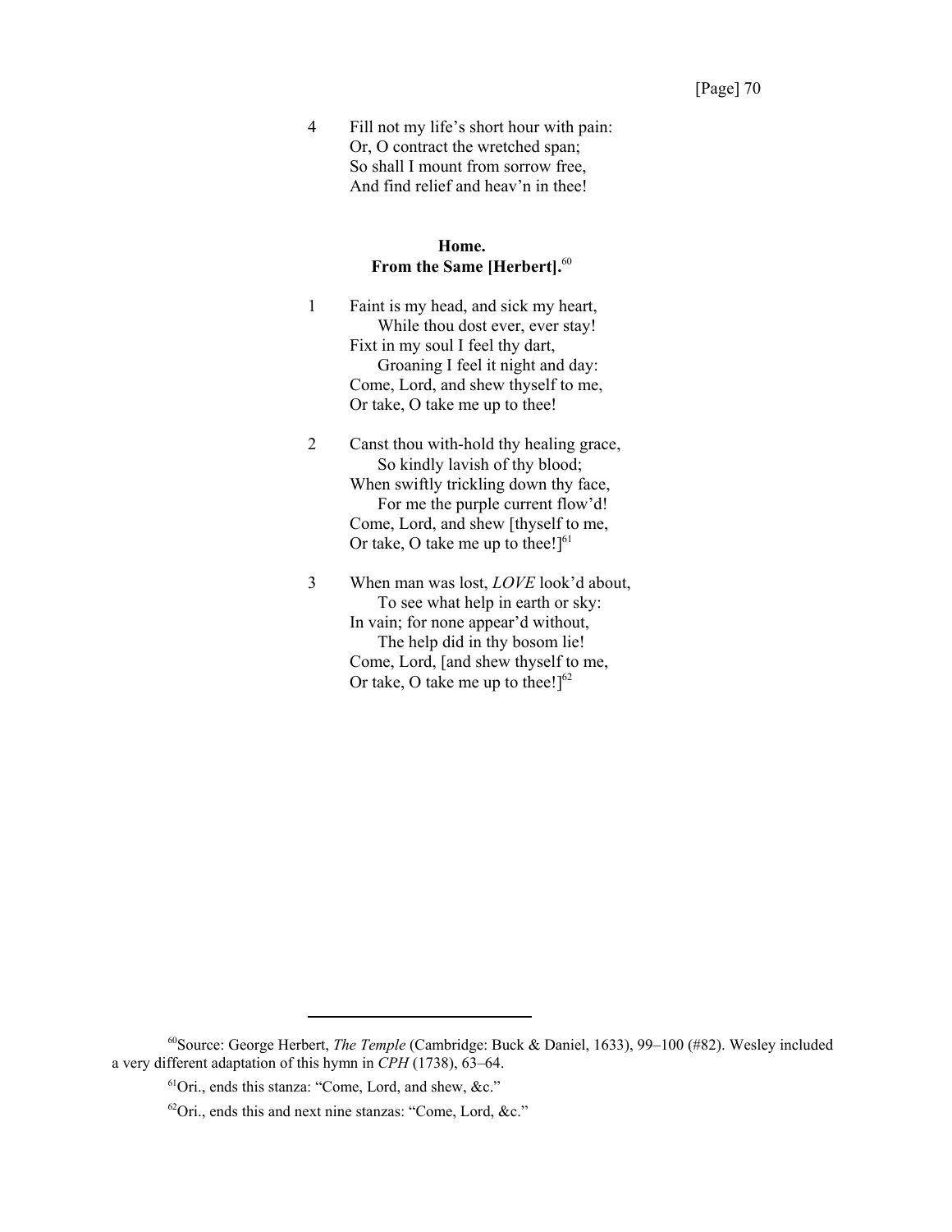4 Fill not my life's short hour with pain:
Or, O contract the wretched span;
So shall I mount from sorrow free,
And find relief and heav'n in thee!

**Home.**
**From the Same [Herbert].**[60]

1 Faint is my head, and sick my heart,
  While thou dost ever, ever stay!
Fixt in my soul I feel thy dart,
  Groaning I feel it night and day:
Come, Lord, and shew thyself to me,
Or take, O take me up to thee!

2 Canst thou with-hold thy healing grace,
  So kindly lavish of thy blood;
When swiftly trickling down thy face,
  For me the purple current flow'd!
Come, Lord, and shew [thyself to me,
Or take, O take me up to thee!][61]

3 When man was lost, *LOVE* look'd about,
  To see what help in earth or sky:
In vain; for none appear'd without,
  The help did in thy bosom lie!
Come, Lord, [and shew thyself to me,
Or take, O take me up to thee!][62]

---

[60]Source: George Herbert, *The Temple* (Cambridge: Buck & Daniel, 1633), 99–100 (#82). Wesley included a very different adaptation of this hymn in *CPH* (1738), 63–64.

[61]Ori., ends this stanza: "Come, Lord, and shew, &c."

[62]Ori., ends this and next nine stanzas: "Come, Lord, &c."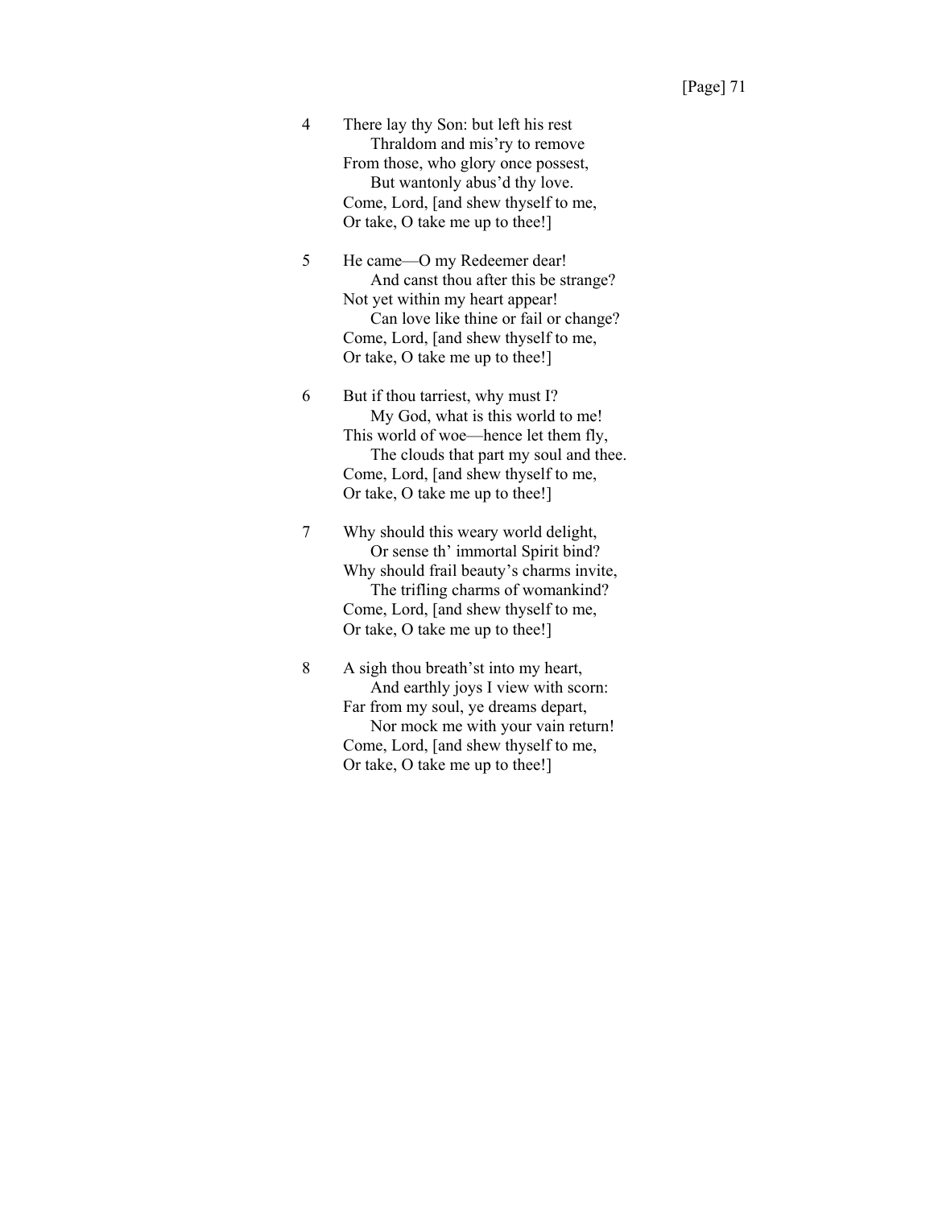4 There lay thy Son: but left his rest
  Thraldom and mis'ry to remove
From those, who glory once possest,
  But wantonly abus'd thy love.
Come, Lord, [and shew thyself to me,
Or take, O take me up to thee!]

5 He came—O my Redeemer dear!
  And canst thou after this be strange?
Not yet within my heart appear!
  Can love like thine or fail or change?
Come, Lord, [and shew thyself to me,
Or take, O take me up to thee!]

6 But if thou tarriest, why must I?
  My God, what is this world to me!
This world of woe—hence let them fly,
  The clouds that part my soul and thee.
Come, Lord, [and shew thyself to me,
Or take, O take me up to thee!]

7 Why should this weary world delight,
  Or sense th' immortal Spirit bind?
Why should frail beauty's charms invite,
  The trifling charms of womankind?
Come, Lord, [and shew thyself to me,
Or take, O take me up to thee!]

8 A sigh thou breath'st into my heart,
  And earthly joys I view with scorn:
Far from my soul, ye dreams depart,
  Nor mock me with your vain return!
Come, Lord, [and shew thyself to me,
Or take, O take me up to thee!]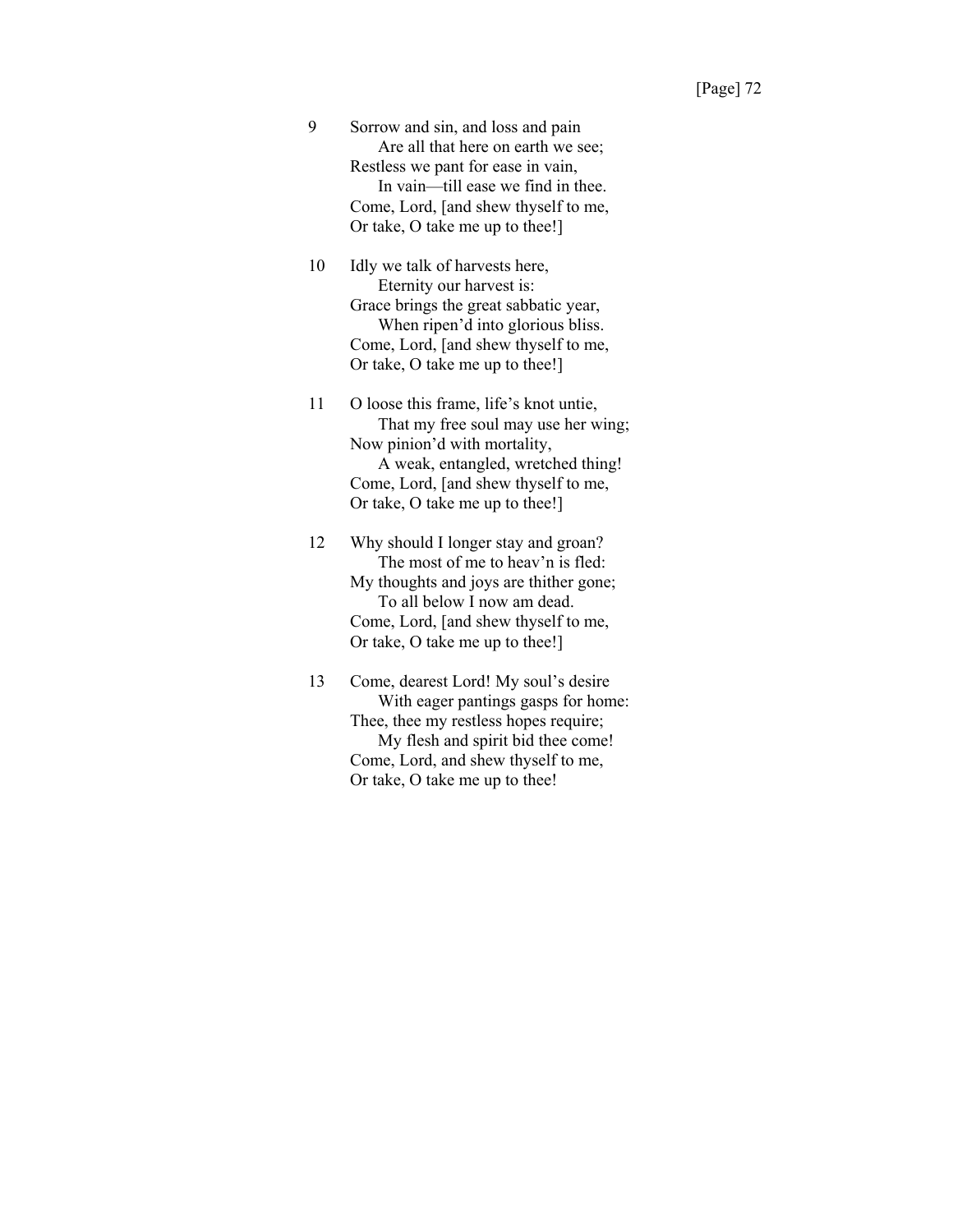9 Sorrow and sin, and loss and pain
  Are all that here on earth we see;
Restless we pant for ease in vain,
  In vain—till ease we find in thee.
Come, Lord, [and shew thyself to me,
Or take, O take me up to thee!]

10 Idly we talk of harvests here,
  Eternity our harvest is:
Grace brings the great sabbatic year,
  When ripen'd into glorious bliss.
Come, Lord, [and shew thyself to me,
Or take, O take me up to thee!]

11 O loose this frame, life's knot untie,
  That my free soul may use her wing;
Now pinion'd with mortality,
  A weak, entangled, wretched thing!
Come, Lord, [and shew thyself to me,
Or take, O take me up to thee!]

12 Why should I longer stay and groan?
  The most of me to heav'n is fled:
My thoughts and joys are thither gone;
  To all below I now am dead.
Come, Lord, [and shew thyself to me,
Or take, O take me up to thee!]

13 Come, dearest Lord! My soul's desire
  With eager pantings gasps for home:
Thee, thee my restless hopes require;
  My flesh and spirit bid thee come!
Come, Lord, and shew thyself to me,
Or take, O take me up to thee!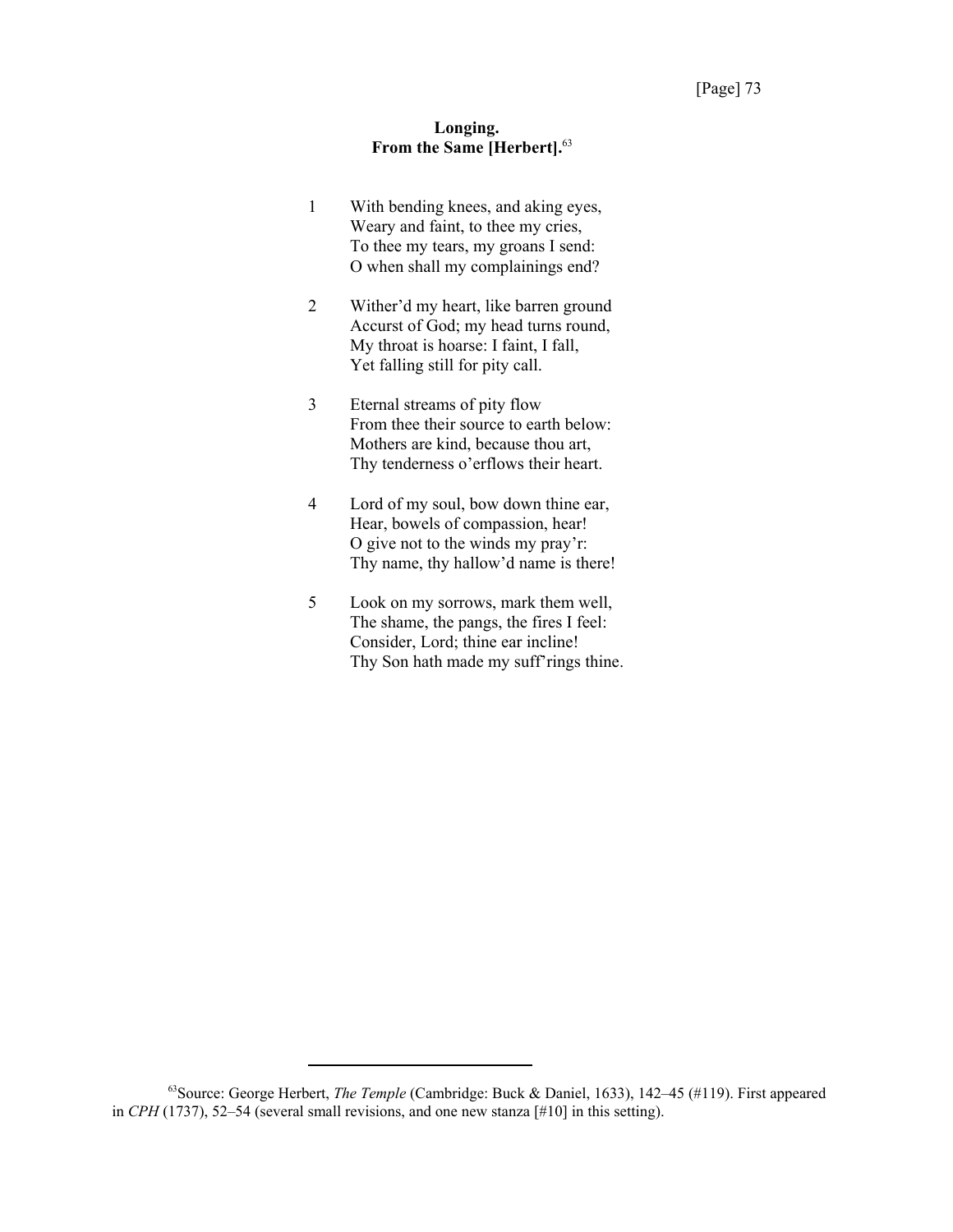### Longing.
### From the Same [Herbert].[63]

1 With bending knees, and aking eyes,
Weary and faint, to thee my cries,
To thee my tears, my groans I send:
O when shall my complainings end?

2 Wither'd my heart, like barren ground
Accurst of God; my head turns round,
My throat is hoarse: I faint, I fall,
Yet falling still for pity call.

3 Eternal streams of pity flow
From thee their source to earth below:
Mothers are kind, because thou art,
Thy tenderness o'erflows their heart.

4 Lord of my soul, bow down thine ear,
Hear, bowels of compassion, hear!
O give not to the winds my pray'r:
Thy name, thy hallow'd name is there!

5 Look on my sorrows, mark them well,
The shame, the pangs, the fires I feel:
Consider, Lord; thine ear incline!
Thy Son hath made my suff'rings thine.

---

[63]Source: George Herbert, *The Temple* (Cambridge: Buck & Daniel, 1633), 142–45 (#119). First appeared in *CPH* (1737), 52–54 (several small revisions, and one new stanza [#10] in this setting).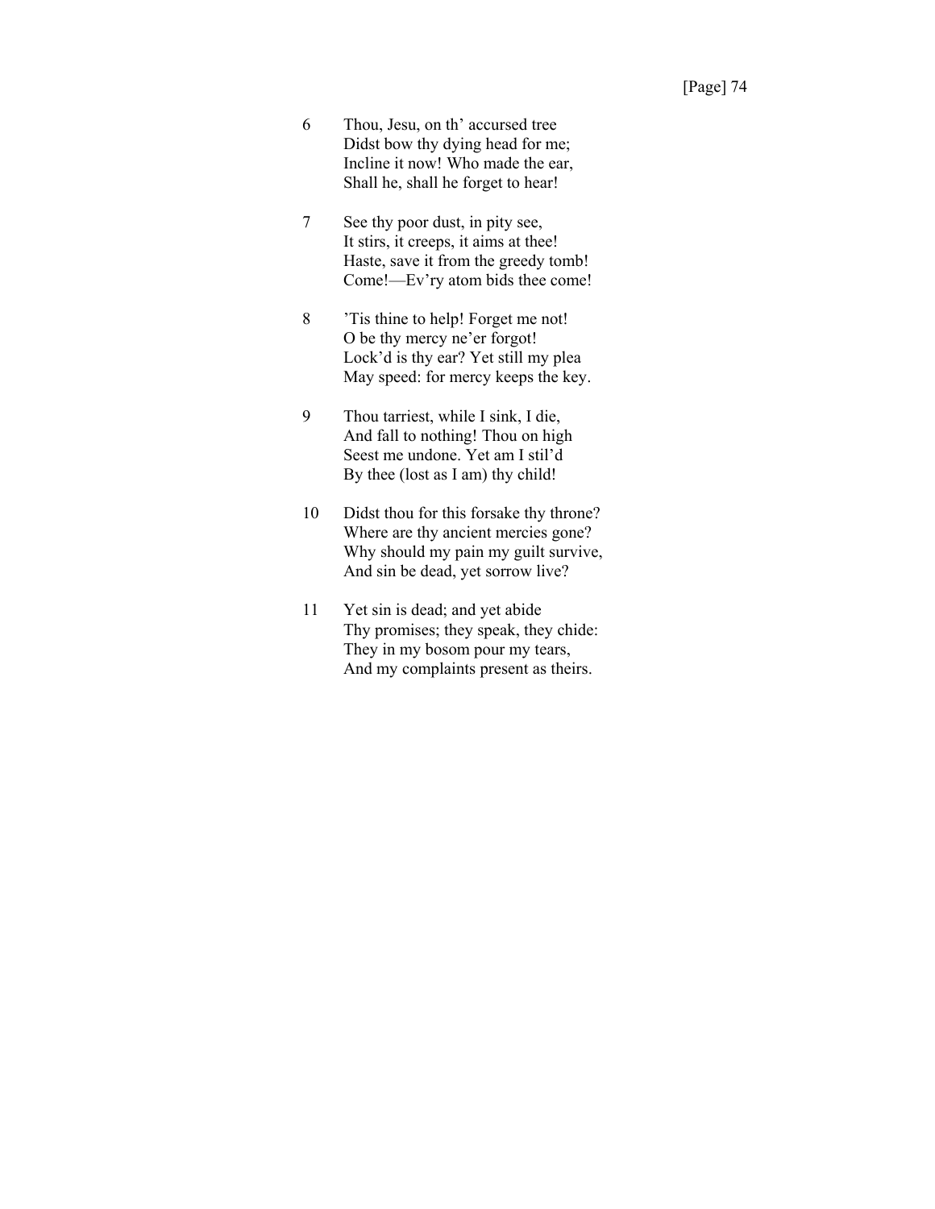6 Thou, Jesu, on th’ accursed tree  
Didst bow thy dying head for me;  
Incline it now! Who made the ear,  
Shall he, shall he forget to hear!

7 See thy poor dust, in pity see,  
It stirs, it creeps, it aims at thee!  
Haste, save it from the greedy tomb!  
Come!—Ev’ry atom bids thee come!

8 ’Tis thine to help! Forget me not!  
O be thy mercy ne’er forgot!  
Lock’d is thy ear? Yet still my plea  
May speed: for mercy keeps the key.

9 Thou tarriest, while I sink, I die,  
And fall to nothing! Thou on high  
Seest me undone. Yet am I stil’d  
By thee (lost as I am) thy child!

10 Didst thou for this forsake thy throne?  
Where are thy ancient mercies gone?  
Why should my pain my guilt survive,  
And sin be dead, yet sorrow live?

11 Yet sin is dead; and yet abide  
Thy promises; they speak, they chide:  
They in my bosom pour my tears,  
And my complaints present as theirs.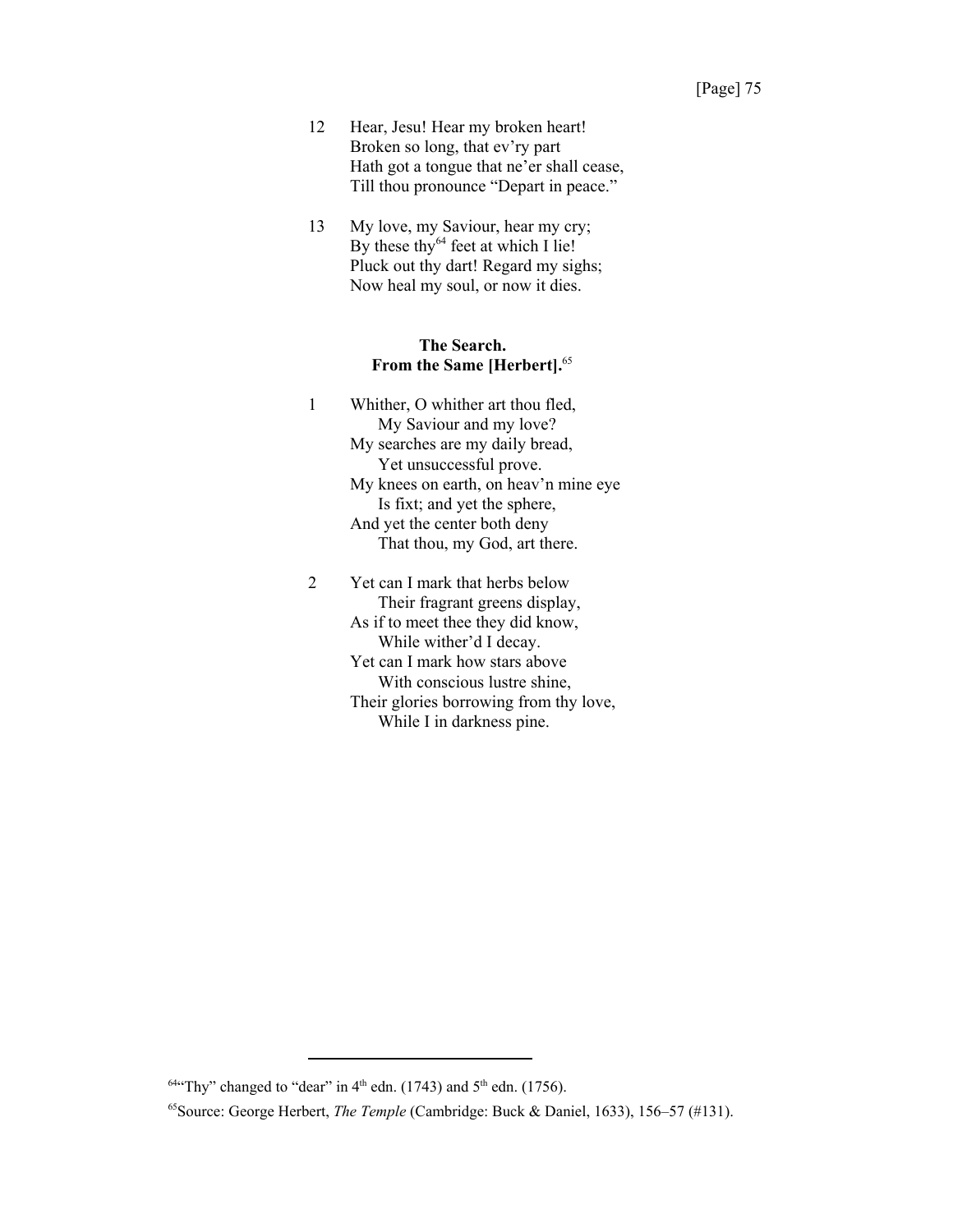12 Hear, Jesu! Hear my broken heart!
Broken so long, that ev'ry part
Hath got a tongue that ne'er shall cease,
Till thou pronounce "Depart in peace."

13 My love, my Saviour, hear my cry;
By these thy[64] feet at which I lie!
Pluck out thy dart! Regard my sighs;
Now heal my soul, or now it dies.

### The Search.
### From the Same [Herbert].[65]

1 Whither, O whither art thou fled,
  My Saviour and my love?
My searches are my daily bread,
  Yet unsuccessful prove.
My knees on earth, on heav'n mine eye
  Is fixt; and yet the sphere,
And yet the center both deny
  That thou, my God, art there.

2 Yet can I mark that herbs below
  Their fragrant greens display,
As if to meet thee they did know,
  While wither'd I decay.
Yet can I mark how stars above
  With conscious lustre shine,
Their glories borrowing from thy love,
  While I in darkness pine.

---

[64] "Thy" changed to "dear" in 4th edn. (1743) and 5th edn. (1756).

[65] Source: George Herbert, *The Temple* (Cambridge: Buck & Daniel, 1633), 156–57 (#131).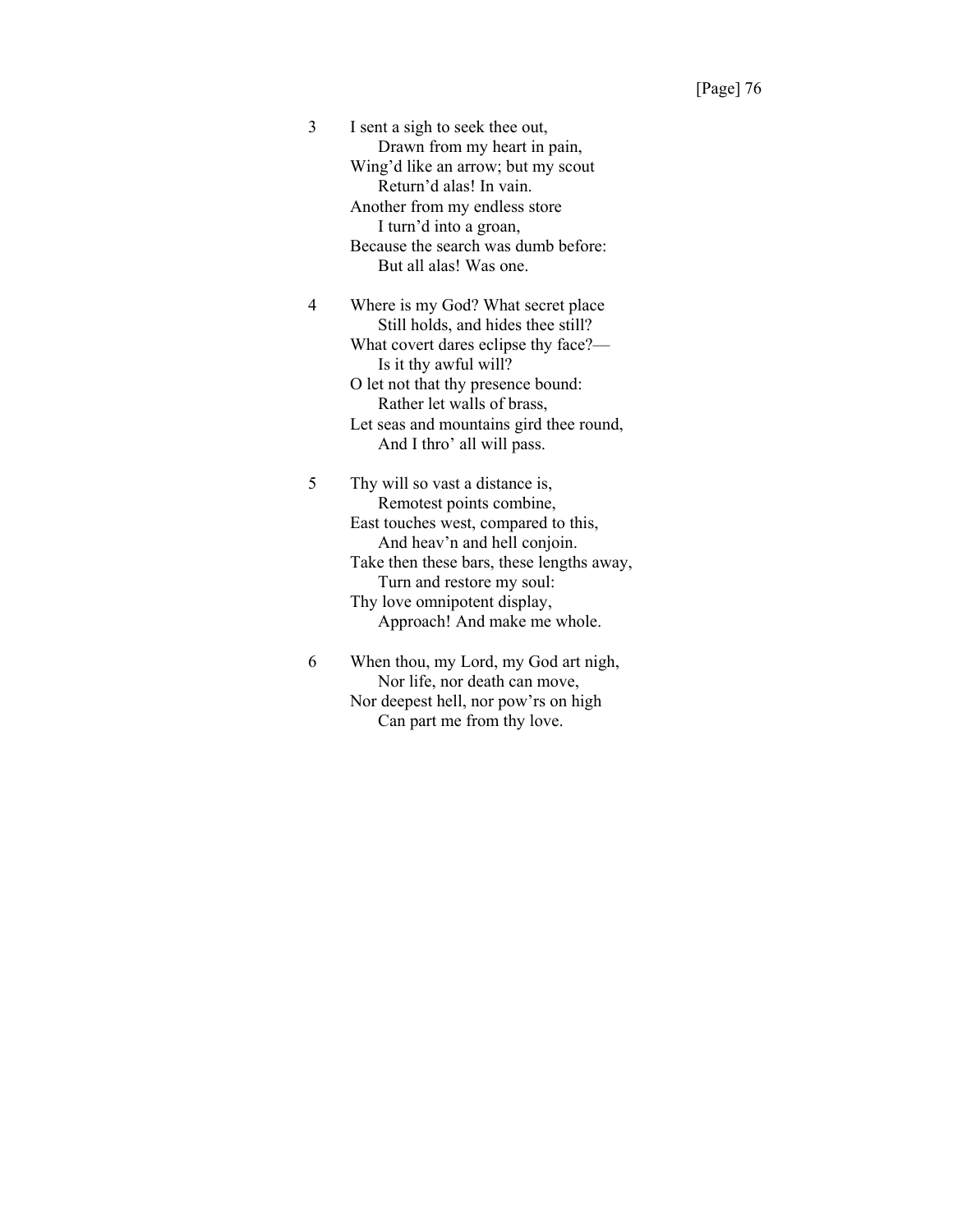3 I sent a sigh to seek thee out,
    Drawn from my heart in pain,
Wing'd like an arrow; but my scout
    Return'd alas! In vain.
Another from my endless store
    I turn'd into a groan,
Because the search was dumb before:
    But all alas! Was one.

4 Where is my God? What secret place
    Still holds, and hides thee still?
What covert dares eclipse thy face?—
    Is it thy awful will?
O let not that thy presence bound:
    Rather let walls of brass,
Let seas and mountains gird thee round,
    And I thro' all will pass.

5 Thy will so vast a distance is,
    Remotest points combine,
East touches west, compared to this,
    And heav'n and hell conjoin.
Take then these bars, these lengths away,
    Turn and restore my soul:
Thy love omnipotent display,
    Approach! And make me whole.

6 When thou, my Lord, my God art nigh,
    Nor life, nor death can move,
Nor deepest hell, nor pow'rs on high
    Can part me from thy love.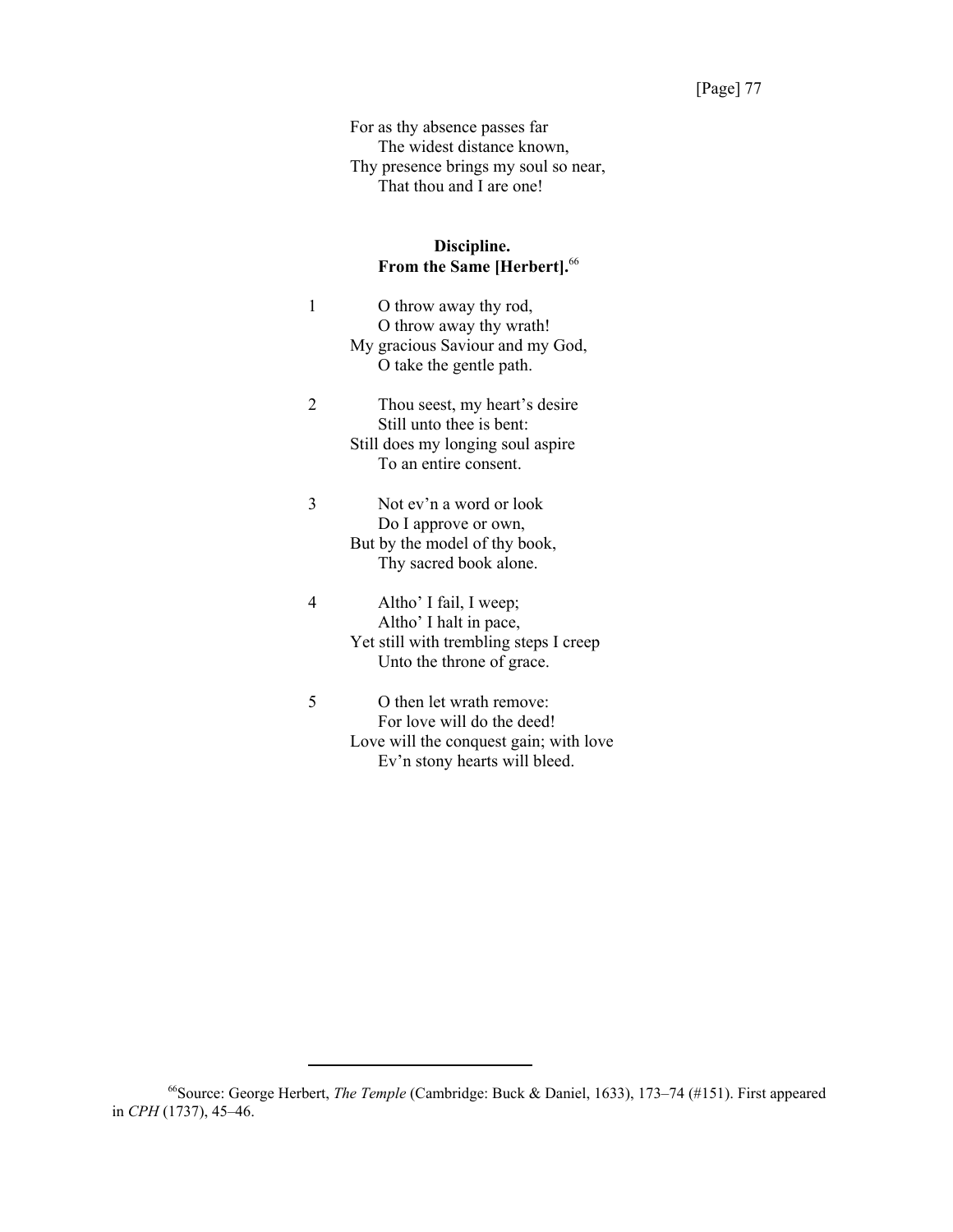For as thy absence passes far  
The widest distance known,  
Thy presence brings my soul so near,  
That thou and I are one!

### Discipline.
### From the Same [Herbert].[66]

1 O throw away thy rod,  
O throw away thy wrath!  
My gracious Saviour and my God,  
O take the gentle path.

2 Thou seest, my heart's desire  
Still unto thee is bent:  
Still does my longing soul aspire  
To an entire consent.

3 Not ev'n a word or look  
Do I approve or own,  
But by the model of thy book,  
Thy sacred book alone.

4 Altho' I fail, I weep;  
Altho' I halt in pace,  
Yet still with trembling steps I creep  
Unto the throne of grace.

5 O then let wrath remove:  
For love will do the deed!  
Love will the conquest gain; with love  
Ev'n stony hearts will bleed.

---

[66]Source: George Herbert, *The Temple* (Cambridge: Buck & Daniel, 1633), 173–74 (#151). First appeared in *CPH* (1737), 45–46.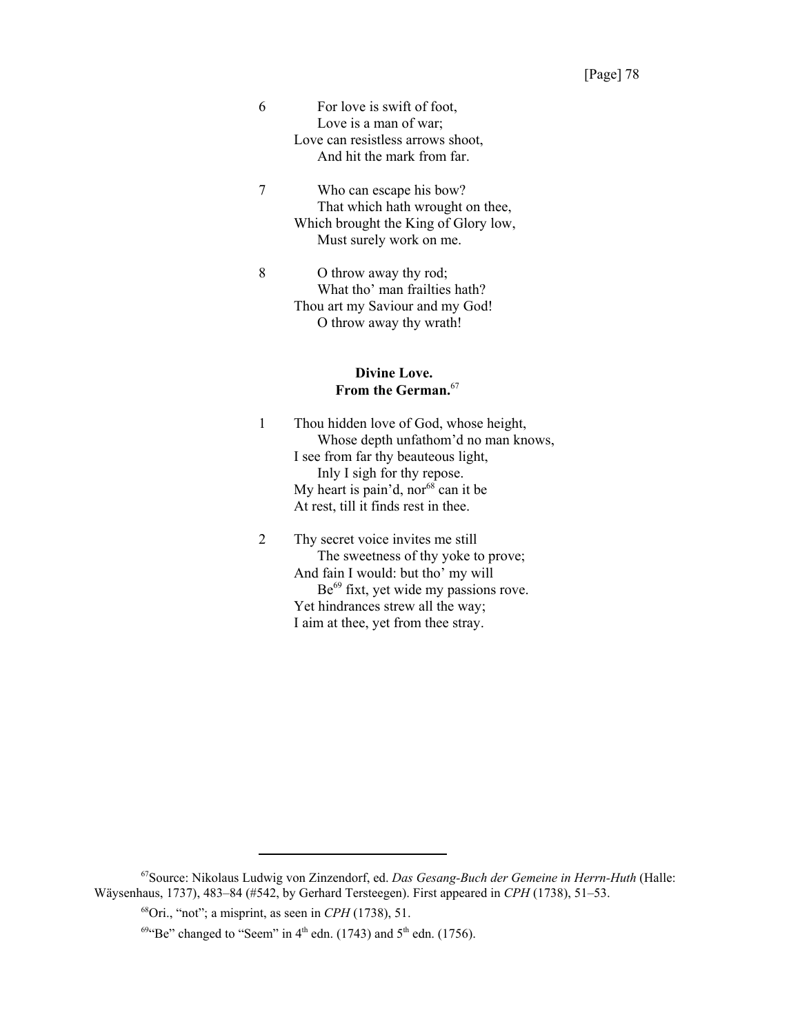6 For love is swift of foot,
Love is a man of war;
Love can resistless arrows shoot,
And hit the mark from far.

7 Who can escape his bow?
That which hath wrought on thee,
Which brought the King of Glory low,
Must surely work on me.

8 O throw away thy rod;
What tho' man frailties hath?
Thou art my Saviour and my God!
O throw away thy wrath!

**Divine Love.**
**From the German.**[67]

1 Thou hidden love of God, whose height,
Whose depth unfathom'd no man knows,
I see from far thy beauteous light,
Inly I sigh for thy repose.
My heart is pain'd, nor[68] can it be
At rest, till it finds rest in thee.

2 Thy secret voice invites me still
The sweetness of thy yoke to prove;
And fain I would: but tho' my will
Be[69] fixt, yet wide my passions rove.
Yet hindrances strew all the way;
I aim at thee, yet from thee stray.

---

[67]Source: Nikolaus Ludwig von Zinzendorf, ed. *Das Gesang-Buch der Gemeine in Herrn-Huth* (Halle: Wäysenhaus, 1737), 483–84 (#542, by Gerhard Tersteegen). First appeared in *CPH* (1738), 51–53.

[68]Ori., "not"; a misprint, as seen in *CPH* (1738), 51.

[69]"Be" changed to "Seem" in 4th edn. (1743) and 5th edn. (1756).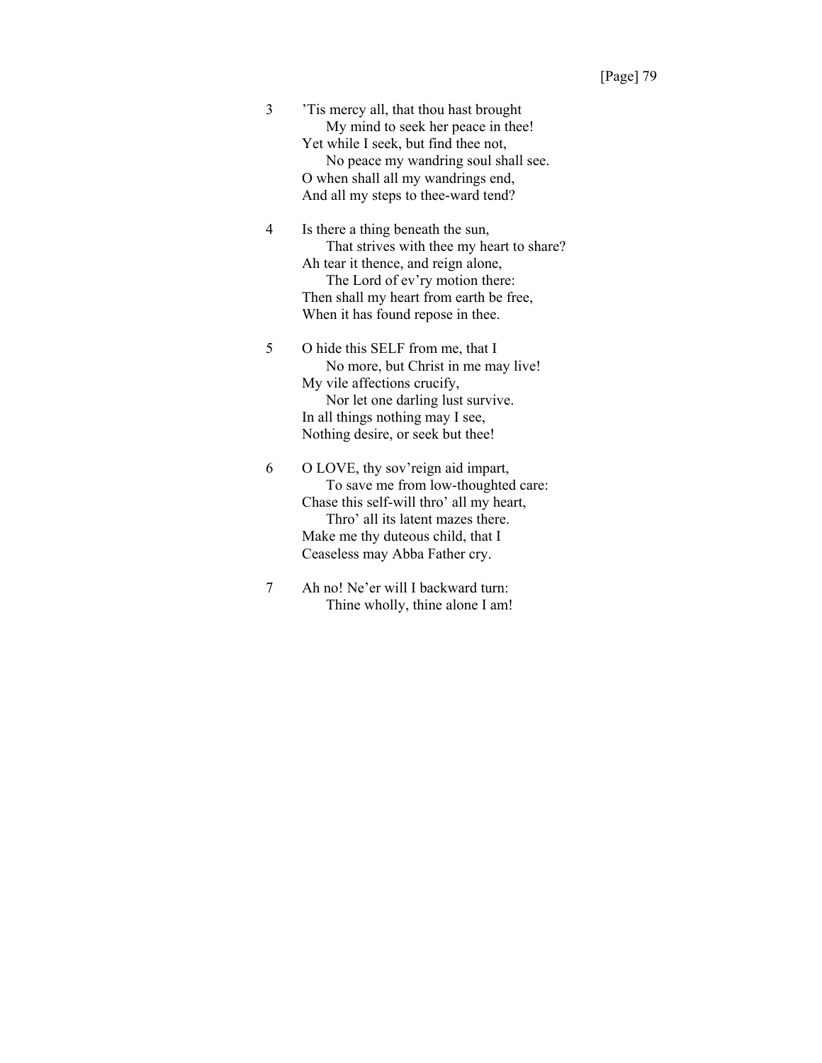3 ’Tis mercy all, that thou hast brought
  My mind to seek her peace in thee!
Yet while I seek, but find thee not,
  No peace my wandring soul shall see.
O when shall all my wandrings end,
And all my steps to thee-ward tend?

4 Is there a thing beneath the sun,
  That strives with thee my heart to share?
Ah tear it thence, and reign alone,
  The Lord of ev’ry motion there:
Then shall my heart from earth be free,
When it has found repose in thee.

5 O hide this SELF from me, that I
  No more, but Christ in me may live!
My vile affections crucify,
  Nor let one darling lust survive.
In all things nothing may I see,
Nothing desire, or seek but thee!

6 O LOVE, thy sov’reign aid impart,
  To save me from low-thoughted care:
Chase this self-will thro’ all my heart,
  Thro’ all its latent mazes there.
Make me thy duteous child, that I
Ceaseless may Abba Father cry.

7 Ah no! Ne’er will I backward turn:
  Thine wholly, thine alone I am!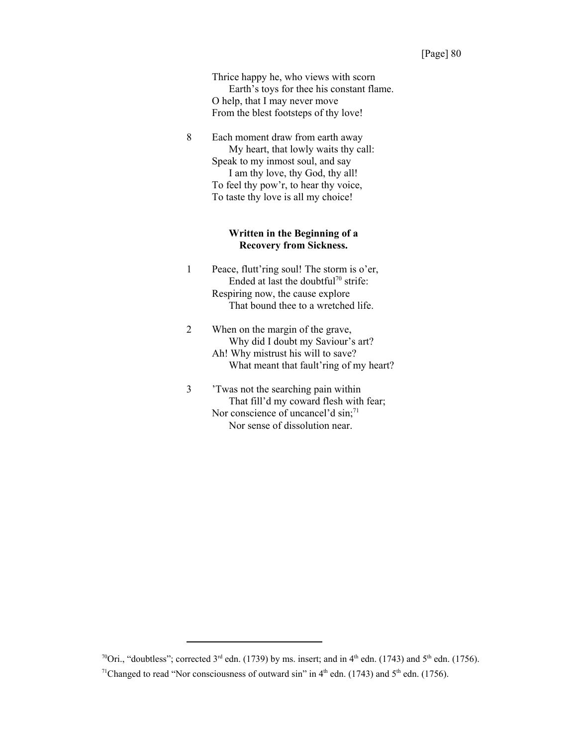Thrice happy he, who views with scorn
    Earth's toys for thee his constant flame.
O help, that I may never move
From the blest footsteps of thy love!

8 Each moment draw from earth away
    My heart, that lowly waits thy call:
Speak to my inmost soul, and say
    I am thy love, thy God, thy all!
To feel thy pow'r, to hear thy voice,
To taste thy love is all my choice!

### Written in the Beginning of a Recovery from Sickness.

1 Peace, flutt'ring soul! The storm is o'er,
    Ended at last the doubtful[70] strife:
Respiring now, the cause explore
    That bound thee to a wretched life.

2 When on the margin of the grave,
    Why did I doubt my Saviour's art?
Ah! Why mistrust his will to save?
    What meant that fault'ring of my heart?

3 'Twas not the searching pain within
    That fill'd my coward flesh with fear;
Nor conscience of uncancel'd sin;[71]
    Nor sense of dissolution near.

---

[70]Ori., "doubtless"; corrected 3rd edn. (1739) by ms. insert; and in 4th edn. (1743) and 5th edn. (1756).

[71]Changed to read "Nor consciousness of outward sin" in 4th edn. (1743) and 5th edn. (1756).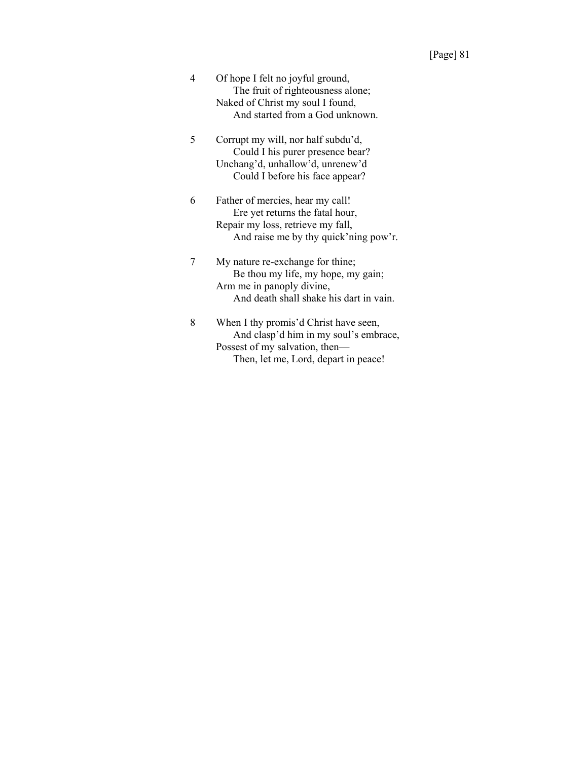4 Of hope I felt no joyful ground,
  The fruit of righteousness alone;
Naked of Christ my soul I found,
  And started from a God unknown.

5 Corrupt my will, nor half subdu'd,
  Could I his purer presence bear?
Unchang'd, unhallow'd, unrenew'd
  Could I before his face appear?

6 Father of mercies, hear my call!
  Ere yet returns the fatal hour,
Repair my loss, retrieve my fall,
  And raise me by thy quick'ning pow'r.

7 My nature re-exchange for thine;
  Be thou my life, my hope, my gain;
Arm me in panoply divine,
  And death shall shake his dart in vain.

8 When I thy promis'd Christ have seen,
  And clasp'd him in my soul's embrace,
Possest of my salvation, then—
  Then, let me, Lord, depart in peace!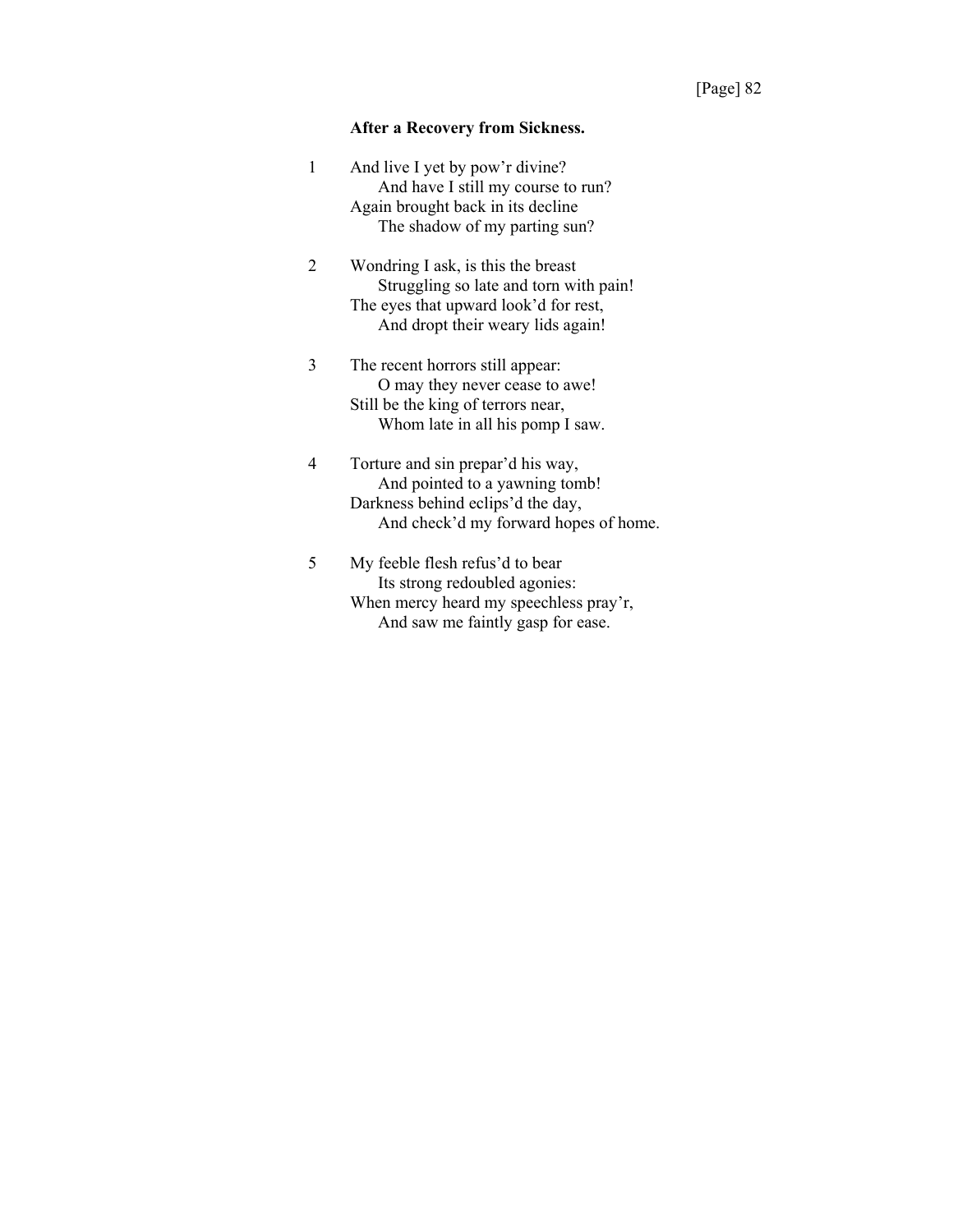**After a Recovery from Sickness.**

1 And live I yet by pow'r divine?
  And have I still my course to run?
Again brought back in its decline
  The shadow of my parting sun?

2 Wondring I ask, is this the breast
  Struggling so late and torn with pain!
The eyes that upward look'd for rest,
  And dropt their weary lids again!

3 The recent horrors still appear:
  O may they never cease to awe!
Still be the king of terrors near,
  Whom late in all his pomp I saw.

4 Torture and sin prepar'd his way,
  And pointed to a yawning tomb!
Darkness behind eclips'd the day,
  And check'd my forward hopes of home.

5 My feeble flesh refus'd to bear
  Its strong redoubled agonies:
When mercy heard my speechless pray'r,
  And saw me faintly gasp for ease.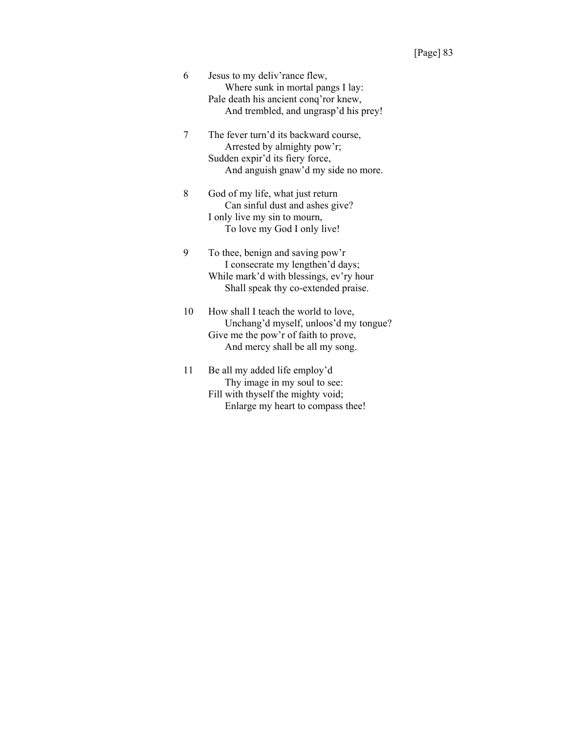6 Jesus to my deliv'rance flew,
  Where sunk in mortal pangs I lay:
Pale death his ancient conq'ror knew,
  And trembled, and ungrasp'd his prey!

7 The fever turn'd its backward course,
  Arrested by almighty pow'r;
Sudden expir'd its fiery force,
  And anguish gnaw'd my side no more.

8 God of my life, what just return
  Can sinful dust and ashes give?
I only live my sin to mourn,
  To love my God I only live!

9 To thee, benign and saving pow'r
  I consecrate my lengthen'd days;
While mark'd with blessings, ev'ry hour
  Shall speak thy co-extended praise.

10 How shall I teach the world to love,
  Unchang'd myself, unloos'd my tongue?
Give me the pow'r of faith to prove,
  And mercy shall be all my song.

11 Be all my added life employ'd
  Thy image in my soul to see:
Fill with thyself the mighty void;
  Enlarge my heart to compass thee!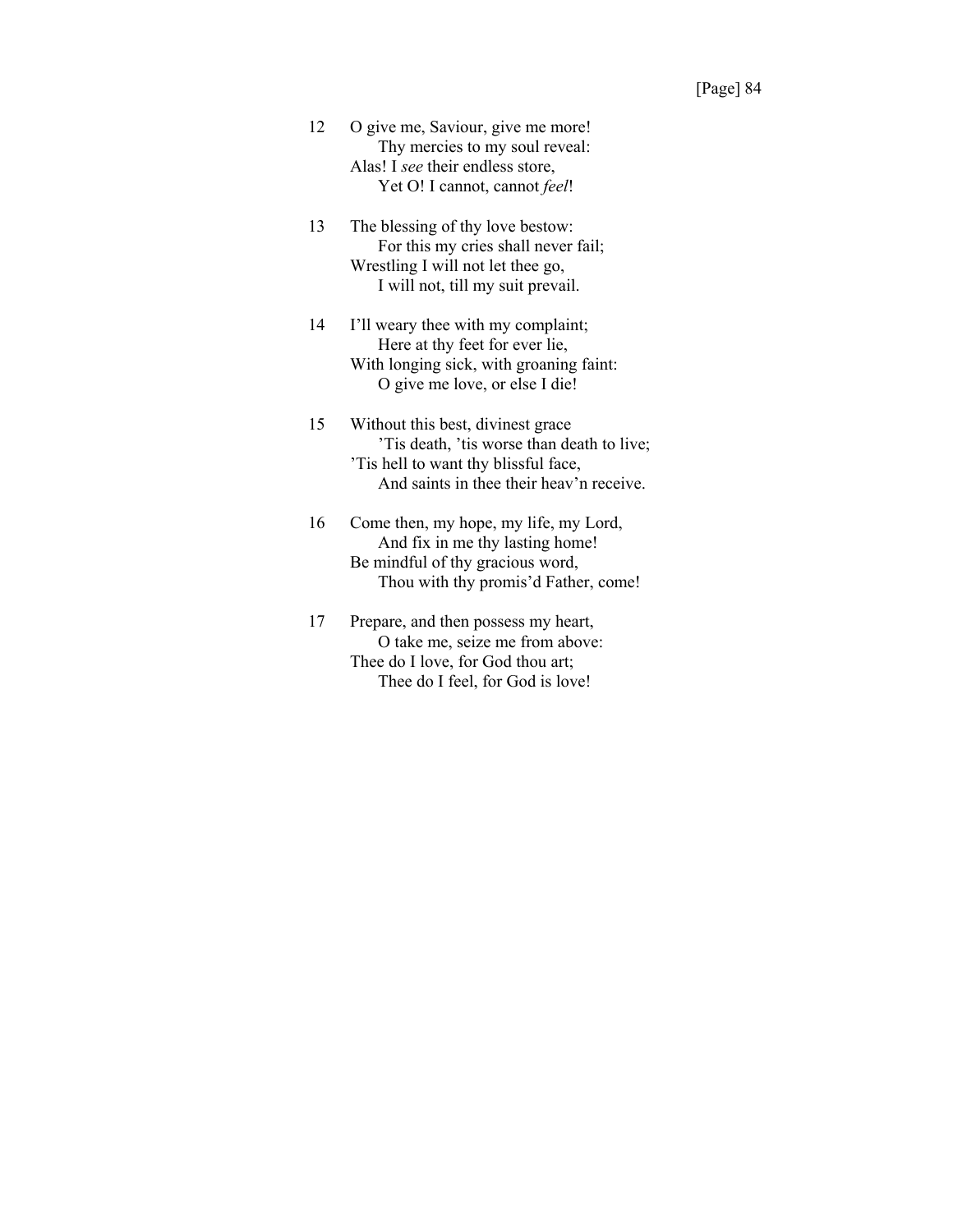12 O give me, Saviour, give me more!
  Thy mercies to my soul reveal:
Alas! I *see* their endless store,
  Yet O! I cannot, cannot *feel*!

13 The blessing of thy love bestow:
  For this my cries shall never fail;
Wrestling I will not let thee go,
  I will not, till my suit prevail.

14 I'll weary thee with my complaint;
  Here at thy feet for ever lie,
With longing sick, with groaning faint:
  O give me love, or else I die!

15 Without this best, divinest grace
  'Tis death, 'tis worse than death to live;
'Tis hell to want thy blissful face,
  And saints in thee their heav'n receive.

16 Come then, my hope, my life, my Lord,
  And fix in me thy lasting home!
Be mindful of thy gracious word,
  Thou with thy promis'd Father, come!

17 Prepare, and then possess my heart,
  O take me, seize me from above:
Thee do I love, for God thou art;
  Thee do I feel, for God is love!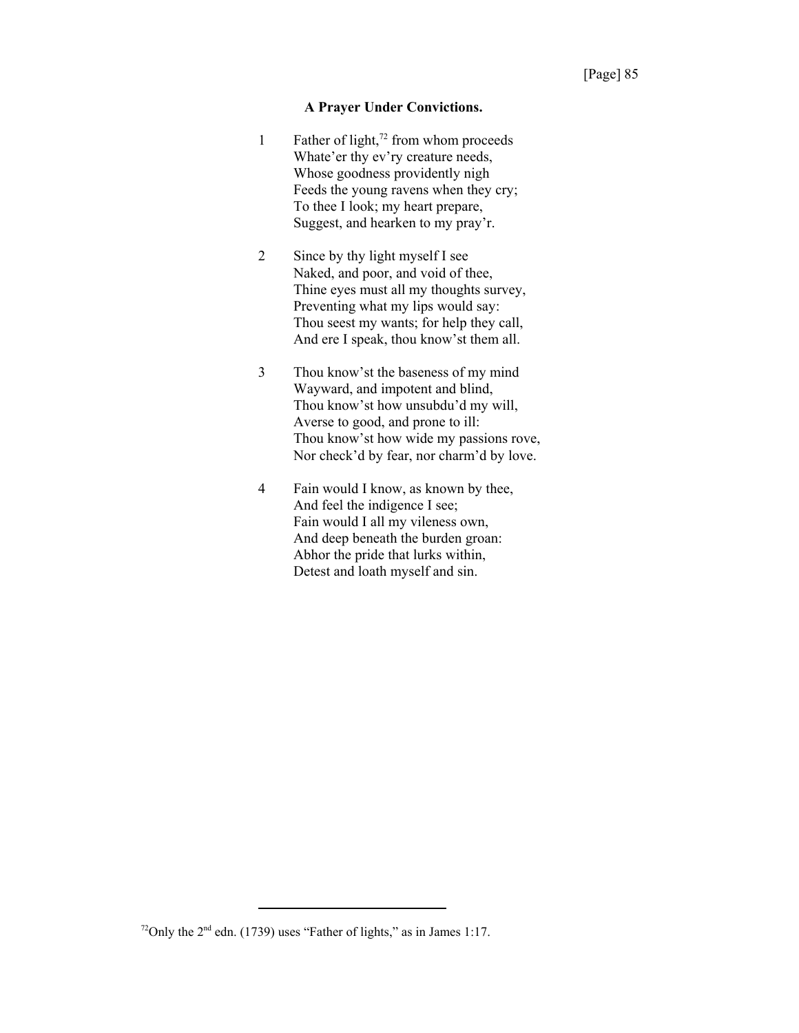### A Prayer Under Convictions.

1 Father of light,[72] from whom proceeds
Whate'er thy ev'ry creature needs,
Whose goodness providently nigh
Feeds the young ravens when they cry;
To thee I look; my heart prepare,
Suggest, and hearken to my pray'r.

2 Since by thy light myself I see
Naked, and poor, and void of thee,
Thine eyes must all my thoughts survey,
Preventing what my lips would say:
Thou seest my wants; for help they call,
And ere I speak, thou know'st them all.

3 Thou know'st the baseness of my mind
Wayward, and impotent and blind,
Thou know'st how unsubdu'd my will,
Averse to good, and prone to ill:
Thou know'st how wide my passions rove,
Nor check'd by fear, nor charm'd by love.

4 Fain would I know, as known by thee,
And feel the indigence I see;
Fain would I all my vileness own,
And deep beneath the burden groan:
Abhor the pride that lurks within,
Detest and loath myself and sin.

---

[72] Only the 2nd edn. (1739) uses "Father of lights," as in James 1:17.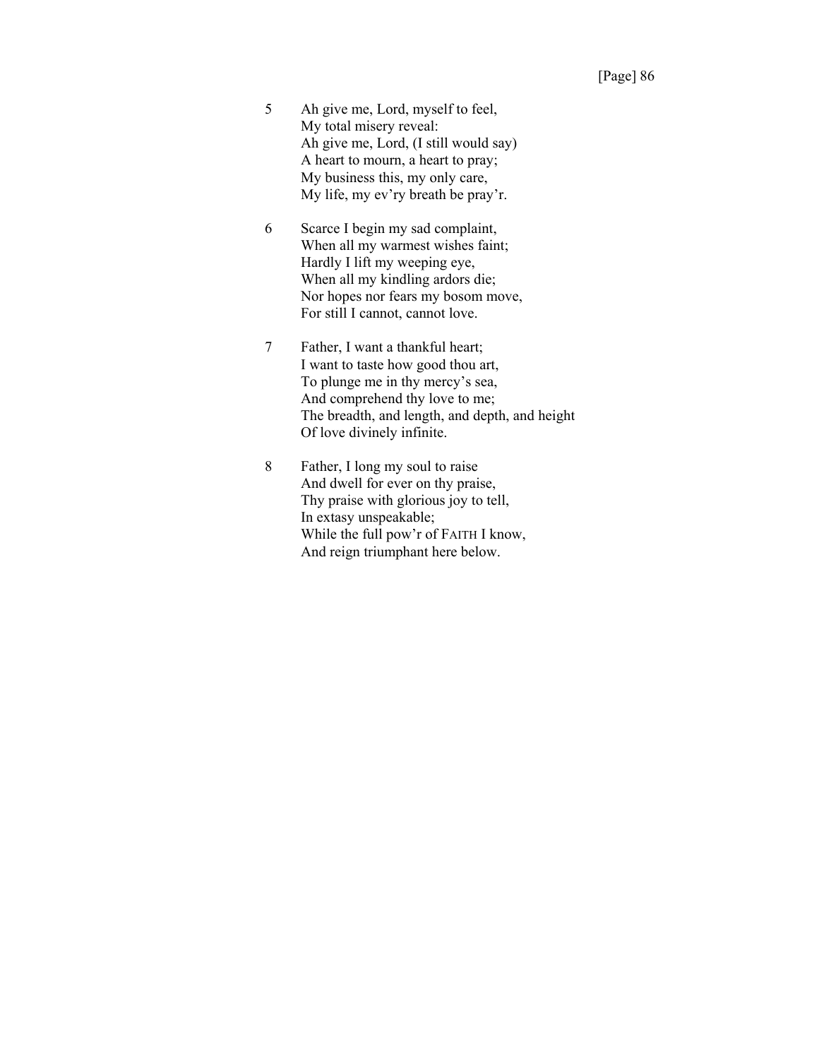5 Ah give me, Lord, myself to feel,
My total misery reveal:
Ah give me, Lord, (I still would say)
A heart to mourn, a heart to pray;
My business this, my only care,
My life, my ev'ry breath be pray'r.

6 Scarce I begin my sad complaint,
When all my warmest wishes faint;
Hardly I lift my weeping eye,
When all my kindling ardors die;
Nor hopes nor fears my bosom move,
For still I cannot, cannot love.

7 Father, I want a thankful heart;
I want to taste how good thou art,
To plunge me in thy mercy's sea,
And comprehend thy love to me;
The breadth, and length, and depth, and height
Of love divinely infinite.

8 Father, I long my soul to raise
And dwell for ever on thy praise,
Thy praise with glorious joy to tell,
In extasy unspeakable;
While the full pow'r of FAITH I know,
And reign triumphant here below.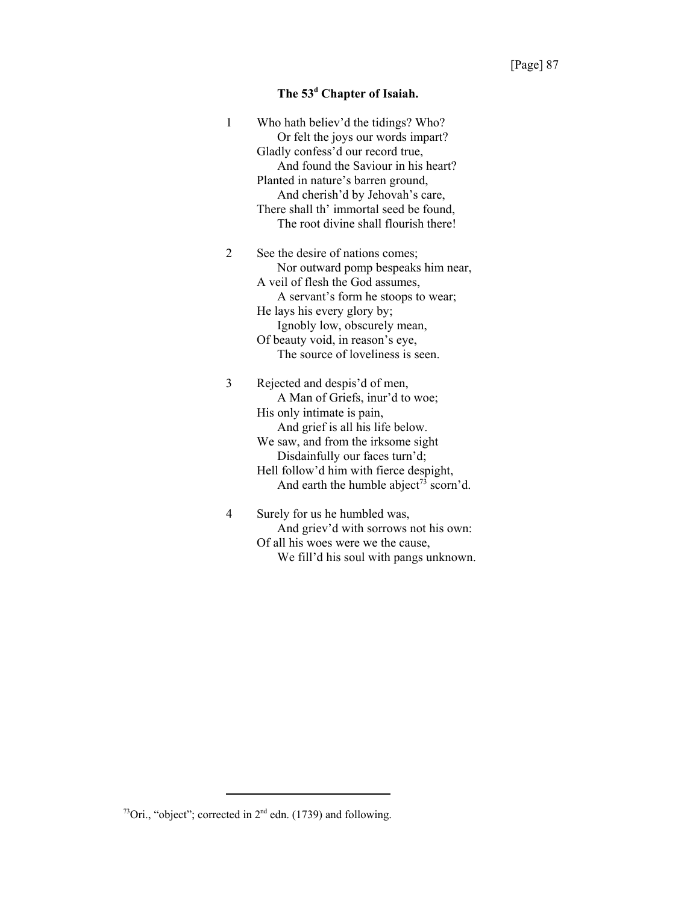### The 53[d] Chapter of Isaiah.

1 Who hath believ'd the tidings? Who?
 Or felt the joys our words impart?
Gladly confess'd our record true,
 And found the Saviour in his heart?
Planted in nature's barren ground,
 And cherish'd by Jehovah's care,
There shall th' immortal seed be found,
 The root divine shall flourish there!

2 See the desire of nations comes;
 Nor outward pomp bespeaks him near,
A veil of flesh the God assumes,
 A servant's form he stoops to wear;
He lays his every glory by;
 Ignobly low, obscurely mean,
Of beauty void, in reason's eye,
 The source of loveliness is seen.

3 Rejected and despis'd of men,
 A Man of Griefs, inur'd to woe;
His only intimate is pain,
 And grief is all his life below.
We saw, and from the irksome sight
 Disdainfully our faces turn'd;
Hell follow'd him with fierce despight,
 And earth the humble abject[73] scorn'd.

4 Surely for us he humbled was,
 And griev'd with sorrows not his own:
Of all his woes were we the cause,
 We fill'd his soul with pangs unknown.

---

[73] Ori., "object"; corrected in 2[nd] edn. (1739) and following.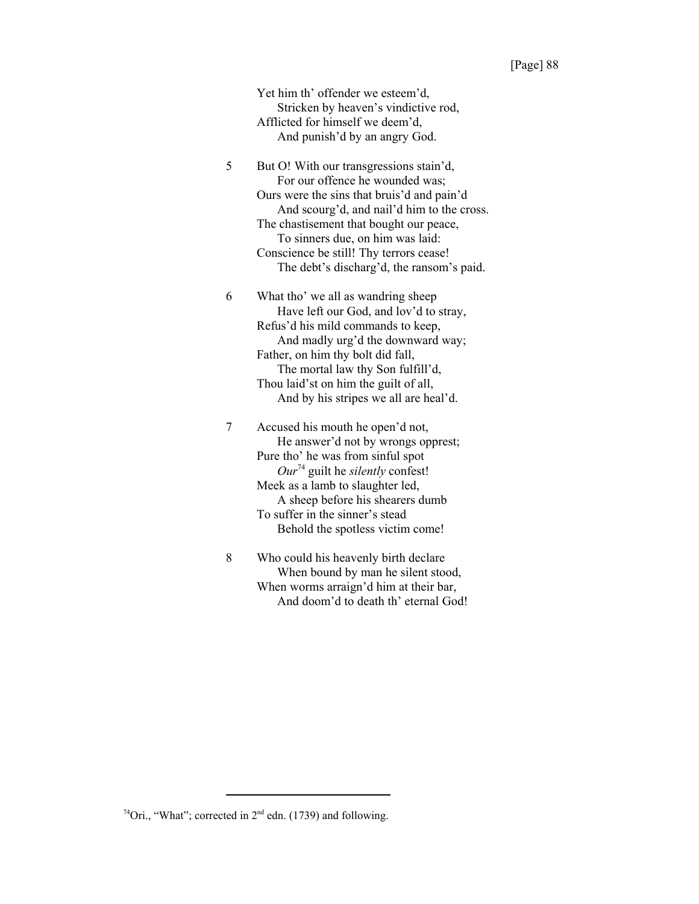Yet him th' offender we esteem'd,
  Stricken by heaven's vindictive rod,
Afflicted for himself we deem'd,
  And punish'd by an angry God.

5 But O! With our transgressions stain'd,
  For our offence he wounded was;
Ours were the sins that bruis'd and pain'd
  And scourg'd, and nail'd him to the cross.
The chastisement that bought our peace,
  To sinners due, on him was laid:
Conscience be still! Thy terrors cease!
  The debt's discharg'd, the ransom's paid.

6 What tho' we all as wandring sheep
  Have left our God, and lov'd to stray,
Refus'd his mild commands to keep,
  And madly urg'd the downward way;
Father, on him thy bolt did fall,
  The mortal law thy Son fulfill'd,
Thou laid'st on him the guilt of all,
  And by his stripes we all are heal'd.

7 Accused his mouth he open'd not,
  He answer'd not by wrongs opprest;
Pure tho' he was from sinful spot
  *Our*[74] guilt he *silently* confest!
Meek as a lamb to slaughter led,
  A sheep before his shearers dumb
To suffer in the sinner's stead
  Behold the spotless victim come!

8 Who could his heavenly birth declare
  When bound by man he silent stood,
When worms arraign'd him at their bar,
  And doom'd to death th' eternal God!

---

[74] Ori., "What"; corrected in 2nd edn. (1739) and following.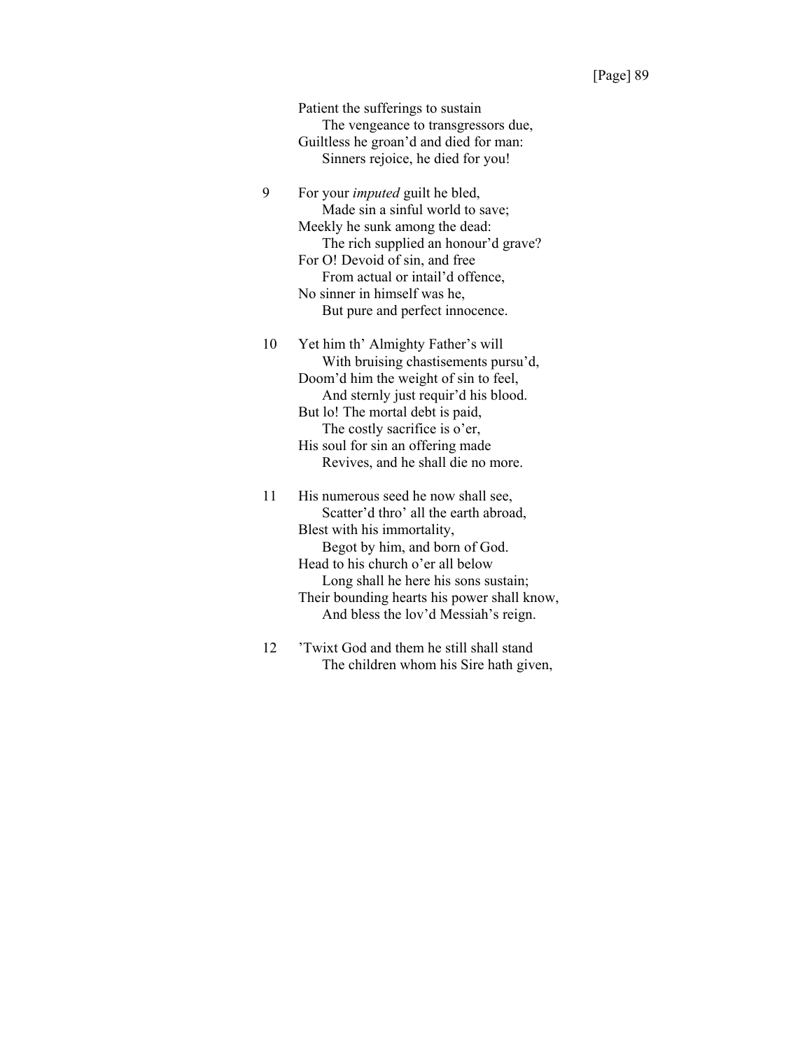Patient the sufferings to sustain
    The vengeance to transgressors due,
Guiltless he groan'd and died for man:
    Sinners rejoice, he died for you!

9 For your *imputed* guilt he bled,
    Made sin a sinful world to save;
Meekly he sunk among the dead:
    The rich supplied an honour'd grave?
For O! Devoid of sin, and free
    From actual or intail'd offence,
No sinner in himself was he,
    But pure and perfect innocence.

10 Yet him th' Almighty Father's will
    With bruising chastisements pursu'd,
Doom'd him the weight of sin to feel,
    And sternly just requir'd his blood.
But lo! The mortal debt is paid,
    The costly sacrifice is o'er,
His soul for sin an offering made
    Revives, and he shall die no more.

11 His numerous seed he now shall see,
    Scatter'd thro' all the earth abroad,
Blest with his immortality,
    Begot by him, and born of God.
Head to his church o'er all below
    Long shall he here his sons sustain;
Their bounding hearts his power shall know,
    And bless the lov'd Messiah's reign.

12 'Twixt God and them he still shall stand
    The children whom his Sire hath given,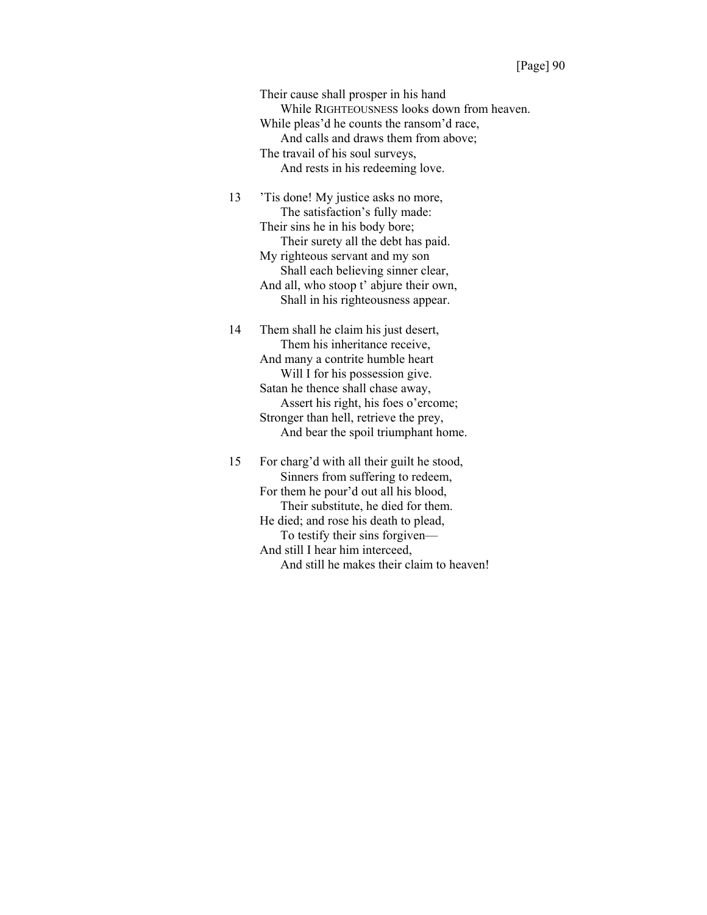Their cause shall prosper in his hand
 While RIGHTEOUSNESS looks down from heaven.
While pleas'd he counts the ransom'd race,
 And calls and draws them from above;
The travail of his soul surveys,
 And rests in his redeeming love.

13 'Tis done! My justice asks no more,
 The satisfaction's fully made:
Their sins he in his body bore;
 Their surety all the debt has paid.
My righteous servant and my son
 Shall each believing sinner clear,
And all, who stoop t' abjure their own,
 Shall in his righteousness appear.

14 Them shall he claim his just desert,
 Them his inheritance receive,
And many a contrite humble heart
 Will I for his possession give.
Satan he thence shall chase away,
 Assert his right, his foes o'ercome;
Stronger than hell, retrieve the prey,
 And bear the spoil triumphant home.

15 For charg'd with all their guilt he stood,
 Sinners from suffering to redeem,
For them he pour'd out all his blood,
 Their substitute, he died for them.
He died; and rose his death to plead,
 To testify their sins forgiven—
And still I hear him interceed,
 And still he makes their claim to heaven!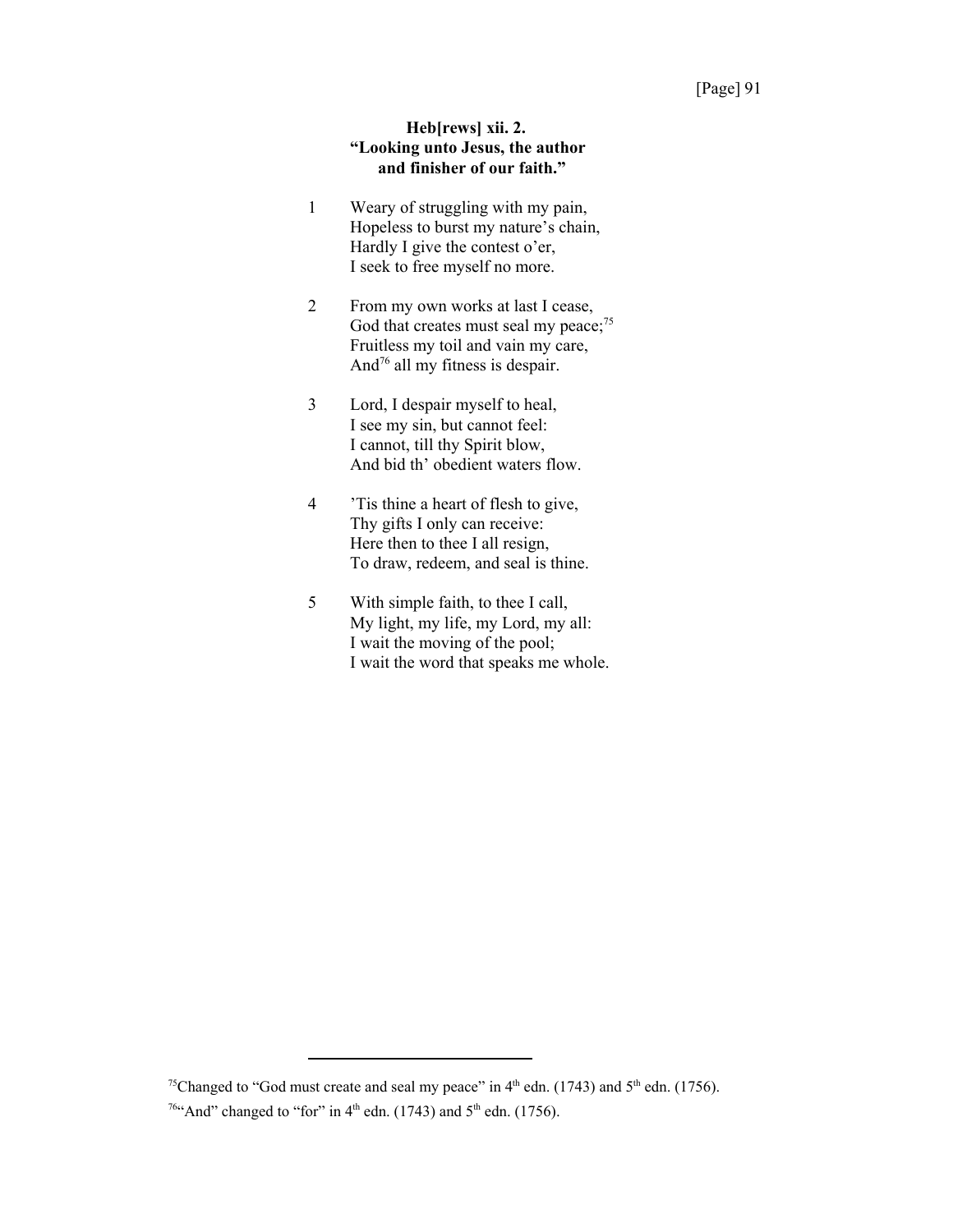### Heb[rews] xii. 2.
### "Looking unto Jesus, the author and finisher of our faith."

1 Weary of struggling with my pain,
Hopeless to burst my nature's chain,
Hardly I give the contest o'er,
I seek to free myself no more.

2 From my own works at last I cease,
God that creates must seal my peace;[75]
Fruitless my toil and vain my care,
And[76] all my fitness is despair.

3 Lord, I despair myself to heal,
I see my sin, but cannot feel:
I cannot, till thy Spirit blow,
And bid th' obedient waters flow.

4 'Tis thine a heart of flesh to give,
Thy gifts I only can receive:
Here then to thee I all resign,
To draw, redeem, and seal is thine.

5 With simple faith, to thee I call,
My light, my life, my Lord, my all:
I wait the moving of the pool;
I wait the word that speaks me whole.

---

[75]Changed to "God must create and seal my peace" in 4th edn. (1743) and 5th edn. (1756).

[76]"And" changed to "for" in 4th edn. (1743) and 5th edn. (1756).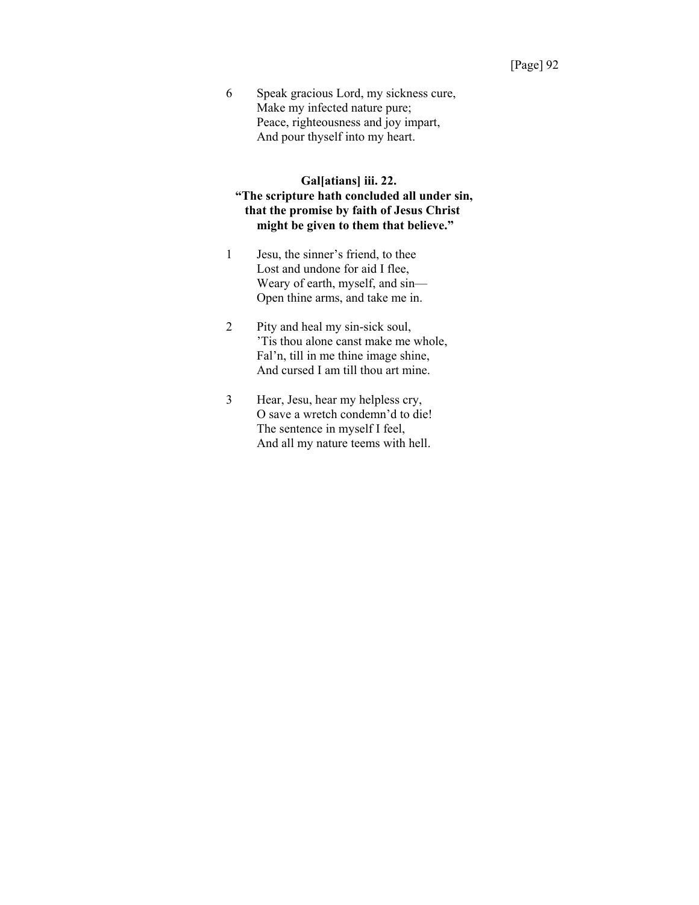6 Speak gracious Lord, my sickness cure,
Make my infected nature pure;
Peace, righteousness and joy impart,
And pour thyself into my heart.

**Gal[atians] iii. 22.**
**"The scripture hath concluded all under sin, that the promise by faith of Jesus Christ might be given to them that believe."**

1 Jesu, the sinner's friend, to thee
Lost and undone for aid I flee,
Weary of earth, myself, and sin—
Open thine arms, and take me in.

2 Pity and heal my sin-sick soul,
'Tis thou alone canst make me whole,
Fal'n, till in me thine image shine,
And cursed I am till thou art mine.

3 Hear, Jesu, hear my helpless cry,
O save a wretch condemn'd to die!
The sentence in myself I feel,
And all my nature teems with hell.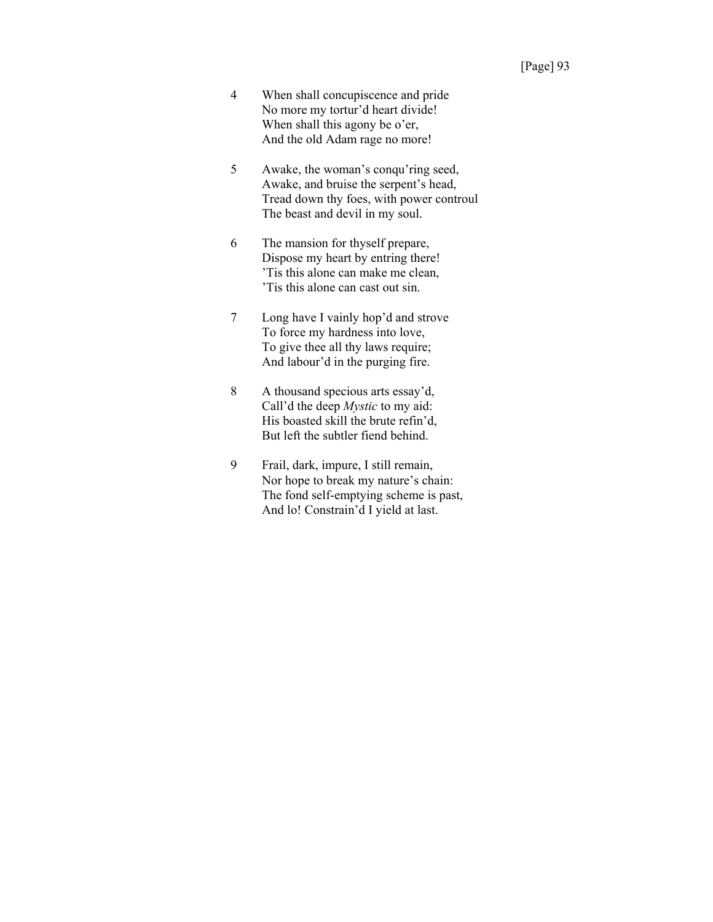4 When shall concupiscence and pride  
No more my tortur'd heart divide!  
When shall this agony be o'er,  
And the old Adam rage no more!

5 Awake, the woman's conqu'ring seed,  
Awake, and bruise the serpent's head,  
Tread down thy foes, with power controul  
The beast and devil in my soul.

6 The mansion for thyself prepare,  
Dispose my heart by entring there!  
'Tis this alone can make me clean,  
'Tis this alone can cast out sin.

7 Long have I vainly hop'd and strove  
To force my hardness into love,  
To give thee all thy laws require;  
And labour'd in the purging fire.

8 A thousand specious arts essay'd,  
Call'd the deep *Mystic* to my aid:  
His boasted skill the brute refin'd,  
But left the subtler fiend behind.

9 Frail, dark, impure, I still remain,  
Nor hope to break my nature's chain:  
The fond self-emptying scheme is past,  
And lo! Constrain'd I yield at last.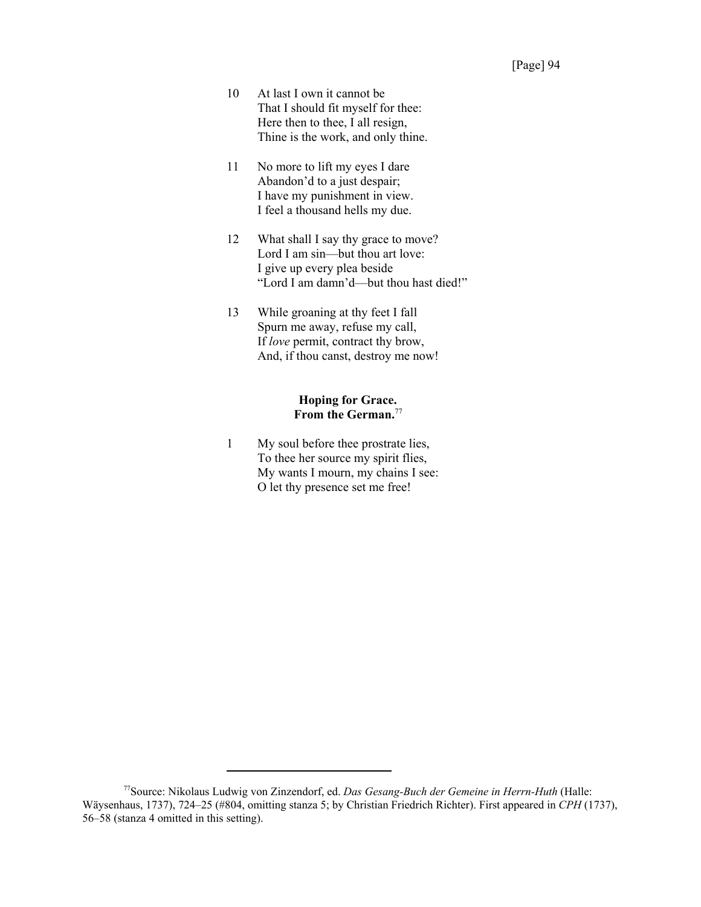10 At last I own it cannot be
That I should fit myself for thee:
Here then to thee, I all resign,
Thine is the work, and only thine.

11 No more to lift my eyes I dare
Abandon'd to a just despair;
I have my punishment in view.
I feel a thousand hells my due.

12 What shall I say thy grace to move?
Lord I am sin—but thou art love:
I give up every plea beside
"Lord I am damn'd—but thou hast died!"

13 While groaning at thy feet I fall
Spurn me away, refuse my call,
If *love* permit, contract thy brow,
And, if thou canst, destroy me now!

**Hoping for Grace.**
**From the German.**[77]

1 My soul before thee prostrate lies,
To thee her source my spirit flies,
My wants I mourn, my chains I see:
O let thy presence set me free!

---

[77]Source: Nikolaus Ludwig von Zinzendorf, ed. *Das Gesang-Buch der Gemeine in Herrn-Huth* (Halle: Wäysenhaus, 1737), 724–25 (#804, omitting stanza 5; by Christian Friedrich Richter). First appeared in *CPH* (1737), 56–58 (stanza 4 omitted in this setting).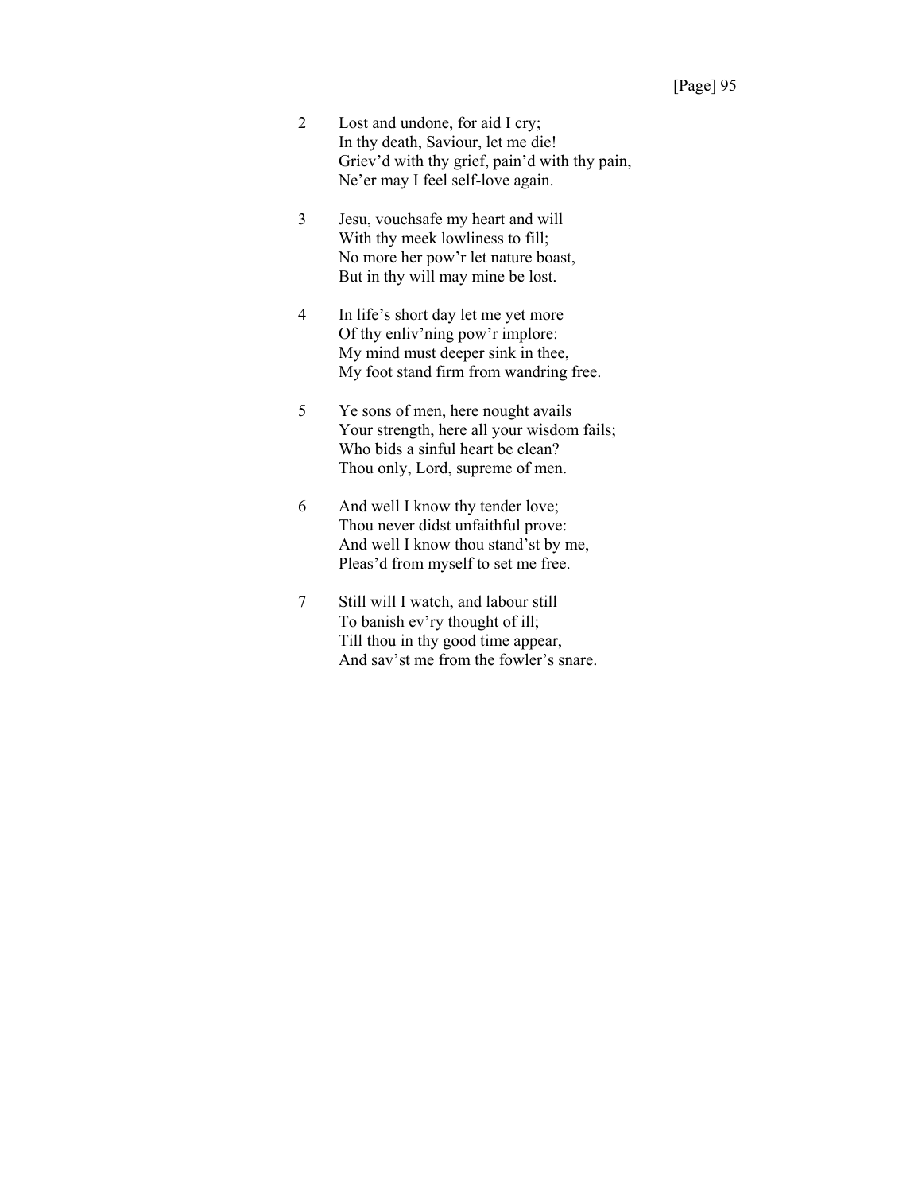2 Lost and undone, for aid I cry;  
In thy death, Saviour, let me die!  
Griev'd with thy grief, pain'd with thy pain,  
Ne'er may I feel self-love again.

3 Jesu, vouchsafe my heart and will  
With thy meek lowliness to fill;  
No more her pow'r let nature boast,  
But in thy will may mine be lost.

4 In life's short day let me yet more  
Of thy enliv'ning pow'r implore:  
My mind must deeper sink in thee,  
My foot stand firm from wandring free.

5 Ye sons of men, here nought avails  
Your strength, here all your wisdom fails;  
Who bids a sinful heart be clean?  
Thou only, Lord, supreme of men.

6 And well I know thy tender love;  
Thou never didst unfaithful prove:  
And well I know thou stand'st by me,  
Pleas'd from myself to set me free.

7 Still will I watch, and labour still  
To banish ev'ry thought of ill;  
Till thou in thy good time appear,  
And sav'st me from the fowler's snare.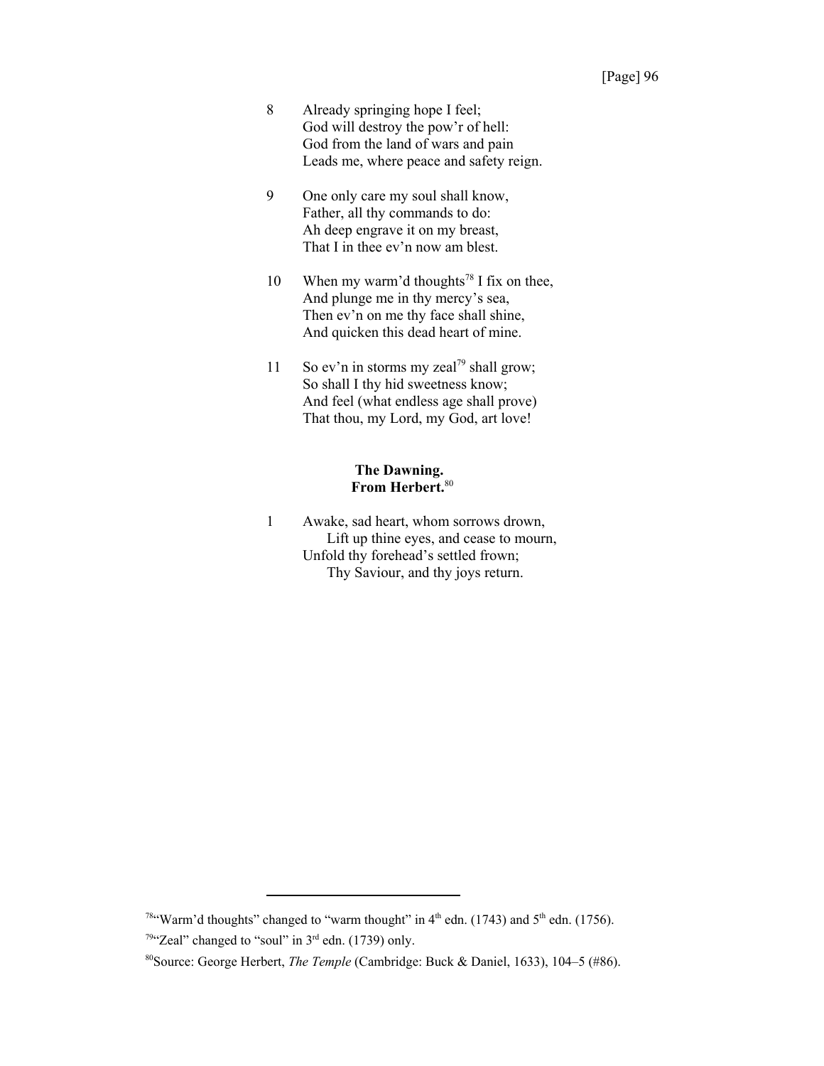8 Already springing hope I feel;  
God will destroy the pow'r of hell:  
God from the land of wars and pain  
Leads me, where peace and safety reign.

9 One only care my soul shall know,  
Father, all thy commands to do:  
Ah deep engrave it on my breast,  
That I in thee ev'n now am blest.

10 When my warm'd thoughts[78] I fix on thee,  
And plunge me in thy mercy's sea,  
Then ev'n on me thy face shall shine,  
And quicken this dead heart of mine.

11 So ev'n in storms my zeal[79] shall grow;  
So shall I thy hid sweetness know;  
And feel (what endless age shall prove)  
That thou, my Lord, my God, art love!

### The Dawning.
### From Herbert.[80]

1 Awake, sad heart, whom sorrows drown,  
  Lift up thine eyes, and cease to mourn,  
Unfold thy forehead's settled frown;  
  Thy Saviour, and thy joys return.

---

[78]"Warm'd thoughts" changed to "warm thought" in 4th edn. (1743) and 5th edn. (1756).

[79]"Zeal" changed to "soul" in 3rd edn. (1739) only.

[80]Source: George Herbert, *The Temple* (Cambridge: Buck & Daniel, 1633), 104–5 (#86).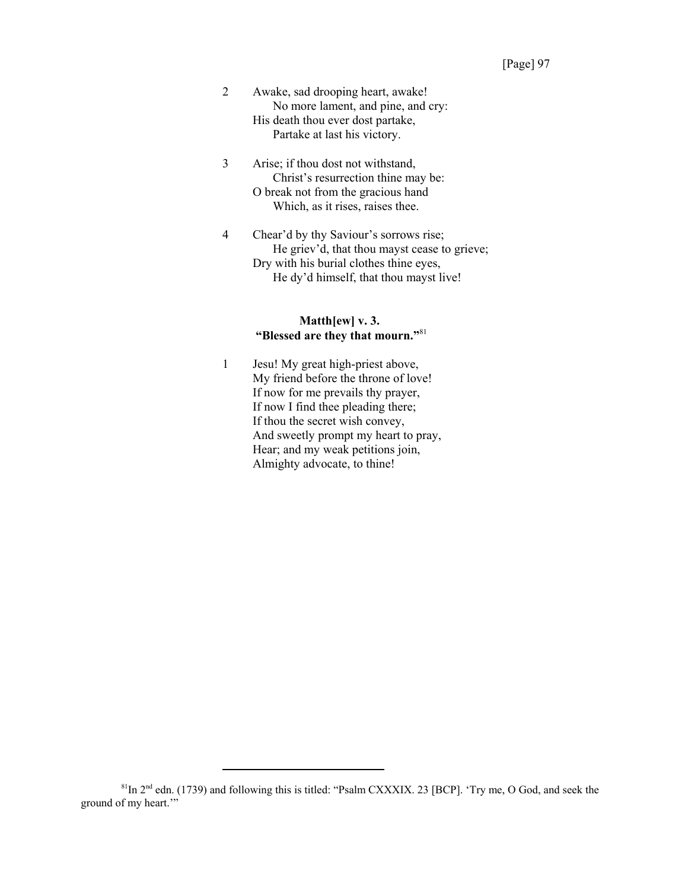2 Awake, sad drooping heart, awake!
  No more lament, and pine, and cry:
His death thou ever dost partake,
  Partake at last his victory.

3 Arise; if thou dost not withstand,
  Christ's resurrection thine may be:
O break not from the gracious hand
  Which, as it rises, raises thee.

4 Chear'd by thy Saviour's sorrows rise;
  He griev'd, that thou mayst cease to grieve;
Dry with his burial clothes thine eyes,
  He dy'd himself, that thou mayst live!

**Matth[ew] v. 3.**
**"Blessed are they that mourn."**[81]

1 Jesu! My great high-priest above,
My friend before the throne of love!
If now for me prevails thy prayer,
If now I find thee pleading there;
If thou the secret wish convey,
And sweetly prompt my heart to pray,
Hear; and my weak petitions join,
Almighty advocate, to thine!

---

[81]In 2nd edn. (1739) and following this is titled: "Psalm CXXXIX. 23 [BCP]. 'Try me, O God, and seek the ground of my heart.'"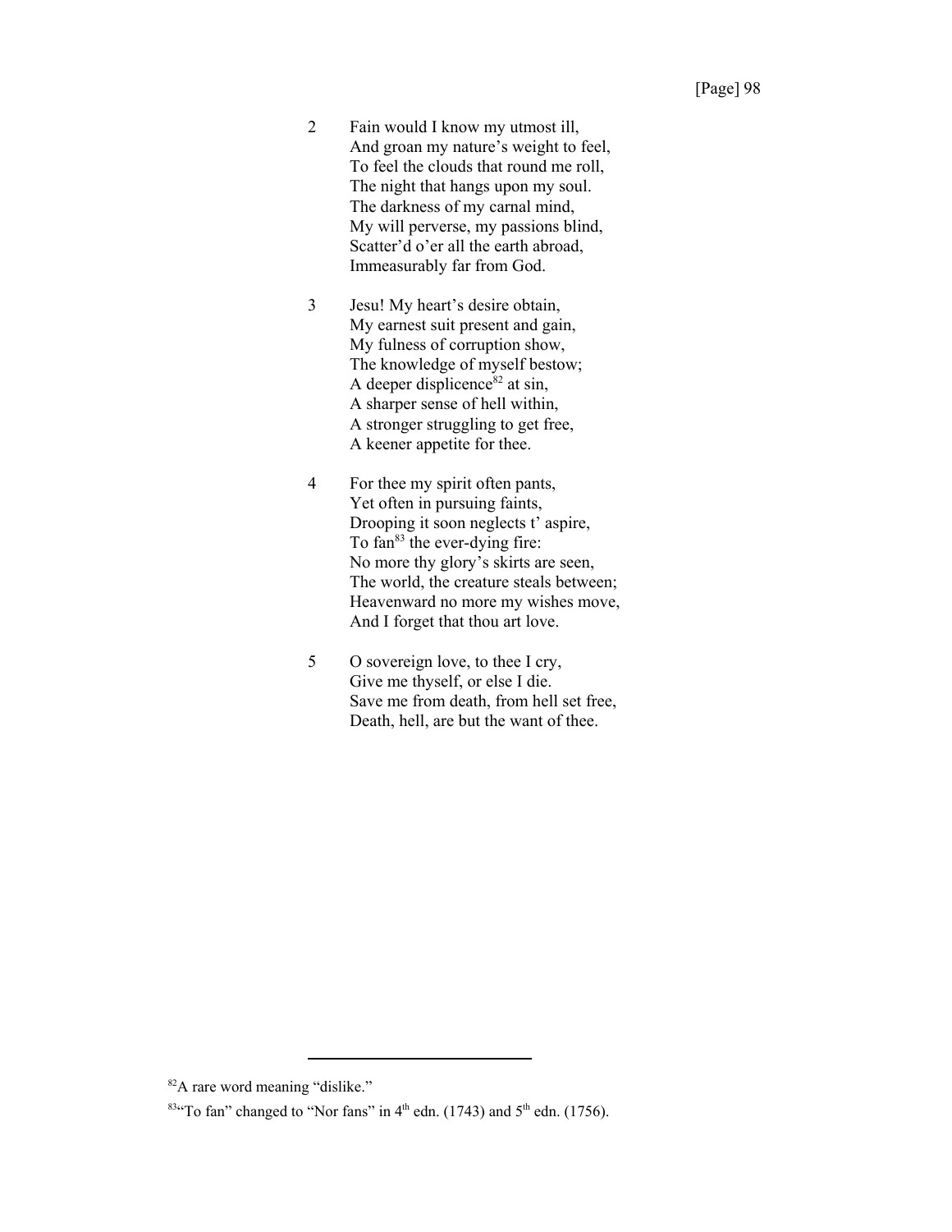2 Fain would I know my utmost ill,
And groan my nature's weight to feel,
To feel the clouds that round me roll,
The night that hangs upon my soul.
The darkness of my carnal mind,
My will perverse, my passions blind,
Scatter'd o'er all the earth abroad,
Immeasurably far from God.

3 Jesu! My heart's desire obtain,
My earnest suit present and gain,
My fulness of corruption show,
The knowledge of myself bestow;
A deeper displicence[82] at sin,
A sharper sense of hell within,
A stronger struggling to get free,
A keener appetite for thee.

4 For thee my spirit often pants,
Yet often in pursuing faints,
Drooping it soon neglects t' aspire,
To fan[83] the ever-dying fire:
No more thy glory's skirts are seen,
The world, the creature steals between;
Heavenward no more my wishes move,
And I forget that thou art love.

5 O sovereign love, to thee I cry,
Give me thyself, or else I die.
Save me from death, from hell set free,
Death, hell, are but the want of thee.

---

[82] A rare word meaning "dislike."

[83] "To fan" changed to "Nor fans" in 4th edn. (1743) and 5th edn. (1756).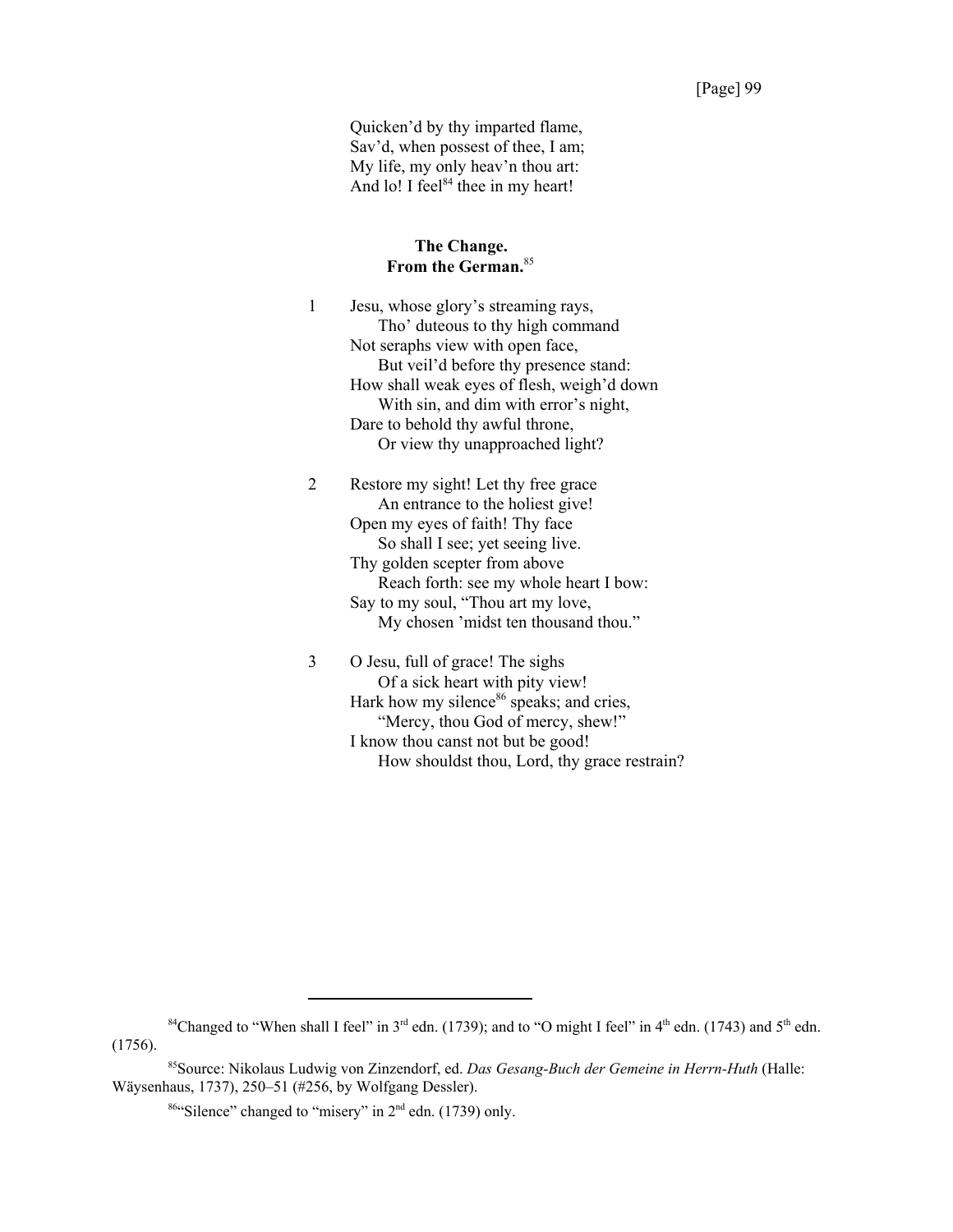Quicken'd by thy imparted flame,
Sav'd, when possest of thee, I am;
My life, my only heav'n thou art:
And lo! I feel[84] thee in my heart!

**The Change.**
**From the German.**[85]

1 Jesu, whose glory's streaming rays,
  Tho' duteous to thy high command
Not seraphs view with open face,
  But veil'd before thy presence stand:
How shall weak eyes of flesh, weigh'd down
  With sin, and dim with error's night,
Dare to behold thy awful throne,
  Or view thy unapproached light?

2 Restore my sight! Let thy free grace
  An entrance to the holiest give!
Open my eyes of faith! Thy face
  So shall I see; yet seeing live.
Thy golden scepter from above
  Reach forth: see my whole heart I bow:
Say to my soul, "Thou art my love,
  My chosen 'midst ten thousand thou."

3 O Jesu, full of grace! The sighs
  Of a sick heart with pity view!
Hark how my silence[86] speaks; and cries,
  "Mercy, thou God of mercy, shew!"
I know thou canst not but be good!
  How shouldst thou, Lord, thy grace restrain?

---

[84]Changed to "When shall I feel" in 3rd edn. (1739); and to "O might I feel" in 4th edn. (1743) and 5th edn. (1756).

[85]Source: Nikolaus Ludwig von Zinzendorf, ed. *Das Gesang-Buch der Gemeine in Herrn-Huth* (Halle: Wäysenhaus, 1737), 250–51 (#256, by Wolfgang Dessler).

[86]"Silence" changed to "misery" in 2nd edn. (1739) only.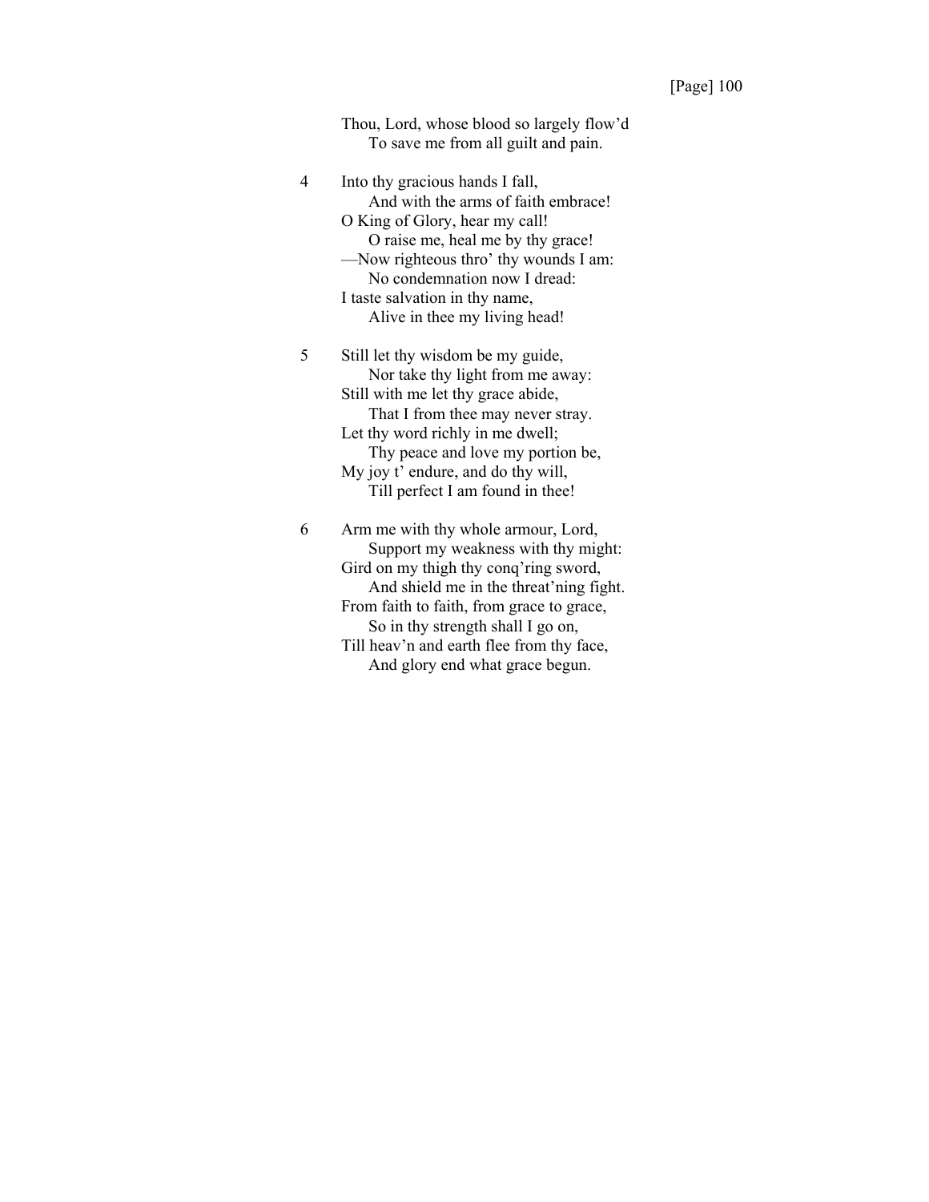Thou, Lord, whose blood so largely flow'd
  To save me from all guilt and pain.

4 Into thy gracious hands I fall,
  And with the arms of faith embrace!
O King of Glory, hear my call!
  O raise me, heal me by thy grace!
—Now righteous thro' thy wounds I am:
  No condemnation now I dread:
I taste salvation in thy name,
  Alive in thee my living head!

5 Still let thy wisdom be my guide,
  Nor take thy light from me away:
Still with me let thy grace abide,
  That I from thee may never stray.
Let thy word richly in me dwell;
  Thy peace and love my portion be,
My joy t' endure, and do thy will,
  Till perfect I am found in thee!

6 Arm me with thy whole armour, Lord,
  Support my weakness with thy might:
Gird on my thigh thy conq'ring sword,
  And shield me in the threat'ning fight.
From faith to faith, from grace to grace,
  So in thy strength shall I go on,
Till heav'n and earth flee from thy face,
  And glory end what grace begun.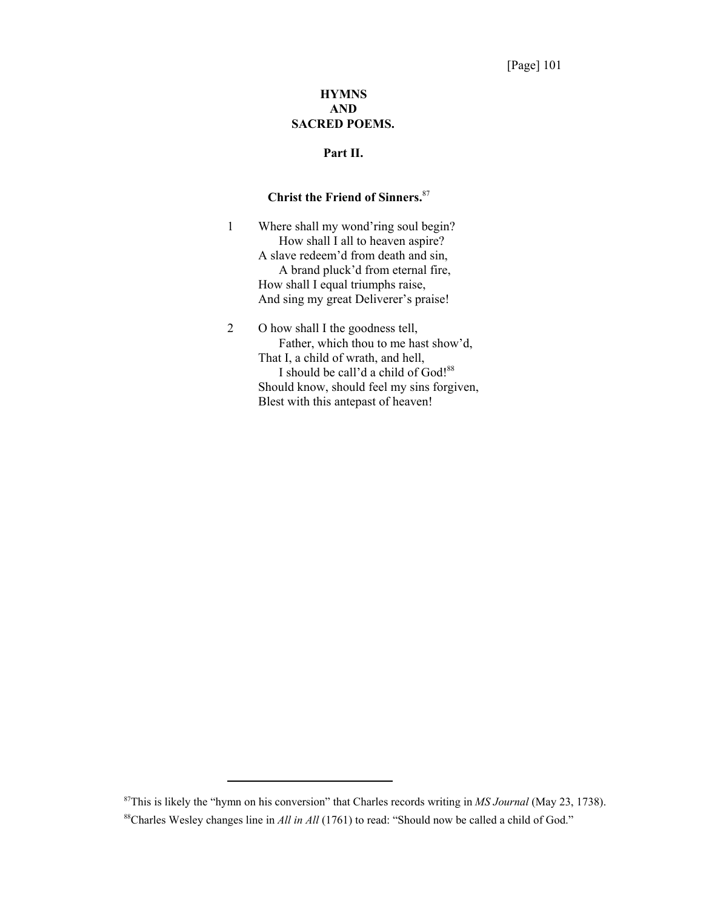# HYMNS
# AND
# SACRED POEMS.

## Part II.

### Christ the Friend of Sinners.[87]

1 Where shall my wond'ring soul begin?
  How shall I all to heaven aspire?
A slave redeem'd from death and sin,
  A brand pluck'd from eternal fire,
How shall I equal triumphs raise,
And sing my great Deliverer's praise!

2 O how shall I the goodness tell,
  Father, which thou to me hast show'd,
That I, a child of wrath, and hell,
  I should be call'd a child of God![88]
Should know, should feel my sins forgiven,
Blest with this antepast of heaven!

---

[87]This is likely the "hymn on his conversion" that Charles records writing in *MS Journal* (May 23, 1738).

[88]Charles Wesley changes line in *All in All* (1761) to read: "Should now be called a child of God."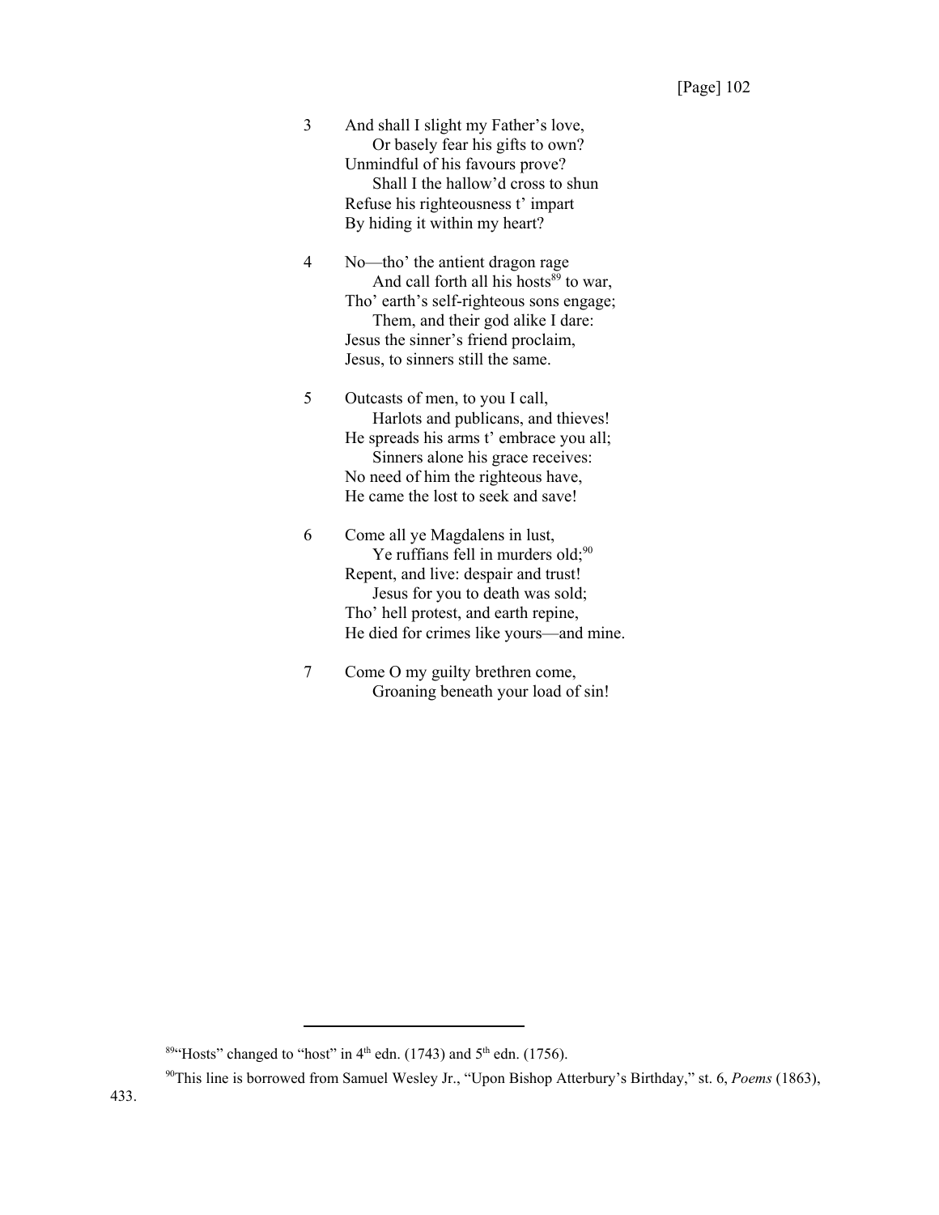3 And shall I slight my Father's love,
     Or basely fear his gifts to own?
 Unmindful of his favours prove?
     Shall I the hallow'd cross to shun
 Refuse his righteousness t' impart
 By hiding it within my heart?

4 No—tho' the antient dragon rage
     And call forth all his hosts[89] to war,
 Tho' earth's self-righteous sons engage;
     Them, and their god alike I dare:
 Jesus the sinner's friend proclaim,
 Jesus, to sinners still the same.

5 Outcasts of men, to you I call,
     Harlots and publicans, and thieves!
 He spreads his arms t' embrace you all;
     Sinners alone his grace receives:
 No need of him the righteous have,
 He came the lost to seek and save!

6 Come all ye Magdalens in lust,
     Ye ruffians fell in murders old;[90]
 Repent, and live: despair and trust!
     Jesus for you to death was sold;
 Tho' hell protest, and earth repine,
 He died for crimes like yours—and mine.

7 Come O my guilty brethren come,
     Groaning beneath your load of sin!

---

[89]"Hosts" changed to "host" in 4th edn. (1743) and 5th edn. (1756).

[90]This line is borrowed from Samuel Wesley Jr., "Upon Bishop Atterbury's Birthday," st. 6, *Poems* (1863), 433.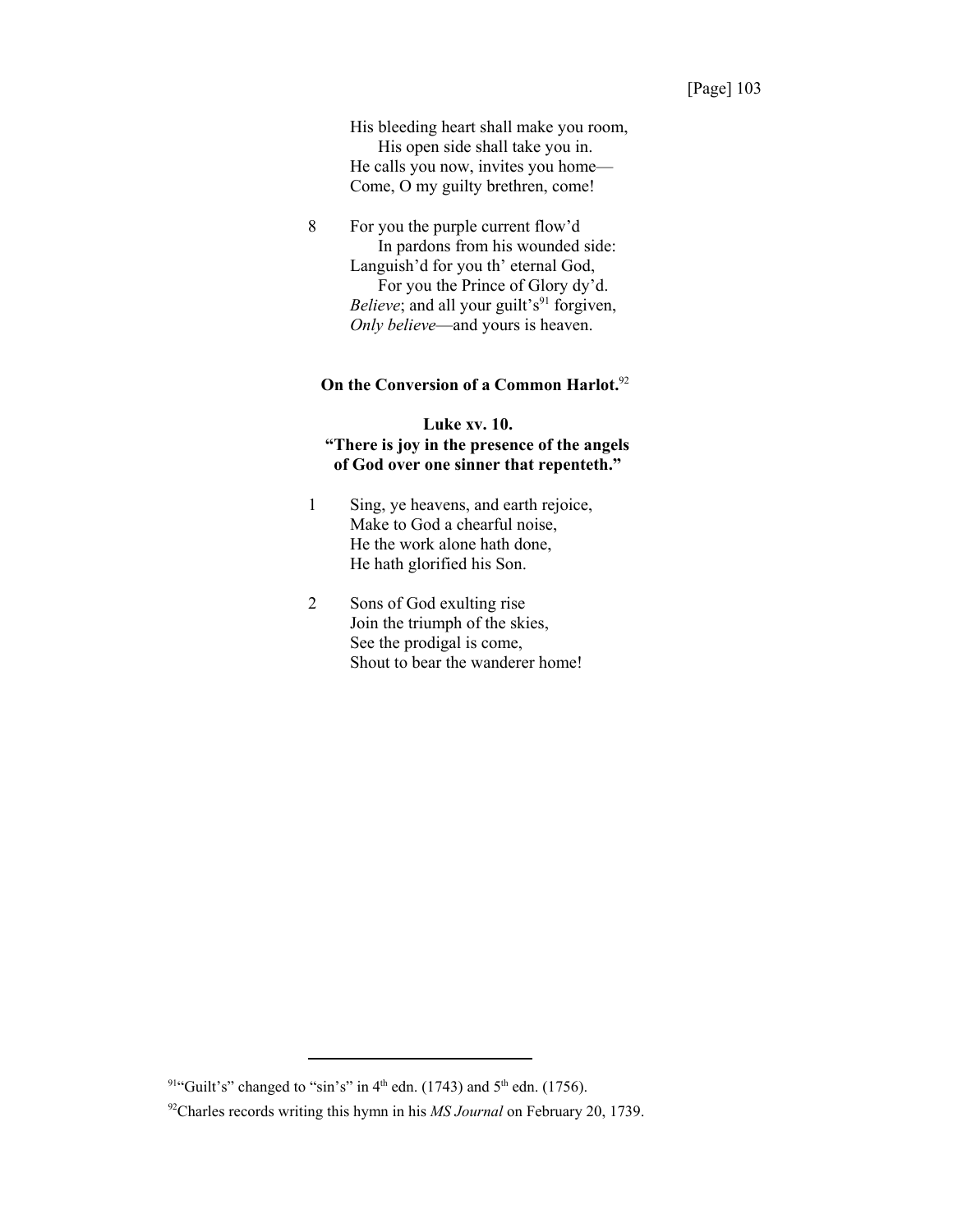His bleeding heart shall make you room,
  His open side shall take you in.
He calls you now, invites you home—
Come, O my guilty brethren, come!

8 For you the purple current flow'd
  In pardons from his wounded side:
Languish'd for you th' eternal God,
  For you the Prince of Glory dy'd.
*Believe*; and all your guilt's[91] forgiven,
*Only believe*—and yours is heaven.

**On the Conversion of a Common Harlot.**[92]

**Luke xv. 10.**
**"There is joy in the presence of the angels of God over one sinner that repenteth."**

1 Sing, ye heavens, and earth rejoice,
Make to God a chearful noise,
He the work alone hath done,
He hath glorified his Son.

2 Sons of God exulting rise
Join the triumph of the skies,
See the prodigal is come,
Shout to bear the wanderer home!

---

[91]"Guilt's" changed to "sin's" in 4th edn. (1743) and 5th edn. (1756).

[92]Charles records writing this hymn in his *MS Journal* on February 20, 1739.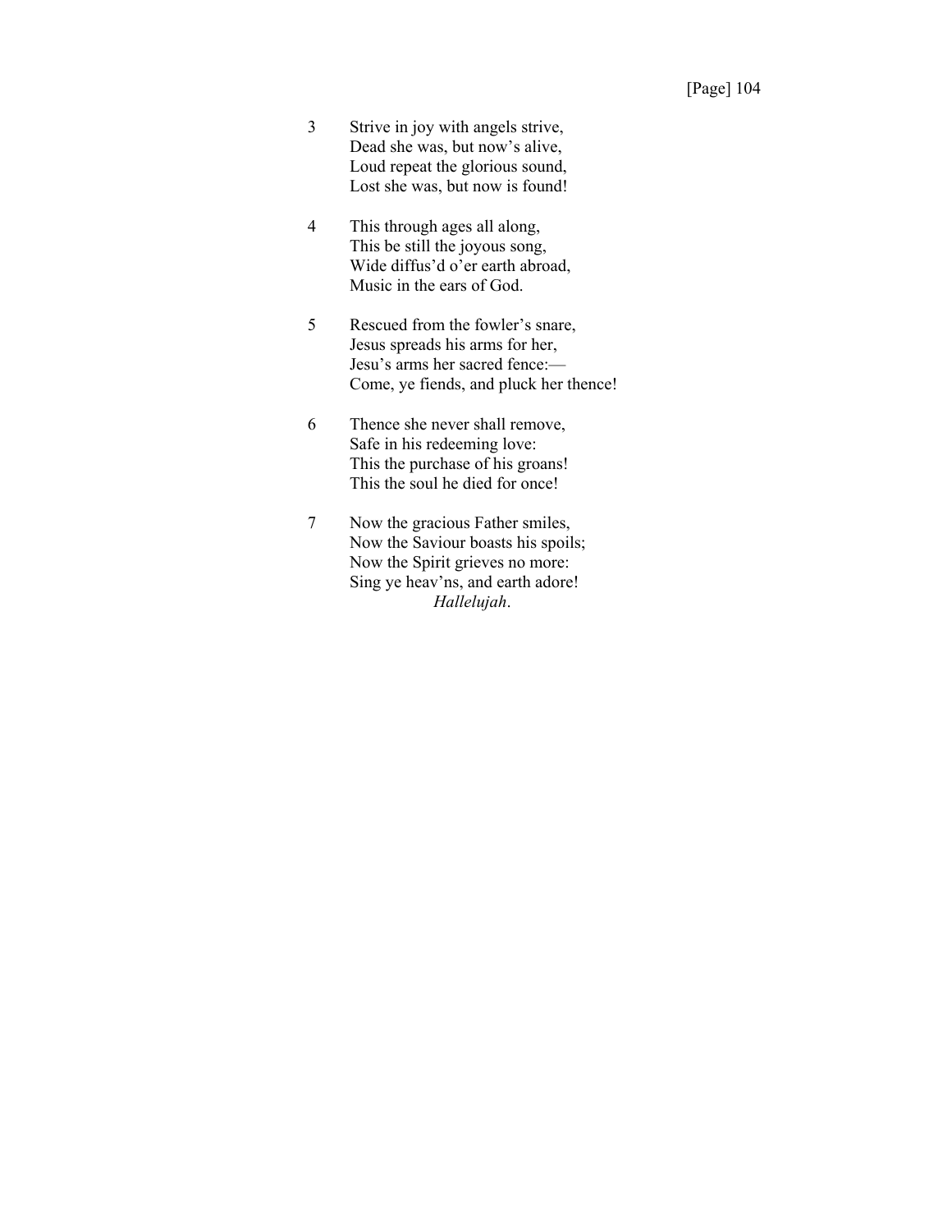3 Strive in joy with angels strive,
Dead she was, but now's alive,
Loud repeat the glorious sound,
Lost she was, but now is found!

4 This through ages all along,
This be still the joyous song,
Wide diffus'd o'er earth abroad,
Music in the ears of God.

5 Rescued from the fowler's snare,
Jesus spreads his arms for her,
Jesu's arms her sacred fence:—
Come, ye fiends, and pluck her thence!

6 Thence she never shall remove,
Safe in his redeeming love:
This the purchase of his groans!
This the soul he died for once!

7 Now the gracious Father smiles,
Now the Saviour boasts his spoils;
Now the Spirit grieves no more:
Sing ye heav'ns, and earth adore!
*Hallelujah*.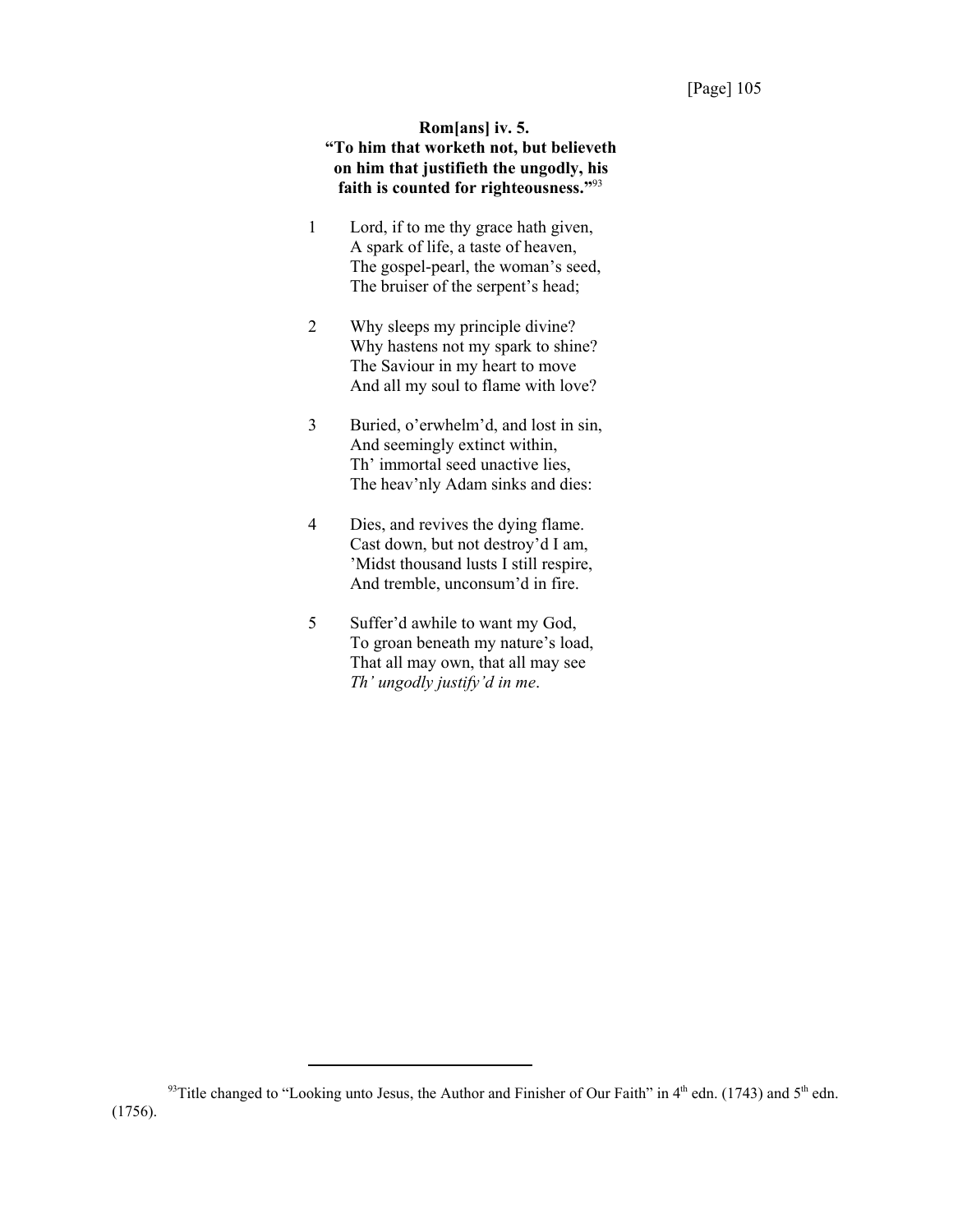**Rom[ans] iv. 5.**
**"To him that worketh not, but believeth on him that justifieth the ungodly, his faith is counted for righteousness."**[93]

1 Lord, if to me thy grace hath given,
A spark of life, a taste of heaven,
The gospel-pearl, the woman's seed,
The bruiser of the serpent's head;

2 Why sleeps my principle divine?
Why hastens not my spark to shine?
The Saviour in my heart to move
And all my soul to flame with love?

3 Buried, o'erwhelm'd, and lost in sin,
And seemingly extinct within,
Th' immortal seed unactive lies,
The heav'nly Adam sinks and dies:

4 Dies, and revives the dying flame.
Cast down, but not destroy'd I am,
'Midst thousand lusts I still respire,
And tremble, unconsum'd in fire.

5 Suffer'd awhile to want my God,
To groan beneath my nature's load,
That all may own, that all may see
*Th' ungodly justify'd in me*.

---

[93]Title changed to "Looking unto Jesus, the Author and Finisher of Our Faith" in 4th edn. (1743) and 5th edn. (1756).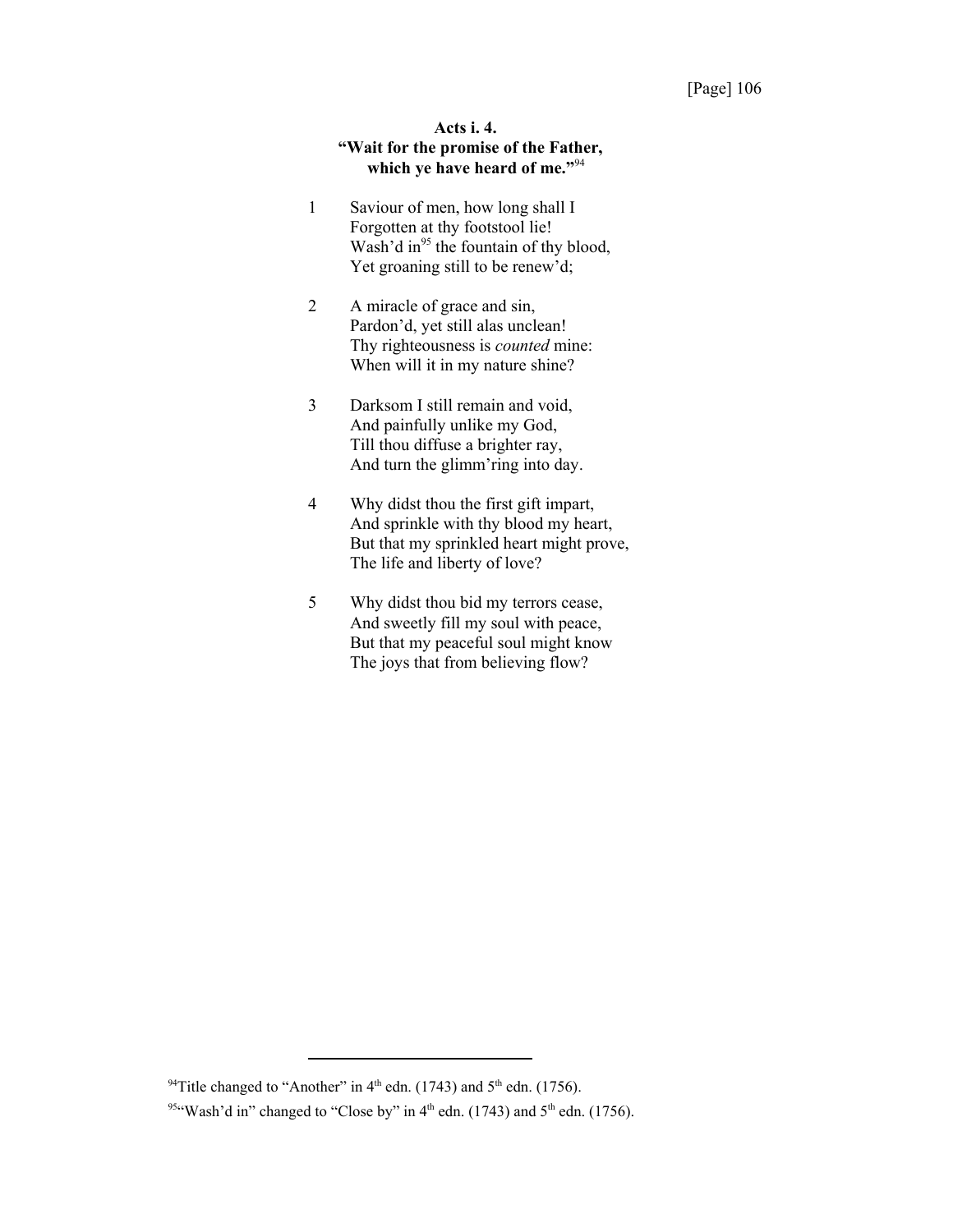### Acts i. 4.
### "Wait for the promise of the Father, which ye have heard of me."[94]

1 Saviour of men, how long shall I
Forgotten at thy footstool lie!
Wash'd in[95] the fountain of thy blood,
Yet groaning still to be renew'd;

2 A miracle of grace and sin,
Pardon'd, yet still alas unclean!
Thy righteousness is *counted* mine:
When will it in my nature shine?

3 Darksom I still remain and void,
And painfully unlike my God,
Till thou diffuse a brighter ray,
And turn the glimm'ring into day.

4 Why didst thou the first gift impart,
And sprinkle with thy blood my heart,
But that my sprinkled heart might prove,
The life and liberty of love?

5 Why didst thou bid my terrors cease,
And sweetly fill my soul with peace,
But that my peaceful soul might know
The joys that from believing flow?

---

[94] Title changed to "Another" in 4th edn. (1743) and 5th edn. (1756).

[95] "Wash'd in" changed to "Close by" in 4th edn. (1743) and 5th edn. (1756).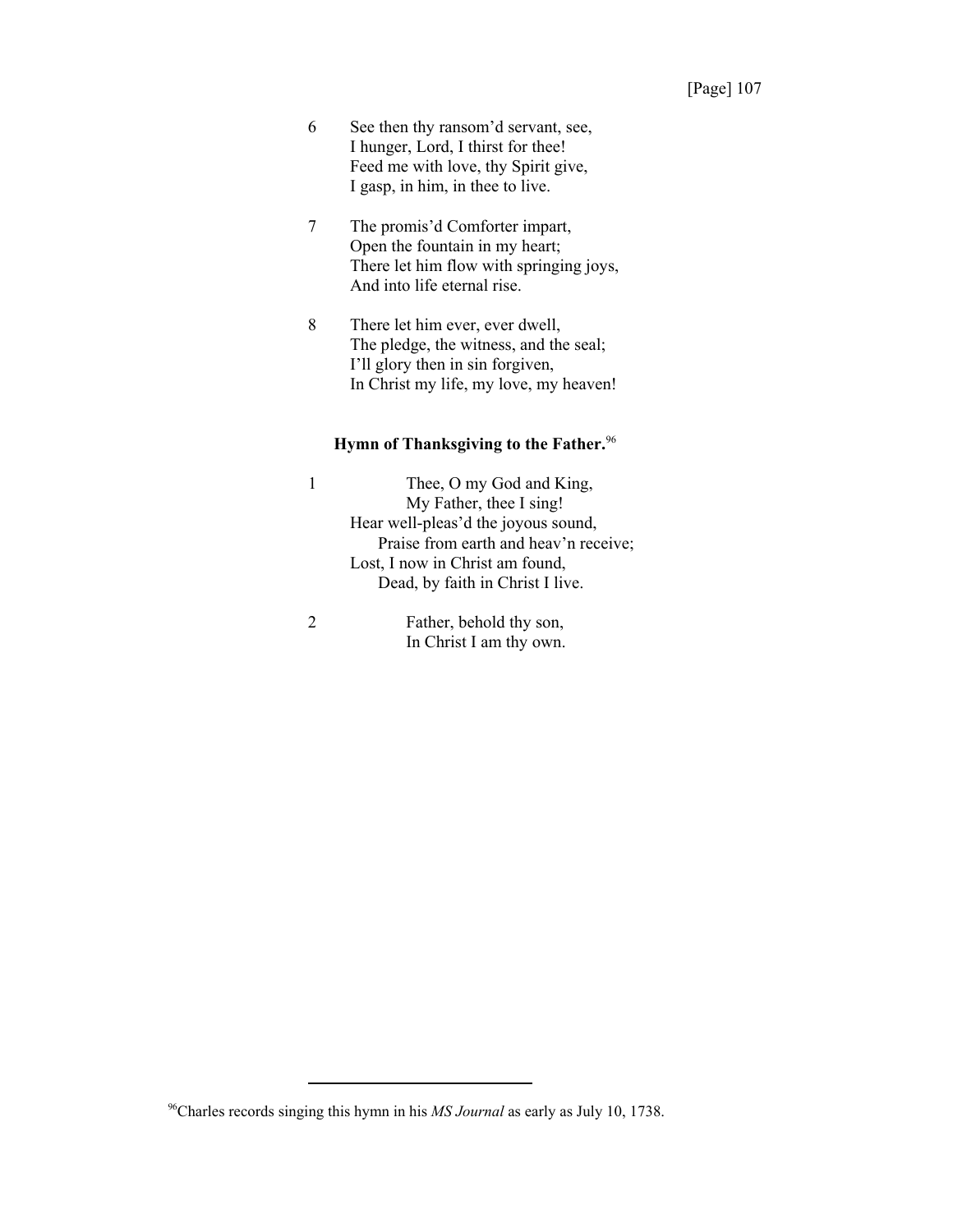6 See then thy ransom'd servant, see,  
I hunger, Lord, I thirst for thee!  
Feed me with love, thy Spirit give,  
I gasp, in him, in thee to live.

7 The promis'd Comforter impart,  
Open the fountain in my heart;  
There let him flow with springing joys,  
And into life eternal rise.

8 There let him ever, ever dwell,  
The pledge, the witness, and the seal;  
I'll glory then in sin forgiven,  
In Christ my life, my love, my heaven!

### Hymn of Thanksgiving to the Father.[96]

1 Thee, O my God and King,  
My Father, thee I sing!  
Hear well-pleas'd the joyous sound,  
Praise from earth and heav'n receive;  
Lost, I now in Christ am found,  
Dead, by faith in Christ I live.

2 Father, behold thy son,  
In Christ I am thy own.

---

[96]Charles records singing this hymn in his *MS Journal* as early as July 10, 1738.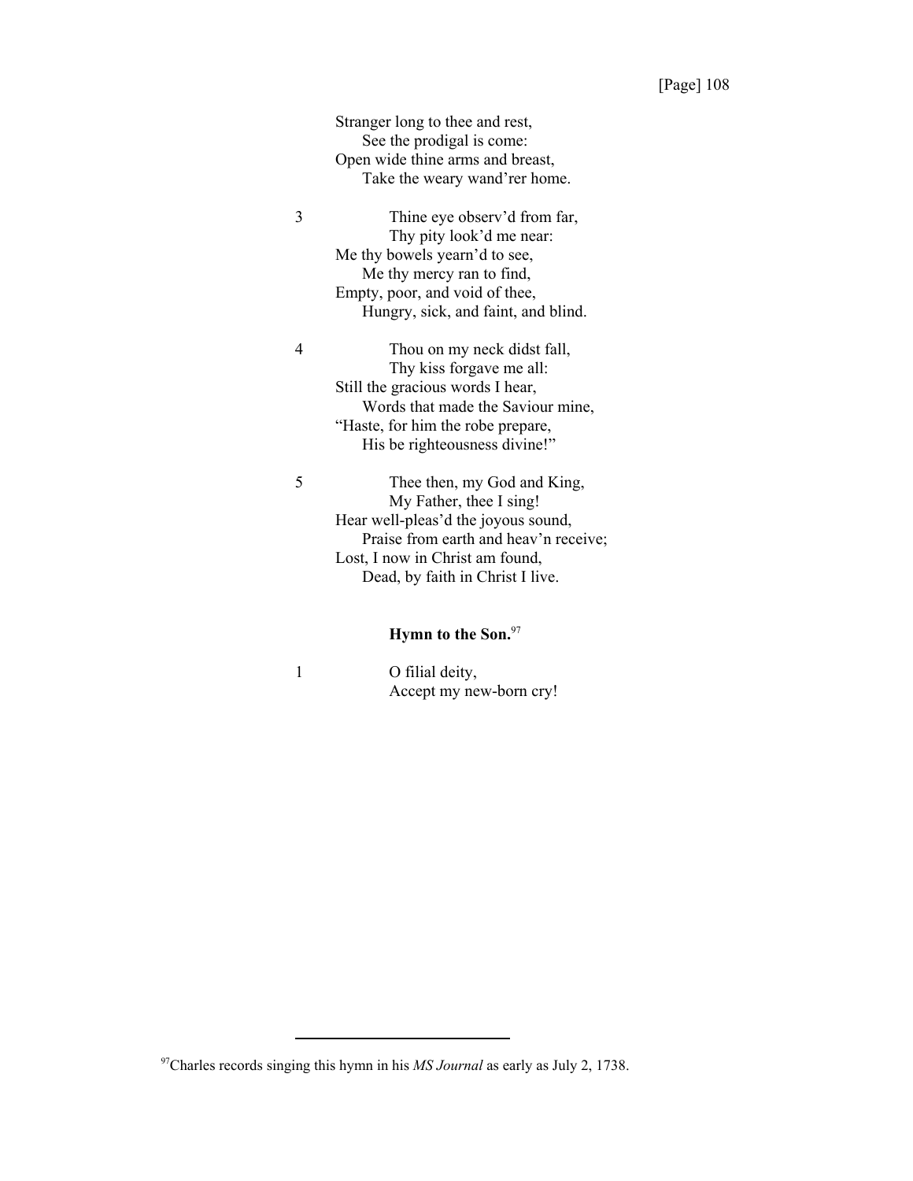Stranger long to thee and rest,
See the prodigal is come:
Open wide thine arms and breast,
Take the weary wand'rer home.

3 Thine eye observ'd from far,
Thy pity look'd me near:
Me thy bowels yearn'd to see,
Me thy mercy ran to find,
Empty, poor, and void of thee,
Hungry, sick, and faint, and blind.

4 Thou on my neck didst fall,
Thy kiss forgave me all:
Still the gracious words I hear,
Words that made the Saviour mine,
"Haste, for him the robe prepare,
His be righteousness divine!"

5 Thee then, my God and King,
My Father, thee I sing!
Hear well-pleas'd the joyous sound,
Praise from earth and heav'n receive;
Lost, I now in Christ am found,
Dead, by faith in Christ I live.

### Hymn to the Son.[97]

1 O filial deity,
Accept my new-born cry!

[97] Charles records singing this hymn in his *MS Journal* as early as July 2, 1738.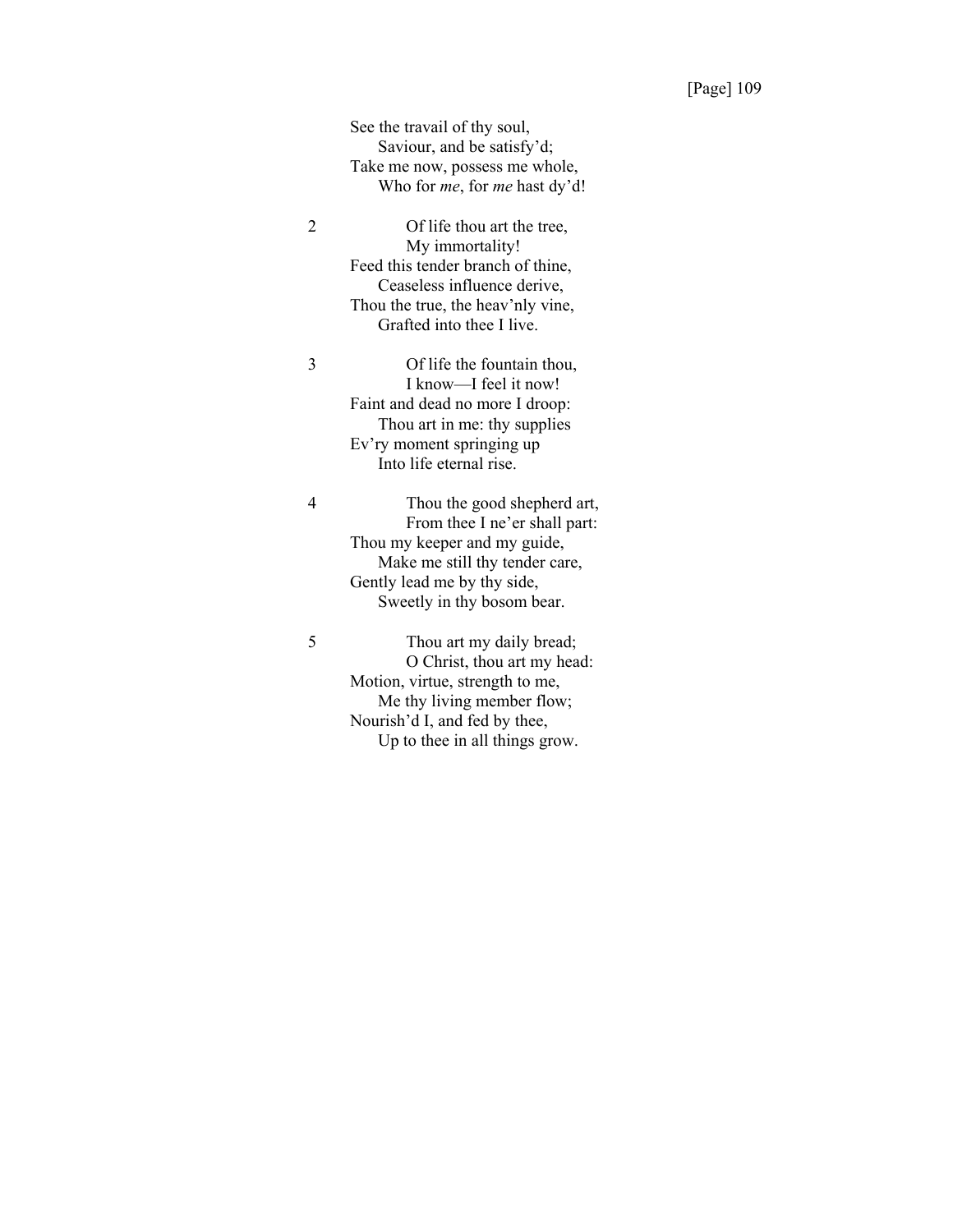See the travail of thy soul,
  Saviour, and be satisfy'd;
Take me now, possess me whole,
  Who for *me*, for *me* hast dy'd!

2 Of life thou art the tree,
  My immortality!
Feed this tender branch of thine,
  Ceaseless influence derive,
Thou the true, the heav'nly vine,
  Grafted into thee I live.

3 Of life the fountain thou,
  I know—I feel it now!
Faint and dead no more I droop:
  Thou art in me: thy supplies
Ev'ry moment springing up
  Into life eternal rise.

4 Thou the good shepherd art,
  From thee I ne'er shall part:
Thou my keeper and my guide,
  Make me still thy tender care,
Gently lead me by thy side,
  Sweetly in thy bosom bear.

5 Thou art my daily bread;
  O Christ, thou art my head:
Motion, virtue, strength to me,
  Me thy living member flow;
Nourish'd I, and fed by thee,
  Up to thee in all things grow.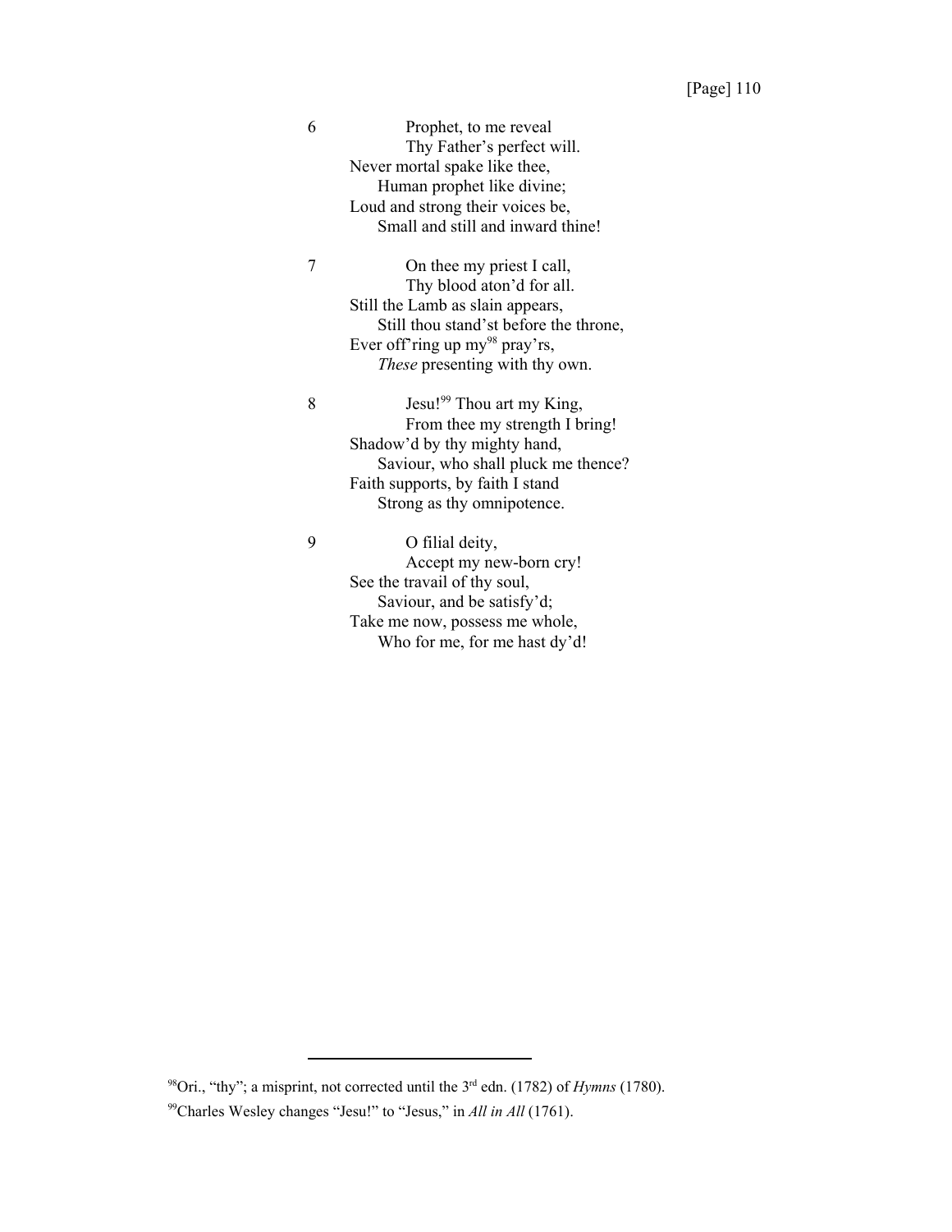6 Prophet, to me reveal  
Thy Father's perfect will.  
Never mortal spake like thee,  
Human prophet like divine;  
Loud and strong their voices be,  
Small and still and inward thine!

7 On thee my priest I call,  
Thy blood aton'd for all.  
Still the Lamb as slain appears,  
Still thou stand'st before the throne,  
Ever off'ring up my[98] pray'rs,  
*These* presenting with thy own.

8 Jesu![99] Thou art my King,  
From thee my strength I bring!  
Shadow'd by thy mighty hand,  
Saviour, who shall pluck me thence?  
Faith supports, by faith I stand  
Strong as thy omnipotence.

9 O filial deity,  
Accept my new-born cry!  
See the travail of thy soul,  
Saviour, and be satisfy'd;  
Take me now, possess me whole,  
Who for me, for me hast dy'd!

---

[98]Ori., "thy"; a misprint, not corrected until the 3rd edn. (1782) of *Hymns* (1780).

[99]Charles Wesley changes "Jesu!" to "Jesus," in *All in All* (1761).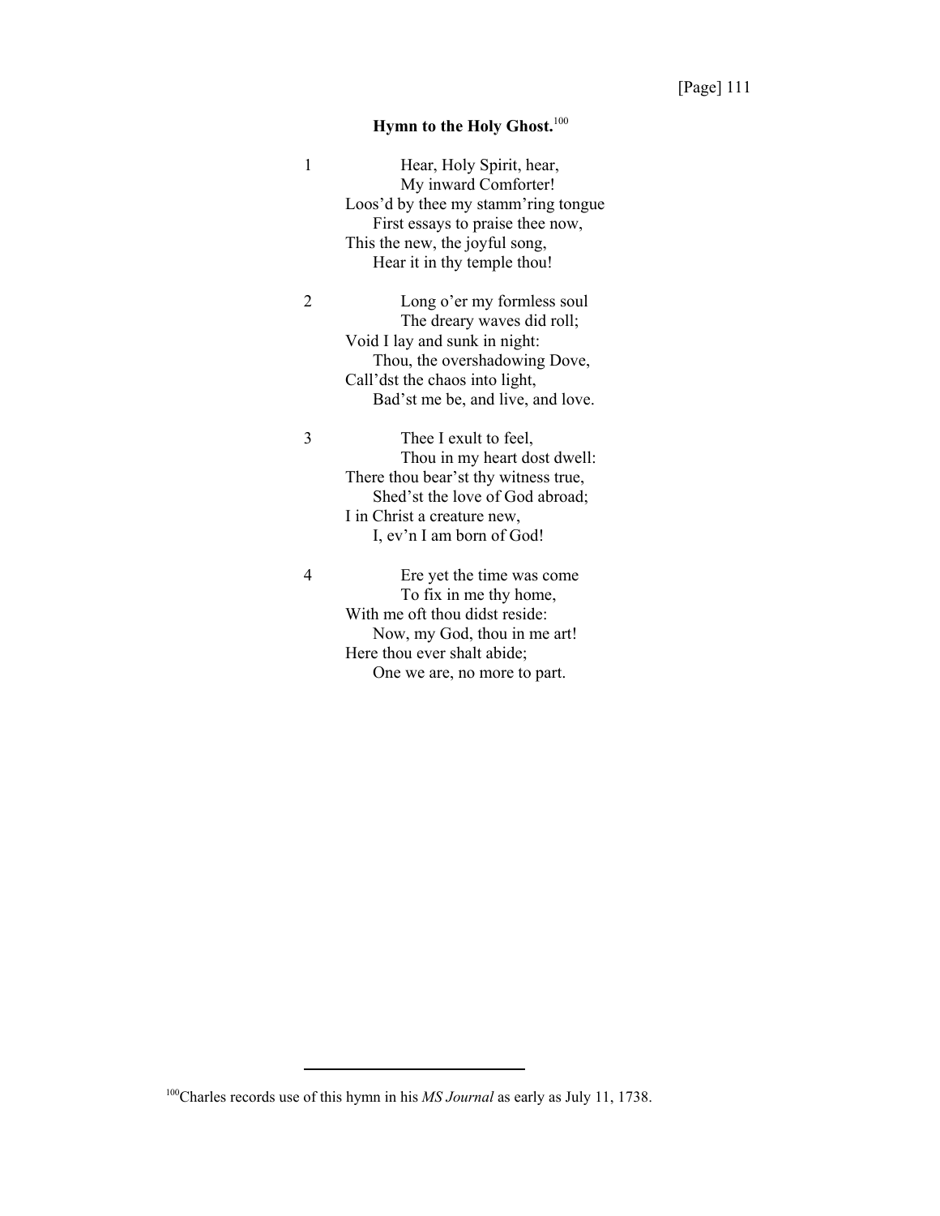## Hymn to the Holy Ghost.[100]

1 Hear, Holy Spirit, hear,
My inward Comforter!
Loos'd by thee my stamm'ring tongue
First essays to praise thee now,
This the new, the joyful song,
Hear it in thy temple thou!

2 Long o'er my formless soul
The dreary waves did roll;
Void I lay and sunk in night:
Thou, the overshadowing Dove,
Call'dst the chaos into light,
Bad'st me be, and live, and love.

3 Thee I exult to feel,
Thou in my heart dost dwell:
There thou bear'st thy witness true,
Shed'st the love of God abroad;
I in Christ a creature new,
I, ev'n I am born of God!

4 Ere yet the time was come
To fix in me thy home,
With me oft thou didst reside:
Now, my God, thou in me art!
Here thou ever shalt abide;
One we are, no more to part.

---

[100] Charles records use of this hymn in his *MS Journal* as early as July 11, 1738.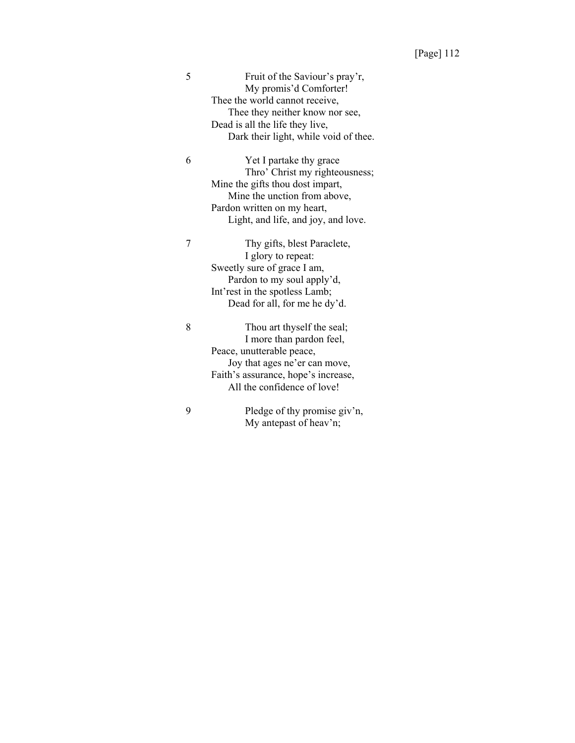5 Fruit of the Saviour's pray'r,
My promis'd Comforter!
Thee the world cannot receive,
Thee they neither know nor see,
Dead is all the life they live,
Dark their light, while void of thee.

6 Yet I partake thy grace
Thro' Christ my righteousness;
Mine the gifts thou dost impart,
Mine the unction from above,
Pardon written on my heart,
Light, and life, and joy, and love.

7 Thy gifts, blest Paraclete,
I glory to repeat:
Sweetly sure of grace I am,
Pardon to my soul apply'd,
Int'rest in the spotless Lamb;
Dead for all, for me he dy'd.

8 Thou art thyself the seal;
I more than pardon feel,
Peace, unutterable peace,
Joy that ages ne'er can move,
Faith's assurance, hope's increase,
All the confidence of love!

9 Pledge of thy promise giv'n,
My antepast of heav'n;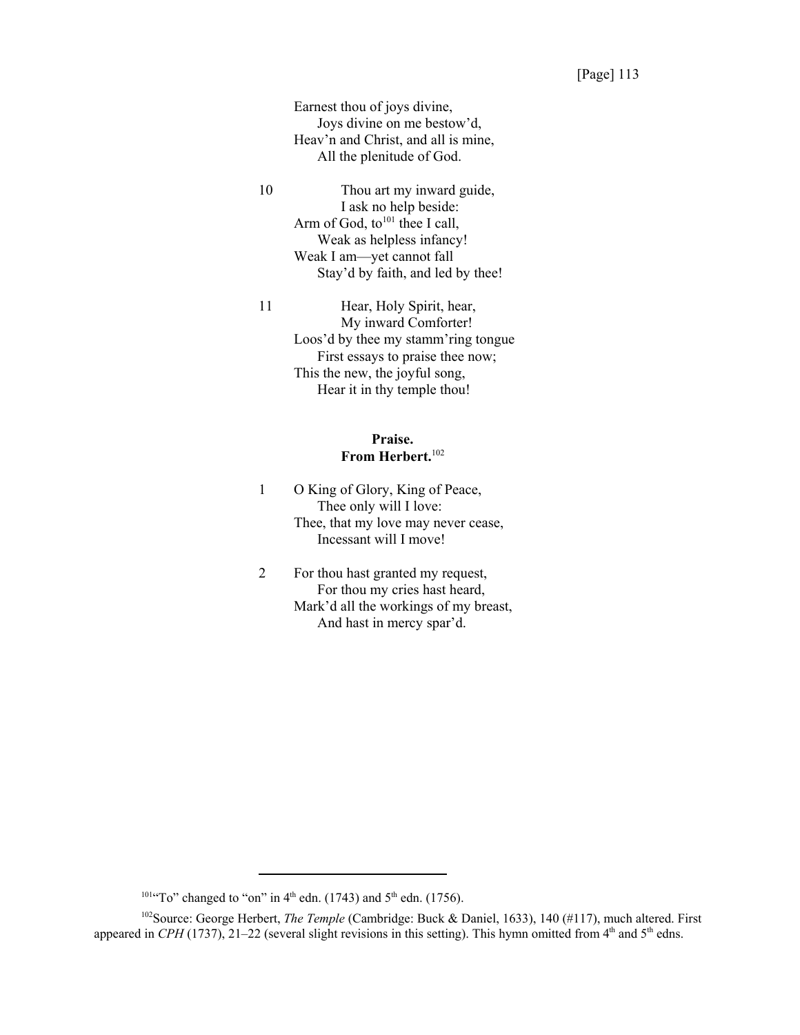Earnest thou of joys divine,  
  Joys divine on me bestow'd,  
Heav'n and Christ, and all is mine,  
  All the plenitude of God.

10 Thou art my inward guide,  
  I ask no help beside:  
Arm of God, to[101] thee I call,  
  Weak as helpless infancy!  
Weak I am—yet cannot fall  
  Stay'd by faith, and led by thee!

11 Hear, Holy Spirit, hear,  
  My inward Comforter!  
Loos'd by thee my stamm'ring tongue  
  First essays to praise thee now;  
This the new, the joyful song,  
  Hear it in thy temple thou!

**Praise.**  
**From Herbert.**[102]

1 O King of Glory, King of Peace,  
  Thee only will I love:  
Thee, that my love may never cease,  
  Incessant will I move!

2 For thou hast granted my request,  
  For thou my cries hast heard,  
Mark'd all the workings of my breast,  
  And hast in mercy spar'd.

---

[101] "To" changed to "on" in 4th edn. (1743) and 5th edn. (1756).

[102] Source: George Herbert, *The Temple* (Cambridge: Buck & Daniel, 1633), 140 (#117), much altered. First appeared in *CPH* (1737), 21–22 (several slight revisions in this setting). This hymn omitted from 4th and 5th edns.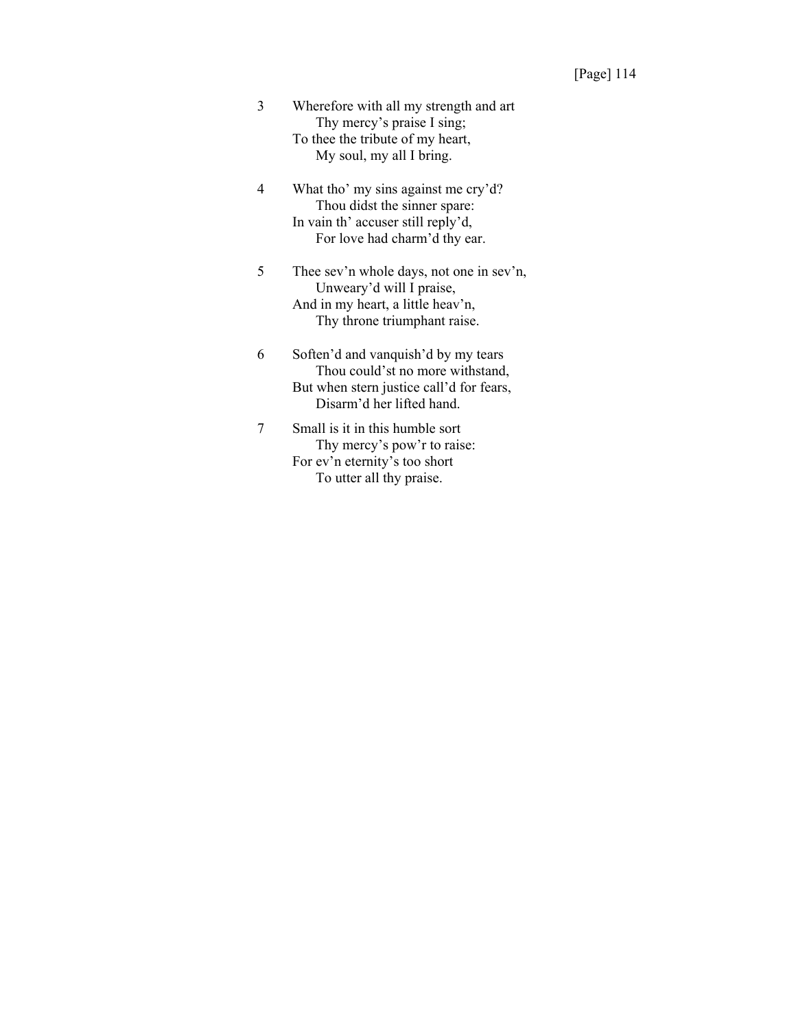3 Wherefore with all my strength and art
  Thy mercy's praise I sing;
To thee the tribute of my heart,
  My soul, my all I bring.

4 What tho' my sins against me cry'd?
  Thou didst the sinner spare:
In vain th' accuser still reply'd,
  For love had charm'd thy ear.

5 Thee sev'n whole days, not one in sev'n,
  Unweary'd will I praise,
And in my heart, a little heav'n,
  Thy throne triumphant raise.

6 Soften'd and vanquish'd by my tears
  Thou could'st no more withstand,
But when stern justice call'd for fears,
  Disarm'd her lifted hand.

7 Small is it in this humble sort
  Thy mercy's pow'r to raise:
For ev'n eternity's too short
  To utter all thy praise.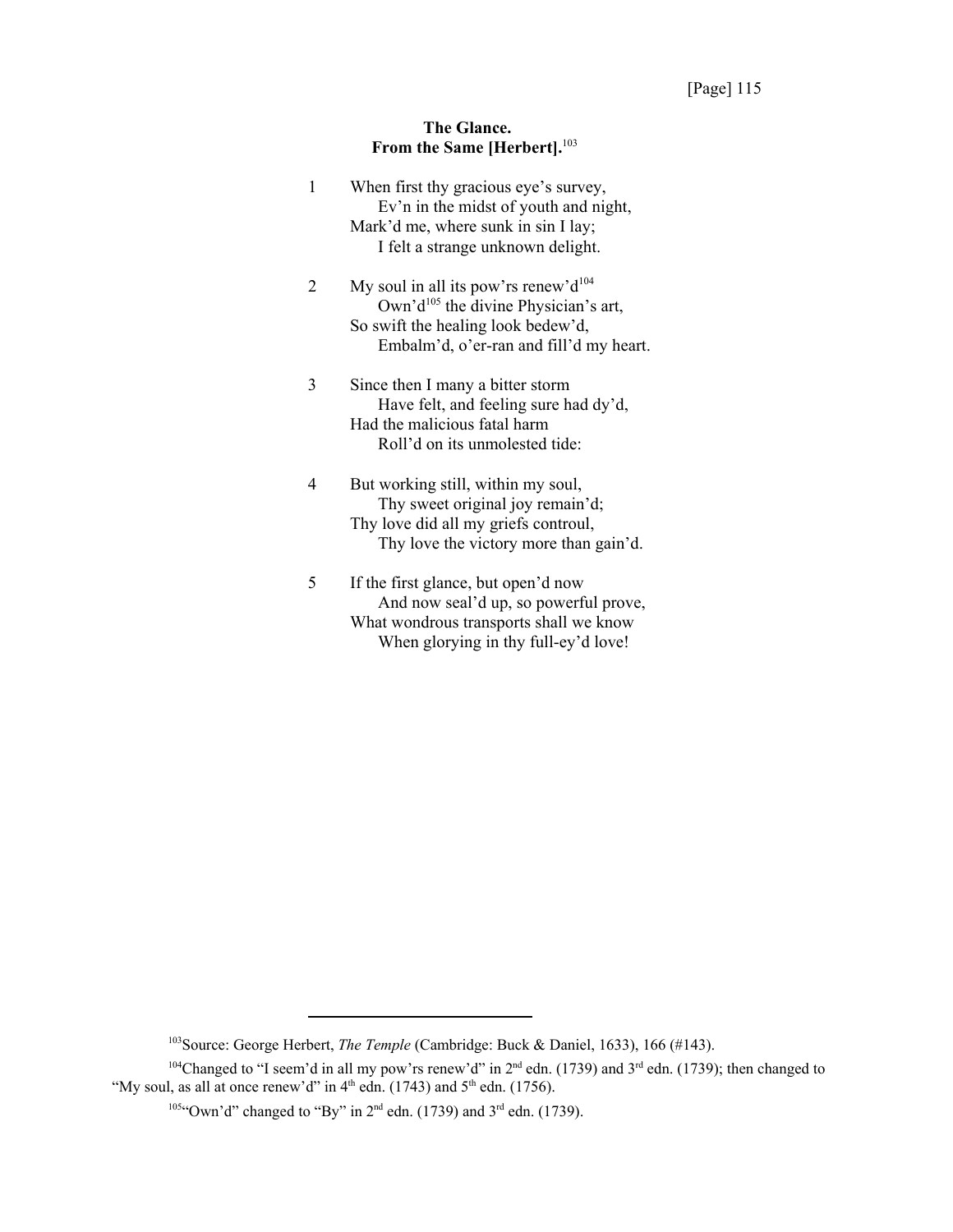### The Glance.
### From the Same [Herbert].[103]

1 When first thy gracious eye's survey,
  Ev'n in the midst of youth and night,
 Mark'd me, where sunk in sin I lay;
  I felt a strange unknown delight.

2 My soul in all its pow'rs renew'd[104]
  Own'd[105] the divine Physician's art,
 So swift the healing look bedew'd,
  Embalm'd, o'er-ran and fill'd my heart.

3 Since then I many a bitter storm
  Have felt, and feeling sure had dy'd,
 Had the malicious fatal harm
  Roll'd on its unmolested tide:

4 But working still, within my soul,
  Thy sweet original joy remain'd;
 Thy love did all my griefs controul,
  Thy love the victory more than gain'd.

5 If the first glance, but open'd now
  And now seal'd up, so powerful prove,
 What wondrous transports shall we know
  When glorying in thy full-ey'd love!

---

[103] Source: George Herbert, *The Temple* (Cambridge: Buck & Daniel, 1633), 166 (#143).

[104] Changed to "I seem'd in all my pow'rs renew'd" in 2nd edn. (1739) and 3rd edn. (1739); then changed to "My soul, as all at once renew'd" in 4th edn. (1743) and 5th edn. (1756).

[105] "Own'd" changed to "By" in 2nd edn. (1739) and 3rd edn. (1739).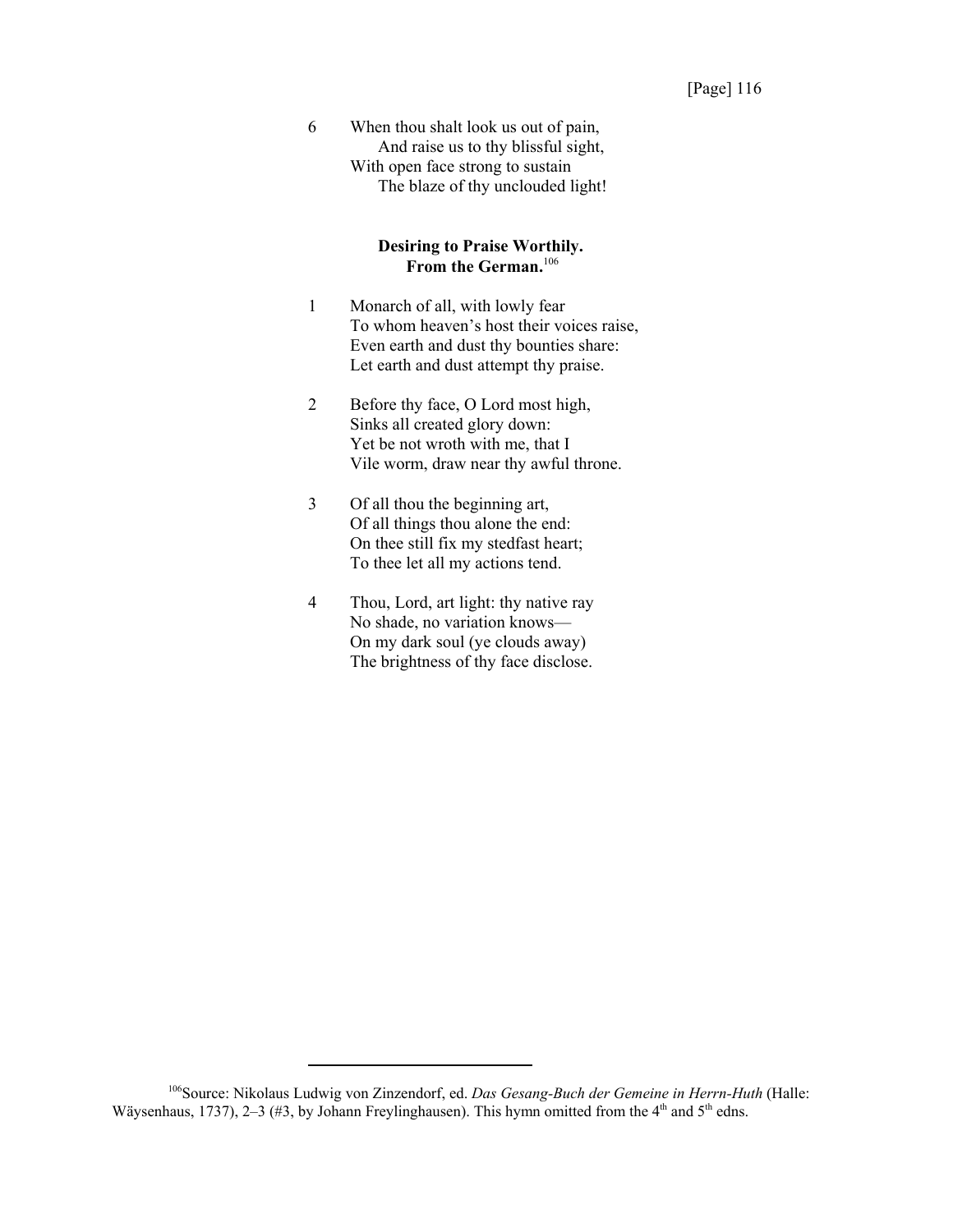6	When thou shalt look us out of pain,
	And raise us to thy blissful sight,
With open face strong to sustain
	The blaze of thy unclouded light!

### Desiring to Praise Worthily.
### From the German.[106]

1	Monarch of all, with lowly fear
To whom heaven's host their voices raise,
Even earth and dust thy bounties share:
Let earth and dust attempt thy praise.

2	Before thy face, O Lord most high,
Sinks all created glory down:
Yet be not wroth with me, that I
Vile worm, draw near thy awful throne.

3	Of all thou the beginning art,
Of all things thou alone the end:
On thee still fix my stedfast heart;
To thee let all my actions tend.

4	Thou, Lord, art light: thy native ray
No shade, no variation knows—
On my dark soul (ye clouds away)
The brightness of thy face disclose.

---

[106]Source: Nikolaus Ludwig von Zinzendorf, ed. *Das Gesang-Buch der Gemeine in Herrn-Huth* (Halle: Wäysenhaus, 1737), 2–3 (#3, by Johann Freylinghausen). This hymn omitted from the 4th and 5th edns.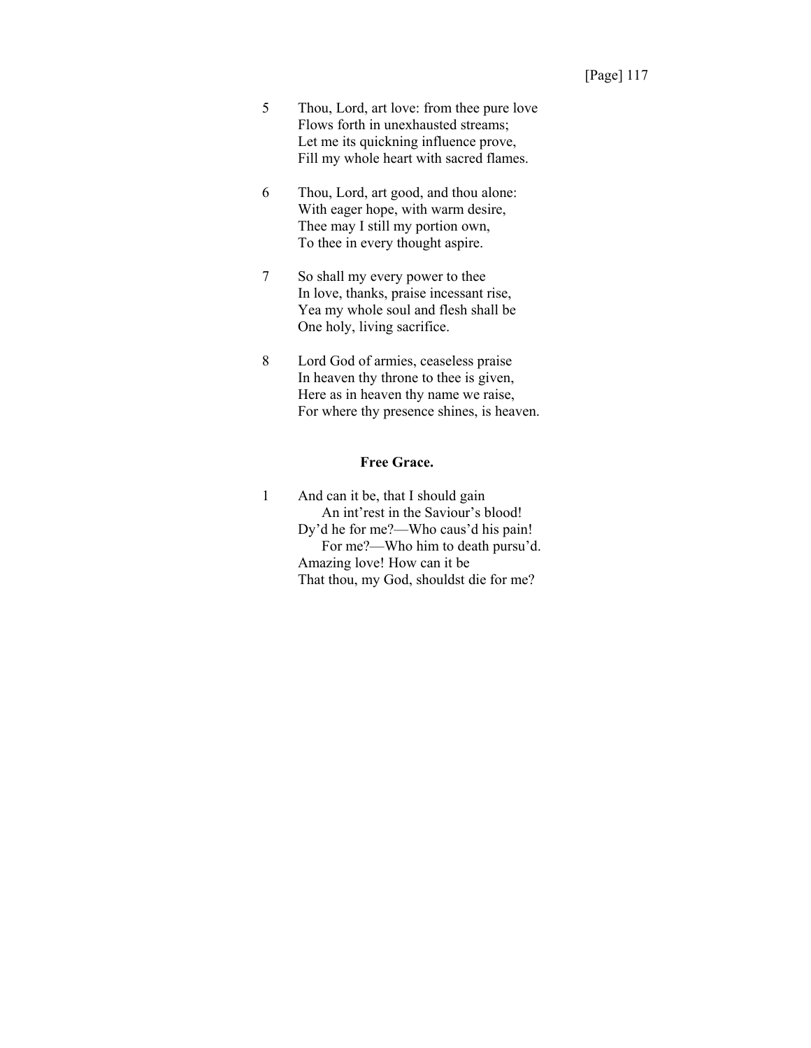5 Thou, Lord, art love: from thee pure love
Flows forth in unexhausted streams;
Let me its quickning influence prove,
Fill my whole heart with sacred flames.

6 Thou, Lord, art good, and thou alone:
With eager hope, with warm desire,
Thee may I still my portion own,
To thee in every thought aspire.

7 So shall my every power to thee
In love, thanks, praise incessant rise,
Yea my whole soul and flesh shall be
One holy, living sacrifice.

8 Lord God of armies, ceaseless praise
In heaven thy throne to thee is given,
Here as in heaven thy name we raise,
For where thy presence shines, is heaven.

### Free Grace.

1 And can it be, that I should gain
  An int'rest in the Saviour's blood!
Dy'd he for me?—Who caus'd his pain!
  For me?—Who him to death pursu'd.
Amazing love! How can it be
That thou, my God, shouldst die for me?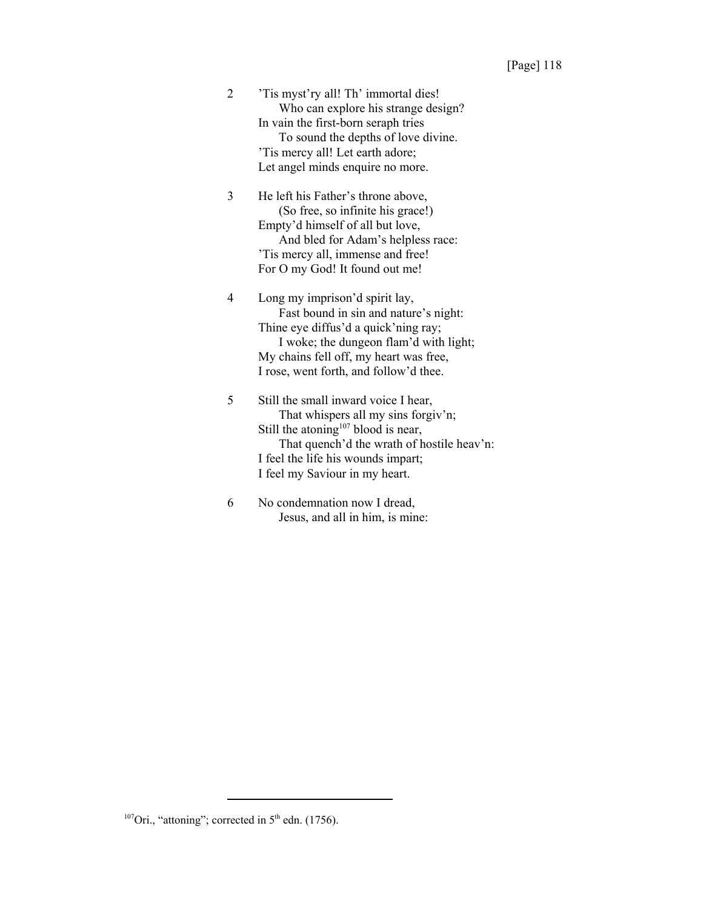2 'Tis myst'ry all! Th' immortal dies!
  Who can explore his strange design?
In vain the first-born seraph tries
  To sound the depths of love divine.
'Tis mercy all! Let earth adore;
Let angel minds enquire no more.

3 He left his Father's throne above,
  (So free, so infinite his grace!)
Empty'd himself of all but love,
  And bled for Adam's helpless race:
'Tis mercy all, immense and free!
For O my God! It found out me!

4 Long my imprison'd spirit lay,
  Fast bound in sin and nature's night:
Thine eye diffus'd a quick'ning ray;
  I woke; the dungeon flam'd with light;
My chains fell off, my heart was free,
I rose, went forth, and follow'd thee.

5 Still the small inward voice I hear,
  That whispers all my sins forgiv'n;
Still the atoning[107] blood is near,
  That quench'd the wrath of hostile heav'n:
I feel the life his wounds impart;
I feel my Saviour in my heart.

6 No condemnation now I dread,
  Jesus, and all in him, is mine:

[107] Ori., "attoning"; corrected in 5th edn. (1756).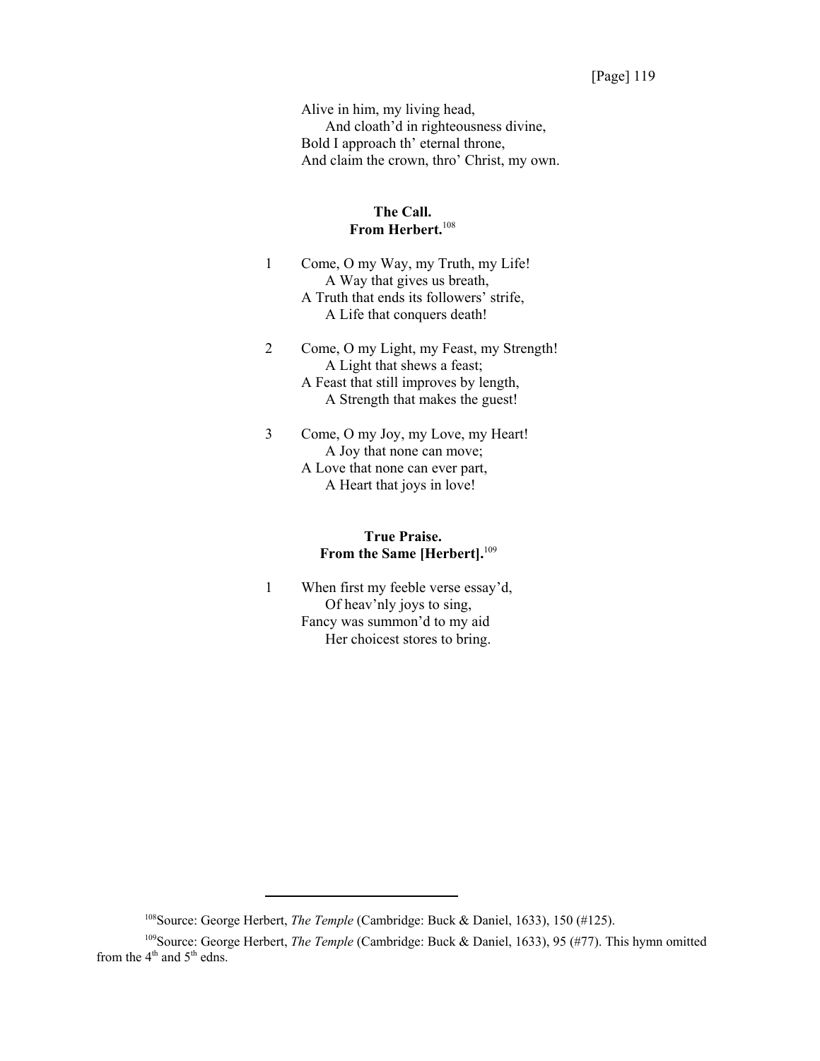Alive in him, my living head,  
And cloath'd in righteousness divine,  
Bold I approach th' eternal throne,  
And claim the crown, thro' Christ, my own.

**The Call.**  
**From Herbert.**[108]

1 Come, O my Way, my Truth, my Life!  
A Way that gives us breath,  
A Truth that ends its followers' strife,  
A Life that conquers death!

2 Come, O my Light, my Feast, my Strength!  
A Light that shews a feast;  
A Feast that still improves by length,  
A Strength that makes the guest!

3 Come, O my Joy, my Love, my Heart!  
A Joy that none can move;  
A Love that none can ever part,  
A Heart that joys in love!

**True Praise.**  
**From the Same [Herbert].**[109]

1 When first my feeble verse essay'd,  
Of heav'nly joys to sing,  
Fancy was summon'd to my aid  
Her choicest stores to bring.

---

[108]Source: George Herbert, *The Temple* (Cambridge: Buck & Daniel, 1633), 150 (#125).

[109]Source: George Herbert, *The Temple* (Cambridge: Buck & Daniel, 1633), 95 (#77). This hymn omitted from the 4th and 5th edns.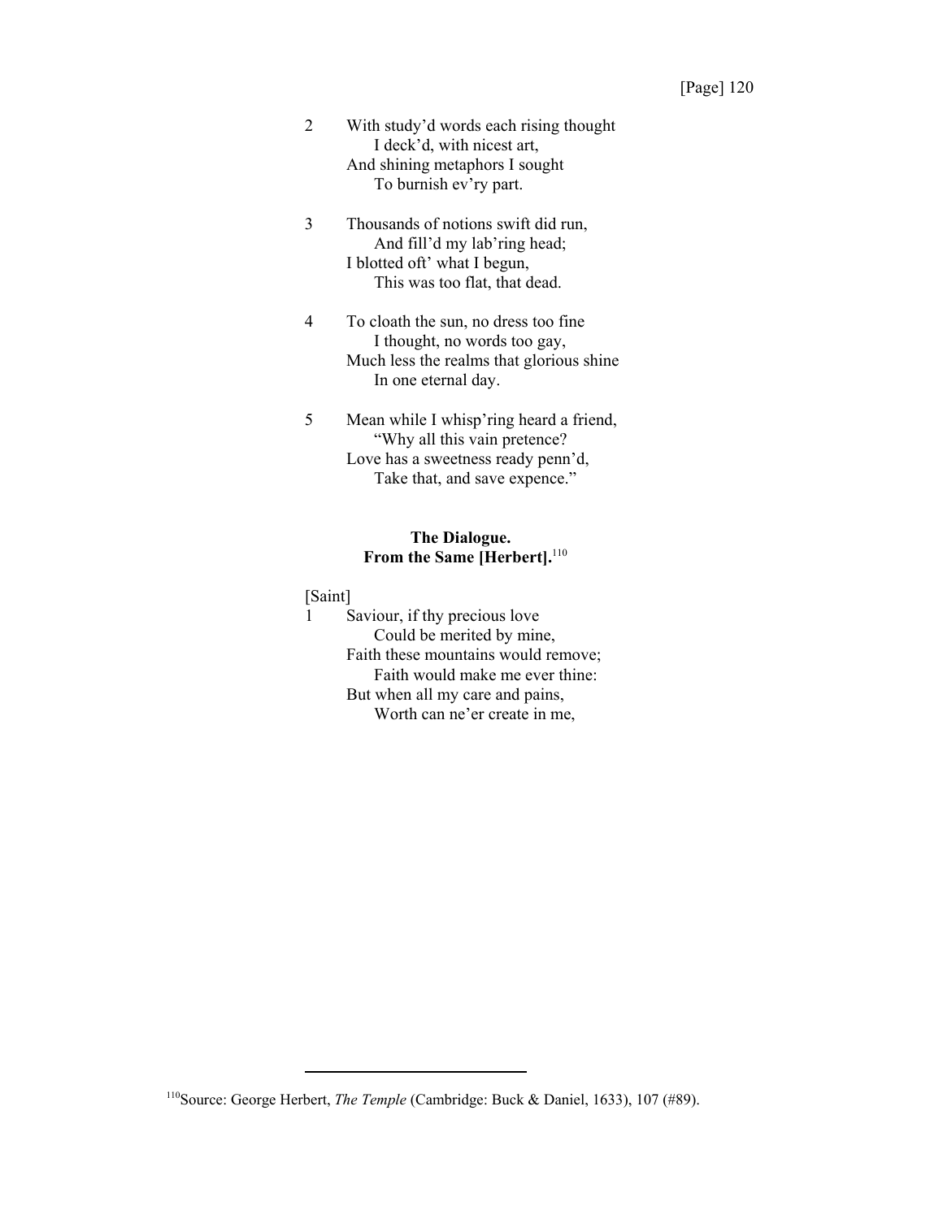2 With study'd words each rising thought
 I deck'd, with nicest art,
 And shining metaphors I sought
 To burnish ev'ry part.

3 Thousands of notions swift did run,
 And fill'd my lab'ring head;
 I blotted oft' what I begun,
 This was too flat, that dead.

4 To cloath the sun, no dress too fine
 I thought, no words too gay,
 Much less the realms that glorious shine
 In one eternal day.

5 Mean while I whisp'ring heard a friend,
 "Why all this vain pretence?
 Love has a sweetness ready penn'd,
 Take that, and save expence."

**The Dialogue.**
**From the Same [Herbert].**[110]

[Saint]

1 Saviour, if thy precious love
 Could be merited by mine,
 Faith these mountains would remove;
 Faith would make me ever thine:
 But when all my care and pains,
 Worth can ne'er create in me,

[110]Source: George Herbert, *The Temple* (Cambridge: Buck & Daniel, 1633), 107 (#89).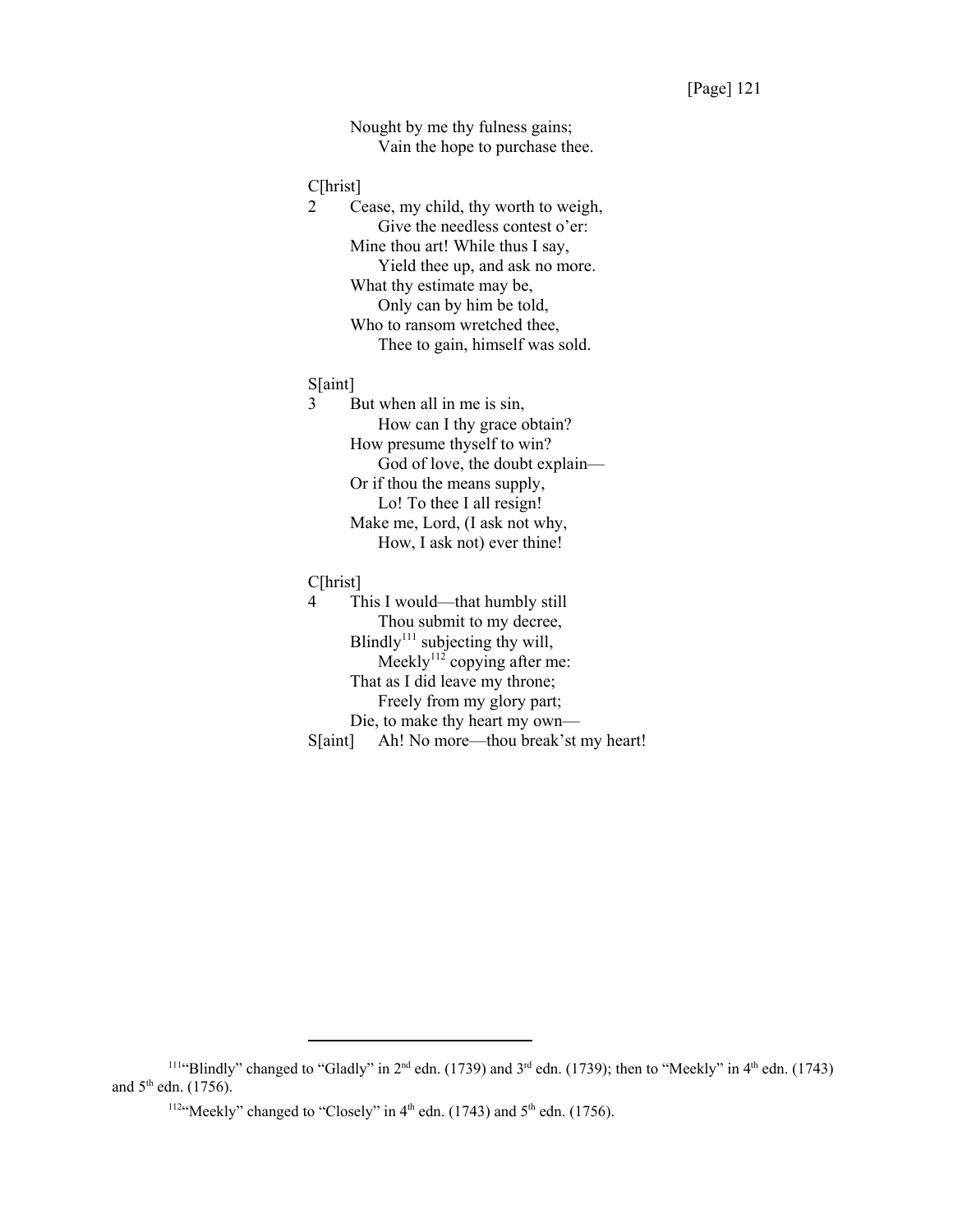Nought by me thy fulness gains;
    Vain the hope to purchase thee.

C[hrist]

2 Cease, my child, thy worth to weigh,
    Give the needless contest o'er:
  Mine thou art! While thus I say,
    Yield thee up, and ask no more.
  What thy estimate may be,
    Only can by him be told,
  Who to ransom wretched thee,
    Thee to gain, himself was sold.

S[aint]

3 But when all in me is sin,
    How can I thy grace obtain?
  How presume thyself to win?
    God of love, the doubt explain—
  Or if thou the means supply,
    Lo! To thee I all resign!
  Make me, Lord, (I ask not why,
    How, I ask not) ever thine!

C[hrist]

4 This I would—that humbly still
    Thou submit to my decree,
  Blindly[111] subjecting thy will,
    Meekly[112] copying after me:
  That as I did leave my throne;
    Freely from my glory part;
  Die, to make thy heart my own—

S[aint] Ah! No more—thou break'st my heart!

---

[111] "Blindly" changed to "Gladly" in 2nd edn. (1739) and 3rd edn. (1739); then to "Meekly" in 4th edn. (1743) and 5th edn. (1756).

[112] "Meekly" changed to "Closely" in 4th edn. (1743) and 5th edn. (1756).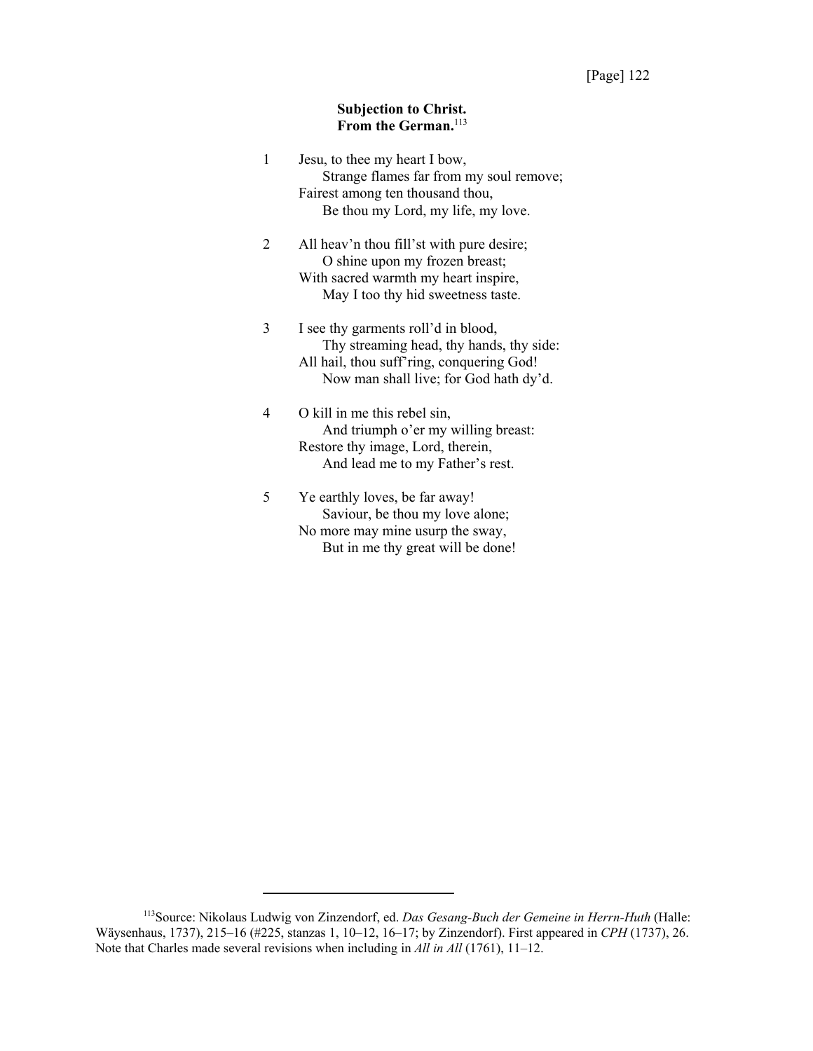[Page] 122

### Subjection to Christ.
### From the German.[113]

1 Jesu, to thee my heart I bow,
  Strange flames far from my soul remove;
Fairest among ten thousand thou,
  Be thou my Lord, my life, my love.

2 All heav'n thou fill'st with pure desire;
  O shine upon my frozen breast;
With sacred warmth my heart inspire,
  May I too thy hid sweetness taste.

3 I see thy garments roll'd in blood,
  Thy streaming head, thy hands, thy side:
All hail, thou suff'ring, conquering God!
  Now man shall live; for God hath dy'd.

4 O kill in me this rebel sin,
  And triumph o'er my willing breast:
Restore thy image, Lord, therein,
  And lead me to my Father's rest.

5 Ye earthly loves, be far away!
  Saviour, be thou my love alone;
No more may mine usurp the sway,
  But in me thy great will be done!

---

[113]Source: Nikolaus Ludwig von Zinzendorf, ed. *Das Gesang-Buch der Gemeine in Herrn-Huth* (Halle: Wäysenhaus, 1737), 215–16 (#225, stanzas 1, 10–12, 16–17; by Zinzendorf). First appeared in *CPH* (1737), 26. Note that Charles made several revisions when including in *All in All* (1761), 11–12.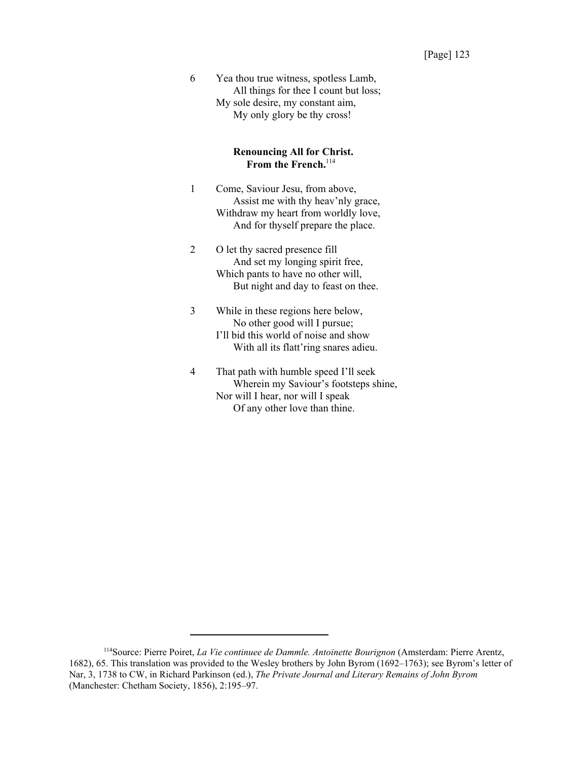6 Yea thou true witness, spotless Lamb,
All things for thee I count but loss;
My sole desire, my constant aim,
My only glory be thy cross!

**Renouncing All for Christ.**
**From the French.**[114]

1 Come, Saviour Jesu, from above,
Assist me with thy heav'nly grace,
Withdraw my heart from worldly love,
And for thyself prepare the place.

2 O let thy sacred presence fill
And set my longing spirit free,
Which pants to have no other will,
But night and day to feast on thee.

3 While in these regions here below,
No other good will I pursue;
I'll bid this world of noise and show
With all its flatt'ring snares adieu.

4 That path with humble speed I'll seek
Wherein my Saviour's footsteps shine,
Nor will I hear, nor will I speak
Of any other love than thine.

---

[114]Source: Pierre Poiret, *La Vie continuee de Dammle. Antoinette Bourignon* (Amsterdam: Pierre Arentz, 1682), 65. This translation was provided to the Wesley brothers by John Byrom (1692–1763); see Byrom's letter of Nar, 3, 1738 to CW, in Richard Parkinson (ed.), *The Private Journal and Literary Remains of John Byrom* (Manchester: Chetham Society, 1856), 2:195–97.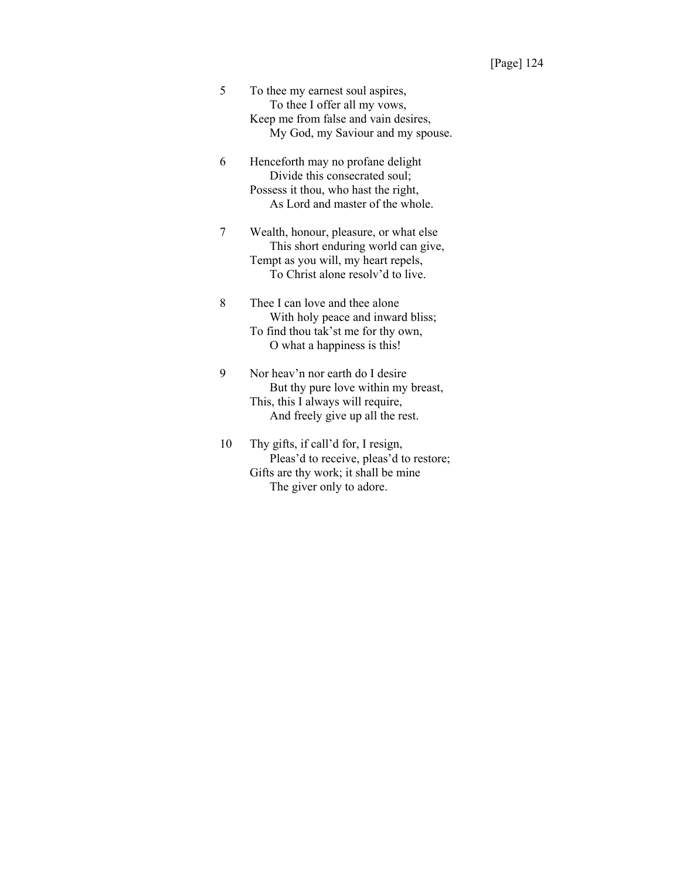5 To thee my earnest soul aspires,
  To thee I offer all my vows,
Keep me from false and vain desires,
  My God, my Saviour and my spouse.

6 Henceforth may no profane delight
  Divide this consecrated soul;
Possess it thou, who hast the right,
  As Lord and master of the whole.

7 Wealth, honour, pleasure, or what else
  This short enduring world can give,
Tempt as you will, my heart repels,
  To Christ alone resolv'd to live.

8 Thee I can love and thee alone
  With holy peace and inward bliss;
To find thou tak'st me for thy own,
  O what a happiness is this!

9 Nor heav'n nor earth do I desire
  But thy pure love within my breast,
This, this I always will require,
  And freely give up all the rest.

10 Thy gifts, if call'd for, I resign,
  Pleas'd to receive, pleas'd to restore;
Gifts are thy work; it shall be mine
  The giver only to adore.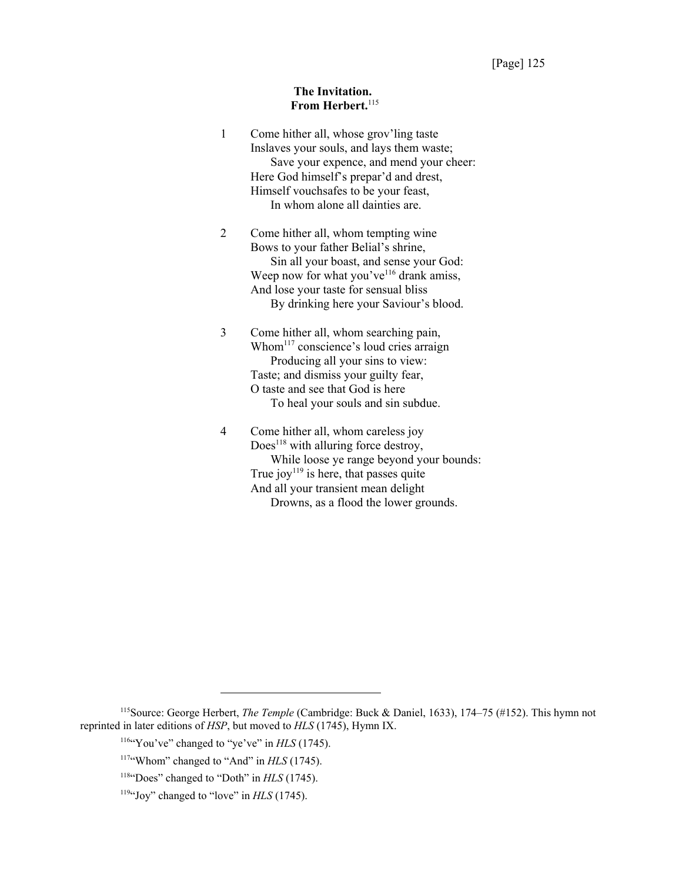### The Invitation.
### From Herbert.[115]

1 Come hither all, whose grov'ling taste
Inslaves your souls, and lays them waste;
  Save your expence, and mend your cheer:
Here God himself's prepar'd and drest,
Himself vouchsafes to be your feast,
  In whom alone all dainties are.

2 Come hither all, whom tempting wine
Bows to your father Belial's shrine,
  Sin all your boast, and sense your God:
Weep now for what you've[116] drank amiss,
And lose your taste for sensual bliss
  By drinking here your Saviour's blood.

3 Come hither all, whom searching pain,
Whom[117] conscience's loud cries arraign
  Producing all your sins to view:
Taste; and dismiss your guilty fear,
O taste and see that God is here
  To heal your souls and sin subdue.

4 Come hither all, whom careless joy
Does[118] with alluring force destroy,
  While loose ye range beyond your bounds:
True joy[119] is here, that passes quite
And all your transient mean delight
  Drowns, as a flood the lower grounds.

---

[115] Source: George Herbert, *The Temple* (Cambridge: Buck & Daniel, 1633), 174–75 (#152). This hymn not reprinted in later editions of *HSP*, but moved to *HLS* (1745), Hymn IX.

[116] "You've" changed to "ye've" in *HLS* (1745).

[117] "Whom" changed to "And" in *HLS* (1745).

[118] "Does" changed to "Doth" in *HLS* (1745).

[119] "Joy" changed to "love" in *HLS* (1745).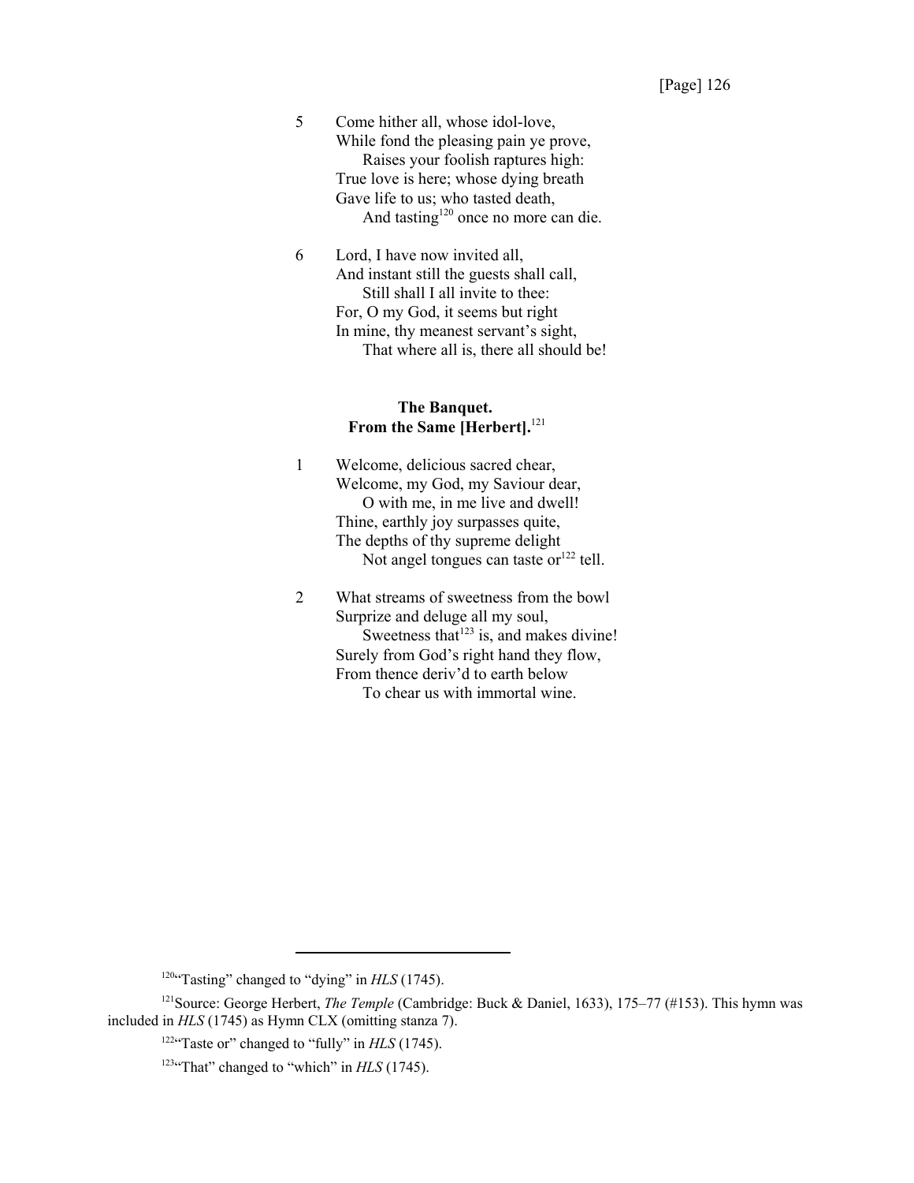[Page] 126

5 Come hither all, whose idol-love,
While fond the pleasing pain ye prove,
  Raises your foolish raptures high:
True love is here; whose dying breath
Gave life to us; who tasted death,
  And tasting[120] once no more can die.

6 Lord, I have now invited all,
And instant still the guests shall call,
  Still shall I all invite to thee:
For, O my God, it seems but right
In mine, thy meanest servant's sight,
  That where all is, there all should be!

**The Banquet.**
**From the Same [Herbert].**[121]

1 Welcome, delicious sacred chear,
Welcome, my God, my Saviour dear,
  O with me, in me live and dwell!
Thine, earthly joy surpasses quite,
The depths of thy supreme delight
  Not angel tongues can taste or[122] tell.

2 What streams of sweetness from the bowl
Surprize and deluge all my soul,
  Sweetness that[123] is, and makes divine!
Surely from God's right hand they flow,
From thence deriv'd to earth below
  To chear us with immortal wine.

---

[120]"Tasting" changed to "dying" in *HLS* (1745).

[121]Source: George Herbert, *The Temple* (Cambridge: Buck & Daniel, 1633), 175–77 (#153). This hymn was included in *HLS* (1745) as Hymn CLX (omitting stanza 7).

[122]"Taste or" changed to "fully" in *HLS* (1745).

[123]"That" changed to "which" in *HLS* (1745).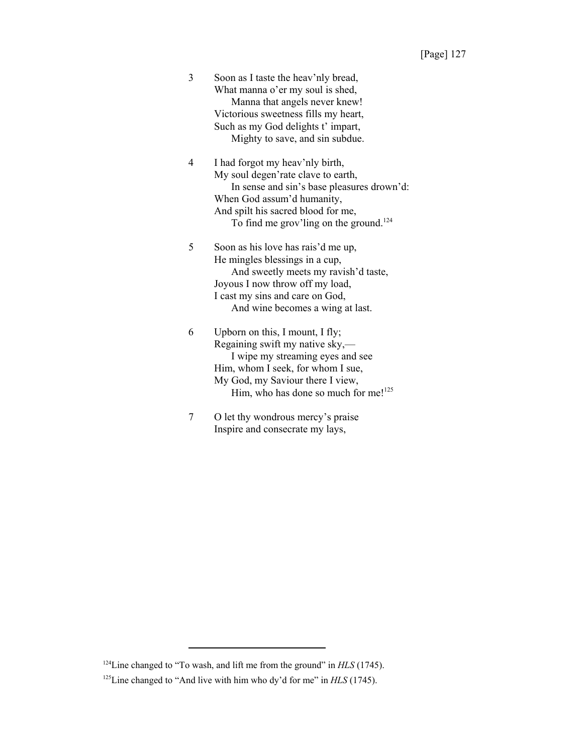3 Soon as I taste the heav'nly bread,
What manna o'er my soul is shed,
  Manna that angels never knew!
Victorious sweetness fills my heart,
Such as my God delights t' impart,
  Mighty to save, and sin subdue.

4 I had forgot my heav'nly birth,
My soul degen'rate clave to earth,
  In sense and sin's base pleasures drown'd:
When God assum'd humanity,
And spilt his sacred blood for me,
  To find me grov'ling on the ground.[124]

5 Soon as his love has rais'd me up,
He mingles blessings in a cup,
  And sweetly meets my ravish'd taste,
Joyous I now throw off my load,
I cast my sins and care on God,
  And wine becomes a wing at last.

6 Upborn on this, I mount, I fly;
Regaining swift my native sky,—
  I wipe my streaming eyes and see
Him, whom I seek, for whom I sue,
My God, my Saviour there I view,
  Him, who has done so much for me![125]

7 O let thy wondrous mercy's praise
Inspire and consecrate my lays,

---

[124]Line changed to "To wash, and lift me from the ground" in *HLS* (1745).

[125]Line changed to "And live with him who dy'd for me" in *HLS* (1745).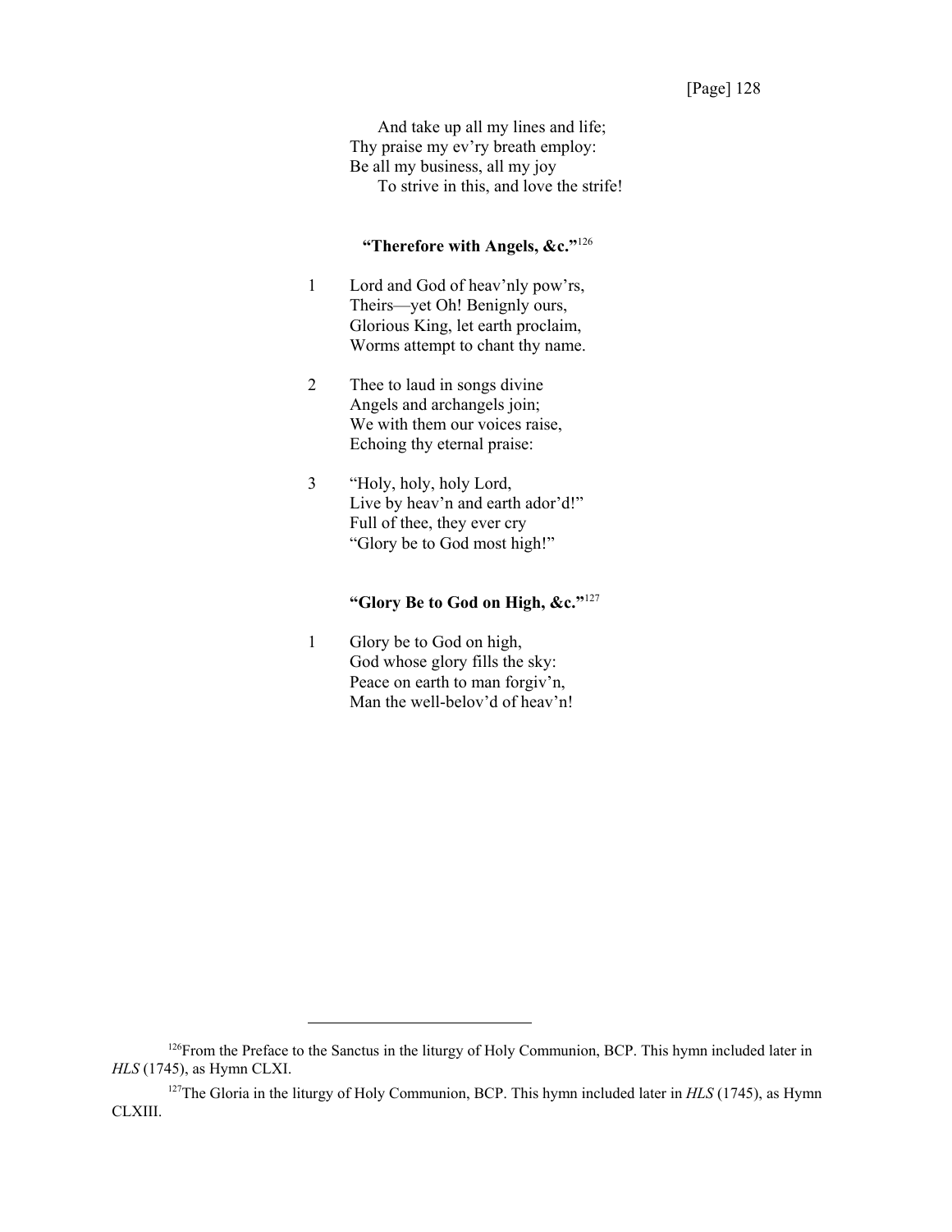And take up all my lines and life;
Thy praise my ev'ry breath employ:
Be all my business, all my joy
To strive in this, and love the strife!

### "Therefore with Angels, &c."[126]

1 Lord and God of heav'nly pow'rs,
Theirs—yet Oh! Benignly ours,
Glorious King, let earth proclaim,
Worms attempt to chant thy name.

2 Thee to laud in songs divine
Angels and archangels join;
We with them our voices raise,
Echoing thy eternal praise:

3 "Holy, holy, holy Lord,
Live by heav'n and earth ador'd!"
Full of thee, they ever cry
"Glory be to God most high!"

### "Glory Be to God on High, &c."[127]

1 Glory be to God on high,
God whose glory fills the sky:
Peace on earth to man forgiv'n,
Man the well-belov'd of heav'n!

---

[126]From the Preface to the Sanctus in the liturgy of Holy Communion, BCP. This hymn included later in *HLS* (1745), as Hymn CLXI.

[127]The Gloria in the liturgy of Holy Communion, BCP. This hymn included later in *HLS* (1745), as Hymn CLXIII.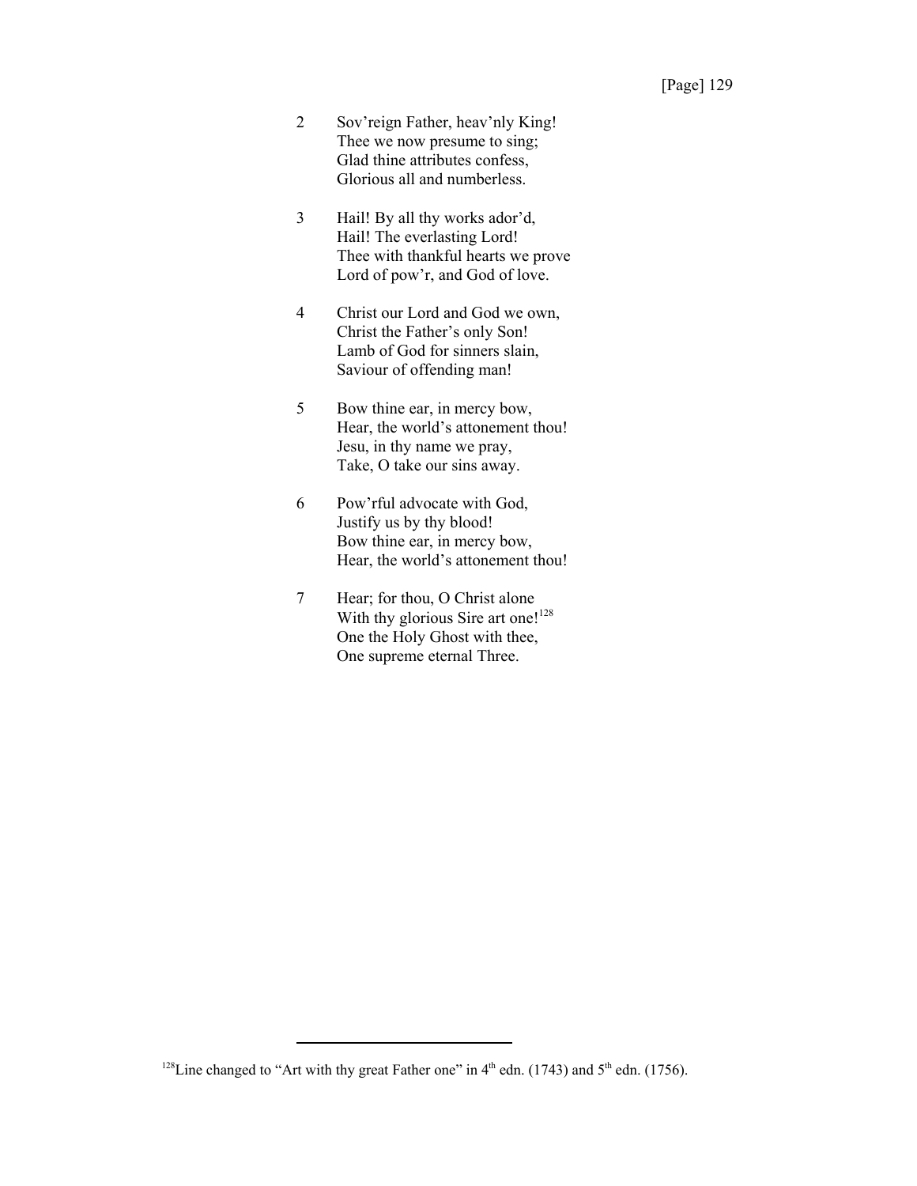2 Sov'reign Father, heav'nly King!
Thee we now presume to sing;
Glad thine attributes confess,
Glorious all and numberless.

3 Hail! By all thy works ador'd,
Hail! The everlasting Lord!
Thee with thankful hearts we prove
Lord of pow'r, and God of love.

4 Christ our Lord and God we own,
Christ the Father's only Son!
Lamb of God for sinners slain,
Saviour of offending man!

5 Bow thine ear, in mercy bow,
Hear, the world's attonement thou!
Jesu, in thy name we pray,
Take, O take our sins away.

6 Pow'rful advocate with God,
Justify us by thy blood!
Bow thine ear, in mercy bow,
Hear, the world's attonement thou!

7 Hear; for thou, O Christ alone
With thy glorious Sire art one![128]
One the Holy Ghost with thee,
One supreme eternal Three.

---

[128]Line changed to "Art with thy great Father one" in 4th edn. (1743) and 5th edn. (1756).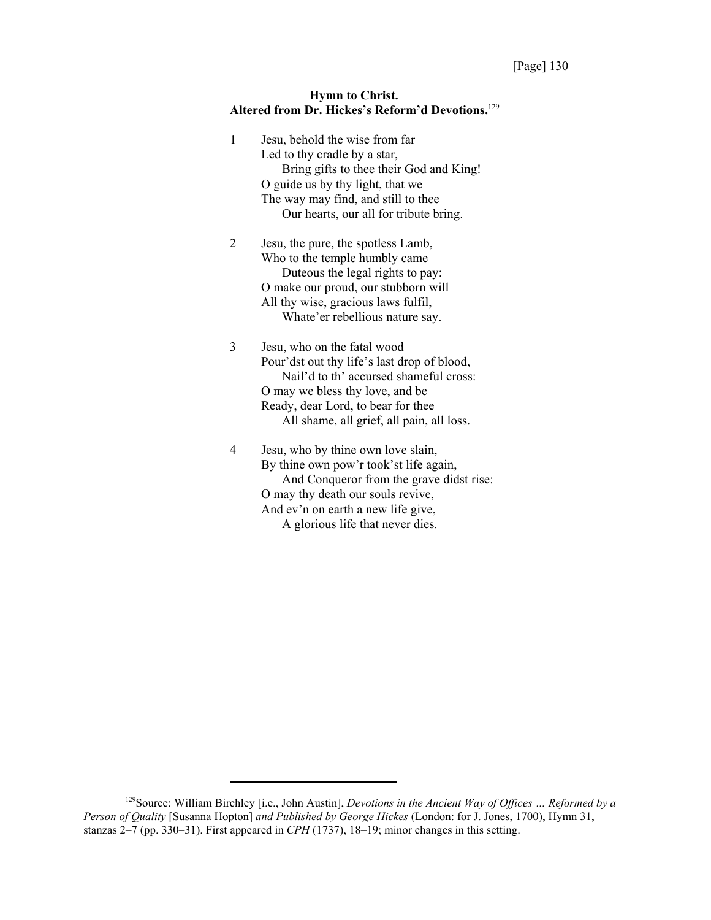**Hymn to Christ.**
**Altered from Dr. Hickes's Reform'd Devotions.**[129]

1 Jesu, behold the wise from far
Led to thy cradle by a star,
  Bring gifts to thee their God and King!
O guide us by thy light, that we
The way may find, and still to thee
  Our hearts, our all for tribute bring.

2 Jesu, the pure, the spotless Lamb,
Who to the temple humbly came
  Duteous the legal rights to pay:
O make our proud, our stubborn will
All thy wise, gracious laws fulfil,
  Whate'er rebellious nature say.

3 Jesu, who on the fatal wood
Pour'dst out thy life's last drop of blood,
  Nail'd to th' accursed shameful cross:
O may we bless thy love, and be
Ready, dear Lord, to bear for thee
  All shame, all grief, all pain, all loss.

4 Jesu, who by thine own love slain,
By thine own pow'r took'st life again,
  And Conqueror from the grave didst rise:
O may thy death our souls revive,
And ev'n on earth a new life give,
  A glorious life that never dies.

---

[129]Source: William Birchley [i.e., John Austin], *Devotions in the Ancient Way of Offices … Reformed by a Person of Quality* [Susanna Hopton] *and Published by George Hickes* (London: for J. Jones, 1700), Hymn 31, stanzas 2–7 (pp. 330–31). First appeared in *CPH* (1737), 18–19; minor changes in this setting.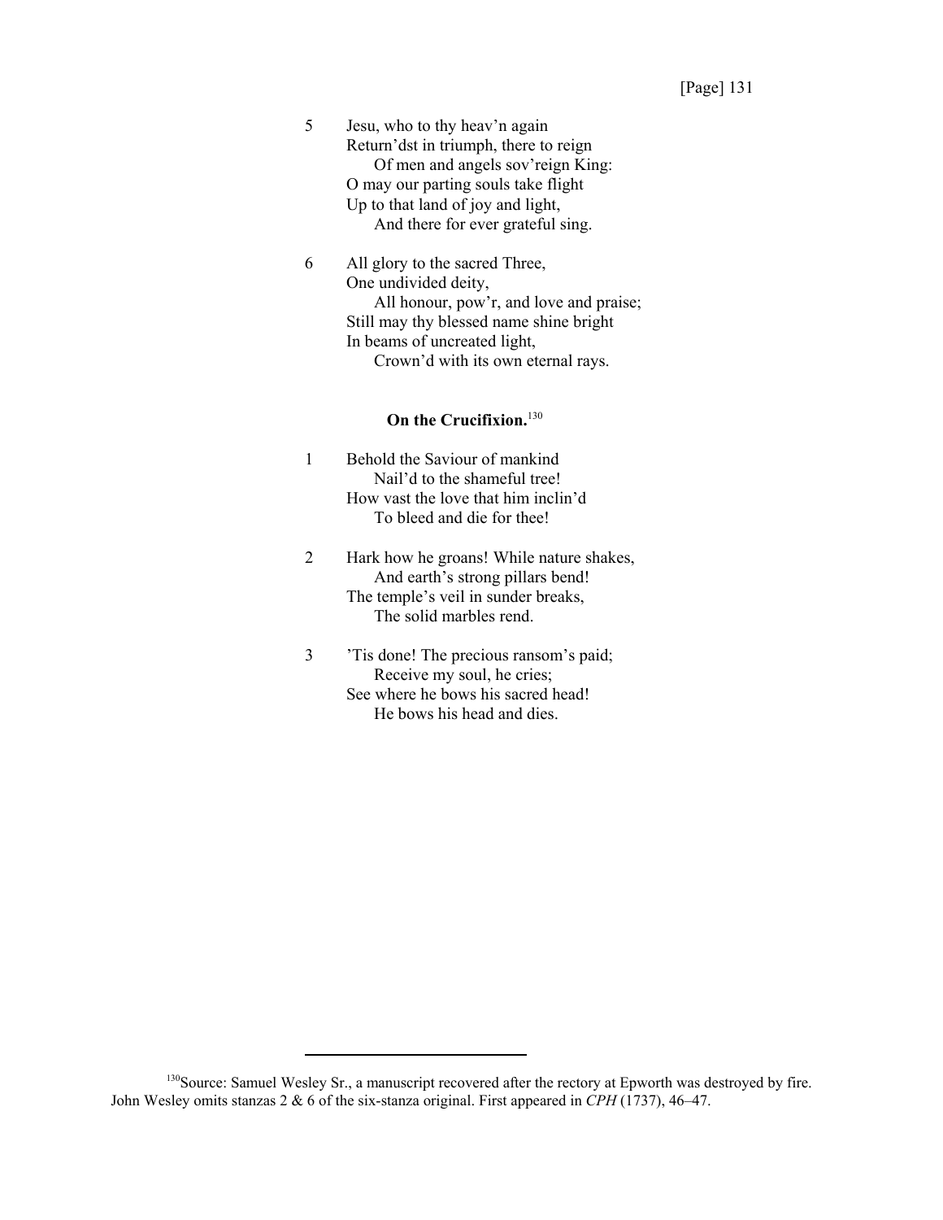5 Jesu, who to thy heav'n again
Return'dst in triumph, there to reign
  Of men and angels sov'reign King:
O may our parting souls take flight
Up to that land of joy and light,
  And there for ever grateful sing.

6 All glory to the sacred Three,
One undivided deity,
  All honour, pow'r, and love and praise;
Still may thy blessed name shine bright
In beams of uncreated light,
  Crown'd with its own eternal rays.

### On the Crucifixion.[130]

1 Behold the Saviour of mankind
  Nail'd to the shameful tree!
How vast the love that him inclin'd
  To bleed and die for thee!

2 Hark how he groans! While nature shakes,
  And earth's strong pillars bend!
The temple's veil in sunder breaks,
  The solid marbles rend.

3 'Tis done! The precious ransom's paid;
  Receive my soul, he cries;
See where he bows his sacred head!
  He bows his head and dies.

---

[130]Source: Samuel Wesley Sr., a manuscript recovered after the rectory at Epworth was destroyed by fire. John Wesley omits stanzas 2 & 6 of the six-stanza original. First appeared in *CPH* (1737), 46–47.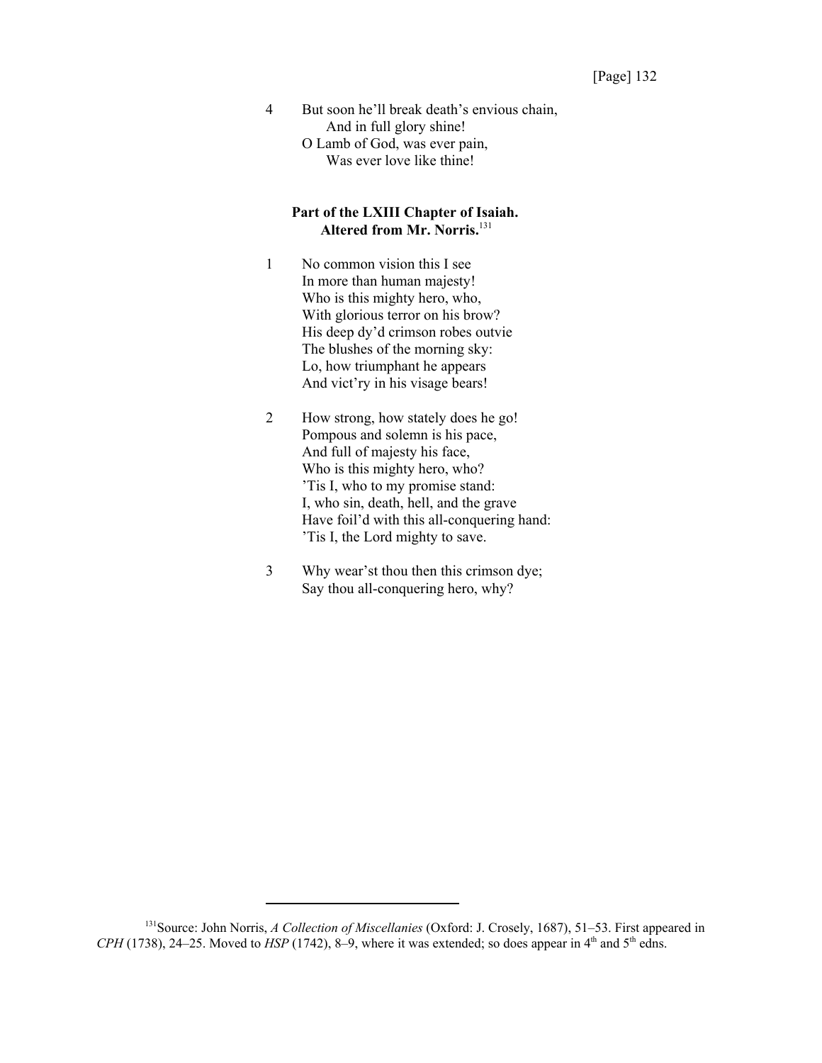[Page] 132

4 But soon he'll break death's envious chain,
  And in full glory shine!
 O Lamb of God, was ever pain,
  Was ever love like thine!

**Part of the LXIII Chapter of Isaiah.**
**Altered from Mr. Norris.**[131]

1 No common vision this I see
 In more than human majesty!
 Who is this mighty hero, who,
 With glorious terror on his brow?
 His deep dy'd crimson robes outvie
 The blushes of the morning sky:
 Lo, how triumphant he appears
 And vict'ry in his visage bears!

2 How strong, how stately does he go!
 Pompous and solemn is his pace,
 And full of majesty his face,
 Who is this mighty hero, who?
 'Tis I, who to my promise stand:
 I, who sin, death, hell, and the grave
 Have foil'd with this all-conquering hand:
 'Tis I, the Lord mighty to save.

3 Why wear'st thou then this crimson dye;
 Say thou all-conquering hero, why?

---

[131]Source: John Norris, *A Collection of Miscellanies* (Oxford: J. Crosely, 1687), 51–53. First appeared in *CPH* (1738), 24–25. Moved to *HSP* (1742), 8–9, where it was extended; so does appear in 4th and 5th edns.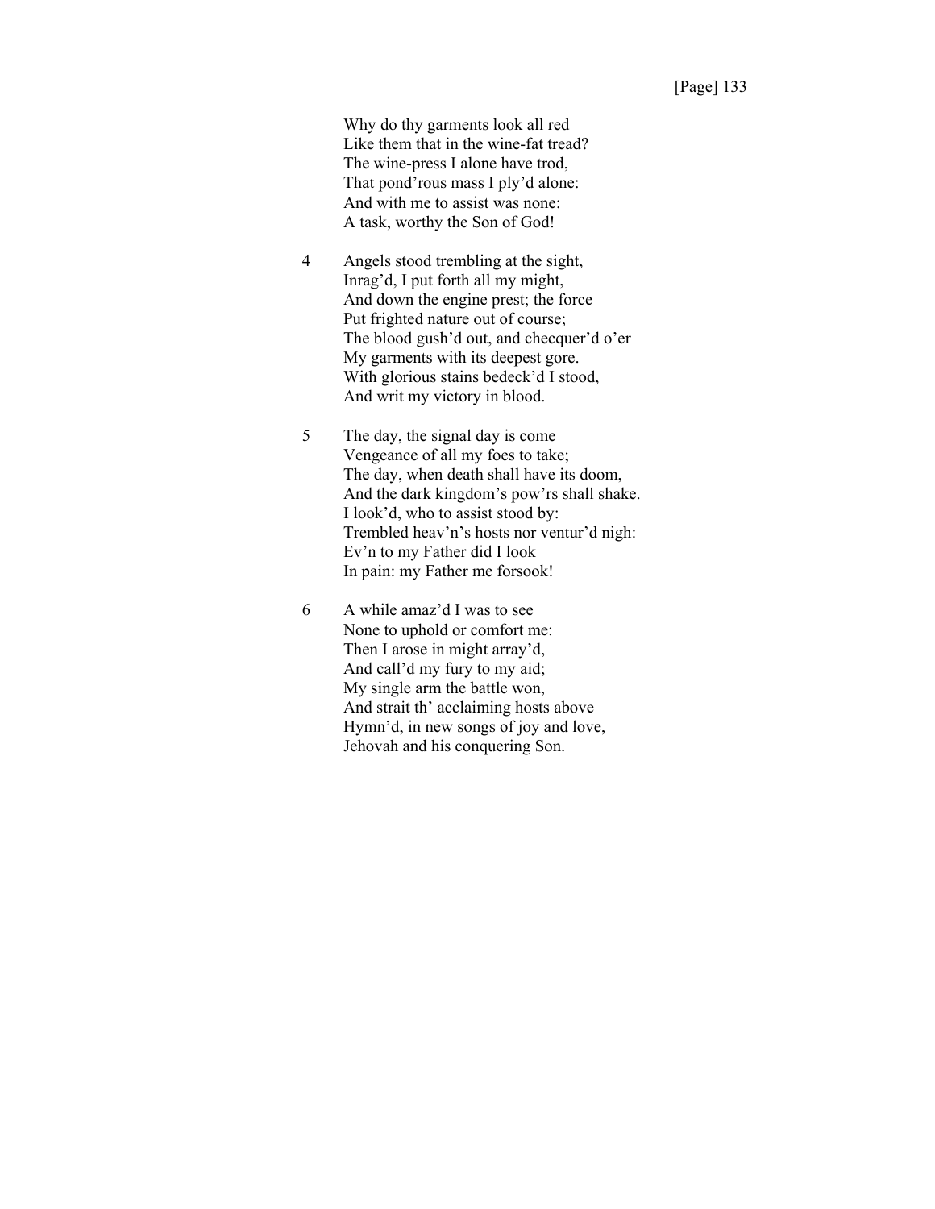Why do thy garments look all red
Like them that in the wine-fat tread?
The wine-press I alone have trod,
That pond'rous mass I ply'd alone:
And with me to assist was none:
A task, worthy the Son of God!

4 Angels stood trembling at the sight,
Inrag'd, I put forth all my might,
And down the engine prest; the force
Put frighted nature out of course;
The blood gush'd out, and checquer'd o'er
My garments with its deepest gore.
With glorious stains bedeck'd I stood,
And writ my victory in blood.

5 The day, the signal day is come
Vengeance of all my foes to take;
The day, when death shall have its doom,
And the dark kingdom's pow'rs shall shake.
I look'd, who to assist stood by:
Trembled heav'n's hosts nor ventur'd nigh:
Ev'n to my Father did I look
In pain: my Father me forsook!

6 A while amaz'd I was to see
None to uphold or comfort me:
Then I arose in might array'd,
And call'd my fury to my aid;
My single arm the battle won,
And strait th' acclaiming hosts above
Hymn'd, in new songs of joy and love,
Jehovah and his conquering Son.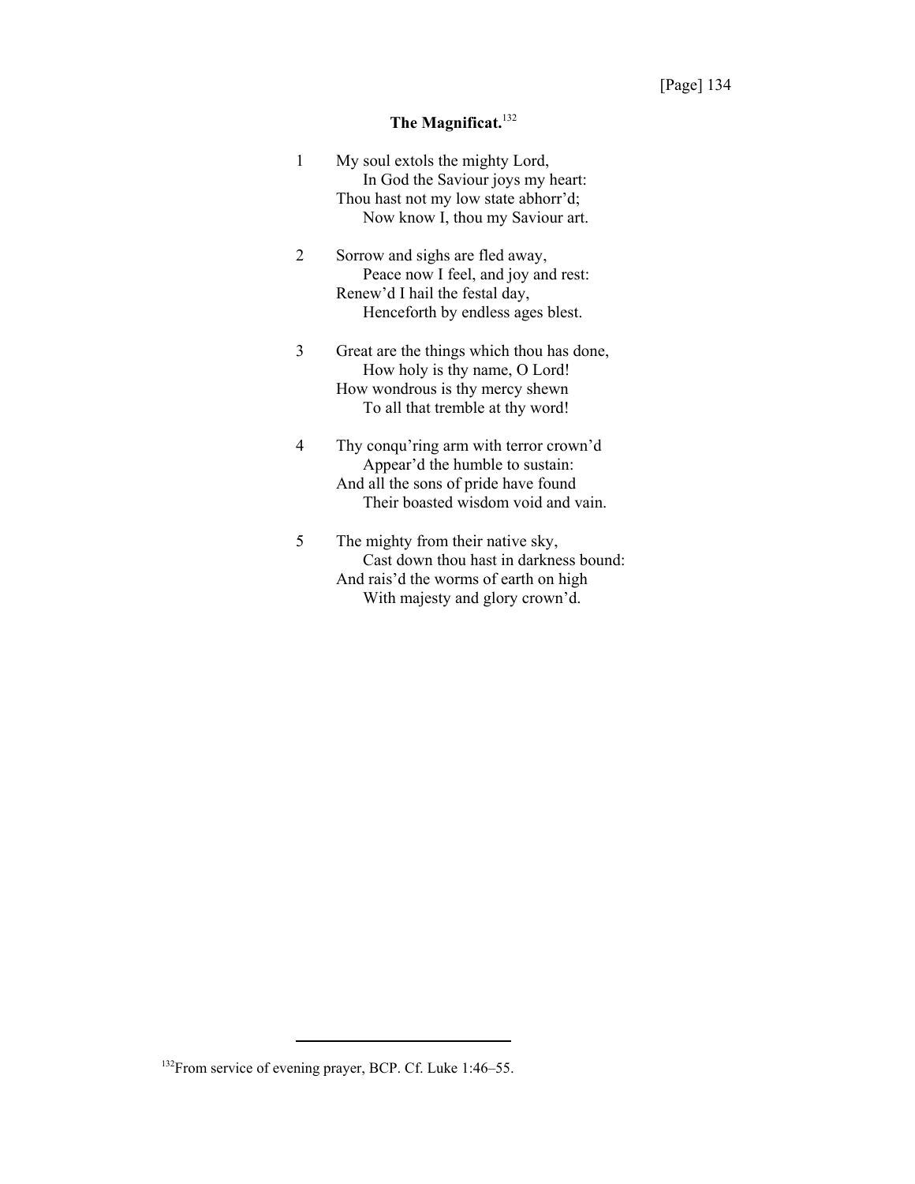## The Magnificat.[132]

1 My soul extols the mighty Lord,
    In God the Saviour joys my heart:
Thou hast not my low state abhorr'd;
    Now know I, thou my Saviour art.

2 Sorrow and sighs are fled away,
    Peace now I feel, and joy and rest:
Renew'd I hail the festal day,
    Henceforth by endless ages blest.

3 Great are the things which thou has done,
    How holy is thy name, O Lord!
How wondrous is thy mercy shewn
    To all that tremble at thy word!

4 Thy conqu'ring arm with terror crown'd
    Appear'd the humble to sustain:
And all the sons of pride have found
    Their boasted wisdom void and vain.

5 The mighty from their native sky,
    Cast down thou hast in darkness bound:
And rais'd the worms of earth on high
    With majesty and glory crown'd.

---

[132]From service of evening prayer, BCP. Cf. Luke 1:46–55.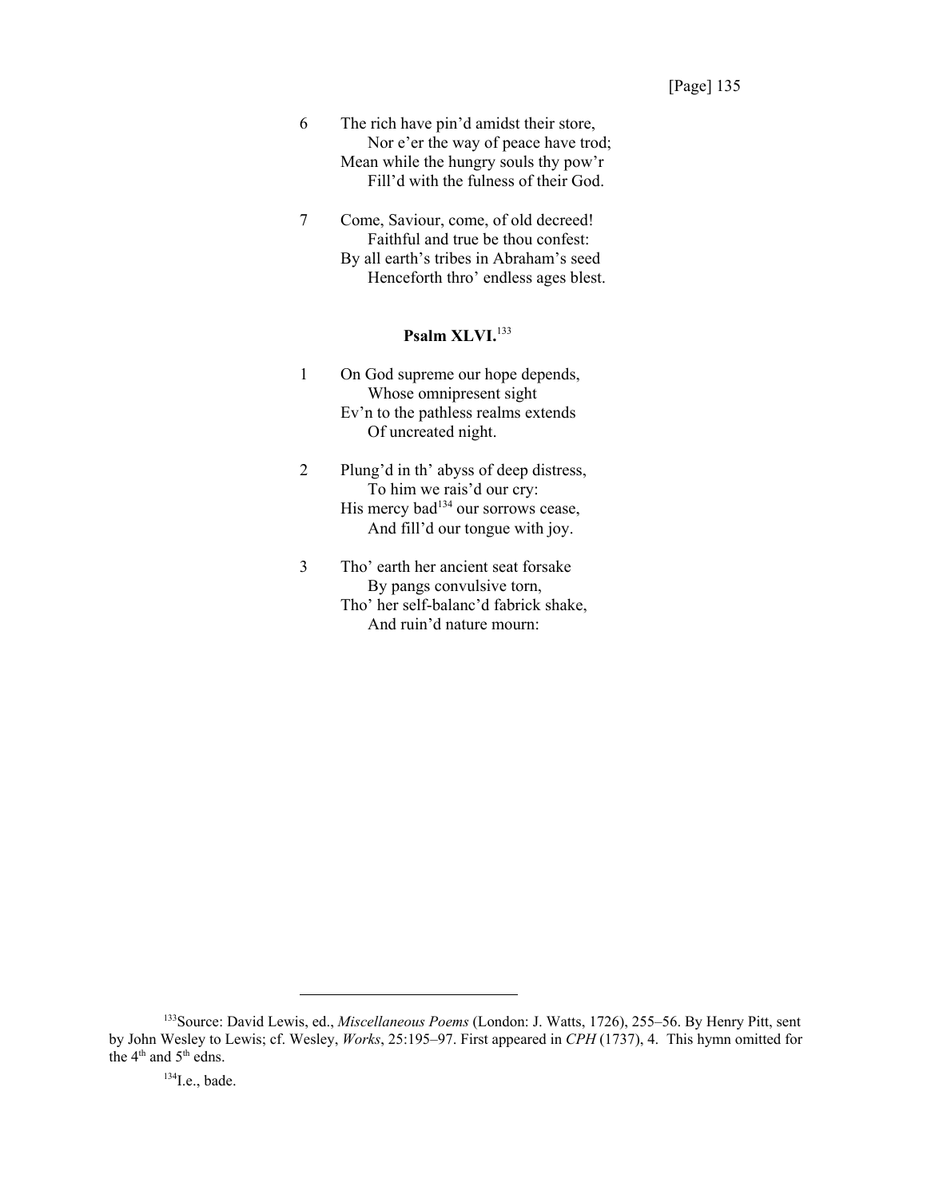6	The rich have pin'd amidst their store,
	Nor e'er the way of peace have trod;
Mean while the hungry souls thy pow'r
	Fill'd with the fulness of their God.

7	Come, Saviour, come, of old decreed!
	Faithful and true be thou confest:
By all earth's tribes in Abraham's seed
	Henceforth thro' endless ages blest.

### Psalm XLVI.[133]

1	On God supreme our hope depends,
	Whose omnipresent sight
Ev'n to the pathless realms extends
	Of uncreated night.

2	Plung'd in th' abyss of deep distress,
	To him we rais'd our cry:
His mercy bad[134] our sorrows cease,
	And fill'd our tongue with joy.

3	Tho' earth her ancient seat forsake
	By pangs convulsive torn,
Tho' her self-balanc'd fabrick shake,
	And ruin'd nature mourn:

---

[133]Source: David Lewis, ed., *Miscellaneous Poems* (London: J. Watts, 1726), 255–56. By Henry Pitt, sent by John Wesley to Lewis; cf. Wesley, *Works*, 25:195–97. First appeared in *CPH* (1737), 4. This hymn omitted for the 4th and 5th edns.

[134]I.e., bade.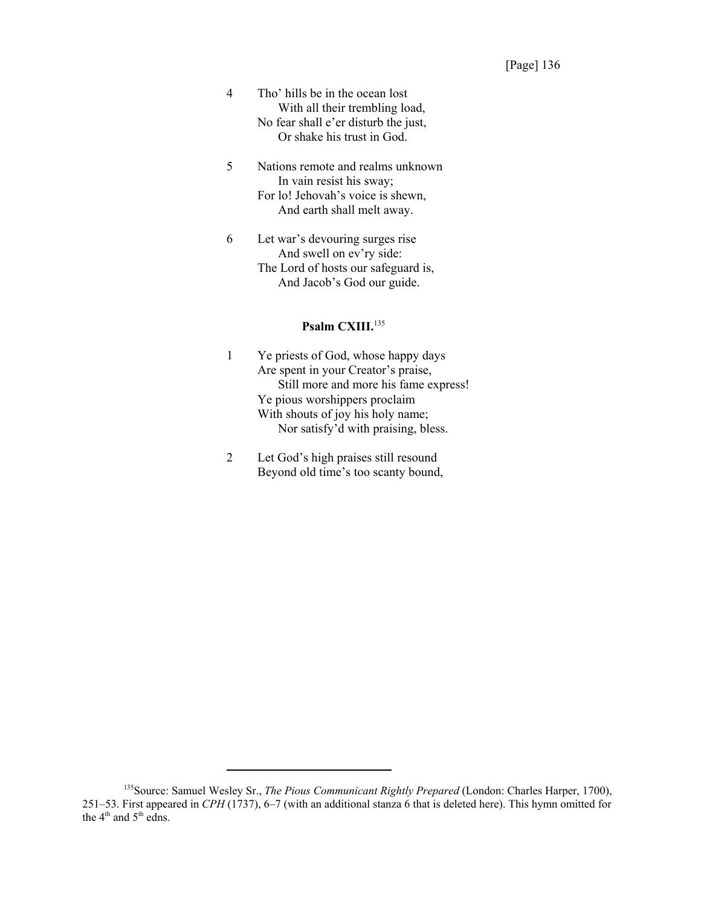4 Tho' hills be in the ocean lost
  With all their trembling load,
No fear shall e'er disturb the just,
  Or shake his trust in God.

5 Nations remote and realms unknown
  In vain resist his sway;
For lo! Jehovah's voice is shewn,
  And earth shall melt away.

6 Let war's devouring surges rise
  And swell on ev'ry side:
The Lord of hosts our safeguard is,
  And Jacob's God our guide.

### Psalm CXIII.[135]

1 Ye priests of God, whose happy days
Are spent in your Creator's praise,
  Still more and more his fame express!
Ye pious worshippers proclaim
With shouts of joy his holy name;
  Nor satisfy'd with praising, bless.

2 Let God's high praises still resound
Beyond old time's too scanty bound,

---

[135] Source: Samuel Wesley Sr., *The Pious Communicant Rightly Prepared* (London: Charles Harper, 1700), 251–53. First appeared in *CPH* (1737), 6–7 (with an additional stanza 6 that is deleted here). This hymn omitted for the 4th and 5th edns.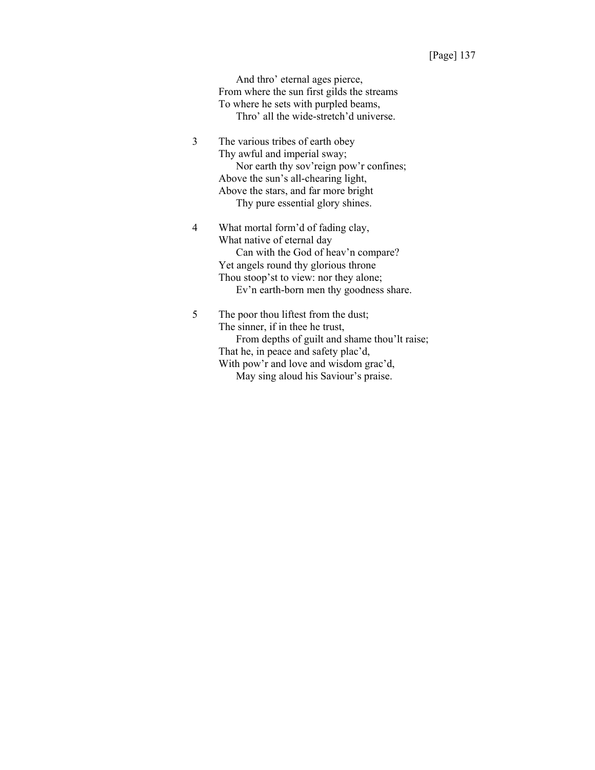And thro' eternal ages pierce,  
From where the sun first gilds the streams  
To where he sets with purpled beams,  
Thro' all the wide-stretch'd universe.

3 The various tribes of earth obey  
Thy awful and imperial sway;  
Nor earth thy sov'reign pow'r confines;  
Above the sun's all-chearing light,  
Above the stars, and far more bright  
Thy pure essential glory shines.

4 What mortal form'd of fading clay,  
What native of eternal day  
Can with the God of heav'n compare?  
Yet angels round thy glorious throne  
Thou stoop'st to view: nor they alone;  
Ev'n earth-born men thy goodness share.

5 The poor thou liftest from the dust;  
The sinner, if in thee he trust,  
From depths of guilt and shame thou'lt raise;  
That he, in peace and safety plac'd,  
With pow'r and love and wisdom grac'd,  
May sing aloud his Saviour's praise.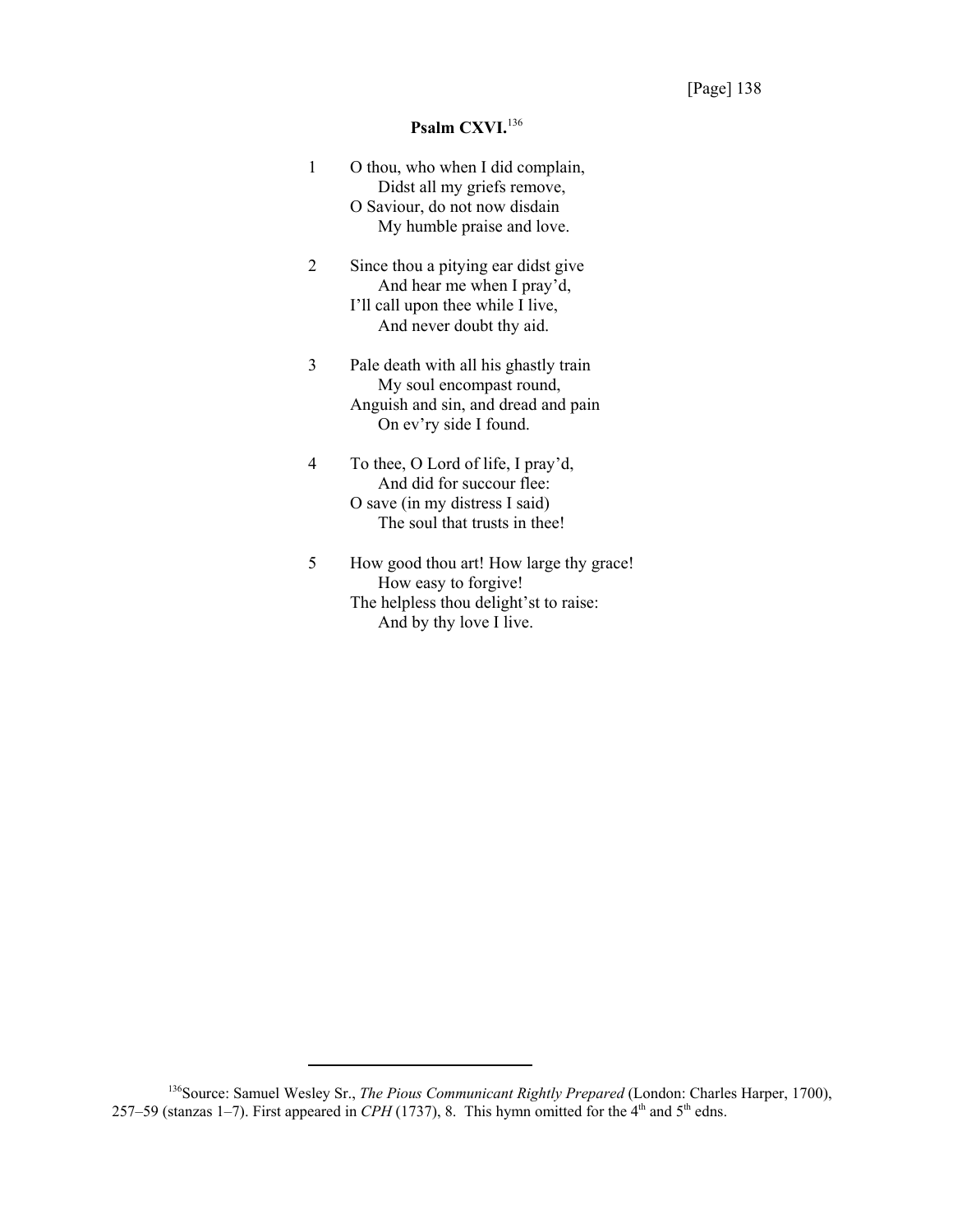[Page] 138

## Psalm CXVI.[136]

1 O thou, who when I did complain,
  Didst all my griefs remove,
O Saviour, do not now disdain
  My humble praise and love.

2 Since thou a pitying ear didst give
  And hear me when I pray'd,
I'll call upon thee while I live,
  And never doubt thy aid.

3 Pale death with all his ghastly train
  My soul encompast round,
Anguish and sin, and dread and pain
  On ev'ry side I found.

4 To thee, O Lord of life, I pray'd,
  And did for succour flee:
O save (in my distress I said)
  The soul that trusts in thee!

5 How good thou art! How large thy grace!
  How easy to forgive!
The helpless thou delight'st to raise:
  And by thy love I live.

---

[136] Source: Samuel Wesley Sr., *The Pious Communicant Rightly Prepared* (London: Charles Harper, 1700), 257–59 (stanzas 1–7). First appeared in *CPH* (1737), 8. This hymn omitted for the 4th and 5th edns.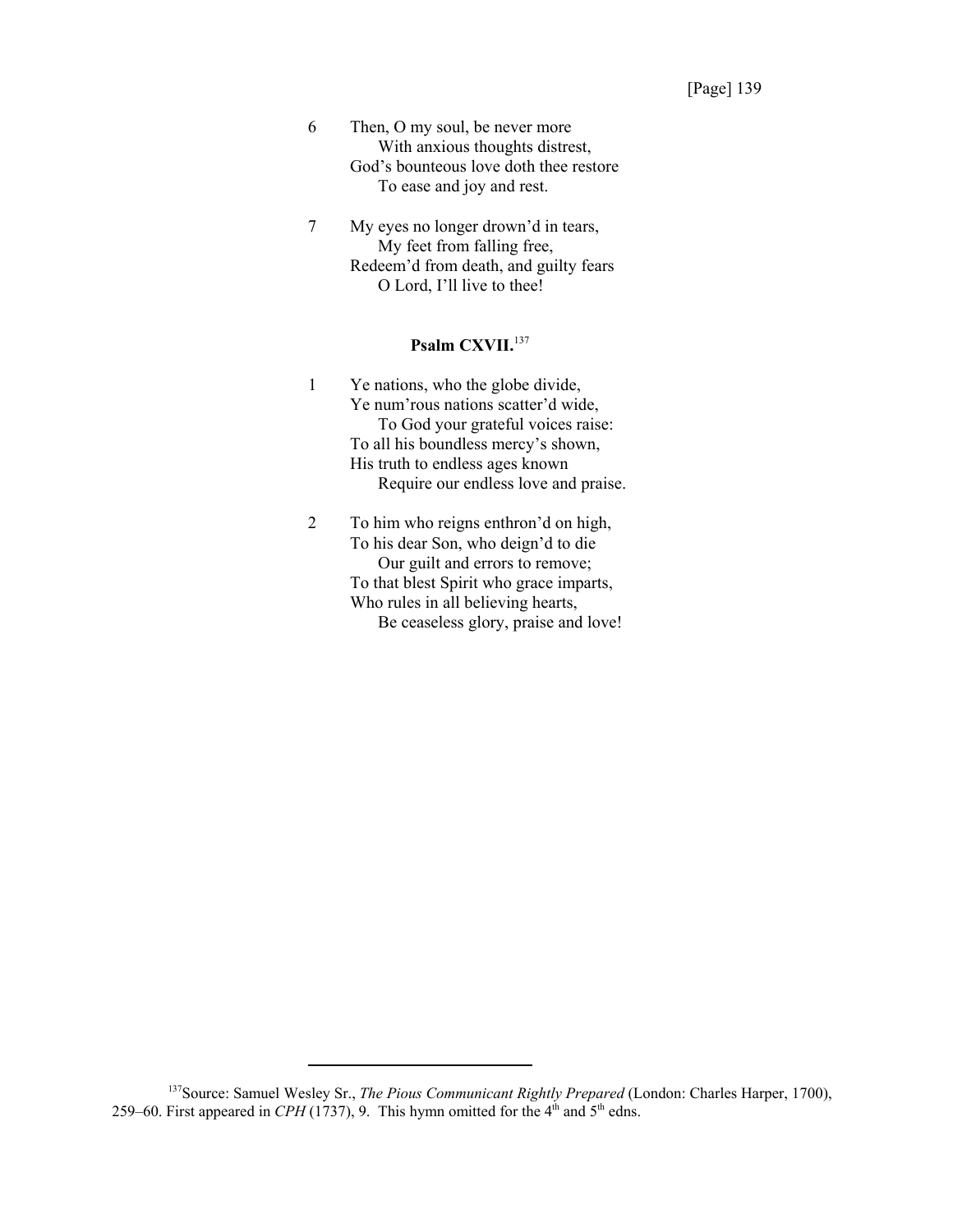6 Then, O my soul, be never more
  With anxious thoughts distrest,
God's bounteous love doth thee restore
  To ease and joy and rest.

7 My eyes no longer drown'd in tears,
  My feet from falling free,
Redeem'd from death, and guilty fears
  O Lord, I'll live to thee!

### Psalm CXVII.[137]

1 Ye nations, who the globe divide,
Ye num'rous nations scatter'd wide,
  To God your grateful voices raise:
To all his boundless mercy's shown,
His truth to endless ages known
  Require our endless love and praise.

2 To him who reigns enthron'd on high,
To his dear Son, who deign'd to die
  Our guilt and errors to remove;
To that blest Spirit who grace imparts,
Who rules in all believing hearts,
  Be ceaseless glory, praise and love!

---

[137]Source: Samuel Wesley Sr., *The Pious Communicant Rightly Prepared* (London: Charles Harper, 1700), 259–60. First appeared in *CPH* (1737), 9. This hymn omitted for the 4th and 5th edns.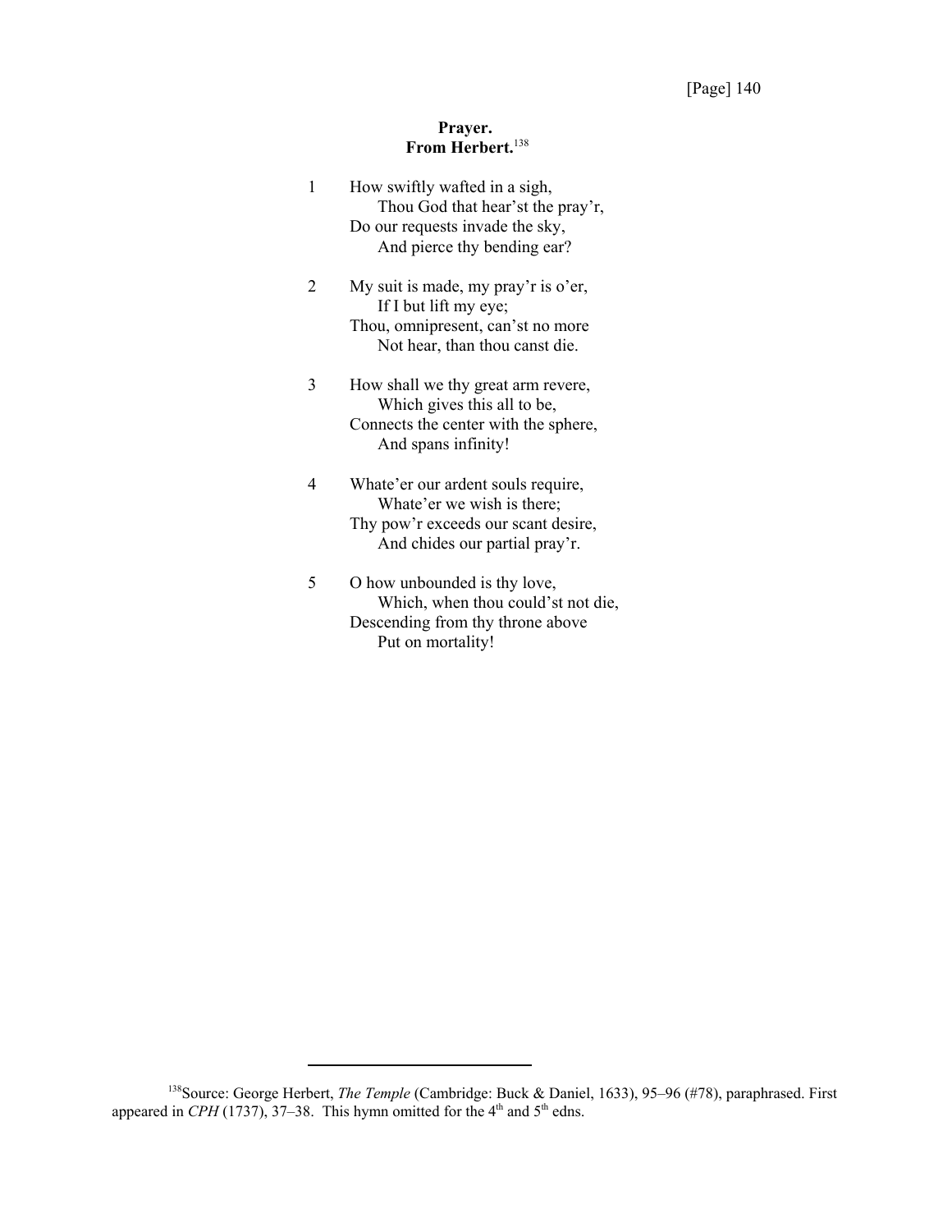**Prayer.**
**From Herbert.**[138]

1 How swiftly wafted in a sigh,
  Thou God that hear'st the pray'r,
Do our requests invade the sky,
  And pierce thy bending ear?

2 My suit is made, my pray'r is o'er,
  If I but lift my eye;
Thou, omnipresent, can'st no more
  Not hear, than thou canst die.

3 How shall we thy great arm revere,
  Which gives this all to be,
Connects the center with the sphere,
  And spans infinity!

4 Whate'er our ardent souls require,
  Whate'er we wish is there;
Thy pow'r exceeds our scant desire,
  And chides our partial pray'r.

5 O how unbounded is thy love,
  Which, when thou could'st not die,
Descending from thy throne above
  Put on mortality!

---

[138] Source: George Herbert, *The Temple* (Cambridge: Buck & Daniel, 1633), 95–96 (#78), paraphrased. First appeared in *CPH* (1737), 37–38. This hymn omitted for the 4th and 5th edns.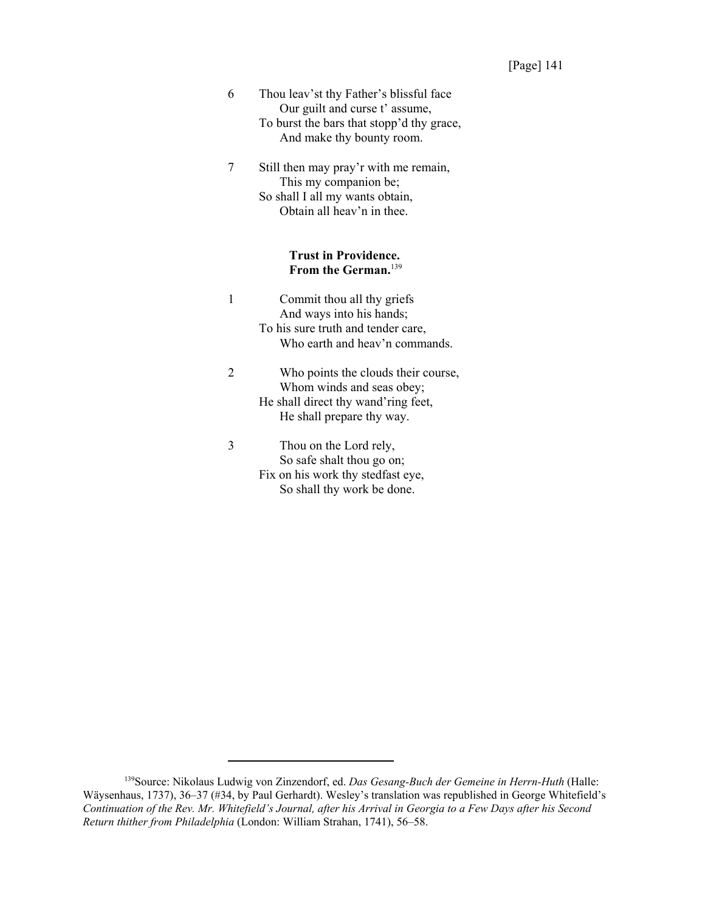6 Thou leav'st thy Father's blissful face
  Our guilt and curse t' assume,
To burst the bars that stopp'd thy grace,
  And make thy bounty room.

7 Still then may pray'r with me remain,
  This my companion be;
So shall I all my wants obtain,
  Obtain all heav'n in thee.

**Trust in Providence.**
**From the German.**[139]

1   Commit thou all thy griefs
  And ways into his hands;
To his sure truth and tender care,
  Who earth and heav'n commands.

2   Who points the clouds their course,
  Whom winds and seas obey;
He shall direct thy wand'ring feet,
  He shall prepare thy way.

3   Thou on the Lord rely,
  So safe shalt thou go on;
Fix on his work thy stedfast eye,
  So shall thy work be done.

---

[139]Source: Nikolaus Ludwig von Zinzendorf, ed. *Das Gesang-Buch der Gemeine in Herrn-Huth* (Halle: Wäysenhaus, 1737), 36–37 (#34, by Paul Gerhardt). Wesley's translation was republished in George Whitefield's *Continuation of the Rev. Mr. Whitefield's Journal, after his Arrival in Georgia to a Few Days after his Second Return thither from Philadelphia* (London: William Strahan, 1741), 56–58.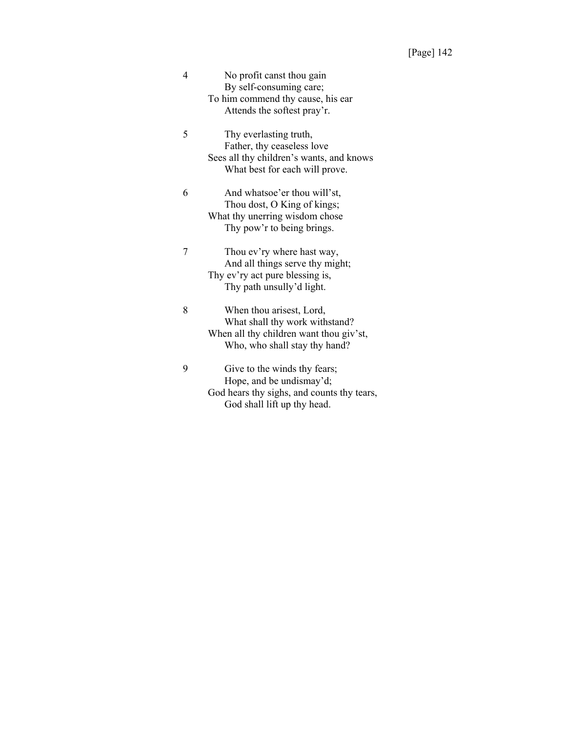4 No profit canst thou gain  
By self-consuming care;  
To him commend thy cause, his ear  
Attends the softest pray'r.

5 Thy everlasting truth,  
Father, thy ceaseless love  
Sees all thy children's wants, and knows  
What best for each will prove.

6 And whatsoe'er thou will'st,  
Thou dost, O King of kings;  
What thy unerring wisdom chose  
Thy pow'r to being brings.

7 Thou ev'ry where hast way,  
And all things serve thy might;  
Thy ev'ry act pure blessing is,  
Thy path unsully'd light.

8 When thou arisest, Lord,  
What shall thy work withstand?  
When all thy children want thou giv'st,  
Who, who shall stay thy hand?

9 Give to the winds thy fears;  
Hope, and be undismay'd;  
God hears thy sighs, and counts thy tears,  
God shall lift up thy head.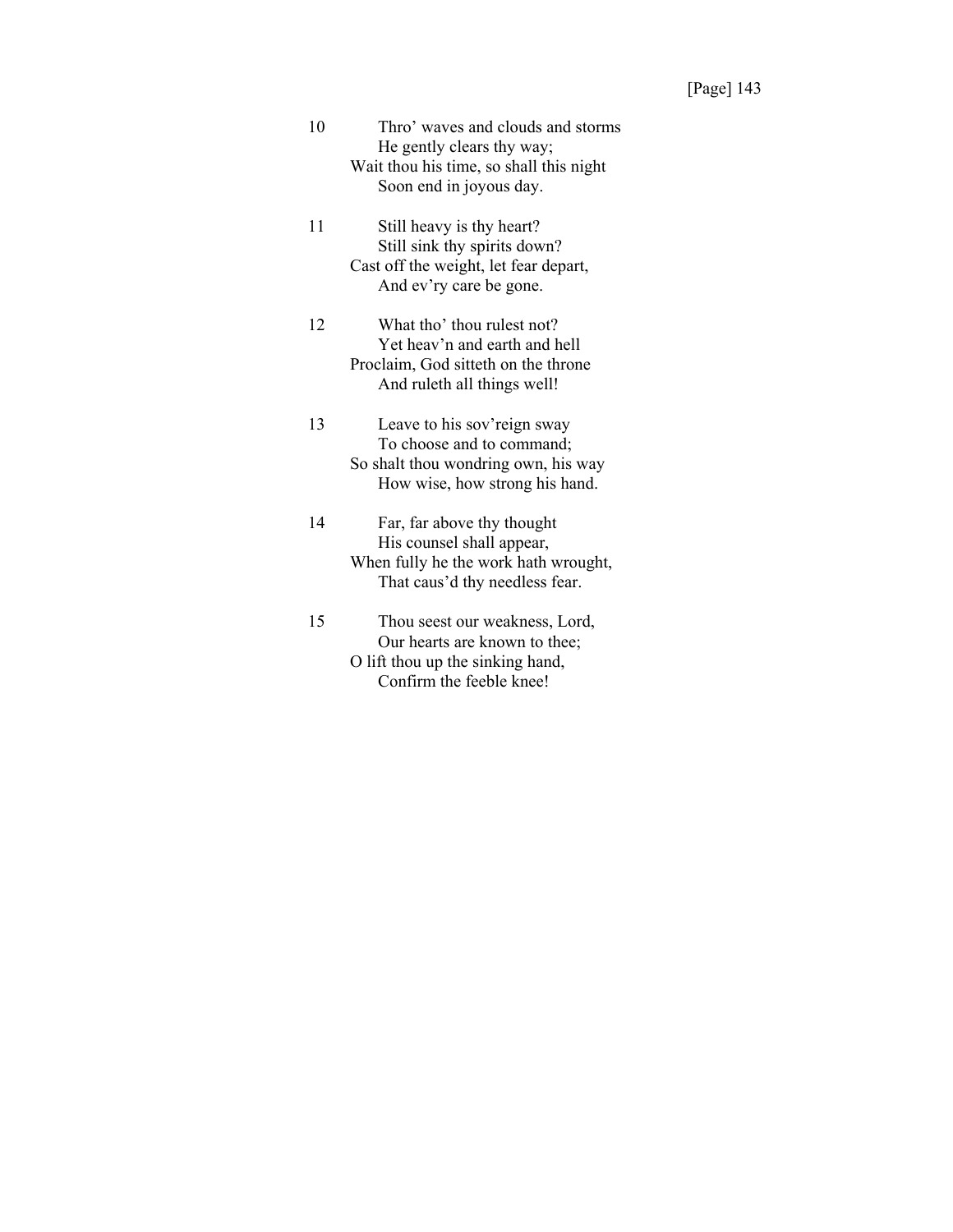10 Thro' waves and clouds and storms
He gently clears thy way;
Wait thou his time, so shall this night
Soon end in joyous day.

11 Still heavy is thy heart?
Still sink thy spirits down?
Cast off the weight, let fear depart,
And ev'ry care be gone.

12 What tho' thou rulest not?
Yet heav'n and earth and hell
Proclaim, God sitteth on the throne
And ruleth all things well!

13 Leave to his sov'reign sway
To choose and to command;
So shalt thou wondring own, his way
How wise, how strong his hand.

14 Far, far above thy thought
His counsel shall appear,
When fully he the work hath wrought,
That caus'd thy needless fear.

15 Thou seest our weakness, Lord,
Our hearts are known to thee;
O lift thou up the sinking hand,
Confirm the feeble knee!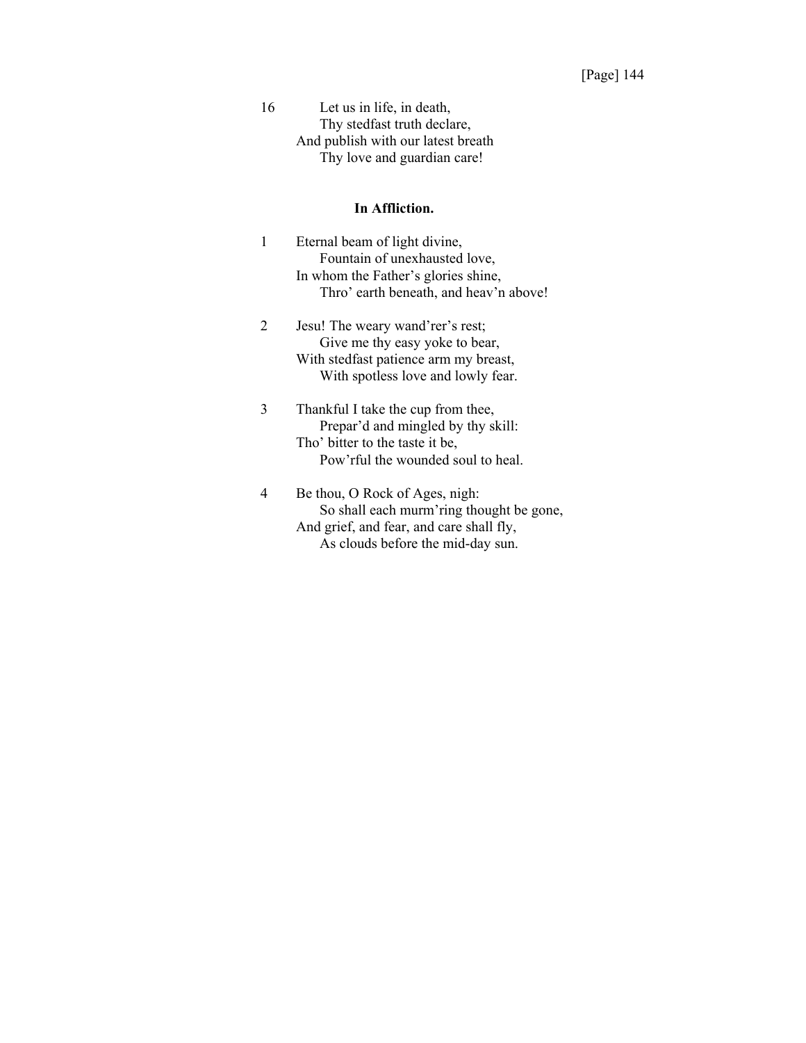16 Let us in life, in death,
  Thy stedfast truth declare,
 And publish with our latest breath
  Thy love and guardian care!

### In Affliction.

1 Eternal beam of light divine,
  Fountain of unexhausted love,
 In whom the Father's glories shine,
  Thro' earth beneath, and heav'n above!

2 Jesu! The weary wand'rer's rest;
  Give me thy easy yoke to bear,
 With stedfast patience arm my breast,
  With spotless love and lowly fear.

3 Thankful I take the cup from thee,
  Prepar'd and mingled by thy skill:
 Tho' bitter to the taste it be,
  Pow'rful the wounded soul to heal.

4 Be thou, O Rock of Ages, nigh:
  So shall each murm'ring thought be gone,
 And grief, and fear, and care shall fly,
  As clouds before the mid-day sun.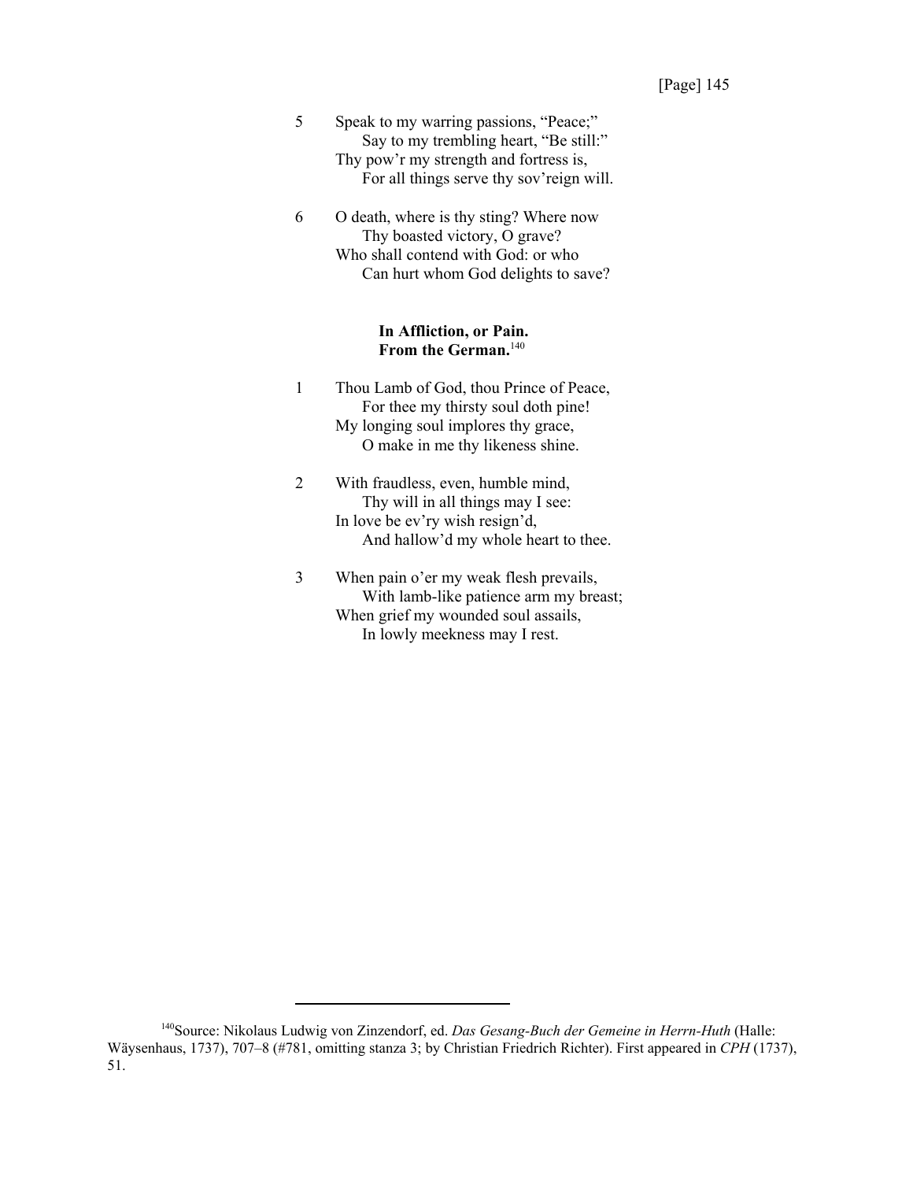5 Speak to my warring passions, "Peace;"
  Say to my trembling heart, "Be still:"
Thy pow'r my strength and fortress is,
  For all things serve thy sov'reign will.

6 O death, where is thy sting? Where now
  Thy boasted victory, O grave?
Who shall contend with God: or who
  Can hurt whom God delights to save?

**In Affliction, or Pain.**
**From the German.**[140]

1 Thou Lamb of God, thou Prince of Peace,
  For thee my thirsty soul doth pine!
My longing soul implores thy grace,
  O make in me thy likeness shine.

2 With fraudless, even, humble mind,
  Thy will in all things may I see:
In love be ev'ry wish resign'd,
  And hallow'd my whole heart to thee.

3 When pain o'er my weak flesh prevails,
  With lamb-like patience arm my breast;
When grief my wounded soul assails,
  In lowly meekness may I rest.

---

[140]Source: Nikolaus Ludwig von Zinzendorf, ed. *Das Gesang-Buch der Gemeine in Herrn-Huth* (Halle: Wäysenhaus, 1737), 707–8 (#781, omitting stanza 3; by Christian Friedrich Richter). First appeared in *CPH* (1737), 51.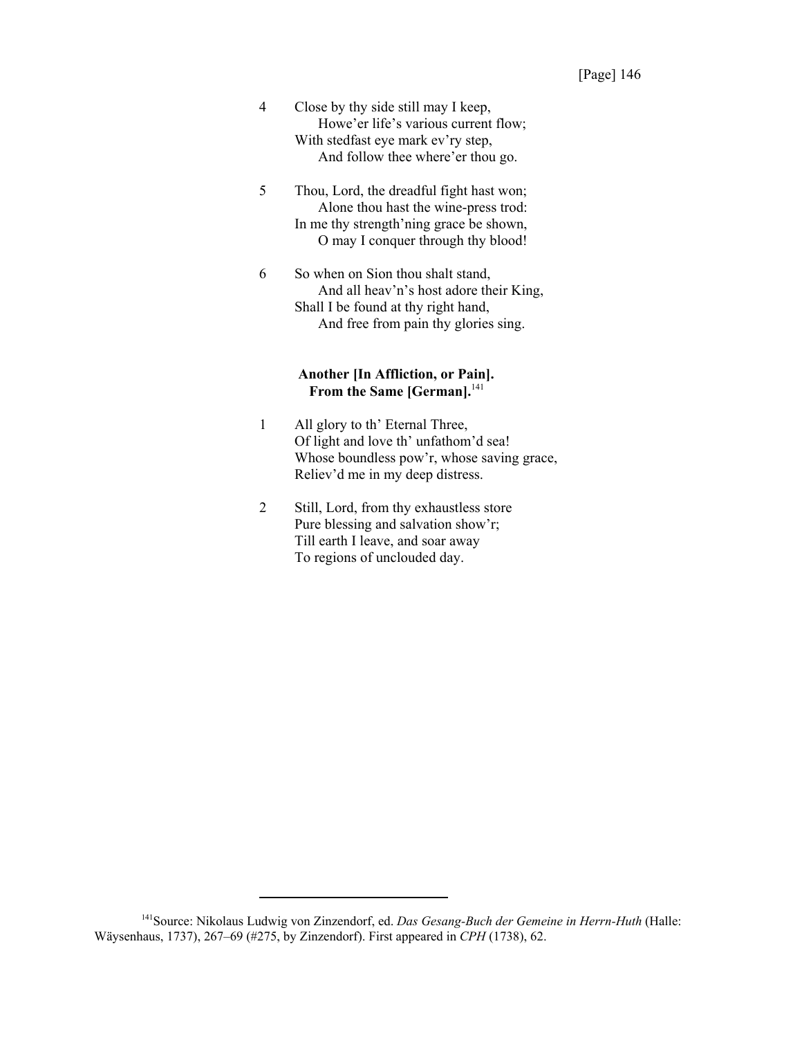4 Close by thy side still may I keep,
    Howe'er life's various current flow;
  With stedfast eye mark ev'ry step,
    And follow thee where'er thou go.

5 Thou, Lord, the dreadful fight hast won;
    Alone thou hast the wine-press trod:
  In me thy strength'ning grace be shown,
    O may I conquer through thy blood!

6 So when on Sion thou shalt stand,
    And all heav'n's host adore their King,
  Shall I be found at thy right hand,
    And free from pain thy glories sing.

### Another [In Affliction, or Pain]. From the Same [German].[141]

1 All glory to th' Eternal Three,
  Of light and love th' unfathom'd sea!
  Whose boundless pow'r, whose saving grace,
  Reliev'd me in my deep distress.

2 Still, Lord, from thy exhaustless store
  Pure blessing and salvation show'r;
  Till earth I leave, and soar away
  To regions of unclouded day.

---

[141]Source: Nikolaus Ludwig von Zinzendorf, ed. *Das Gesang-Buch der Gemeine in Herrn-Huth* (Halle: Wäysenhaus, 1737), 267–69 (#275, by Zinzendorf). First appeared in *CPH* (1738), 62.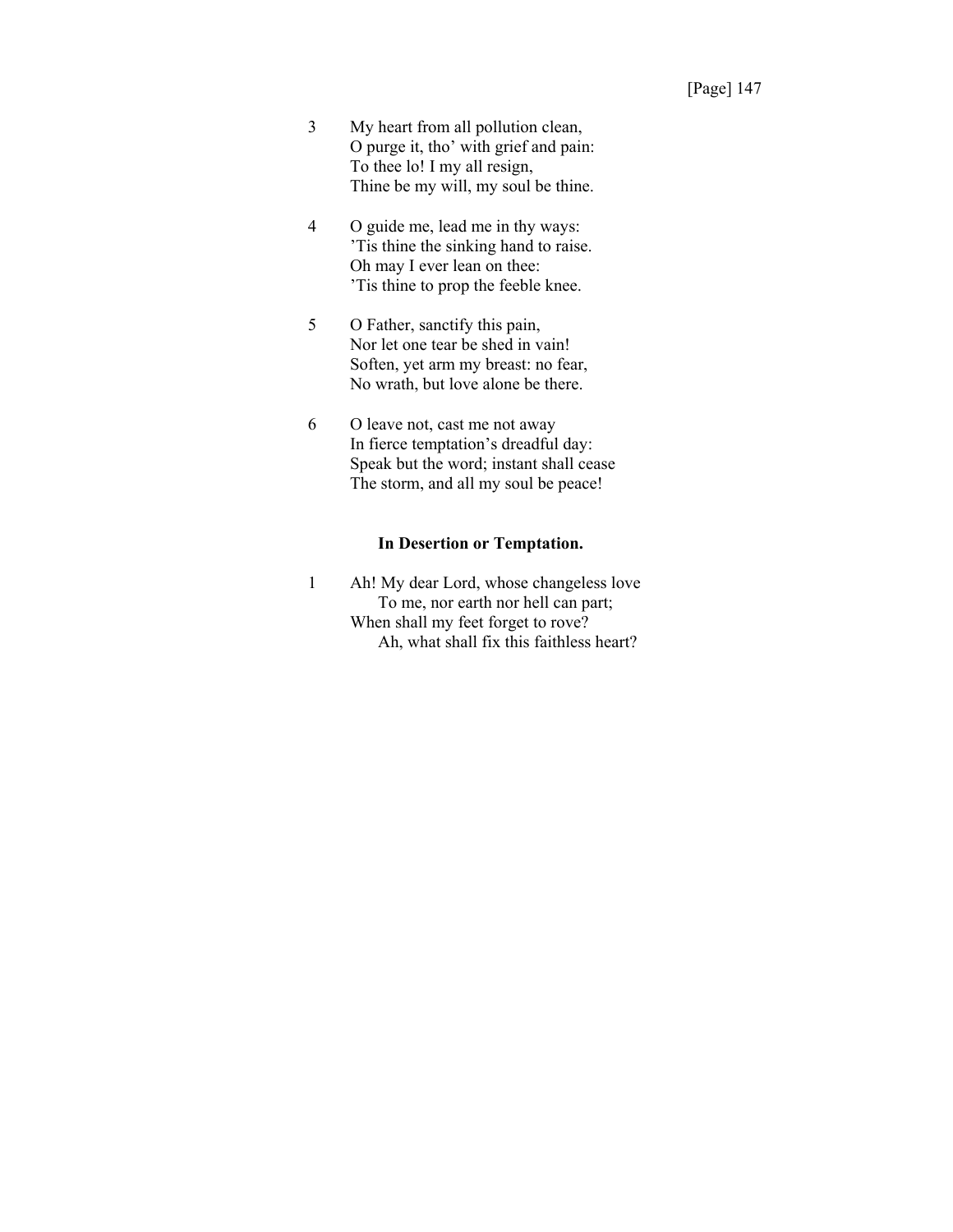3 My heart from all pollution clean,  
O purge it, tho' with grief and pain:  
To thee lo! I my all resign,  
Thine be my will, my soul be thine.

4 O guide me, lead me in thy ways:  
'Tis thine the sinking hand to raise.  
Oh may I ever lean on thee:  
'Tis thine to prop the feeble knee.

5 O Father, sanctify this pain,  
Nor let one tear be shed in vain!  
Soften, yet arm my breast: no fear,  
No wrath, but love alone be there.

6 O leave not, cast me not away  
In fierce temptation's dreadful day:  
Speak but the word; instant shall cease  
The storm, and all my soul be peace!

### In Desertion or Temptation.

1 Ah! My dear Lord, whose changeless love  
  To me, nor earth nor hell can part;  
When shall my feet forget to rove?  
  Ah, what shall fix this faithless heart?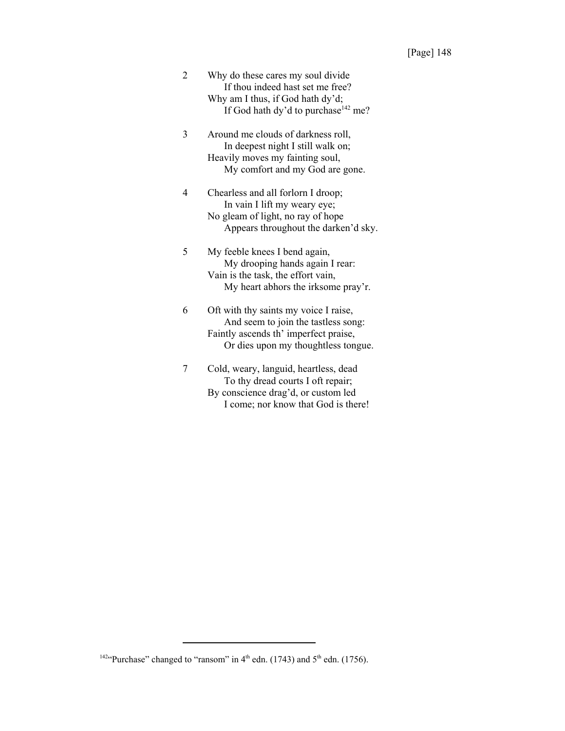2 Why do these cares my soul divide
    If thou indeed hast set me free?
Why am I thus, if God hath dy'd;
    If God hath dy'd to purchase[142] me?

3 Around me clouds of darkness roll,
    In deepest night I still walk on;
Heavily moves my fainting soul,
    My comfort and my God are gone.

4 Chearless and all forlorn I droop;
    In vain I lift my weary eye;
No gleam of light, no ray of hope
    Appears throughout the darken'd sky.

5 My feeble knees I bend again,
    My drooping hands again I rear:
Vain is the task, the effort vain,
    My heart abhors the irksome pray'r.

6 Oft with thy saints my voice I raise,
    And seem to join the tastless song:
Faintly ascends th' imperfect praise,
    Or dies upon my thoughtless tongue.

7 Cold, weary, languid, heartless, dead
    To thy dread courts I oft repair;
By conscience drag'd, or custom led
    I come; nor know that God is there!

---

[142] "Purchase" changed to "ransom" in 4th edn. (1743) and 5th edn. (1756).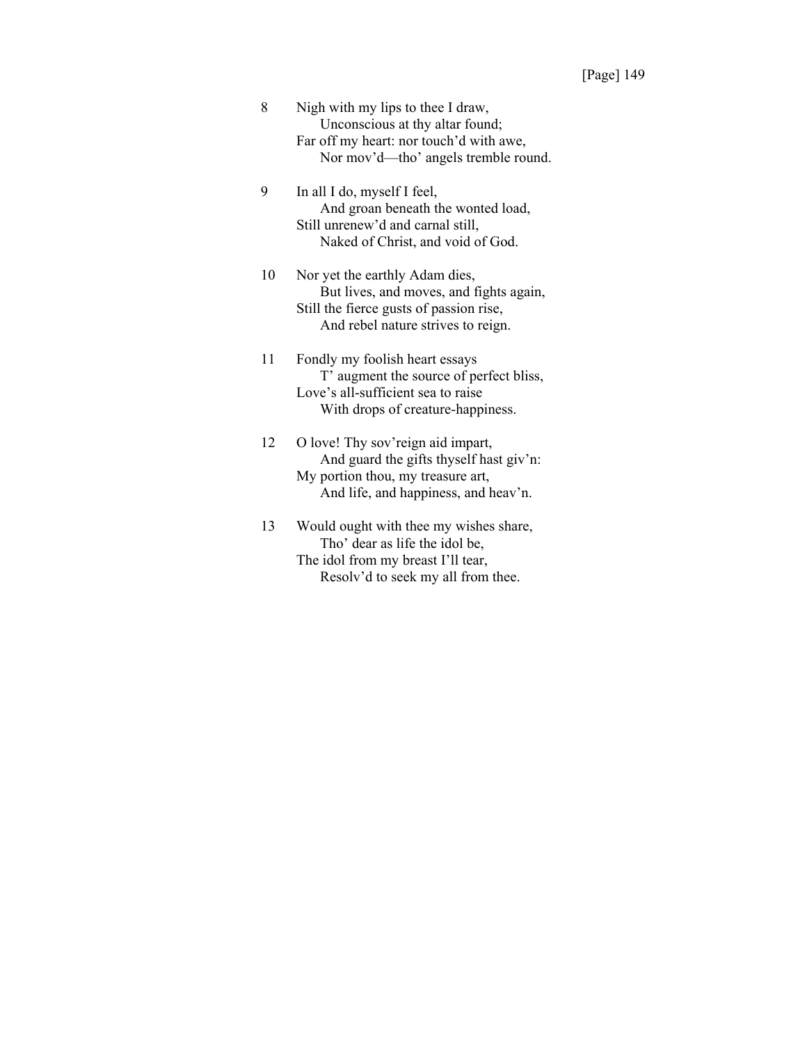8 Nigh with my lips to thee I draw,
    Unconscious at thy altar found;
Far off my heart: nor touch'd with awe,
    Nor mov'd—tho' angels tremble round.

9 In all I do, myself I feel,
    And groan beneath the wonted load,
Still unrenew'd and carnal still,
    Naked of Christ, and void of God.

10 Nor yet the earthly Adam dies,
    But lives, and moves, and fights again,
Still the fierce gusts of passion rise,
    And rebel nature strives to reign.

11 Fondly my foolish heart essays
    T' augment the source of perfect bliss,
Love's all-sufficient sea to raise
    With drops of creature-happiness.

12 O love! Thy sov'reign aid impart,
    And guard the gifts thyself hast giv'n:
My portion thou, my treasure art,
    And life, and happiness, and heav'n.

13 Would ought with thee my wishes share,
    Tho' dear as life the idol be,
The idol from my breast I'll tear,
    Resolv'd to seek my all from thee.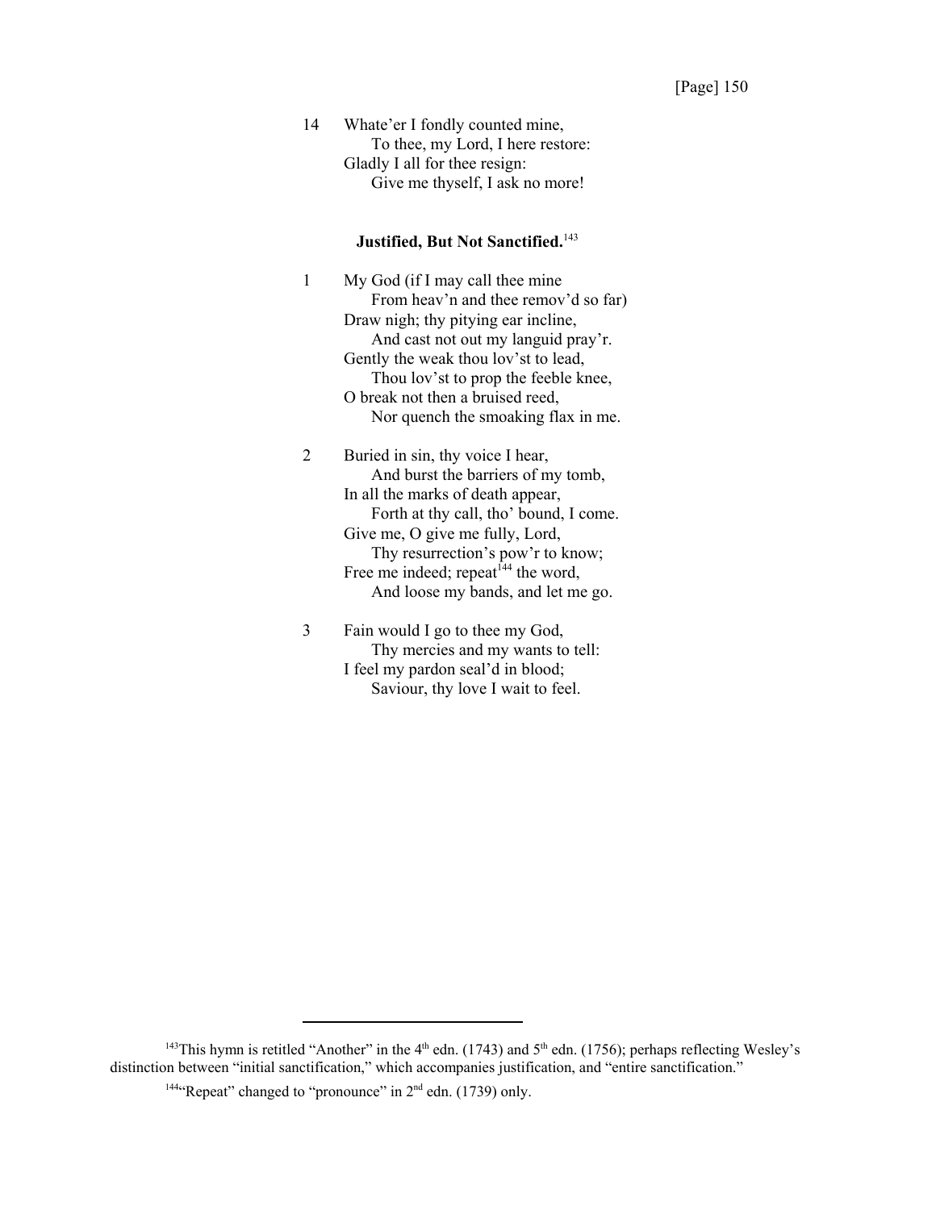14 Whate'er I fondly counted mine,
 To thee, my Lord, I here restore:
Gladly I all for thee resign:
 Give me thyself, I ask no more!

### Justified, But Not Sanctified.[143]

1 My God (if I may call thee mine
 From heav'n and thee remov'd so far)
Draw nigh; thy pitying ear incline,
 And cast not out my languid pray'r.
Gently the weak thou lov'st to lead,
 Thou lov'st to prop the feeble knee,
O break not then a bruised reed,
 Nor quench the smoaking flax in me.

2 Buried in sin, thy voice I hear,
 And burst the barriers of my tomb,
In all the marks of death appear,
 Forth at thy call, tho' bound, I come.
Give me, O give me fully, Lord,
 Thy resurrection's pow'r to know;
Free me indeed; repeat[144] the word,
 And loose my bands, and let me go.

3 Fain would I go to thee my God,
 Thy mercies and my wants to tell:
I feel my pardon seal'd in blood;
 Saviour, thy love I wait to feel.

---

[143] This hymn is retitled "Another" in the 4th edn. (1743) and 5th edn. (1756); perhaps reflecting Wesley's distinction between "initial sanctification," which accompanies justification, and "entire sanctification."

[144] "Repeat" changed to "pronounce" in 2nd edn. (1739) only.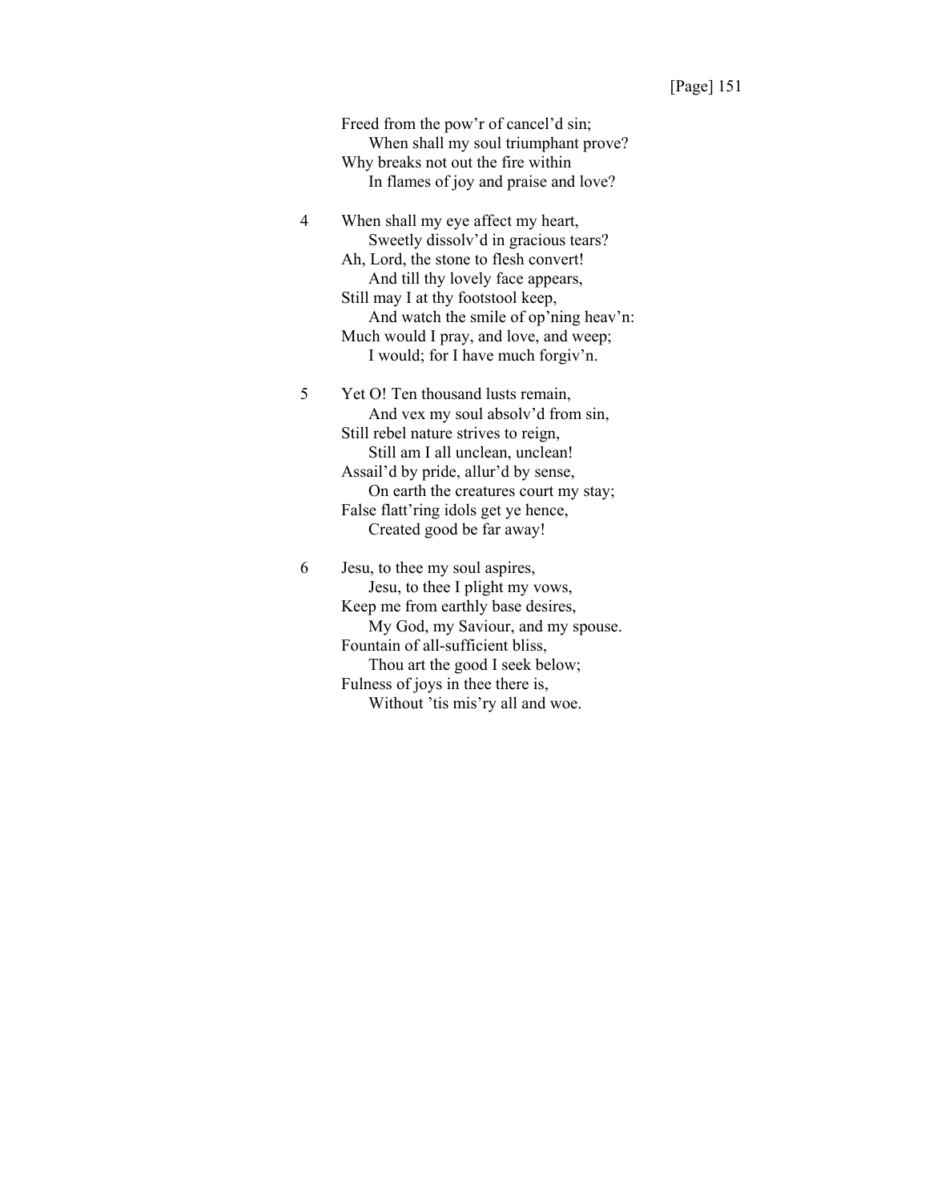Freed from the pow'r of cancel'd sin;
    When shall my soul triumphant prove?
Why breaks not out the fire within
    In flames of joy and praise and love?

4 When shall my eye affect my heart,
    Sweetly dissolv'd in gracious tears?
Ah, Lord, the stone to flesh convert!
    And till thy lovely face appears,
Still may I at thy footstool keep,
    And watch the smile of op'ning heav'n:
Much would I pray, and love, and weep;
    I would; for I have much forgiv'n.

5 Yet O! Ten thousand lusts remain,
    And vex my soul absolv'd from sin,
Still rebel nature strives to reign,
    Still am I all unclean, unclean!
Assail'd by pride, allur'd by sense,
    On earth the creatures court my stay;
False flatt'ring idols get ye hence,
    Created good be far away!

6 Jesu, to thee my soul aspires,
    Jesu, to thee I plight my vows,
Keep me from earthly base desires,
    My God, my Saviour, and my spouse.
Fountain of all-sufficient bliss,
    Thou art the good I seek below;
Fulness of joys in thee there is,
    Without 'tis mis'ry all and woe.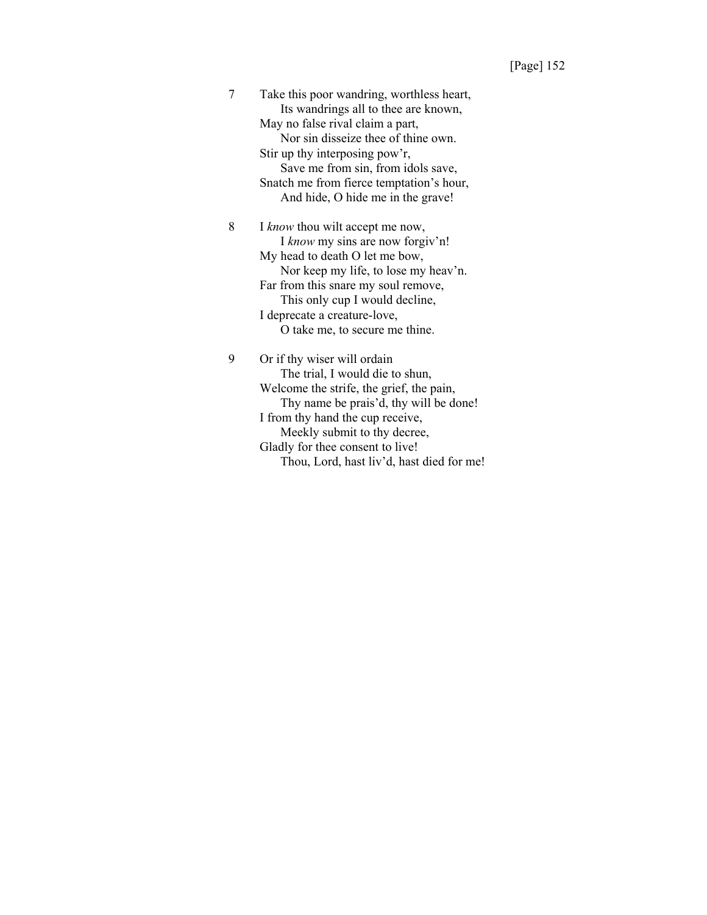7 Take this poor wandring, worthless heart,
  Its wandrings all to thee are known,
May no false rival claim a part,
  Nor sin disseize thee of thine own.
Stir up thy interposing pow'r,
  Save me from sin, from idols save,
Snatch me from fierce temptation's hour,
  And hide, O hide me in the grave!

8 I *know* thou wilt accept me now,
  I *know* my sins are now forgiv'n!
My head to death O let me bow,
  Nor keep my life, to lose my heav'n.
Far from this snare my soul remove,
  This only cup I would decline,
I deprecate a creature-love,
  O take me, to secure me thine.

9 Or if thy wiser will ordain
  The trial, I would die to shun,
Welcome the strife, the grief, the pain,
  Thy name be prais'd, thy will be done!
I from thy hand the cup receive,
  Meekly submit to thy decree,
Gladly for thee consent to live!
  Thou, Lord, hast liv'd, hast died for me!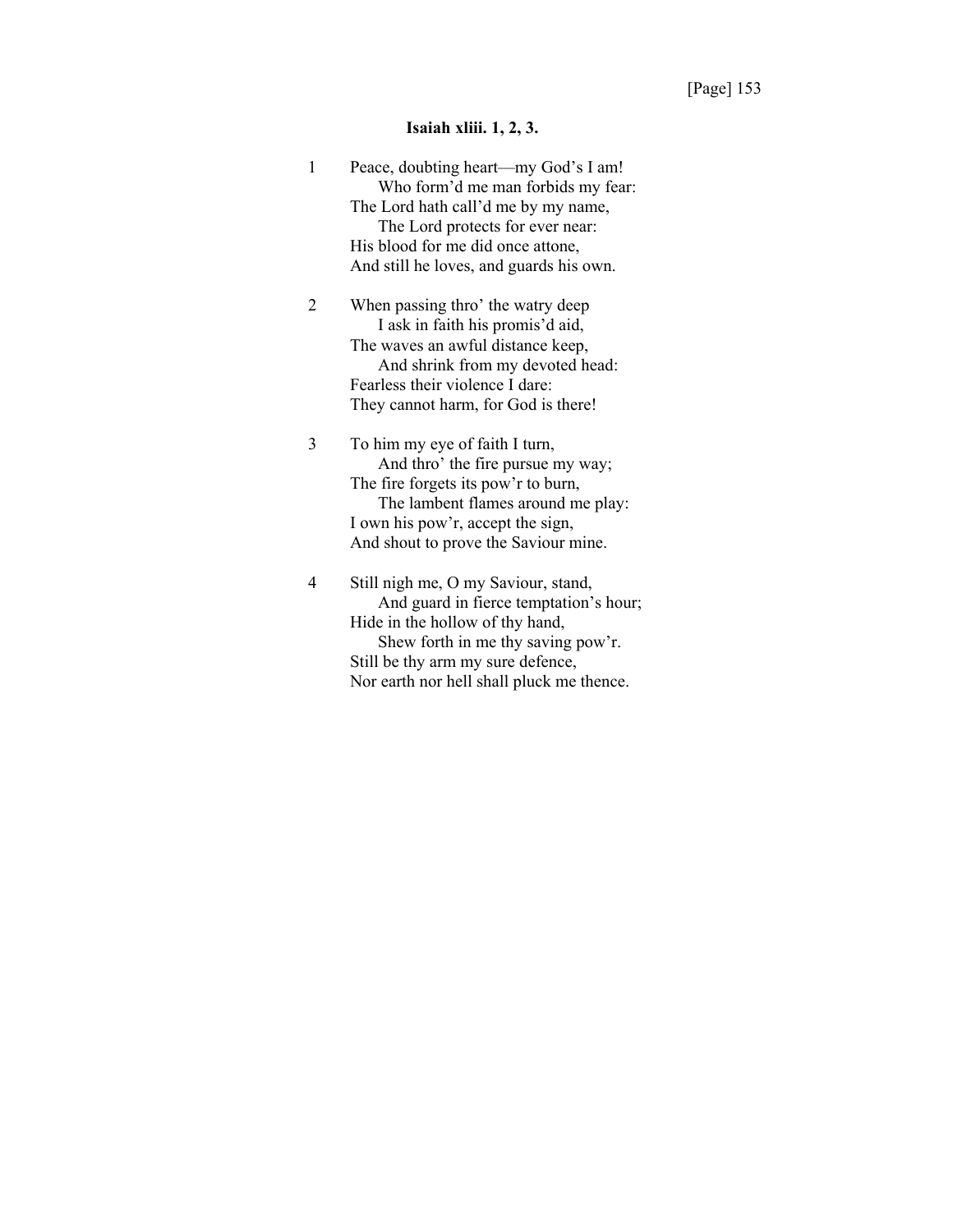**Isaiah xliii. 1, 2, 3.**

1 Peace, doubting heart—my God's I am!
  Who form'd me man forbids my fear:
The Lord hath call'd me by my name,
  The Lord protects for ever near:
His blood for me did once attone,
And still he loves, and guards his own.

2 When passing thro' the watry deep
  I ask in faith his promis'd aid,
The waves an awful distance keep,
  And shrink from my devoted head:
Fearless their violence I dare:
They cannot harm, for God is there!

3 To him my eye of faith I turn,
  And thro' the fire pursue my way;
The fire forgets its pow'r to burn,
  The lambent flames around me play:
I own his pow'r, accept the sign,
And shout to prove the Saviour mine.

4 Still nigh me, O my Saviour, stand,
  And guard in fierce temptation's hour;
Hide in the hollow of thy hand,
  Shew forth in me thy saving pow'r.
Still be thy arm my sure defence,
Nor earth nor hell shall pluck me thence.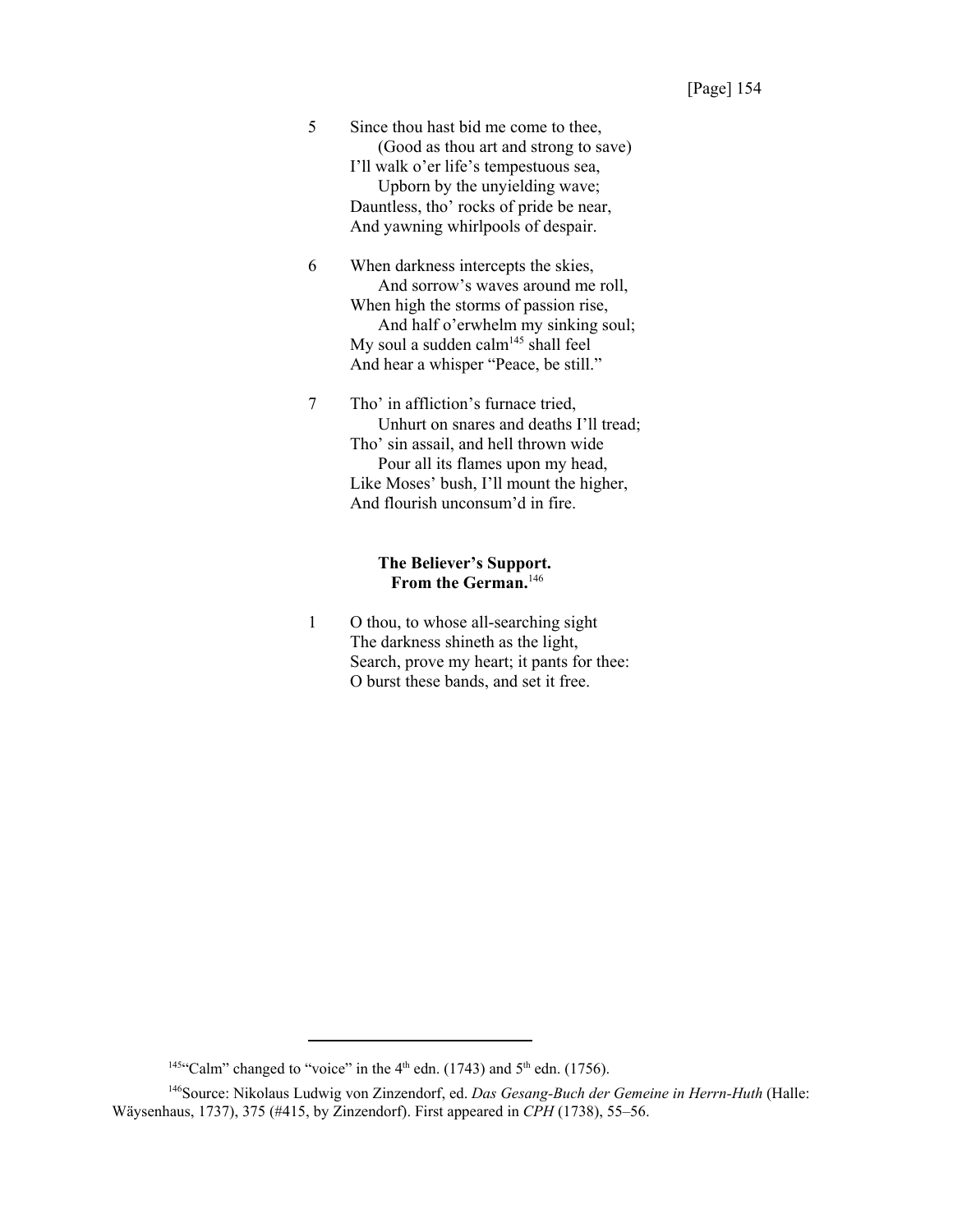5 Since thou hast bid me come to thee,
    (Good as thou art and strong to save)
I'll walk o'er life's tempestuous sea,
    Upborn by the unyielding wave;
Dauntless, tho' rocks of pride be near,
And yawning whirlpools of despair.

6 When darkness intercepts the skies,
    And sorrow's waves around me roll,
When high the storms of passion rise,
    And half o'erwhelm my sinking soul;
My soul a sudden calm[145] shall feel
And hear a whisper "Peace, be still."

7 Tho' in affliction's furnace tried,
    Unhurt on snares and deaths I'll tread;
Tho' sin assail, and hell thrown wide
    Pour all its flames upon my head,
Like Moses' bush, I'll mount the higher,
And flourish unconsum'd in fire.

### The Believer's Support. From the German.[146]

1 O thou, to whose all-searching sight
The darkness shineth as the light,
Search, prove my heart; it pants for thee:
O burst these bands, and set it free.

---

[145]"Calm" changed to "voice" in the 4th edn. (1743) and 5th edn. (1756).

[146]Source: Nikolaus Ludwig von Zinzendorf, ed. *Das Gesang-Buch der Gemeine in Herrn-Huth* (Halle: Wäysenhaus, 1737), 375 (#415, by Zinzendorf). First appeared in *CPH* (1738), 55–56.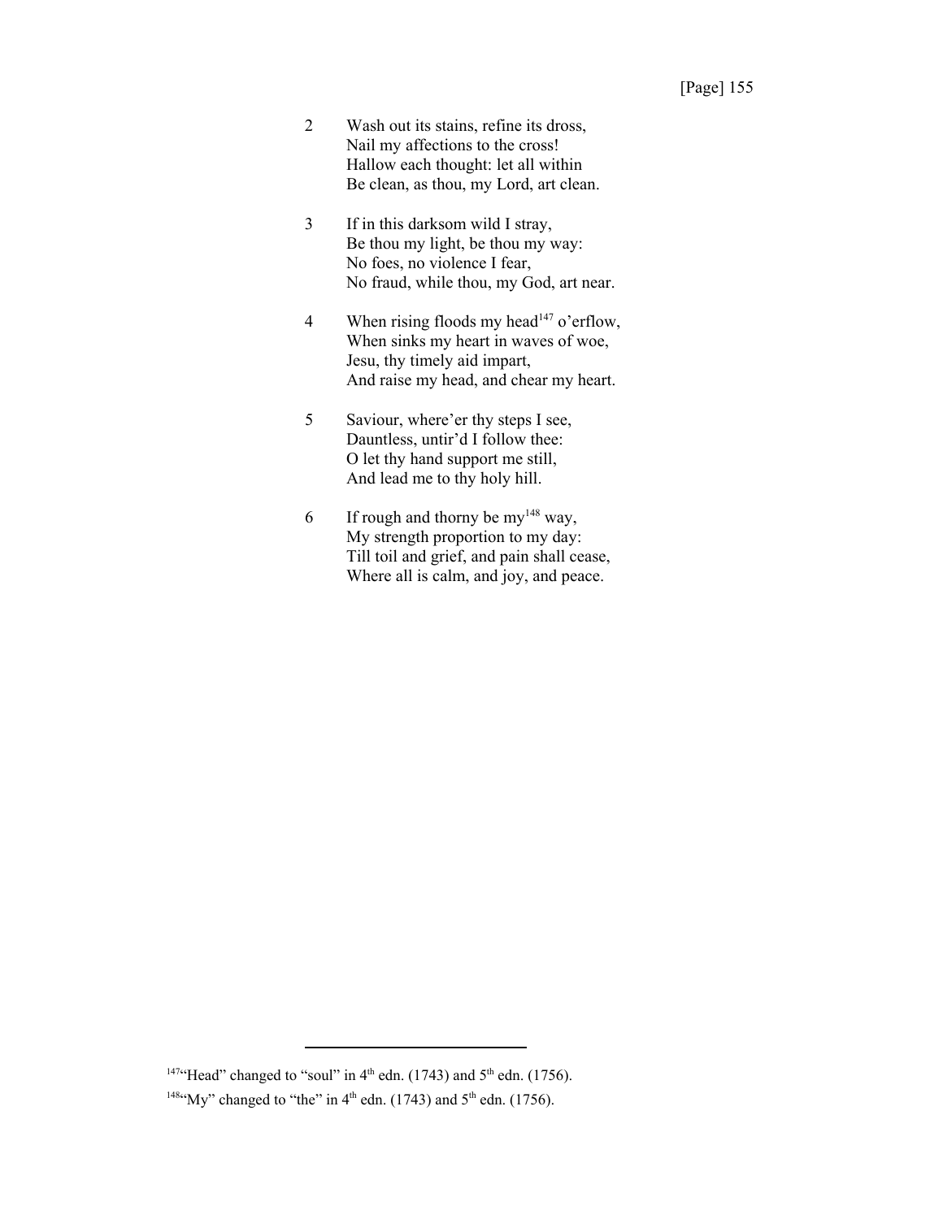2 Wash out its stains, refine its dross,
Nail my affections to the cross!
Hallow each thought: let all within
Be clean, as thou, my Lord, art clean.

3 If in this darksom wild I stray,
Be thou my light, be thou my way:
No foes, no violence I fear,
No fraud, while thou, my God, art near.

4 When rising floods my head[147] o'erflow,
When sinks my heart in waves of woe,
Jesu, thy timely aid impart,
And raise my head, and chear my heart.

5 Saviour, where'er thy steps I see,
Dauntless, untir'd I follow thee:
O let thy hand support me still,
And lead me to thy holy hill.

6 If rough and thorny be my[148] way,
My strength proportion to my day:
Till toil and grief, and pain shall cease,
Where all is calm, and joy, and peace.

---

[147] "Head" changed to "soul" in 4th edn. (1743) and 5th edn. (1756).

[148] "My" changed to "the" in 4th edn. (1743) and 5th edn. (1756).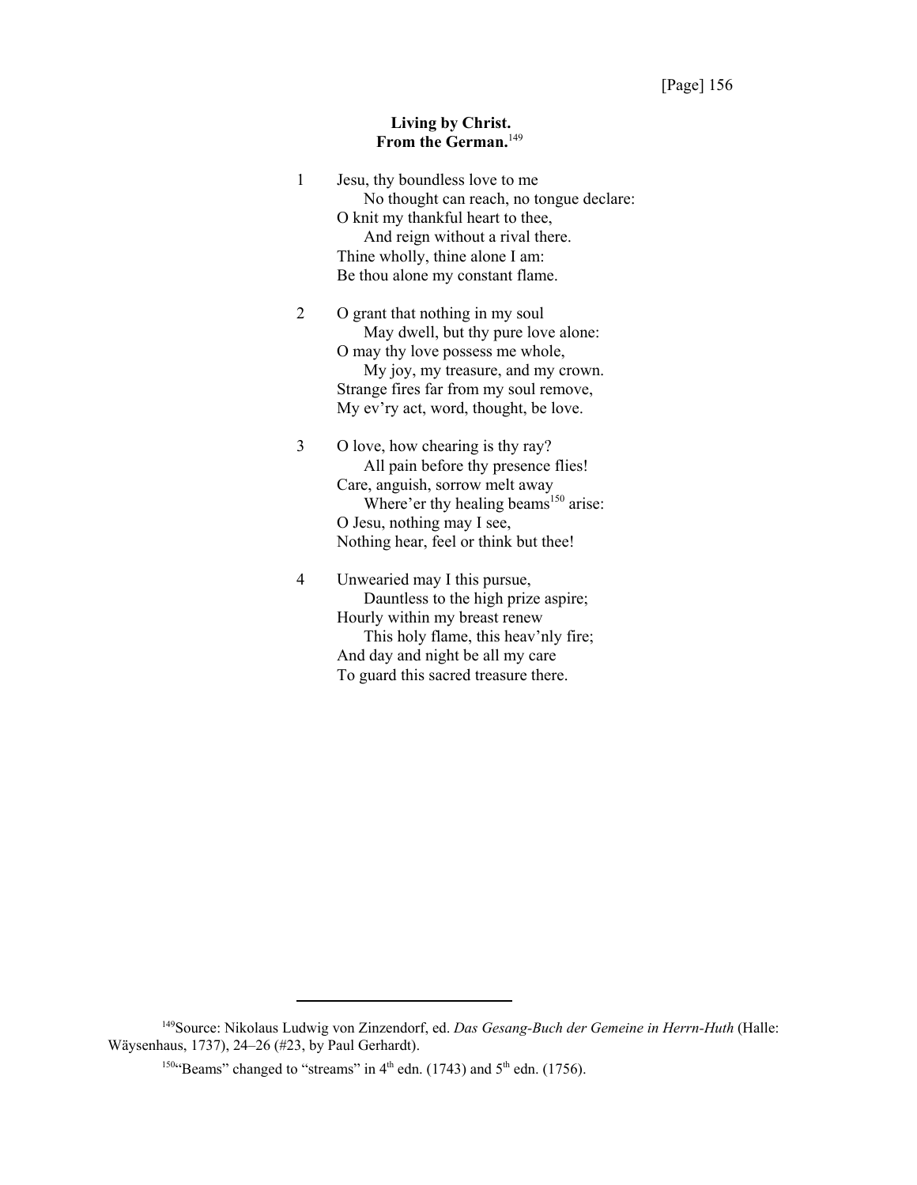[Page] 156

**Living by Christ.**
**From the German.**[149]

1 Jesu, thy boundless love to me
    No thought can reach, no tongue declare:
O knit my thankful heart to thee,
    And reign without a rival there.
Thine wholly, thine alone I am:
Be thou alone my constant flame.

2 O grant that nothing in my soul
    May dwell, but thy pure love alone:
O may thy love possess me whole,
    My joy, my treasure, and my crown.
Strange fires far from my soul remove,
My ev'ry act, word, thought, be love.

3 O love, how chearing is thy ray?
    All pain before thy presence flies!
Care, anguish, sorrow melt away
    Where'er thy healing beams[150] arise:
O Jesu, nothing may I see,
Nothing hear, feel or think but thee!

4 Unwearied may I this pursue,
    Dauntless to the high prize aspire;
Hourly within my breast renew
    This holy flame, this heav'nly fire;
And day and night be all my care
To guard this sacred treasure there.

---

[149]Source: Nikolaus Ludwig von Zinzendorf, ed. *Das Gesang-Buch der Gemeine in Herrn-Huth* (Halle: Wäysenhaus, 1737), 24–26 (#23, by Paul Gerhardt).

[150]"Beams" changed to "streams" in 4th edn. (1743) and 5th edn. (1756).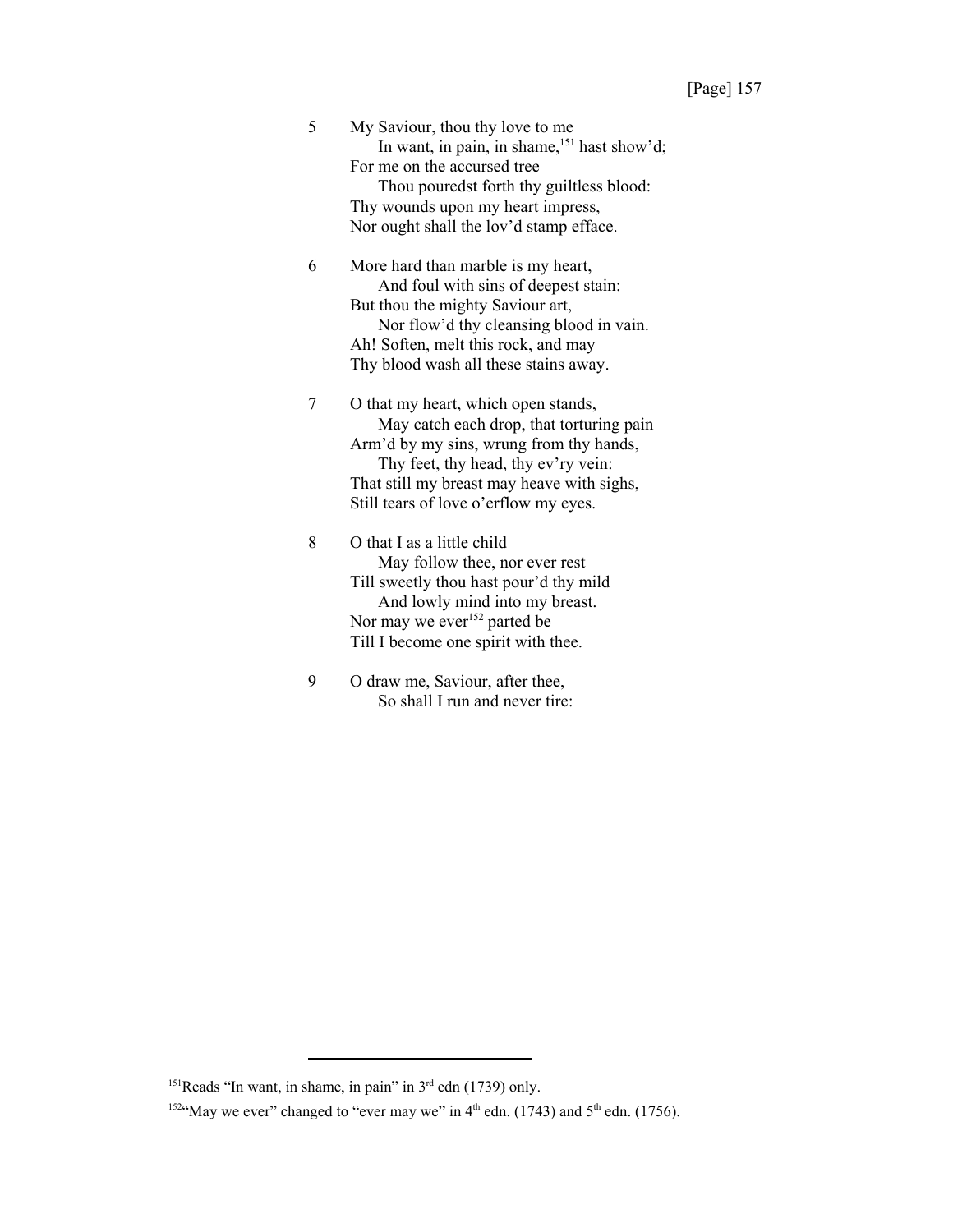5 My Saviour, thou thy love to me
  In want, in pain, in shame,[151] hast show'd;
For me on the accursed tree
  Thou pouredst forth thy guiltless blood:
Thy wounds upon my heart impress,
Nor ought shall the lov'd stamp efface.

6 More hard than marble is my heart,
  And foul with sins of deepest stain:
But thou the mighty Saviour art,
  Nor flow'd thy cleansing blood in vain.
Ah! Soften, melt this rock, and may
Thy blood wash all these stains away.

7 O that my heart, which open stands,
  May catch each drop, that torturing pain
Arm'd by my sins, wrung from thy hands,
  Thy feet, thy head, thy ev'ry vein:
That still my breast may heave with sighs,
Still tears of love o'erflow my eyes.

8 O that I as a little child
  May follow thee, nor ever rest
Till sweetly thou hast pour'd thy mild
  And lowly mind into my breast.
Nor may we ever[152] parted be
Till I become one spirit with thee.

9 O draw me, Saviour, after thee,
  So shall I run and never tire:

---

[151] Reads "In want, in shame, in pain" in 3rd edn (1739) only.

[152] "May we ever" changed to "ever may we" in 4th edn. (1743) and 5th edn. (1756).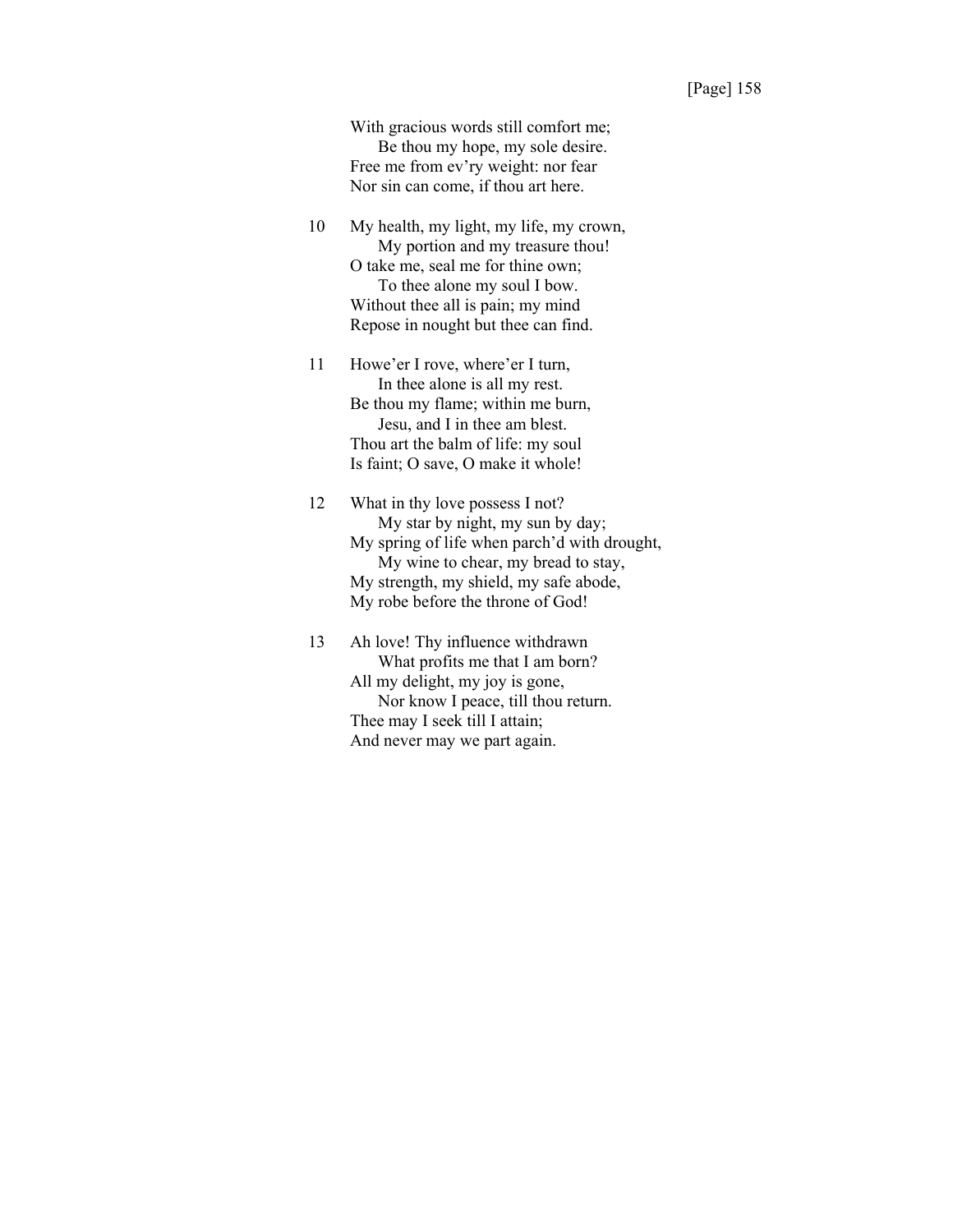With gracious words still comfort me;  
  Be thou my hope, my sole desire.  
Free me from ev'ry weight: nor fear  
Nor sin can come, if thou art here.

10 My health, my light, my life, my crown,  
  My portion and my treasure thou!  
O take me, seal me for thine own;  
  To thee alone my soul I bow.  
Without thee all is pain; my mind  
Repose in nought but thee can find.

11 Howe'er I rove, where'er I turn,  
  In thee alone is all my rest.  
Be thou my flame; within me burn,  
  Jesu, and I in thee am blest.  
Thou art the balm of life: my soul  
Is faint; O save, O make it whole!

12 What in thy love possess I not?  
  My star by night, my sun by day;  
My spring of life when parch'd with drought,  
  My wine to chear, my bread to stay,  
My strength, my shield, my safe abode,  
My robe before the throne of God!

13 Ah love! Thy influence withdrawn  
  What profits me that I am born?  
All my delight, my joy is gone,  
  Nor know I peace, till thou return.  
Thee may I seek till I attain;  
And never may we part again.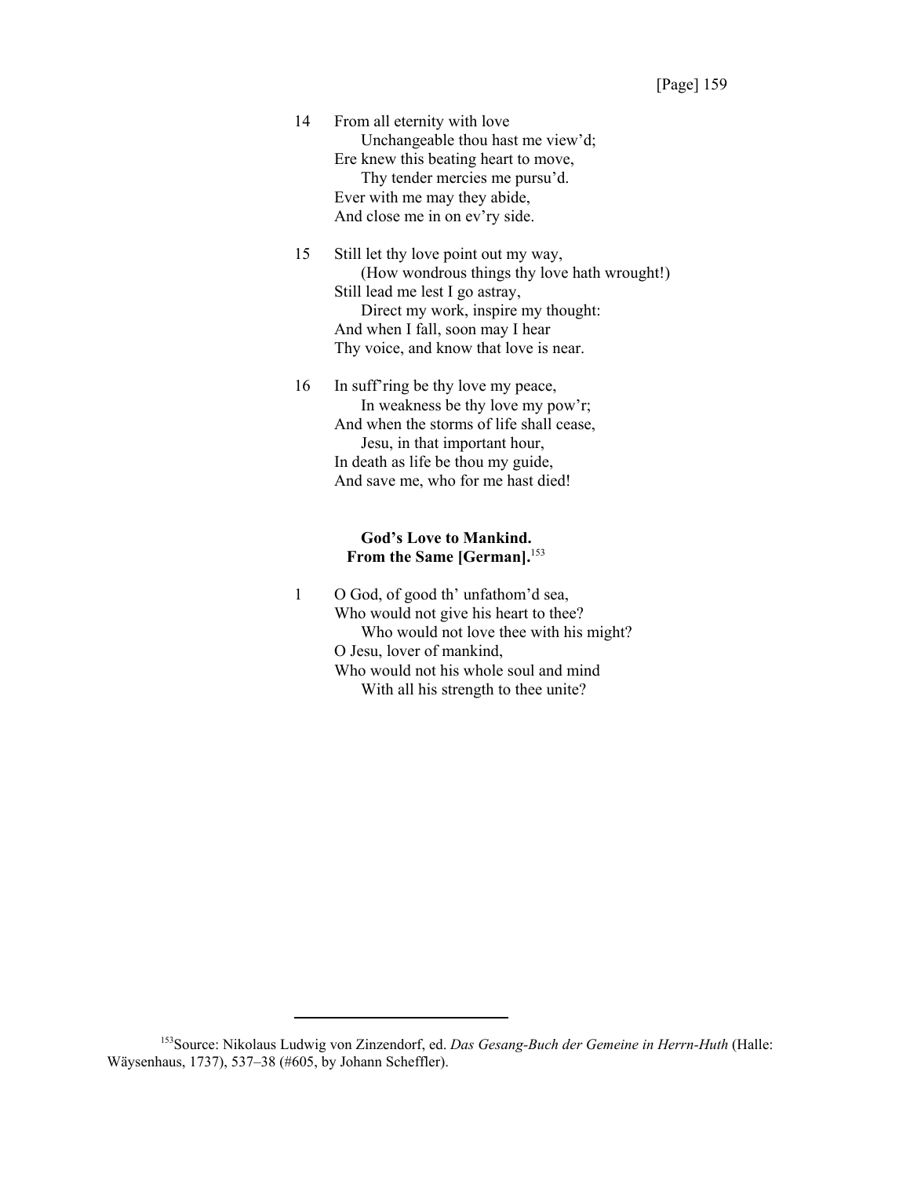14 From all eternity with love
  Unchangeable thou hast me view'd;
Ere knew this beating heart to move,
  Thy tender mercies me pursu'd.
Ever with me may they abide,
And close me in on ev'ry side.

15 Still let thy love point out my way,
  (How wondrous things thy love hath wrought!)
Still lead me lest I go astray,
  Direct my work, inspire my thought:
And when I fall, soon may I hear
Thy voice, and know that love is near.

16 In suff'ring be thy love my peace,
  In weakness be thy love my pow'r;
And when the storms of life shall cease,
  Jesu, in that important hour,
In death as life be thou my guide,
And save me, who for me hast died!

### God's Love to Mankind.
### From the Same [German].[153]

1 O God, of good th' unfathom'd sea,
Who would not give his heart to thee?
  Who would not love thee with his might?
O Jesu, lover of mankind,
Who would not his whole soul and mind
  With all his strength to thee unite?

---

[153] Source: Nikolaus Ludwig von Zinzendorf, ed. *Das Gesang-Buch der Gemeine in Herrn-Huth* (Halle: Wäysenhaus, 1737), 537–38 (#605, by Johann Scheffler).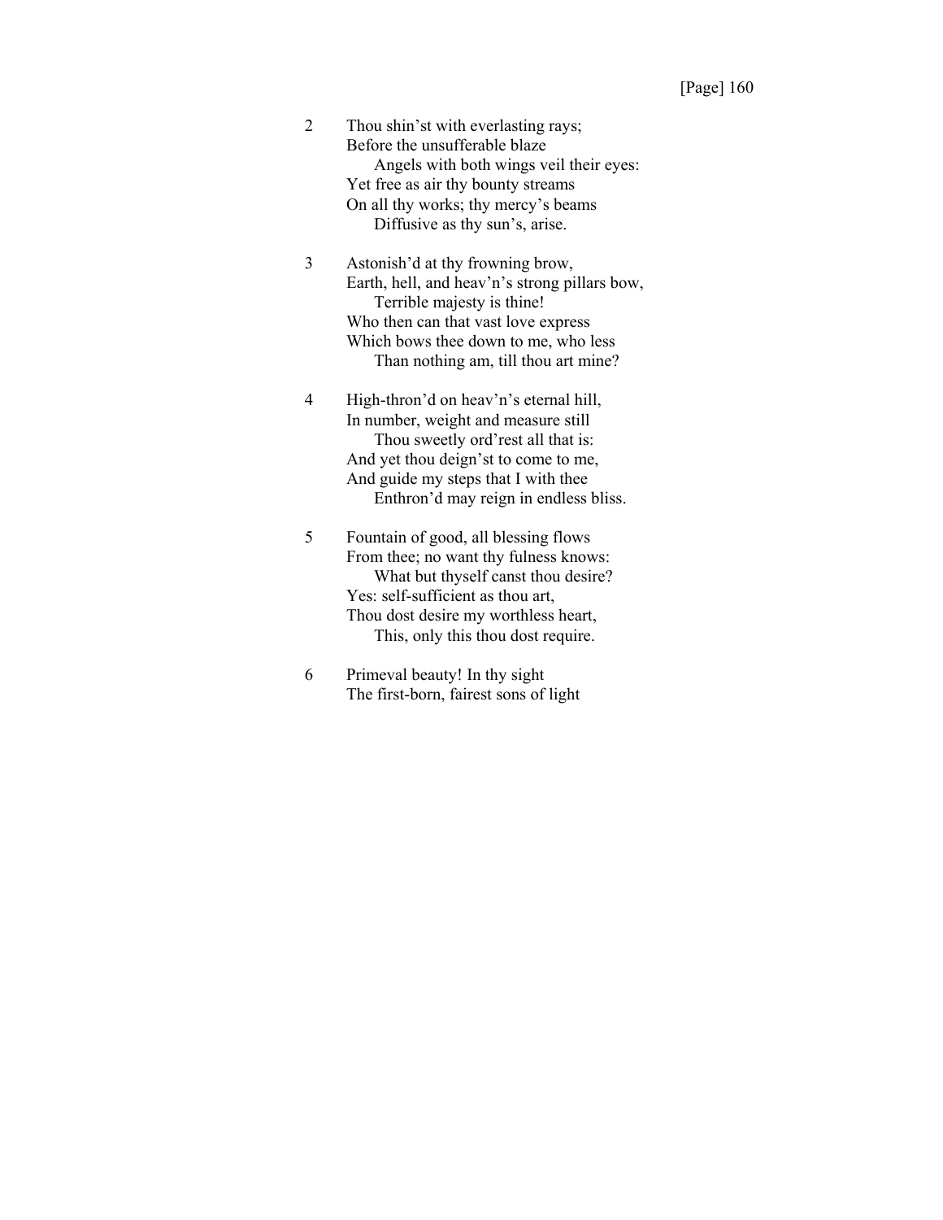2 Thou shin'st with everlasting rays;
Before the unsufferable blaze
Angels with both wings veil their eyes:
Yet free as air thy bounty streams
On all thy works; thy mercy's beams
Diffusive as thy sun's, arise.

3 Astonish'd at thy frowning brow,
Earth, hell, and heav'n's strong pillars bow,
Terrible majesty is thine!
Who then can that vast love express
Which bows thee down to me, who less
Than nothing am, till thou art mine?

4 High-thron'd on heav'n's eternal hill,
In number, weight and measure still
Thou sweetly ord'rest all that is:
And yet thou deign'st to come to me,
And guide my steps that I with thee
Enthron'd may reign in endless bliss.

5 Fountain of good, all blessing flows
From thee; no want thy fulness knows:
What but thyself canst thou desire?
Yes: self-sufficient as thou art,
Thou dost desire my worthless heart,
This, only this thou dost require.

6 Primeval beauty! In thy sight
The first-born, fairest sons of light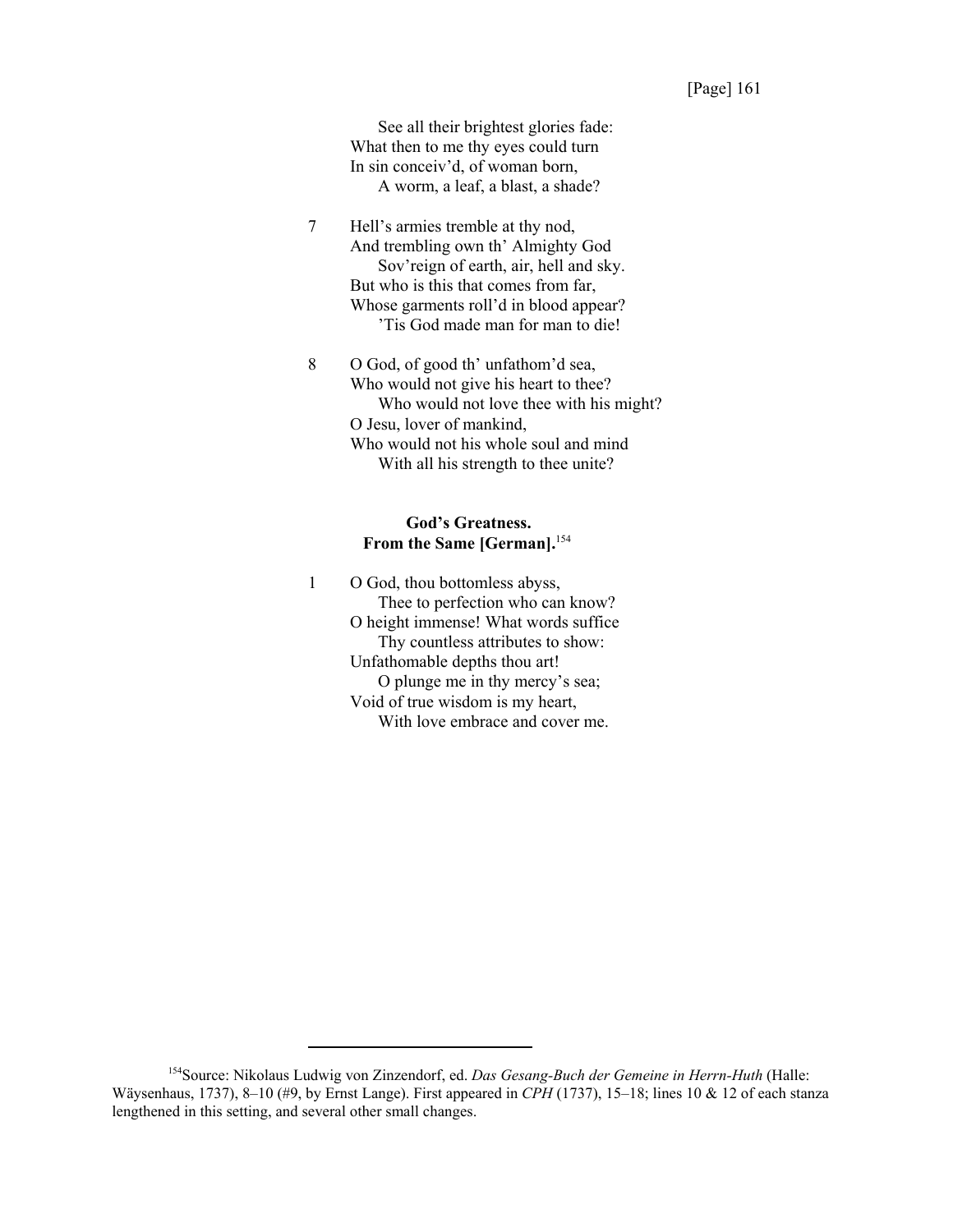See all their brightest glories fade:  
What then to me thy eyes could turn  
In sin conceiv'd, of woman born,  
A worm, a leaf, a blast, a shade?

7 Hell's armies tremble at thy nod,  
And trembling own th' Almighty God  
Sov'reign of earth, air, hell and sky.  
But who is this that comes from far,  
Whose garments roll'd in blood appear?  
'Tis God made man for man to die!

8 O God, of good th' unfathom'd sea,  
Who would not give his heart to thee?  
Who would not love thee with his might?  
O Jesu, lover of mankind,  
Who would not his whole soul and mind  
With all his strength to thee unite?

**God's Greatness.**  
**From the Same [German].**[154]

1 O God, thou bottomless abyss,  
Thee to perfection who can know?  
O height immense! What words suffice  
Thy countless attributes to show:  
Unfathomable depths thou art!  
O plunge me in thy mercy's sea;  
Void of true wisdom is my heart,  
With love embrace and cover me.

---

[154]Source: Nikolaus Ludwig von Zinzendorf, ed. *Das Gesang-Buch der Gemeine in Herrn-Huth* (Halle: Wäysenhaus, 1737), 8–10 (#9, by Ernst Lange). First appeared in *CPH* (1737), 15–18; lines 10 & 12 of each stanza lengthened in this setting, and several other small changes.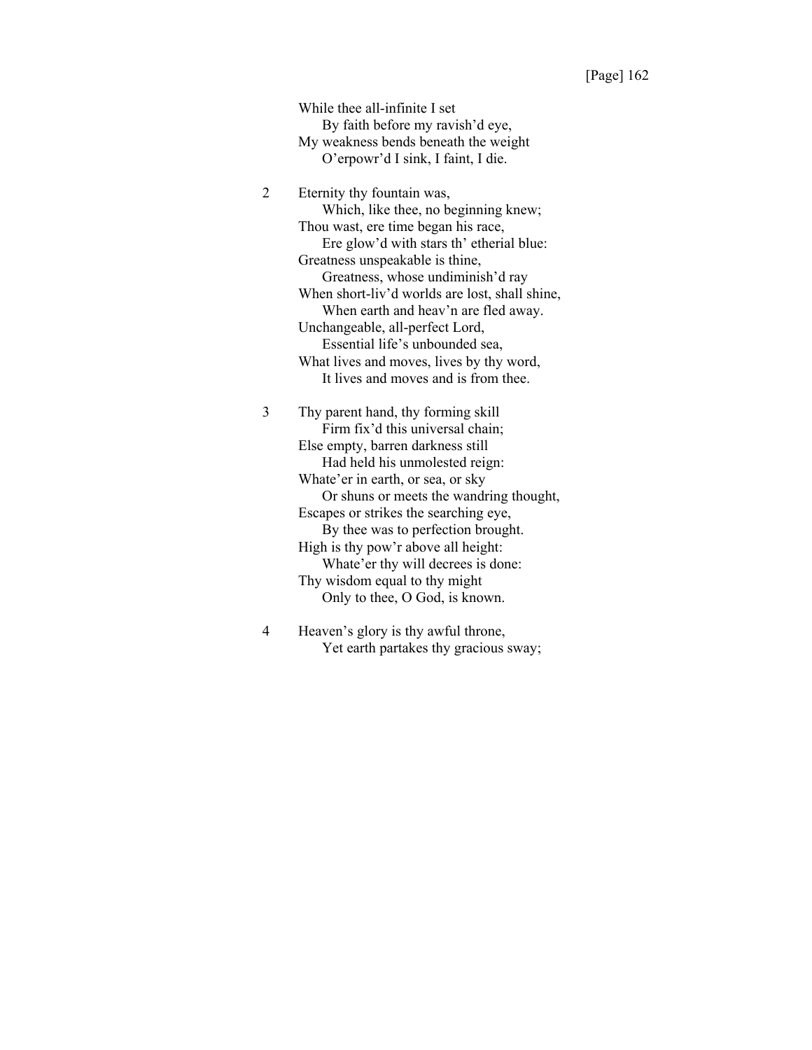While thee all-infinite I set
    By faith before my ravish'd eye,
My weakness bends beneath the weight
    O'erpowr'd I sink, I faint, I die.

2 Eternity thy fountain was,
    Which, like thee, no beginning knew;
Thou wast, ere time began his race,
    Ere glow'd with stars th' etherial blue:
Greatness unspeakable is thine,
    Greatness, whose undiminish'd ray
When short-liv'd worlds are lost, shall shine,
    When earth and heav'n are fled away.
Unchangeable, all-perfect Lord,
    Essential life's unbounded sea,
What lives and moves, lives by thy word,
    It lives and moves and is from thee.

3 Thy parent hand, thy forming skill
    Firm fix'd this universal chain;
Else empty, barren darkness still
    Had held his unmolested reign:
Whate'er in earth, or sea, or sky
    Or shuns or meets the wandring thought,
Escapes or strikes the searching eye,
    By thee was to perfection brought.
High is thy pow'r above all height:
    Whate'er thy will decrees is done:
Thy wisdom equal to thy might
    Only to thee, O God, is known.

4 Heaven's glory is thy awful throne,
    Yet earth partakes thy gracious sway;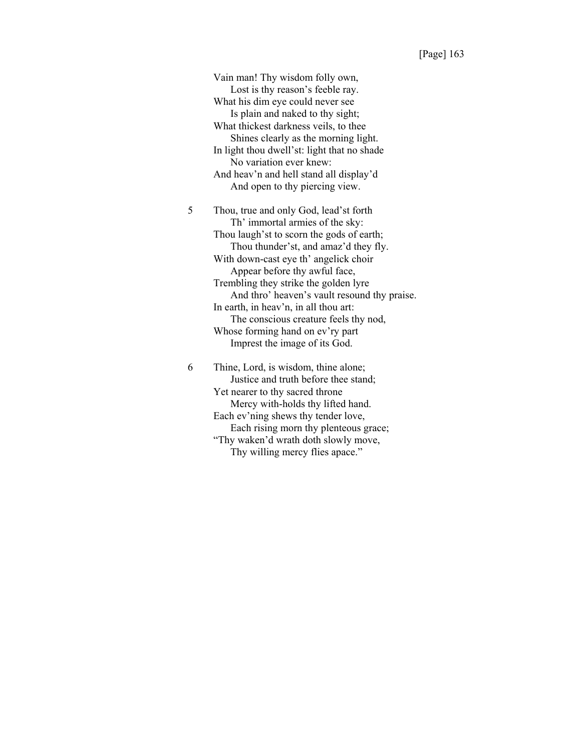Vain man! Thy wisdom folly own,
    Lost is thy reason's feeble ray.
What his dim eye could never see
    Is plain and naked to thy sight;
What thickest darkness veils, to thee
    Shines clearly as the morning light.
In light thou dwell'st: light that no shade
    No variation ever knew:
And heav'n and hell stand all display'd
    And open to thy piercing view.

5 Thou, true and only God, lead'st forth
    Th' immortal armies of the sky:
Thou laugh'st to scorn the gods of earth;
    Thou thunder'st, and amaz'd they fly.
With down-cast eye th' angelick choir
    Appear before thy awful face,
Trembling they strike the golden lyre
    And thro' heaven's vault resound thy praise.
In earth, in heav'n, in all thou art:
    The conscious creature feels thy nod,
Whose forming hand on ev'ry part
    Imprest the image of its God.

6 Thine, Lord, is wisdom, thine alone;
    Justice and truth before thee stand;
Yet nearer to thy sacred throne
    Mercy with-holds thy lifted hand.
Each ev'ning shews thy tender love,
    Each rising morn thy plenteous grace;
"Thy waken'd wrath doth slowly move,
    Thy willing mercy flies apace."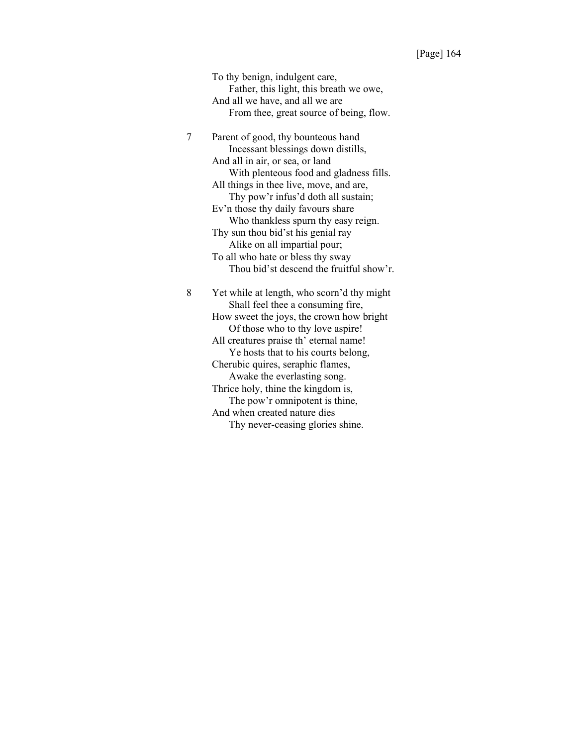To thy benign, indulgent care,
    Father, this light, this breath we owe,
And all we have, and all we are
    From thee, great source of being, flow.

7 Parent of good, thy bounteous hand
    Incessant blessings down distills,
And all in air, or sea, or land
    With plenteous food and gladness fills.
All things in thee live, move, and are,
    Thy pow'r infus'd doth all sustain;
Ev'n those thy daily favours share
    Who thankless spurn thy easy reign.
Thy sun thou bid'st his genial ray
    Alike on all impartial pour;
To all who hate or bless thy sway
    Thou bid'st descend the fruitful show'r.

8 Yet while at length, who scorn'd thy might
    Shall feel thee a consuming fire,
How sweet the joys, the crown how bright
    Of those who to thy love aspire!
All creatures praise th' eternal name!
    Ye hosts that to his courts belong,
Cherubic quires, seraphic flames,
    Awake the everlasting song.
Thrice holy, thine the kingdom is,
    The pow'r omnipotent is thine,
And when created nature dies
    Thy never-ceasing glories shine.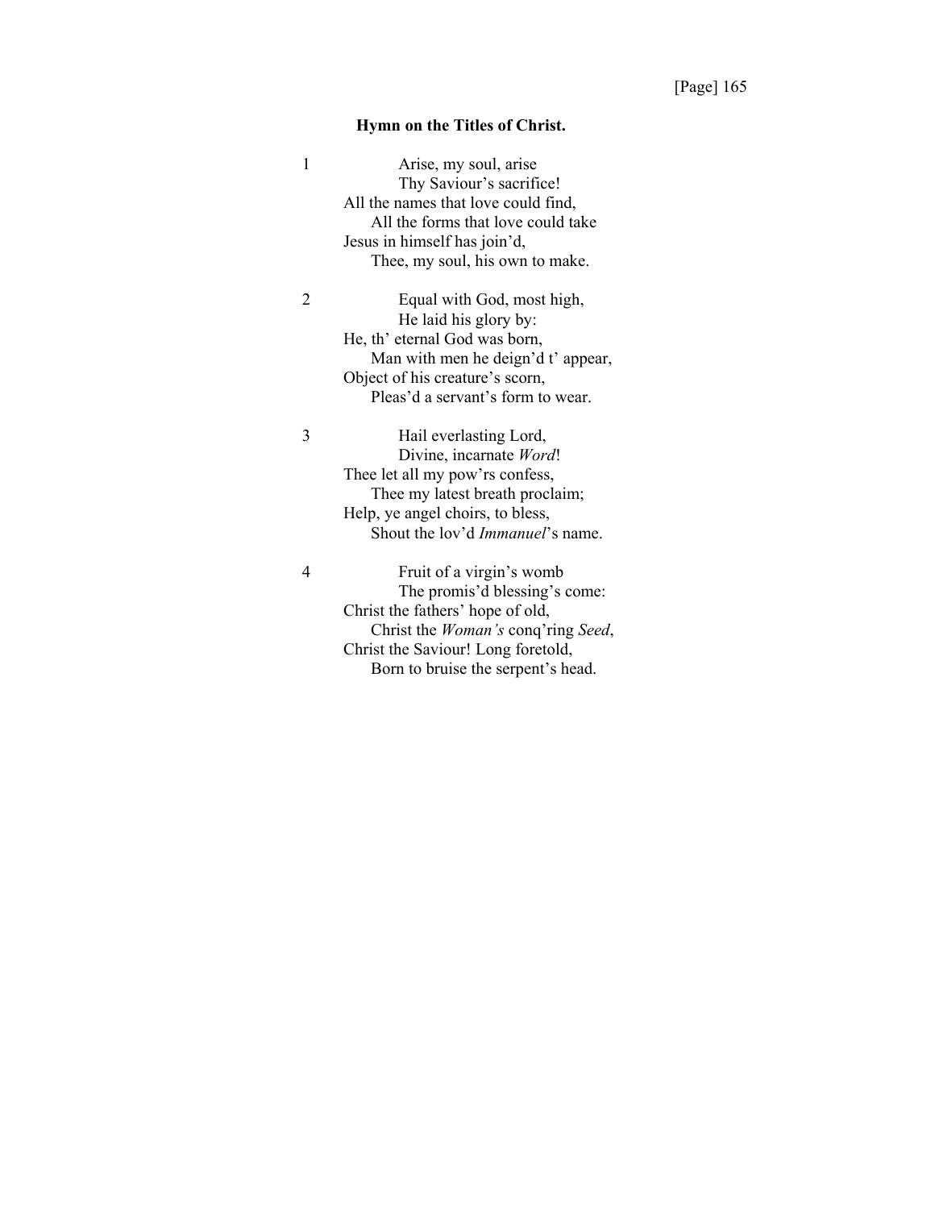### Hymn on the Titles of Christ.

1 Arise, my soul, arise
Thy Saviour's sacrifice!
All the names that love could find,
All the forms that love could take
Jesus in himself has join'd,
Thee, my soul, his own to make.

2 Equal with God, most high,
He laid his glory by:
He, th' eternal God was born,
Man with men he deign'd t' appear,
Object of his creature's scorn,
Pleas'd a servant's form to wear.

3 Hail everlasting Lord,
Divine, incarnate *Word*!
Thee let all my pow'rs confess,
Thee my latest breath proclaim;
Help, ye angel choirs, to bless,
Shout the lov'd *Immanuel*'s name.

4 Fruit of a virgin's womb
The promis'd blessing's come:
Christ the fathers' hope of old,
Christ the *Woman's* conq'ring *Seed*,
Christ the Saviour! Long foretold,
Born to bruise the serpent's head.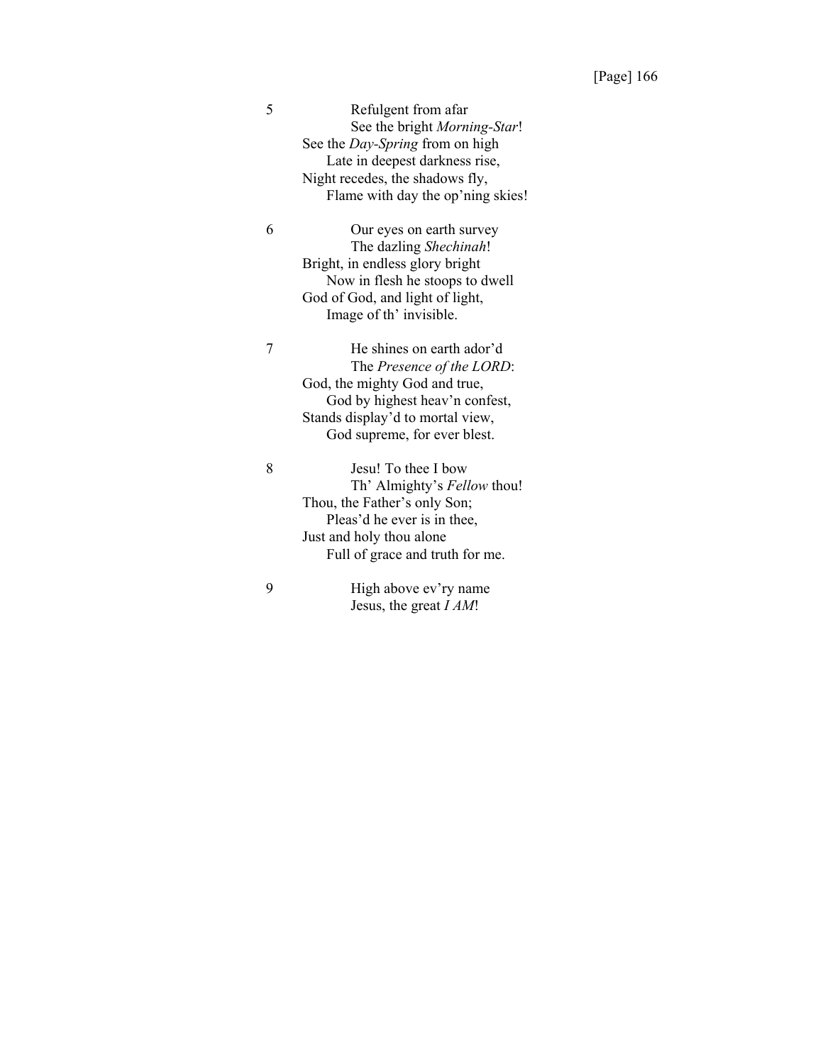5 Refulgent from afar
See the bright *Morning-Star*!
See the *Day-Spring* from on high
Late in deepest darkness rise,
Night recedes, the shadows fly,
Flame with day the op'ning skies!

6 Our eyes on earth survey
The dazling *Shechinah*!
Bright, in endless glory bright
Now in flesh he stoops to dwell
God of God, and light of light,
Image of th' invisible.

7 He shines on earth ador'd
The *Presence of the LORD*:
God, the mighty God and true,
God by highest heav'n confest,
Stands display'd to mortal view,
God supreme, for ever blest.

8 Jesu! To thee I bow
Th' Almighty's *Fellow* thou!
Thou, the Father's only Son;
Pleas'd he ever is in thee,
Just and holy thou alone
Full of grace and truth for me.

9 High above ev'ry name
Jesus, the great *I AM*!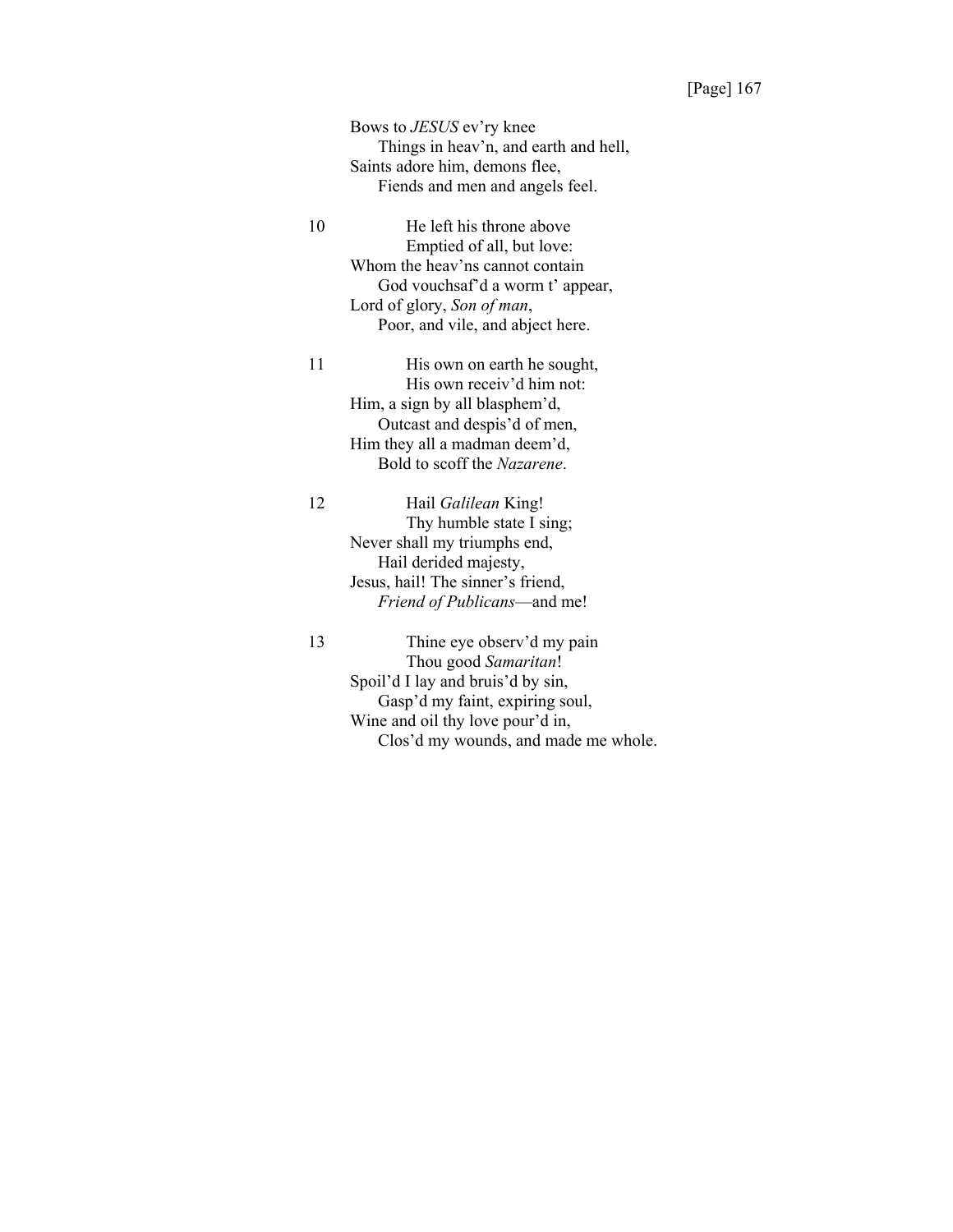Bows to *JESUS* ev'ry knee
  Things in heav'n, and earth and hell,
Saints adore him, demons flee,
  Fiends and men and angels feel.

10 He left his throne above
  Emptied of all, but love:
Whom the heav'ns cannot contain
  God vouchsaf'd a worm t' appear,
Lord of glory, *Son of man*,
  Poor, and vile, and abject here.

11 His own on earth he sought,
  His own receiv'd him not:
Him, a sign by all blasphem'd,
  Outcast and despis'd of men,
Him they all a madman deem'd,
  Bold to scoff the *Nazarene*.

12 Hail *Galilean* King!
  Thy humble state I sing;
Never shall my triumphs end,
  Hail derided majesty,
Jesus, hail! The sinner's friend,
  *Friend of Publicans*—and me!

13 Thine eye observ'd my pain
  Thou good *Samaritan*!
Spoil'd I lay and bruis'd by sin,
  Gasp'd my faint, expiring soul,
Wine and oil thy love pour'd in,
  Clos'd my wounds, and made me whole.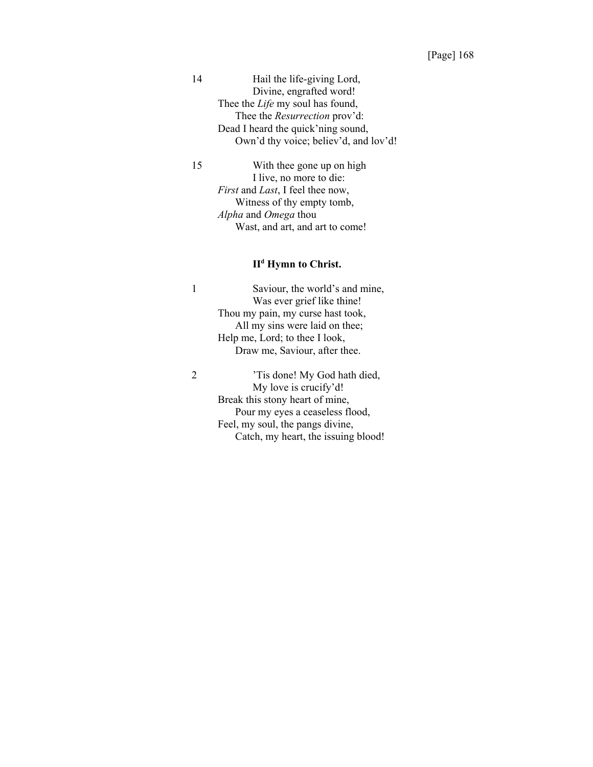14 Hail the life-giving Lord,
Divine, engrafted word!
Thee the *Life* my soul has found,
Thee the *Resurrection* prov'd:
Dead I heard the quick'ning sound,
Own'd thy voice; believ'd, and lov'd!

15 With thee gone up on high
I live, no more to die:
*First* and *Last*, I feel thee now,
Witness of thy empty tomb,
*Alpha* and *Omega* thou
Wast, and art, and art to come!

### II[d] Hymn to Christ.

1 Saviour, the world's and mine,
Was ever grief like thine!
Thou my pain, my curse hast took,
All my sins were laid on thee;
Help me, Lord; to thee I look,
Draw me, Saviour, after thee.

2 'Tis done! My God hath died,
My love is crucify'd!
Break this stony heart of mine,
Pour my eyes a ceaseless flood,
Feel, my soul, the pangs divine,
Catch, my heart, the issuing blood!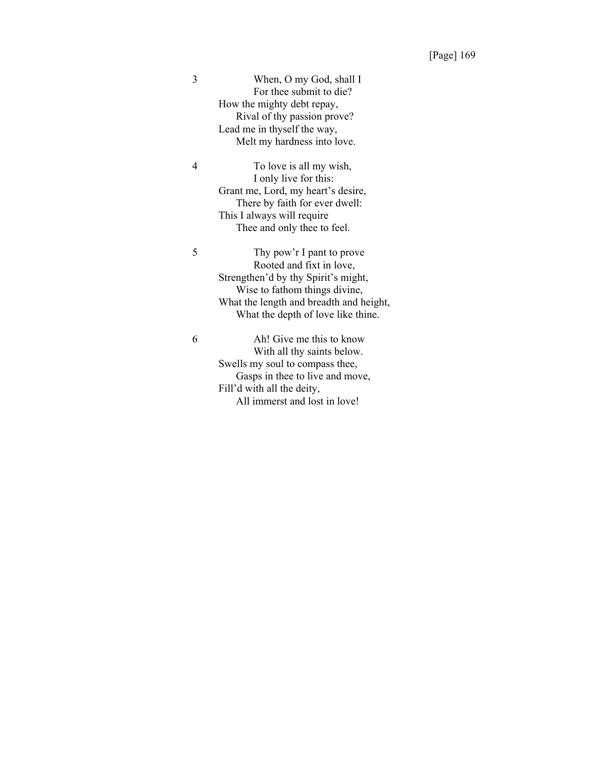3 When, O my God, shall I
For thee submit to die?
How the mighty debt repay,
Rival of thy passion prove?
Lead me in thyself the way,
Melt my hardness into love.

4 To love is all my wish,
I only live for this:
Grant me, Lord, my heart's desire,
There by faith for ever dwell:
This I always will require
Thee and only thee to feel.

5 Thy pow'r I pant to prove
Rooted and fixt in love,
Strengthen'd by thy Spirit's might,
Wise to fathom things divine,
What the length and breadth and height,
What the depth of love like thine.

6 Ah! Give me this to know
With all thy saints below.
Swells my soul to compass thee,
Gasps in thee to live and move,
Fill'd with all the deity,
All immerst and lost in love!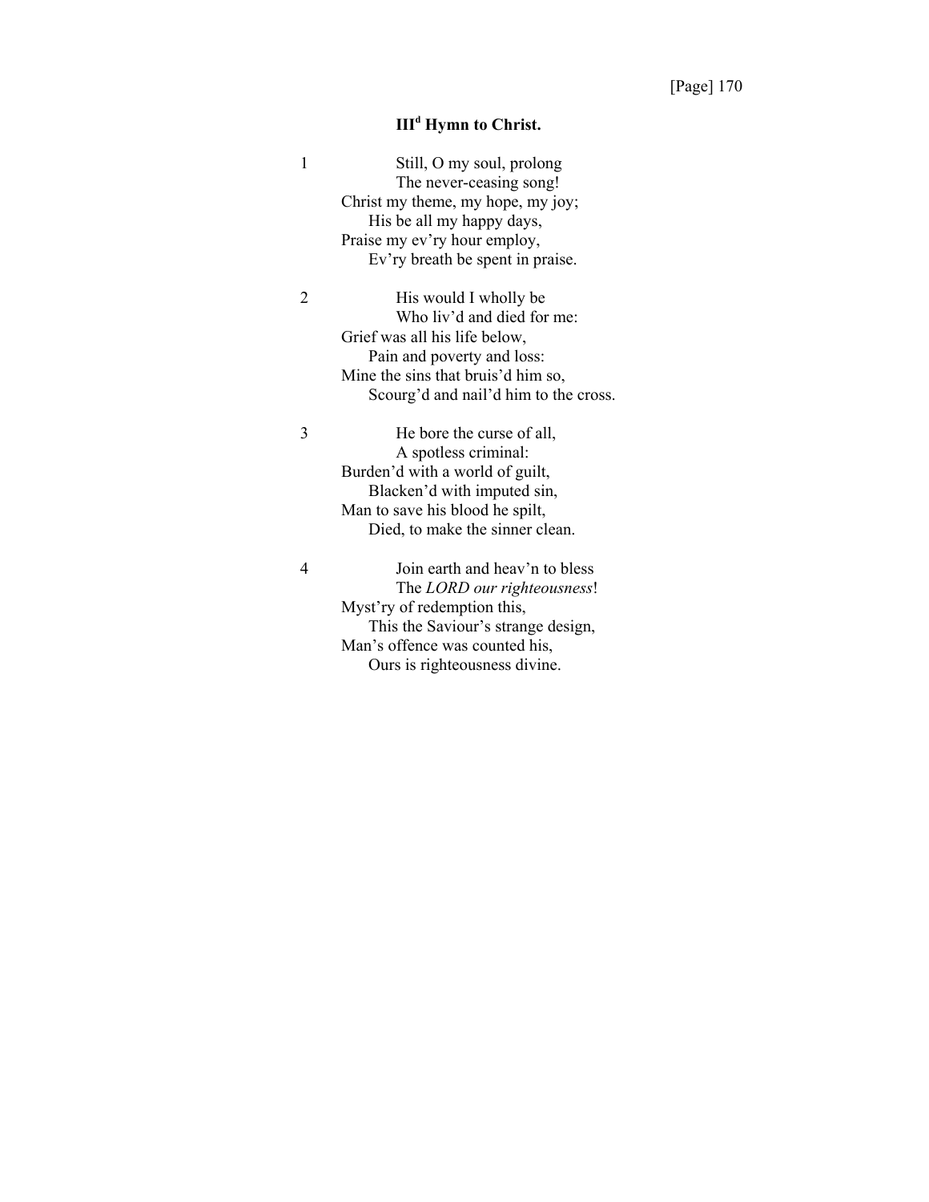### III[d] Hymn to Christ.

1 Still, O my soul, prolong
The never-ceasing song!
Christ my theme, my hope, my joy;
His be all my happy days,
Praise my ev'ry hour employ,
Ev'ry breath be spent in praise.

2 His would I wholly be
Who liv'd and died for me:
Grief was all his life below,
Pain and poverty and loss:
Mine the sins that bruis'd him so,
Scourg'd and nail'd him to the cross.

3 He bore the curse of all,
A spotless criminal:
Burden'd with a world of guilt,
Blacken'd with imputed sin,
Man to save his blood he spilt,
Died, to make the sinner clean.

4 Join earth and heav'n to bless
The *LORD our righteousness*!
Myst'ry of redemption this,
This the Saviour's strange design,
Man's offence was counted his,
Ours is righteousness divine.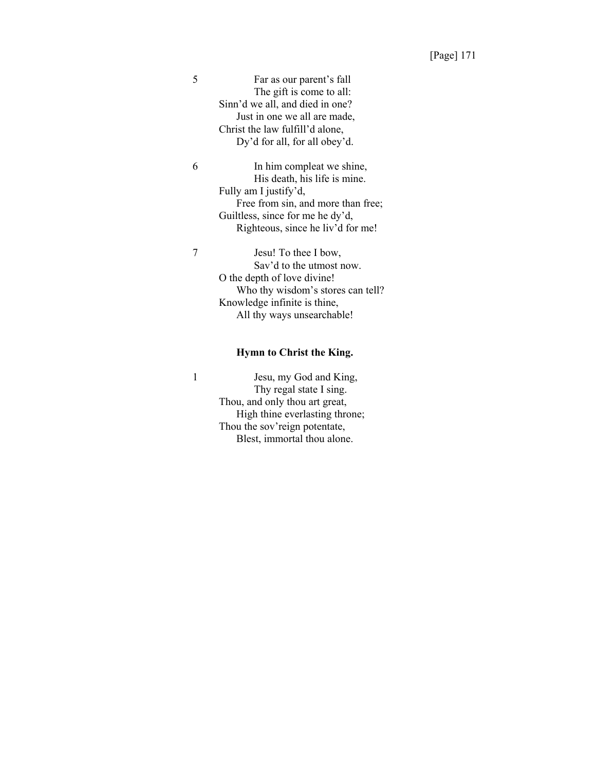5 Far as our parent's fall
The gift is come to all:
Sinn'd we all, and died in one?
Just in one we all are made,
Christ the law fulfill'd alone,
Dy'd for all, for all obey'd.

6 In him compleat we shine,
His death, his life is mine.
Fully am I justify'd,
Free from sin, and more than free;
Guiltless, since for me he dy'd,
Righteous, since he liv'd for me!

7 Jesu! To thee I bow,
Sav'd to the utmost now.
O the depth of love divine!
Who thy wisdom's stores can tell?
Knowledge infinite is thine,
All thy ways unsearchable!

**Hymn to Christ the King.**

1 Jesu, my God and King,
Thy regal state I sing.
Thou, and only thou art great,
High thine everlasting throne;
Thou the sov'reign potentate,
Blest, immortal thou alone.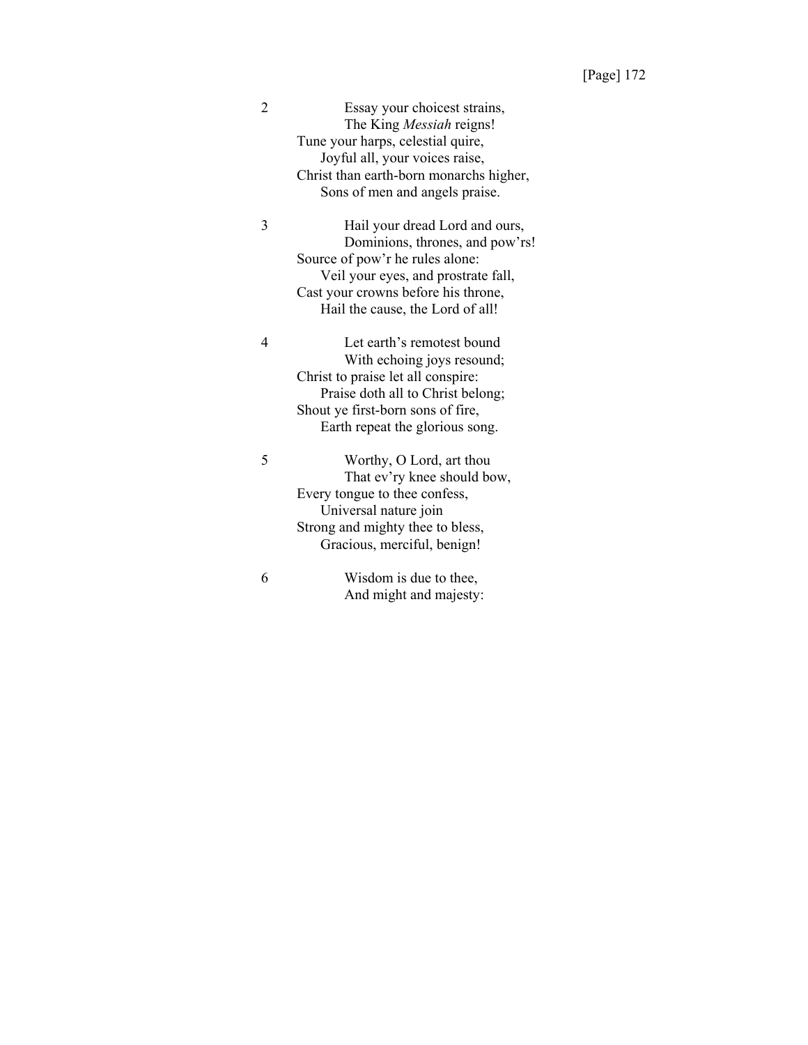2 Essay your choicest strains,
The King *Messiah* reigns!
Tune your harps, celestial quire,
Joyful all, your voices raise,
Christ than earth-born monarchs higher,
Sons of men and angels praise.

3 Hail your dread Lord and ours,
Dominions, thrones, and pow'rs!
Source of pow'r he rules alone:
Veil your eyes, and prostrate fall,
Cast your crowns before his throne,
Hail the cause, the Lord of all!

4 Let earth's remotest bound
With echoing joys resound;
Christ to praise let all conspire:
Praise doth all to Christ belong;
Shout ye first-born sons of fire,
Earth repeat the glorious song.

5 Worthy, O Lord, art thou
That ev'ry knee should bow,
Every tongue to thee confess,
Universal nature join
Strong and mighty thee to bless,
Gracious, merciful, benign!

6 Wisdom is due to thee,
And might and majesty: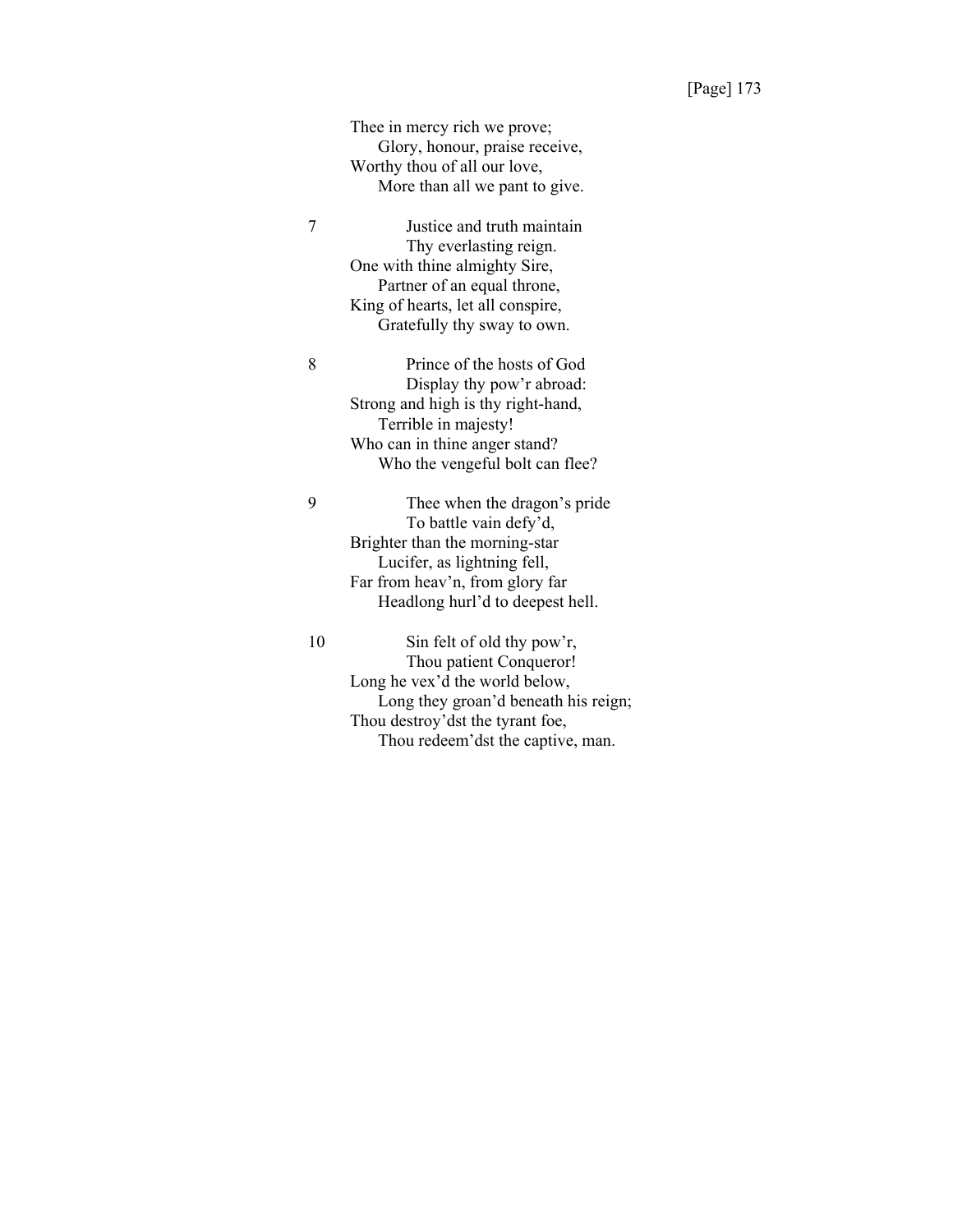Thee in mercy rich we prove;
  Glory, honour, praise receive,
Worthy thou of all our love,
  More than all we pant to give.

7 Justice and truth maintain
  Thy everlasting reign.
One with thine almighty Sire,
  Partner of an equal throne,
King of hearts, let all conspire,
  Gratefully thy sway to own.

8 Prince of the hosts of God
  Display thy pow'r abroad:
Strong and high is thy right-hand,
  Terrible in majesty!
Who can in thine anger stand?
  Who the vengeful bolt can flee?

9 Thee when the dragon's pride
  To battle vain defy'd,
Brighter than the morning-star
  Lucifer, as lightning fell,
Far from heav'n, from glory far
  Headlong hurl'd to deepest hell.

10 Sin felt of old thy pow'r,
  Thou patient Conqueror!
Long he vex'd the world below,
  Long they groan'd beneath his reign;
Thou destroy'dst the tyrant foe,
  Thou redeem'dst the captive, man.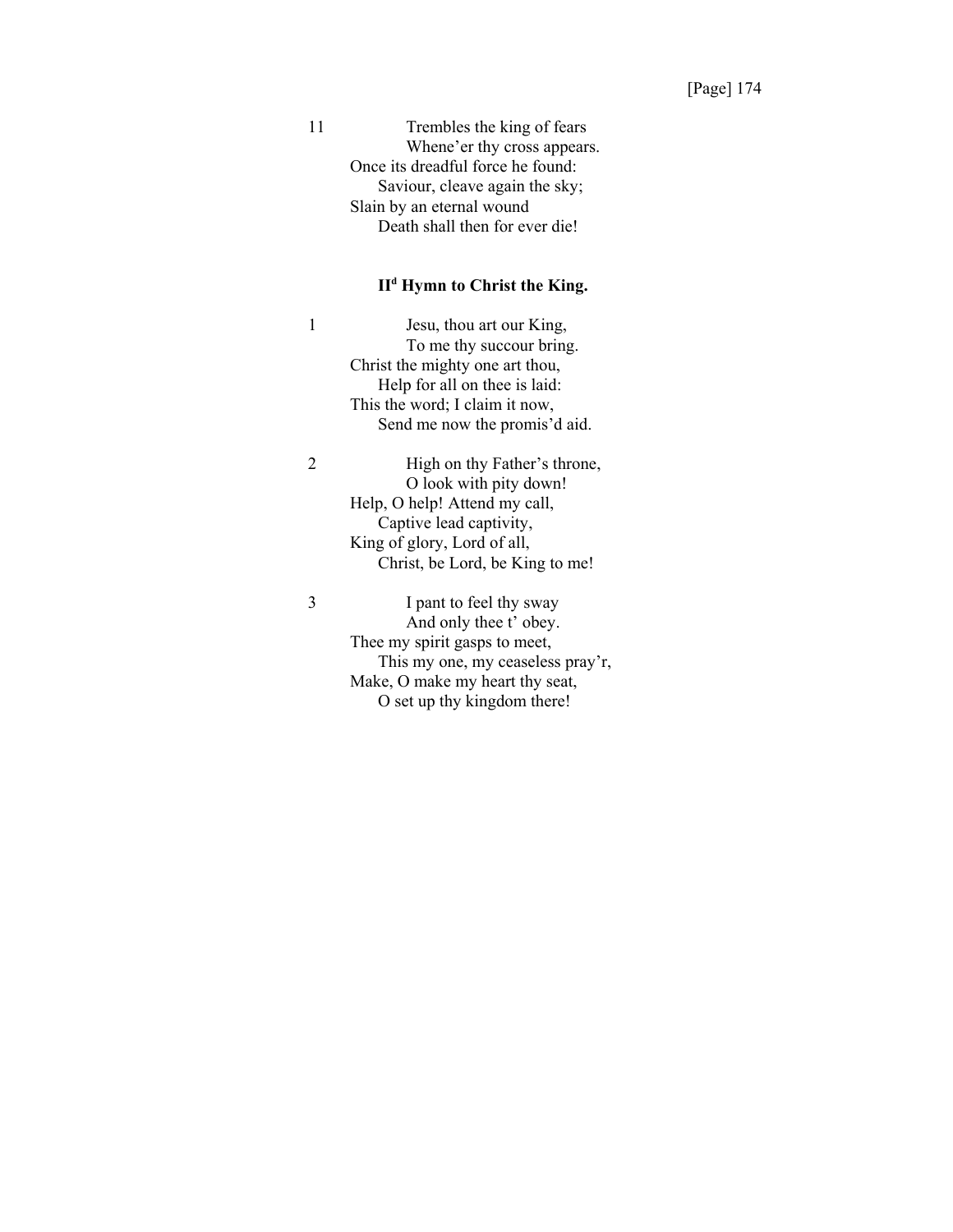11 Trembles the king of fears
Whene'er thy cross appears.
Once its dreadful force he found:
Saviour, cleave again the sky;
Slain by an eternal wound
Death shall then for ever die!

### II[d] Hymn to Christ the King.

1 Jesu, thou art our King,
To me thy succour bring.
Christ the mighty one art thou,
Help for all on thee is laid:
This the word; I claim it now,
Send me now the promis'd aid.

2 High on thy Father's throne,
O look with pity down!
Help, O help! Attend my call,
Captive lead captivity,
King of glory, Lord of all,
Christ, be Lord, be King to me!

3 I pant to feel thy sway
And only thee t' obey.
Thee my spirit gasps to meet,
This my one, my ceaseless pray'r,
Make, O make my heart thy seat,
O set up thy kingdom there!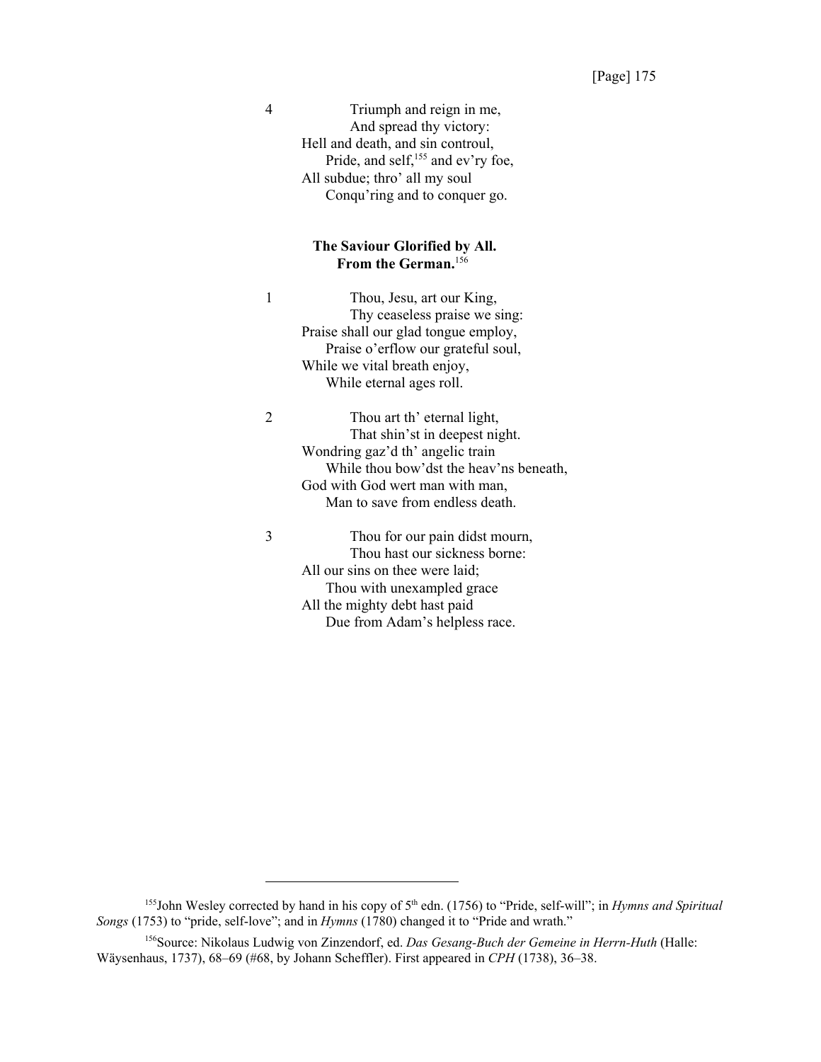4 Triumph and reign in me,
And spread thy victory:
Hell and death, and sin controul,
Pride, and self,[155] and ev'ry foe,
All subdue; thro' all my soul
Conqu'ring and to conquer go.

**The Saviour Glorified by All.**
**From the German.**[156]

1 Thou, Jesu, art our King,
Thy ceaseless praise we sing:
Praise shall our glad tongue employ,
Praise o'erflow our grateful soul,
While we vital breath enjoy,
While eternal ages roll.

2 Thou art th' eternal light,
That shin'st in deepest night.
Wondring gaz'd th' angelic train
While thou bow'dst the heav'ns beneath,
God with God wert man with man,
Man to save from endless death.

3 Thou for our pain didst mourn,
Thou hast our sickness borne:
All our sins on thee were laid;
Thou with unexampled grace
All the mighty debt hast paid
Due from Adam's helpless race.

---

[155]John Wesley corrected by hand in his copy of 5th edn. (1756) to "Pride, self-will"; in *Hymns and Spiritual Songs* (1753) to "pride, self-love"; and in *Hymns* (1780) changed it to "Pride and wrath."

[156]Source: Nikolaus Ludwig von Zinzendorf, ed. *Das Gesang-Buch der Gemeine in Herrn-Huth* (Halle: Wäysenhaus, 1737), 68–69 (#68, by Johann Scheffler). First appeared in *CPH* (1738), 36–38.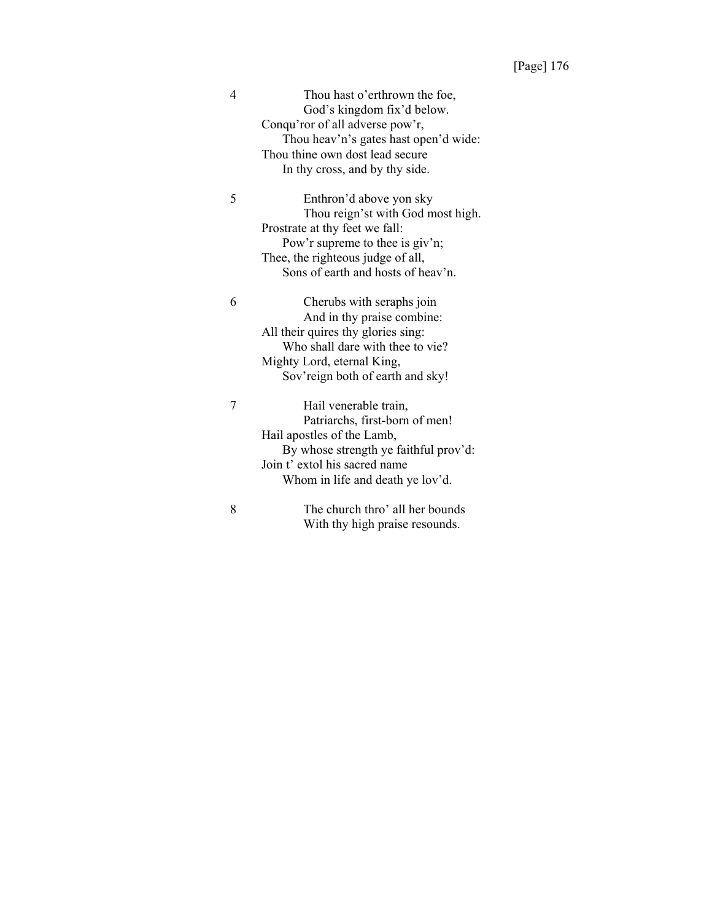4 Thou hast o'erthrown the foe,
God's kingdom fix'd below.
Conqu'ror of all adverse pow'r,
Thou heav'n's gates hast open'd wide:
Thou thine own dost lead secure
In thy cross, and by thy side.

5 Enthron'd above yon sky
Thou reign'st with God most high.
Prostrate at thy feet we fall:
Pow'r supreme to thee is giv'n;
Thee, the righteous judge of all,
Sons of earth and hosts of heav'n.

6 Cherubs with seraphs join
And in thy praise combine:
All their quires thy glories sing:
Who shall dare with thee to vie?
Mighty Lord, eternal King,
Sov'reign both of earth and sky!

7 Hail venerable train,
Patriarchs, first-born of men!
Hail apostles of the Lamb,
By whose strength ye faithful prov'd:
Join t' extol his sacred name
Whom in life and death ye lov'd.

8 The church thro' all her bounds
With thy high praise resounds.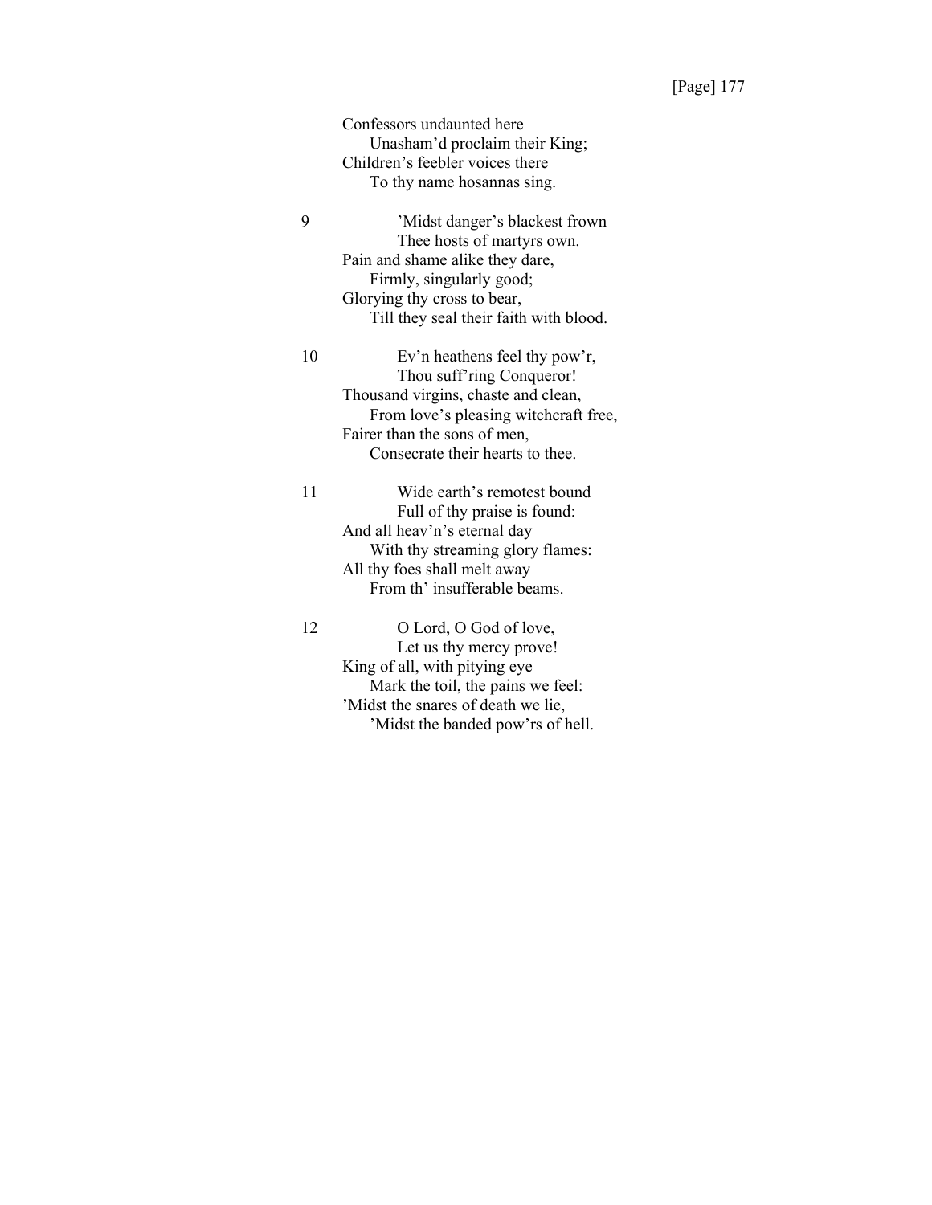Confessors undaunted here
  Unasham'd proclaim their King;
Children's feebler voices there
  To thy name hosannas sing.

9 'Midst danger's blackest frown
  Thee hosts of martyrs own.
Pain and shame alike they dare,
  Firmly, singularly good;
Glorying thy cross to bear,
  Till they seal their faith with blood.

10 Ev'n heathens feel thy pow'r,
  Thou suff'ring Conqueror!
Thousand virgins, chaste and clean,
  From love's pleasing witchcraft free,
Fairer than the sons of men,
  Consecrate their hearts to thee.

11 Wide earth's remotest bound
  Full of thy praise is found:
And all heav'n's eternal day
  With thy streaming glory flames:
All thy foes shall melt away
  From th' insufferable beams.

12 O Lord, O God of love,
  Let us thy mercy prove!
King of all, with pitying eye
  Mark the toil, the pains we feel:
'Midst the snares of death we lie,
  'Midst the banded pow'rs of hell.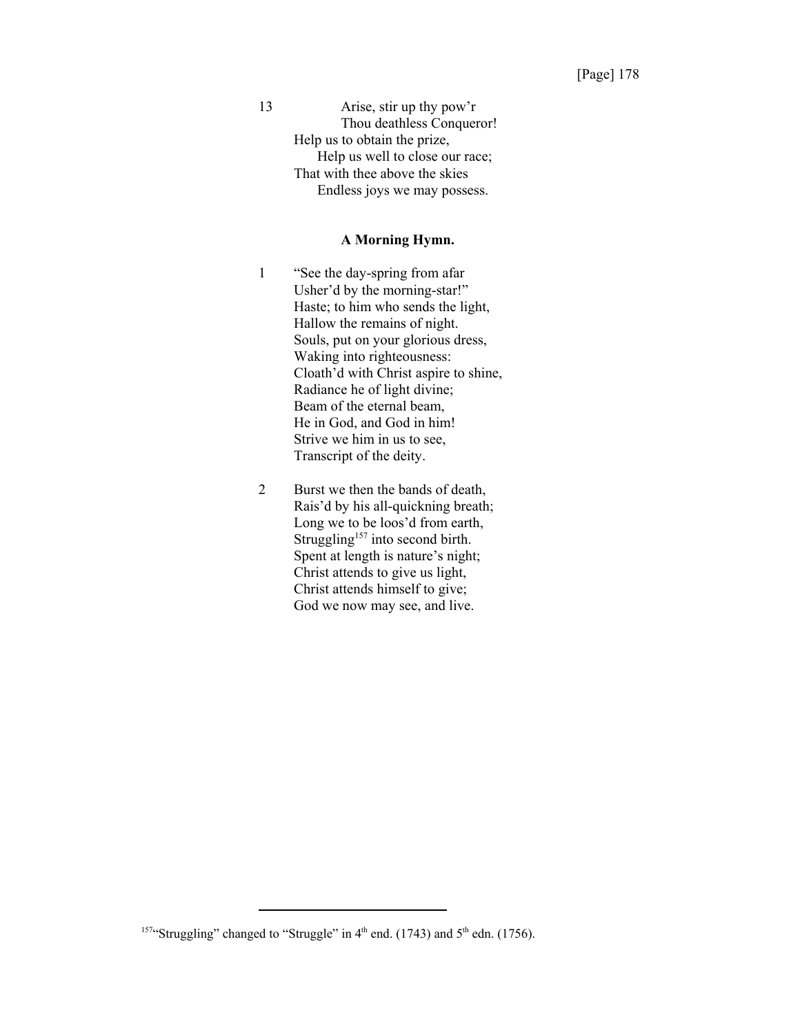13 Arise, stir up thy pow'r  
Thou deathless Conqueror!  
Help us to obtain the prize,  
Help us well to close our race;  
That with thee above the skies  
Endless joys we may possess.

**A Morning Hymn.**

1 "See the day-spring from afar  
Usher'd by the morning-star!"  
Haste; to him who sends the light,  
Hallow the remains of night.  
Souls, put on your glorious dress,  
Waking into righteousness:  
Cloath'd with Christ aspire to shine,  
Radiance he of light divine;  
Beam of the eternal beam,  
He in God, and God in him!  
Strive we him in us to see,  
Transcript of the deity.

2 Burst we then the bands of death,  
Rais'd by his all-quickning breath;  
Long we to be loos'd from earth,  
Struggling[157] into second birth.  
Spent at length is nature's night;  
Christ attends to give us light,  
Christ attends himself to give;  
God we now may see, and live.

---

[157]"Struggling" changed to "Struggle" in 4th end. (1743) and 5th edn. (1756).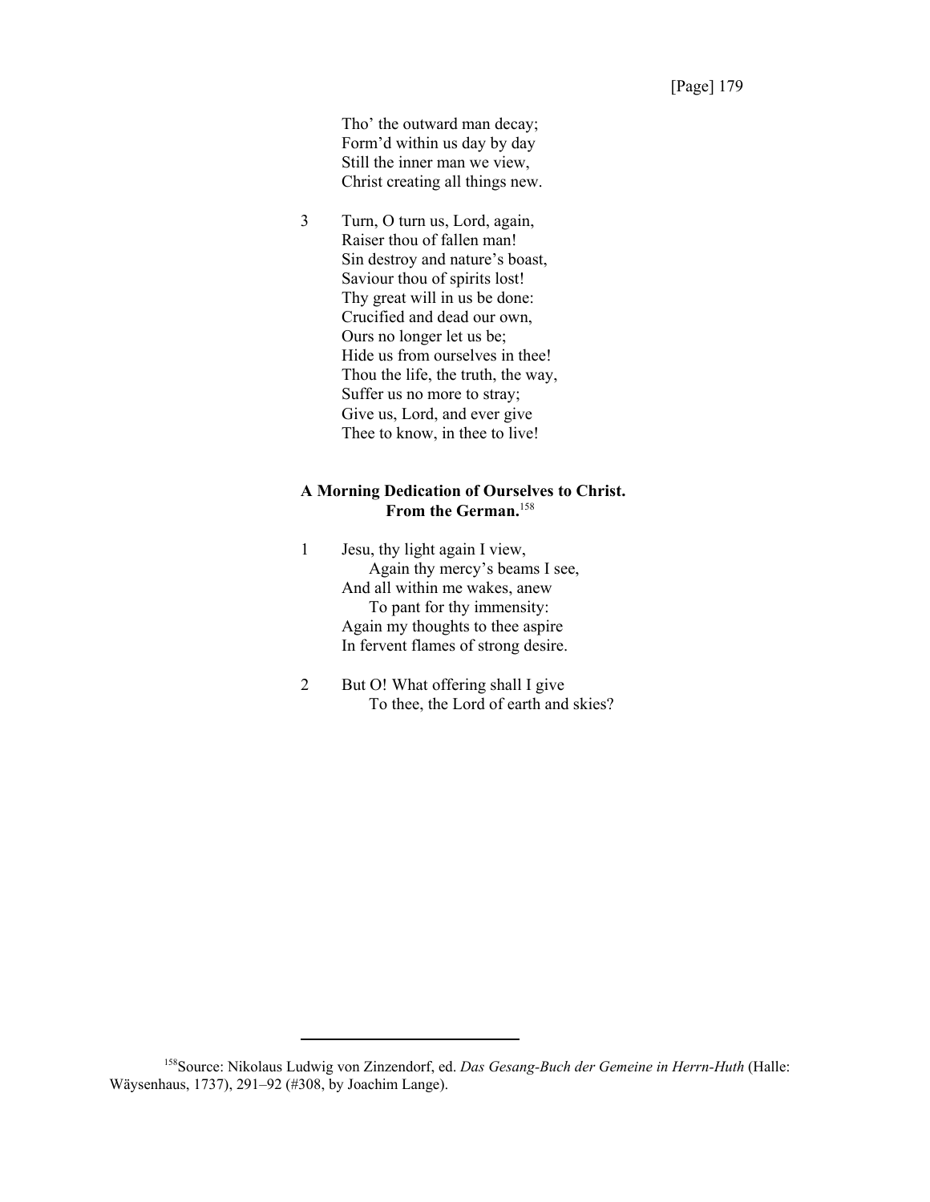Tho' the outward man decay;  
Form'd within us day by day  
Still the inner man we view,  
Christ creating all things new.

3 Turn, O turn us, Lord, again,  
Raiser thou of fallen man!  
Sin destroy and nature's boast,  
Saviour thou of spirits lost!  
Thy great will in us be done:  
Crucified and dead our own,  
Ours no longer let us be;  
Hide us from ourselves in thee!  
Thou the life, the truth, the way,  
Suffer us no more to stray;  
Give us, Lord, and ever give  
Thee to know, in thee to live!

**A Morning Dedication of Ourselves to Christ.  
From the German.**[158]

1 Jesu, thy light again I view,  
  Again thy mercy's beams I see,  
And all within me wakes, anew  
  To pant for thy immensity:  
Again my thoughts to thee aspire  
In fervent flames of strong desire.

2 But O! What offering shall I give  
  To thee, the Lord of earth and skies?

---

[158] Source: Nikolaus Ludwig von Zinzendorf, ed. *Das Gesang-Buch der Gemeine in Herrn-Huth* (Halle: Wäysenhaus, 1737), 291–92 (#308, by Joachim Lange).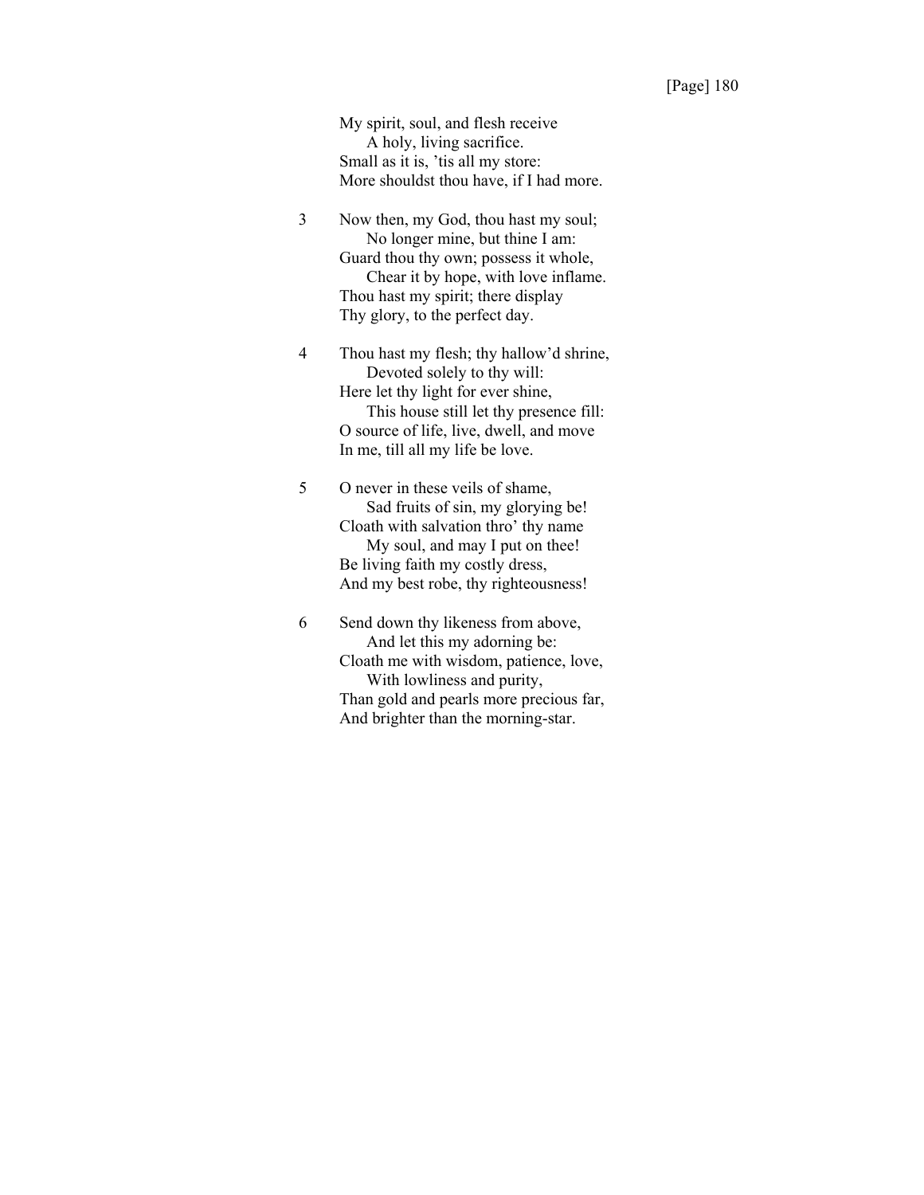My spirit, soul, and flesh receive
    A holy, living sacrifice.
Small as it is, 'tis all my store:
More shouldst thou have, if I had more.

3 Now then, my God, thou hast my soul;
    No longer mine, but thine I am:
Guard thou thy own; possess it whole,
    Chear it by hope, with love inflame.
Thou hast my spirit; there display
Thy glory, to the perfect day.

4 Thou hast my flesh; thy hallow'd shrine,
    Devoted solely to thy will:
Here let thy light for ever shine,
    This house still let thy presence fill:
O source of life, live, dwell, and move
In me, till all my life be love.

5 O never in these veils of shame,
    Sad fruits of sin, my glorying be!
Cloath with salvation thro' thy name
    My soul, and may I put on thee!
Be living faith my costly dress,
And my best robe, thy righteousness!

6 Send down thy likeness from above,
    And let this my adorning be:
Cloath me with wisdom, patience, love,
    With lowliness and purity,
Than gold and pearls more precious far,
And brighter than the morning-star.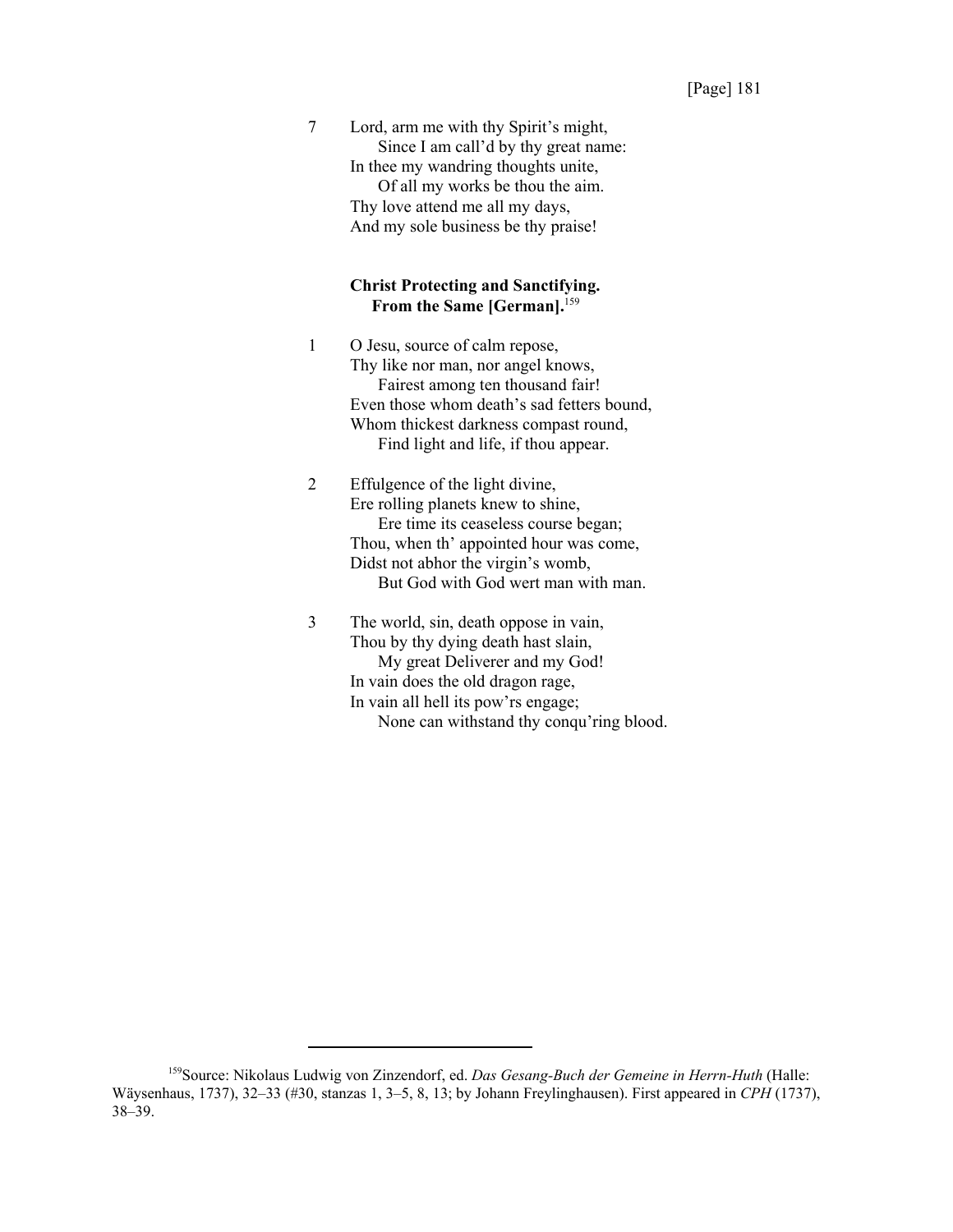7 Lord, arm me with thy Spirit's might,
    Since I am call'd by thy great name:
In thee my wandring thoughts unite,
    Of all my works be thou the aim.
Thy love attend me all my days,
And my sole business be thy praise!

**Christ Protecting and Sanctifying.**
**From the Same [German].**[159]

1 O Jesu, source of calm repose,
Thy like nor man, nor angel knows,
    Fairest among ten thousand fair!
Even those whom death's sad fetters bound,
Whom thickest darkness compast round,
    Find light and life, if thou appear.

2 Effulgence of the light divine,
Ere rolling planets knew to shine,
    Ere time its ceaseless course began;
Thou, when th' appointed hour was come,
Didst not abhor the virgin's womb,
    But God with God wert man with man.

3 The world, sin, death oppose in vain,
Thou by thy dying death hast slain,
    My great Deliverer and my God!
In vain does the old dragon rage,
In vain all hell its pow'rs engage;
    None can withstand thy conqu'ring blood.

---

[159] Source: Nikolaus Ludwig von Zinzendorf, ed. *Das Gesang-Buch der Gemeine in Herrn-Huth* (Halle: Wäysenhaus, 1737), 32–33 (#30, stanzas 1, 3–5, 8, 13; by Johann Freylinghausen). First appeared in *CPH* (1737), 38–39.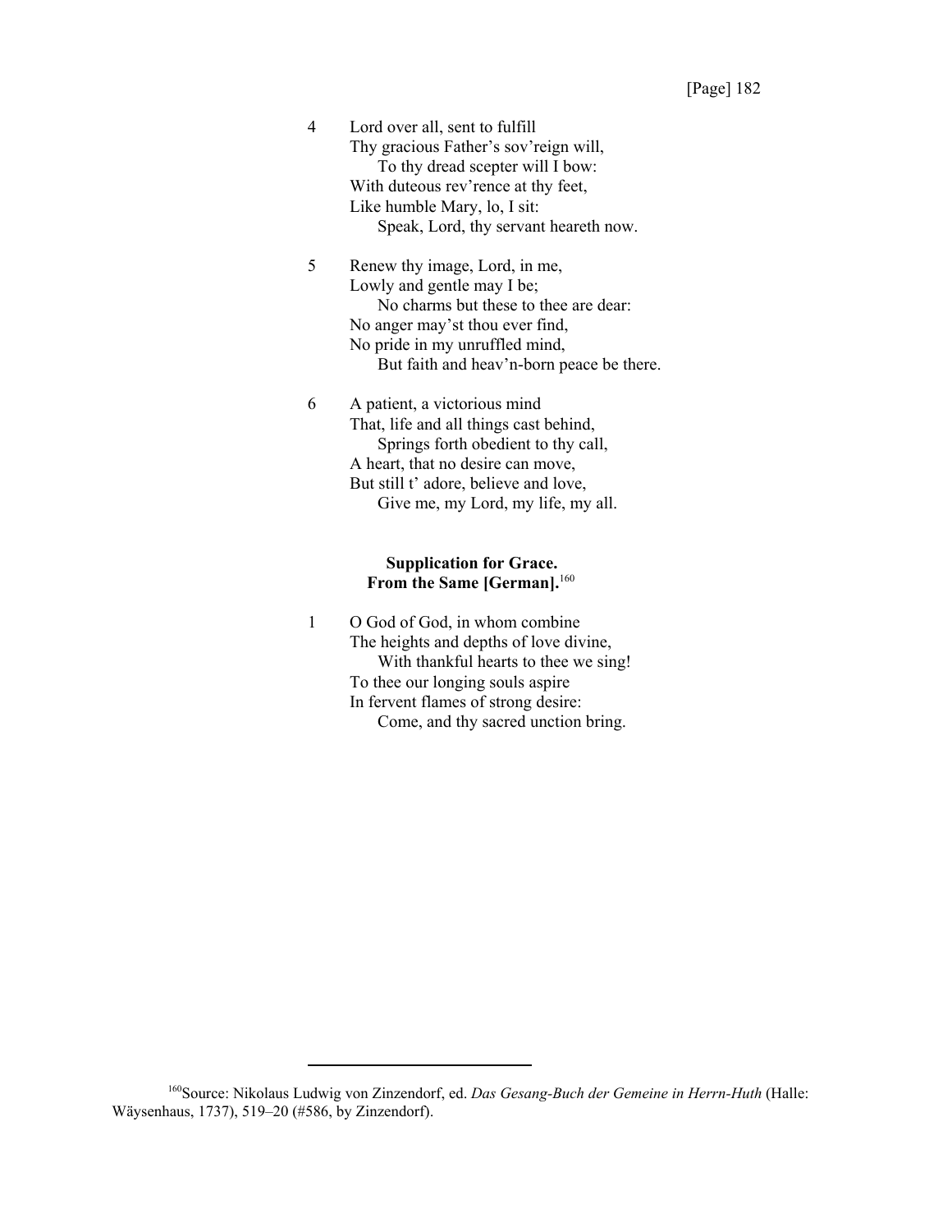4 Lord over all, sent to fulfill
Thy gracious Father's sov'reign will,
    To thy dread scepter will I bow:
With duteous rev'rence at thy feet,
Like humble Mary, lo, I sit:
    Speak, Lord, thy servant heareth now.

5 Renew thy image, Lord, in me,
Lowly and gentle may I be;
    No charms but these to thee are dear:
No anger may'st thou ever find,
No pride in my unruffled mind,
    But faith and heav'n-born peace be there.

6 A patient, a victorious mind
That, life and all things cast behind,
    Springs forth obedient to thy call,
A heart, that no desire can move,
But still t' adore, believe and love,
    Give me, my Lord, my life, my all.

**Supplication for Grace.**
**From the Same [German].**[160]

1 O God of God, in whom combine
The heights and depths of love divine,
    With thankful hearts to thee we sing!
To thee our longing souls aspire
In fervent flames of strong desire:
    Come, and thy sacred unction bring.

---

[160]Source: Nikolaus Ludwig von Zinzendorf, ed. *Das Gesang-Buch der Gemeine in Herrn-Huth* (Halle: Wäysenhaus, 1737), 519–20 (#586, by Zinzendorf).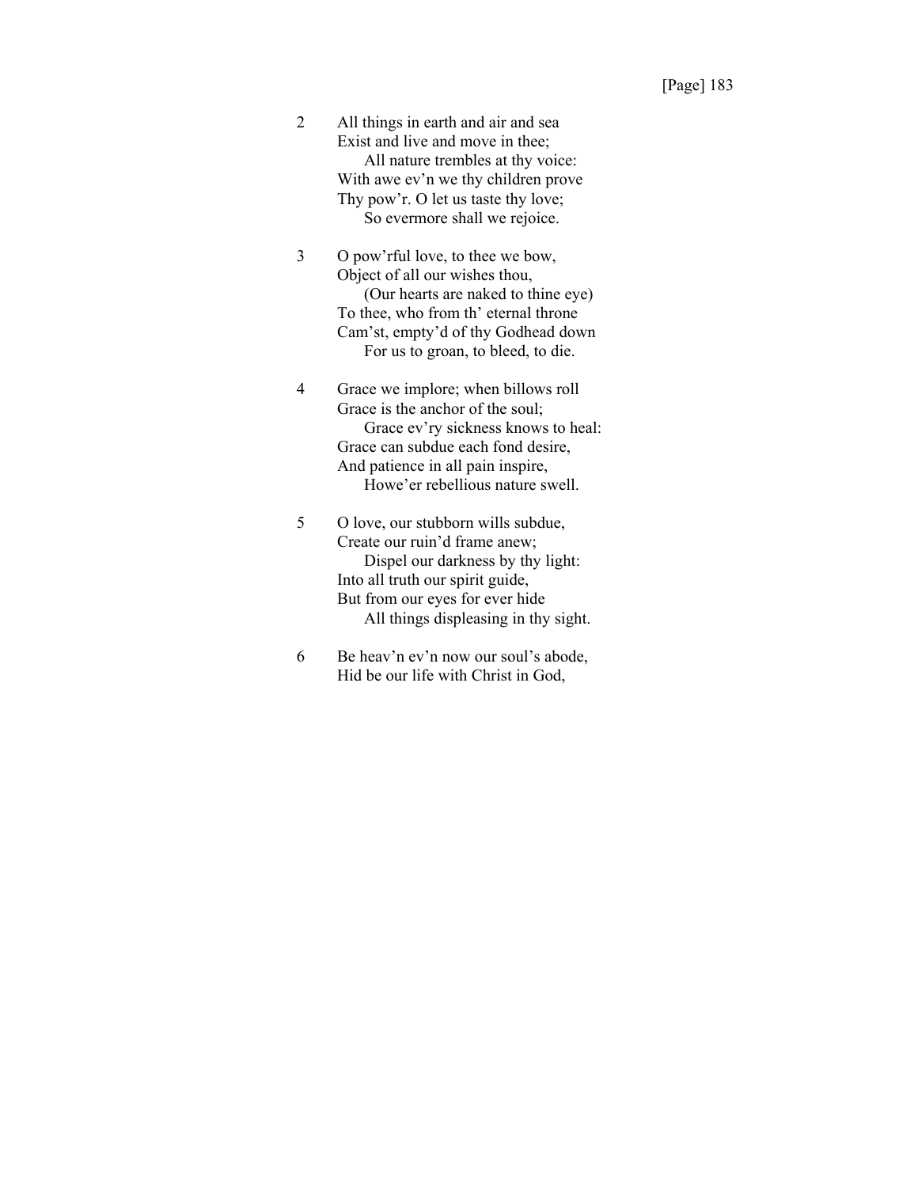2 All things in earth and air and sea
Exist and live and move in thee;
  All nature trembles at thy voice:
With awe ev'n we thy children prove
Thy pow'r. O let us taste thy love;
  So evermore shall we rejoice.

3 O pow'rful love, to thee we bow,
Object of all our wishes thou,
  (Our hearts are naked to thine eye)
To thee, who from th' eternal throne
Cam'st, empty'd of thy Godhead down
  For us to groan, to bleed, to die.

4 Grace we implore; when billows roll
Grace is the anchor of the soul;
  Grace ev'ry sickness knows to heal:
Grace can subdue each fond desire,
And patience in all pain inspire,
  Howe'er rebellious nature swell.

5 O love, our stubborn wills subdue,
Create our ruin'd frame anew;
  Dispel our darkness by thy light:
Into all truth our spirit guide,
But from our eyes for ever hide
  All things displeasing in thy sight.

6 Be heav'n ev'n now our soul's abode,
Hid be our life with Christ in God,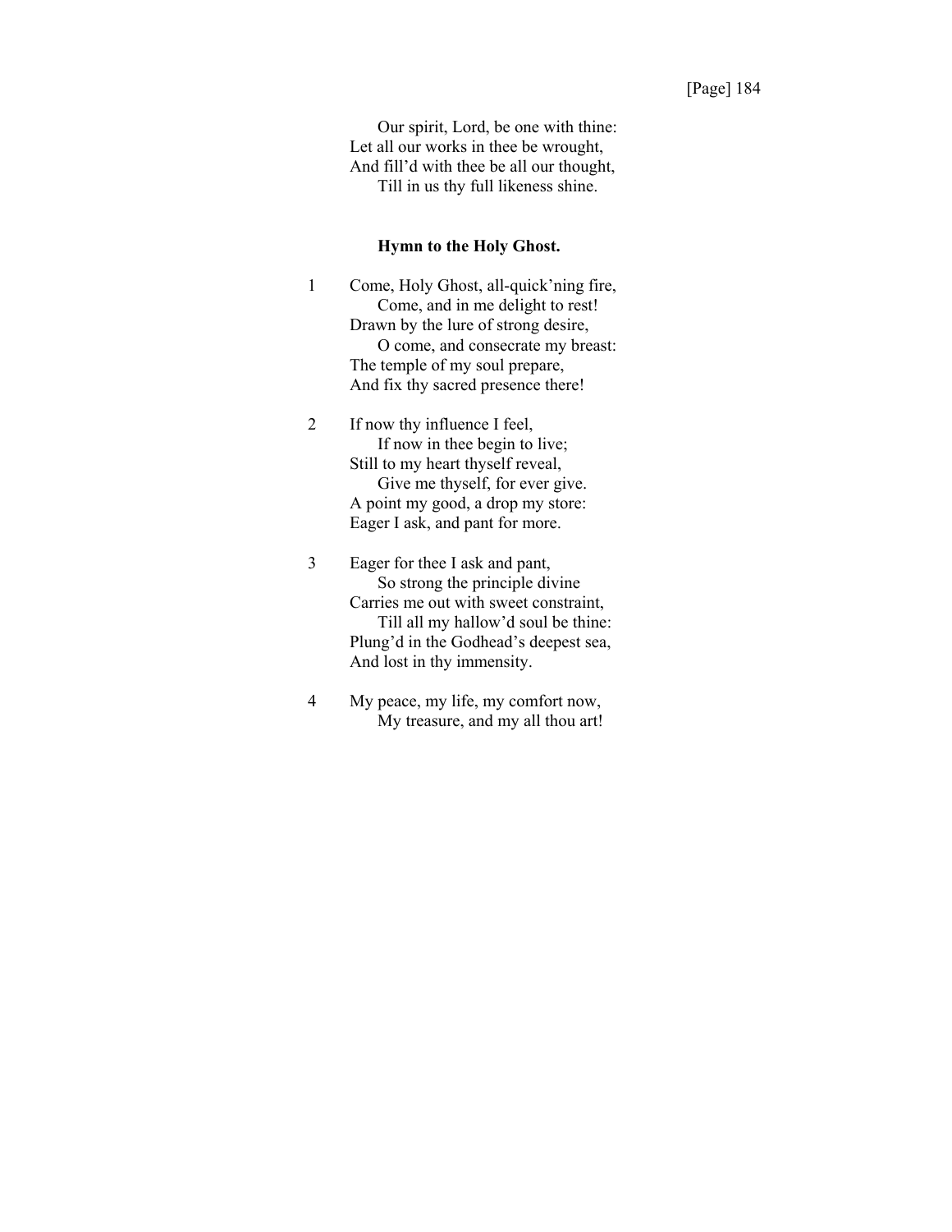Our spirit, Lord, be one with thine:  
Let all our works in thee be wrought,  
And fill'd with thee be all our thought,  
Till in us thy full likeness shine.

### Hymn to the Holy Ghost.

1 Come, Holy Ghost, all-quick'ning fire,  
Come, and in me delight to rest!  
Drawn by the lure of strong desire,  
O come, and consecrate my breast:  
The temple of my soul prepare,  
And fix thy sacred presence there!

2 If now thy influence I feel,  
If now in thee begin to live;  
Still to my heart thyself reveal,  
Give me thyself, for ever give.  
A point my good, a drop my store:  
Eager I ask, and pant for more.

3 Eager for thee I ask and pant,  
So strong the principle divine  
Carries me out with sweet constraint,  
Till all my hallow'd soul be thine:  
Plung'd in the Godhead's deepest sea,  
And lost in thy immensity.

4 My peace, my life, my comfort now,  
My treasure, and my all thou art!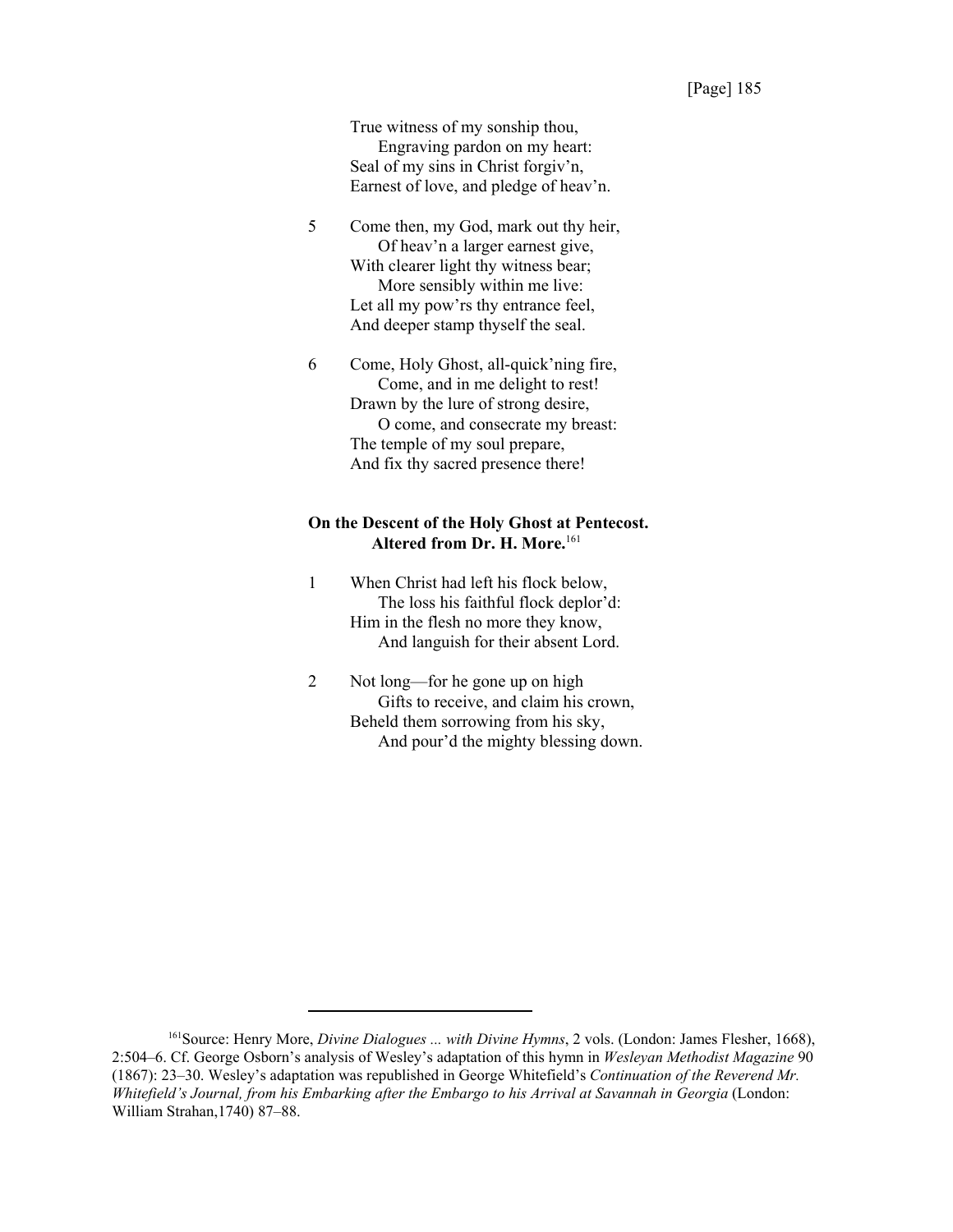True witness of my sonship thou,
   Engraving pardon on my heart:
Seal of my sins in Christ forgiv'n,
Earnest of love, and pledge of heav'n.

5 Come then, my God, mark out thy heir,
   Of heav'n a larger earnest give,
With clearer light thy witness bear;
   More sensibly within me live:
Let all my pow'rs thy entrance feel,
And deeper stamp thyself the seal.

6 Come, Holy Ghost, all-quick'ning fire,
   Come, and in me delight to rest!
Drawn by the lure of strong desire,
   O come, and consecrate my breast:
The temple of my soul prepare,
And fix thy sacred presence there!

**On the Descent of the Holy Ghost at Pentecost.**
**Altered from Dr. H. More.**[161]

1 When Christ had left his flock below,
   The loss his faithful flock deplor'd:
Him in the flesh no more they know,
   And languish for their absent Lord.

2 Not long—for he gone up on high
   Gifts to receive, and claim his crown,
Beheld them sorrowing from his sky,
   And pour'd the mighty blessing down.

---

[161]Source: Henry More, *Divine Dialogues ... with Divine Hymns*, 2 vols. (London: James Flesher, 1668), 2:504–6. Cf. George Osborn's analysis of Wesley's adaptation of this hymn in *Wesleyan Methodist Magazine* 90 (1867): 23–30. Wesley's adaptation was republished in George Whitefield's *Continuation of the Reverend Mr. Whitefield's Journal, from his Embarking after the Embargo to his Arrival at Savannah in Georgia* (London: William Strahan,1740) 87–88.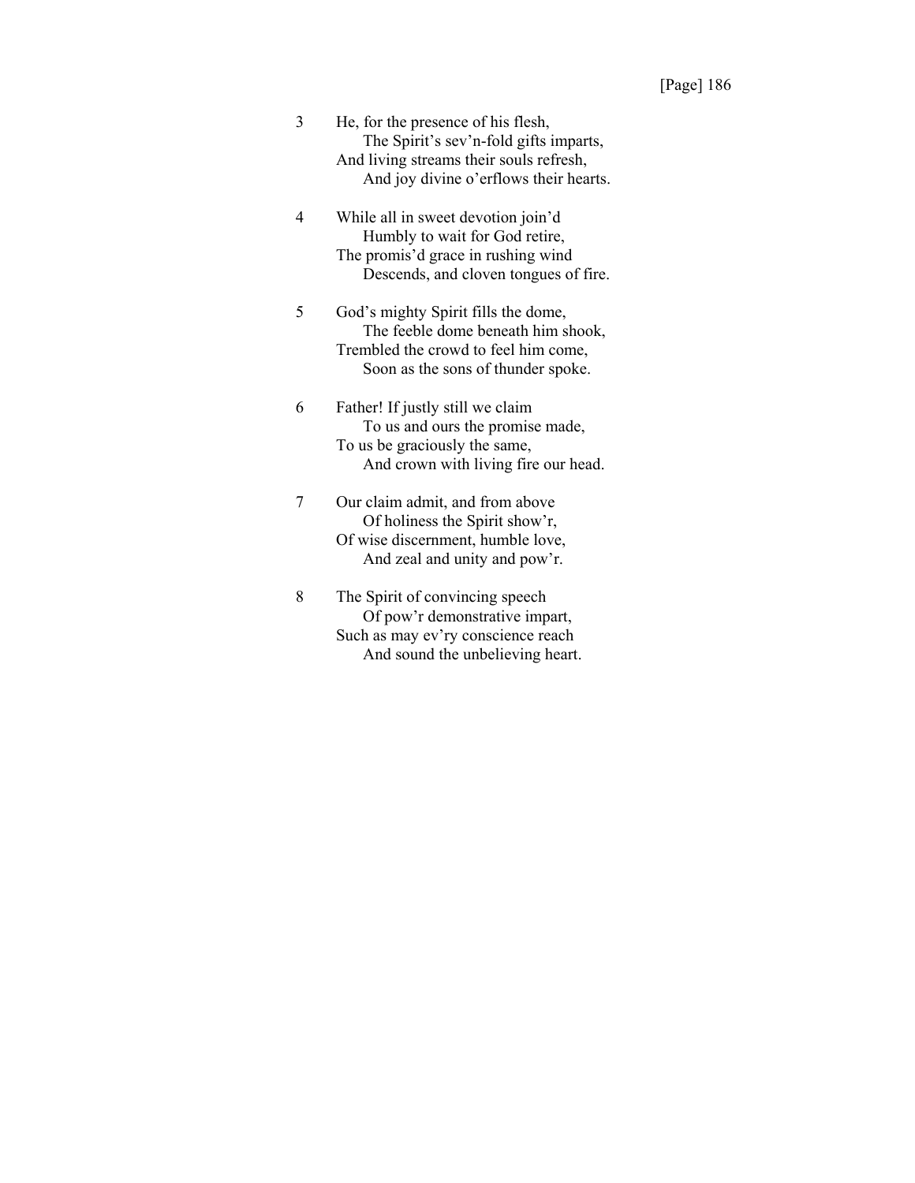3 He, for the presence of his flesh,
  The Spirit's sev'n-fold gifts imparts,
And living streams their souls refresh,
  And joy divine o'erflows their hearts.

4 While all in sweet devotion join'd
  Humbly to wait for God retire,
The promis'd grace in rushing wind
  Descends, and cloven tongues of fire.

5 God's mighty Spirit fills the dome,
  The feeble dome beneath him shook,
Trembled the crowd to feel him come,
  Soon as the sons of thunder spoke.

6 Father! If justly still we claim
  To us and ours the promise made,
To us be graciously the same,
  And crown with living fire our head.

7 Our claim admit, and from above
  Of holiness the Spirit show'r,
Of wise discernment, humble love,
  And zeal and unity and pow'r.

8 The Spirit of convincing speech
  Of pow'r demonstrative impart,
Such as may ev'ry conscience reach
  And sound the unbelieving heart.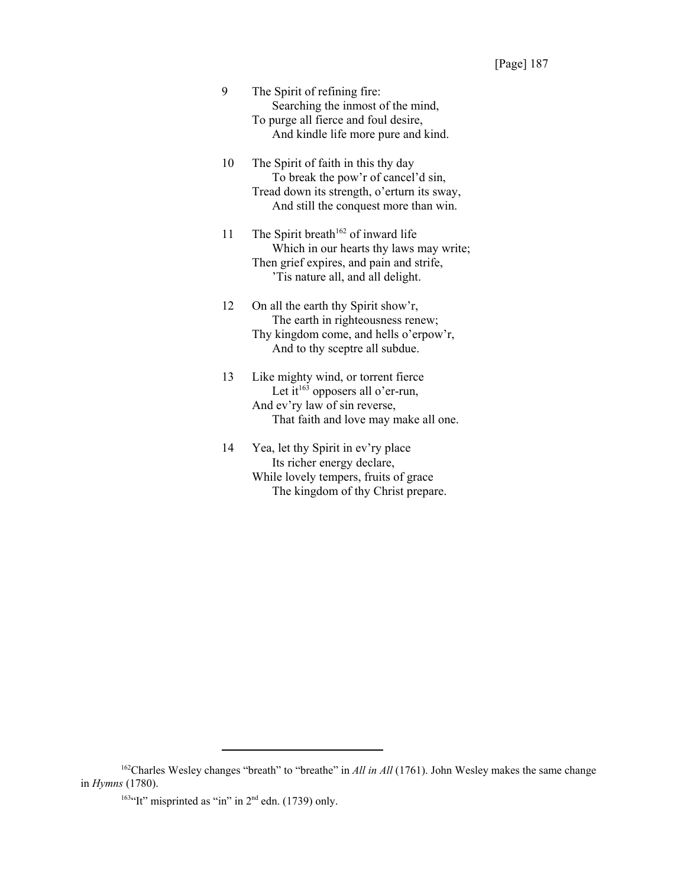9 The Spirit of refining fire:
   Searching the inmost of the mind,
To purge all fierce and foul desire,
   And kindle life more pure and kind.

10 The Spirit of faith in this thy day
   To break the pow'r of cancel'd sin,
Tread down its strength, o'erturn its sway,
   And still the conquest more than win.

11 The Spirit breath[162] of inward life
   Which in our hearts thy laws may write;
Then grief expires, and pain and strife,
   'Tis nature all, and all delight.

12 On all the earth thy Spirit show'r,
   The earth in righteousness renew;
Thy kingdom come, and hells o'erpow'r,
   And to thy sceptre all subdue.

13 Like mighty wind, or torrent fierce
   Let it[163] opposers all o'er-run,
And ev'ry law of sin reverse,
   That faith and love may make all one.

14 Yea, let thy Spirit in ev'ry place
   Its richer energy declare,
While lovely tempers, fruits of grace
   The kingdom of thy Christ prepare.

---

[162]Charles Wesley changes "breath" to "breathe" in *All in All* (1761). John Wesley makes the same change in *Hymns* (1780).

[163]"It" misprinted as "in" in 2nd edn. (1739) only.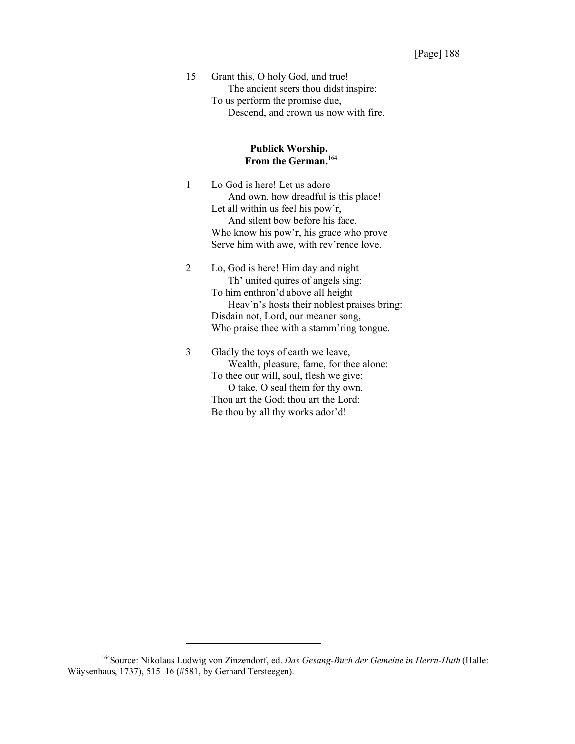15 Grant this, O holy God, and true!
  The ancient seers thou didst inspire:
To us perform the promise due,
  Descend, and crown us now with fire.

**Publick Worship.**
**From the German.**[164]

1 Lo God is here! Let us adore
  And own, how dreadful is this place!
Let all within us feel his pow'r,
  And silent bow before his face.
Who know his pow'r, his grace who prove
Serve him with awe, with rev'rence love.

2 Lo, God is here! Him day and night
  Th' united quires of angels sing:
To him enthron'd above all height
  Heav'n's hosts their noblest praises bring:
Disdain not, Lord, our meaner song,
Who praise thee with a stamm'ring tongue.

3 Gladly the toys of earth we leave,
  Wealth, pleasure, fame, for thee alone:
To thee our will, soul, flesh we give;
  O take, O seal them for thy own.
Thou art the God; thou art the Lord:
Be thou by all thy works ador'd!

---

[164]Source: Nikolaus Ludwig von Zinzendorf, ed. *Das Gesang-Buch der Gemeine in Herrn-Huth* (Halle: Wäysenhaus, 1737), 515–16 (#581, by Gerhard Tersteegen).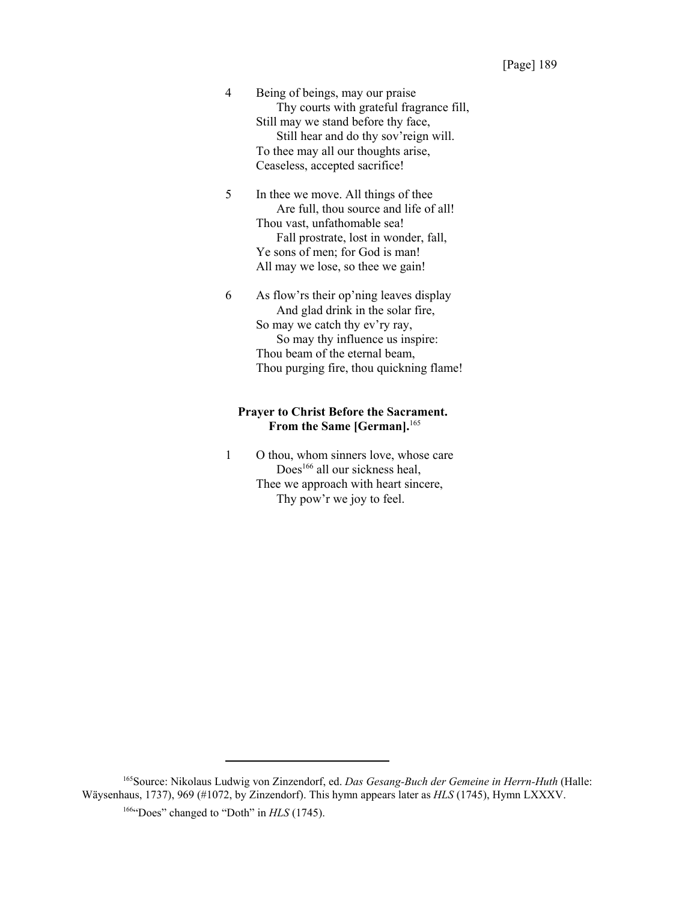4 Being of beings, may our praise
 Thy courts with grateful fragrance fill,
Still may we stand before thy face,
 Still hear and do thy sov'reign will.
To thee may all our thoughts arise,
Ceaseless, accepted sacrifice!

5 In thee we move. All things of thee
 Are full, thou source and life of all!
Thou vast, unfathomable sea!
 Fall prostrate, lost in wonder, fall,
Ye sons of men; for God is man!
All may we lose, so thee we gain!

6 As flow'rs their op'ning leaves display
 And glad drink in the solar fire,
So may we catch thy ev'ry ray,
 So may thy influence us inspire:
Thou beam of the eternal beam,
Thou purging fire, thou quickning flame!

**Prayer to Christ Before the Sacrament.**
**From the Same [German].**[165]

1 O thou, whom sinners love, whose care
 Does[166] all our sickness heal,
Thee we approach with heart sincere,
 Thy pow'r we joy to feel.

---

[165]Source: Nikolaus Ludwig von Zinzendorf, ed. *Das Gesang-Buch der Gemeine in Herrn-Huth* (Halle: Wäysenhaus, 1737), 969 (#1072, by Zinzendorf). This hymn appears later as *HLS* (1745), Hymn LXXXV.

[166]"Does" changed to "Doth" in *HLS* (1745).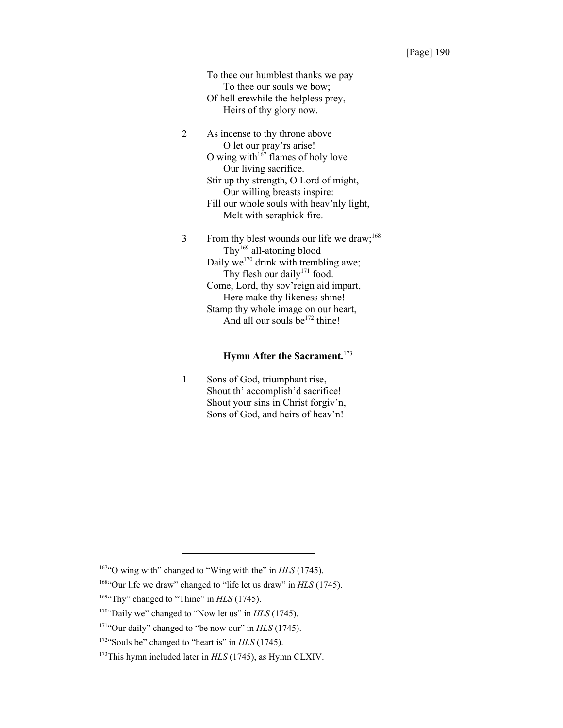To thee our humblest thanks we pay
    To thee our souls we bow;
Of hell erewhile the helpless prey,
    Heirs of thy glory now.

2 As incense to thy throne above
    O let our pray'rs arise!
O wing with[167] flames of holy love
    Our living sacrifice.
Stir up thy strength, O Lord of might,
    Our willing breasts inspire:
Fill our whole souls with heav'nly light,
    Melt with seraphick fire.

3 From thy blest wounds our life we draw;[168]
    Thy[169] all-atoning blood
Daily we[170] drink with trembling awe;
    Thy flesh our daily[171] food.
Come, Lord, thy sov'reign aid impart,
    Here make thy likeness shine!
Stamp thy whole image on our heart,
    And all our souls be[172] thine!

**Hymn After the Sacrament.**[173]

1 Sons of God, triumphant rise,
Shout th' accomplish'd sacrifice!
Shout your sins in Christ forgiv'n,
Sons of God, and heirs of heav'n!

---

[167] "O wing with" changed to "Wing with the" in *HLS* (1745).

[168] "Our life we draw" changed to "life let us draw" in *HLS* (1745).

[169] "Thy" changed to "Thine" in *HLS* (1745).

[170] "Daily we" changed to "Now let us" in *HLS* (1745).

[171] "Our daily" changed to "be now our" in *HLS* (1745).

[172] "Souls be" changed to "heart is" in *HLS* (1745).

[173] This hymn included later in *HLS* (1745), as Hymn CLXIV.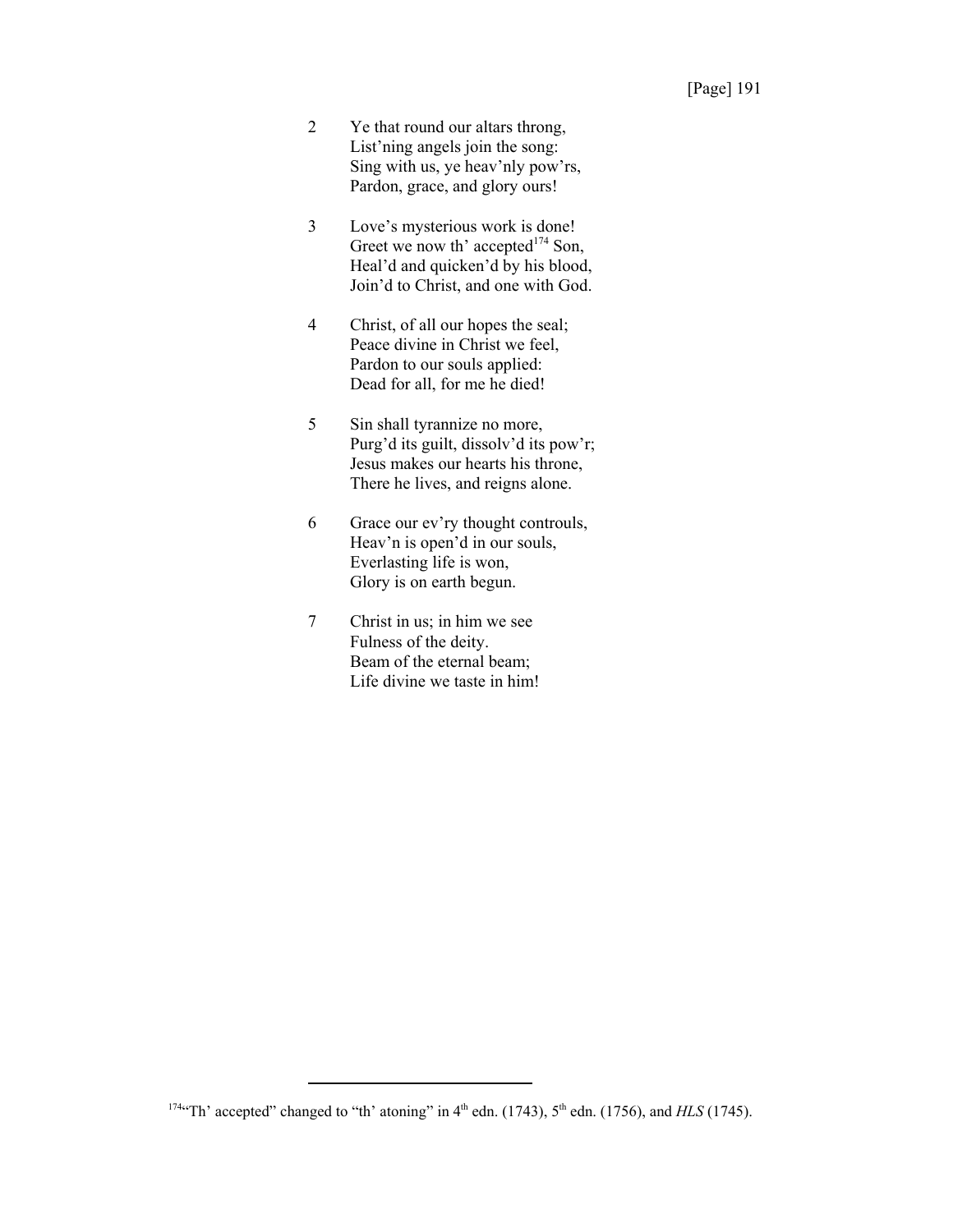2 Ye that round our altars throng,
List'ning angels join the song:
Sing with us, ye heav'nly pow'rs,
Pardon, grace, and glory ours!

3 Love's mysterious work is done!
Greet we now th' accepted[174] Son,
Heal'd and quicken'd by his blood,
Join'd to Christ, and one with God.

4 Christ, of all our hopes the seal;
Peace divine in Christ we feel,
Pardon to our souls applied:
Dead for all, for me he died!

5 Sin shall tyrannize no more,
Purg'd its guilt, dissolv'd its pow'r;
Jesus makes our hearts his throne,
There he lives, and reigns alone.

6 Grace our ev'ry thought controuls,
Heav'n is open'd in our souls,
Everlasting life is won,
Glory is on earth begun.

7 Christ in us; in him we see
Fulness of the deity.
Beam of the eternal beam;
Life divine we taste in him!

---

[174] "Th' accepted" changed to "th' atoning" in 4th edn. (1743), 5th edn. (1756), and *HLS* (1745).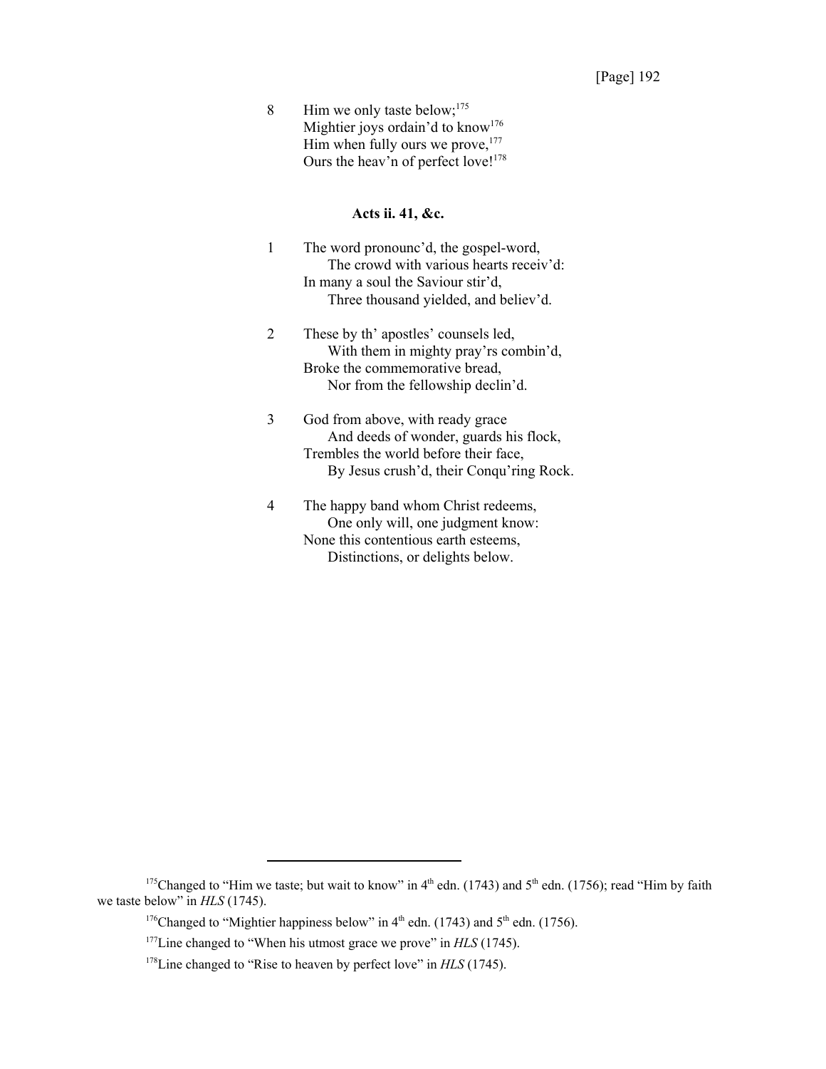8 Him we only taste below;[175]
Mightier joys ordain'd to know[176]
Him when fully ours we prove,[177]
Ours the heav'n of perfect love![178]

**Acts ii. 41, &c.**

1 The word pronounc'd, the gospel-word,
  The crowd with various hearts receiv'd:
In many a soul the Saviour stir'd,
  Three thousand yielded, and believ'd.

2 These by th' apostles' counsels led,
  With them in mighty pray'rs combin'd,
Broke the commemorative bread,
  Nor from the fellowship declin'd.

3 God from above, with ready grace
  And deeds of wonder, guards his flock,
Trembles the world before their face,
  By Jesus crush'd, their Conqu'ring Rock.

4 The happy band whom Christ redeems,
  One only will, one judgment know:
None this contentious earth esteems,
  Distinctions, or delights below.

---

[175] Changed to "Him we taste; but wait to know" in 4th edn. (1743) and 5th edn. (1756); read "Him by faith we taste below" in *HLS* (1745).

[176] Changed to "Mightier happiness below" in 4th edn. (1743) and 5th edn. (1756).

[177] Line changed to "When his utmost grace we prove" in *HLS* (1745).

[178] Line changed to "Rise to heaven by perfect love" in *HLS* (1745).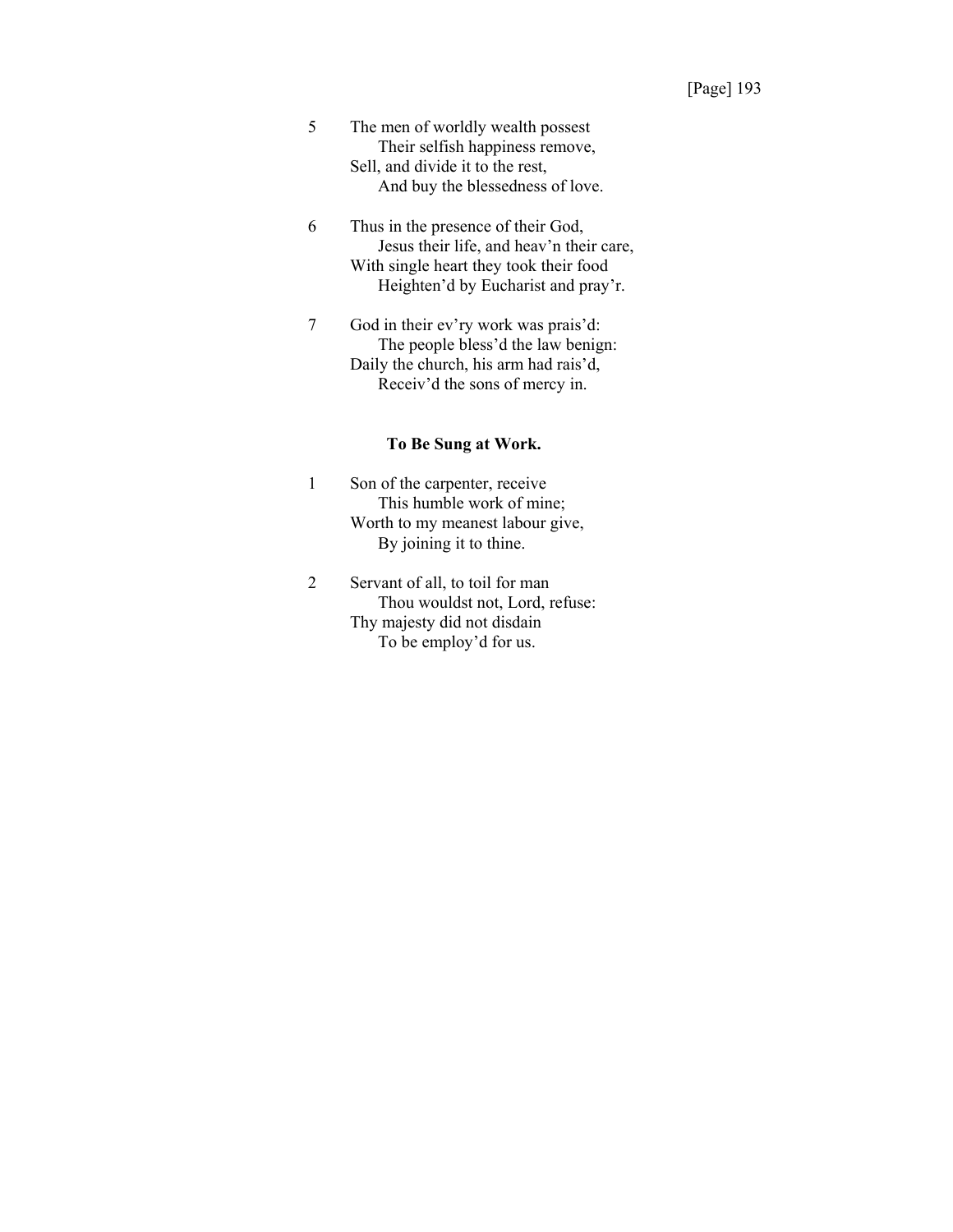5 The men of worldly wealth possest
  Their selfish happiness remove,
Sell, and divide it to the rest,
  And buy the blessedness of love.

6 Thus in the presence of their God,
  Jesus their life, and heav'n their care,
With single heart they took their food
  Heighten'd by Eucharist and pray'r.

7 God in their ev'ry work was prais'd:
  The people bless'd the law benign:
Daily the church, his arm had rais'd,
  Receiv'd the sons of mercy in.

### To Be Sung at Work.

1 Son of the carpenter, receive
  This humble work of mine;
Worth to my meanest labour give,
  By joining it to thine.

2 Servant of all, to toil for man
  Thou wouldst not, Lord, refuse:
Thy majesty did not disdain
  To be employ'd for us.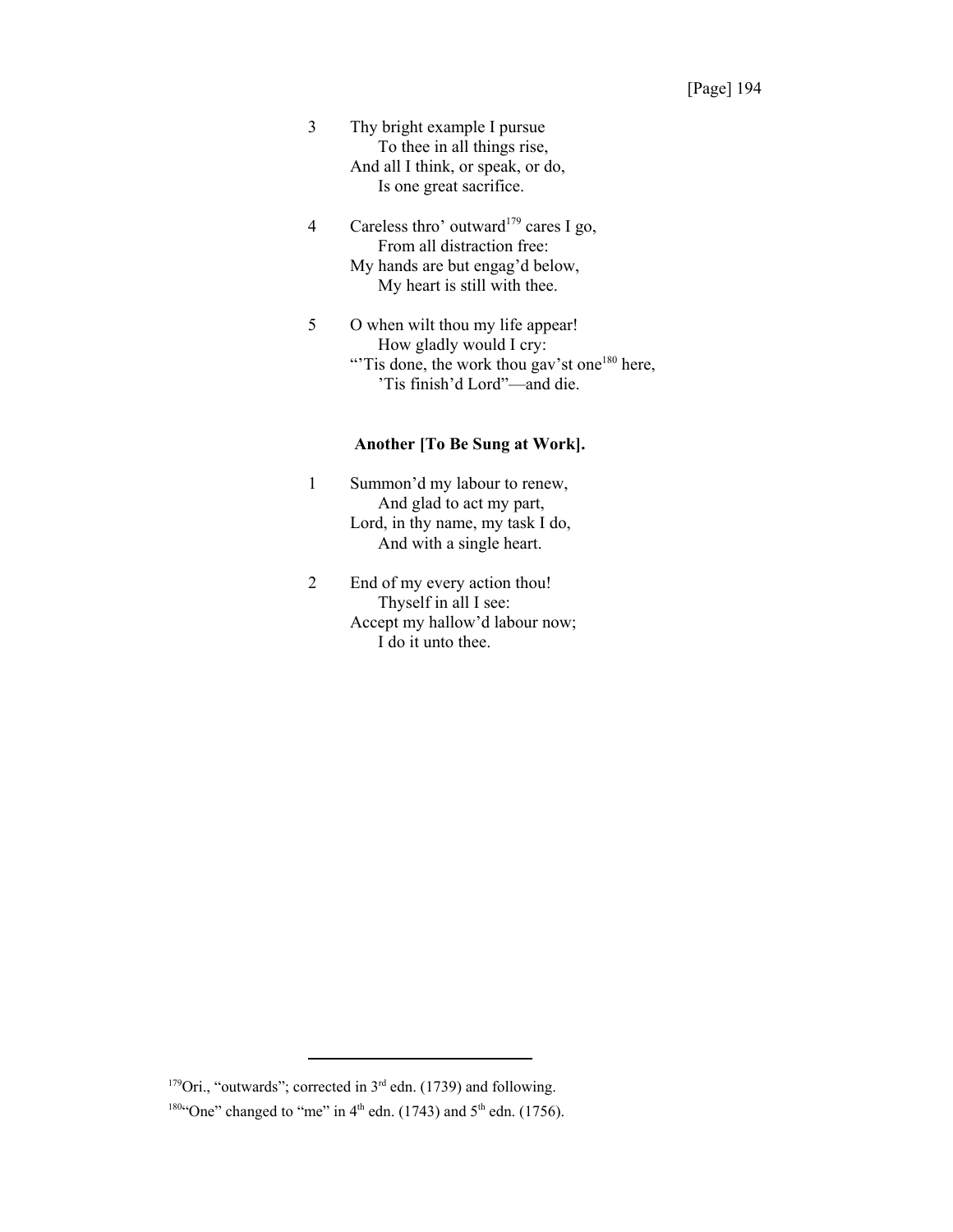3 Thy bright example I pursue
 To thee in all things rise,
And all I think, or speak, or do,
 Is one great sacrifice.

4 Careless thro' outward[179] cares I go,
 From all distraction free:
My hands are but engag'd below,
 My heart is still with thee.

5 O when wilt thou my life appear!
 How gladly would I cry:
"'Tis done, the work thou gav'st one[180] here,
 'Tis finish'd Lord"—and die.

### Another [To Be Sung at Work].

1 Summon'd my labour to renew,
 And glad to act my part,
Lord, in thy name, my task I do,
 And with a single heart.

2 End of my every action thou!
 Thyself in all I see:
Accept my hallow'd labour now;
 I do it unto thee.

---

[179]Ori., "outwards"; corrected in 3rd edn. (1739) and following.

[180]"One" changed to "me" in 4th edn. (1743) and 5th edn. (1756).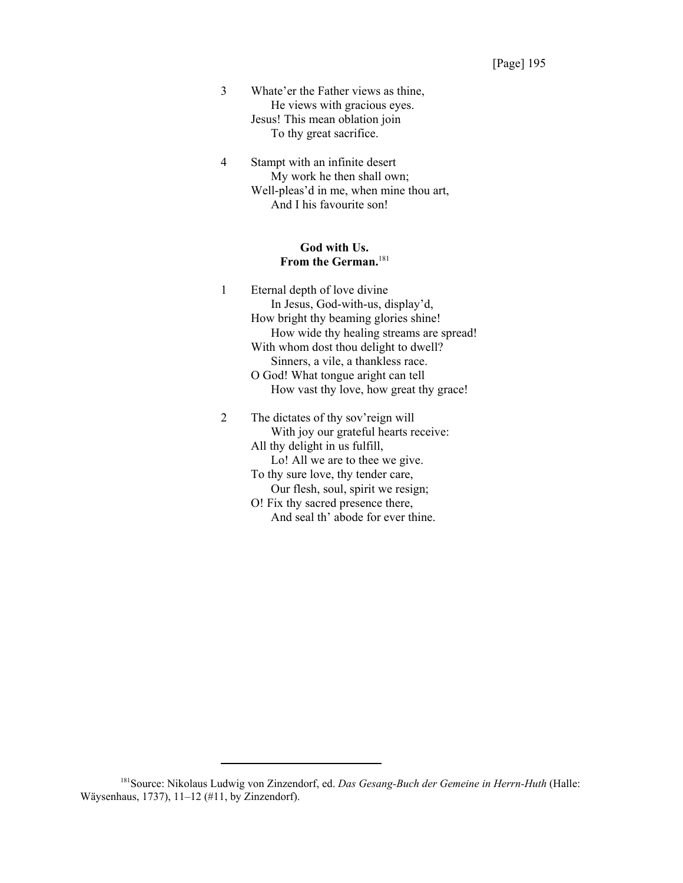3 Whate'er the Father views as thine,  
  He views with gracious eyes.  
Jesus! This mean oblation join  
  To thy great sacrifice.

4 Stampt with an infinite desert  
  My work he then shall own;  
Well-pleas'd in me, when mine thou art,  
  And I his favourite son!

**God with Us.**  
**From the German.**[181]

1 Eternal depth of love divine  
  In Jesus, God-with-us, display'd,  
How bright thy beaming glories shine!  
  How wide thy healing streams are spread!  
With whom dost thou delight to dwell?  
  Sinners, a vile, a thankless race.  
O God! What tongue aright can tell  
  How vast thy love, how great thy grace!

2 The dictates of thy sov'reign will  
  With joy our grateful hearts receive:  
All thy delight in us fulfill,  
  Lo! All we are to thee we give.  
To thy sure love, thy tender care,  
  Our flesh, soul, spirit we resign;  
O! Fix thy sacred presence there,  
  And seal th' abode for ever thine.

---

[181] Source: Nikolaus Ludwig von Zinzendorf, ed. *Das Gesang-Buch der Gemeine in Herrn-Huth* (Halle: Wäysenhaus, 1737), 11–12 (#11, by Zinzendorf).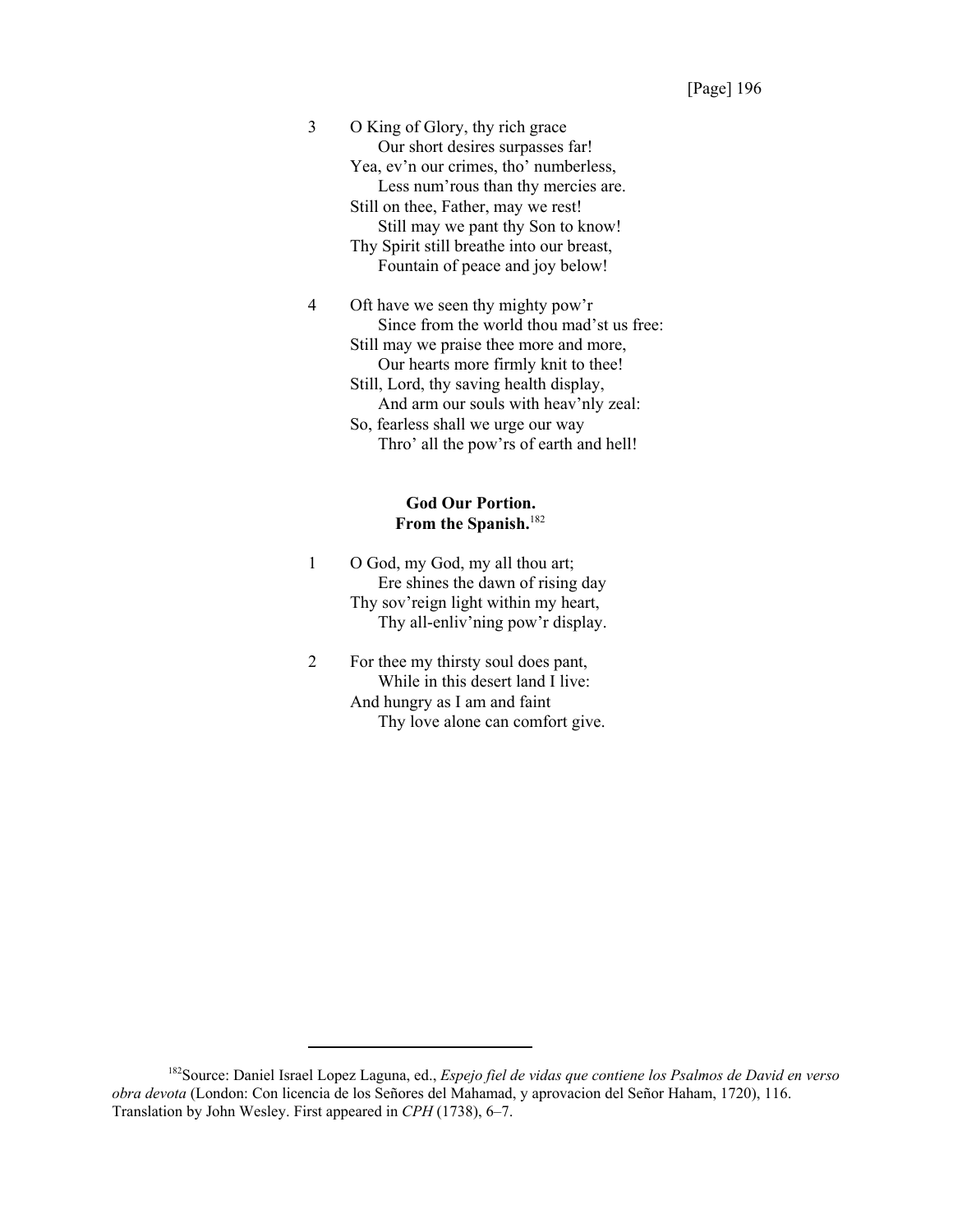3 O King of Glory, thy rich grace
  Our short desires surpasses far!
Yea, ev'n our crimes, tho' numberless,
  Less num'rous than thy mercies are.
Still on thee, Father, may we rest!
  Still may we pant thy Son to know!
Thy Spirit still breathe into our breast,
  Fountain of peace and joy below!

4 Oft have we seen thy mighty pow'r
  Since from the world thou mad'st us free:
Still may we praise thee more and more,
  Our hearts more firmly knit to thee!
Still, Lord, thy saving health display,
  And arm our souls with heav'nly zeal:
So, fearless shall we urge our way
  Thro' all the pow'rs of earth and hell!

**God Our Portion.**
**From the Spanish.**[182]

1 O God, my God, my all thou art;
  Ere shines the dawn of rising day
Thy sov'reign light within my heart,
  Thy all-enliv'ning pow'r display.

2 For thee my thirsty soul does pant,
  While in this desert land I live:
And hungry as I am and faint
  Thy love alone can comfort give.

---

[182]Source: Daniel Israel Lopez Laguna, ed., *Espejo fiel de vidas que contiene los Psalmos de David en verso obra devota* (London: Con licencia de los Señores del Mahamad, y aprovacion del Señor Haham, 1720), 116. Translation by John Wesley. First appeared in *CPH* (1738), 6–7.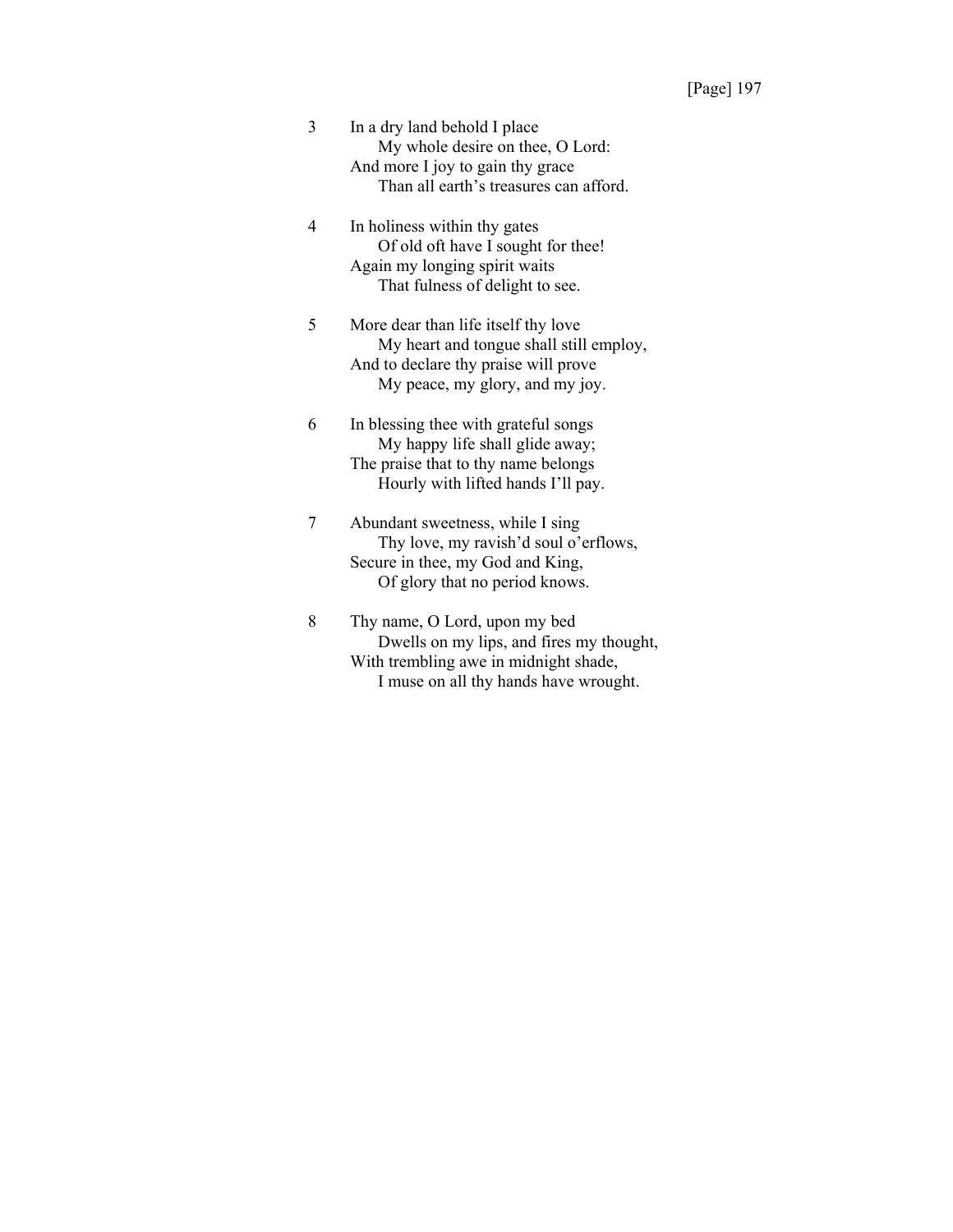3 In a dry land behold I place
 My whole desire on thee, O Lord:
And more I joy to gain thy grace
 Than all earth's treasures can afford.

4 In holiness within thy gates
 Of old oft have I sought for thee!
Again my longing spirit waits
 That fulness of delight to see.

5 More dear than life itself thy love
 My heart and tongue shall still employ,
And to declare thy praise will prove
 My peace, my glory, and my joy.

6 In blessing thee with grateful songs
 My happy life shall glide away;
The praise that to thy name belongs
 Hourly with lifted hands I'll pay.

7 Abundant sweetness, while I sing
 Thy love, my ravish'd soul o'erflows,
Secure in thee, my God and King,
 Of glory that no period knows.

8 Thy name, O Lord, upon my bed
 Dwells on my lips, and fires my thought,
With trembling awe in midnight shade,
 I muse on all thy hands have wrought.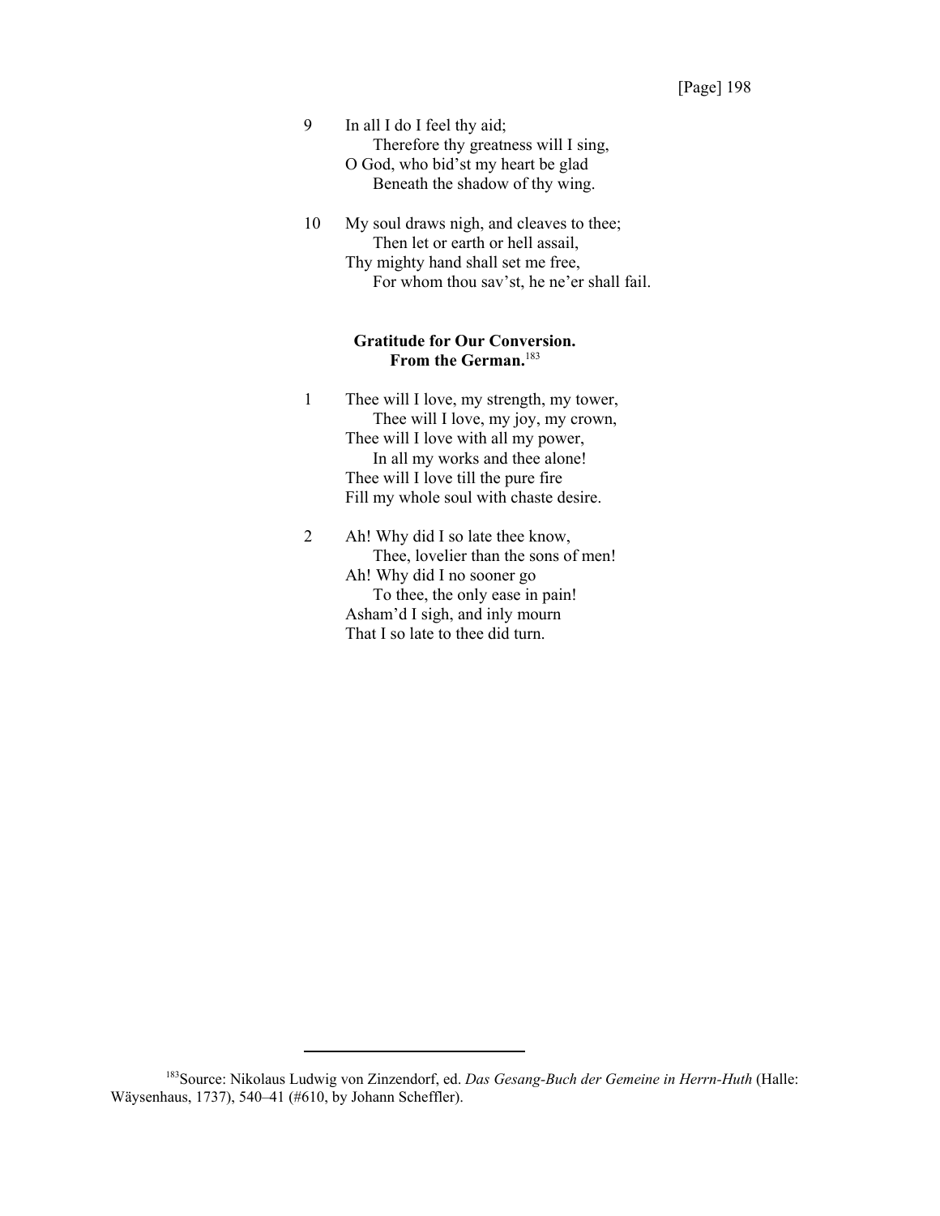9 In all I do I feel thy aid;
    Therefore thy greatness will I sing,
  O God, who bid'st my heart be glad
    Beneath the shadow of thy wing.

10 My soul draws nigh, and cleaves to thee;
    Then let or earth or hell assail,
  Thy mighty hand shall set me free,
    For whom thou sav'st, he ne'er shall fail.

**Gratitude for Our Conversion.**
**From the German.**[183]

1 Thee will I love, my strength, my tower,
    Thee will I love, my joy, my crown,
  Thee will I love with all my power,
    In all my works and thee alone!
  Thee will I love till the pure fire
  Fill my whole soul with chaste desire.

2 Ah! Why did I so late thee know,
    Thee, lovelier than the sons of men!
  Ah! Why did I no sooner go
    To thee, the only ease in pain!
  Asham'd I sigh, and inly mourn
  That I so late to thee did turn.

---

[183]Source: Nikolaus Ludwig von Zinzendorf, ed. *Das Gesang-Buch der Gemeine in Herrn-Huth* (Halle: Wäysenhaus, 1737), 540–41 (#610, by Johann Scheffler).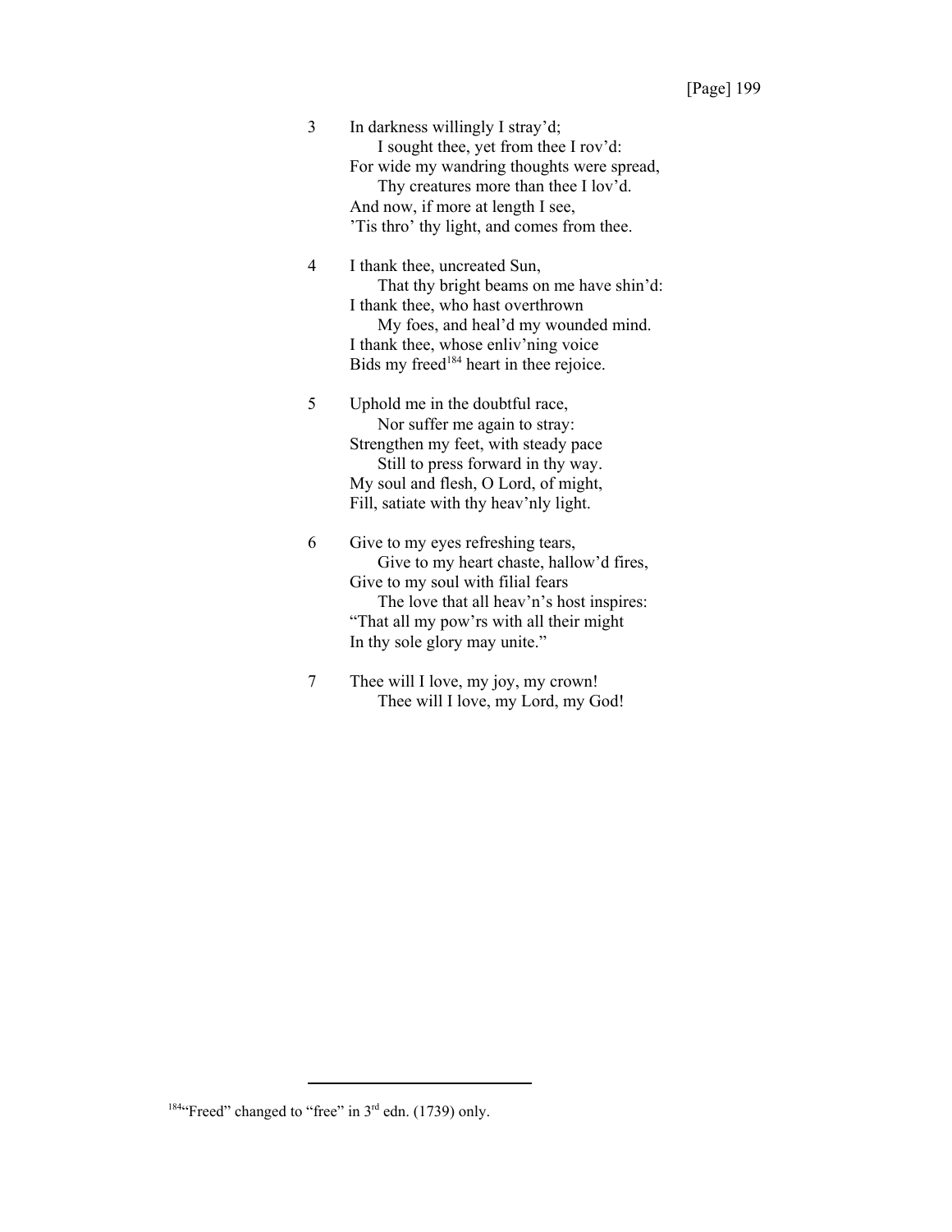3 In darkness willingly I stray'd;
  I sought thee, yet from thee I rov'd:
For wide my wandring thoughts were spread,
  Thy creatures more than thee I lov'd.
And now, if more at length I see,
'Tis thro' thy light, and comes from thee.

4 I thank thee, uncreated Sun,
  That thy bright beams on me have shin'd:
I thank thee, who hast overthrown
  My foes, and heal'd my wounded mind.
I thank thee, whose enliv'ning voice
Bids my freed[184] heart in thee rejoice.

5 Uphold me in the doubtful race,
  Nor suffer me again to stray:
Strengthen my feet, with steady pace
  Still to press forward in thy way.
My soul and flesh, O Lord, of might,
Fill, satiate with thy heav'nly light.

6 Give to my eyes refreshing tears,
  Give to my heart chaste, hallow'd fires,
Give to my soul with filial fears
  The love that all heav'n's host inspires:
"That all my pow'rs with all their might
In thy sole glory may unite."

7 Thee will I love, my joy, my crown!
  Thee will I love, my Lord, my God!

---

[184] "Freed" changed to "free" in 3rd edn. (1739) only.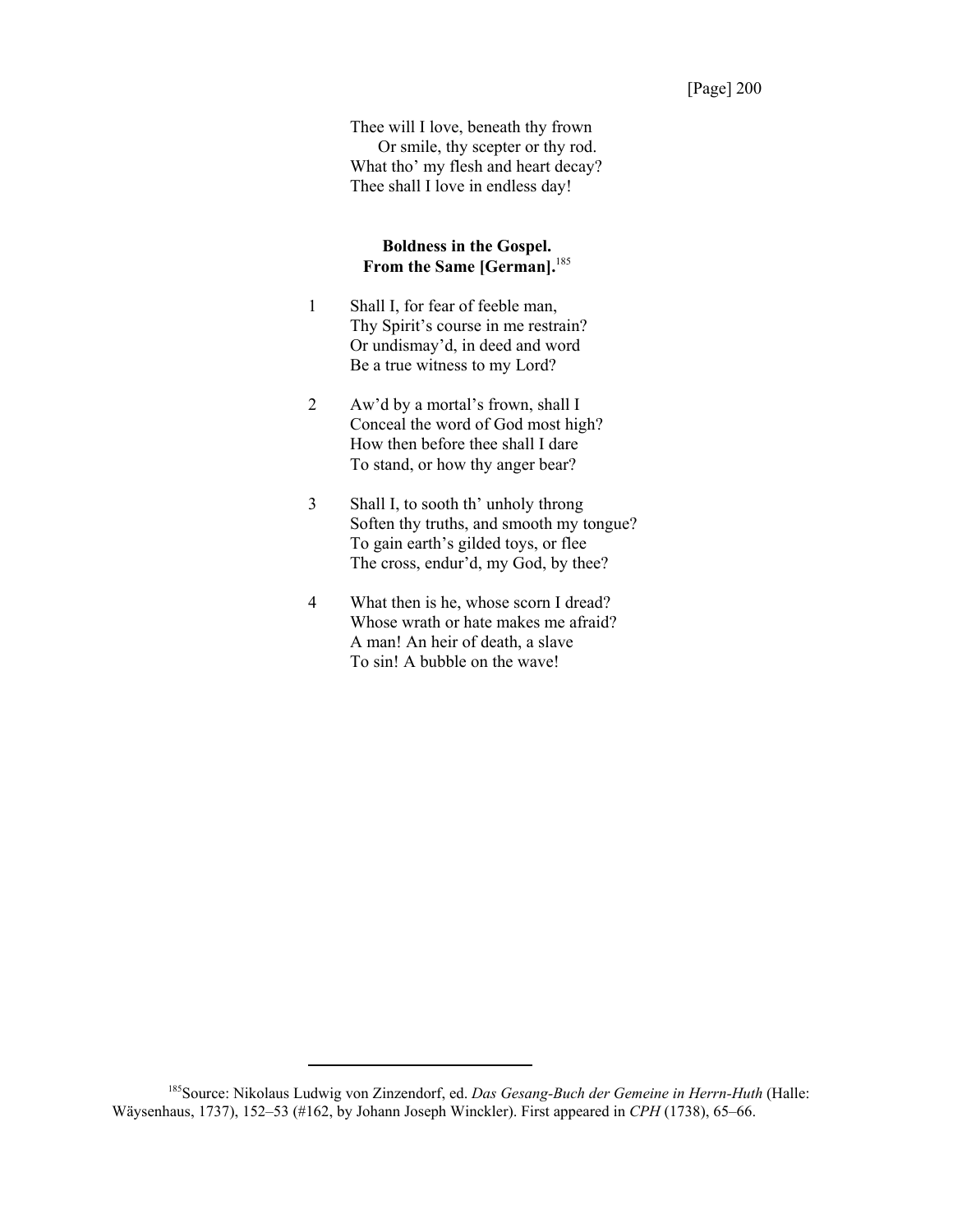Thee will I love, beneath thy frown  
  Or smile, thy scepter or thy rod.  
What tho' my flesh and heart decay?  
Thee shall I love in endless day!

**Boldness in the Gospel.**  
**From the Same [German].**[185]

1 Shall I, for fear of feeble man,  
Thy Spirit's course in me restrain?  
Or undismay'd, in deed and word  
Be a true witness to my Lord?

2 Aw'd by a mortal's frown, shall I  
Conceal the word of God most high?  
How then before thee shall I dare  
To stand, or how thy anger bear?

3 Shall I, to sooth th' unholy throng  
Soften thy truths, and smooth my tongue?  
To gain earth's gilded toys, or flee  
The cross, endur'd, my God, by thee?

4 What then is he, whose scorn I dread?  
Whose wrath or hate makes me afraid?  
A man! An heir of death, a slave  
To sin! A bubble on the wave!

---

[185]Source: Nikolaus Ludwig von Zinzendorf, ed. *Das Gesang-Buch der Gemeine in Herrn-Huth* (Halle: Wäysenhaus, 1737), 152–53 (#162, by Johann Joseph Winckler). First appeared in *CPH* (1738), 65–66.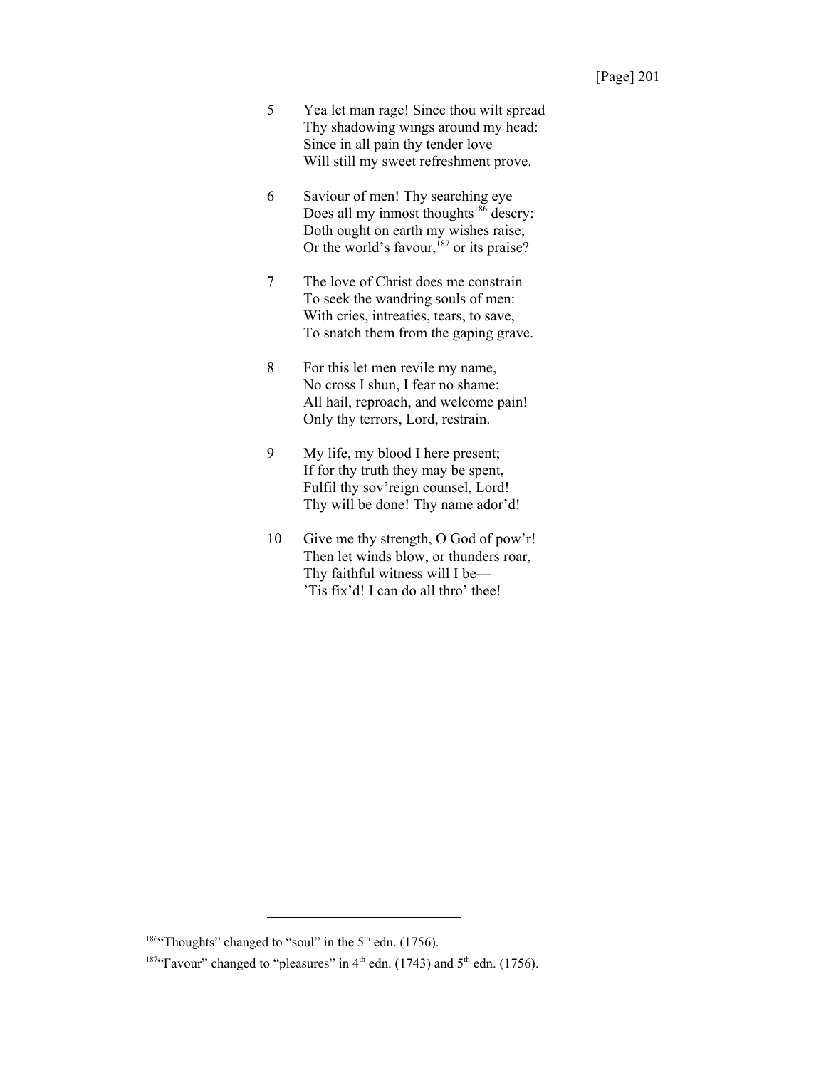5 Yea let man rage! Since thou wilt spread
Thy shadowing wings around my head:
Since in all pain thy tender love
Will still my sweet refreshment prove.

6 Saviour of men! Thy searching eye
Does all my inmost thoughts[186] descry:
Doth ought on earth my wishes raise;
Or the world's favour,[187] or its praise?

7 The love of Christ does me constrain
To seek the wandring souls of men:
With cries, intreaties, tears, to save,
To snatch them from the gaping grave.

8 For this let men revile my name,
No cross I shun, I fear no shame:
All hail, reproach, and welcome pain!
Only thy terrors, Lord, restrain.

9 My life, my blood I here present;
If for thy truth they may be spent,
Fulfil thy sov'reign counsel, Lord!
Thy will be done! Thy name ador'd!

10 Give me thy strength, O God of pow'r!
Then let winds blow, or thunders roar,
Thy faithful witness will I be—
'Tis fix'd! I can do all thro' thee!

---

[186] "Thoughts" changed to "soul" in the 5th edn. (1756).

[187] "Favour" changed to "pleasures" in 4th edn. (1743) and 5th edn. (1756).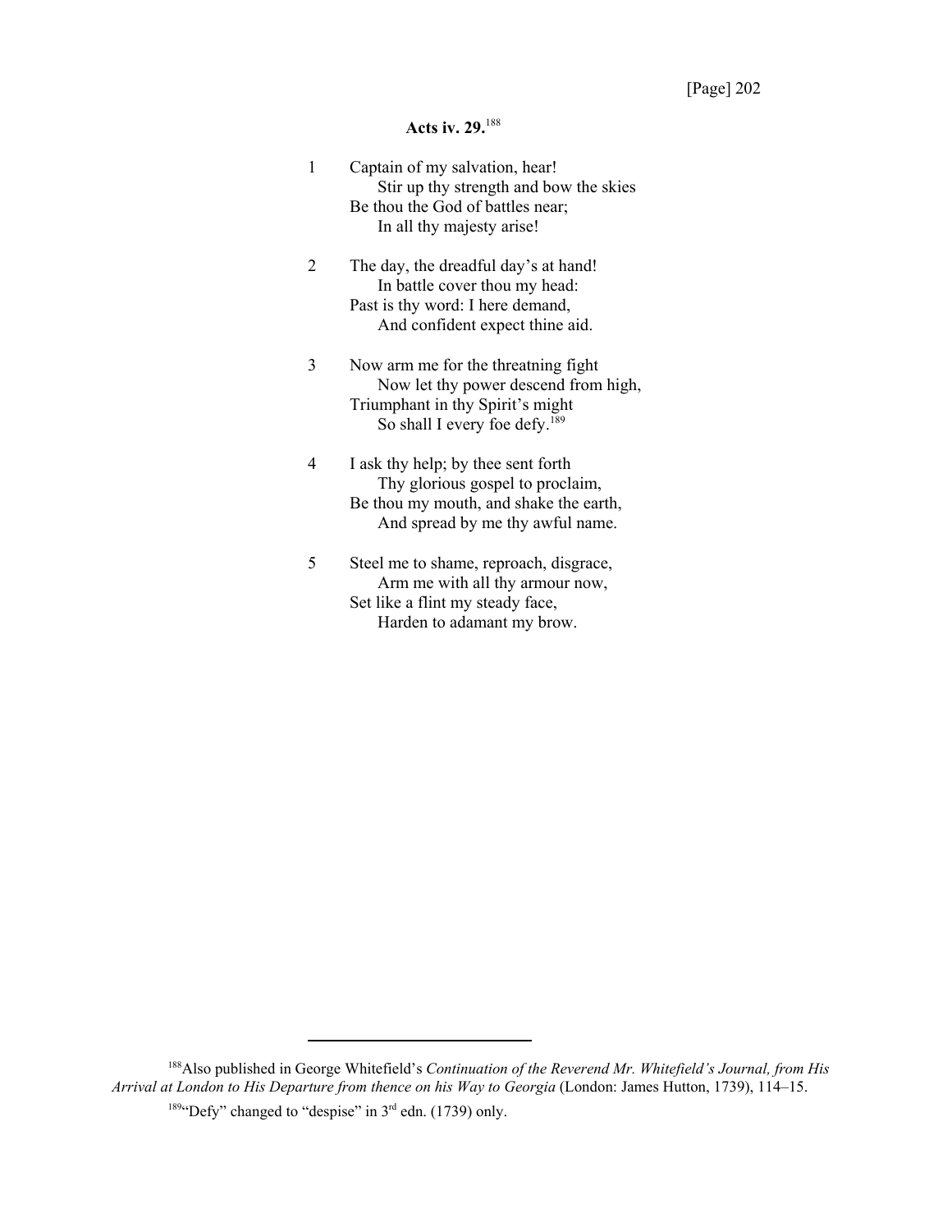## Acts iv. 29.[188]

1 Captain of my salvation, hear!
  Stir up thy strength and bow the skies
Be thou the God of battles near;
  In all thy majesty arise!

2 The day, the dreadful day's at hand!
  In battle cover thou my head:
Past is thy word: I here demand,
  And confident expect thine aid.

3 Now arm me for the threatning fight
  Now let thy power descend from high,
Triumphant in thy Spirit's might
  So shall I every foe defy.[189]

4 I ask thy help; by thee sent forth
  Thy glorious gospel to proclaim,
Be thou my mouth, and shake the earth,
  And spread by me thy awful name.

5 Steel me to shame, reproach, disgrace,
  Arm me with all thy armour now,
Set like a flint my steady face,
  Harden to adamant my brow.

---

[188] Also published in George Whitefield's *Continuation of the Reverend Mr. Whitefield's Journal, from His Arrival at London to His Departure from thence on his Way to Georgia* (London: James Hutton, 1739), 114–15.

[189] "Defy" changed to "despise" in 3rd edn. (1739) only.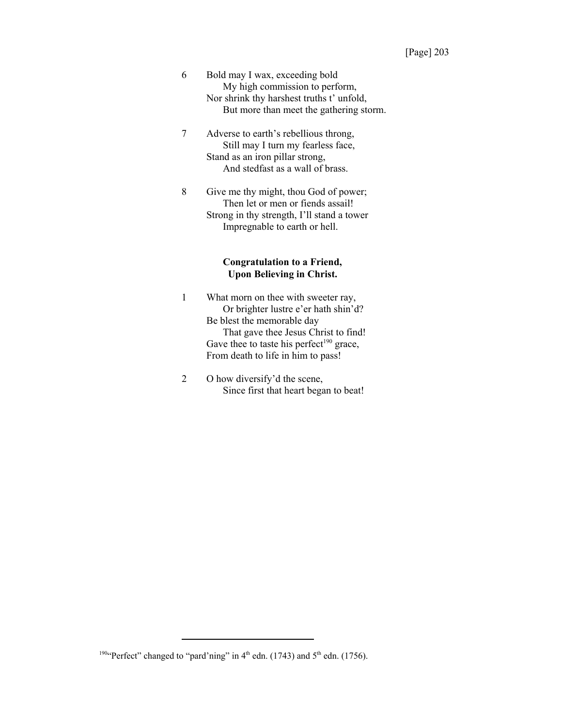6 Bold may I wax, exceeding bold
  My high commission to perform,
Nor shrink thy harshest truths t' unfold,
  But more than meet the gathering storm.

7 Adverse to earth's rebellious throng,
  Still may I turn my fearless face,
Stand as an iron pillar strong,
  And stedfast as a wall of brass.

8 Give me thy might, thou God of power;
  Then let or men or fiends assail!
Strong in thy strength, I'll stand a tower
  Impregnable to earth or hell.

**Congratulation to a Friend,
Upon Believing in Christ.**

1 What morn on thee with sweeter ray,
  Or brighter lustre e'er hath shin'd?
Be blest the memorable day
  That gave thee Jesus Christ to find!
Gave thee to taste his perfect[190] grace,
From death to life in him to pass!

2 O how diversify'd the scene,
  Since first that heart began to beat!

---

[190]"Perfect" changed to "pard'ning" in 4th edn. (1743) and 5th edn. (1756).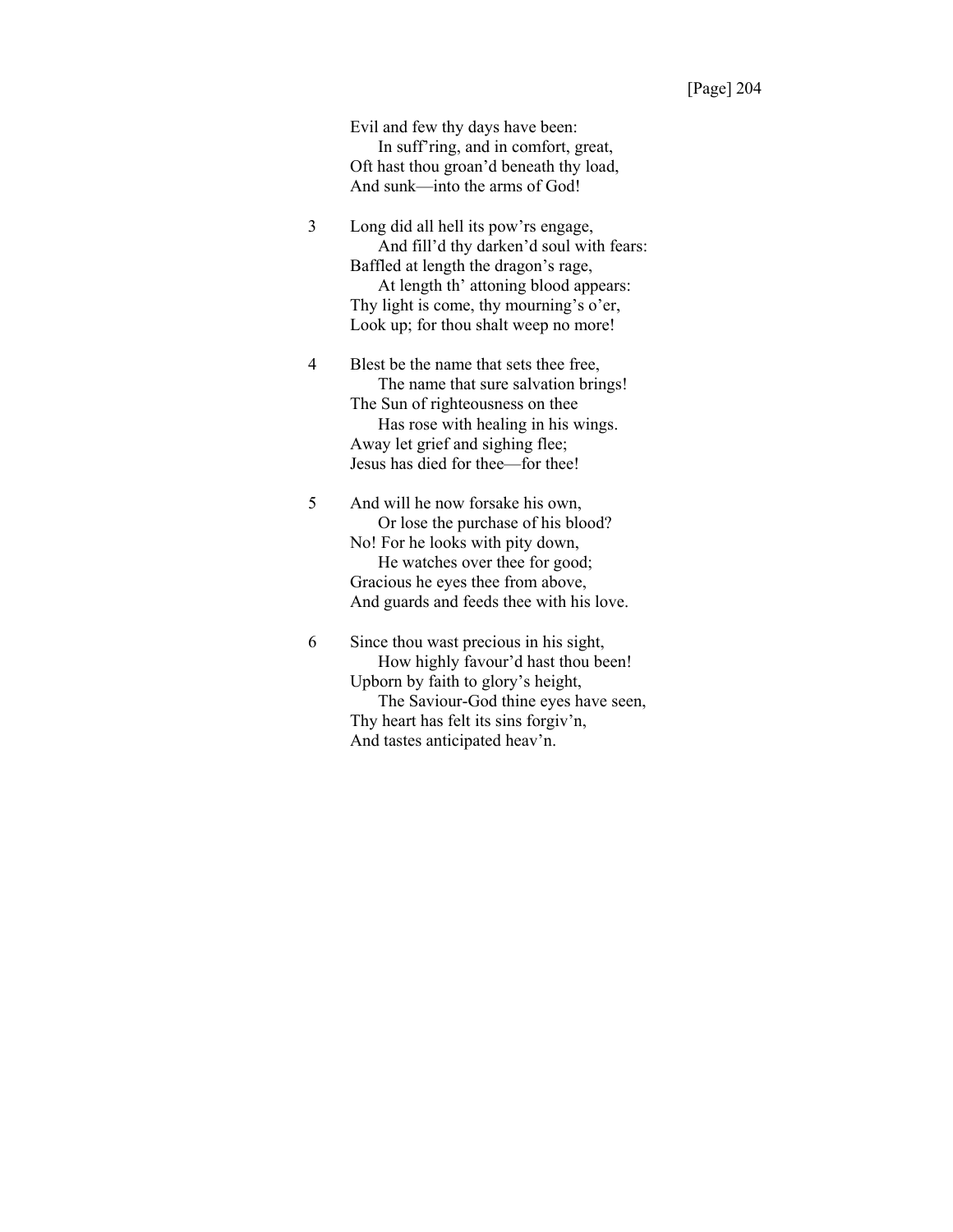Evil and few thy days have been:
    In suff'ring, and in comfort, great,
Oft hast thou groan'd beneath thy load,
And sunk—into the arms of God!

3 Long did all hell its pow'rs engage,
    And fill'd thy darken'd soul with fears:
Baffled at length the dragon's rage,
    At length th' attoning blood appears:
Thy light is come, thy mourning's o'er,
Look up; for thou shalt weep no more!

4 Blest be the name that sets thee free,
    The name that sure salvation brings!
The Sun of righteousness on thee
    Has rose with healing in his wings.
Away let grief and sighing flee;
Jesus has died for thee—for thee!

5 And will he now forsake his own,
    Or lose the purchase of his blood?
No! For he looks with pity down,
    He watches over thee for good;
Gracious he eyes thee from above,
And guards and feeds thee with his love.

6 Since thou wast precious in his sight,
    How highly favour'd hast thou been!
Upborn by faith to glory's height,
    The Saviour-God thine eyes have seen,
Thy heart has felt its sins forgiv'n,
And tastes anticipated heav'n.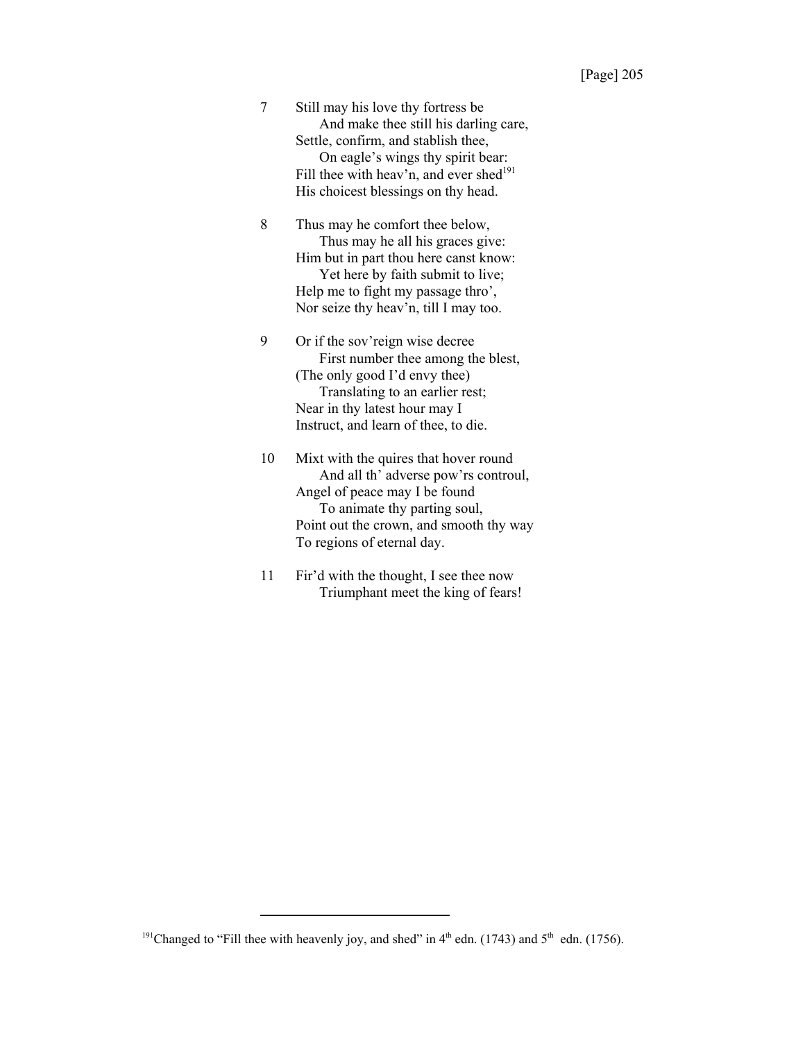7 Still may his love thy fortress be
  And make thee still his darling care,
Settle, confirm, and stablish thee,
  On eagle's wings thy spirit bear:
Fill thee with heav'n, and ever shed[191]
His choicest blessings on thy head.

8 Thus may he comfort thee below,
  Thus may he all his graces give:
Him but in part thou here canst know:
  Yet here by faith submit to live;
Help me to fight my passage thro',
Nor seize thy heav'n, till I may too.

9 Or if the sov'reign wise decree
  First number thee among the blest,
(The only good I'd envy thee)
  Translating to an earlier rest;
Near in thy latest hour may I
Instruct, and learn of thee, to die.

10 Mixt with the quires that hover round
  And all th' adverse pow'rs controul,
Angel of peace may I be found
  To animate thy parting soul,
Point out the crown, and smooth thy way
To regions of eternal day.

11 Fir'd with the thought, I see thee now
  Triumphant meet the king of fears!

---

[191] Changed to "Fill thee with heavenly joy, and shed" in 4th edn. (1743) and 5th edn. (1756).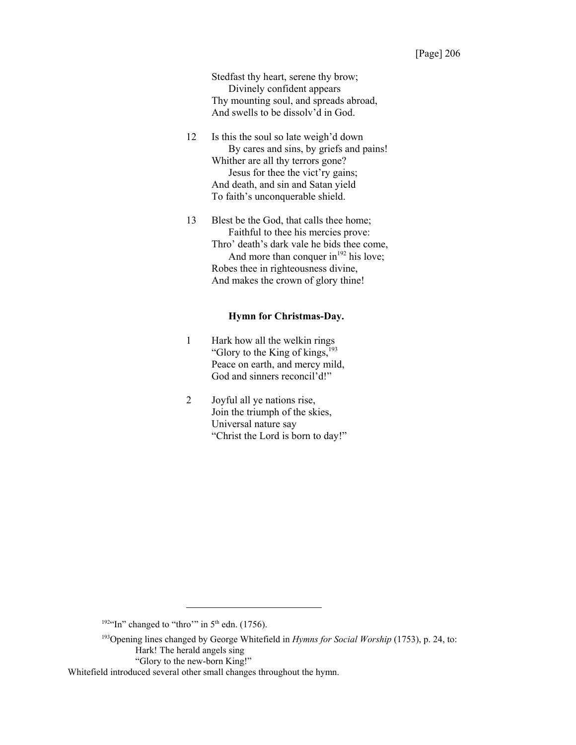Stedfast thy heart, serene thy brow;
    Divinely confident appears
Thy mounting soul, and spreads abroad,
And swells to be dissolv'd in God.

12 Is this the soul so late weigh'd down
    By cares and sins, by griefs and pains!
Whither are all thy terrors gone?
    Jesus for thee the vict'ry gains;
And death, and sin and Satan yield
To faith's unconquerable shield.

13 Blest be the God, that calls thee home;
    Faithful to thee his mercies prove:
Thro' death's dark vale he bids thee come,
    And more than conquer in[192] his love;
Robes thee in righteousness divine,
And makes the crown of glory thine!

**Hymn for Christmas-Day.**

1 Hark how all the welkin rings
"Glory to the King of kings,[193]
Peace on earth, and mercy mild,
God and sinners reconcil'd!"

2 Joyful all ye nations rise,
Join the triumph of the skies,
Universal nature say
"Christ the Lord is born to day!"

---

[192]"In" changed to "thro'" in 5th edn. (1756).

[193]Opening lines changed by George Whitefield in *Hymns for Social Worship* (1753), p. 24, to:
    Hark! The herald angels sing
    "Glory to the new-born King!"
Whitefield introduced several other small changes throughout the hymn.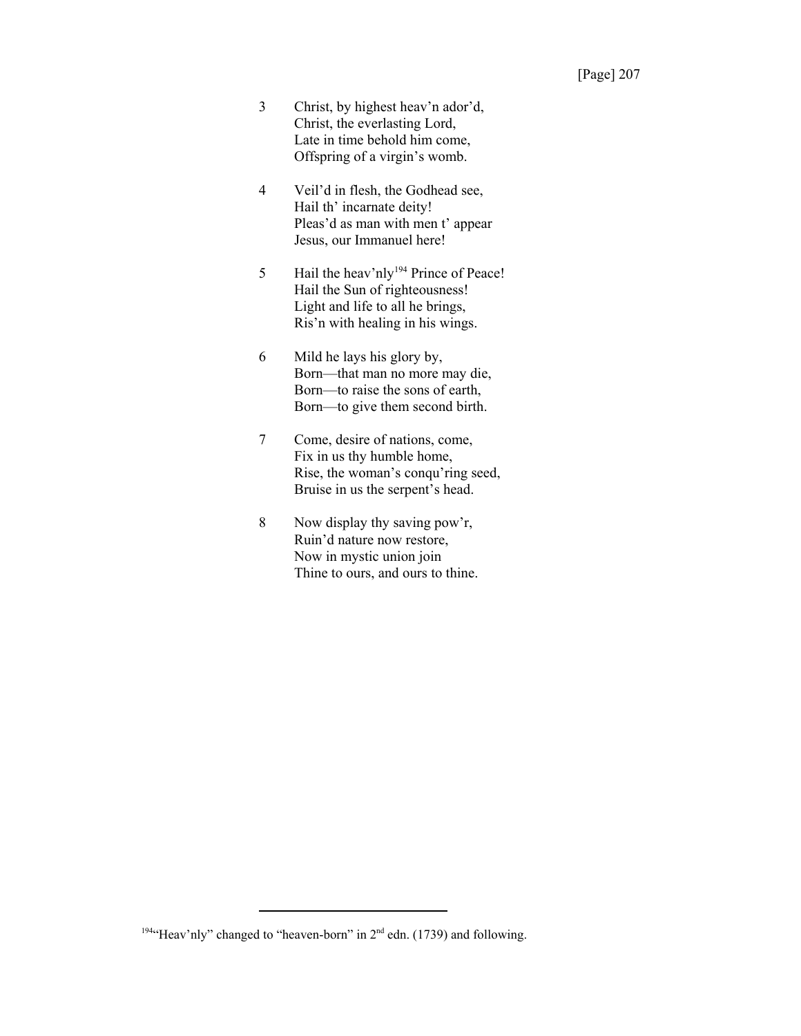3 Christ, by highest heav'n ador'd,
Christ, the everlasting Lord,
Late in time behold him come,
Offspring of a virgin's womb.

4 Veil'd in flesh, the Godhead see,
Hail th' incarnate deity!
Pleas'd as man with men t' appear
Jesus, our Immanuel here!

5 Hail the heav'nly[194] Prince of Peace!
Hail the Sun of righteousness!
Light and life to all he brings,
Ris'n with healing in his wings.

6 Mild he lays his glory by,
Born—that man no more may die,
Born—to raise the sons of earth,
Born—to give them second birth.

7 Come, desire of nations, come,
Fix in us thy humble home,
Rise, the woman's conqu'ring seed,
Bruise in us the serpent's head.

8 Now display thy saving pow'r,
Ruin'd nature now restore,
Now in mystic union join
Thine to ours, and ours to thine.

---

[194]"Heav'nly" changed to "heaven-born" in 2nd edn. (1739) and following.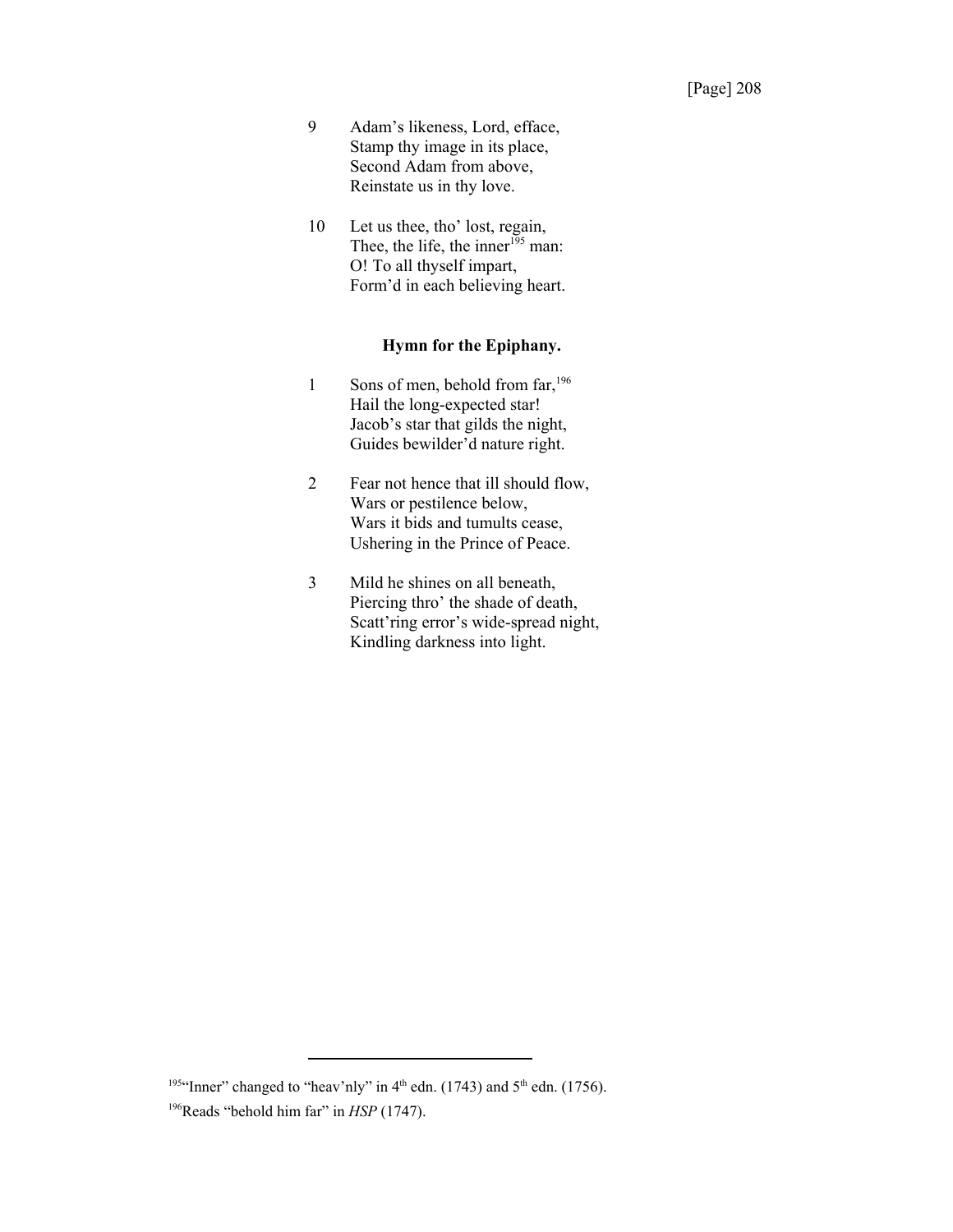9 Adam's likeness, Lord, efface,
Stamp thy image in its place,
Second Adam from above,
Reinstate us in thy love.

10 Let us thee, tho' lost, regain,
Thee, the life, the inner[195] man:
O! To all thyself impart,
Form'd in each believing heart.

### Hymn for the Epiphany.

1 Sons of men, behold from far,[196]
Hail the long-expected star!
Jacob's star that gilds the night,
Guides bewilder'd nature right.

2 Fear not hence that ill should flow,
Wars or pestilence below,
Wars it bids and tumults cease,
Ushering in the Prince of Peace.

3 Mild he shines on all beneath,
Piercing thro' the shade of death,
Scatt'ring error's wide-spread night,
Kindling darkness into light.

---

[195] "Inner" changed to "heav'nly" in 4th edn. (1743) and 5th edn. (1756).

[196] Reads "behold him far" in *HSP* (1747).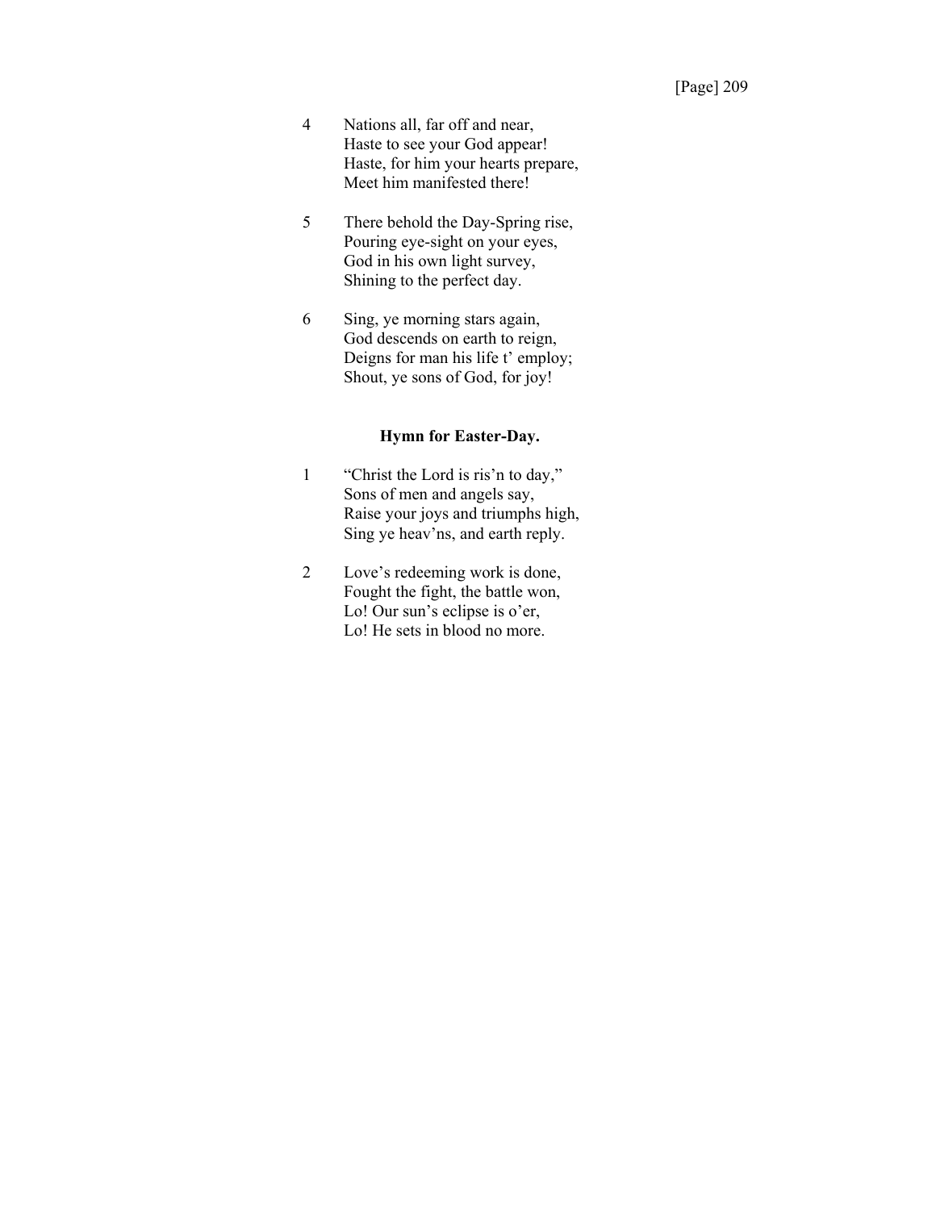4 Nations all, far off and near,
Haste to see your God appear!
Haste, for him your hearts prepare,
Meet him manifested there!

5 There behold the Day-Spring rise,
Pouring eye-sight on your eyes,
God in his own light survey,
Shining to the perfect day.

6 Sing, ye morning stars again,
God descends on earth to reign,
Deigns for man his life t' employ;
Shout, ye sons of God, for joy!

**Hymn for Easter-Day.**

1 "Christ the Lord is ris'n to day,"
Sons of men and angels say,
Raise your joys and triumphs high,
Sing ye heav'ns, and earth reply.

2 Love's redeeming work is done,
Fought the fight, the battle won,
Lo! Our sun's eclipse is o'er,
Lo! He sets in blood no more.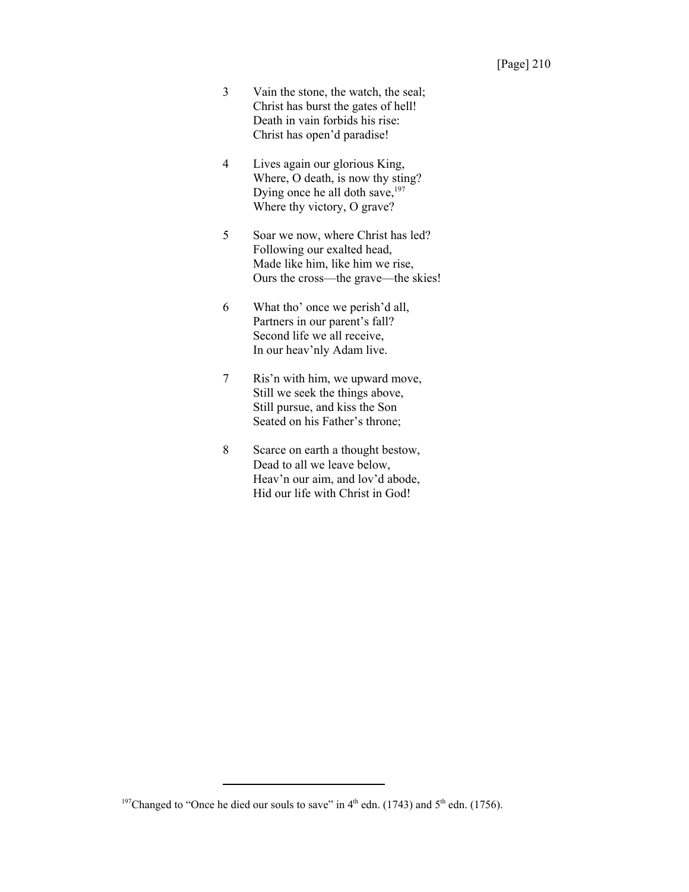3 Vain the stone, the watch, the seal;
Christ has burst the gates of hell!
Death in vain forbids his rise:
Christ has open'd paradise!

4 Lives again our glorious King,
Where, O death, is now thy sting?
Dying once he all doth save,[197]
Where thy victory, O grave?

5 Soar we now, where Christ has led?
Following our exalted head,
Made like him, like him we rise,
Ours the cross—the grave—the skies!

6 What tho' once we perish'd all,
Partners in our parent's fall?
Second life we all receive,
In our heav'nly Adam live.

7 Ris'n with him, we upward move,
Still we seek the things above,
Still pursue, and kiss the Son
Seated on his Father's throne;

8 Scarce on earth a thought bestow,
Dead to all we leave below,
Heav'n our aim, and lov'd abode,
Hid our life with Christ in God!

---

[197]Changed to "Once he died our souls to save" in 4th edn. (1743) and 5th edn. (1756).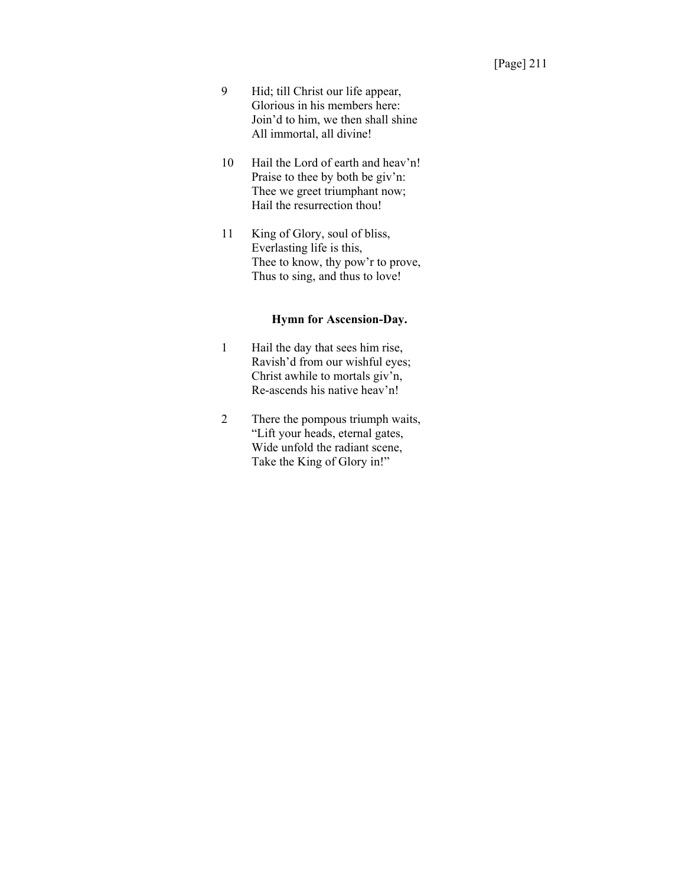9 Hid; till Christ our life appear,
Glorious in his members here:
Join'd to him, we then shall shine
All immortal, all divine!

10 Hail the Lord of earth and heav'n!
Praise to thee by both be giv'n:
Thee we greet triumphant now;
Hail the resurrection thou!

11 King of Glory, soul of bliss,
Everlasting life is this,
Thee to know, thy pow'r to prove,
Thus to sing, and thus to love!

### Hymn for Ascension-Day.

1 Hail the day that sees him rise,
Ravish'd from our wishful eyes;
Christ awhile to mortals giv'n,
Re-ascends his native heav'n!

2 There the pompous triumph waits,
"Lift your heads, eternal gates,
Wide unfold the radiant scene,
Take the King of Glory in!"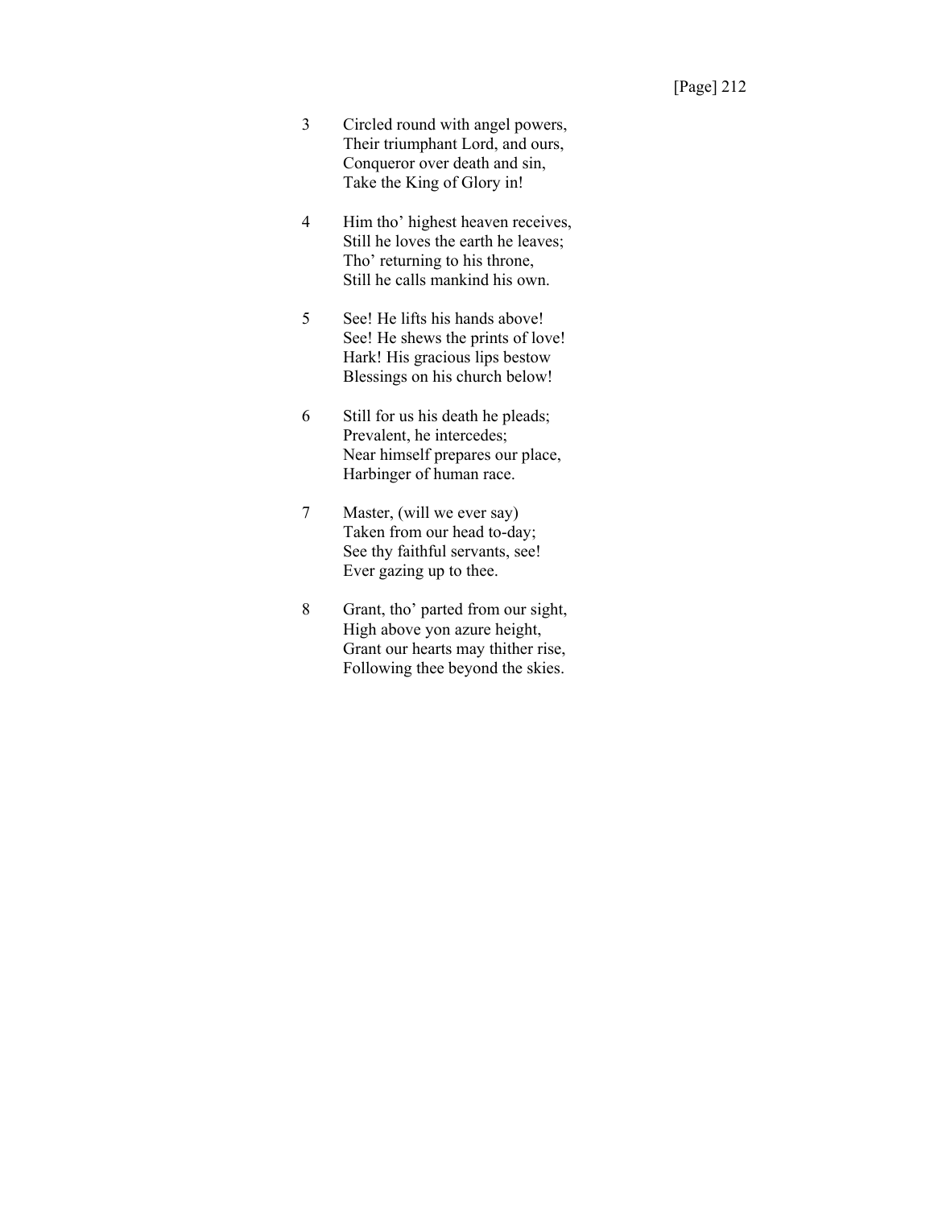3 Circled round with angel powers,
Their triumphant Lord, and ours,
Conqueror over death and sin,
Take the King of Glory in!

4 Him tho' highest heaven receives,
Still he loves the earth he leaves;
Tho' returning to his throne,
Still he calls mankind his own.

5 See! He lifts his hands above!
See! He shews the prints of love!
Hark! His gracious lips bestow
Blessings on his church below!

6 Still for us his death he pleads;
Prevalent, he intercedes;
Near himself prepares our place,
Harbinger of human race.

7 Master, (will we ever say)
Taken from our head to-day;
See thy faithful servants, see!
Ever gazing up to thee.

8 Grant, tho' parted from our sight,
High above yon azure height,
Grant our hearts may thither rise,
Following thee beyond the skies.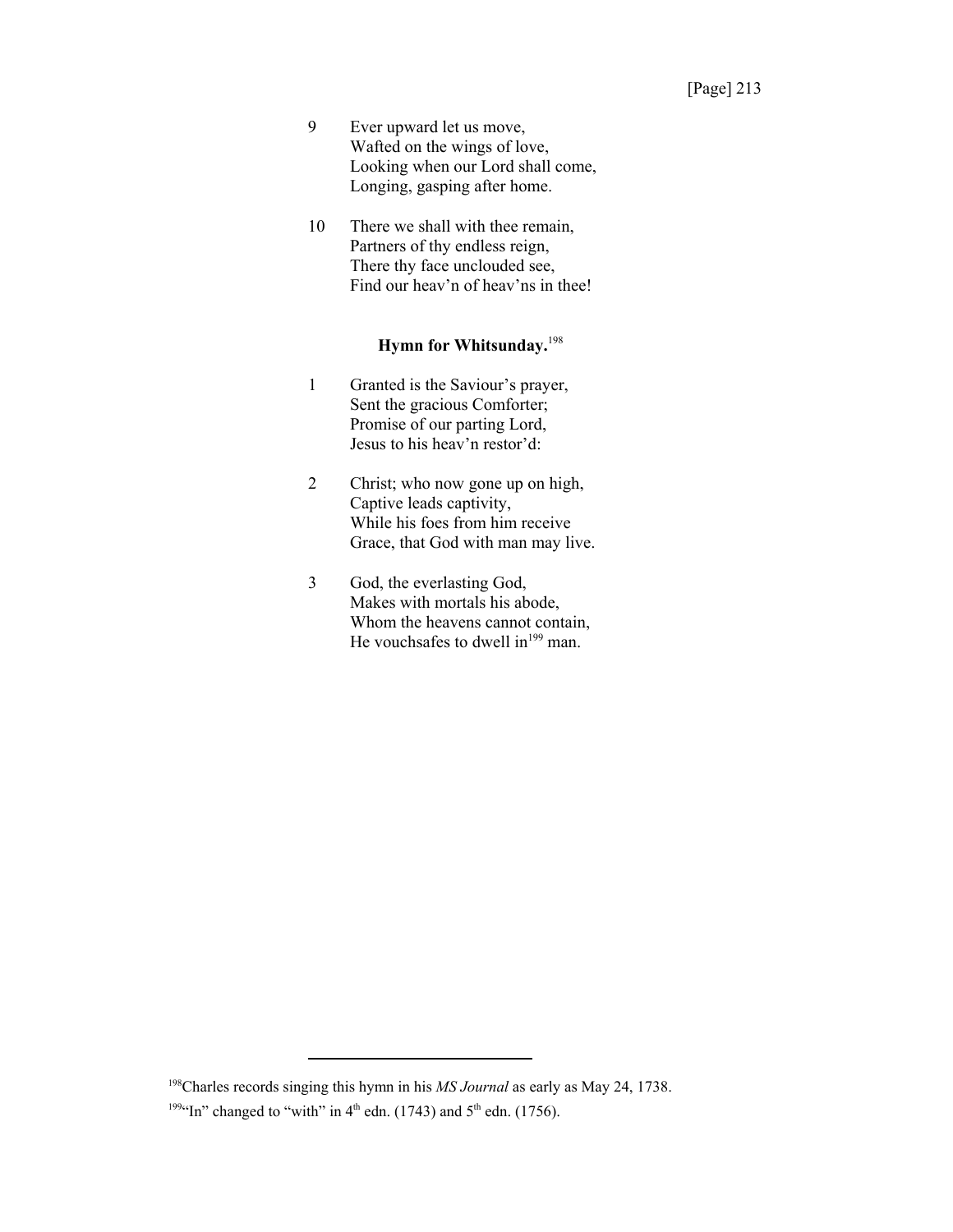9 Ever upward let us move,
Wafted on the wings of love,
Looking when our Lord shall come,
Longing, gasping after home.

10 There we shall with thee remain,
Partners of thy endless reign,
There thy face unclouded see,
Find our heav'n of heav'ns in thee!

### Hymn for Whitsunday.[198]

1 Granted is the Saviour's prayer,
Sent the gracious Comforter;
Promise of our parting Lord,
Jesus to his heav'n restor'd:

2 Christ; who now gone up on high,
Captive leads captivity,
While his foes from him receive
Grace, that God with man may live.

3 God, the everlasting God,
Makes with mortals his abode,
Whom the heavens cannot contain,
He vouchsafes to dwell in[199] man.

---

[198]Charles records singing this hymn in his *MS Journal* as early as May 24, 1738.

[199]"In" changed to "with" in 4th edn. (1743) and 5th edn. (1756).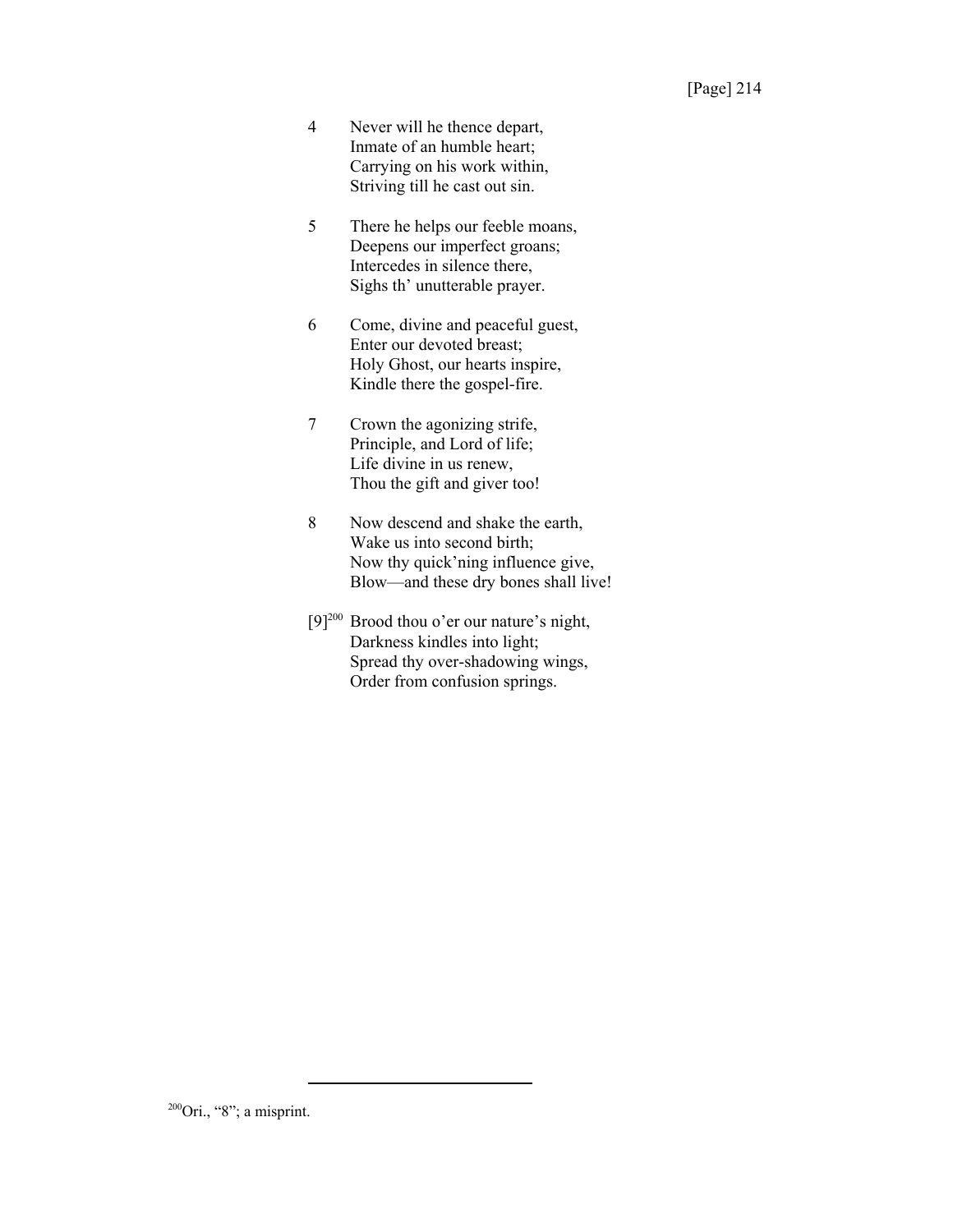4 Never will he thence depart,
Inmate of an humble heart;
Carrying on his work within,
Striving till he cast out sin.

5 There he helps our feeble moans,
Deepens our imperfect groans;
Intercedes in silence there,
Sighs th' unutterable prayer.

6 Come, divine and peaceful guest,
Enter our devoted breast;
Holy Ghost, our hearts inspire,
Kindle there the gospel-fire.

7 Crown the agonizing strife,
Principle, and Lord of life;
Life divine in us renew,
Thou the gift and giver too!

8 Now descend and shake the earth,
Wake us into second birth;
Now thy quick'ning influence give,
Blow—and these dry bones shall live!

[9][200] Brood thou o'er our nature's night,
Darkness kindles into light;
Spread thy over-shadowing wings,
Order from confusion springs.

---

[200] Ori., "8"; a misprint.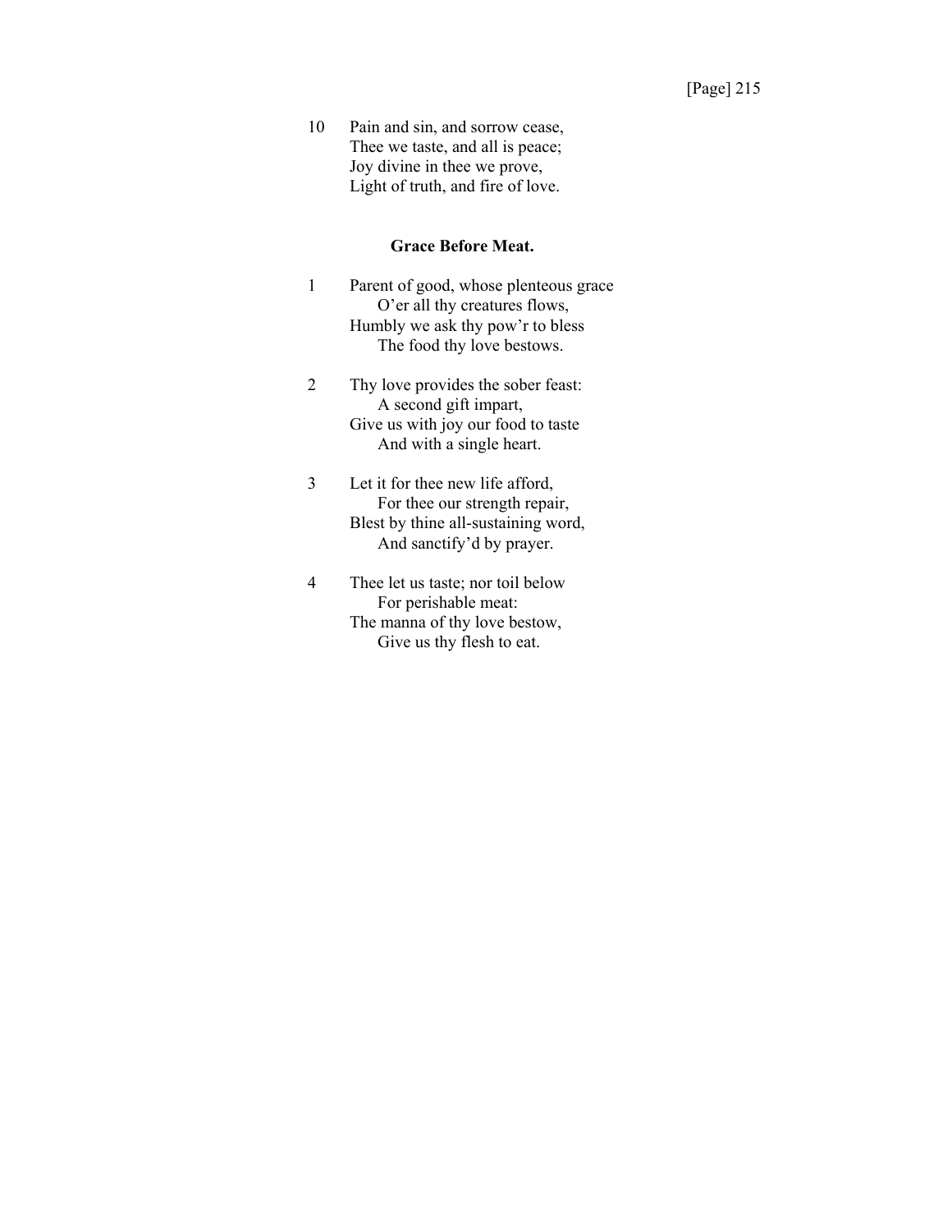10 Pain and sin, and sorrow cease,  
Thee we taste, and all is peace;  
Joy divine in thee we prove,  
Light of truth, and fire of love.

### Grace Before Meat.

1 Parent of good, whose plenteous grace  
  O'er all thy creatures flows,  
Humbly we ask thy pow'r to bless  
  The food thy love bestows.

2 Thy love provides the sober feast:  
  A second gift impart,  
Give us with joy our food to taste  
  And with a single heart.

3 Let it for thee new life afford,  
  For thee our strength repair,  
Blest by thine all-sustaining word,  
  And sanctify'd by prayer.

4 Thee let us taste; nor toil below  
  For perishable meat:  
The manna of thy love bestow,  
  Give us thy flesh to eat.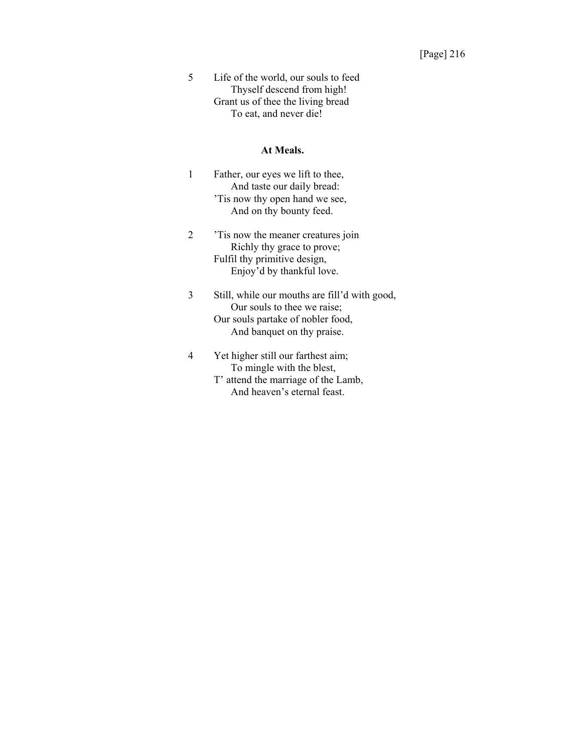5 Life of the world, our souls to feed
  Thyself descend from high!
Grant us of thee the living bread
  To eat, and never die!

### At Meals.

1 Father, our eyes we lift to thee,
  And taste our daily bread:
’Tis now thy open hand we see,
  And on thy bounty feed.

2 ’Tis now the meaner creatures join
  Richly thy grace to prove;
Fulfil thy primitive design,
  Enjoy’d by thankful love.

3 Still, while our mouths are fill’d with good,
  Our souls to thee we raise;
Our souls partake of nobler food,
  And banquet on thy praise.

4 Yet higher still our farthest aim;
  To mingle with the blest,
T’ attend the marriage of the Lamb,
  And heaven’s eternal feast.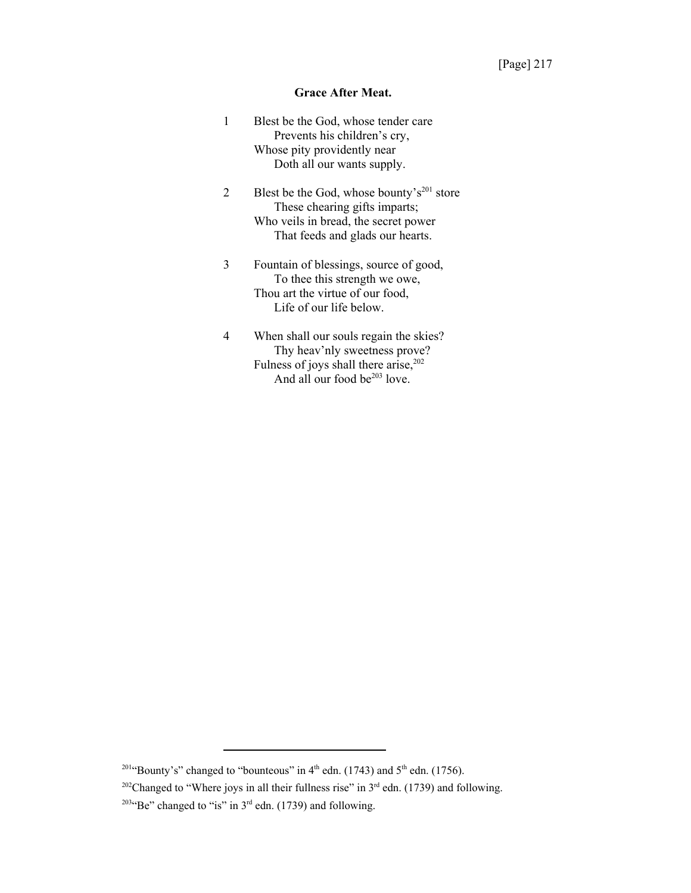### Grace After Meat.

1 Blest be the God, whose tender care
  Prevents his children's cry,
Whose pity providently near
  Doth all our wants supply.

2 Blest be the God, whose bounty's[201] store
  These chearing gifts imparts;
Who veils in bread, the secret power
  That feeds and glads our hearts.

3 Fountain of blessings, source of good,
  To thee this strength we owe,
Thou art the virtue of our food,
  Life of our life below.

4 When shall our souls regain the skies?
  Thy heav'nly sweetness prove?
Fulness of joys shall there arise,[202]
  And all our food be[203] love.

---

[201]"Bounty's" changed to "bounteous" in 4th edn. (1743) and 5th edn. (1756).

[202]Changed to "Where joys in all their fullness rise" in 3rd edn. (1739) and following.

[203]"Be" changed to "is" in 3rd edn. (1739) and following.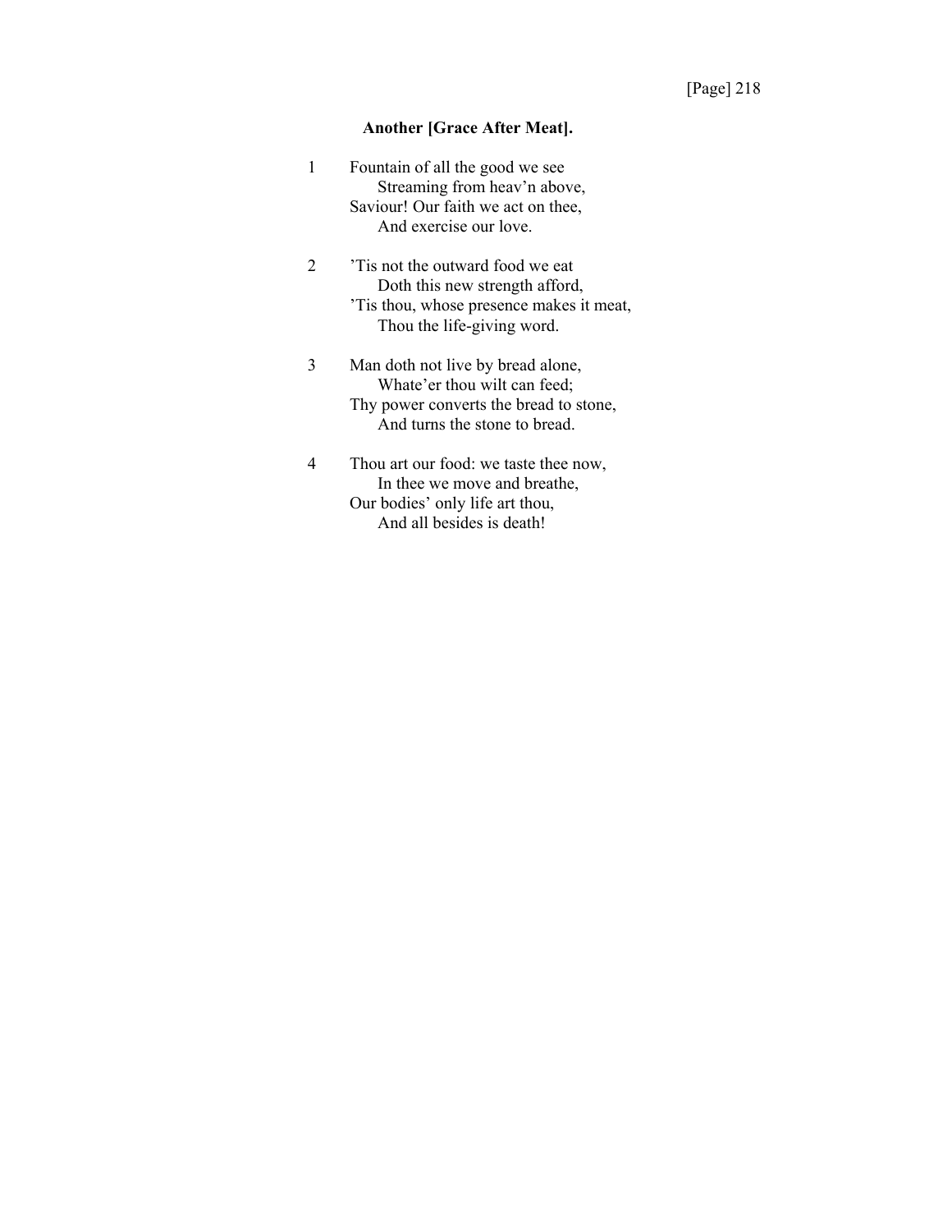### Another [Grace After Meat].

1 Fountain of all the good we see  
  Streaming from heav'n above,  
Saviour! Our faith we act on thee,  
  And exercise our love.

2 'Tis not the outward food we eat  
  Doth this new strength afford,  
'Tis thou, whose presence makes it meat,  
  Thou the life-giving word.

3 Man doth not live by bread alone,  
  Whate'er thou wilt can feed;  
Thy power converts the bread to stone,  
  And turns the stone to bread.

4 Thou art our food: we taste thee now,  
  In thee we move and breathe,  
Our bodies' only life art thou,  
  And all besides is death!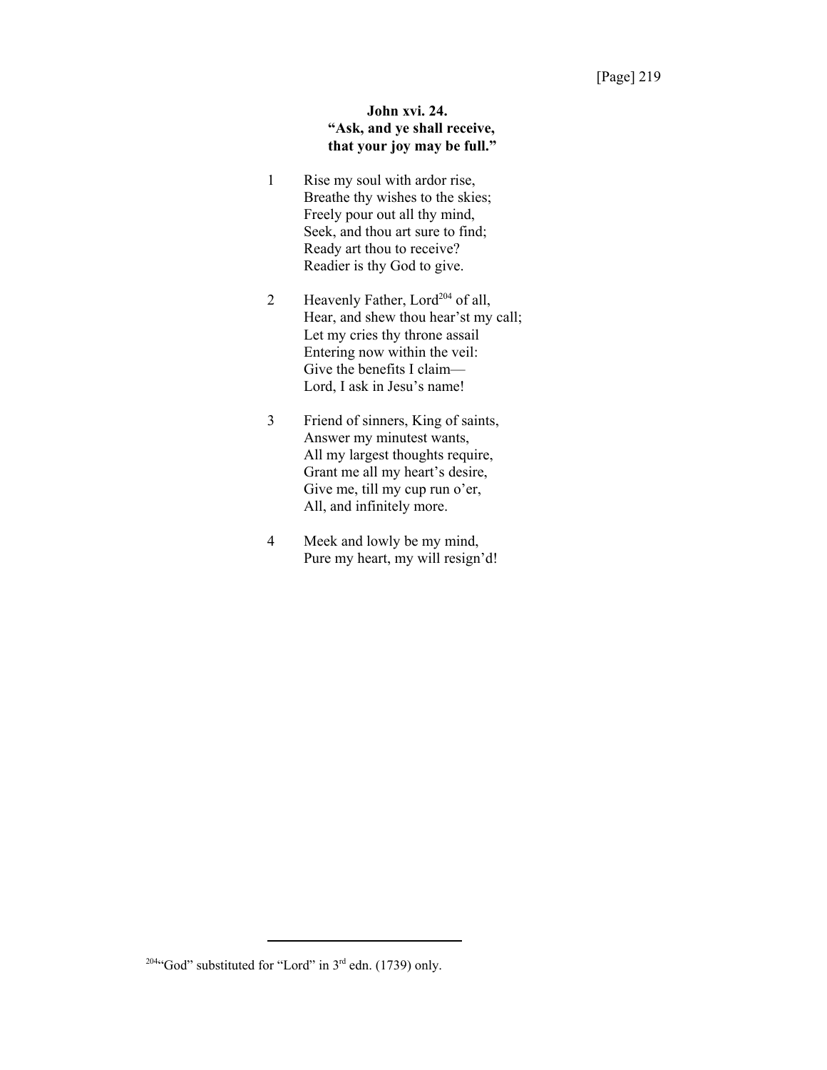**John xvi. 24.**
**"Ask, and ye shall receive,**
**that your joy may be full."**

1 Rise my soul with ardor rise,
Breathe thy wishes to the skies;
Freely pour out all thy mind,
Seek, and thou art sure to find;
Ready art thou to receive?
Readier is thy God to give.

2 Heavenly Father, Lord[204] of all,
Hear, and shew thou hear'st my call;
Let my cries thy throne assail
Entering now within the veil:
Give the benefits I claim—
Lord, I ask in Jesu's name!

3 Friend of sinners, King of saints,
Answer my minutest wants,
All my largest thoughts require,
Grant me all my heart's desire,
Give me, till my cup run o'er,
All, and infinitely more.

4 Meek and lowly be my mind,
Pure my heart, my will resign'd!

---

[204] "God" substituted for "Lord" in 3rd edn. (1739) only.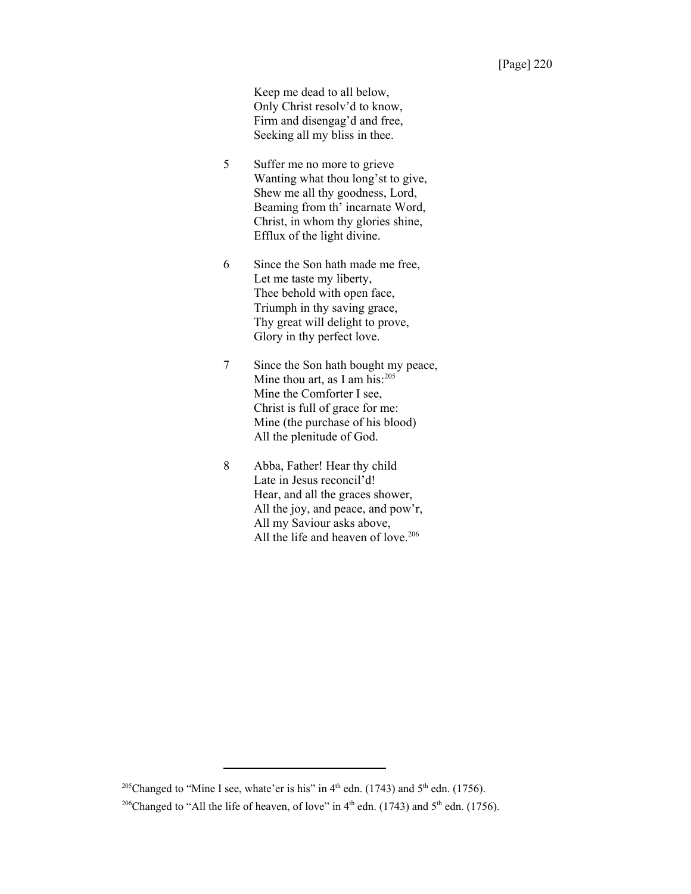Keep me dead to all below,  
Only Christ resolv'd to know,  
Firm and disengag'd and free,  
Seeking all my bliss in thee.

5 Suffer me no more to grieve  
Wanting what thou long'st to give,  
Shew me all thy goodness, Lord,  
Beaming from th' incarnate Word,  
Christ, in whom thy glories shine,  
Efflux of the light divine.

6 Since the Son hath made me free,  
Let me taste my liberty,  
Thee behold with open face,  
Triumph in thy saving grace,  
Thy great will delight to prove,  
Glory in thy perfect love.

7 Since the Son hath bought my peace,  
Mine thou art, as I am his:[205]  
Mine the Comforter I see,  
Christ is full of grace for me:  
Mine (the purchase of his blood)  
All the plenitude of God.

8 Abba, Father! Hear thy child  
Late in Jesus reconcil'd!  
Hear, and all the graces shower,  
All the joy, and peace, and pow'r,  
All my Saviour asks above,  
All the life and heaven of love.[206]

---

[205] Changed to "Mine I see, whate'er is his" in 4th edn. (1743) and 5th edn. (1756).

[206] Changed to "All the life of heaven, of love" in 4th edn. (1743) and 5th edn. (1756).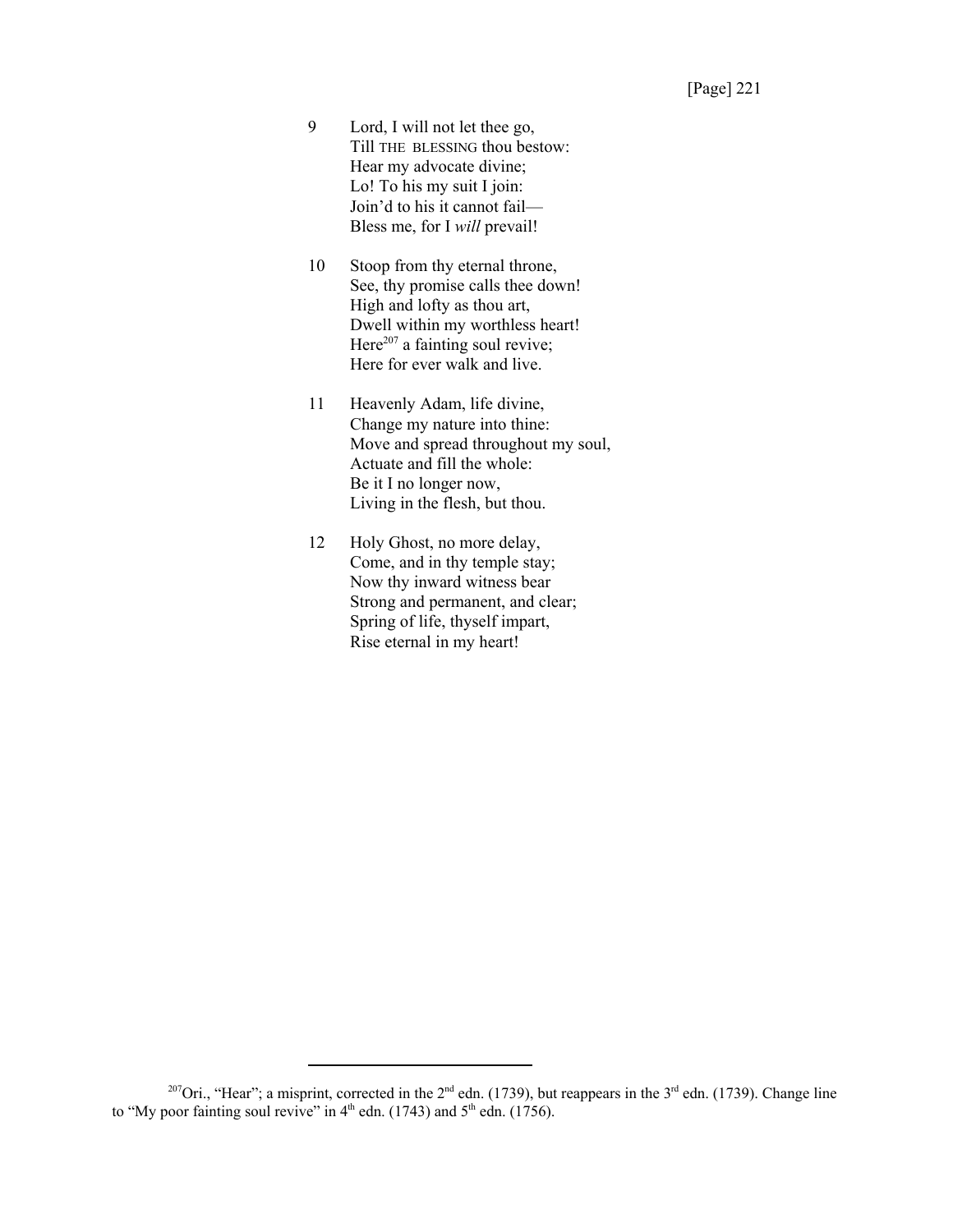9 Lord, I will not let thee go,  
Till THE BLESSING thou bestow:  
Hear my advocate divine;  
Lo! To his my suit I join:  
Join'd to his it cannot fail—  
Bless me, for I *will* prevail!

10 Stoop from thy eternal throne,  
See, thy promise calls thee down!  
High and lofty as thou art,  
Dwell within my worthless heart!  
Here[207] a fainting soul revive;  
Here for ever walk and live.

11 Heavenly Adam, life divine,  
Change my nature into thine:  
Move and spread throughout my soul,  
Actuate and fill the whole:  
Be it I no longer now,  
Living in the flesh, but thou.

12 Holy Ghost, no more delay,  
Come, and in thy temple stay;  
Now thy inward witness bear  
Strong and permanent, and clear;  
Spring of life, thyself impart,  
Rise eternal in my heart!

---

[207] Ori., "Hear"; a misprint, corrected in the 2nd edn. (1739), but reappears in the 3rd edn. (1739). Change line to "My poor fainting soul revive" in 4th edn. (1743) and 5th edn. (1756).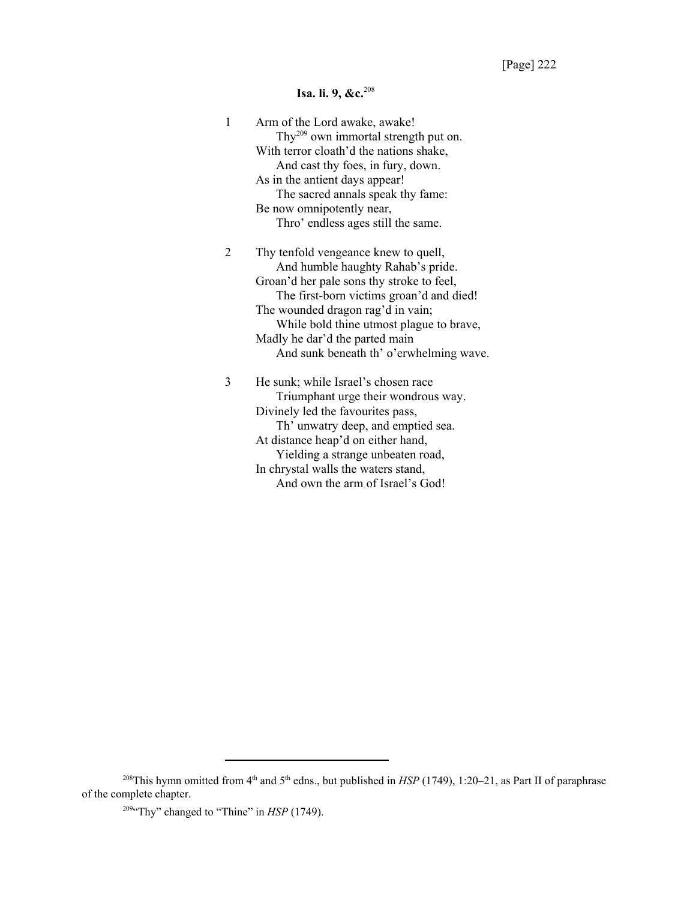**Isa. li. 9, &c.**[208]

1 Arm of the Lord awake, awake!
   Thy[209] own immortal strength put on.
With terror cloath'd the nations shake,
   And cast thy foes, in fury, down.
As in the antient days appear!
   The sacred annals speak thy fame:
Be now omnipotently near,
   Thro' endless ages still the same.

2 Thy tenfold vengeance knew to quell,
   And humble haughty Rahab's pride.
Groan'd her pale sons thy stroke to feel,
   The first-born victims groan'd and died!
The wounded dragon rag'd in vain;
   While bold thine utmost plague to brave,
Madly he dar'd the parted main
   And sunk beneath th' o'erwhelming wave.

3 He sunk; while Israel's chosen race
   Triumphant urge their wondrous way.
Divinely led the favourites pass,
   Th' unwatry deep, and emptied sea.
At distance heap'd on either hand,
   Yielding a strange unbeaten road,
In chrystal walls the waters stand,
   And own the arm of Israel's God!

---

[208] This hymn omitted from 4th and 5th edns., but published in *HSP* (1749), 1:20–21, as Part II of paraphrase of the complete chapter.

[209] "Thy" changed to "Thine" in *HSP* (1749).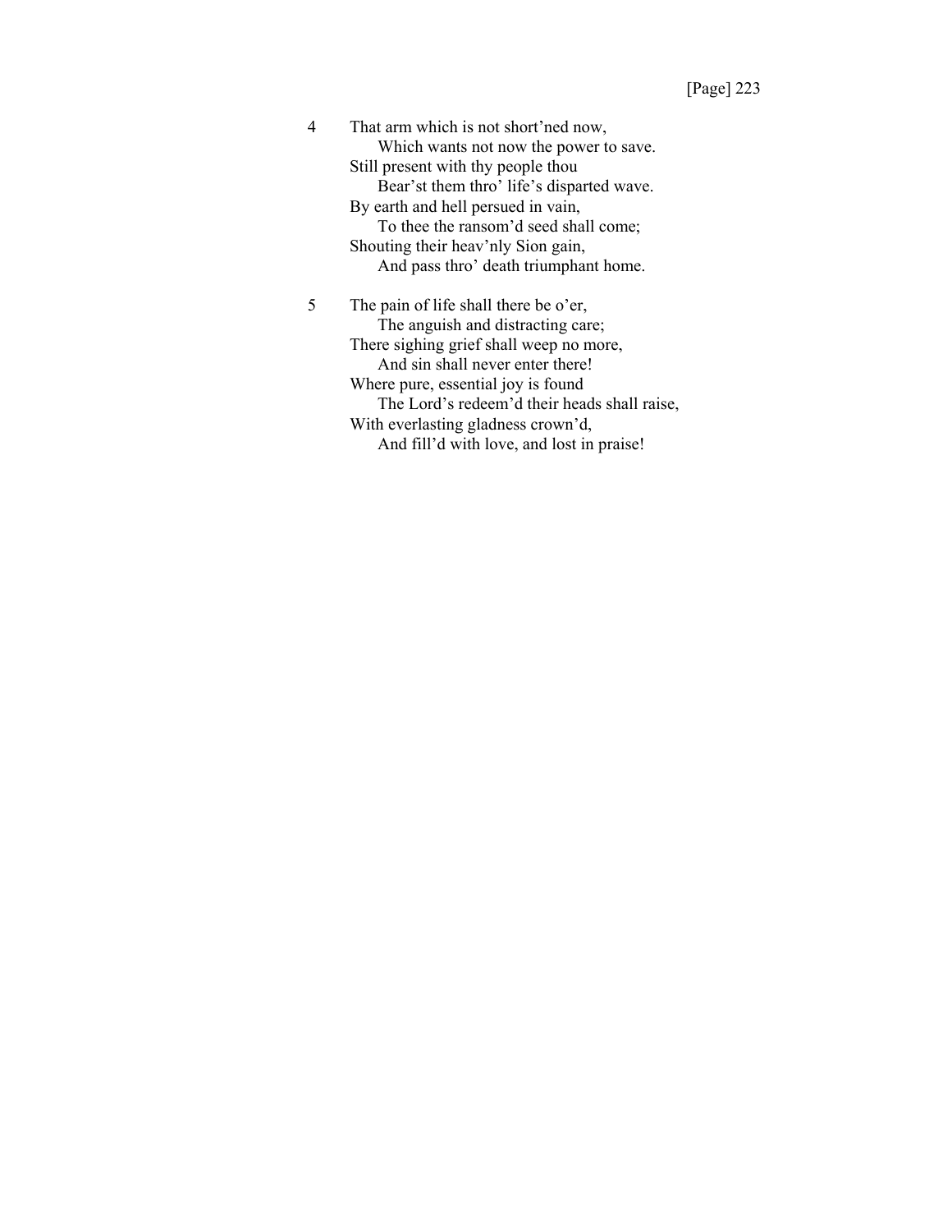4 That arm which is not short'ned now,
    Which wants not now the power to save.
Still present with thy people thou
    Bear'st them thro' life's disparted wave.
By earth and hell persued in vain,
    To thee the ransom'd seed shall come;
Shouting their heav'nly Sion gain,
    And pass thro' death triumphant home.

5 The pain of life shall there be o'er,
    The anguish and distracting care;
There sighing grief shall weep no more,
    And sin shall never enter there!
Where pure, essential joy is found
    The Lord's redeem'd their heads shall raise,
With everlasting gladness crown'd,
    And fill'd with love, and lost in praise!